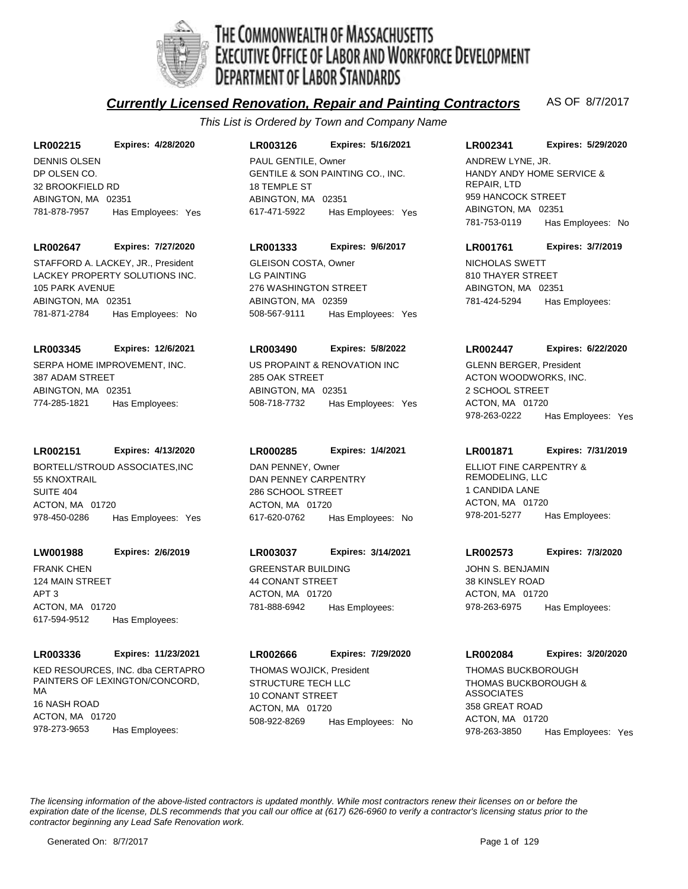# THE COMMONWEALTH OF MASSACHUSETTS
## EXECUTIVE OFFICE OF LABOR AND WORKFORCE DEVELOPMENT
## DEPARTMENT OF LABOR STANDARDS

### *Currently Licensed Renovation, Repair and Painting Contractors*

AS OF 8/7/2017

*This List is Ordered by Town and Company Name*

**LR002215** **Expires: 4/28/2020**
DENNIS OLSEN
DP OLSEN CO.
32 BROOKFIELD RD
ABINGTON, MA 02351
781-878-7957 Has Employees: Yes

**LR003126** **Expires: 5/16/2021**
PAUL GENTILE, Owner
GENTILE & SON PAINTING CO., INC.
18 TEMPLE ST
ABINGTON, MA 02351
617-471-5922 Has Employees: Yes

**LR002341** **Expires: 5/29/2020**
ANDREW LYNE, JR.
HANDY ANDY HOME SERVICE & REPAIR, LTD
959 HANCOCK STREET
ABINGTON, MA 02351
781-753-0119 Has Employees: No

**LR002647** **Expires: 7/27/2020**
STAFFORD A. LACKEY, JR., President
LACKEY PROPERTY SOLUTIONS INC.
105 PARK AVENUE
ABINGTON, MA 02351
781-871-2784 Has Employees: No

**LR001333** **Expires: 9/6/2017**
GLEISON COSTA, Owner
LG PAINTING
276 WASHINGTON STREET
ABINGTON, MA 02359
508-567-9111 Has Employees: Yes

**LR001761** **Expires: 3/7/2019**
NICHOLAS SWETT
810 THAYER STREET
ABINGTON, MA 02351
781-424-5294 Has Employees:

**LR003345** **Expires: 12/6/2021**
SERPA HOME IMPROVEMENT, INC.
387 ADAM STREET
ABINGTON, MA 02351
774-285-1821 Has Employees:

**LR003490** **Expires: 5/8/2022**
US PROPAINT & RENOVATION INC
285 OAK STREET
ABINGTON, MA 02351
508-718-7732 Has Employees: Yes

**LR002447** **Expires: 6/22/2020**
GLENN BERGER, President
ACTON WOODWORKS, INC.
2 SCHOOL STREET
ACTON, MA 01720
978-263-0222 Has Employees: Yes

**LR002151** **Expires: 4/13/2020**
BORTELL/STROUD ASSOCIATES,INC
55 KNOXTRAIL
SUITE 404
ACTON, MA 01720
978-450-0286 Has Employees: Yes

**LR000285** **Expires: 1/4/2021**
DAN PENNEY, Owner
DAN PENNEY CARPENTRY
286 SCHOOL STREET
ACTON, MA 01720
617-620-0762 Has Employees: No

**LR001871** **Expires: 7/31/2019**
ELLIOT FINE CARPENTRY & REMODELING, LLC
1 CANDIDA LANE
ACTON, MA 01720
978-201-5277 Has Employees:

**LW001988** **Expires: 2/6/2019**
FRANK CHEN
124 MAIN STREET
APT 3
ACTON, MA 01720
617-594-9512 Has Employees:

**LR003037** **Expires: 3/14/2021**
GREENSTAR BUILDING
44 CONANT STREET
ACTON, MA 01720
781-888-6942 Has Employees:

**LR002573** **Expires: 7/3/2020**
JOHN S. BENJAMIN
38 KINSLEY ROAD
ACTON, MA 01720
978-263-6975 Has Employees:

**LR003336** **Expires: 11/23/2021**
KED RESOURCES, INC. dba CERTAPRO PAINTERS OF LEXINGTON/CONCORD, MA
16 NASH ROAD
ACTON, MA 01720
978-273-9653 Has Employees:

**LR002666** **Expires: 7/29/2020**
THOMAS WOJICK, President
STRUCTURE TECH LLC
10 CONANT STREET
ACTON, MA 01720
508-922-8269 Has Employees: No

**LR002084** **Expires: 3/20/2020**
THOMAS BUCKBOROUGH
THOMAS BUCKBOROUGH & ASSOCIATES
358 GREAT ROAD
ACTON, MA 01720
978-263-3850 Has Employees: Yes

*The licensing information of the above-listed contractors is updated monthly. While most contractors renew their licenses on or before the expiration date of the license, DLS recommends that you call our office at (617) 626-6960 to verify a contractor's licensing status prior to the contractor beginning any Lead Safe Renovation work.*

Generated On: 8/7/2017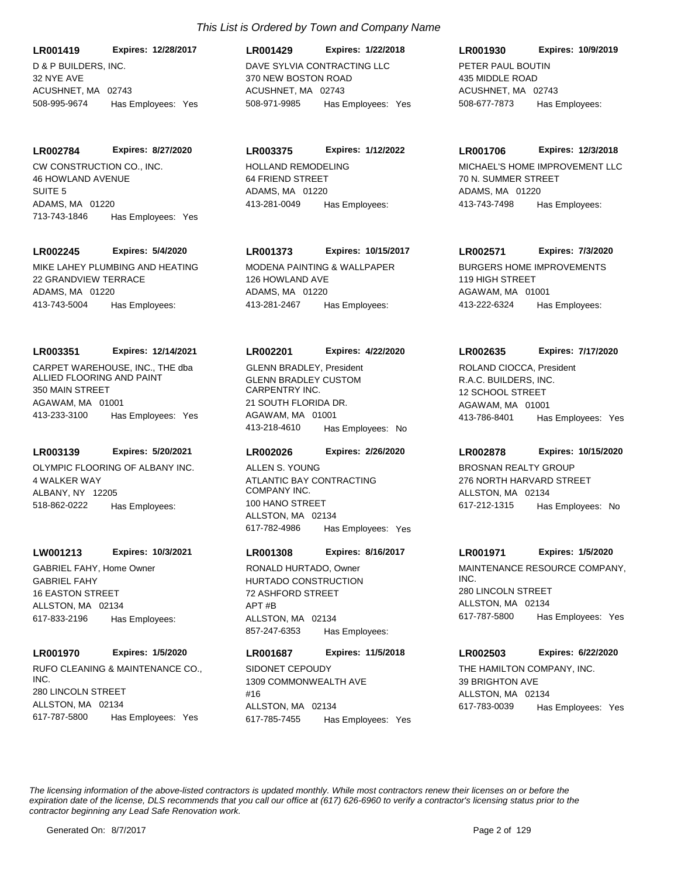*This List is Ordered by Town and Company Name*

**LR001419** **Expires: 12/28/2017**
D & P BUILDERS, INC.
32 NYE AVE
ACUSHNET, MA 02743
508-995-9674 Has Employees: Yes

**LR001429** **Expires: 1/22/2018**
DAVE SYLVIA CONTRACTING LLC
370 NEW BOSTON ROAD
ACUSHNET, MA 02743
508-971-9985 Has Employees: Yes

**LR001930** **Expires: 10/9/2019**
PETER PAUL BOUTIN
435 MIDDLE ROAD
ACUSHNET, MA 02743
508-677-7873 Has Employees:

**LR002784** **Expires: 8/27/2020**
CW CONSTRUCTION CO., INC.
46 HOWLAND AVENUE
SUITE 5
ADAMS, MA 01220
713-743-1846 Has Employees: Yes

**LR003375** **Expires: 1/12/2022**
HOLLAND REMODELING
64 FRIEND STREET
ADAMS, MA 01220
413-281-0049 Has Employees:

**LR001706** **Expires: 12/3/2018**
MICHAEL'S HOME IMPROVEMENT LLC
70 N. SUMMER STREET
ADAMS, MA 01220
413-743-7498 Has Employees:

**LR002245** **Expires: 5/4/2020**
MIKE LAHEY PLUMBING AND HEATING
22 GRANDVIEW TERRACE
ADAMS, MA 01220
413-743-5004 Has Employees:

**LR001373** **Expires: 10/15/2017**
MODENA PAINTING & WALLPAPER
126 HOWLAND AVE
ADAMS, MA 01220
413-281-2467 Has Employees:

**LR002571** **Expires: 7/3/2020**
BURGERS HOME IMPROVEMENTS
119 HIGH STREET
AGAWAM, MA 01001
413-222-6324 Has Employees:

**LR003351** **Expires: 12/14/2021**
CARPET WAREHOUSE, INC., THE dba ALLIED FLOORING AND PAINT
350 MAIN STREET
AGAWAM, MA 01001
413-233-3100 Has Employees: Yes

**LR002201** **Expires: 4/22/2020**
GLENN BRADLEY, President
GLENN BRADLEY CUSTOM CARPENTRY INC.
21 SOUTH FLORIDA DR.
AGAWAM, MA 01001
413-218-4610 Has Employees: No

**LR002635** **Expires: 7/17/2020**
ROLAND CIOCCA, President
R.A.C. BUILDERS, INC.
12 SCHOOL STREET
AGAWAM, MA 01001
413-786-8401 Has Employees: Yes

**LR003139** **Expires: 5/20/2021**
OLYMPIC FLOORING OF ALBANY INC.
4 WALKER WAY
ALBANY, NY 12205
518-862-0222 Has Employees:

**LR002026** **Expires: 2/26/2020**
ALLEN S. YOUNG
ATLANTIC BAY CONTRACTING COMPANY INC.
100 HANO STREET
ALLSTON, MA 02134
617-782-4986 Has Employees: Yes

**LR002878** **Expires: 10/15/2020**
BROSNAN REALTY GROUP
276 NORTH HARVARD STREET
ALLSTON, MA 02134
617-212-1315 Has Employees: No

**LW001213** **Expires: 10/3/2021**
GABRIEL FAHY, Home Owner
GABRIEL FAHY
16 EASTON STREET
ALLSTON, MA 02134
617-833-2196 Has Employees:

**LR001308** **Expires: 8/16/2017**
RONALD HURTADO, Owner
HURTADO CONSTRUCTION
72 ASHFORD STREET
APT #B
ALLSTON, MA 02134
857-247-6353 Has Employees:

**LR001971** **Expires: 1/5/2020**
MAINTENANCE RESOURCE COMPANY, INC.
280 LINCOLN STREET
ALLSTON, MA 02134
617-787-5800 Has Employees: Yes

**LR001970** **Expires: 1/5/2020**
RUFO CLEANING & MAINTENANCE CO., INC.
280 LINCOLN STREET
ALLSTON, MA 02134
617-787-5800 Has Employees: Yes

**LR001687** **Expires: 11/5/2018**
SIDONET CEPOUDY
1309 COMMONWEALTH AVE
#16
ALLSTON, MA 02134
617-785-7455 Has Employees: Yes

**LR002503** **Expires: 6/22/2020**
THE HAMILTON COMPANY, INC.
39 BRIGHTON AVE
ALLSTON, MA 02134
617-783-0039 Has Employees: Yes

*The licensing information of the above-listed contractors is updated monthly. While most contractors renew their licenses on or before the expiration date of the license, DLS recommends that you call our office at (617) 626-6960 to verify a contractor's licensing status prior to the contractor beginning any Lead Safe Renovation work.*

Generated On: 8/7/2017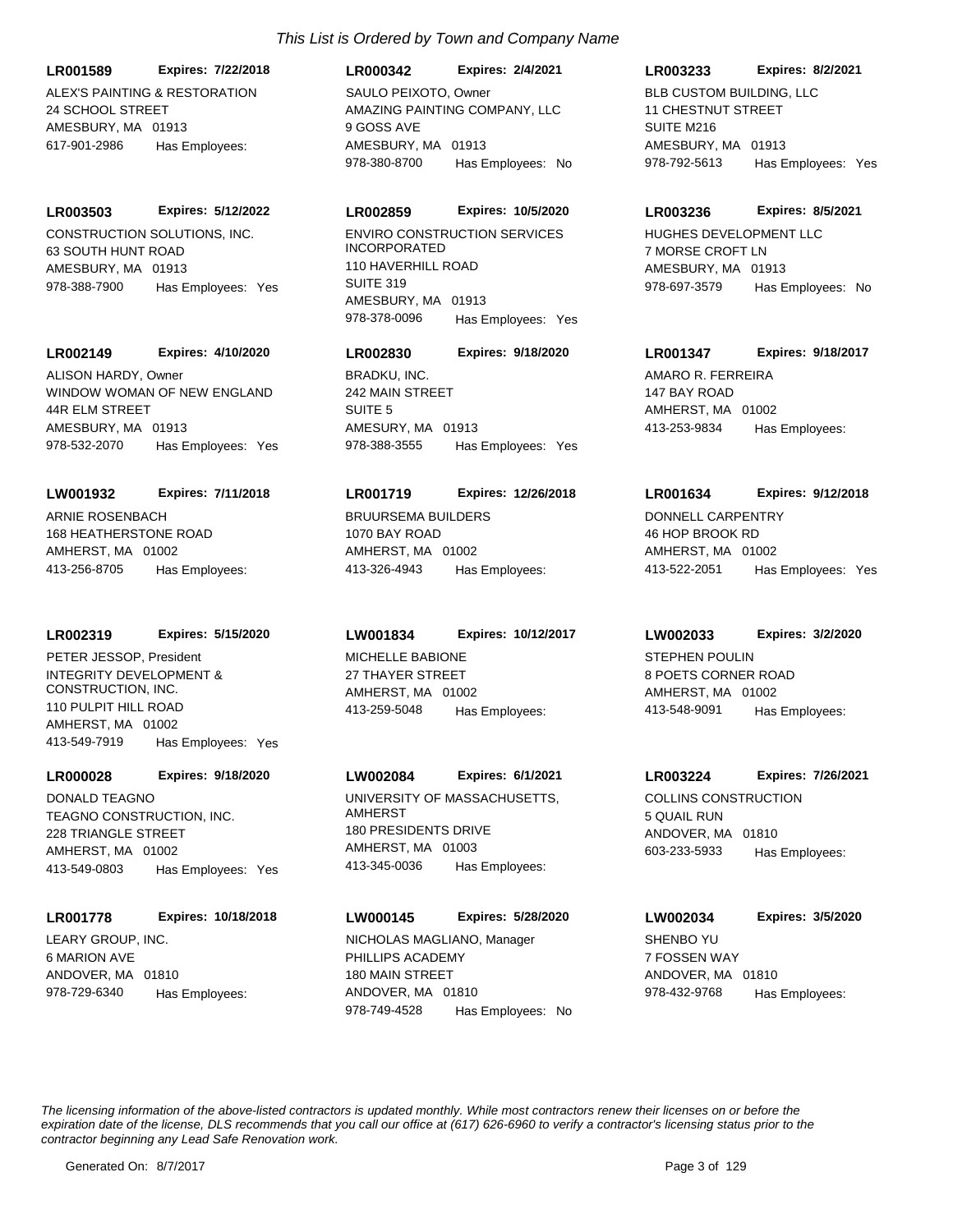*This List is Ordered by Town and Company Name*

**LR001589** **Expires: 7/22/2018**
ALEX'S PAINTING & RESTORATION
24 SCHOOL STREET
AMESBURY, MA 01913
617-901-2986 Has Employees:

**LR000342** **Expires: 2/4/2021**
SAULO PEIXOTO, Owner
AMAZING PAINTING COMPANY, LLC
9 GOSS AVE
AMESBURY, MA 01913
978-380-8700 Has Employees: No

**LR003233** **Expires: 8/2/2021**
BLB CUSTOM BUILDING, LLC
11 CHESTNUT STREET
SUITE M216
AMESBURY, MA 01913
978-792-5613 Has Employees: Yes

**LR003503** **Expires: 5/12/2022**
CONSTRUCTION SOLUTIONS, INC.
63 SOUTH HUNT ROAD
AMESBURY, MA 01913
978-388-7900 Has Employees: Yes

**LR002859** **Expires: 10/5/2020**
ENVIRO CONSTRUCTION SERVICES INCORPORATED
110 HAVERHILL ROAD
SUITE 319
AMESBURY, MA 01913
978-378-0096 Has Employees: Yes

**LR003236** **Expires: 8/5/2021**
HUGHES DEVELOPMENT LLC
7 MORSE CROFT LN
AMESBURY, MA 01913
978-697-3579 Has Employees: No

**LR002149** **Expires: 4/10/2020**
ALISON HARDY, Owner
WINDOW WOMAN OF NEW ENGLAND
44R ELM STREET
AMESBURY, MA 01913
978-532-2070 Has Employees: Yes

**LR002830** **Expires: 9/18/2020**
BRADKU, INC.
242 MAIN STREET
SUITE 5
AMESURY, MA 01913
978-388-3555 Has Employees: Yes

**LR001347** **Expires: 9/18/2017**
AMARO R. FERREIRA
147 BAY ROAD
AMHERST, MA 01002
413-253-9834 Has Employees:

**LW001932** **Expires: 7/11/2018**
ARNIE ROSENBACH
168 HEATHERSTONE ROAD
AMHERST, MA 01002
413-256-8705 Has Employees:

**LR001719** **Expires: 12/26/2018**
BRUURSEMA BUILDERS
1070 BAY ROAD
AMHERST, MA 01002
413-326-4943 Has Employees:

**LR001634** **Expires: 9/12/2018**
DONNELL CARPENTRY
46 HOP BROOK RD
AMHERST, MA 01002
413-522-2051 Has Employees: Yes

**LR002319** **Expires: 5/15/2020**
PETER JESSOP, President
INTEGRITY DEVELOPMENT & CONSTRUCTION, INC.
110 PULPIT HILL ROAD
AMHERST, MA 01002
413-549-7919 Has Employees: Yes

**LW001834** **Expires: 10/12/2017**
MICHELLE BABIONE
27 THAYER STREET
AMHERST, MA 01002
413-259-5048 Has Employees:

**LW002033** **Expires: 3/2/2020**
STEPHEN POULIN
8 POETS CORNER ROAD
AMHERST, MA 01002
413-548-9091 Has Employees:

**LR000028** **Expires: 9/18/2020**
DONALD TEAGNO
TEAGNO CONSTRUCTION, INC.
228 TRIANGLE STREET
AMHERST, MA 01002
413-549-0803 Has Employees: Yes

**LW002084** **Expires: 6/1/2021**
UNIVERSITY OF MASSACHUSETTS, AMHERST
180 PRESIDENTS DRIVE
AMHERST, MA 01003
413-345-0036 Has Employees:

**LR003224** **Expires: 7/26/2021**
COLLINS CONSTRUCTION
5 QUAIL RUN
ANDOVER, MA 01810
603-233-5933 Has Employees:

**LR001778** **Expires: 10/18/2018**
LEARY GROUP, INC.
6 MARION AVE
ANDOVER, MA 01810
978-729-6340 Has Employees:

**LW000145** **Expires: 5/28/2020**
NICHOLAS MAGLIANO, Manager
PHILLIPS ACADEMY
180 MAIN STREET
ANDOVER, MA 01810
978-749-4528 Has Employees: No

**LW002034** **Expires: 3/5/2020**
SHENBO YU
7 FOSSEN WAY
ANDOVER, MA 01810
978-432-9768 Has Employees:

*The licensing information of the above-listed contractors is updated monthly. While most contractors renew their licenses on or before the expiration date of the license, DLS recommends that you call our office at (617) 626-6960 to verify a contractor's licensing status prior to the contractor beginning any Lead Safe Renovation work.*

Generated On: 8/7/2017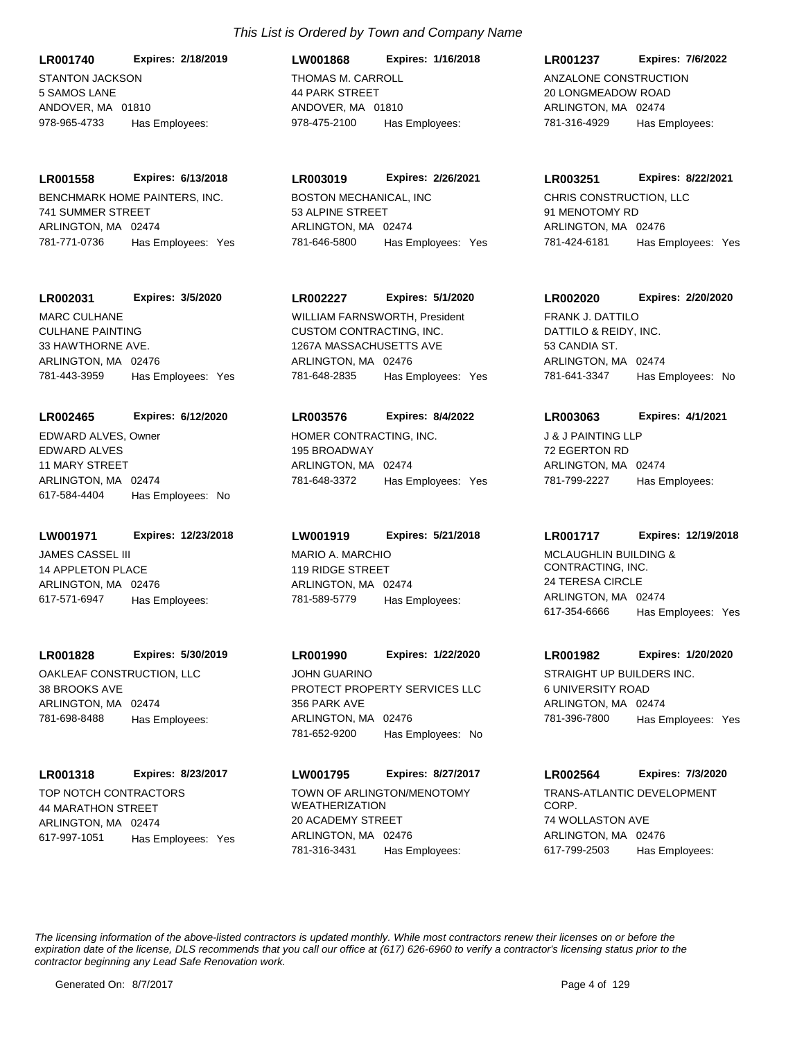*This List is Ordered by Town and Company Name*

**LR001740** **Expires: 2/18/2019**
STANTON JACKSON
5 SAMOS LANE
ANDOVER, MA 01810
978-965-4733 Has Employees:

**LW001868** **Expires: 1/16/2018**
THOMAS M. CARROLL
44 PARK STREET
ANDOVER, MA 01810
978-475-2100 Has Employees:

**LR001237** **Expires: 7/6/2022**
ANZALONE CONSTRUCTION
20 LONGMEADOW ROAD
ARLINGTON, MA 02474
781-316-4929 Has Employees:

**LR001558** **Expires: 6/13/2018**
BENCHMARK HOME PAINTERS, INC.
741 SUMMER STREET
ARLINGTON, MA 02474
781-771-0736 Has Employees: Yes

**LR003019** **Expires: 2/26/2021**
BOSTON MECHANICAL, INC
53 ALPINE STREET
ARLINGTON, MA 02474
781-646-5800 Has Employees: Yes

**LR003251** **Expires: 8/22/2021**
CHRIS CONSTRUCTION, LLC
91 MENOTOMY RD
ARLINGTON, MA 02476
781-424-6181 Has Employees: Yes

**LR002031** **Expires: 3/5/2020**
MARC CULHANE
CULHANE PAINTING
33 HAWTHORNE AVE.
ARLINGTON, MA 02476
781-443-3959 Has Employees: Yes

**LR002227** **Expires: 5/1/2020**
WILLIAM FARNSWORTH, President
CUSTOM CONTRACTING, INC.
1267A MASSACHUSETTS AVE
ARLINGTON, MA 02476
781-648-2835 Has Employees: Yes

**LR002020** **Expires: 2/20/2020**
FRANK J. DATTILO
DATTILO & REIDY, INC.
53 CANDIA ST.
ARLINGTON, MA 02474
781-641-3347 Has Employees: No

**LR002465** **Expires: 6/12/2020**
EDWARD ALVES, Owner
EDWARD ALVES
11 MARY STREET
ARLINGTON, MA 02474
617-584-4404 Has Employees: No

**LR003576** **Expires: 8/4/2022**
HOMER CONTRACTING, INC.
195 BROADWAY
ARLINGTON, MA 02474
781-648-3372 Has Employees: Yes

**LR003063** **Expires: 4/1/2021**
J & J PAINTING LLP
72 EGERTON RD
ARLINGTON, MA 02474
781-799-2227 Has Employees:

**LW001971** **Expires: 12/23/2018**
JAMES CASSEL III
14 APPLETON PLACE
ARLINGTON, MA 02476
617-571-6947 Has Employees:

**LW001919** **Expires: 5/21/2018**
MARIO A. MARCHIO
119 RIDGE STREET
ARLINGTON, MA 02474
781-589-5779 Has Employees:

**LR001717** **Expires: 12/19/2018**
MCLAUGHLIN BUILDING & CONTRACTING, INC.
24 TERESA CIRCLE
ARLINGTON, MA 02474
617-354-6666 Has Employees: Yes

**LR001828** **Expires: 5/30/2019**
OAKLEAF CONSTRUCTION, LLC
38 BROOKS AVE
ARLINGTON, MA 02474
781-698-8488 Has Employees:

**LR001990** **Expires: 1/22/2020**
JOHN GUARINO
PROTECT PROPERTY SERVICES LLC
356 PARK AVE
ARLINGTON, MA 02476
781-652-9200 Has Employees: No

**LR001982** **Expires: 1/20/2020**
STRAIGHT UP BUILDERS INC.
6 UNIVERSITY ROAD
ARLINGTON, MA 02474
781-396-7800 Has Employees: Yes

**LR001318** **Expires: 8/23/2017**
TOP NOTCH CONTRACTORS
44 MARATHON STREET
ARLINGTON, MA 02474
617-997-1051 Has Employees: Yes

**LW001795** **Expires: 8/27/2017**
TOWN OF ARLINGTON/MENOTOMY WEATHERIZATION
20 ACADEMY STREET
ARLINGTON, MA 02476
781-316-3431 Has Employees:

**LR002564** **Expires: 7/3/2020**
TRANS-ATLANTIC DEVELOPMENT CORP.
74 WOLLASTON AVE
ARLINGTON, MA 02476
617-799-2503 Has Employees:

*The licensing information of the above-listed contractors is updated monthly. While most contractors renew their licenses on or before the expiration date of the license, DLS recommends that you call our office at (617) 626-6960 to verify a contractor's licensing status prior to the contractor beginning any Lead Safe Renovation work.*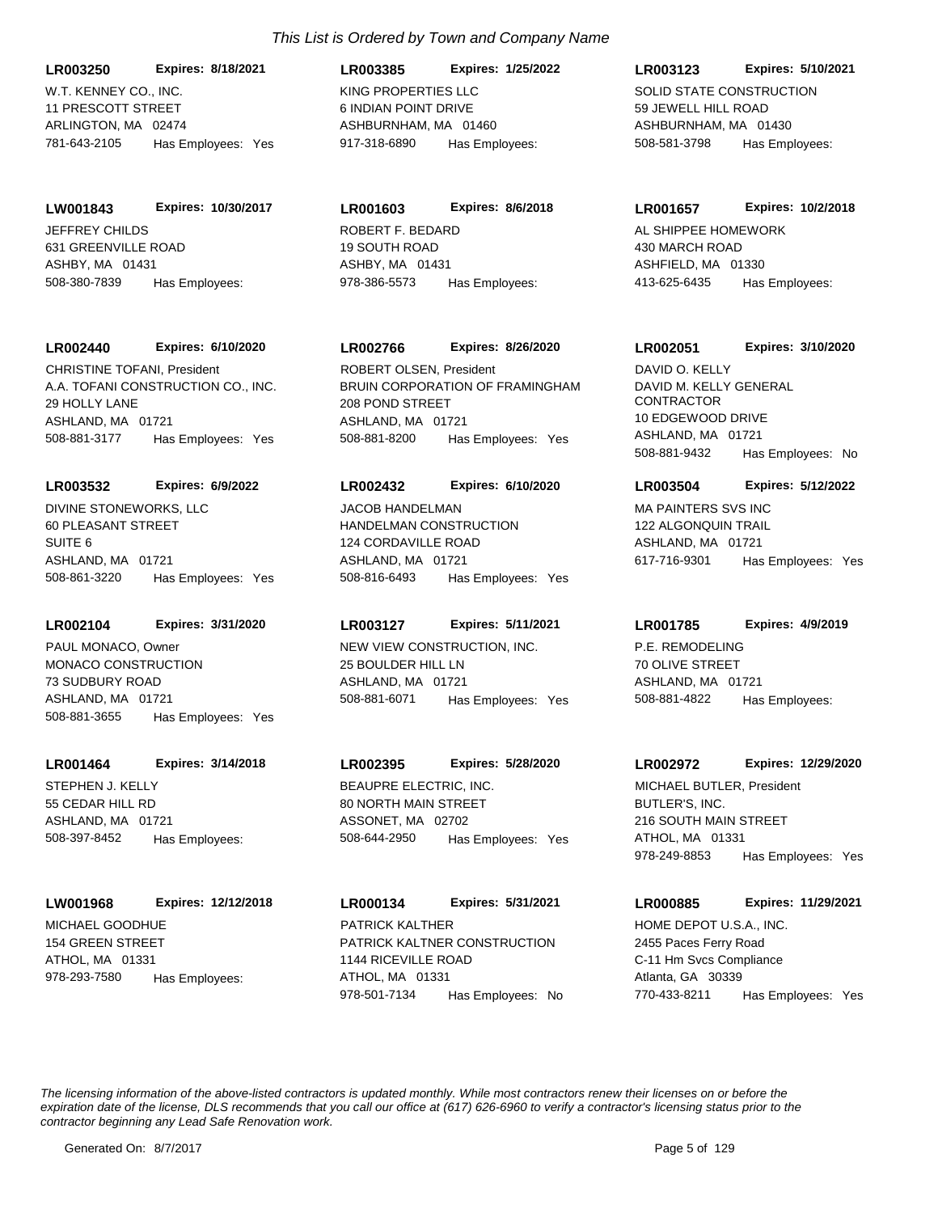*This List is Ordered by Town and Company Name*

**LR003250** **Expires: 8/18/2021**
W.T. KENNEY CO., INC.
11 PRESCOTT STREET
ARLINGTON, MA 02474
781-643-2105 Has Employees: Yes

**LR003385** **Expires: 1/25/2022**
KING PROPERTIES LLC
6 INDIAN POINT DRIVE
ASHBURNHAM, MA 01460
917-318-6890 Has Employees:

**LR003123** **Expires: 5/10/2021**
SOLID STATE CONSTRUCTION
59 JEWELL HILL ROAD
ASHBURNHAM, MA 01430
508-581-3798 Has Employees:

**LW001843** **Expires: 10/30/2017**
JEFFREY CHILDS
631 GREENVILLE ROAD
ASHBY, MA 01431
508-380-7839 Has Employees:

**LR001603** **Expires: 8/6/2018**
ROBERT F. BEDARD
19 SOUTH ROAD
ASHBY, MA 01431
978-386-5573 Has Employees:

**LR001657** **Expires: 10/2/2018**
AL SHIPPEE HOMEWORK
430 MARCH ROAD
ASHFIELD, MA 01330
413-625-6435 Has Employees:

**LR002440** **Expires: 6/10/2020**
CHRISTINE TOFANI, President
A.A. TOFANI CONSTRUCTION CO., INC.
29 HOLLY LANE
ASHLAND, MA 01721
508-881-3177 Has Employees: Yes

**LR002766** **Expires: 8/26/2020**
ROBERT OLSEN, President
BRUIN CORPORATION OF FRAMINGHAM
208 POND STREET
ASHLAND, MA 01721
508-881-8200 Has Employees: Yes

**LR002051** **Expires: 3/10/2020**
DAVID O. KELLY
DAVID M. KELLY GENERAL CONTRACTOR
10 EDGEWOOD DRIVE
ASHLAND, MA 01721
508-881-9432 Has Employees: No

**LR003532** **Expires: 6/9/2022**
DIVINE STONEWORKS, LLC
60 PLEASANT STREET
SUITE 6
ASHLAND, MA 01721
508-861-3220 Has Employees: Yes

**LR002432** **Expires: 6/10/2020**
JACOB HANDELMAN
HANDELMAN CONSTRUCTION
124 CORDAVILLE ROAD
ASHLAND, MA 01721
508-816-6493 Has Employees: Yes

**LR003504** **Expires: 5/12/2022**
MA PAINTERS SVS INC
122 ALGONQUIN TRAIL
ASHLAND, MA 01721
617-716-9301 Has Employees: Yes

**LR002104** **Expires: 3/31/2020**
PAUL MONACO, Owner
MONACO CONSTRUCTION
73 SUDBURY ROAD
ASHLAND, MA 01721
508-881-3655 Has Employees: Yes

**LR003127** **Expires: 5/11/2021**
NEW VIEW CONSTRUCTION, INC.
25 BOULDER HILL LN
ASHLAND, MA 01721
508-881-6071 Has Employees: Yes

**LR001785** **Expires: 4/9/2019**
P.E. REMODELING
70 OLIVE STREET
ASHLAND, MA 01721
508-881-4822 Has Employees:

**LR001464** **Expires: 3/14/2018**
STEPHEN J. KELLY
55 CEDAR HILL RD
ASHLAND, MA 01721
508-397-8452 Has Employees:

**LR002395** **Expires: 5/28/2020**
BEAUPRE ELECTRIC, INC.
80 NORTH MAIN STREET
ASSONET, MA 02702
508-644-2950 Has Employees: Yes

**LR002972** **Expires: 12/29/2020**
MICHAEL BUTLER, President
BUTLER'S, INC.
216 SOUTH MAIN STREET
ATHOL, MA 01331
978-249-8853 Has Employees: Yes

**LW001968** **Expires: 12/12/2018**
MICHAEL GOODHUE
154 GREEN STREET
ATHOL, MA 01331
978-293-7580 Has Employees:

**LR000134** **Expires: 5/31/2021**
PATRICK KALTHER
PATRICK KALTNER CONSTRUCTION
1144 RICEVILLE ROAD
ATHOL, MA 01331
978-501-7134 Has Employees: No

**LR000885** **Expires: 11/29/2021**
HOME DEPOT U.S.A., INC.
2455 Paces Ferry Road
C-11 Hm Svcs Compliance
Atlanta, GA 30339
770-433-8211 Has Employees: Yes

*The licensing information of the above-listed contractors is updated monthly. While most contractors renew their licenses on or before the expiration date of the license, DLS recommends that you call our office at (617) 626-6960 to verify a contractor's licensing status prior to the contractor beginning any Lead Safe Renovation work.*

Generated On: 8/7/2017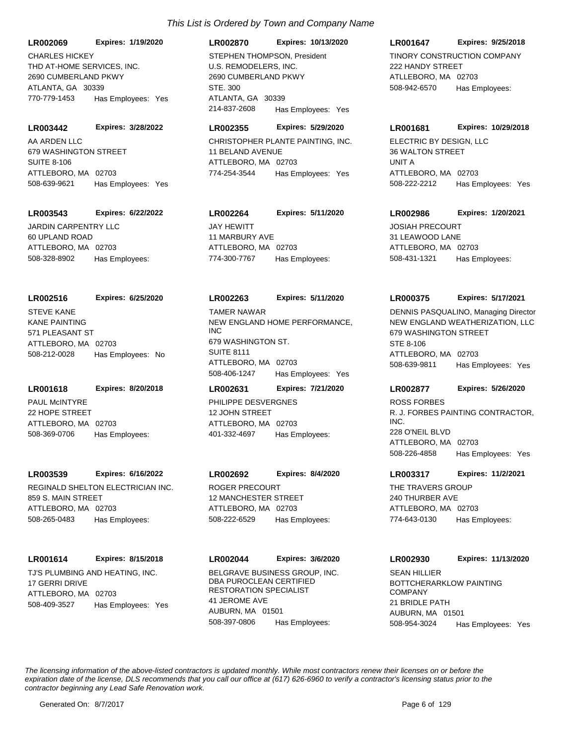*This List is Ordered by Town and Company Name*

**LR002069** **Expires: 1/19/2020**
CHARLES HICKEY
THD AT-HOME SERVICES, INC.
2690 CUMBERLAND PKWY
ATLANTA, GA 30339
770-779-1453 Has Employees: Yes

**LR002870** **Expires: 10/13/2020**
STEPHEN THOMPSON, President
U.S. REMODELERS, INC.
2690 CUMBERLAND PKWY
STE. 300
ATLANTA, GA 30339
214-837-2608 Has Employees: Yes

**LR001647** **Expires: 9/25/2018**
TINORY CONSTRUCTION COMPANY
222 HANDY STREET
ATLLEBORO, MA 02703
508-942-6570 Has Employees:

**LR003442** **Expires: 3/28/2022**
AA ARDEN LLC
679 WASHINGTON STREET
SUITE 8-106
ATTLEBORO, MA 02703
508-639-9621 Has Employees: Yes

**LR002355** **Expires: 5/29/2020**
CHRISTOPHER PLANTE PAINTING, INC.
11 BELAND AVENUE
ATTLEBORO, MA 02703
774-254-3544 Has Employees: Yes

**LR001681** **Expires: 10/29/2018**
ELECTRIC BY DESIGN, LLC
36 WALTON STREET
UNIT A
ATTLEBORO, MA 02703
508-222-2212 Has Employees: Yes

**LR003543** **Expires: 6/22/2022**
JARDIN CARPENTRY LLC
60 UPLAND ROAD
ATTLEBORO, MA 02703
508-328-8902 Has Employees:

**LR002264** **Expires: 5/11/2020**
JAY HEWITT
11 MARBURY AVE
ATTLEBORO, MA 02703
774-300-7767 Has Employees:

**LR002986** **Expires: 1/20/2021**
JOSIAH PRECOURT
31 LEAWOOD LANE
ATTLEBORO, MA 02703
508-431-1321 Has Employees:

**LR002516** **Expires: 6/25/2020**
STEVE KANE
KANE PAINTING
571 PLEASANT ST
ATTLEBORO, MA 02703
508-212-0028 Has Employees: No

**LR002263** **Expires: 5/11/2020**
TAMER NAWAR
NEW ENGLAND HOME PERFORMANCE, INC
679 WASHINGTON ST.
SUITE 8111
ATTLEBORO, MA 02703
508-406-1247 Has Employees: Yes

**LR000375** **Expires: 5/17/2021**
DENNIS PASQUALINO, Managing Director
NEW ENGLAND WEATHERIZATION, LLC
679 WASHINGTON STREET
STE 8-106
ATTLEBORO, MA 02703
508-639-9811 Has Employees: Yes

**LR001618** **Expires: 8/20/2018**
PAUL McINTYRE
22 HOPE STREET
ATTLEBORO, MA 02703
508-369-0706 Has Employees:

**LR002631** **Expires: 7/21/2020**
PHILIPPE DESVERGNES
12 JOHN STREET
ATTLEBORO, MA 02703
401-332-4697 Has Employees:

**LR002877** **Expires: 5/26/2020**
ROSS FORBES
R. J. FORBES PAINTING CONTRACTOR, INC.
228 O'NEIL BLVD
ATTLEBORO, MA 02703
508-226-4858 Has Employees: Yes

**LR003539** **Expires: 6/16/2022**
REGINALD SHELTON ELECTRICIAN INC.
859 S. MAIN STREET
ATTLEBORO, MA 02703
508-265-0483 Has Employees:

**LR002692** **Expires: 8/4/2020**
ROGER PRECOURT
12 MANCHESTER STREET
ATTLEBORO, MA 02703
508-222-6529 Has Employees:

**LR003317** **Expires: 11/2/2021**
THE TRAVERS GROUP
240 THURBER AVE
ATTLEBORO, MA 02703
774-643-0130 Has Employees:

**LR001614** **Expires: 8/15/2018**
TJ'S PLUMBING AND HEATING, INC.
17 GERRI DRIVE
ATTLEBORO, MA 02703
508-409-3527 Has Employees: Yes

**LR002044** **Expires: 3/6/2020**
BELGRAVE BUSINESS GROUP, INC.
DBA PUROCLEAN CERTIFIED RESTORATION SPECIALIST
41 JEROME AVE
AUBURN, MA 01501
508-397-0806 Has Employees:

**LR002930** **Expires: 11/13/2020**
SEAN HILLIER
BOTTCHERARKLOW PAINTING COMPANY
21 BRIDLE PATH
AUBURN, MA 01501
508-954-3024 Has Employees: Yes

*The licensing information of the above-listed contractors is updated monthly. While most contractors renew their licenses on or before the expiration date of the license, DLS recommends that you call our office at (617) 626-6960 to verify a contractor's licensing status prior to the contractor beginning any Lead Safe Renovation work.*

Generated On: 8/7/2017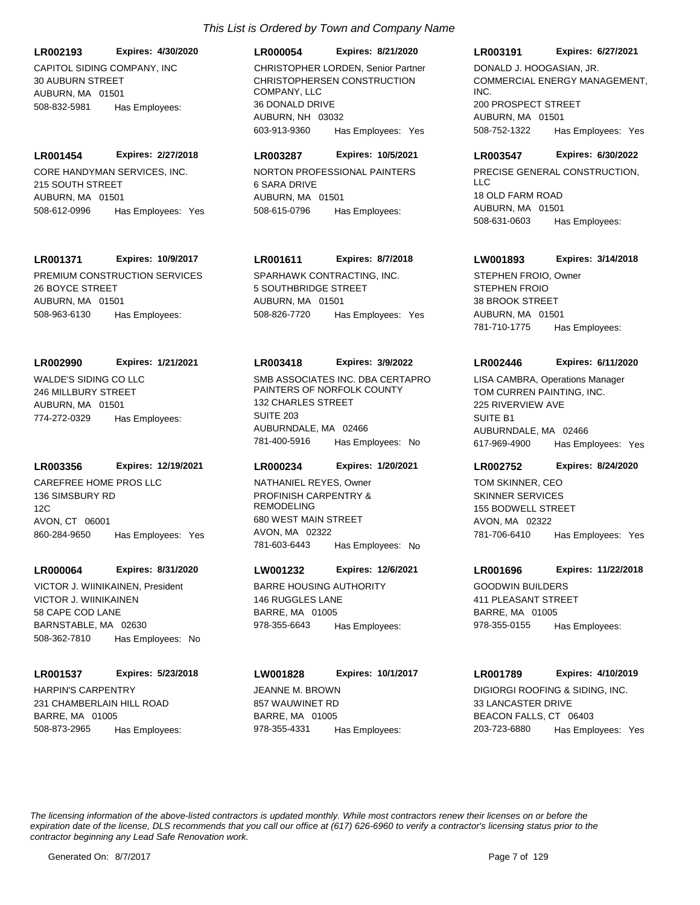*This List is Ordered by Town and Company Name*

**LR002193** **Expires: 4/30/2020**
CAPITOL SIDING COMPANY, INC
30 AUBURN STREET
AUBURN, MA 01501
508-832-5981 Has Employees:

**LR000054** **Expires: 8/21/2020**
CHRISTOPHER LORDEN, Senior Partner
CHRISTOPHERSEN CONSTRUCTION COMPANY, LLC
36 DONALD DRIVE
AUBURN, NH 03032
603-913-9360 Has Employees: Yes

**LR003191** **Expires: 6/27/2021**
DONALD J. HOOGASIAN, JR.
COMMERCIAL ENERGY MANAGEMENT, INC.
200 PROSPECT STREET
AUBURN, MA 01501
508-752-1322 Has Employees: Yes

**LR001454** **Expires: 2/27/2018**
CORE HANDYMAN SERVICES, INC.
215 SOUTH STREET
AUBURN, MA 01501
508-612-0996 Has Employees: Yes

**LR003287** **Expires: 10/5/2021**
NORTON PROFESSIONAL PAINTERS
6 SARA DRIVE
AUBURN, MA 01501
508-615-0796 Has Employees:

**LR003547** **Expires: 6/30/2022**
PRECISE GENERAL CONSTRUCTION, LLC
18 OLD FARM ROAD
AUBURN, MA 01501
508-631-0603 Has Employees:

**LR001371** **Expires: 10/9/2017**
PREMIUM CONSTRUCTION SERVICES
26 BOYCE STREET
AUBURN, MA 01501
508-963-6130 Has Employees:

**LR001611** **Expires: 8/7/2018**
SPARHAWK CONTRACTING, INC.
5 SOUTHBRIDGE STREET
AUBURN, MA 01501
508-826-7720 Has Employees: Yes

**LW001893** **Expires: 3/14/2018**
STEPHEN FROIO, Owner
STEPHEN FROIO
38 BROOK STREET
AUBURN, MA 01501
781-710-1775 Has Employees:

**LR002990** **Expires: 1/21/2021**
WALDE'S SIDING CO LLC
246 MILLBURY STREET
AUBURN, MA 01501
774-272-0329 Has Employees:

**LR003418** **Expires: 3/9/2022**
SMB ASSOCIATES INC. DBA CERTAPRO PAINTERS OF NORFOLK COUNTY
132 CHARLES STREET
SUITE 203
AUBURNDALE, MA 02466
781-400-5916 Has Employees: No

**LR002446** **Expires: 6/11/2020**
LISA CAMBRA, Operations Manager
TOM CURREN PAINTING, INC.
225 RIVERVIEW AVE
SUITE B1
AUBURNDALE, MA 02466
617-969-4900 Has Employees: Yes

**LR003356** **Expires: 12/19/2021**
CAREFREE HOME PROS LLC
136 SIMSBURY RD
12C
AVON, CT 06001
860-284-9650 Has Employees: Yes

**LR000234** **Expires: 1/20/2021**
NATHANIEL REYES, Owner
PROFINISH CARPENTRY & REMODELING
680 WEST MAIN STREET
AVON, MA 02322
781-603-6443 Has Employees: No

**LR002752** **Expires: 8/24/2020**
TOM SKINNER, CEO
SKINNER SERVICES
155 BODWELL STREET
AVON, MA 02322
781-706-6410 Has Employees: Yes

**LR000064** **Expires: 8/31/2020**
VICTOR J. WIINIKAINEN, President
VICTOR J. WIINIKAINEN
58 CAPE COD LANE
BARNSTABLE, MA 02630
508-362-7810 Has Employees: No

**LW001232** **Expires: 12/6/2021**
BARRE HOUSING AUTHORITY
146 RUGGLES LANE
BARRE, MA 01005
978-355-6643 Has Employees:

**LR001696** **Expires: 11/22/2018**
GOODWIN BUILDERS
411 PLEASANT STREET
BARRE, MA 01005
978-355-0155 Has Employees:

**LR001537** **Expires: 5/23/2018**
HARPIN'S CARPENTRY
231 CHAMBERLAIN HILL ROAD
BARRE, MA 01005
508-873-2965 Has Employees:

**LW001828** **Expires: 10/1/2017**
JEANNE M. BROWN
857 WAUWINET RD
BARRE, MA 01005
978-355-4331 Has Employees:

**LR001789** **Expires: 4/10/2019**
DIGIORGI ROOFING & SIDING, INC.
33 LANCASTER DRIVE
BEACON FALLS, CT 06403
203-723-6880 Has Employees: Yes

*The licensing information of the above-listed contractors is updated monthly. While most contractors renew their licenses on or before the expiration date of the license, DLS recommends that you call our office at (617) 626-6960 to verify a contractor's licensing status prior to the contractor beginning any Lead Safe Renovation work.*

Generated On: 8/7/2017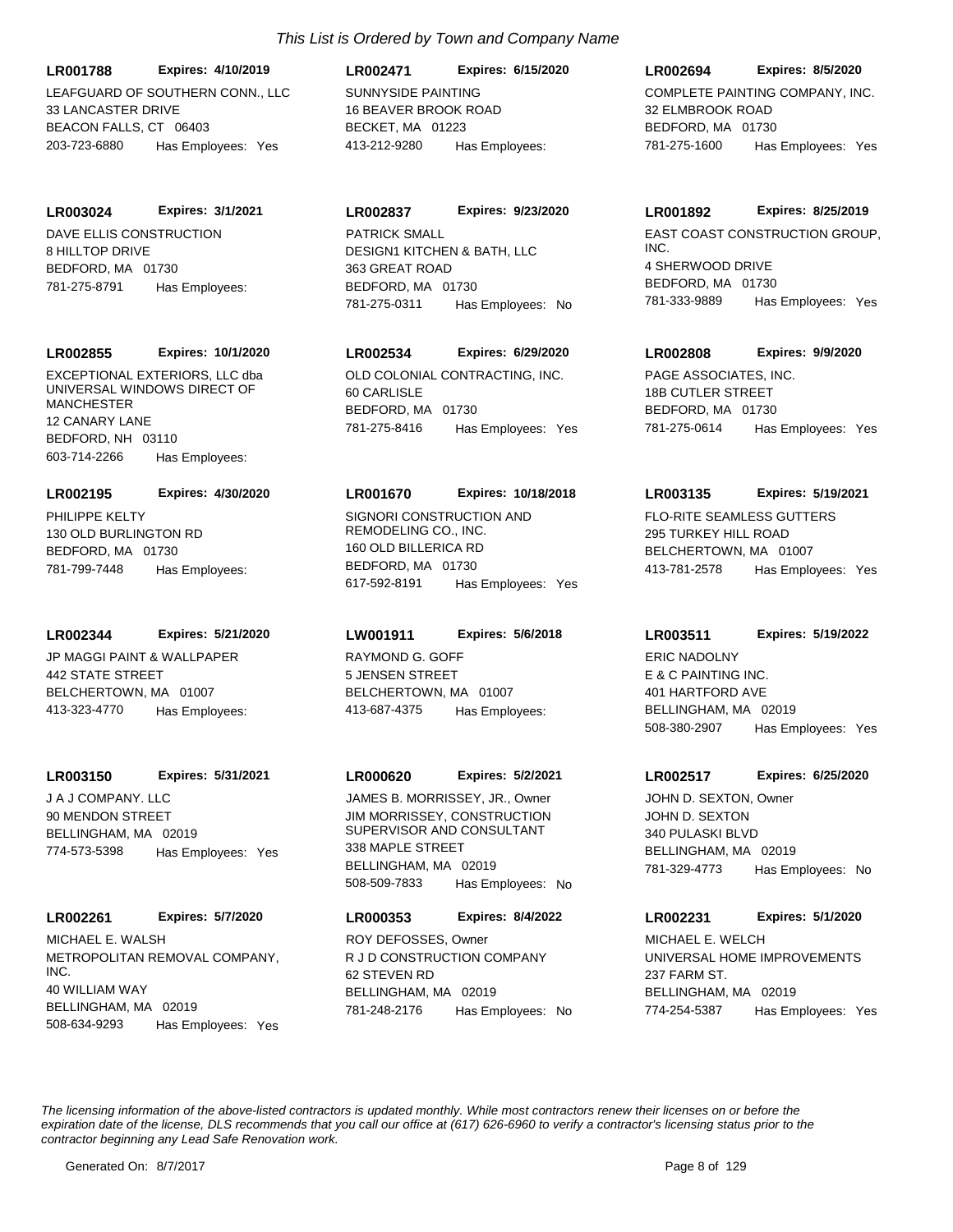*This List is Ordered by Town and Company Name*

**LR001788** **Expires: 4/10/2019**
LEAFGUARD OF SOUTHERN CONN., LLC
33 LANCASTER DRIVE
BEACON FALLS, CT 06403
203-723-6880 Has Employees: Yes

**LR002471** **Expires: 6/15/2020**
SUNNYSIDE PAINTING
16 BEAVER BROOK ROAD
BECKET, MA 01223
413-212-9280 Has Employees:

**LR002694** **Expires: 8/5/2020**
COMPLETE PAINTING COMPANY, INC.
32 ELMBROOK ROAD
BEDFORD, MA 01730
781-275-1600 Has Employees: Yes

**LR003024** **Expires: 3/1/2021**
DAVE ELLIS CONSTRUCTION
8 HILLTOP DRIVE
BEDFORD, MA 01730
781-275-8791 Has Employees:

**LR002837** **Expires: 9/23/2020**
PATRICK SMALL
DESIGN1 KITCHEN & BATH, LLC
363 GREAT ROAD
BEDFORD, MA 01730
781-275-0311 Has Employees: No

**LR001892** **Expires: 8/25/2019**
EAST COAST CONSTRUCTION GROUP, INC.
4 SHERWOOD DRIVE
BEDFORD, MA 01730
781-333-9889 Has Employees: Yes

**LR002855** **Expires: 10/1/2020**
EXCEPTIONAL EXTERIORS, LLC dba UNIVERSAL WINDOWS DIRECT OF MANCHESTER
12 CANARY LANE
BEDFORD, NH 03110
603-714-2266 Has Employees:

**LR002534** **Expires: 6/29/2020**
OLD COLONIAL CONTRACTING, INC.
60 CARLISLE
BEDFORD, MA 01730
781-275-8416 Has Employees: Yes

**LR002808** **Expires: 9/9/2020**
PAGE ASSOCIATES, INC.
18B CUTLER STREET
BEDFORD, MA 01730
781-275-0614 Has Employees: Yes

**LR002195** **Expires: 4/30/2020**
PHILIPPE KELTY
130 OLD BURLINGTON RD
BEDFORD, MA 01730
781-799-7448 Has Employees:

**LR001670** **Expires: 10/18/2018**
SIGNORI CONSTRUCTION AND REMODELING CO., INC.
160 OLD BILLERICA RD
BEDFORD, MA 01730
617-592-8191 Has Employees: Yes

**LR003135** **Expires: 5/19/2021**
FLO-RITE SEAMLESS GUTTERS
295 TURKEY HILL ROAD
BELCHERTOWN, MA 01007
413-781-2578 Has Employees: Yes

**LR002344** **Expires: 5/21/2020**
JP MAGGI PAINT & WALLPAPER
442 STATE STREET
BELCHERTOWN, MA 01007
413-323-4770 Has Employees:

**LW001911** **Expires: 5/6/2018**
RAYMOND G. GOFF
5 JENSEN STREET
BELCHERTOWN, MA 01007
413-687-4375 Has Employees:

**LR003511** **Expires: 5/19/2022**
ERIC NADOLNY
E & C PAINTING INC.
401 HARTFORD AVE
BELLINGHAM, MA 02019
508-380-2907 Has Employees: Yes

**LR003150** **Expires: 5/31/2021**
J A J COMPANY. LLC
90 MENDON STREET
BELLINGHAM, MA 02019
774-573-5398 Has Employees: Yes

**LR000620** **Expires: 5/2/2021**
JAMES B. MORRISSEY, JR., Owner
JIM MORRISSEY, CONSTRUCTION SUPERVISOR AND CONSULTANT
338 MAPLE STREET
BELLINGHAM, MA 02019
508-509-7833 Has Employees: No

**LR002517** **Expires: 6/25/2020**
JOHN D. SEXTON, Owner
JOHN D. SEXTON
340 PULASKI BLVD
BELLINGHAM, MA 02019
781-329-4773 Has Employees: No

**LR002261** **Expires: 5/7/2020**
MICHAEL E. WALSH
METROPOLITAN REMOVAL COMPANY, INC.
40 WILLIAM WAY
BELLINGHAM, MA 02019
508-634-9293 Has Employees: Yes

**LR000353** **Expires: 8/4/2022**
ROY DEFOSSES, Owner
R J D CONSTRUCTION COMPANY
62 STEVEN RD
BELLINGHAM, MA 02019
781-248-2176 Has Employees: No

**LR002231** **Expires: 5/1/2020**
MICHAEL E. WELCH
UNIVERSAL HOME IMPROVEMENTS
237 FARM ST.
BELLINGHAM, MA 02019
774-254-5387 Has Employees: Yes

*The licensing information of the above-listed contractors is updated monthly. While most contractors renew their licenses on or before the expiration date of the license, DLS recommends that you call our office at (617) 626-6960 to verify a contractor's licensing status prior to the contractor beginning any Lead Safe Renovation work.*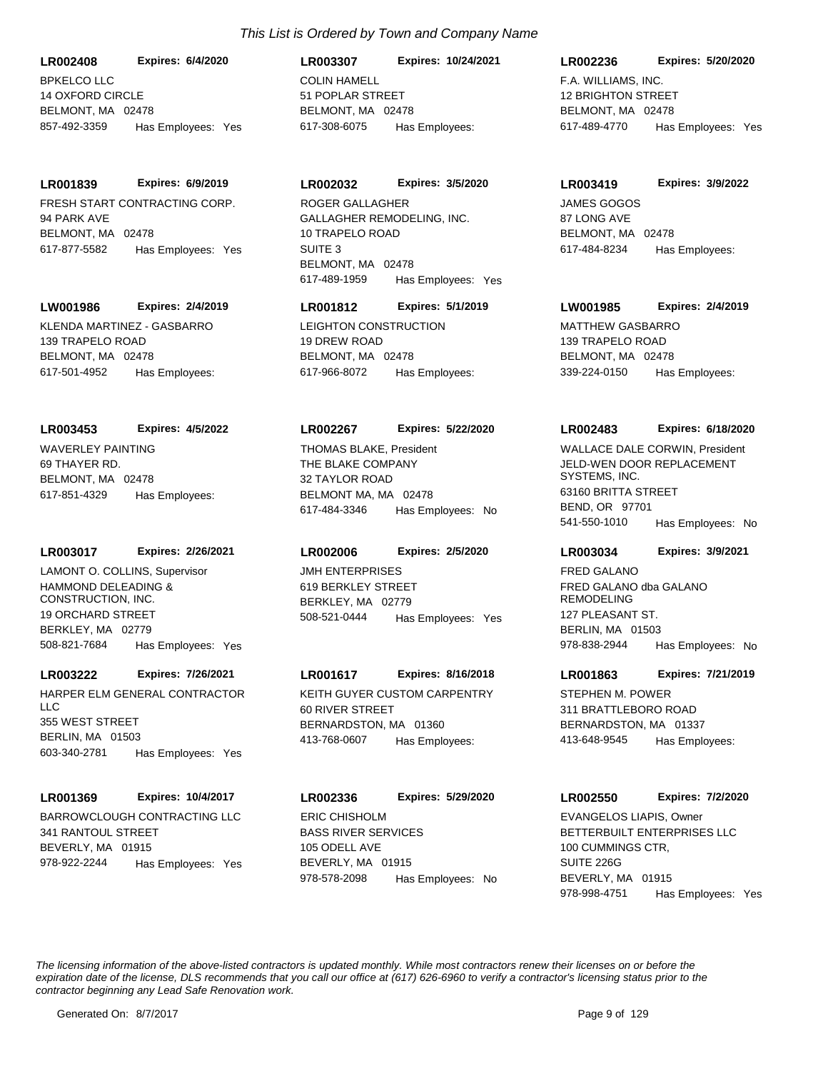*This List is Ordered by Town and Company Name*

**LR002408** **Expires: 6/4/2020**
BPKELCO LLC
14 OXFORD CIRCLE
BELMONT, MA 02478
857-492-3359 Has Employees: Yes

**LR003307** **Expires: 10/24/2021**
COLIN HAMELL
51 POPLAR STREET
BELMONT, MA 02478
617-308-6075 Has Employees:

**LR002236** **Expires: 5/20/2020**
F.A. WILLIAMS, INC.
12 BRIGHTON STREET
BELMONT, MA 02478
617-489-4770 Has Employees: Yes

**LR001839** **Expires: 6/9/2019**
FRESH START CONTRACTING CORP.
94 PARK AVE
BELMONT, MA 02478
617-877-5582 Has Employees: Yes

**LR002032** **Expires: 3/5/2020**
ROGER GALLAGHER
GALLAGHER REMODELING, INC.
10 TRAPELO ROAD
SUITE 3
BELMONT, MA 02478
617-489-1959 Has Employees: Yes

**LR003419** **Expires: 3/9/2022**
JAMES GOGOS
87 LONG AVE
BELMONT, MA 02478
617-484-8234 Has Employees:

**LW001986** **Expires: 2/4/2019**
KLENDA MARTINEZ - GASBARRO
139 TRAPELO ROAD
BELMONT, MA 02478
617-501-4952 Has Employees:

**LR001812** **Expires: 5/1/2019**
LEIGHTON CONSTRUCTION
19 DREW ROAD
BELMONT, MA 02478
617-966-8072 Has Employees:

**LW001985** **Expires: 2/4/2019**
MATTHEW GASBARRO
139 TRAPELO ROAD
BELMONT, MA 02478
339-224-0150 Has Employees:

**LR003453** **Expires: 4/5/2022**
WAVERLEY PAINTING
69 THAYER RD.
BELMONT, MA 02478
617-851-4329 Has Employees:

**LR002267** **Expires: 5/22/2020**
THOMAS BLAKE, President
THE BLAKE COMPANY
32 TAYLOR ROAD
BELMONT MA, MA 02478
617-484-3346 Has Employees: No

**LR002483** **Expires: 6/18/2020**
WALLACE DALE CORWIN, President
JELD-WEN DOOR REPLACEMENT SYSTEMS, INC.
63160 BRITTA STREET
BEND, OR 97701
541-550-1010 Has Employees: No

**LR003017** **Expires: 2/26/2021**
LAMONT O. COLLINS, Supervisor
HAMMOND DELEADING & CONSTRUCTION, INC.
19 ORCHARD STREET
BERKLEY, MA 02779
508-821-7684 Has Employees: Yes

**LR002006** **Expires: 2/5/2020**
JMH ENTERPRISES
619 BERKLEY STREET
BERKLEY, MA 02779
508-521-0444 Has Employees: Yes

**LR003034** **Expires: 3/9/2021**
FRED GALANO
FRED GALANO dba GALANO REMODELING
127 PLEASANT ST.
BERLIN, MA 01503
978-838-2944 Has Employees: No

**LR003222** **Expires: 7/26/2021**
HARPER ELM GENERAL CONTRACTOR LLC
355 WEST STREET
BERLIN, MA 01503
603-340-2781 Has Employees: Yes

**LR001617** **Expires: 8/16/2018**
KEITH GUYER CUSTOM CARPENTRY
60 RIVER STREET
BERNARDSTON, MA 01360
413-768-0607 Has Employees:

**LR001863** **Expires: 7/21/2019**
STEPHEN M. POWER
311 BRATTLEBORO ROAD
BERNARDSTON, MA 01337
413-648-9545 Has Employees:

**LR001369** **Expires: 10/4/2017**
BARROWCLOUGH CONTRACTING LLC
341 RANTOUL STREET
BEVERLY, MA 01915
978-922-2244 Has Employees: Yes

**LR002336** **Expires: 5/29/2020**
ERIC CHISHOLM
BASS RIVER SERVICES
105 ODELL AVE
BEVERLY, MA 01915
978-578-2098 Has Employees: No

**LR002550** **Expires: 7/2/2020**
EVANGELOS LIAPIS, Owner
BETTERBUILT ENTERPRISES LLC
100 CUMMINGS CTR,
SUITE 226G
BEVERLY, MA 01915
978-998-4751 Has Employees: Yes

*The licensing information of the above-listed contractors is updated monthly. While most contractors renew their licenses on or before the expiration date of the license, DLS recommends that you call our office at (617) 626-6960 to verify a contractor's licensing status prior to the contractor beginning any Lead Safe Renovation work.*

Generated On: 8/7/2017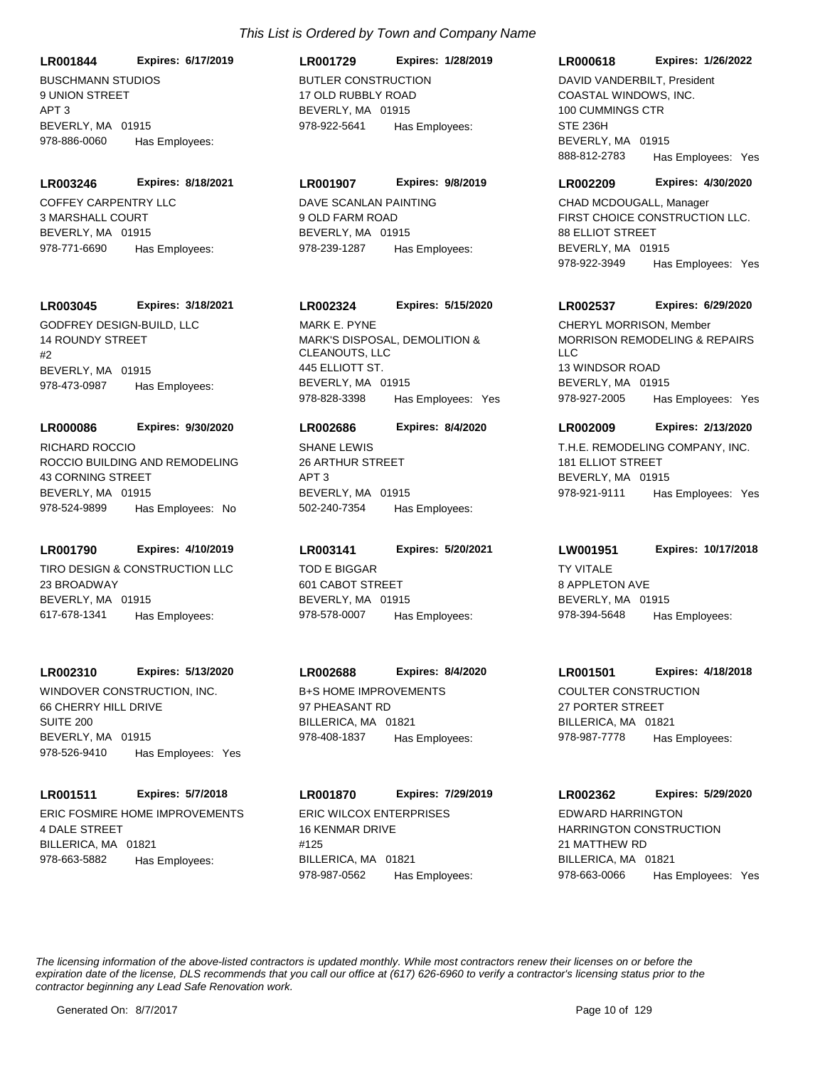*This List is Ordered by Town and Company Name*

**LR001844** **Expires: 6/17/2019**
BUSCHMANN STUDIOS
9 UNION STREET
APT 3
BEVERLY, MA 01915
978-886-0060 Has Employees:

**LR001729** **Expires: 1/28/2019**
BUTLER CONSTRUCTION
17 OLD RUBBLY ROAD
BEVERLY, MA 01915
978-922-5641 Has Employees:

**LR000618** **Expires: 1/26/2022**
DAVID VANDERBILT, President
COASTAL WINDOWS, INC.
100 CUMMINGS CTR
STE 236H
BEVERLY, MA 01915
888-812-2783 Has Employees: Yes

**LR003246** **Expires: 8/18/2021**
COFFEY CARPENTRY LLC
3 MARSHALL COURT
BEVERLY, MA 01915
978-771-6690 Has Employees:

**LR001907** **Expires: 9/8/2019**
DAVE SCANLAN PAINTING
9 OLD FARM ROAD
BEVERLY, MA 01915
978-239-1287 Has Employees:

**LR002209** **Expires: 4/30/2020**
CHAD MCDOUGALL, Manager
FIRST CHOICE CONSTRUCTION LLC.
88 ELLIOT STREET
BEVERLY, MA 01915
978-922-3949 Has Employees: Yes

**LR003045** **Expires: 3/18/2021**
GODFREY DESIGN-BUILD, LLC
14 ROUNDY STREET
#2
BEVERLY, MA 01915
978-473-0987 Has Employees:

**LR002324** **Expires: 5/15/2020**
MARK E. PYNE
MARK'S DISPOSAL, DEMOLITION & CLEANOUTS, LLC
445 ELLIOTT ST.
BEVERLY, MA 01915
978-828-3398 Has Employees: Yes

**LR002537** **Expires: 6/29/2020**
CHERYL MORRISON, Member
MORRISON REMODELING & REPAIRS LLC
13 WINDSOR ROAD
BEVERLY, MA 01915
978-927-2005 Has Employees: Yes

**LR000086** **Expires: 9/30/2020**
RICHARD ROCCIO
ROCCIO BUILDING AND REMODELING
43 CORNING STREET
BEVERLY, MA 01915
978-524-9899 Has Employees: No

**LR002686** **Expires: 8/4/2020**
SHANE LEWIS
26 ARTHUR STREET
APT 3
BEVERLY, MA 01915
502-240-7354 Has Employees:

**LR002009** **Expires: 2/13/2020**
T.H.E. REMODELING COMPANY, INC.
181 ELLIOT STREET
BEVERLY, MA 01915
978-921-9111 Has Employees: Yes

**LR001790** **Expires: 4/10/2019**
TIRO DESIGN & CONSTRUCTION LLC
23 BROADWAY
BEVERLY, MA 01915
617-678-1341 Has Employees:

**LR003141** **Expires: 5/20/2021**
TOD E BIGGAR
601 CABOT STREET
BEVERLY, MA 01915
978-578-0007 Has Employees:

**LW001951** **Expires: 10/17/2018**
TY VITALE
8 APPLETON AVE
BEVERLY, MA 01915
978-394-5648 Has Employees:

**LR002310** **Expires: 5/13/2020**
WINDOVER CONSTRUCTION, INC.
66 CHERRY HILL DRIVE
SUITE 200
BEVERLY, MA 01915
978-526-9410 Has Employees: Yes

**LR002688** **Expires: 8/4/2020**
B+S HOME IMPROVEMENTS
97 PHEASANT RD
BILLERICA, MA 01821
978-408-1837 Has Employees:

**LR001501** **Expires: 4/18/2018**
COULTER CONSTRUCTION
27 PORTER STREET
BILLERICA, MA 01821
978-987-7778 Has Employees:

**LR001511** **Expires: 5/7/2018**
ERIC FOSMIRE HOME IMPROVEMENTS
4 DALE STREET
BILLERICA, MA 01821
978-663-5882 Has Employees:

**LR001870** **Expires: 7/29/2019**
ERIC WILCOX ENTERPRISES
16 KENMAR DRIVE
#125
BILLERICA, MA 01821
978-987-0562 Has Employees:

**LR002362** **Expires: 5/29/2020**
EDWARD HARRINGTON
HARRINGTON CONSTRUCTION
21 MATTHEW RD
BILLERICA, MA 01821
978-663-0066 Has Employees: Yes

*The licensing information of the above-listed contractors is updated monthly. While most contractors renew their licenses on or before the expiration date of the license, DLS recommends that you call our office at (617) 626-6960 to verify a contractor's licensing status prior to the contractor beginning any Lead Safe Renovation work.*

Generated On: 8/7/2017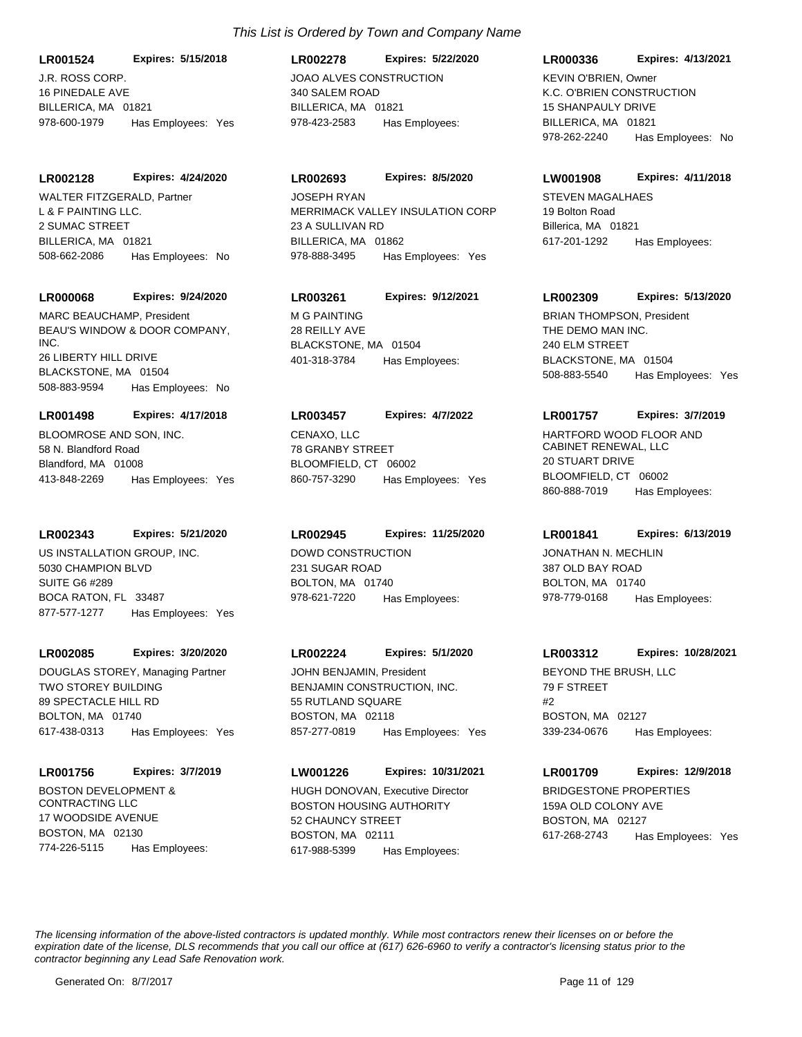*This List is Ordered by Town and Company Name*

**LR001524** **Expires: 5/15/2018**
J.R. ROSS CORP.
16 PINEDALE AVE
BILLERICA, MA 01821
978-600-1979 Has Employees: Yes

**LR002278** **Expires: 5/22/2020**
JOAO ALVES CONSTRUCTION
340 SALEM ROAD
BILLERICA, MA 01821
978-423-2583 Has Employees:

**LR000336** **Expires: 4/13/2021**
KEVIN O'BRIEN, Owner
K.C. O'BRIEN CONSTRUCTION
15 SHANPAULY DRIVE
BILLERICA, MA 01821
978-262-2240 Has Employees: No

**LR002128** **Expires: 4/24/2020**
WALTER FITZGERALD, Partner
L & F PAINTING LLC.
2 SUMAC STREET
BILLERICA, MA 01821
508-662-2086 Has Employees: No

**LR002693** **Expires: 8/5/2020**
JOSEPH RYAN
MERRIMACK VALLEY INSULATION CORP
23 A SULLIVAN RD
BILLERICA, MA 01862
978-888-3495 Has Employees: Yes

**LW001908** **Expires: 4/11/2018**
STEVEN MAGALHAES
19 Bolton Road
Billerica, MA 01821
617-201-1292 Has Employees:

**LR000068** **Expires: 9/24/2020**
MARC BEAUCHAMP, President
BEAU'S WINDOW & DOOR COMPANY, INC.
26 LIBERTY HILL DRIVE
BLACKSTONE, MA 01504
508-883-9594 Has Employees: No

**LR003261** **Expires: 9/12/2021**
M G PAINTING
28 REILLY AVE
BLACKSTONE, MA 01504
401-318-3784 Has Employees:

**LR002309** **Expires: 5/13/2020**
BRIAN THOMPSON, President
THE DEMO MAN INC.
240 ELM STREET
BLACKSTONE, MA 01504
508-883-5540 Has Employees: Yes

**LR001498** **Expires: 4/17/2018**
BLOOMROSE AND SON, INC.
58 N. Blandford Road
Blandford, MA 01008
413-848-2269 Has Employees: Yes

**LR003457** **Expires: 4/7/2022**
CENAXO, LLC
78 GRANBY STREET
BLOOMFIELD, CT 06002
860-757-3290 Has Employees: Yes

**LR001757** **Expires: 3/7/2019**
HARTFORD WOOD FLOOR AND CABINET RENEWAL, LLC
20 STUART DRIVE
BLOOMFIELD, CT 06002
860-888-7019 Has Employees:

**LR002343** **Expires: 5/21/2020**
US INSTALLATION GROUP, INC.
5030 CHAMPION BLVD
SUITE G6 #289
BOCA RATON, FL 33487
877-577-1277 Has Employees: Yes

**LR002945** **Expires: 11/25/2020**
DOWD CONSTRUCTION
231 SUGAR ROAD
BOLTON, MA 01740
978-621-7220 Has Employees:

**LR001841** **Expires: 6/13/2019**
JONATHAN N. MECHLIN
387 OLD BAY ROAD
BOLTON, MA 01740
978-779-0168 Has Employees:

**LR002085** **Expires: 3/20/2020**
DOUGLAS STOREY, Managing Partner
TWO STOREY BUILDING
89 SPECTACLE HILL RD
BOLTON, MA 01740
617-438-0313 Has Employees: Yes

**LR002224** **Expires: 5/1/2020**
JOHN BENJAMIN, President
BENJAMIN CONSTRUCTION, INC.
55 RUTLAND SQUARE
BOSTON, MA 02118
857-277-0819 Has Employees: Yes

**LR003312** **Expires: 10/28/2021**
BEYOND THE BRUSH, LLC
79 F STREET
#2
BOSTON, MA 02127
339-234-0676 Has Employees:

**LR001756** **Expires: 3/7/2019**
BOSTON DEVELOPMENT & CONTRACTING LLC
17 WOODSIDE AVENUE
BOSTON, MA 02130
774-226-5115 Has Employees:

**LW001226** **Expires: 10/31/2021**
HUGH DONOVAN, Executive Director
BOSTON HOUSING AUTHORITY
52 CHAUNCY STREET
BOSTON, MA 02111
617-988-5399 Has Employees:

**LR001709** **Expires: 12/9/2018**
BRIDGESTONE PROPERTIES
159A OLD COLONY AVE
BOSTON, MA 02127
617-268-2743 Has Employees: Yes

*The licensing information of the above-listed contractors is updated monthly. While most contractors renew their licenses on or before the expiration date of the license, DLS recommends that you call our office at (617) 626-6960 to verify a contractor's licensing status prior to the contractor beginning any Lead Safe Renovation work.*

Generated On: 8/7/2017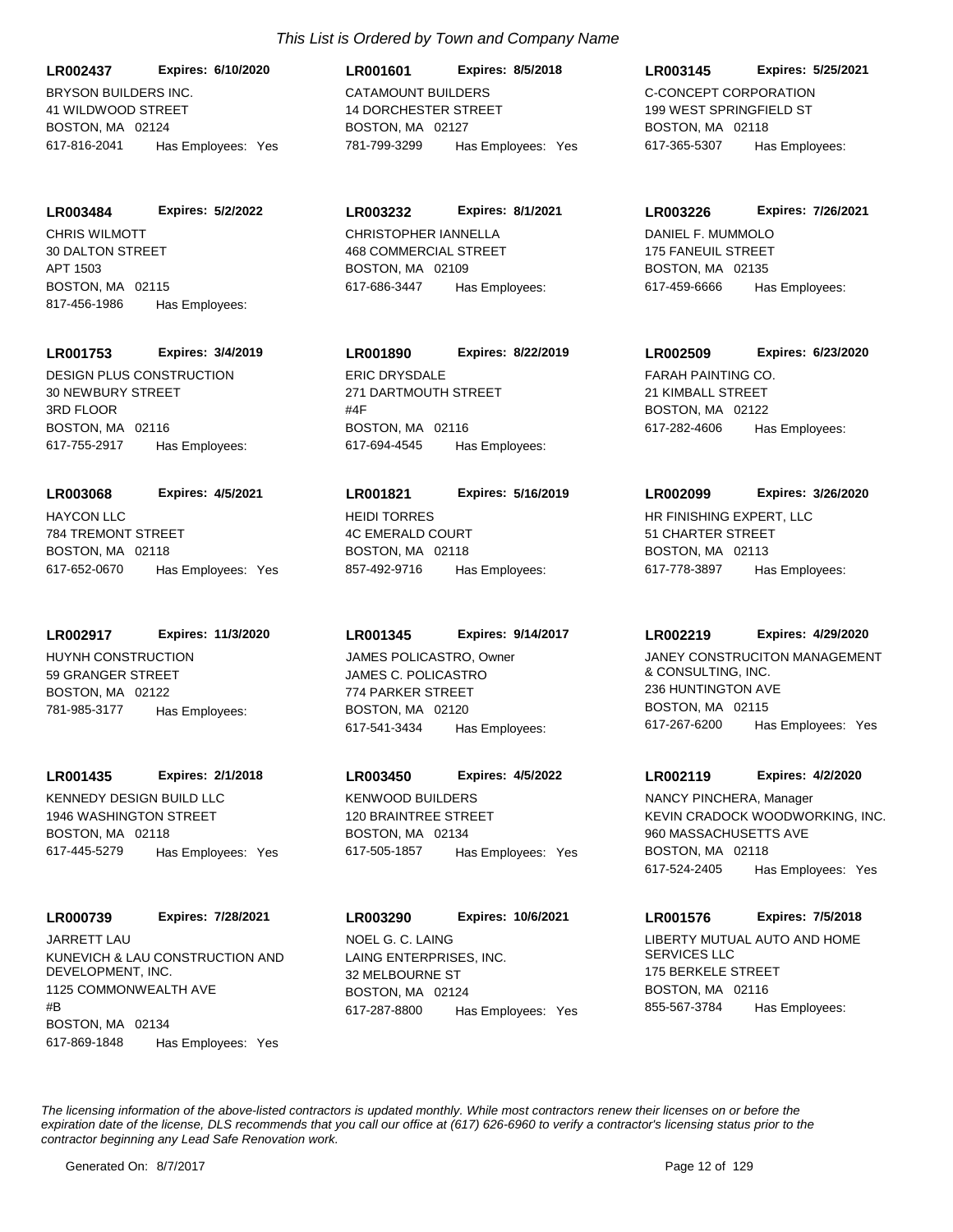*This List is Ordered by Town and Company Name*

**LR002437** **Expires: 6/10/2020**
BRYSON BUILDERS INC.
41 WILDWOOD STREET
BOSTON, MA 02124
617-816-2041 Has Employees: Yes

**LR001601** **Expires: 8/5/2018**
CATAMOUNT BUILDERS
14 DORCHESTER STREET
BOSTON, MA 02127
781-799-3299 Has Employees: Yes

**LR003145** **Expires: 5/25/2021**
C-CONCEPT CORPORATION
199 WEST SPRINGFIELD ST
BOSTON, MA 02118
617-365-5307 Has Employees:

**LR003484** **Expires: 5/2/2022**
CHRIS WILMOTT
30 DALTON STREET
APT 1503
BOSTON, MA 02115
817-456-1986 Has Employees:

**LR003232** **Expires: 8/1/2021**
CHRISTOPHER IANNELLA
468 COMMERCIAL STREET
BOSTON, MA 02109
617-686-3447 Has Employees:

**LR003226** **Expires: 7/26/2021**
DANIEL F. MUMMOLO
175 FANEUIL STREET
BOSTON, MA 02135
617-459-6666 Has Employees:

**LR001753** **Expires: 3/4/2019**
DESIGN PLUS CONSTRUCTION
30 NEWBURY STREET
3RD FLOOR
BOSTON, MA 02116
617-755-2917 Has Employees:

**LR001890** **Expires: 8/22/2019**
ERIC DRYSDALE
271 DARTMOUTH STREET
#4F
BOSTON, MA 02116
617-694-4545 Has Employees:

**LR002509** **Expires: 6/23/2020**
FARAH PAINTING CO.
21 KIMBALL STREET
BOSTON, MA 02122
617-282-4606 Has Employees:

**LR003068** **Expires: 4/5/2021**
HAYCON LLC
784 TREMONT STREET
BOSTON, MA 02118
617-652-0670 Has Employees: Yes

**LR001821** **Expires: 5/16/2019**
HEIDI TORRES
4C EMERALD COURT
BOSTON, MA 02118
857-492-9716 Has Employees:

**LR002099** **Expires: 3/26/2020**
HR FINISHING EXPERT, LLC
51 CHARTER STREET
BOSTON, MA 02113
617-778-3897 Has Employees:

**LR002917** **Expires: 11/3/2020**
HUYNH CONSTRUCTION
59 GRANGER STREET
BOSTON, MA 02122
781-985-3177 Has Employees:

**LR001345** **Expires: 9/14/2017**
JAMES POLICASTRO, Owner
JAMES C. POLICASTRO
774 PARKER STREET
BOSTON, MA 02120
617-541-3434 Has Employees:

**LR002219** **Expires: 4/29/2020**
JANEY CONSTRUCITON MANAGEMENT & CONSULTING, INC.
236 HUNTINGTON AVE
BOSTON, MA 02115
617-267-6200 Has Employees: Yes

**LR001435** **Expires: 2/1/2018**
KENNEDY DESIGN BUILD LLC
1946 WASHINGTON STREET
BOSTON, MA 02118
617-445-5279 Has Employees: Yes

**LR003450** **Expires: 4/5/2022**
KENWOOD BUILDERS
120 BRAINTREE STREET
BOSTON, MA 02134
617-505-1857 Has Employees: Yes

**LR002119** **Expires: 4/2/2020**
NANCY PINCHERA, Manager
KEVIN CRADOCK WOODWORKING, INC.
960 MASSACHUSETTS AVE
BOSTON, MA 02118
617-524-2405 Has Employees: Yes

**LR000739** **Expires: 7/28/2021**
JARRETT LAU
KUNEVICH & LAU CONSTRUCTION AND DEVELOPMENT, INC.
1125 COMMONWEALTH AVE
#B
BOSTON, MA 02134
617-869-1848 Has Employees: Yes

**LR003290** **Expires: 10/6/2021**
NOEL G. C. LAING
LAING ENTERPRISES, INC.
32 MELBOURNE ST
BOSTON, MA 02124
617-287-8800 Has Employees: Yes

**LR001576** **Expires: 7/5/2018**
LIBERTY MUTUAL AUTO AND HOME SERVICES LLC
175 BERKELE STREET
BOSTON, MA 02116
855-567-3784 Has Employees:

*The licensing information of the above-listed contractors is updated monthly. While most contractors renew their licenses on or before the expiration date of the license, DLS recommends that you call our office at (617) 626-6960 to verify a contractor's licensing status prior to the contractor beginning any Lead Safe Renovation work.*

Generated On: 8/7/2017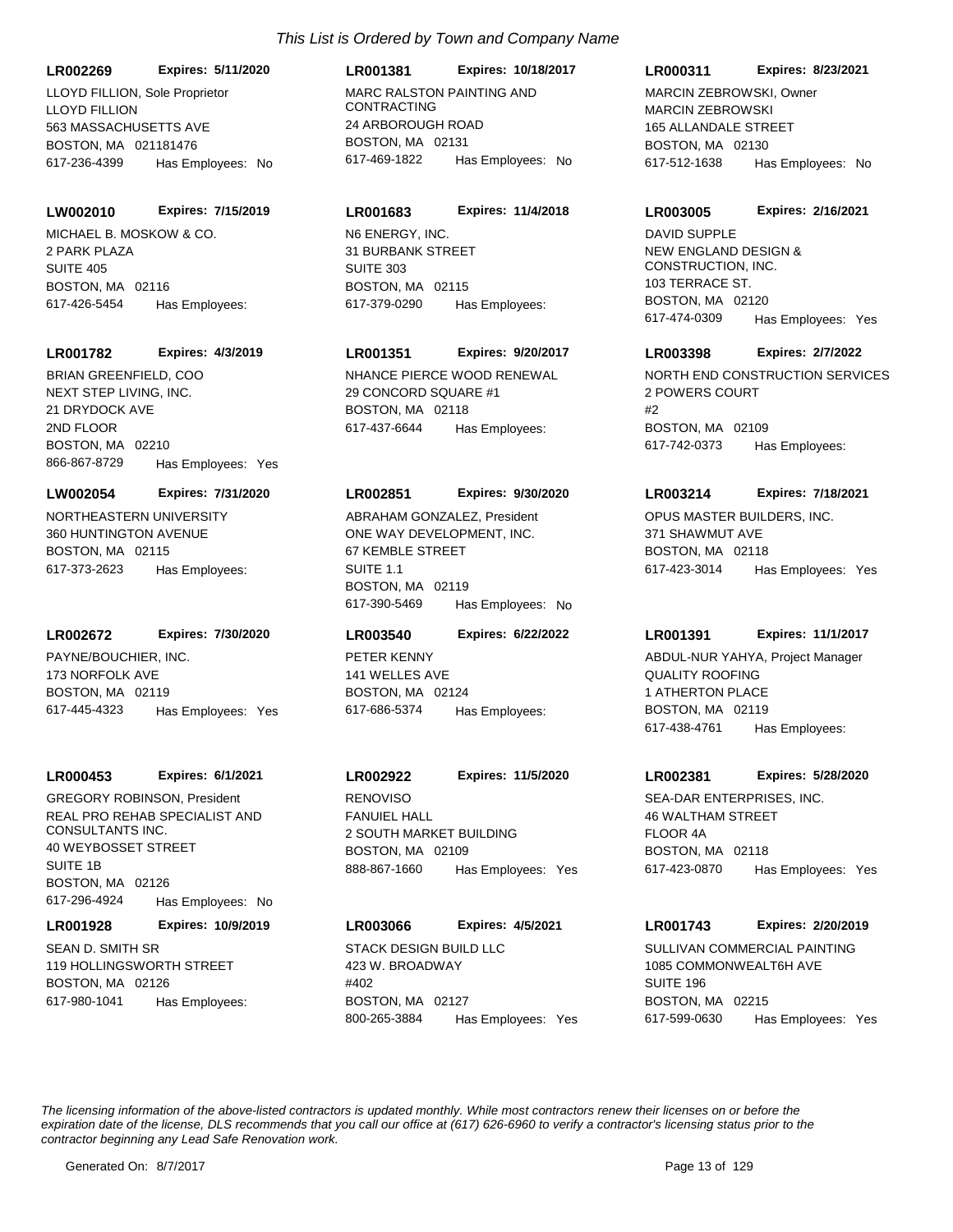*This List is Ordered by Town and Company Name*

**LR002269** **Expires: 5/11/2020**
LLOYD FILLION, Sole Proprietor
LLOYD FILLION
563 MASSACHUSETTS AVE
BOSTON, MA 021181476
617-236-4399 Has Employees: No

**LR001381** **Expires: 10/18/2017**
MARC RALSTON PAINTING AND CONTRACTING
24 ARBOROUGH ROAD
BOSTON, MA 02131
617-469-1822 Has Employees: No

**LR000311** **Expires: 8/23/2021**
MARCIN ZEBROWSKI, Owner
MARCIN ZEBROWSKI
165 ALLANDALE STREET
BOSTON, MA 02130
617-512-1638 Has Employees: No

**LW002010** **Expires: 7/15/2019**
MICHAEL B. MOSKOW & CO.
2 PARK PLAZA
SUITE 405
BOSTON, MA 02116
617-426-5454 Has Employees:

**LR001683** **Expires: 11/4/2018**
N6 ENERGY, INC.
31 BURBANK STREET
SUITE 303
BOSTON, MA 02115
617-379-0290 Has Employees:

**LR003005** **Expires: 2/16/2021**
DAVID SUPPLE
NEW ENGLAND DESIGN & CONSTRUCTION, INC.
103 TERRACE ST.
BOSTON, MA 02120
617-474-0309 Has Employees: Yes

**LR001782** **Expires: 4/3/2019**
BRIAN GREENFIELD, COO
NEXT STEP LIVING, INC.
21 DRYDOCK AVE
2ND FLOOR
BOSTON, MA 02210
866-867-8729 Has Employees: Yes

**LR001351** **Expires: 9/20/2017**
NHANCE PIERCE WOOD RENEWAL
29 CONCORD SQUARE #1
BOSTON, MA 02118
617-437-6644 Has Employees:

**LR003398** **Expires: 2/7/2022**
NORTH END CONSTRUCTION SERVICES
2 POWERS COURT
#2
BOSTON, MA 02109
617-742-0373 Has Employees:

**LW002054** **Expires: 7/31/2020**
NORTHEASTERN UNIVERSITY
360 HUNTINGTON AVENUE
BOSTON, MA 02115
617-373-2623 Has Employees:

**LR002851** **Expires: 9/30/2020**
ABRAHAM GONZALEZ, President
ONE WAY DEVELOPMENT, INC.
67 KEMBLE STREET
SUITE 1.1
BOSTON, MA 02119
617-390-5469 Has Employees: No

**LR003214** **Expires: 7/18/2021**
OPUS MASTER BUILDERS, INC.
371 SHAWMUT AVE
BOSTON, MA 02118
617-423-3014 Has Employees: Yes

**LR002672** **Expires: 7/30/2020**
PAYNE/BOUCHIER, INC.
173 NORFOLK AVE
BOSTON, MA 02119
617-445-4323 Has Employees: Yes

**LR003540** **Expires: 6/22/2022**
PETER KENNY
141 WELLES AVE
BOSTON, MA 02124
617-686-5374 Has Employees:

**LR001391** **Expires: 11/1/2017**
ABDUL-NUR YAHYA, Project Manager
QUALITY ROOFING
1 ATHERTON PLACE
BOSTON, MA 02119
617-438-4761 Has Employees:

**LR000453** **Expires: 6/1/2021**
GREGORY ROBINSON, President
REAL PRO REHAB SPECIALIST AND CONSULTANTS INC.
40 WEYBOSSET STREET
SUITE 1B
BOSTON, MA 02126
617-296-4924 Has Employees: No

**LR002922** **Expires: 11/5/2020**
RENOVISO
FANUIEL HALL
2 SOUTH MARKET BUILDING
BOSTON, MA 02109
888-867-1660 Has Employees: Yes

**LR002381** **Expires: 5/28/2020**
SEA-DAR ENTERPRISES, INC.
46 WALTHAM STREET
FLOOR 4A
BOSTON, MA 02118
617-423-0870 Has Employees: Yes

**LR001928** **Expires: 10/9/2019**
SEAN D. SMITH SR
119 HOLLINGSWORTH STREET
BOSTON, MA 02126
617-980-1041 Has Employees:

**LR003066** **Expires: 4/5/2021**
STACK DESIGN BUILD LLC
423 W. BROADWAY
#402
BOSTON, MA 02127
800-265-3884 Has Employees: Yes

**LR001743** **Expires: 2/20/2019**
SULLIVAN COMMERCIAL PAINTING
1085 COMMONWEALT6H AVE
SUITE 196
BOSTON, MA 02215
617-599-0630 Has Employees: Yes

*The licensing information of the above-listed contractors is updated monthly. While most contractors renew their licenses on or before the expiration date of the license, DLS recommends that you call our office at (617) 626-6960 to verify a contractor's licensing status prior to the contractor beginning any Lead Safe Renovation work.*

Generated On: 8/7/2017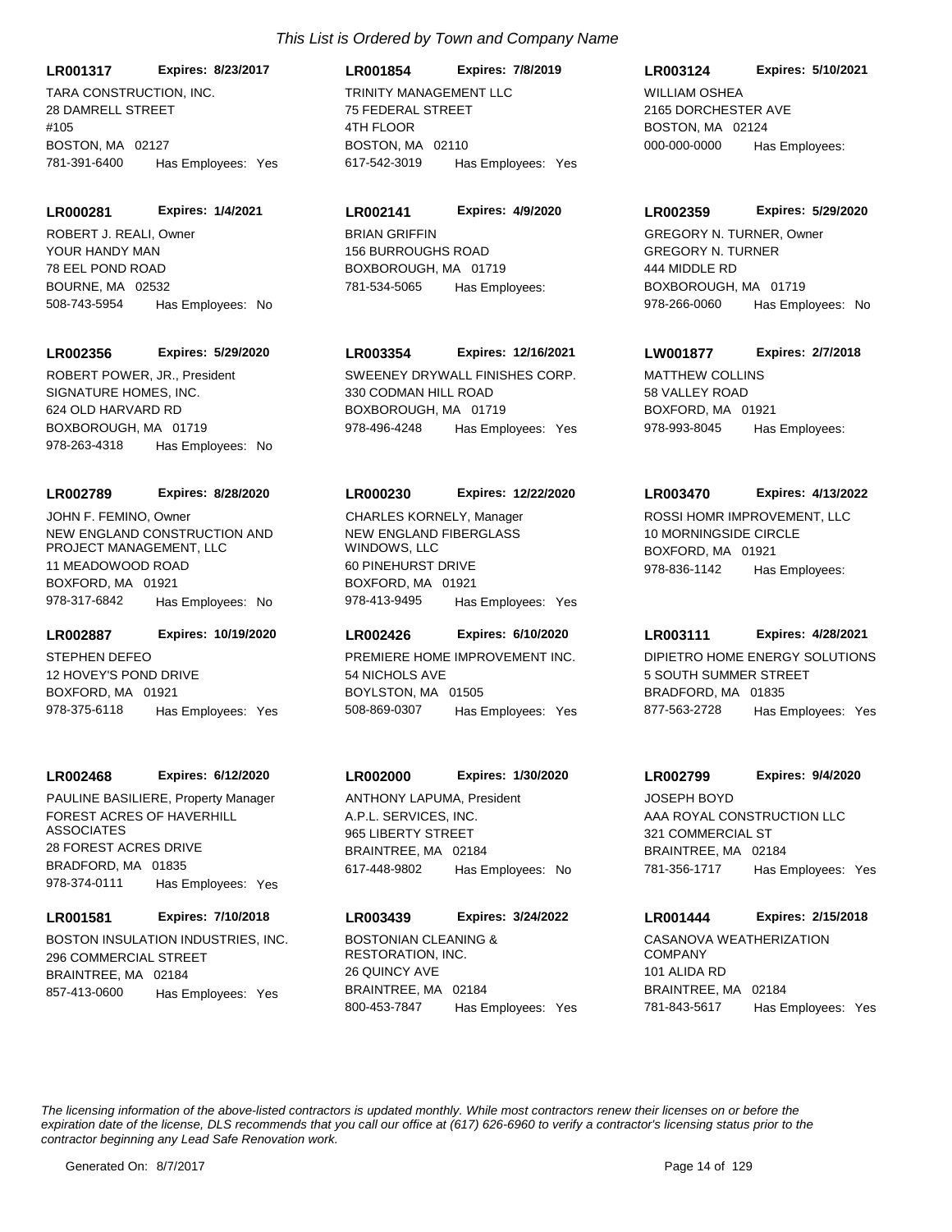*This List is Ordered by Town and Company Name*

**LR001317** **Expires: 8/23/2017**
TARA CONSTRUCTION, INC.
28 DAMRELL STREET
#105
BOSTON, MA 02127
781-391-6400 Has Employees: Yes

**LR001854** **Expires: 7/8/2019**
TRINITY MANAGEMENT LLC
75 FEDERAL STREET
4TH FLOOR
BOSTON, MA 02110
617-542-3019 Has Employees: Yes

**LR003124** **Expires: 5/10/2021**
WILLIAM OSHEA
2165 DORCHESTER AVE
BOSTON, MA 02124
000-000-0000 Has Employees:

**LR000281** **Expires: 1/4/2021**
ROBERT J. REALI, Owner
YOUR HANDY MAN
78 EEL POND ROAD
BOURNE, MA 02532
508-743-5954 Has Employees: No

**LR002141** **Expires: 4/9/2020**
BRIAN GRIFFIN
156 BURROUGHS ROAD
BOXBOROUGH, MA 01719
781-534-5065 Has Employees:

**LR002359** **Expires: 5/29/2020**
GREGORY N. TURNER, Owner
GREGORY N. TURNER
444 MIDDLE RD
BOXBOROUGH, MA 01719
978-266-0060 Has Employees: No

**LR002356** **Expires: 5/29/2020**
ROBERT POWER, JR., President
SIGNATURE HOMES, INC.
624 OLD HARVARD RD
BOXBOROUGH, MA 01719
978-263-4318 Has Employees: No

**LR003354** **Expires: 12/16/2021**
SWEENEY DRYWALL FINISHES CORP.
330 CODMAN HILL ROAD
BOXBOROUGH, MA 01719
978-496-4248 Has Employees: Yes

**LW001877** **Expires: 2/7/2018**
MATTHEW COLLINS
58 VALLEY ROAD
BOXFORD, MA 01921
978-993-8045 Has Employees:

**LR002789** **Expires: 8/28/2020**
JOHN F. FEMINO, Owner
NEW ENGLAND CONSTRUCTION AND PROJECT MANAGEMENT, LLC
11 MEADOWOOD ROAD
BOXFORD, MA 01921
978-317-6842 Has Employees: No

**LR000230** **Expires: 12/22/2020**
CHARLES KORNELY, Manager
NEW ENGLAND FIBERGLASS WINDOWS, LLC
60 PINEHURST DRIVE
BOXFORD, MA 01921
978-413-9495 Has Employees: Yes

**LR003470** **Expires: 4/13/2022**
ROSSI HOMR IMPROVEMENT, LLC
10 MORNINGSIDE CIRCLE
BOXFORD, MA 01921
978-836-1142 Has Employees:

**LR002887** **Expires: 10/19/2020**
STEPHEN DEFEO
12 HOVEY'S POND DRIVE
BOXFORD, MA 01921
978-375-6118 Has Employees: Yes

**LR002426** **Expires: 6/10/2020**
PREMIERE HOME IMPROVEMENT INC.
54 NICHOLS AVE
BOYLSTON, MA 01505
508-869-0307 Has Employees: Yes

**LR003111** **Expires: 4/28/2021**
DIPIETRO HOME ENERGY SOLUTIONS
5 SOUTH SUMMER STREET
BRADFORD, MA 01835
877-563-2728 Has Employees: Yes

**LR002468** **Expires: 6/12/2020**
PAULINE BASILIERE, Property Manager
FOREST ACRES OF HAVERHILL ASSOCIATES
28 FOREST ACRES DRIVE
BRADFORD, MA 01835
978-374-0111 Has Employees: Yes

**LR002000** **Expires: 1/30/2020**
ANTHONY LAPUMA, President
A.P.L. SERVICES, INC.
965 LIBERTY STREET
BRAINTREE, MA 02184
617-448-9802 Has Employees: No

**LR002799** **Expires: 9/4/2020**
JOSEPH BOYD
AAA ROYAL CONSTRUCTION LLC
321 COMMERCIAL ST
BRAINTREE, MA 02184
781-356-1717 Has Employees: Yes

**LR001581** **Expires: 7/10/2018**
BOSTON INSULATION INDUSTRIES, INC.
296 COMMERCIAL STREET
BRAINTREE, MA 02184
857-413-0600 Has Employees: Yes

**LR003439** **Expires: 3/24/2022**
BOSTONIAN CLEANING & RESTORATION, INC.
26 QUINCY AVE
BRAINTREE, MA 02184
800-453-7847 Has Employees: Yes

**LR001444** **Expires: 2/15/2018**
CASANOVA WEATHERIZATION COMPANY
101 ALIDA RD
BRAINTREE, MA 02184
781-843-5617 Has Employees: Yes

*The licensing information of the above-listed contractors is updated monthly. While most contractors renew their licenses on or before the expiration date of the license, DLS recommends that you call our office at (617) 626-6960 to verify a contractor's licensing status prior to the contractor beginning any Lead Safe Renovation work.*

Generated On: 8/7/2017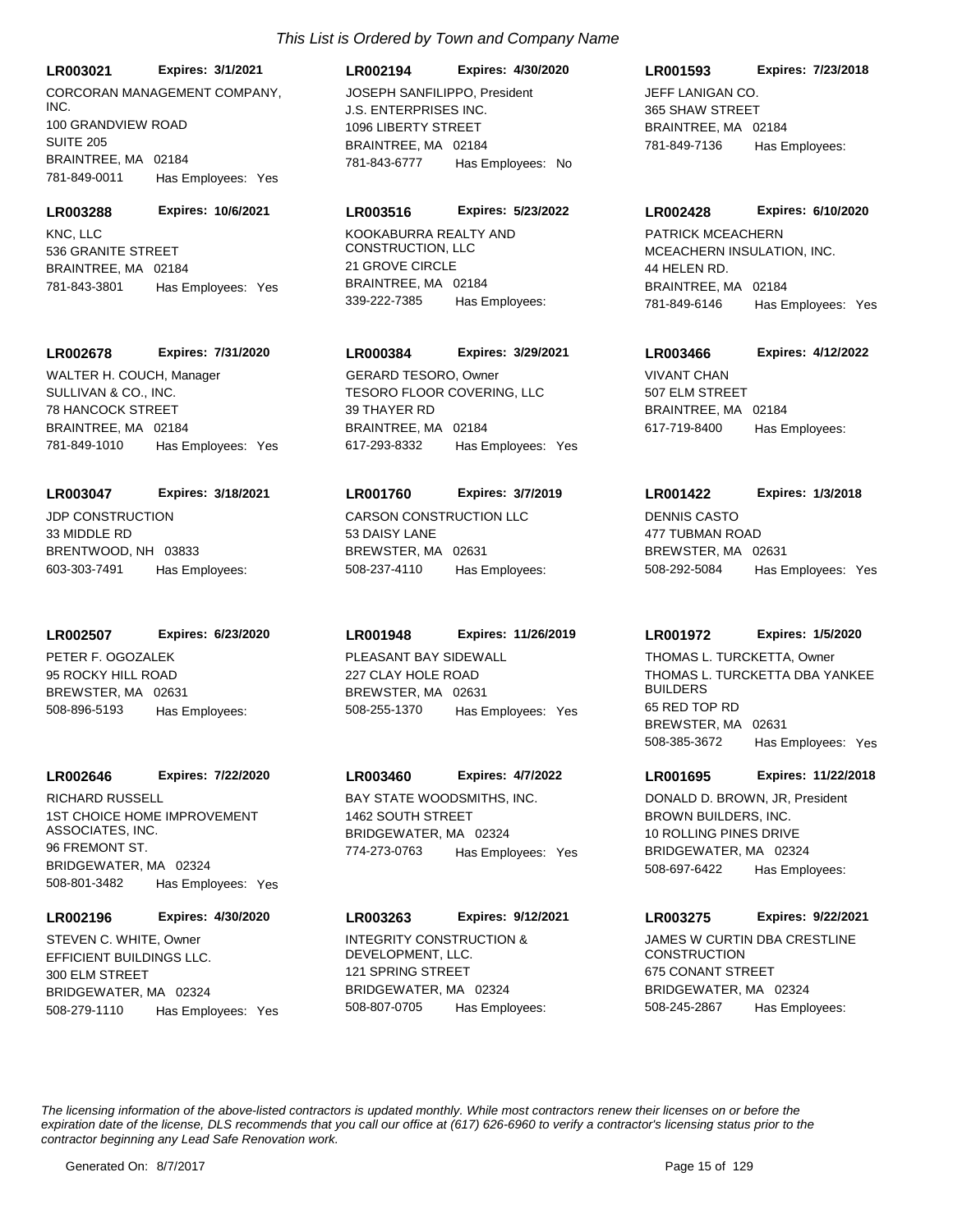*This List is Ordered by Town and Company Name*

**LR003021** **Expires: 3/1/2021**
CORCORAN MANAGEMENT COMPANY, INC.
100 GRANDVIEW ROAD
SUITE 205
BRAINTREE, MA 02184
781-849-0011 Has Employees: Yes

**LR002194** **Expires: 4/30/2020**
JOSEPH SANFILIPPO, President
J.S. ENTERPRISES INC.
1096 LIBERTY STREET
BRAINTREE, MA 02184
781-843-6777 Has Employees: No

**LR001593** **Expires: 7/23/2018**
JEFF LANIGAN CO.
365 SHAW STREET
BRAINTREE, MA 02184
781-849-7136 Has Employees:

**LR003288** **Expires: 10/6/2021**
KNC, LLC
536 GRANITE STREET
BRAINTREE, MA 02184
781-843-3801 Has Employees: Yes

**LR003516** **Expires: 5/23/2022**
KOOKABURRA REALTY AND CONSTRUCTION, LLC
21 GROVE CIRCLE
BRAINTREE, MA 02184
339-222-7385 Has Employees:

**LR002428** **Expires: 6/10/2020**
PATRICK MCEACHERN
MCEACHERN INSULATION, INC.
44 HELEN RD.
BRAINTREE, MA 02184
781-849-6146 Has Employees: Yes

**LR002678** **Expires: 7/31/2020**
WALTER H. COUCH, Manager
SULLIVAN & CO., INC.
78 HANCOCK STREET
BRAINTREE, MA 02184
781-849-1010 Has Employees: Yes

**LR000384** **Expires: 3/29/2021**
GERARD TESORO, Owner
TESORO FLOOR COVERING, LLC
39 THAYER RD
BRAINTREE, MA 02184
617-293-8332 Has Employees: Yes

**LR003466** **Expires: 4/12/2022**
VIVANT CHAN
507 ELM STREET
BRAINTREE, MA 02184
617-719-8400 Has Employees:

**LR003047** **Expires: 3/18/2021**
JDP CONSTRUCTION
33 MIDDLE RD
BRENTWOOD, NH 03833
603-303-7491 Has Employees:

**LR001760** **Expires: 3/7/2019**
CARSON CONSTRUCTION LLC
53 DAISY LANE
BREWSTER, MA 02631
508-237-4110 Has Employees:

**LR001422** **Expires: 1/3/2018**
DENNIS CASTO
477 TUBMAN ROAD
BREWSTER, MA 02631
508-292-5084 Has Employees: Yes

**LR002507** **Expires: 6/23/2020**
PETER F. OGOZALEK
95 ROCKY HILL ROAD
BREWSTER, MA 02631
508-896-5193 Has Employees:

**LR001948** **Expires: 11/26/2019**
PLEASANT BAY SIDEWALL
227 CLAY HOLE ROAD
BREWSTER, MA 02631
508-255-1370 Has Employees: Yes

**LR001972** **Expires: 1/5/2020**
THOMAS L. TURCKETTA, Owner
THOMAS L. TURCKETTA DBA YANKEE BUILDERS
65 RED TOP RD
BREWSTER, MA 02631
508-385-3672 Has Employees: Yes

**LR002646** **Expires: 7/22/2020**
RICHARD RUSSELL
1ST CHOICE HOME IMPROVEMENT ASSOCIATES, INC.
96 FREMONT ST.
BRIDGEWATER, MA 02324
508-801-3482 Has Employees: Yes

**LR003460** **Expires: 4/7/2022**
BAY STATE WOODSMITHS, INC.
1462 SOUTH STREET
BRIDGEWATER, MA 02324
774-273-0763 Has Employees: Yes

**LR001695** **Expires: 11/22/2018**
DONALD D. BROWN, JR, President
BROWN BUILDERS, INC.
10 ROLLING PINES DRIVE
BRIDGEWATER, MA 02324
508-697-6422 Has Employees:

**LR002196** **Expires: 4/30/2020**
STEVEN C. WHITE, Owner
EFFICIENT BUILDINGS LLC.
300 ELM STREET
BRIDGEWATER, MA 02324
508-279-1110 Has Employees: Yes

**LR003263** **Expires: 9/12/2021**
INTEGRITY CONSTRUCTION & DEVELOPMENT, LLC.
121 SPRING STREET
BRIDGEWATER, MA 02324
508-807-0705 Has Employees:

**LR003275** **Expires: 9/22/2021**
JAMES W CURTIN DBA CRESTLINE CONSTRUCTION
675 CONANT STREET
BRIDGEWATER, MA 02324
508-245-2867 Has Employees:

*The licensing information of the above-listed contractors is updated monthly. While most contractors renew their licenses on or before the expiration date of the license, DLS recommends that you call our office at (617) 626-6960 to verify a contractor's licensing status prior to the contractor beginning any Lead Safe Renovation work.*

Generated On: 8/7/2017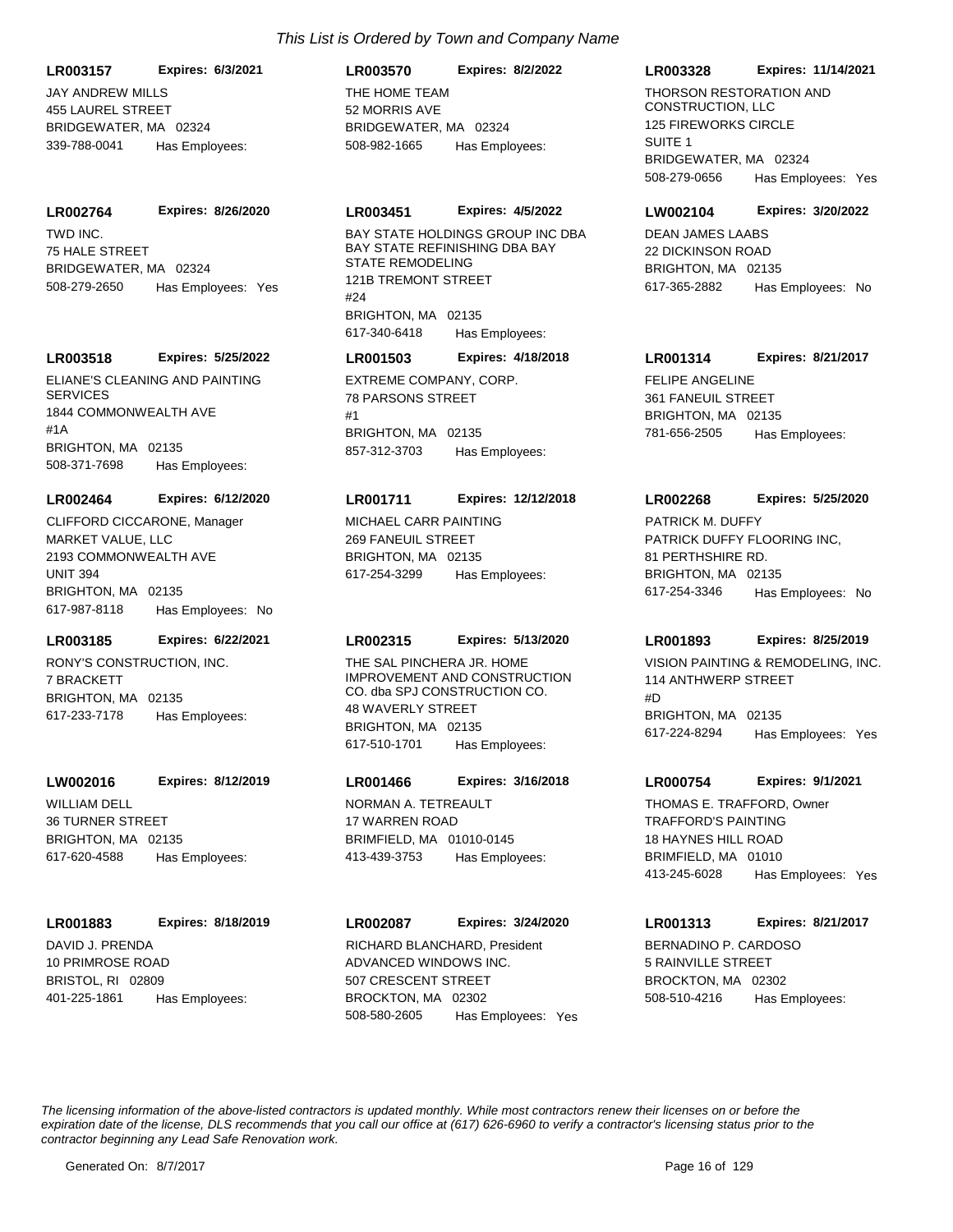*This List is Ordered by Town and Company Name*

**LR003157** **Expires: 6/3/2021**
JAY ANDREW MILLS
455 LAUREL STREET
BRIDGEWATER, MA 02324
339-788-0041 Has Employees:

**LR003570** **Expires: 8/2/2022**
THE HOME TEAM
52 MORRIS AVE
BRIDGEWATER, MA 02324
508-982-1665 Has Employees:

**LR003328** **Expires: 11/14/2021**
THORSON RESTORATION AND CONSTRUCTION, LLC
125 FIREWORKS CIRCLE
SUITE 1
BRIDGEWATER, MA 02324
508-279-0656 Has Employees: Yes

**LR002764** **Expires: 8/26/2020**
TWD INC.
75 HALE STREET
BRIDGEWATER, MA 02324
508-279-2650 Has Employees: Yes

**LR003451** **Expires: 4/5/2022**
BAY STATE HOLDINGS GROUP INC DBA BAY STATE REFINISHING DBA BAY STATE REMODELING
121B TREMONT STREET
#24
BRIGHTON, MA 02135
617-340-6418 Has Employees:

**LW002104** **Expires: 3/20/2022**
DEAN JAMES LAABS
22 DICKINSON ROAD
BRIGHTON, MA 02135
617-365-2882 Has Employees: No

**LR003518** **Expires: 5/25/2022**
ELIANE'S CLEANING AND PAINTING SERVICES
1844 COMMONWEALTH AVE
#1A
BRIGHTON, MA 02135
508-371-7698 Has Employees:

**LR001503** **Expires: 4/18/2018**
EXTREME COMPANY, CORP.
78 PARSONS STREET
#1
BRIGHTON, MA 02135
857-312-3703 Has Employees:

**LR001314** **Expires: 8/21/2017**
FELIPE ANGELINE
361 FANEUIL STREET
BRIGHTON, MA 02135
781-656-2505 Has Employees:

**LR002464** **Expires: 6/12/2020**
CLIFFORD CICCARONE, Manager
MARKET VALUE, LLC
2193 COMMONWEALTH AVE
UNIT 394
BRIGHTON, MA 02135
617-987-8118 Has Employees: No

**LR001711** **Expires: 12/12/2018**
MICHAEL CARR PAINTING
269 FANEUIL STREET
BRIGHTON, MA 02135
617-254-3299 Has Employees:

**LR002268** **Expires: 5/25/2020**
PATRICK M. DUFFY
PATRICK DUFFY FLOORING INC,
81 PERTHSHIRE RD.
BRIGHTON, MA 02135
617-254-3346 Has Employees: No

**LR003185** **Expires: 6/22/2021**
RONY'S CONSTRUCTION, INC.
7 BRACKETT
BRIGHTON, MA 02135
617-233-7178 Has Employees:

**LR002315** **Expires: 5/13/2020**
THE SAL PINCHERA JR. HOME IMPROVEMENT AND CONSTRUCTION CO. dba SPJ CONSTRUCTION CO.
48 WAVERLY STREET
BRIGHTON, MA 02135
617-510-1701 Has Employees:

**LR001893** **Expires: 8/25/2019**
VISION PAINTING & REMODELING, INC.
114 ANTHWERP STREET
#D
BRIGHTON, MA 02135
617-224-8294 Has Employees: Yes

**LW002016** **Expires: 8/12/2019**
WILLIAM DELL
36 TURNER STREET
BRIGHTON, MA 02135
617-620-4588 Has Employees:

**LR001466** **Expires: 3/16/2018**
NORMAN A. TETREAULT
17 WARREN ROAD
BRIMFIELD, MA 01010-0145
413-439-3753 Has Employees:

**LR000754** **Expires: 9/1/2021**
THOMAS E. TRAFFORD, Owner
TRAFFORD'S PAINTING
18 HAYNES HILL ROAD
BRIMFIELD, MA 01010
413-245-6028 Has Employees: Yes

**LR001883** **Expires: 8/18/2019**
DAVID J. PRENDA
10 PRIMROSE ROAD
BRISTOL, RI 02809
401-225-1861 Has Employees:

**LR002087** **Expires: 3/24/2020**
RICHARD BLANCHARD, President
ADVANCED WINDOWS INC.
507 CRESCENT STREET
BROCKTON, MA 02302
508-580-2605 Has Employees: Yes

**LR001313** **Expires: 8/21/2017**
BERNADINO P. CARDOSO
5 RAINVILLE STREET
BROCKTON, MA 02302
508-510-4216 Has Employees:

*The licensing information of the above-listed contractors is updated monthly. While most contractors renew their licenses on or before the expiration date of the license, DLS recommends that you call our office at (617) 626-6960 to verify a contractor's licensing status prior to the contractor beginning any Lead Safe Renovation work.*

Generated On: 8/7/2017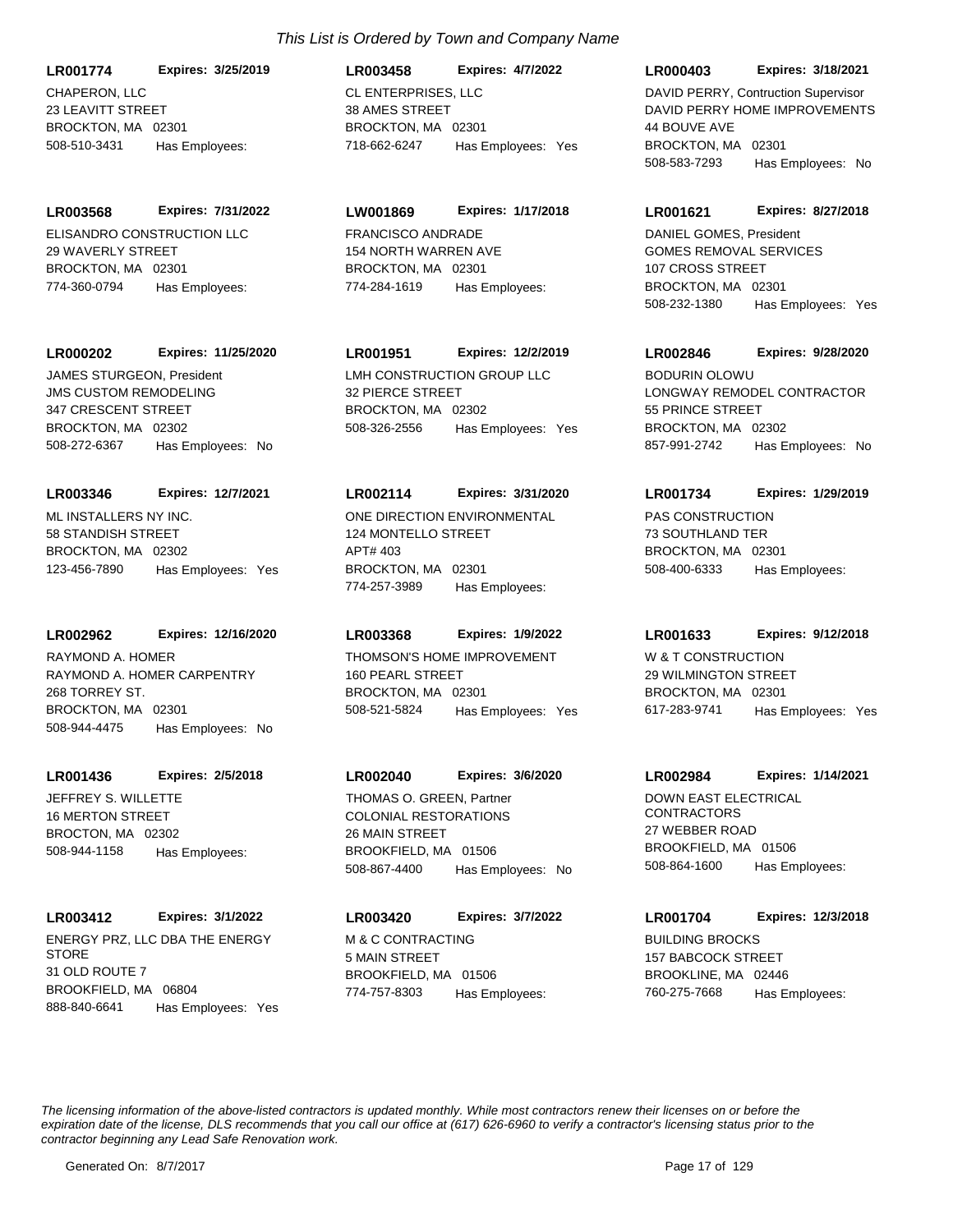*This List is Ordered by Town and Company Name*

**LR001774** **Expires: 3/25/2019**
CHAPERON, LLC
23 LEAVITT STREET
BROCKTON, MA 02301
508-510-3431 Has Employees:

**LR003458** **Expires: 4/7/2022**
CL ENTERPRISES, LLC
38 AMES STREET
BROCKTON, MA 02301
718-662-6247 Has Employees: Yes

**LR000403** **Expires: 3/18/2021**
DAVID PERRY, Contruction Supervisor
DAVID PERRY HOME IMPROVEMENTS
44 BOUVE AVE
BROCKTON, MA 02301
508-583-7293 Has Employees: No

**LR003568** **Expires: 7/31/2022**
ELISANDRO CONSTRUCTION LLC
29 WAVERLY STREET
BROCKTON, MA 02301
774-360-0794 Has Employees:

**LW001869** **Expires: 1/17/2018**
FRANCISCO ANDRADE
154 NORTH WARREN AVE
BROCKTON, MA 02301
774-284-1619 Has Employees:

**LR001621** **Expires: 8/27/2018**
DANIEL GOMES, President
GOMES REMOVAL SERVICES
107 CROSS STREET
BROCKTON, MA 02301
508-232-1380 Has Employees: Yes

**LR000202** **Expires: 11/25/2020**
JAMES STURGEON, President
JMS CUSTOM REMODELING
347 CRESCENT STREET
BROCKTON, MA 02302
508-272-6367 Has Employees: No

**LR001951** **Expires: 12/2/2019**
LMH CONSTRUCTION GROUP LLC
32 PIERCE STREET
BROCKTON, MA 02302
508-326-2556 Has Employees: Yes

**LR002846** **Expires: 9/28/2020**
BODURIN OLOWU
LONGWAY REMODEL CONTRACTOR
55 PRINCE STREET
BROCKTON, MA 02302
857-991-2742 Has Employees: No

**LR003346** **Expires: 12/7/2021**
ML INSTALLERS NY INC.
58 STANDISH STREET
BROCKTON, MA 02302
123-456-7890 Has Employees: Yes

**LR002114** **Expires: 3/31/2020**
ONE DIRECTION ENVIRONMENTAL
124 MONTELLO STREET
APT# 403
BROCKTON, MA 02301
774-257-3989 Has Employees:

**LR001734** **Expires: 1/29/2019**
PAS CONSTRUCTION
73 SOUTHLAND TER
BROCKTON, MA 02301
508-400-6333 Has Employees:

**LR002962** **Expires: 12/16/2020**
RAYMOND A. HOMER
RAYMOND A. HOMER CARPENTRY
268 TORREY ST.
BROCKTON, MA 02301
508-944-4475 Has Employees: No

**LR003368** **Expires: 1/9/2022**
THOMSON'S HOME IMPROVEMENT
160 PEARL STREET
BROCKTON, MA 02301
508-521-5824 Has Employees: Yes

**LR001633** **Expires: 9/12/2018**
W & T CONSTRUCTION
29 WILMINGTON STREET
BROCKTON, MA 02301
617-283-9741 Has Employees: Yes

**LR001436** **Expires: 2/5/2018**
JEFFREY S. WILLETTE
16 MERTON STREET
BROCTON, MA 02302
508-944-1158 Has Employees:

**LR002040** **Expires: 3/6/2020**
THOMAS O. GREEN, Partner
COLONIAL RESTORATIONS
26 MAIN STREET
BROOKFIELD, MA 01506
508-867-4400 Has Employees: No

**LR002984** **Expires: 1/14/2021**
DOWN EAST ELECTRICAL CONTRACTORS
27 WEBBER ROAD
BROOKFIELD, MA 01506
508-864-1600 Has Employees:

**LR003412** **Expires: 3/1/2022**
ENERGY PRZ, LLC DBA THE ENERGY STORE
31 OLD ROUTE 7
BROOKFIELD, MA 06804
888-840-6641 Has Employees: Yes

**LR003420** **Expires: 3/7/2022**
M & C CONTRACTING
5 MAIN STREET
BROOKFIELD, MA 01506
774-757-8303 Has Employees:

**LR001704** **Expires: 12/3/2018**
BUILDING BROCKS
157 BABCOCK STREET
BROOKLINE, MA 02446
760-275-7668 Has Employees:

*The licensing information of the above-listed contractors is updated monthly. While most contractors renew their licenses on or before the expiration date of the license, DLS recommends that you call our office at (617) 626-6960 to verify a contractor's licensing status prior to the contractor beginning any Lead Safe Renovation work.*

Generated On: 8/7/2017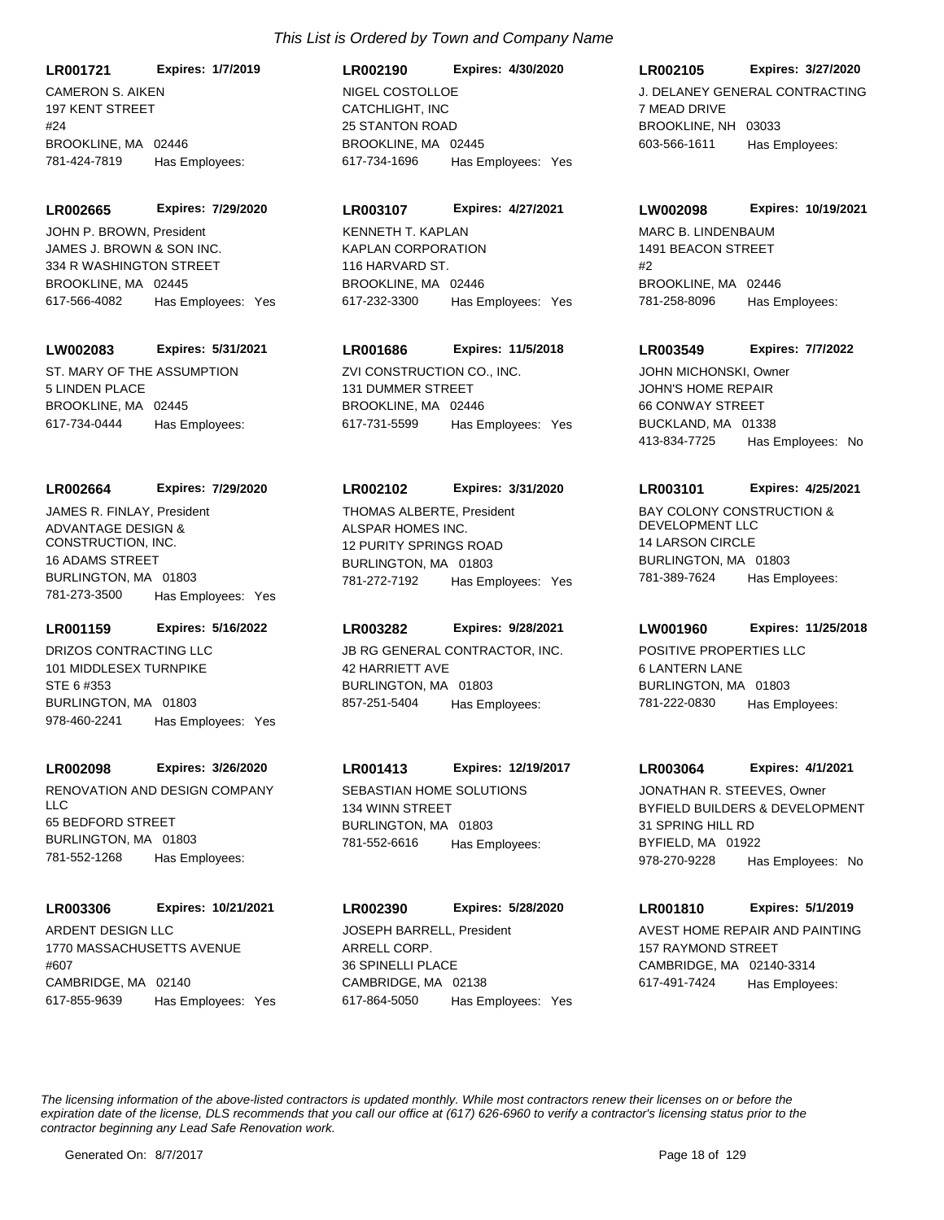*This List is Ordered by Town and Company Name*

**LR001721** **Expires: 1/7/2019**
CAMERON S. AIKEN
197 KENT STREET
#24
BROOKLINE, MA 02446
781-424-7819 Has Employees:

**LR002190** **Expires: 4/30/2020**
NIGEL COSTOLLOE
CATCHLIGHT, INC
25 STANTON ROAD
BROOKLINE, MA 02445
617-734-1696 Has Employees: Yes

**LR002105** **Expires: 3/27/2020**
J. DELANEY GENERAL CONTRACTING
7 MEAD DRIVE
BROOKLINE, NH 03033
603-566-1611 Has Employees:

**LR002665** **Expires: 7/29/2020**
JOHN P. BROWN, President
JAMES J. BROWN & SON INC.
334 R WASHINGTON STREET
BROOKLINE, MA 02445
617-566-4082 Has Employees: Yes

**LR003107** **Expires: 4/27/2021**
KENNETH T. KAPLAN
KAPLAN CORPORATION
116 HARVARD ST.
BROOKLINE, MA 02446
617-232-3300 Has Employees: Yes

**LW002098** **Expires: 10/19/2021**
MARC B. LINDENBAUM
1491 BEACON STREET
#2
BROOKLINE, MA 02446
781-258-8096 Has Employees:

**LW002083** **Expires: 5/31/2021**
ST. MARY OF THE ASSUMPTION
5 LINDEN PLACE
BROOKLINE, MA 02445
617-734-0444 Has Employees:

**LR001686** **Expires: 11/5/2018**
ZVI CONSTRUCTION CO., INC.
131 DUMMER STREET
BROOKLINE, MA 02446
617-731-5599 Has Employees: Yes

**LR003549** **Expires: 7/7/2022**
JOHN MICHONSKI, Owner
JOHN'S HOME REPAIR
66 CONWAY STREET
BUCKLAND, MA 01338
413-834-7725 Has Employees: No

**LR002664** **Expires: 7/29/2020**
JAMES R. FINLAY, President
ADVANTAGE DESIGN & CONSTRUCTION, INC.
16 ADAMS STREET
BURLINGTON, MA 01803
781-273-3500 Has Employees: Yes

**LR002102** **Expires: 3/31/2020**
THOMAS ALBERTE, President
ALSPAR HOMES INC.
12 PURITY SPRINGS ROAD
BURLINGTON, MA 01803
781-272-7192 Has Employees: Yes

**LR003101** **Expires: 4/25/2021**
BAY COLONY CONSTRUCTION & DEVELOPMENT LLC
14 LARSON CIRCLE
BURLINGTON, MA 01803
781-389-7624 Has Employees:

**LR001159** **Expires: 5/16/2022**
DRIZOS CONTRACTING LLC
101 MIDDLESEX TURNPIKE
STE 6 #353
BURLINGTON, MA 01803
978-460-2241 Has Employees: Yes

**LR003282** **Expires: 9/28/2021**
JB RG GENERAL CONTRACTOR, INC.
42 HARRIETT AVE
BURLINGTON, MA 01803
857-251-5404 Has Employees:

**LW001960** **Expires: 11/25/2018**
POSITIVE PROPERTIES LLC
6 LANTERN LANE
BURLINGTON, MA 01803
781-222-0830 Has Employees:

**LR002098** **Expires: 3/26/2020**
RENOVATION AND DESIGN COMPANY LLC
65 BEDFORD STREET
BURLINGTON, MA 01803
781-552-1268 Has Employees:

**LR001413** **Expires: 12/19/2017**
SEBASTIAN HOME SOLUTIONS
134 WINN STREET
BURLINGTON, MA 01803
781-552-6616 Has Employees:

**LR003064** **Expires: 4/1/2021**
JONATHAN R. STEEVES, Owner
BYFIELD BUILDERS & DEVELOPMENT
31 SPRING HILL RD
BYFIELD, MA 01922
978-270-9228 Has Employees: No

**LR003306** **Expires: 10/21/2021**
ARDENT DESIGN LLC
1770 MASSACHUSETTS AVENUE
#607
CAMBRIDGE, MA 02140
617-855-9639 Has Employees: Yes

**LR002390** **Expires: 5/28/2020**
JOSEPH BARRELL, President
ARRELL CORP.
36 SPINELLI PLACE
CAMBRIDGE, MA 02138
617-864-5050 Has Employees: Yes

**LR001810** **Expires: 5/1/2019**
AVEST HOME REPAIR AND PAINTING
157 RAYMOND STREET
CAMBRIDGE, MA 02140-3314
617-491-7424 Has Employees:

*The licensing information of the above-listed contractors is updated monthly. While most contractors renew their licenses on or before the expiration date of the license, DLS recommends that you call our office at (617) 626-6960 to verify a contractor's licensing status prior to the contractor beginning any Lead Safe Renovation work.*

Generated On: 8/7/2017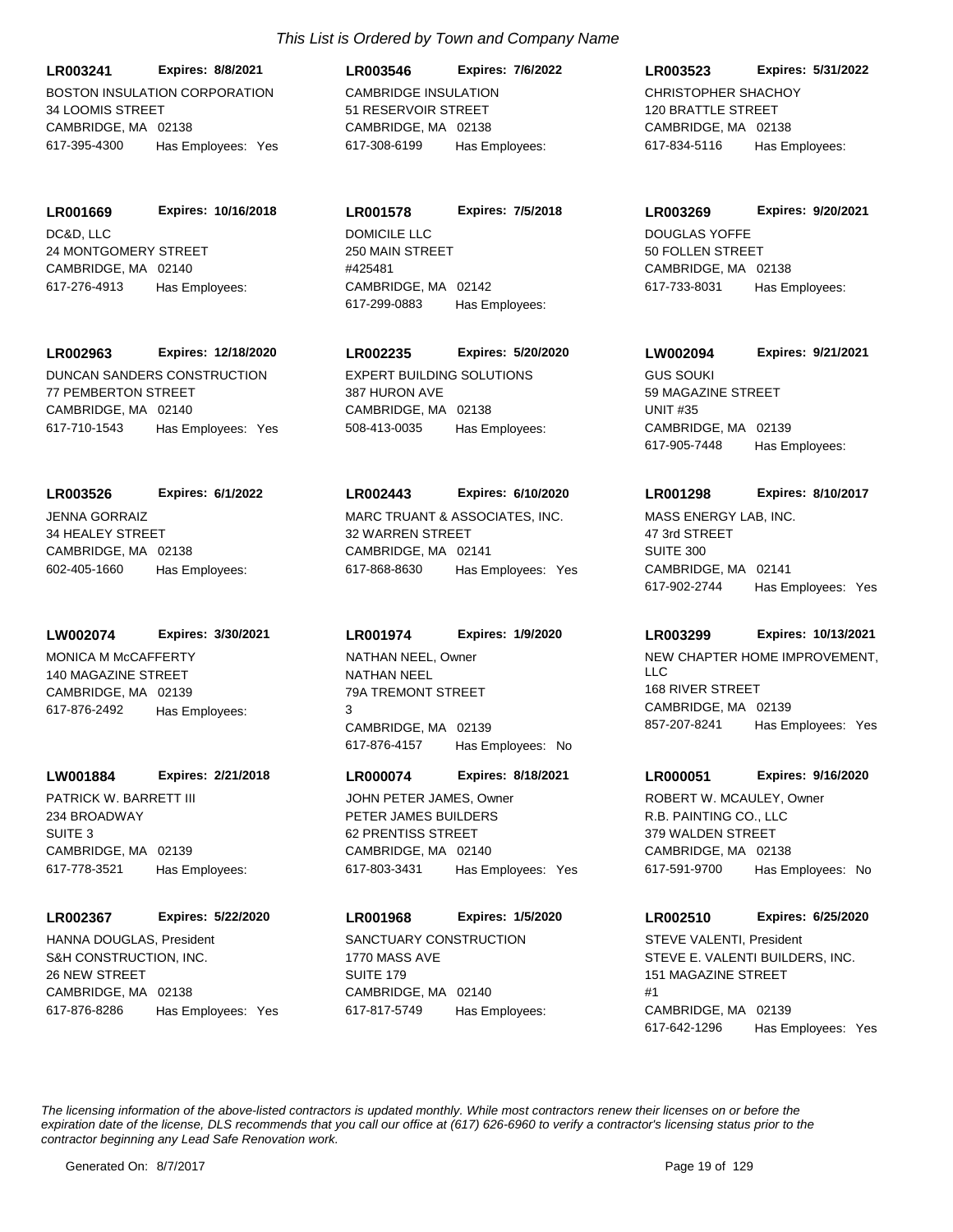*This List is Ordered by Town and Company Name*

**LR003241** **Expires: 8/8/2021**
BOSTON INSULATION CORPORATION
34 LOOMIS STREET
CAMBRIDGE, MA 02138
617-395-4300 Has Employees: Yes

**LR003546** **Expires: 7/6/2022**
CAMBRIDGE INSULATION
51 RESERVOIR STREET
CAMBRIDGE, MA 02138
617-308-6199 Has Employees:

**LR003523** **Expires: 5/31/2022**
CHRISTOPHER SHACHOY
120 BRATTLE STREET
CAMBRIDGE, MA 02138
617-834-5116 Has Employees:

**LR001669** **Expires: 10/16/2018**
DC&D, LLC
24 MONTGOMERY STREET
CAMBRIDGE, MA 02140
617-276-4913 Has Employees:

**LR001578** **Expires: 7/5/2018**
DOMICILE LLC
250 MAIN STREET
#425481
CAMBRIDGE, MA 02142
617-299-0883 Has Employees:

**LR003269** **Expires: 9/20/2021**
DOUGLAS YOFFE
50 FOLLEN STREET
CAMBRIDGE, MA 02138
617-733-8031 Has Employees:

**LR002963** **Expires: 12/18/2020**
DUNCAN SANDERS CONSTRUCTION
77 PEMBERTON STREET
CAMBRIDGE, MA 02140
617-710-1543 Has Employees: Yes

**LR002235** **Expires: 5/20/2020**
EXPERT BUILDING SOLUTIONS
387 HURON AVE
CAMBRIDGE, MA 02138
508-413-0035 Has Employees:

**LW002094** **Expires: 9/21/2021**
GUS SOUKI
59 MAGAZINE STREET
UNIT #35
CAMBRIDGE, MA 02139
617-905-7448 Has Employees:

**LR003526** **Expires: 6/1/2022**
JENNA GORRAIZ
34 HEALEY STREET
CAMBRIDGE, MA 02138
602-405-1660 Has Employees:

**LR002443** **Expires: 6/10/2020**
MARC TRUANT & ASSOCIATES, INC.
32 WARREN STREET
CAMBRIDGE, MA 02141
617-868-8630 Has Employees: Yes

**LR001298** **Expires: 8/10/2017**
MASS ENERGY LAB, INC.
47 3rd STREET
SUITE 300
CAMBRIDGE, MA 02141
617-902-2744 Has Employees: Yes

**LW002074** **Expires: 3/30/2021**
MONICA M McCAFFERTY
140 MAGAZINE STREET
CAMBRIDGE, MA 02139
617-876-2492 Has Employees:

**LR001974** **Expires: 1/9/2020**
NATHAN NEEL, Owner
NATHAN NEEL
79A TREMONT STREET
3
CAMBRIDGE, MA 02139
617-876-4157 Has Employees: No

**LR003299** **Expires: 10/13/2021**
NEW CHAPTER HOME IMPROVEMENT, LLC
168 RIVER STREET
CAMBRIDGE, MA 02139
857-207-8241 Has Employees: Yes

**LW001884** **Expires: 2/21/2018**
PATRICK W. BARRETT III
234 BROADWAY
SUITE 3
CAMBRIDGE, MA 02139
617-778-3521 Has Employees:

**LR000074** **Expires: 8/18/2021**
JOHN PETER JAMES, Owner
PETER JAMES BUILDERS
62 PRENTISS STREET
CAMBRIDGE, MA 02140
617-803-3431 Has Employees: Yes

**LR000051** **Expires: 9/16/2020**
ROBERT W. MCAULEY, Owner
R.B. PAINTING CO., LLC
379 WALDEN STREET
CAMBRIDGE, MA 02138
617-591-9700 Has Employees: No

**LR002367** **Expires: 5/22/2020**
HANNA DOUGLAS, President
S&H CONSTRUCTION, INC.
26 NEW STREET
CAMBRIDGE, MA 02138
617-876-8286 Has Employees: Yes

**LR001968** **Expires: 1/5/2020**
SANCTUARY CONSTRUCTION
1770 MASS AVE
SUITE 179
CAMBRIDGE, MA 02140
617-817-5749 Has Employees:

**LR002510** **Expires: 6/25/2020**
STEVE VALENTI, President
STEVE E. VALENTI BUILDERS, INC.
151 MAGAZINE STREET
#1
CAMBRIDGE, MA 02139
617-642-1296 Has Employees: Yes

*The licensing information of the above-listed contractors is updated monthly. While most contractors renew their licenses on or before the expiration date of the license, DLS recommends that you call our office at (617) 626-6960 to verify a contractor's licensing status prior to the contractor beginning any Lead Safe Renovation work.*

Generated On: 8/7/2017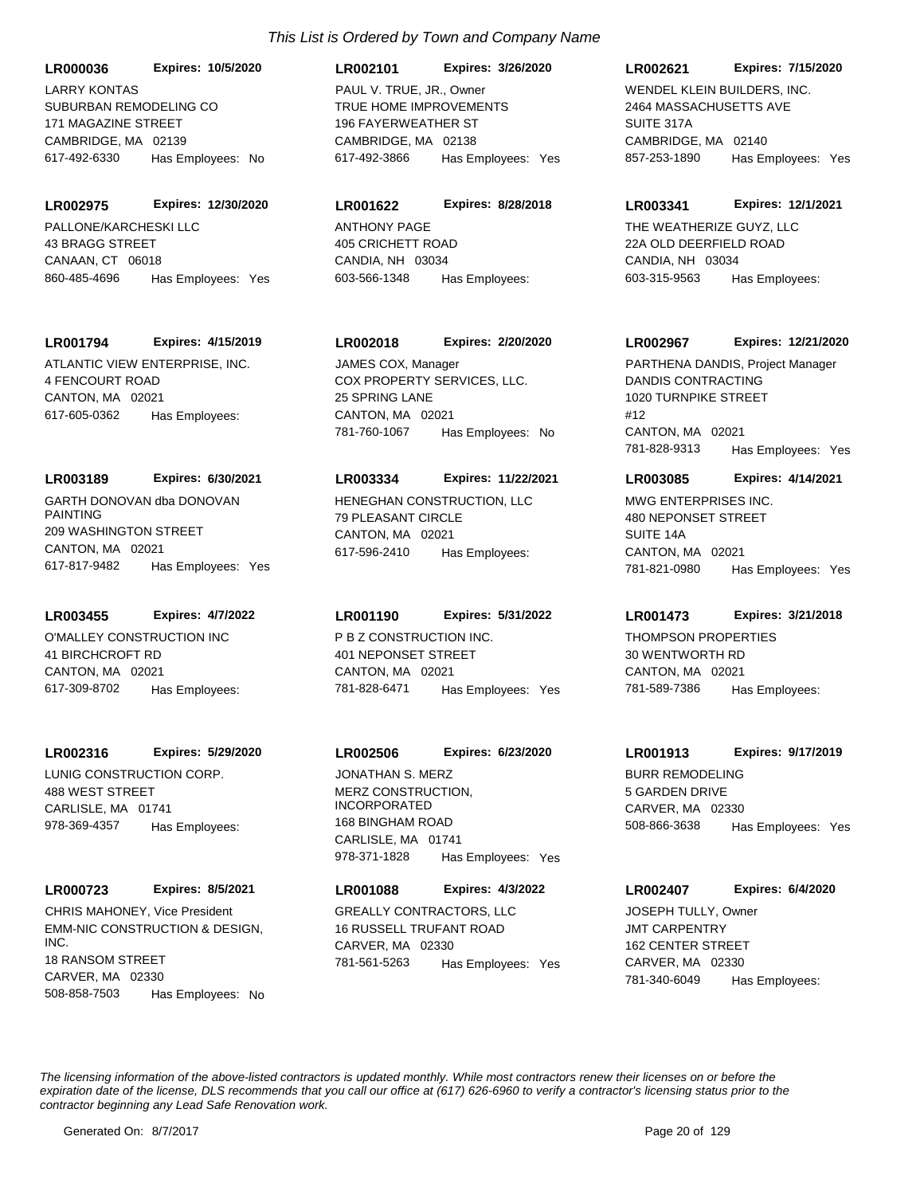*This List is Ordered by Town and Company Name*

**LR000036** **Expires: 10/5/2020**
LARRY KONTAS
SUBURBAN REMODELING CO
171 MAGAZINE STREET
CAMBRIDGE, MA 02139
617-492-6330 Has Employees: No

**LR002101** **Expires: 3/26/2020**
PAUL V. TRUE, JR., Owner
TRUE HOME IMPROVEMENTS
196 FAYERWEATHER ST
CAMBRIDGE, MA 02138
617-492-3866 Has Employees: Yes

**LR002621** **Expires: 7/15/2020**
WENDEL KLEIN BUILDERS, INC.
2464 MASSACHUSETTS AVE
SUITE 317A
CAMBRIDGE, MA 02140
857-253-1890 Has Employees: Yes

**LR002975** **Expires: 12/30/2020**
PALLONE/KARCHESKI LLC
43 BRAGG STREET
CANAAN, CT 06018
860-485-4696 Has Employees: Yes

**LR001622** **Expires: 8/28/2018**
ANTHONY PAGE
405 CRICHETT ROAD
CANDIA, NH 03034
603-566-1348 Has Employees:

**LR003341** **Expires: 12/1/2021**
THE WEATHERIZE GUYZ, LLC
22A OLD DEERFIELD ROAD
CANDIA, NH 03034
603-315-9563 Has Employees:

**LR001794** **Expires: 4/15/2019**
ATLANTIC VIEW ENTERPRISE, INC.
4 FENCOURT ROAD
CANTON, MA 02021
617-605-0362 Has Employees:

**LR002018** **Expires: 2/20/2020**
JAMES COX, Manager
COX PROPERTY SERVICES, LLC.
25 SPRING LANE
CANTON, MA 02021
781-760-1067 Has Employees: No

**LR002967** **Expires: 12/21/2020**
PARTHENA DANDIS, Project Manager
DANDIS CONTRACTING
1020 TURNPIKE STREET
#12
CANTON, MA 02021
781-828-9313 Has Employees: Yes

**LR003189** **Expires: 6/30/2021**
GARTH DONOVAN dba DONOVAN PAINTING
209 WASHINGTON STREET
CANTON, MA 02021
617-817-9482 Has Employees: Yes

**LR003334** **Expires: 11/22/2021**
HENEGHAN CONSTRUCTION, LLC
79 PLEASANT CIRCLE
CANTON, MA 02021
617-596-2410 Has Employees:

**LR003085** **Expires: 4/14/2021**
MWG ENTERPRISES INC.
480 NEPONSET STREET
SUITE 14A
CANTON, MA 02021
781-821-0980 Has Employees: Yes

**LR003455** **Expires: 4/7/2022**
O'MALLEY CONSTRUCTION INC
41 BIRCHCROFT RD
CANTON, MA 02021
617-309-8702 Has Employees:

**LR001190** **Expires: 5/31/2022**
P B Z CONSTRUCTION INC.
401 NEPONSET STREET
CANTON, MA 02021
781-828-6471 Has Employees: Yes

**LR001473** **Expires: 3/21/2018**
THOMPSON PROPERTIES
30 WENTWORTH RD
CANTON, MA 02021
781-589-7386 Has Employees:

**LR002316** **Expires: 5/29/2020**
LUNIG CONSTRUCTION CORP.
488 WEST STREET
CARLISLE, MA 01741
978-369-4357 Has Employees:

**LR002506** **Expires: 6/23/2020**
JONATHAN S. MERZ
MERZ CONSTRUCTION, INCORPORATED
168 BINGHAM ROAD
CARLISLE, MA 01741
978-371-1828 Has Employees: Yes

**LR001913** **Expires: 9/17/2019**
BURR REMODELING
5 GARDEN DRIVE
CARVER, MA 02330
508-866-3638 Has Employees: Yes

**LR000723** **Expires: 8/5/2021**
CHRIS MAHONEY, Vice President
EMM-NIC CONSTRUCTION & DESIGN, INC.
18 RANSOM STREET
CARVER, MA 02330
508-858-7503 Has Employees: No

**LR001088** **Expires: 4/3/2022**
GREALLY CONTRACTORS, LLC
16 RUSSELL TRUFANT ROAD
CARVER, MA 02330
781-561-5263 Has Employees: Yes

**LR002407** **Expires: 6/4/2020**
JOSEPH TULLY, Owner
JMT CARPENTRY
162 CENTER STREET
CARVER, MA 02330
781-340-6049 Has Employees:

*The licensing information of the above-listed contractors is updated monthly. While most contractors renew their licenses on or before the expiration date of the license, DLS recommends that you call our office at (617) 626-6960 to verify a contractor's licensing status prior to the contractor beginning any Lead Safe Renovation work.*

Generated On: 8/7/2017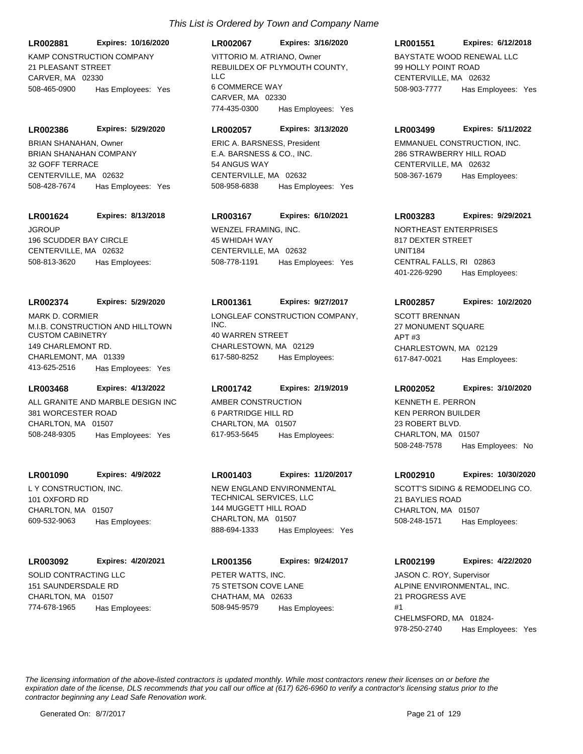*This List is Ordered by Town and Company Name*

**LR002881** **Expires: 10/16/2020**
KAMP CONSTRUCTION COMPANY
21 PLEASANT STREET
CARVER, MA 02330
508-465-0900 Has Employees: Yes

**LR002067** **Expires: 3/16/2020**
VITTORIO M. ATRIANO, Owner
REBUILDEX OF PLYMOUTH COUNTY, LLC
6 COMMERCE WAY
CARVER, MA 02330
774-435-0300 Has Employees: Yes

**LR001551** **Expires: 6/12/2018**
BAYSTATE WOOD RENEWAL LLC
99 HOLLY POINT ROAD
CENTERVILLE, MA 02632
508-903-7777 Has Employees: Yes

**LR002386** **Expires: 5/29/2020**
BRIAN SHANAHAN, Owner
BRIAN SHANAHAN COMPANY
32 GOFF TERRACE
CENTERVILLE, MA 02632
508-428-7674 Has Employees: Yes

**LR002057** **Expires: 3/13/2020**
ERIC A. BARSNESS, President
E.A. BARSNESS & CO., INC.
54 ANGUS WAY
CENTERVILLE, MA 02632
508-958-6838 Has Employees: Yes

**LR003499** **Expires: 5/11/2022**
EMMANUEL CONSTRUCTION, INC.
286 STRAWBERRY HILL ROAD
CENTERVILLE, MA 02632
508-367-1679 Has Employees:

**LR001624** **Expires: 8/13/2018**
JGROUP
196 SCUDDER BAY CIRCLE
CENTERVILLE, MA 02632
508-813-3620 Has Employees:

**LR003167** **Expires: 6/10/2021**
WENZEL FRAMING, INC.
45 WHIDAH WAY
CENTERVILLE, MA 02632
508-778-1191 Has Employees: Yes

**LR003283** **Expires: 9/29/2021**
NORTHEAST ENTERPRISES
817 DEXTER STREET
UNIT184
CENTRAL FALLS, RI 02863
401-226-9290 Has Employees:

**LR002374** **Expires: 5/29/2020**
MARK D. CORMIER
M.I.B. CONSTRUCTION AND HILLTOWN CUSTOM CABINETRY
149 CHARLEMONT RD.
CHARLEMONT, MA 01339
413-625-2516 Has Employees: Yes

**LR001361** **Expires: 9/27/2017**
LONGLEAF CONSTRUCTION COMPANY, INC.
40 WARREN STREET
CHARLESTOWN, MA 02129
617-580-8252 Has Employees:

**LR002857** **Expires: 10/2/2020**
SCOTT BRENNAN
27 MONUMENT SQUARE
APT #3
CHARLESTOWN, MA 02129
617-847-0021 Has Employees:

**LR003468** **Expires: 4/13/2022**
ALL GRANITE AND MARBLE DESIGN INC
381 WORCESTER ROAD
CHARLTON, MA 01507
508-248-9305 Has Employees: Yes

**LR001742** **Expires: 2/19/2019**
AMBER CONSTRUCTION
6 PARTRIDGE HILL RD
CHARLTON, MA 01507
617-953-5645 Has Employees:

**LR002052** **Expires: 3/10/2020**
KENNETH E. PERRON
KEN PERRON BUILDER
23 ROBERT BLVD.
CHARLTON, MA 01507
508-248-7578 Has Employees: No

**LR001090** **Expires: 4/9/2022**
L Y CONSTRUCTION, INC.
101 OXFORD RD
CHARLTON, MA 01507
609-532-9063 Has Employees:

**LR001403** **Expires: 11/20/2017**
NEW ENGLAND ENVIRONMENTAL TECHNICAL SERVICES, LLC
144 MUGGETT HILL ROAD
CHARLTON, MA 01507
888-694-1333 Has Employees: Yes

**LR002910** **Expires: 10/30/2020**
SCOTT'S SIDING & REMODELING CO.
21 BAYLIES ROAD
CHARLTON, MA 01507
508-248-1571 Has Employees:

**LR003092** **Expires: 4/20/2021**
SOLID CONTRACTING LLC
151 SAUNDERSDALE RD
CHARLTON, MA 01507
774-678-1965 Has Employees:

**LR001356** **Expires: 9/24/2017**
PETER WATTS, INC.
75 STETSON COVE LANE
CHATHAM, MA 02633
508-945-9579 Has Employees:

**LR002199** **Expires: 4/22/2020**
JASON C. ROY, Supervisor
ALPINE ENVIRONMENTAL, INC.
21 PROGRESS AVE
#1
CHELMSFORD, MA 01824-
978-250-2740 Has Employees: Yes

*The licensing information of the above-listed contractors is updated monthly. While most contractors renew their licenses on or before the expiration date of the license, DLS recommends that you call our office at (617) 626-6960 to verify a contractor's licensing status prior to the contractor beginning any Lead Safe Renovation work.*

Generated On: 8/7/2017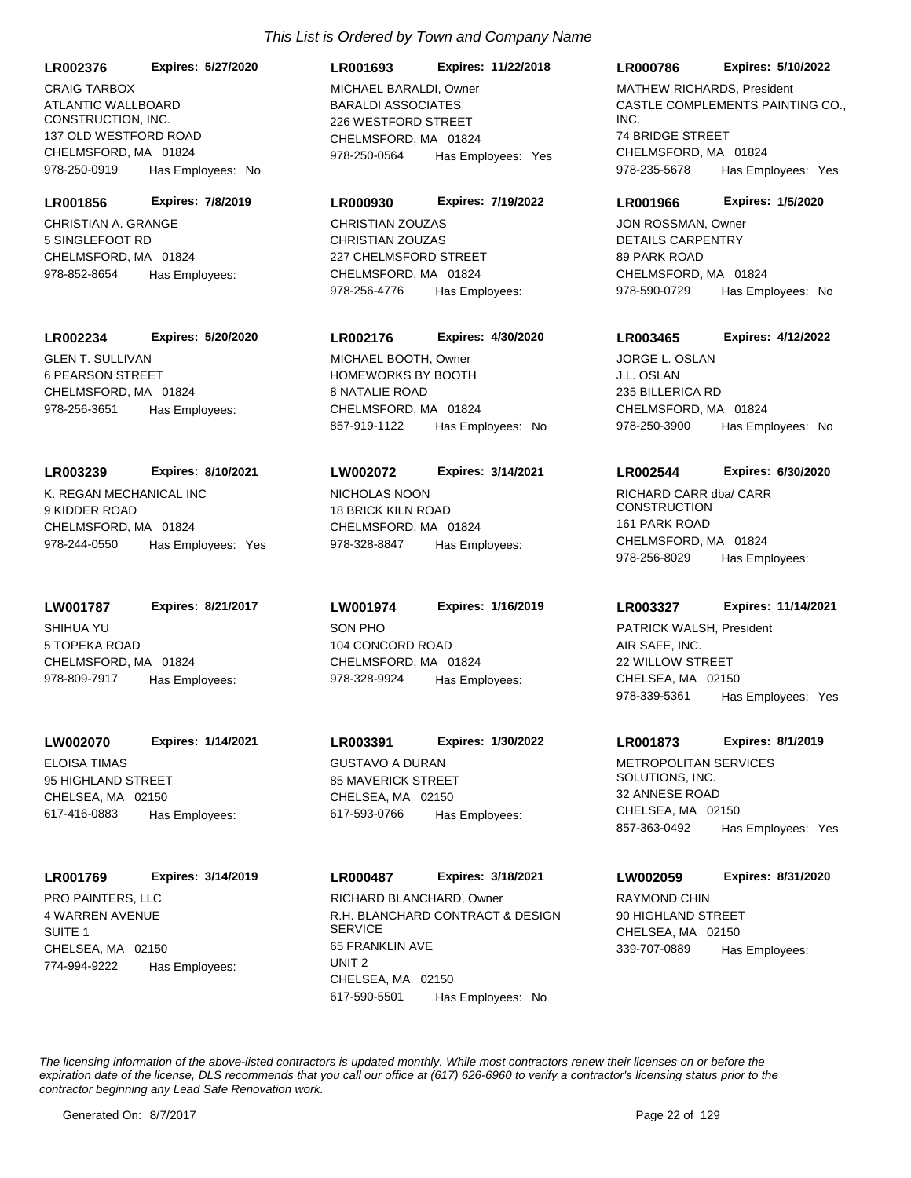*This List is Ordered by Town and Company Name*

**LR002376** **Expires: 5/27/2020**
CRAIG TARBOX
ATLANTIC WALLBOARD CONSTRUCTION, INC.
137 OLD WESTFORD ROAD
CHELMSFORD, MA 01824
978-250-0919 Has Employees: No

**LR001693** **Expires: 11/22/2018**
MICHAEL BARALDI, Owner
BARALDI ASSOCIATES
226 WESTFORD STREET
CHELMSFORD, MA 01824
978-250-0564 Has Employees: Yes

**LR000786** **Expires: 5/10/2022**
MATHEW RICHARDS, President
CASTLE COMPLEMENTS PAINTING CO., INC.
74 BRIDGE STREET
CHELMSFORD, MA 01824
978-235-5678 Has Employees: Yes

**LR001856** **Expires: 7/8/2019**
CHRISTIAN A. GRANGE
5 SINGLEFOOT RD
CHELMSFORD, MA 01824
978-852-8654 Has Employees:

**LR000930** **Expires: 7/19/2022**
CHRISTIAN ZOUZAS
CHRISTIAN ZOUZAS
227 CHELMSFORD STREET
CHELMSFORD, MA 01824
978-256-4776 Has Employees:

**LR001966** **Expires: 1/5/2020**
JON ROSSMAN, Owner
DETAILS CARPENTRY
89 PARK ROAD
CHELMSFORD, MA 01824
978-590-0729 Has Employees: No

**LR002234** **Expires: 5/20/2020**
GLEN T. SULLIVAN
6 PEARSON STREET
CHELMSFORD, MA 01824
978-256-3651 Has Employees:

**LR002176** **Expires: 4/30/2020**
MICHAEL BOOTH, Owner
HOMEWORKS BY BOOTH
8 NATALIE ROAD
CHELMSFORD, MA 01824
857-919-1122 Has Employees: No

**LR003465** **Expires: 4/12/2022**
JORGE L. OSLAN
J.L. OSLAN
235 BILLERICA RD
CHELMSFORD, MA 01824
978-250-3900 Has Employees: No

**LR003239** **Expires: 8/10/2021**
K. REGAN MECHANICAL INC
9 KIDDER ROAD
CHELMSFORD, MA 01824
978-244-0550 Has Employees: Yes

**LW002072** **Expires: 3/14/2021**
NICHOLAS NOON
18 BRICK KILN ROAD
CHELMSFORD, MA 01824
978-328-8847 Has Employees:

**LR002544** **Expires: 6/30/2020**
RICHARD CARR dba/ CARR CONSTRUCTION
161 PARK ROAD
CHELMSFORD, MA 01824
978-256-8029 Has Employees:

**LW001787** **Expires: 8/21/2017**
SHIHUA YU
5 TOPEKA ROAD
CHELMSFORD, MA 01824
978-809-7917 Has Employees:

**LW001974** **Expires: 1/16/2019**
SON PHO
104 CONCORD ROAD
CHELMSFORD, MA 01824
978-328-9924 Has Employees:

**LR003327** **Expires: 11/14/2021**
PATRICK WALSH, President
AIR SAFE, INC.
22 WILLOW STREET
CHELSEA, MA 02150
978-339-5361 Has Employees: Yes

**LW002070** **Expires: 1/14/2021**
ELOISA TIMAS
95 HIGHLAND STREET
CHELSEA, MA 02150
617-416-0883 Has Employees:

**LR003391** **Expires: 1/30/2022**
GUSTAVO A DURAN
85 MAVERICK STREET
CHELSEA, MA 02150
617-593-0766 Has Employees:

**LR001873** **Expires: 8/1/2019**
METROPOLITAN SERVICES SOLUTIONS, INC.
32 ANNESE ROAD
CHELSEA, MA 02150
857-363-0492 Has Employees: Yes

**LR001769** **Expires: 3/14/2019**
PRO PAINTERS, LLC
4 WARREN AVENUE
SUITE 1
CHELSEA, MA 02150
774-994-9222 Has Employees:

**LR000487** **Expires: 3/18/2021**
RICHARD BLANCHARD, Owner
R.H. BLANCHARD CONTRACT & DESIGN SERVICE
65 FRANKLIN AVE
UNIT 2
CHELSEA, MA 02150
617-590-5501 Has Employees: No

**LW002059** **Expires: 8/31/2020**
RAYMOND CHIN
90 HIGHLAND STREET
CHELSEA, MA 02150
339-707-0889 Has Employees:

*The licensing information of the above-listed contractors is updated monthly. While most contractors renew their licenses on or before the expiration date of the license, DLS recommends that you call our office at (617) 626-6960 to verify a contractor's licensing status prior to the contractor beginning any Lead Safe Renovation work.*

Generated On: 8/7/2017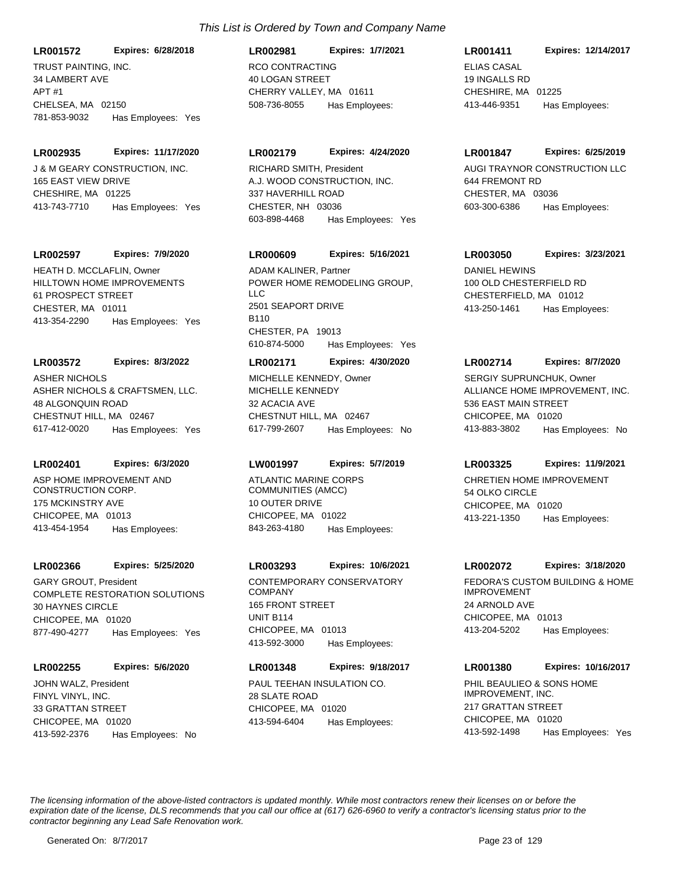*This List is Ordered by Town and Company Name*

**LR001572** **Expires: 6/28/2018**
TRUST PAINTING, INC.
34 LAMBERT AVE
APT #1
CHELSEA, MA 02150
781-853-9032 Has Employees: Yes

**LR002935** **Expires: 11/17/2020**
J & M GEARY CONSTRUCTION, INC.
165 EAST VIEW DRIVE
CHESHIRE, MA 01225
413-743-7710 Has Employees: Yes

**LR002597** **Expires: 7/9/2020**
HEATH D. MCCLAFLIN, Owner
HILLTOWN HOME IMPROVEMENTS
61 PROSPECT STREET
CHESTER, MA 01011
413-354-2290 Has Employees: Yes

**LR003572** **Expires: 8/3/2022**
ASHER NICHOLS
ASHER NICHOLS & CRAFTSMEN, LLC.
48 ALGONQUIN ROAD
CHESTNUT HILL, MA 02467
617-412-0020 Has Employees: Yes

**LR002401** **Expires: 6/3/2020**
ASP HOME IMPROVEMENT AND CONSTRUCTION CORP.
175 MCKINSTRY AVE
CHICOPEE, MA 01013
413-454-1954 Has Employees:

**LR002366** **Expires: 5/25/2020**
GARY GROUT, President
COMPLETE RESTORATION SOLUTIONS
30 HAYNES CIRCLE
CHICOPEE, MA 01020
877-490-4277 Has Employees: Yes

**LR002255** **Expires: 5/6/2020**
JOHN WALZ, President
FINYL VINYL, INC.
33 GRATTAN STREET
CHICOPEE, MA 01020
413-592-2376 Has Employees: No

**LR002981** **Expires: 1/7/2021**
RCO CONTRACTING
40 LOGAN STREET
CHERRY VALLEY, MA 01611
508-736-8055 Has Employees:

**LR002179** **Expires: 4/24/2020**
RICHARD SMITH, President
A.J. WOOD CONSTRUCTION, INC.
337 HAVERHILL ROAD
CHESTER, NH 03036
603-898-4468 Has Employees: Yes

**LR000609** **Expires: 5/16/2021**
ADAM KALINER, Partner
POWER HOME REMODELING GROUP, LLC
2501 SEAPORT DRIVE
B110
CHESTER, PA 19013
610-874-5000 Has Employees: Yes

**LR002171** **Expires: 4/30/2020**
MICHELLE KENNEDY, Owner
MICHELLE KENNEDY
32 ACACIA AVE
CHESTNUT HILL, MA 02467
617-799-2607 Has Employees: No

**LW001997** **Expires: 5/7/2019**
ATLANTIC MARINE CORPS COMMUNITIES (AMCC)
10 OUTER DRIVE
CHICOPEE, MA 01022
843-263-4180 Has Employees:

**LR003293** **Expires: 10/6/2021**
CONTEMPORARY CONSERVATORY COMPANY
165 FRONT STREET
UNIT B114
CHICOPEE, MA 01013
413-592-3000 Has Employees:

**LR001348** **Expires: 9/18/2017**
PAUL TEEHAN INSULATION CO.
28 SLATE ROAD
CHICOPEE, MA 01020
413-594-6404 Has Employees:

**LR001411** **Expires: 12/14/2017**
ELIAS CASAL
19 INGALLS RD
CHESHIRE, MA 01225
413-446-9351 Has Employees:

**LR001847** **Expires: 6/25/2019**
AUGI TRAYNOR CONSTRUCTION LLC
644 FREMONT RD
CHESTER, MA 03036
603-300-6386 Has Employees:

**LR003050** **Expires: 3/23/2021**
DANIEL HEWINS
100 OLD CHESTERFIELD RD
CHESTERFIELD, MA 01012
413-250-1461 Has Employees:

**LR002714** **Expires: 8/7/2020**
SERGIY SUPRUNCHUK, Owner
ALLIANCE HOME IMPROVEMENT, INC.
536 EAST MAIN STREET
CHICOPEE, MA 01020
413-883-3802 Has Employees: No

**LR003325** **Expires: 11/9/2021**
CHRETIEN HOME IMPROVEMENT
54 OLKO CIRCLE
CHICOPEE, MA 01020
413-221-1350 Has Employees:

**LR002072** **Expires: 3/18/2020**
FEDORA'S CUSTOM BUILDING & HOME IMPROVEMENT
24 ARNOLD AVE
CHICOPEE, MA 01013
413-204-5202 Has Employees:

**LR001380** **Expires: 10/16/2017**
PHIL BEAULIEO & SONS HOME IMPROVEMENT, INC.
217 GRATTAN STREET
CHICOPEE, MA 01020
413-592-1498 Has Employees: Yes

*The licensing information of the above-listed contractors is updated monthly. While most contractors renew their licenses on or before the expiration date of the license, DLS recommends that you call our office at (617) 626-6960 to verify a contractor's licensing status prior to the contractor beginning any Lead Safe Renovation work.*

Generated On: 8/7/2017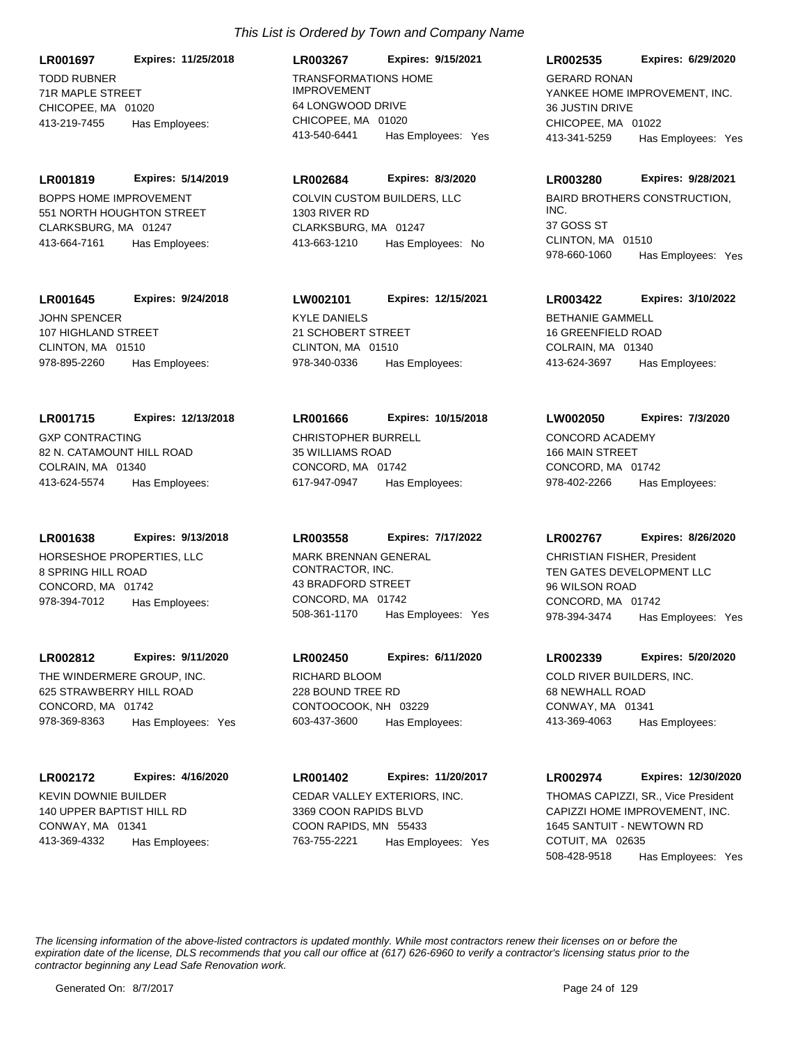*This List is Ordered by Town and Company Name*

**LR001697** **Expires: 11/25/2018**
TODD RUBNER
71R MAPLE STREET
CHICOPEE, MA 01020
413-219-7455 Has Employees:

**LR003267** **Expires: 9/15/2021**
TRANSFORMATIONS HOME IMPROVEMENT
64 LONGWOOD DRIVE
CHICOPEE, MA 01020
413-540-6441 Has Employees: Yes

**LR002535** **Expires: 6/29/2020**
GERARD RONAN
YANKEE HOME IMPROVEMENT, INC.
36 JUSTIN DRIVE
CHICOPEE, MA 01022
413-341-5259 Has Employees: Yes

**LR001819** **Expires: 5/14/2019**
BOPPS HOME IMPROVEMENT
551 NORTH HOUGHTON STREET
CLARKSBURG, MA 01247
413-664-7161 Has Employees:

**LR002684** **Expires: 8/3/2020**
COLVIN CUSTOM BUILDERS, LLC
1303 RIVER RD
CLARKSBURG, MA 01247
413-663-1210 Has Employees: No

**LR003280** **Expires: 9/28/2021**
BAIRD BROTHERS CONSTRUCTION, INC.
37 GOSS ST
CLINTON, MA 01510
978-660-1060 Has Employees: Yes

**LR001645** **Expires: 9/24/2018**
JOHN SPENCER
107 HIGHLAND STREET
CLINTON, MA 01510
978-895-2260 Has Employees:

**LW002101** **Expires: 12/15/2021**
KYLE DANIELS
21 SCHOBERT STREET
CLINTON, MA 01510
978-340-0336 Has Employees:

**LR003422** **Expires: 3/10/2022**
BETHANIE GAMMELL
16 GREENFIELD ROAD
COLRAIN, MA 01340
413-624-3697 Has Employees:

**LR001715** **Expires: 12/13/2018**
GXP CONTRACTING
82 N. CATAMOUNT HILL ROAD
COLRAIN, MA 01340
413-624-5574 Has Employees:

**LR001666** **Expires: 10/15/2018**
CHRISTOPHER BURRELL
35 WILLIAMS ROAD
CONCORD, MA 01742
617-947-0947 Has Employees:

**LW002050** **Expires: 7/3/2020**
CONCORD ACADEMY
166 MAIN STREET
CONCORD, MA 01742
978-402-2266 Has Employees:

**LR001638** **Expires: 9/13/2018**
HORSESHOE PROPERTIES, LLC
8 SPRING HILL ROAD
CONCORD, MA 01742
978-394-7012 Has Employees:

**LR003558** **Expires: 7/17/2022**
MARK BRENNAN GENERAL CONTRACTOR, INC.
43 BRADFORD STREET
CONCORD, MA 01742
508-361-1170 Has Employees: Yes

**LR002767** **Expires: 8/26/2020**
CHRISTIAN FISHER, President
TEN GATES DEVELOPMENT LLC
96 WILSON ROAD
CONCORD, MA 01742
978-394-3474 Has Employees: Yes

**LR002812** **Expires: 9/11/2020**
THE WINDERMERE GROUP, INC.
625 STRAWBERRY HILL ROAD
CONCORD, MA 01742
978-369-8363 Has Employees: Yes

**LR002450** **Expires: 6/11/2020**
RICHARD BLOOM
228 BOUND TREE RD
CONTOOCOOK, NH 03229
603-437-3600 Has Employees:

**LR002339** **Expires: 5/20/2020**
COLD RIVER BUILDERS, INC.
68 NEWHALL ROAD
CONWAY, MA 01341
413-369-4063 Has Employees:

**LR002172** **Expires: 4/16/2020**
KEVIN DOWNIE BUILDER
140 UPPER BAPTIST HILL RD
CONWAY, MA 01341
413-369-4332 Has Employees:

**LR001402** **Expires: 11/20/2017**
CEDAR VALLEY EXTERIORS, INC.
3369 COON RAPIDS BLVD
COON RAPIDS, MN 55433
763-755-2221 Has Employees: Yes

**LR002974** **Expires: 12/30/2020**
THOMAS CAPIZZI, SR., Vice President
CAPIZZI HOME IMPROVEMENT, INC.
1645 SANTUIT - NEWTOWN RD
COTUIT, MA 02635
508-428-9518 Has Employees: Yes

*The licensing information of the above-listed contractors is updated monthly. While most contractors renew their licenses on or before the expiration date of the license, DLS recommends that you call our office at (617) 626-6960 to verify a contractor's licensing status prior to the contractor beginning any Lead Safe Renovation work.*

Generated On: 8/7/2017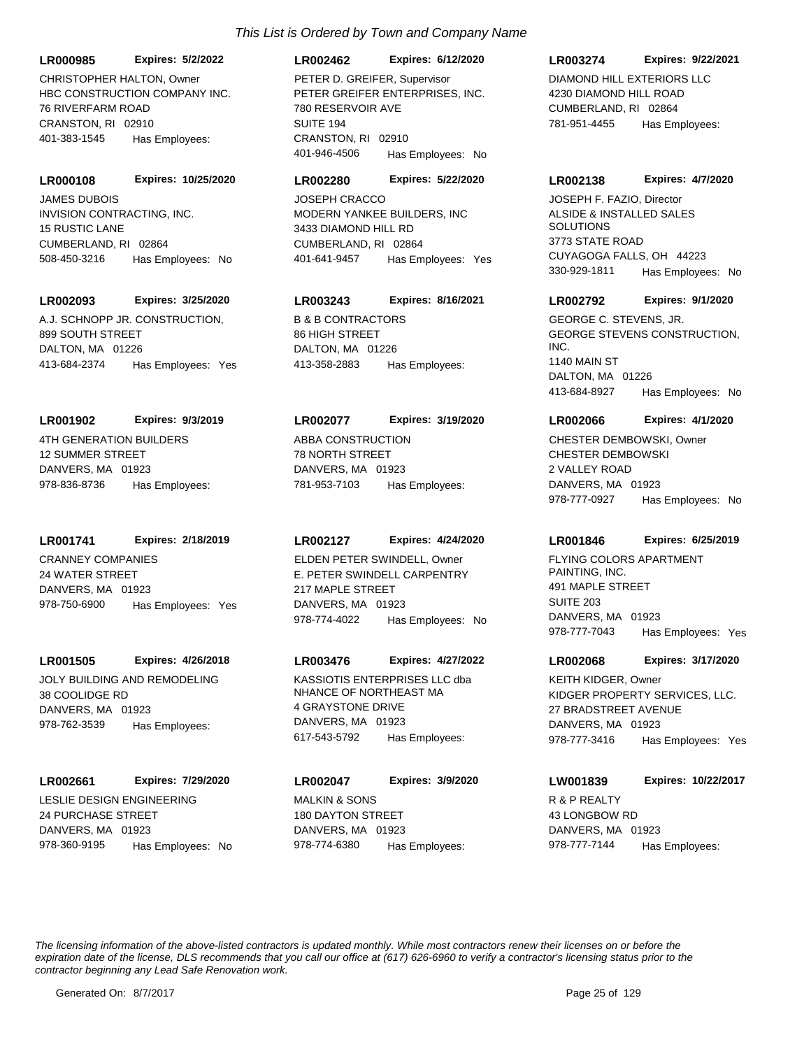*This List is Ordered by Town and Company Name*

**LR000985** **Expires: 5/2/2022**
CHRISTOPHER HALTON, Owner
HBC CONSTRUCTION COMPANY INC.
76 RIVERFARM ROAD
CRANSTON, RI 02910
401-383-1545 Has Employees:

**LR002462** **Expires: 6/12/2020**
PETER D. GREIFER, Supervisor
PETER GREIFER ENTERPRISES, INC.
780 RESERVOIR AVE
SUITE 194
CRANSTON, RI 02910
401-946-4506 Has Employees: No

**LR003274** **Expires: 9/22/2021**
DIAMOND HILL EXTERIORS LLC
4230 DIAMOND HILL ROAD
CUMBERLAND, RI 02864
781-951-4455 Has Employees:

**LR000108** **Expires: 10/25/2020**
JAMES DUBOIS
INVISION CONTRACTING, INC.
15 RUSTIC LANE
CUMBERLAND, RI 02864
508-450-3216 Has Employees: No

**LR002280** **Expires: 5/22/2020**
JOSEPH CRACCO
MODERN YANKEE BUILDERS, INC
3433 DIAMOND HILL RD
CUMBERLAND, RI 02864
401-641-9457 Has Employees: Yes

**LR002138** **Expires: 4/7/2020**
JOSEPH F. FAZIO, Director
ALSIDE & INSTALLED SALES SOLUTIONS
3773 STATE ROAD
CUYAGOGA FALLS, OH 44223
330-929-1811 Has Employees: No

**LR002093** **Expires: 3/25/2020**
A.J. SCHNOPP JR. CONSTRUCTION,
899 SOUTH STREET
DALTON, MA 01226
413-684-2374 Has Employees: Yes

**LR003243** **Expires: 8/16/2021**
B & B CONTRACTORS
86 HIGH STREET
DALTON, MA 01226
413-358-2883 Has Employees:

**LR002792** **Expires: 9/1/2020**
GEORGE C. STEVENS, JR.
GEORGE STEVENS CONSTRUCTION, INC.
1140 MAIN ST
DALTON, MA 01226
413-684-8927 Has Employees: No

**LR001902** **Expires: 9/3/2019**
4TH GENERATION BUILDERS
12 SUMMER STREET
DANVERS, MA 01923
978-836-8736 Has Employees:

**LR002077** **Expires: 3/19/2020**
ABBA CONSTRUCTION
78 NORTH STREET
DANVERS, MA 01923
781-953-7103 Has Employees:

**LR002066** **Expires: 4/1/2020**
CHESTER DEMBOWSKI, Owner
CHESTER DEMBOWSKI
2 VALLEY ROAD
DANVERS, MA 01923
978-777-0927 Has Employees: No

**LR001741** **Expires: 2/18/2019**
CRANNEY COMPANIES
24 WATER STREET
DANVERS, MA 01923
978-750-6900 Has Employees: Yes

**LR002127** **Expires: 4/24/2020**
ELDEN PETER SWINDELL, Owner
E. PETER SWINDELL CARPENTRY
217 MAPLE STREET
DANVERS, MA 01923
978-774-4022 Has Employees: No

**LR001846** **Expires: 6/25/2019**
FLYING COLORS APARTMENT PAINTING, INC.
491 MAPLE STREET
SUITE 203
DANVERS, MA 01923
978-777-7043 Has Employees: Yes

**LR001505** **Expires: 4/26/2018**
JOLY BUILDING AND REMODELING
38 COOLIDGE RD
DANVERS, MA 01923
978-762-3539 Has Employees:

**LR003476** **Expires: 4/27/2022**
KASSIOTIS ENTERPRISES LLC dba NHANCE OF NORTHEAST MA
4 GRAYSTONE DRIVE
DANVERS, MA 01923
617-543-5792 Has Employees:

**LR002068** **Expires: 3/17/2020**
KEITH KIDGER, Owner
KIDGER PROPERTY SERVICES, LLC.
27 BRADSTREET AVENUE
DANVERS, MA 01923
978-777-3416 Has Employees: Yes

**LR002661** **Expires: 7/29/2020**
LESLIE DESIGN ENGINEERING
24 PURCHASE STREET
DANVERS, MA 01923
978-360-9195 Has Employees: No

**LR002047** **Expires: 3/9/2020**
MALKIN & SONS
180 DAYTON STREET
DANVERS, MA 01923
978-774-6380 Has Employees:

**LW001839** **Expires: 10/22/2017**
R & P REALTY
43 LONGBOW RD
DANVERS, MA 01923
978-777-7144 Has Employees:

*The licensing information of the above-listed contractors is updated monthly. While most contractors renew their licenses on or before the expiration date of the license, DLS recommends that you call our office at (617) 626-6960 to verify a contractor's licensing status prior to the contractor beginning any Lead Safe Renovation work.*

Generated On: 8/7/2017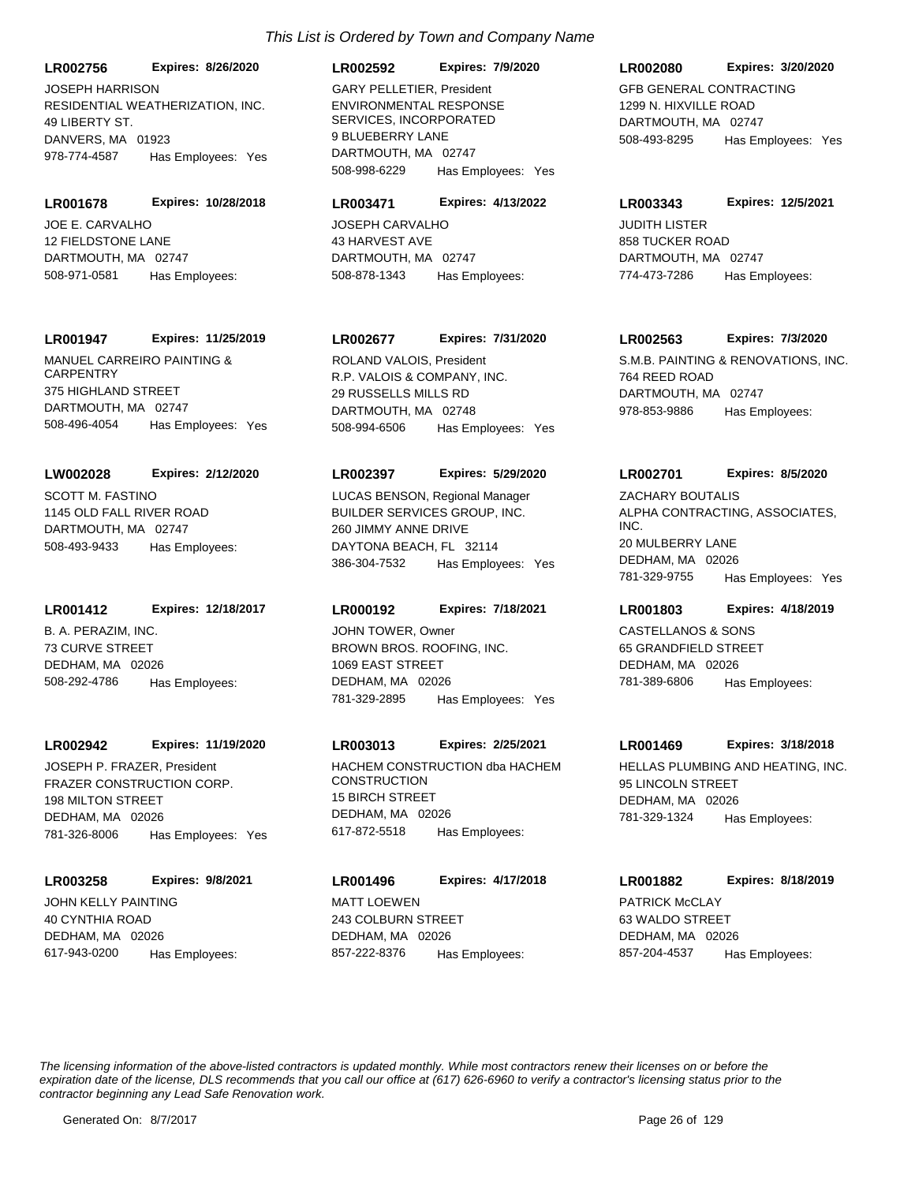*This List is Ordered by Town and Company Name*

**LR002756** **Expires: 8/26/2020**
JOSEPH HARRISON
RESIDENTIAL WEATHERIZATION, INC.
49 LIBERTY ST.
DANVERS, MA 01923
978-774-4587 Has Employees: Yes

**LR002592** **Expires: 7/9/2020**
GARY PELLETIER, President
ENVIRONMENTAL RESPONSE SERVICES, INCORPORATED
9 BLUEBERRY LANE
DARTMOUTH, MA 02747
508-998-6229 Has Employees: Yes

**LR002080** **Expires: 3/20/2020**
GFB GENERAL CONTRACTING
1299 N. HIXVILLE ROAD
DARTMOUTH, MA 02747
508-493-8295 Has Employees: Yes

**LR001678** **Expires: 10/28/2018**
JOE E. CARVALHO
12 FIELDSTONE LANE
DARTMOUTH, MA 02747
508-971-0581 Has Employees:

**LR003471** **Expires: 4/13/2022**
JOSEPH CARVALHO
43 HARVEST AVE
DARTMOUTH, MA 02747
508-878-1343 Has Employees:

**LR003343** **Expires: 12/5/2021**
JUDITH LISTER
858 TUCKER ROAD
DARTMOUTH, MA 02747
774-473-7286 Has Employees:

**LR001947** **Expires: 11/25/2019**
MANUEL CARREIRO PAINTING & CARPENTRY
375 HIGHLAND STREET
DARTMOUTH, MA 02747
508-496-4054 Has Employees: Yes

**LR002677** **Expires: 7/31/2020**
ROLAND VALOIS, President
R.P. VALOIS & COMPANY, INC.
29 RUSSELLS MILLS RD
DARTMOUTH, MA 02748
508-994-6506 Has Employees: Yes

**LR002563** **Expires: 7/3/2020**
S.M.B. PAINTING & RENOVATIONS, INC.
764 REED ROAD
DARTMOUTH, MA 02747
978-853-9886 Has Employees:

**LW002028** **Expires: 2/12/2020**
SCOTT M. FASTINO
1145 OLD FALL RIVER ROAD
DARTMOUTH, MA 02747
508-493-9433 Has Employees:

**LR002397** **Expires: 5/29/2020**
LUCAS BENSON, Regional Manager
BUILDER SERVICES GROUP, INC.
260 JIMMY ANNE DRIVE
DAYTONA BEACH, FL 32114
386-304-7532 Has Employees: Yes

**LR002701** **Expires: 8/5/2020**
ZACHARY BOUTALIS
ALPHA CONTRACTING, ASSOCIATES, INC.
20 MULBERRY LANE
DEDHAM, MA 02026
781-329-9755 Has Employees: Yes

**LR001412** **Expires: 12/18/2017**
B. A. PERAZIM, INC.
73 CURVE STREET
DEDHAM, MA 02026
508-292-4786 Has Employees:

**LR000192** **Expires: 7/18/2021**
JOHN TOWER, Owner
BROWN BROS. ROOFING, INC.
1069 EAST STREET
DEDHAM, MA 02026
781-329-2895 Has Employees: Yes

**LR001803** **Expires: 4/18/2019**
CASTELLANOS & SONS
65 GRANDFIELD STREET
DEDHAM, MA 02026
781-389-6806 Has Employees:

**LR002942** **Expires: 11/19/2020**
JOSEPH P. FRAZER, President
FRAZER CONSTRUCTION CORP.
198 MILTON STREET
DEDHAM, MA 02026
781-326-8006 Has Employees: Yes

**LR003013** **Expires: 2/25/2021**
HACHEM CONSTRUCTION dba HACHEM CONSTRUCTION
15 BIRCH STREET
DEDHAM, MA 02026
617-872-5518 Has Employees:

**LR001469** **Expires: 3/18/2018**
HELLAS PLUMBING AND HEATING, INC.
95 LINCOLN STREET
DEDHAM, MA 02026
781-329-1324 Has Employees:

**LR003258** **Expires: 9/8/2021**
JOHN KELLY PAINTING
40 CYNTHIA ROAD
DEDHAM, MA 02026
617-943-0200 Has Employees:

**LR001496** **Expires: 4/17/2018**
MATT LOEWEN
243 COLBURN STREET
DEDHAM, MA 02026
857-222-8376 Has Employees:

**LR001882** **Expires: 8/18/2019**
PATRICK McCLAY
63 WALDO STREET
DEDHAM, MA 02026
857-204-4537 Has Employees:

*The licensing information of the above-listed contractors is updated monthly. While most contractors renew their licenses on or before the expiration date of the license, DLS recommends that you call our office at (617) 626-6960 to verify a contractor's licensing status prior to the contractor beginning any Lead Safe Renovation work.*

Generated On: 8/7/2017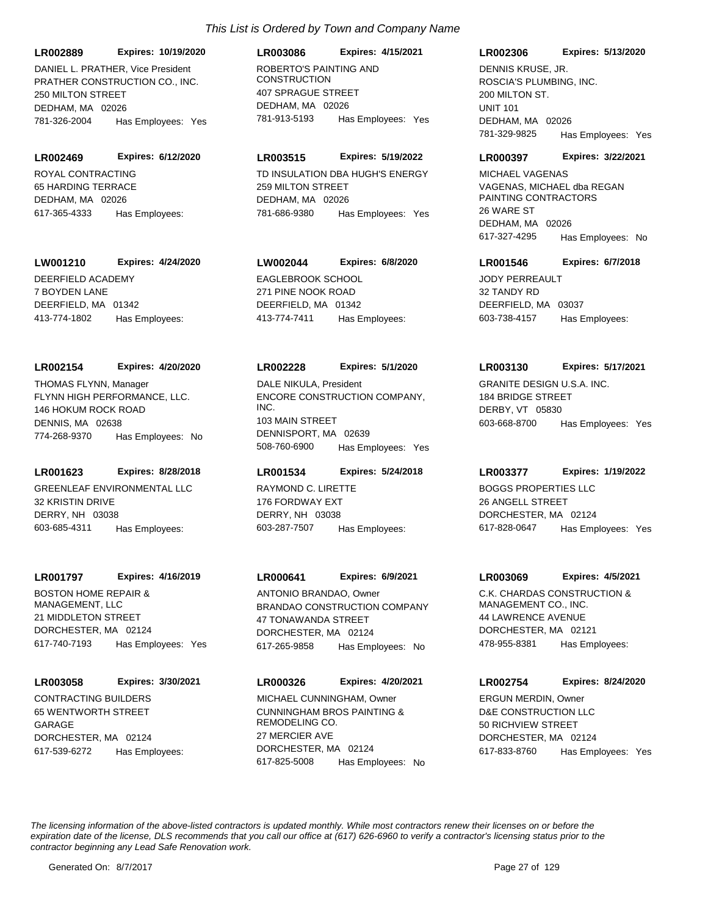*This List is Ordered by Town and Company Name*

**LR002889** **Expires: 10/19/2020**
DANIEL L. PRATHER, Vice President
PRATHER CONSTRUCTION CO., INC.
250 MILTON STREET
DEDHAM, MA 02026
781-326-2004 Has Employees: Yes

**LR003086** **Expires: 4/15/2021**
ROBERTO'S PAINTING AND CONSTRUCTION
407 SPRAGUE STREET
DEDHAM, MA 02026
781-913-5193 Has Employees: Yes

**LR002306** **Expires: 5/13/2020**
DENNIS KRUSE, JR.
ROSCIA'S PLUMBING, INC.
200 MILTON ST.
UNIT 101
DEDHAM, MA 02026
781-329-9825 Has Employees: Yes

**LR002469** **Expires: 6/12/2020**
ROYAL CONTRACTING
65 HARDING TERRACE
DEDHAM, MA 02026
617-365-4333 Has Employees:

**LR003515** **Expires: 5/19/2022**
TD INSULATION DBA HUGH'S ENERGY
259 MILTON STREET
DEDHAM, MA 02026
781-686-9380 Has Employees: Yes

**LR000397** **Expires: 3/22/2021**
MICHAEL VAGENAS
VAGENAS, MICHAEL dba REGAN PAINTING CONTRACTORS
26 WARE ST
DEDHAM, MA 02026
617-327-4295 Has Employees: No

**LW001210** **Expires: 4/24/2020**
DEERFIELD ACADEMY
7 BOYDEN LANE
DEERFIELD, MA 01342
413-774-1802 Has Employees:

**LW002044** **Expires: 6/8/2020**
EAGLEBROOK SCHOOL
271 PINE NOOK ROAD
DEERFIELD, MA 01342
413-774-7411 Has Employees:

**LR001546** **Expires: 6/7/2018**
JODY PERREAULT
32 TANDY RD
DEERFIELD, MA 03037
603-738-4157 Has Employees:

**LR002154** **Expires: 4/20/2020**
THOMAS FLYNN, Manager
FLYNN HIGH PERFORMANCE, LLC.
146 HOKUM ROCK ROAD
DENNIS, MA 02638
774-268-9370 Has Employees: No

**LR002228** **Expires: 5/1/2020**
DALE NIKULA, President
ENCORE CONSTRUCTION COMPANY, INC.
103 MAIN STREET
DENNISPORT, MA 02639
508-760-6900 Has Employees: Yes

**LR003130** **Expires: 5/17/2021**
GRANITE DESIGN U.S.A. INC.
184 BRIDGE STREET
DERBY, VT 05830
603-668-8700 Has Employees: Yes

**LR001623** **Expires: 8/28/2018**
GREENLEAF ENVIRONMENTAL LLC
32 KRISTIN DRIVE
DERRY, NH 03038
603-685-4311 Has Employees:

**LR001534** **Expires: 5/24/2018**
RAYMOND C. LIRETTE
176 FORDWAY EXT
DERRY, NH 03038
603-287-7507 Has Employees:

**LR003377** **Expires: 1/19/2022**
BOGGS PROPERTIES LLC
26 ANGELL STREET
DORCHESTER, MA 02124
617-828-0647 Has Employees: Yes

**LR001797** **Expires: 4/16/2019**
BOSTON HOME REPAIR & MANAGEMENT, LLC
21 MIDDLETON STREET
DORCHESTER, MA 02124
617-740-7193 Has Employees: Yes

**LR000641** **Expires: 6/9/2021**
ANTONIO BRANDAO, Owner
BRANDAO CONSTRUCTION COMPANY
47 TONAWANDA STREET
DORCHESTER, MA 02124
617-265-9858 Has Employees: No

**LR003069** **Expires: 4/5/2021**
C.K. CHARDAS CONSTRUCTION & MANAGEMENT CO., INC.
44 LAWRENCE AVENUE
DORCHESTER, MA 02121
478-955-8381 Has Employees:

**LR003058** **Expires: 3/30/2021**
CONTRACTING BUILDERS
65 WENTWORTH STREET
GARAGE
DORCHESTER, MA 02124
617-539-6272 Has Employees:

**LR000326** **Expires: 4/20/2021**
MICHAEL CUNNINGHAM, Owner
CUNNINGHAM BROS PAINTING & REMODELING CO.
27 MERCIER AVE
DORCHESTER, MA 02124
617-825-5008 Has Employees: No

**LR002754** **Expires: 8/24/2020**
ERGUN MERDIN, Owner
D&E CONSTRUCTION LLC
50 RICHVIEW STREET
DORCHESTER, MA 02124
617-833-8760 Has Employees: Yes

*The licensing information of the above-listed contractors is updated monthly. While most contractors renew their licenses on or before the expiration date of the license, DLS recommends that you call our office at (617) 626-6960 to verify a contractor's licensing status prior to the contractor beginning any Lead Safe Renovation work.*

Generated On: 8/7/2017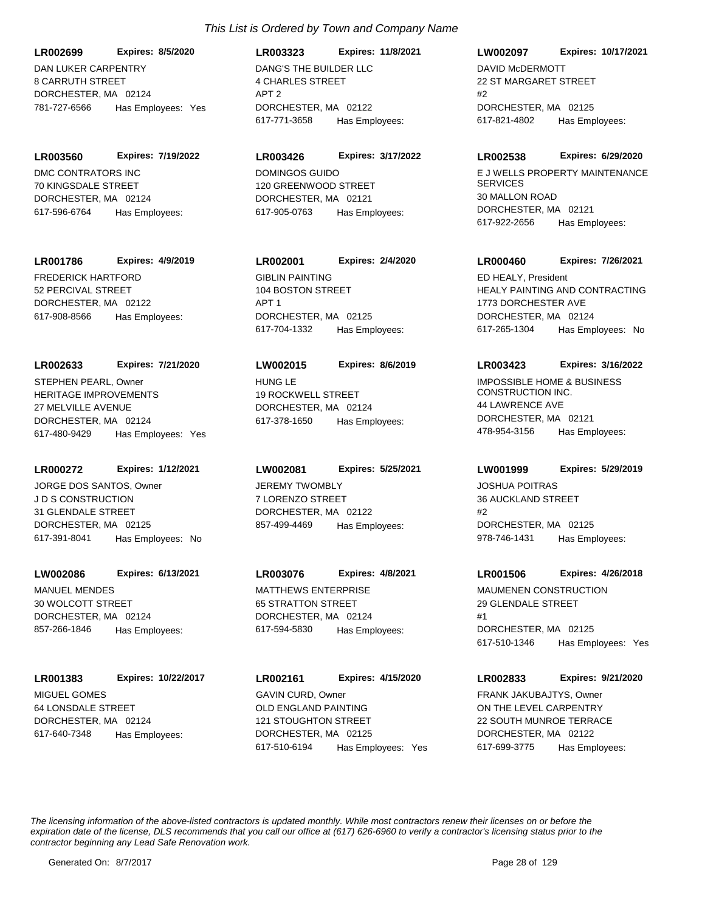*This List is Ordered by Town and Company Name*

**LR002699** **Expires: 8/5/2020**
DAN LUKER CARPENTRY
8 CARRUTH STREET
DORCHESTER, MA 02124
781-727-6566 Has Employees: Yes

**LR003323** **Expires: 11/8/2021**
DANG'S THE BUILDER LLC
4 CHARLES STREET
APT 2
DORCHESTER, MA 02122
617-771-3658 Has Employees:

**LW002097** **Expires: 10/17/2021**
DAVID McDERMOTT
22 ST MARGARET STREET
#2
DORCHESTER, MA 02125
617-821-4802 Has Employees:

**LR003560** **Expires: 7/19/2022**
DMC CONTRATORS INC
70 KINGSDALE STREET
DORCHESTER, MA 02124
617-596-6764 Has Employees:

**LR003426** **Expires: 3/17/2022**
DOMINGOS GUIDO
120 GREENWOOD STREET
DORCHESTER, MA 02121
617-905-0763 Has Employees:

**LR002538** **Expires: 6/29/2020**
E J WELLS PROPERTY MAINTENANCE SERVICES
30 MALLON ROAD
DORCHESTER, MA 02121
617-922-2656 Has Employees:

**LR001786** **Expires: 4/9/2019**
FREDERICK HARTFORD
52 PERCIVAL STREET
DORCHESTER, MA 02122
617-908-8566 Has Employees:

**LR002001** **Expires: 2/4/2020**
GIBLIN PAINTING
104 BOSTON STREET
APT 1
DORCHESTER, MA 02125
617-704-1332 Has Employees:

**LR000460** **Expires: 7/26/2021**
ED HEALY, President
HEALY PAINTING AND CONTRACTING
1773 DORCHESTER AVE
DORCHESTER, MA 02124
617-265-1304 Has Employees: No

**LR002633** **Expires: 7/21/2020**
STEPHEN PEARL, Owner
HERITAGE IMPROVEMENTS
27 MELVILLE AVENUE
DORCHESTER, MA 02124
617-480-9429 Has Employees: Yes

**LW002015** **Expires: 8/6/2019**
HUNG LE
19 ROCKWELL STREET
DORCHESTER, MA 02124
617-378-1650 Has Employees:

**LR003423** **Expires: 3/16/2022**
IMPOSSIBLE HOME & BUSINESS CONSTRUCTION INC.
44 LAWRENCE AVE
DORCHESTER, MA 02121
478-954-3156 Has Employees:

**LR000272** **Expires: 1/12/2021**
JORGE DOS SANTOS, Owner
J D S CONSTRUCTION
31 GLENDALE STREET
DORCHESTER, MA 02125
617-391-8041 Has Employees: No

**LW002081** **Expires: 5/25/2021**
JEREMY TWOMBLY
7 LORENZO STREET
DORCHESTER, MA 02122
857-499-4469 Has Employees:

**LW001999** **Expires: 5/29/2019**
JOSHUA POITRAS
36 AUCKLAND STREET
#2
DORCHESTER, MA 02125
978-746-1431 Has Employees:

**LW002086** **Expires: 6/13/2021**
MANUEL MENDES
30 WOLCOTT STREET
DORCHESTER, MA 02124
857-266-1846 Has Employees:

**LR003076** **Expires: 4/8/2021**
MATTHEWS ENTERPRISE
65 STRATTON STREET
DORCHESTER, MA 02124
617-594-5830 Has Employees:

**LR001506** **Expires: 4/26/2018**
MAUMENEN CONSTRUCTION
29 GLENDALE STREET
#1
DORCHESTER, MA 02125
617-510-1346 Has Employees: Yes

**LR001383** **Expires: 10/22/2017**
MIGUEL GOMES
64 LONSDALE STREET
DORCHESTER, MA 02124
617-640-7348 Has Employees:

**LR002161** **Expires: 4/15/2020**
GAVIN CURD, Owner
OLD ENGLAND PAINTING
121 STOUGHTON STREET
DORCHESTER, MA 02125
617-510-6194 Has Employees: Yes

**LR002833** **Expires: 9/21/2020**
FRANK JAKUBAJTYS, Owner
ON THE LEVEL CARPENTRY
22 SOUTH MUNROE TERRACE
DORCHESTER, MA 02122
617-699-3775 Has Employees:

*The licensing information of the above-listed contractors is updated monthly. While most contractors renew their licenses on or before the expiration date of the license, DLS recommends that you call our office at (617) 626-6960 to verify a contractor's licensing status prior to the contractor beginning any Lead Safe Renovation work.*

Generated On: 8/7/2017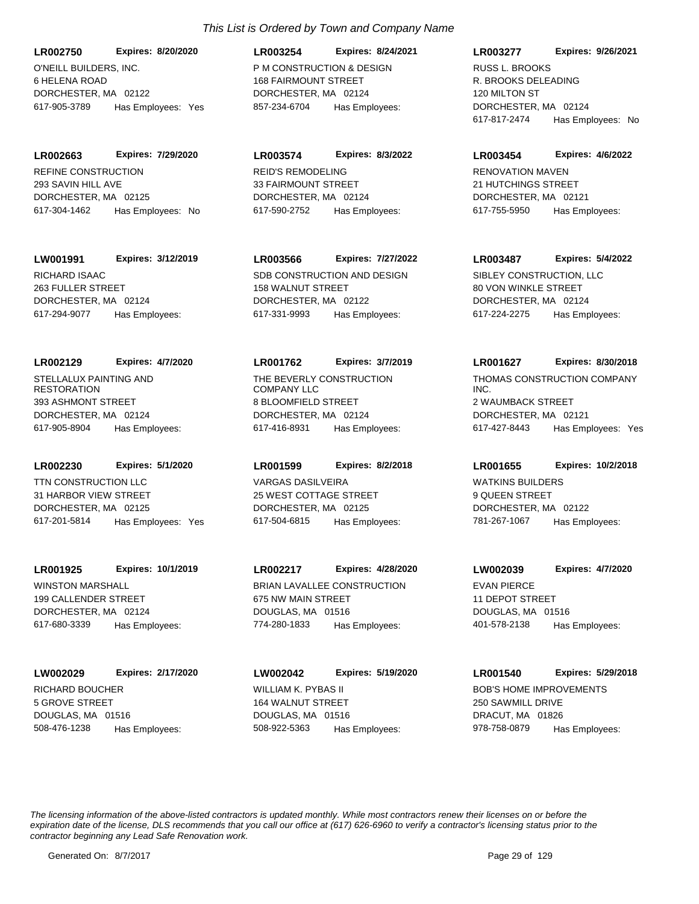*This List is Ordered by Town and Company Name*

**LR002750** **Expires: 8/20/2020**
O'NEILL BUILDERS, INC.
6 HELENA ROAD
DORCHESTER, MA 02122
617-905-3789 Has Employees: Yes

**LR003254** **Expires: 8/24/2021**
P M CONSTRUCTION & DESIGN
168 FAIRMOUNT STREET
DORCHESTER, MA 02124
857-234-6704 Has Employees:

**LR003277** **Expires: 9/26/2021**
RUSS L. BROOKS
R. BROOKS DELEADING
120 MILTON ST
DORCHESTER, MA 02124
617-817-2474 Has Employees: No

**LR002663** **Expires: 7/29/2020**
REFINE CONSTRUCTION
293 SAVIN HILL AVE
DORCHESTER, MA 02125
617-304-1462 Has Employees: No

**LR003574** **Expires: 8/3/2022**
REID'S REMODELING
33 FAIRMOUNT STREET
DORCHESTER, MA 02124
617-590-2752 Has Employees:

**LR003454** **Expires: 4/6/2022**
RENOVATION MAVEN
21 HUTCHINGS STREET
DORCHESTER, MA 02121
617-755-5950 Has Employees:

**LW001991** **Expires: 3/12/2019**
RICHARD ISAAC
263 FULLER STREET
DORCHESTER, MA 02124
617-294-9077 Has Employees:

**LR003566** **Expires: 7/27/2022**
SDB CONSTRUCTION AND DESIGN
158 WALNUT STREET
DORCHESTER, MA 02122
617-331-9993 Has Employees:

**LR003487** **Expires: 5/4/2022**
SIBLEY CONSTRUCTION, LLC
80 VON WINKLE STREET
DORCHESTER, MA 02124
617-224-2275 Has Employees:

**LR002129** **Expires: 4/7/2020**
STELLALUX PAINTING AND RESTORATION
393 ASHMONT STREET
DORCHESTER, MA 02124
617-905-8904 Has Employees:

**LR001762** **Expires: 3/7/2019**
THE BEVERLY CONSTRUCTION COMPANY LLC
8 BLOOMFIELD STREET
DORCHESTER, MA 02124
617-416-8931 Has Employees:

**LR001627** **Expires: 8/30/2018**
THOMAS CONSTRUCTION COMPANY INC.
2 WAUMBACK STREET
DORCHESTER, MA 02121
617-427-8443 Has Employees: Yes

**LR002230** **Expires: 5/1/2020**
TTN CONSTRUCTION LLC
31 HARBOR VIEW STREET
DORCHESTER, MA 02125
617-201-5814 Has Employees: Yes

**LR001599** **Expires: 8/2/2018**
VARGAS DASILVEIRA
25 WEST COTTAGE STREET
DORCHESTER, MA 02125
617-504-6815 Has Employees:

**LR001655** **Expires: 10/2/2018**
WATKINS BUILDERS
9 QUEEN STREET
DORCHESTER, MA 02122
781-267-1067 Has Employees:

**LR001925** **Expires: 10/1/2019**
WINSTON MARSHALL
199 CALLENDER STREET
DORCHESTER, MA 02124
617-680-3339 Has Employees:

**LR002217** **Expires: 4/28/2020**
BRIAN LAVALLEE CONSTRUCTION
675 NW MAIN STREET
DOUGLAS, MA 01516
774-280-1833 Has Employees:

**LW002039** **Expires: 4/7/2020**
EVAN PIERCE
11 DEPOT STREET
DOUGLAS, MA 01516
401-578-2138 Has Employees:

**LW002029** **Expires: 2/17/2020**
RICHARD BOUCHER
5 GROVE STREET
DOUGLAS, MA 01516
508-476-1238 Has Employees:

**LW002042** **Expires: 5/19/2020**
WILLIAM K. PYBAS II
164 WALNUT STREET
DOUGLAS, MA 01516
508-922-5363 Has Employees:

**LR001540** **Expires: 5/29/2018**
BOB'S HOME IMPROVEMENTS
250 SAWMILL DRIVE
DRACUT, MA 01826
978-758-0879 Has Employees:

*The licensing information of the above-listed contractors is updated monthly. While most contractors renew their licenses on or before the expiration date of the license, DLS recommends that you call our office at (617) 626-6960 to verify a contractor's licensing status prior to the contractor beginning any Lead Safe Renovation work.*

Generated On: 8/7/2017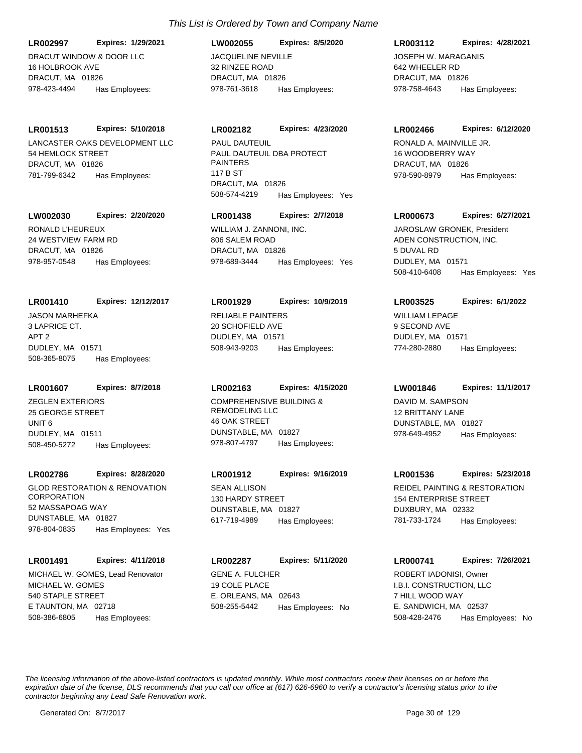*This List is Ordered by Town and Company Name*

**LR002997** **Expires: 1/29/2021**
DRACUT WINDOW & DOOR LLC
16 HOLBROOK AVE
DRACUT, MA 01826
978-423-4494 Has Employees:

**LW002055** **Expires: 8/5/2020**
JACQUELINE NEVILLE
32 RINZEE ROAD
DRACUT, MA 01826
978-761-3618 Has Employees:

**LR003112** **Expires: 4/28/2021**
JOSEPH W. MARAGANIS
642 WHEELER RD
DRACUT, MA 01826
978-758-4643 Has Employees:

**LR001513** **Expires: 5/10/2018**
LANCASTER OAKS DEVELOPMENT LLC
54 HEMLOCK STREET
DRACUT, MA 01826
781-799-6342 Has Employees:

**LR002182** **Expires: 4/23/2020**
PAUL DAUTEUIL
PAUL DAUTEUIL DBA PROTECT PAINTERS
117 B ST
DRACUT, MA 01826
508-574-4219 Has Employees: Yes

**LR002466** **Expires: 6/12/2020**
RONALD A. MAINVILLE JR.
16 WOODBERRY WAY
DRACUT, MA 01826
978-590-8979 Has Employees:

**LW002030** **Expires: 2/20/2020**
RONALD L'HEUREUX
24 WESTVIEW FARM RD
DRACUT, MA 01826
978-957-0548 Has Employees:

**LR001438** **Expires: 2/7/2018**
WILLIAM J. ZANNONI, INC.
806 SALEM ROAD
DRACUT, MA 01826
978-689-3444 Has Employees: Yes

**LR000673** **Expires: 6/27/2021**
JAROSLAW GRONEK, President
ADEN CONSTRUCTION, INC.
5 DUVAL RD
DUDLEY, MA 01571
508-410-6408 Has Employees: Yes

**LR001410** **Expires: 12/12/2017**
JASON MARHEFKA
3 LAPRICE CT.
APT 2
DUDLEY, MA 01571
508-365-8075 Has Employees:

**LR001929** **Expires: 10/9/2019**
RELIABLE PAINTERS
20 SCHOFIELD AVE
DUDLEY, MA 01571
508-943-9203 Has Employees:

**LR003525** **Expires: 6/1/2022**
WILLIAM LEPAGE
9 SECOND AVE
DUDLEY, MA 01571
774-280-2880 Has Employees:

**LR001607** **Expires: 8/7/2018**
ZEGLEN EXTERIORS
25 GEORGE STREET
UNIT 6
DUDLEY, MA 01511
508-450-5272 Has Employees:

**LR002163** **Expires: 4/15/2020**
COMPREHENSIVE BUILDING & REMODELING LLC
46 OAK STREET
DUNSTABLE, MA 01827
978-807-4797 Has Employees:

**LW001846** **Expires: 11/1/2017**
DAVID M. SAMPSON
12 BRITTANY LANE
DUNSTABLE, MA 01827
978-649-4952 Has Employees:

**LR002786** **Expires: 8/28/2020**
GLOD RESTORATION & RENOVATION CORPORATION
52 MASSAPOAG WAY
DUNSTABLE, MA 01827
978-804-0835 Has Employees: Yes

**LR001912** **Expires: 9/16/2019**
SEAN ALLISON
130 HARDY STREET
DUNSTABLE, MA 01827
617-719-4989 Has Employees:

**LR001536** **Expires: 5/23/2018**
REIDEL PAINTING & RESTORATION
154 ENTERPRISE STREET
DUXBURY, MA 02332
781-733-1724 Has Employees:

**LR001491** **Expires: 4/11/2018**
MICHAEL W. GOMES, Lead Renovator
MICHAEL W. GOMES
540 STAPLE STREET
E TAUNTON, MA 02718
508-386-6805 Has Employees:

**LR002287** **Expires: 5/11/2020**
GENE A. FULCHER
19 COLE PLACE
E. ORLEANS, MA 02643
508-255-5442 Has Employees: No

**LR000741** **Expires: 7/26/2021**
ROBERT IADONISI, Owner
I.B.I. CONSTRUCTION, LLC
7 HILL WOOD WAY
E. SANDWICH, MA 02537
508-428-2476 Has Employees: No

*The licensing information of the above-listed contractors is updated monthly. While most contractors renew their licenses on or before the expiration date of the license, DLS recommends that you call our office at (617) 626-6960 to verify a contractor's licensing status prior to the contractor beginning any Lead Safe Renovation work.*

Generated On: 8/7/2017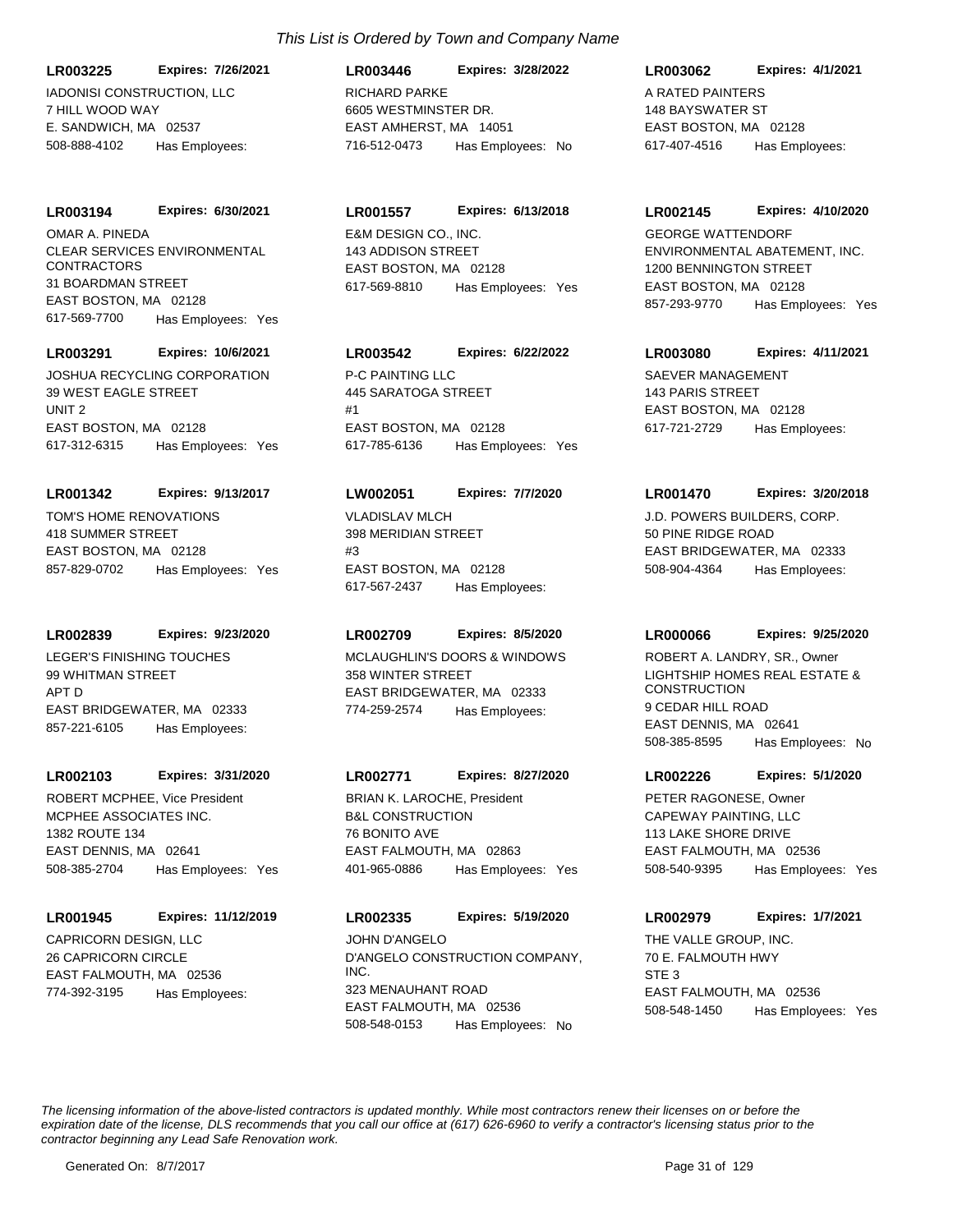*This List is Ordered by Town and Company Name*

**LR003225** **Expires: 7/26/2021**
IADONISI CONSTRUCTION, LLC
7 HILL WOOD WAY
E. SANDWICH, MA 02537
508-888-4102 Has Employees:

**LR003446** **Expires: 3/28/2022**
RICHARD PARKE
6605 WESTMINSTER DR.
EAST AMHERST, MA 14051
716-512-0473 Has Employees: No

**LR003062** **Expires: 4/1/2021**
A RATED PAINTERS
148 BAYSWATER ST
EAST BOSTON, MA 02128
617-407-4516 Has Employees:

**LR003194** **Expires: 6/30/2021**
OMAR A. PINEDA
CLEAR SERVICES ENVIRONMENTAL CONTRACTORS
31 BOARDMAN STREET
EAST BOSTON, MA 02128
617-569-7700 Has Employees: Yes

**LR001557** **Expires: 6/13/2018**
E&M DESIGN CO., INC.
143 ADDISON STREET
EAST BOSTON, MA 02128
617-569-8810 Has Employees: Yes

**LR002145** **Expires: 4/10/2020**
GEORGE WATTENDORF
ENVIRONMENTAL ABATEMENT, INC.
1200 BENNINGTON STREET
EAST BOSTON, MA 02128
857-293-9770 Has Employees: Yes

**LR003291** **Expires: 10/6/2021**
JOSHUA RECYCLING CORPORATION
39 WEST EAGLE STREET
UNIT 2
EAST BOSTON, MA 02128
617-312-6315 Has Employees: Yes

**LR003542** **Expires: 6/22/2022**
P-C PAINTING LLC
445 SARATOGA STREET
#1
EAST BOSTON, MA 02128
617-785-6136 Has Employees: Yes

**LR003080** **Expires: 4/11/2021**
SAEVER MANAGEMENT
143 PARIS STREET
EAST BOSTON, MA 02128
617-721-2729 Has Employees:

**LR001342** **Expires: 9/13/2017**
TOM'S HOME RENOVATIONS
418 SUMMER STREET
EAST BOSTON, MA 02128
857-829-0702 Has Employees: Yes

**LW002051** **Expires: 7/7/2020**
VLADISLAV MLCH
398 MERIDIAN STREET
#3
EAST BOSTON, MA 02128
617-567-2437 Has Employees:

**LR001470** **Expires: 3/20/2018**
J.D. POWERS BUILDERS, CORP.
50 PINE RIDGE ROAD
EAST BRIDGEWATER, MA 02333
508-904-4364 Has Employees:

**LR002839** **Expires: 9/23/2020**
LEGER'S FINISHING TOUCHES
99 WHITMAN STREET
APT D
EAST BRIDGEWATER, MA 02333
857-221-6105 Has Employees:

**LR002709** **Expires: 8/5/2020**
MCLAUGHLIN'S DOORS & WINDOWS
358 WINTER STREET
EAST BRIDGEWATER, MA 02333
774-259-2574 Has Employees:

**LR000066** **Expires: 9/25/2020**
ROBERT A. LANDRY, SR., Owner
LIGHTSHIP HOMES REAL ESTATE & CONSTRUCTION
9 CEDAR HILL ROAD
EAST DENNIS, MA 02641
508-385-8595 Has Employees: No

**LR002103** **Expires: 3/31/2020**
ROBERT MCPHEE, Vice President
MCPHEE ASSOCIATES INC.
1382 ROUTE 134
EAST DENNIS, MA 02641
508-385-2704 Has Employees: Yes

**LR002771** **Expires: 8/27/2020**
BRIAN K. LAROCHE, President
B&L CONSTRUCTION
76 BONITO AVE
EAST FALMOUTH, MA 02863
401-965-0886 Has Employees: Yes

**LR002226** **Expires: 5/1/2020**
PETER RAGONESE, Owner
CAPEWAY PAINTING, LLC
113 LAKE SHORE DRIVE
EAST FALMOUTH, MA 02536
508-540-9395 Has Employees: Yes

**LR001945** **Expires: 11/12/2019**
CAPRICORN DESIGN, LLC
26 CAPRICORN CIRCLE
EAST FALMOUTH, MA 02536
774-392-3195 Has Employees:

**LR002335** **Expires: 5/19/2020**
JOHN D'ANGELO
D'ANGELO CONSTRUCTION COMPANY, INC.
323 MENAUHANT ROAD
EAST FALMOUTH, MA 02536
508-548-0153 Has Employees: No

**LR002979** **Expires: 1/7/2021**
THE VALLE GROUP, INC.
70 E. FALMOUTH HWY
STE 3
EAST FALMOUTH, MA 02536
508-548-1450 Has Employees: Yes

*The licensing information of the above-listed contractors is updated monthly. While most contractors renew their licenses on or before the expiration date of the license, DLS recommends that you call our office at (617) 626-6960 to verify a contractor's licensing status prior to the contractor beginning any Lead Safe Renovation work.*

Generated On: 8/7/2017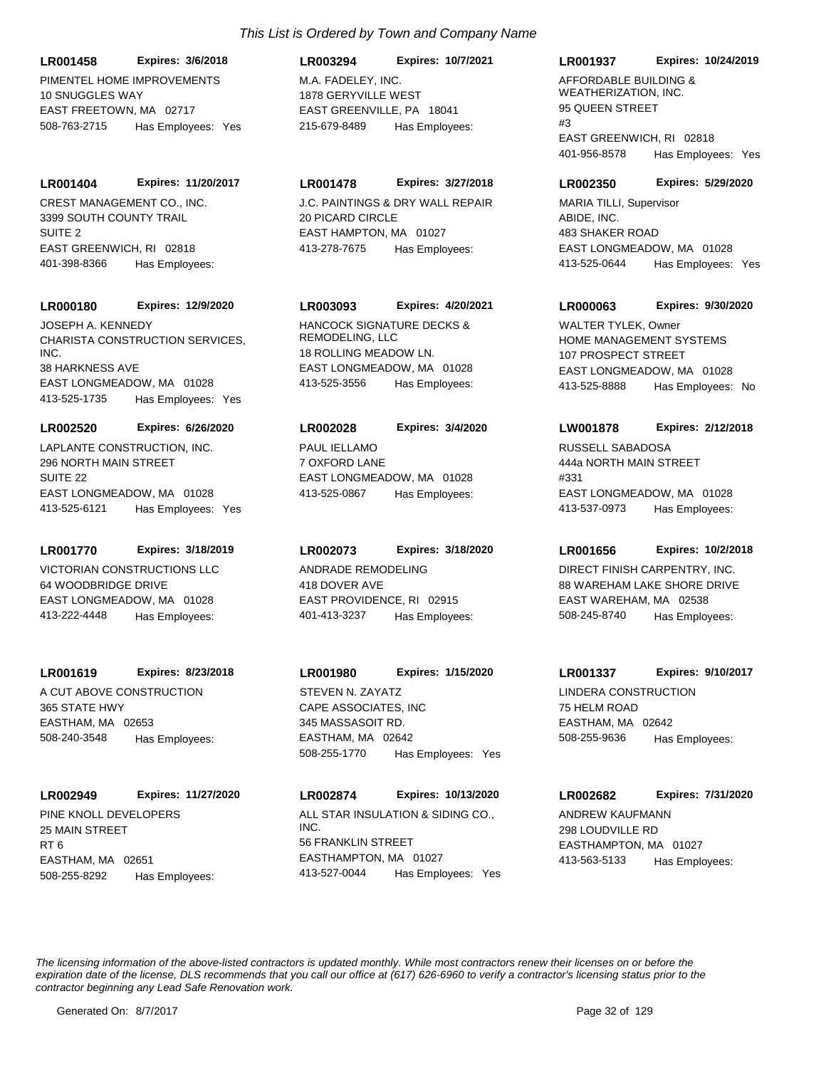*This List is Ordered by Town and Company Name*

**LR001458** **Expires: 3/6/2018**
PIMENTEL HOME IMPROVEMENTS
10 SNUGGLES WAY
EAST FREETOWN, MA 02717
508-763-2715 Has Employees: Yes

**LR003294** **Expires: 10/7/2021**
M.A. FADELEY, INC.
1878 GERYVILLE WEST
EAST GREENVILLE, PA 18041
215-679-8489 Has Employees:

**LR001937** **Expires: 10/24/2019**
AFFORDABLE BUILDING & WEATHERIZATION, INC.
95 QUEEN STREET
#3
EAST GREENWICH, RI 02818
401-956-8578 Has Employees: Yes

**LR001404** **Expires: 11/20/2017**
CREST MANAGEMENT CO., INC.
3399 SOUTH COUNTY TRAIL
SUITE 2
EAST GREENWICH, RI 02818
401-398-8366 Has Employees:

**LR001478** **Expires: 3/27/2018**
J.C. PAINTINGS & DRY WALL REPAIR
20 PICARD CIRCLE
EAST HAMPTON, MA 01027
413-278-7675 Has Employees:

**LR002350** **Expires: 5/29/2020**
MARIA TILLI, Supervisor
ABIDE, INC.
483 SHAKER ROAD
EAST LONGMEADOW, MA 01028
413-525-0644 Has Employees: Yes

**LR000180** **Expires: 12/9/2020**
JOSEPH A. KENNEDY
CHARISTA CONSTRUCTION SERVICES, INC.
38 HARKNESS AVE
EAST LONGMEADOW, MA 01028
413-525-1735 Has Employees: Yes

**LR003093** **Expires: 4/20/2021**
HANCOCK SIGNATURE DECKS & REMODELING, LLC
18 ROLLING MEADOW LN.
EAST LONGMEADOW, MA 01028
413-525-3556 Has Employees:

**LR000063** **Expires: 9/30/2020**
WALTER TYLEK, Owner
HOME MANAGEMENT SYSTEMS
107 PROSPECT STREET
EAST LONGMEADOW, MA 01028
413-525-8888 Has Employees: No

**LR002520** **Expires: 6/26/2020**
LAPLANTE CONSTRUCTION, INC.
296 NORTH MAIN STREET
SUITE 22
EAST LONGMEADOW, MA 01028
413-525-6121 Has Employees: Yes

**LR002028** **Expires: 3/4/2020**
PAUL IELLAMO
7 OXFORD LANE
EAST LONGMEADOW, MA 01028
413-525-0867 Has Employees:

**LW001878** **Expires: 2/12/2018**
RUSSELL SABADOSA
444a NORTH MAIN STREET
#331
EAST LONGMEADOW, MA 01028
413-537-0973 Has Employees:

**LR001770** **Expires: 3/18/2019**
VICTORIAN CONSTRUCTIONS LLC
64 WOODBRIDGE DRIVE
EAST LONGMEADOW, MA 01028
413-222-4448 Has Employees:

**LR002073** **Expires: 3/18/2020**
ANDRADE REMODELING
418 DOVER AVE
EAST PROVIDENCE, RI 02915
401-413-3237 Has Employees:

**LR001656** **Expires: 10/2/2018**
DIRECT FINISH CARPENTRY, INC.
88 WAREHAM LAKE SHORE DRIVE
EAST WAREHAM, MA 02538
508-245-8740 Has Employees:

**LR001619** **Expires: 8/23/2018**
A CUT ABOVE CONSTRUCTION
365 STATE HWY
EASTHAM, MA 02653
508-240-3548 Has Employees:

**LR001980** **Expires: 1/15/2020**
STEVEN N. ZAYATZ
CAPE ASSOCIATES, INC
345 MASSASOIT RD.
EASTHAM, MA 02642
508-255-1770 Has Employees: Yes

**LR001337** **Expires: 9/10/2017**
LINDERA CONSTRUCTION
75 HELM ROAD
EASTHAM, MA 02642
508-255-9636 Has Employees:

**LR002949** **Expires: 11/27/2020**
PINE KNOLL DEVELOPERS
25 MAIN STREET
RT 6
EASTHAM, MA 02651
508-255-8292 Has Employees:

**LR002874** **Expires: 10/13/2020**
ALL STAR INSULATION & SIDING CO., INC.
56 FRANKLIN STREET
EASTHAMPTON, MA 01027
413-527-0044 Has Employees: Yes

**LR002682** **Expires: 7/31/2020**
ANDREW KAUFMANN
298 LOUDVILLE RD
EASTHAMPTON, MA 01027
413-563-5133 Has Employees:

*The licensing information of the above-listed contractors is updated monthly. While most contractors renew their licenses on or before the expiration date of the license, DLS recommends that you call our office at (617) 626-6960 to verify a contractor's licensing status prior to the contractor beginning any Lead Safe Renovation work.*

Generated On: 8/7/2017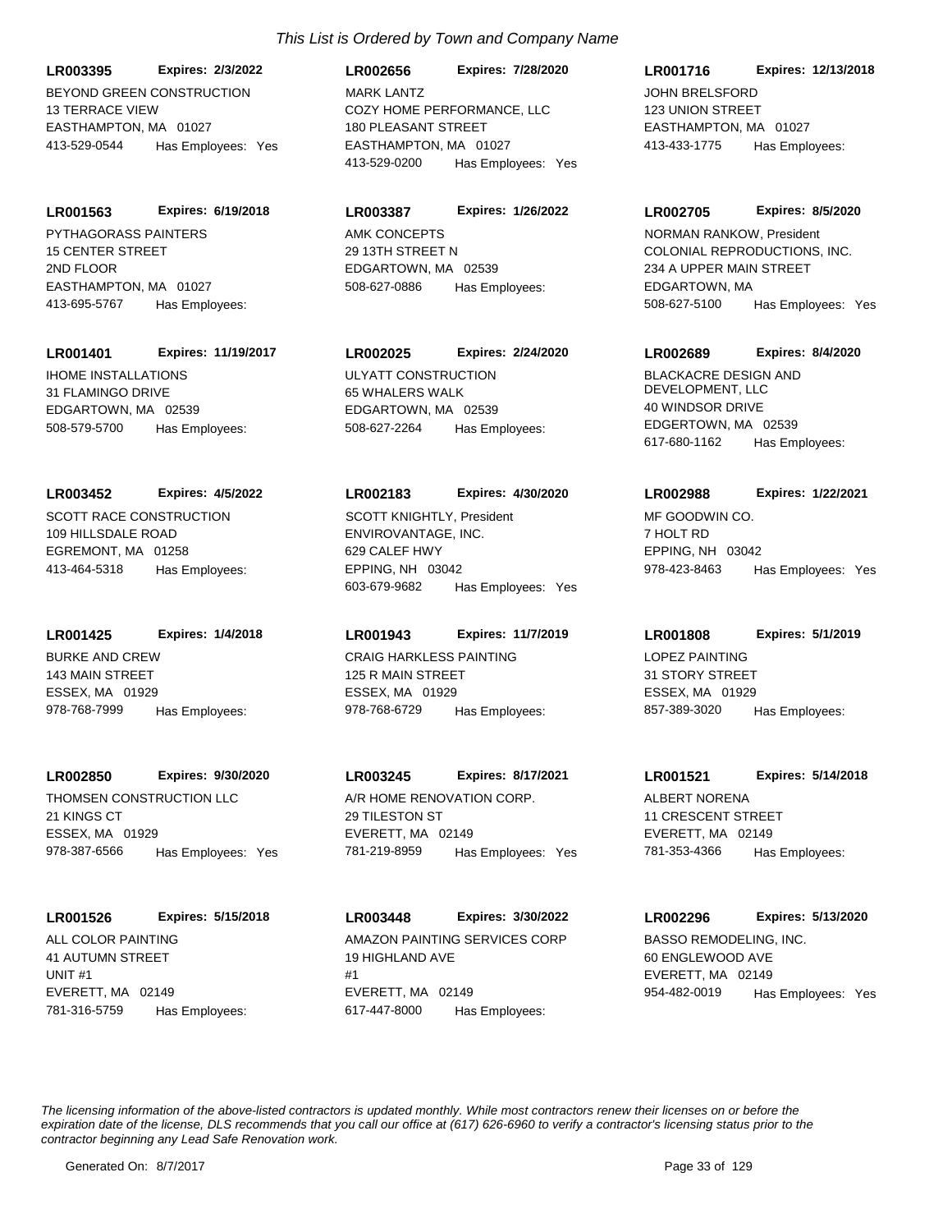*This List is Ordered by Town and Company Name*

**LR003395** **Expires: 2/3/2022**
BEYOND GREEN CONSTRUCTION
13 TERRACE VIEW
EASTHAMPTON, MA 01027
413-529-0544 Has Employees: Yes

**LR002656** **Expires: 7/28/2020**
MARK LANTZ
COZY HOME PERFORMANCE, LLC
180 PLEASANT STREET
EASTHAMPTON, MA 01027
413-529-0200 Has Employees: Yes

**LR001716** **Expires: 12/13/2018**
JOHN BRELSFORD
123 UNION STREET
EASTHAMPTON, MA 01027
413-433-1775 Has Employees:

**LR001563** **Expires: 6/19/2018**
PYTHAGORASS PAINTERS
15 CENTER STREET
2ND FLOOR
EASTHAMPTON, MA 01027
413-695-5767 Has Employees:

**LR003387** **Expires: 1/26/2022**
AMK CONCEPTS
29 13TH STREET N
EDGARTOWN, MA 02539
508-627-0886 Has Employees:

**LR002705** **Expires: 8/5/2020**
NORMAN RANKOW, President
COLONIAL REPRODUCTIONS, INC.
234 A UPPER MAIN STREET
EDGARTOWN, MA
508-627-5100 Has Employees: Yes

**LR001401** **Expires: 11/19/2017**
IHOME INSTALLATIONS
31 FLAMINGO DRIVE
EDGARTOWN, MA 02539
508-579-5700 Has Employees:

**LR002025** **Expires: 2/24/2020**
ULYATT CONSTRUCTION
65 WHALERS WALK
EDGARTOWN, MA 02539
508-627-2264 Has Employees:

**LR002689** **Expires: 8/4/2020**
BLACKACRE DESIGN AND DEVELOPMENT, LLC
40 WINDSOR DRIVE
EDGERTOWN, MA 02539
617-680-1162 Has Employees:

**LR003452** **Expires: 4/5/2022**
SCOTT RACE CONSTRUCTION
109 HILLSDALE ROAD
EGREMONT, MA 01258
413-464-5318 Has Employees:

**LR002183** **Expires: 4/30/2020**
SCOTT KNIGHTLY, President
ENVIROVANTAGE, INC.
629 CALEF HWY
EPPING, NH 03042
603-679-9682 Has Employees: Yes

**LR002988** **Expires: 1/22/2021**
MF GOODWIN CO.
7 HOLT RD
EPPING, NH 03042
978-423-8463 Has Employees: Yes

**LR001425** **Expires: 1/4/2018**
BURKE AND CREW
143 MAIN STREET
ESSEX, MA 01929
978-768-7999 Has Employees:

**LR001943** **Expires: 11/7/2019**
CRAIG HARKLESS PAINTING
125 R MAIN STREET
ESSEX, MA 01929
978-768-6729 Has Employees:

**LR001808** **Expires: 5/1/2019**
LOPEZ PAINTING
31 STORY STREET
ESSEX, MA 01929
857-389-3020 Has Employees:

**LR002850** **Expires: 9/30/2020**
THOMSEN CONSTRUCTION LLC
21 KINGS CT
ESSEX, MA 01929
978-387-6566 Has Employees: Yes

**LR003245** **Expires: 8/17/2021**
A/R HOME RENOVATION CORP.
29 TILESTON ST
EVERETT, MA 02149
781-219-8959 Has Employees: Yes

**LR001521** **Expires: 5/14/2018**
ALBERT NORENA
11 CRESCENT STREET
EVERETT, MA 02149
781-353-4366 Has Employees:

**LR001526** **Expires: 5/15/2018**
ALL COLOR PAINTING
41 AUTUMN STREET
UNIT #1
EVERETT, MA 02149
781-316-5759 Has Employees:

**LR003448** **Expires: 3/30/2022**
AMAZON PAINTING SERVICES CORP
19 HIGHLAND AVE
#1
EVERETT, MA 02149
617-447-8000 Has Employees:

**LR002296** **Expires: 5/13/2020**
BASSO REMODELING, INC.
60 ENGLEWOOD AVE
EVERETT, MA 02149
954-482-0019 Has Employees: Yes

*The licensing information of the above-listed contractors is updated monthly. While most contractors renew their licenses on or before the expiration date of the license, DLS recommends that you call our office at (617) 626-6960 to verify a contractor's licensing status prior to the contractor beginning any Lead Safe Renovation work.*

Generated On: 8/7/2017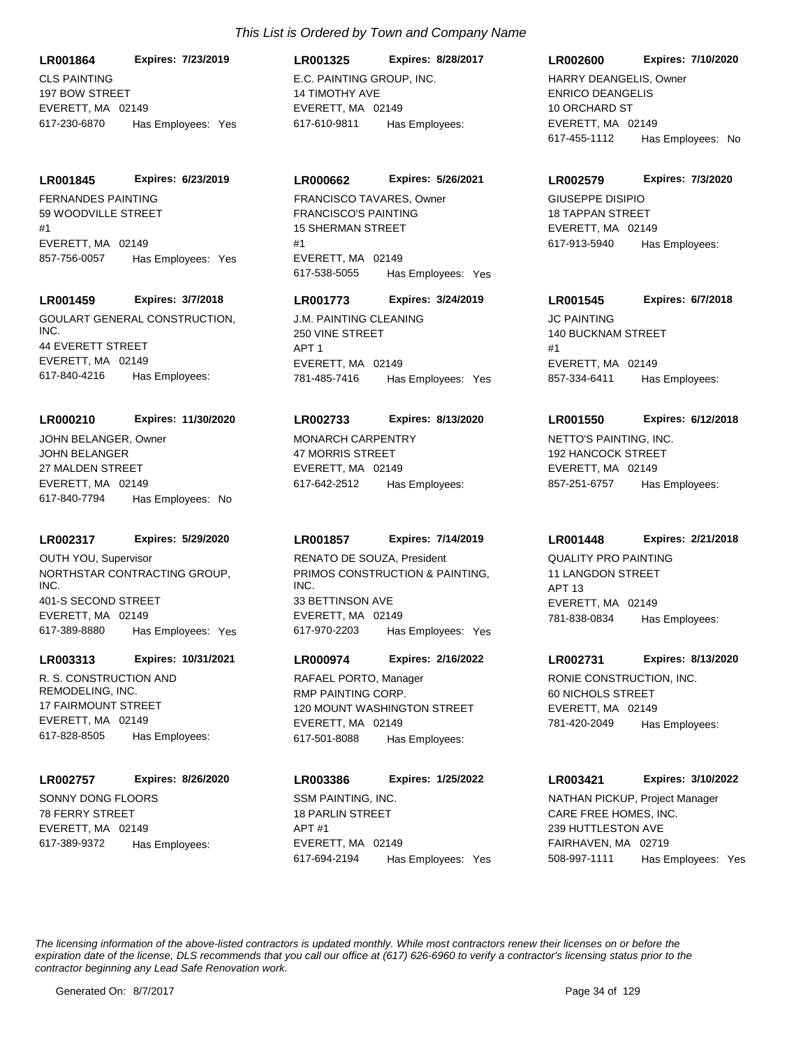*This List is Ordered by Town and Company Name*

**LR001864** **Expires: 7/23/2019**
CLS PAINTING
197 BOW STREET
EVERETT, MA 02149
617-230-6870 Has Employees: Yes

**LR001325** **Expires: 8/28/2017**
E.C. PAINTING GROUP, INC.
14 TIMOTHY AVE
EVERETT, MA 02149
617-610-9811 Has Employees:

**LR002600** **Expires: 7/10/2020**
HARRY DEANGELIS, Owner
ENRICO DEANGELIS
10 ORCHARD ST
EVERETT, MA 02149
617-455-1112 Has Employees: No

**LR001845** **Expires: 6/23/2019**
FERNANDES PAINTING
59 WOODVILLE STREET
#1
EVERETT, MA 02149
857-756-0057 Has Employees: Yes

**LR000662** **Expires: 5/26/2021**
FRANCISCO TAVARES, Owner
FRANCISCO'S PAINTING
15 SHERMAN STREET
#1
EVERETT, MA 02149
617-538-5055 Has Employees: Yes

**LR002579** **Expires: 7/3/2020**
GIUSEPPE DISIPIO
18 TAPPAN STREET
EVERETT, MA 02149
617-913-5940 Has Employees:

**LR001459** **Expires: 3/7/2018**
GOULART GENERAL CONSTRUCTION, INC.
44 EVERETT STREET
EVERETT, MA 02149
617-840-4216 Has Employees:

**LR001773** **Expires: 3/24/2019**
J.M. PAINTING CLEANING
250 VINE STREET
APT 1
EVERETT, MA 02149
781-485-7416 Has Employees: Yes

**LR001545** **Expires: 6/7/2018**
JC PAINTING
140 BUCKNAM STREET
#1
EVERETT, MA 02149
857-334-6411 Has Employees:

**LR000210** **Expires: 11/30/2020**
JOHN BELANGER, Owner
JOHN BELANGER
27 MALDEN STREET
EVERETT, MA 02149
617-840-7794 Has Employees: No

**LR002733** **Expires: 8/13/2020**
MONARCH CARPENTRY
47 MORRIS STREET
EVERETT, MA 02149
617-642-2512 Has Employees:

**LR001550** **Expires: 6/12/2018**
NETTO'S PAINTING, INC.
192 HANCOCK STREET
EVERETT, MA 02149
857-251-6757 Has Employees:

**LR002317** **Expires: 5/29/2020**
OUTH YOU, Supervisor
NORTHSTAR CONTRACTING GROUP, INC.
401-S SECOND STREET
EVERETT, MA 02149
617-389-8880 Has Employees: Yes

**LR001857** **Expires: 7/14/2019**
RENATO DE SOUZA, President
PRIMOS CONSTRUCTION & PAINTING, INC.
33 BETTINSON AVE
EVERETT, MA 02149
617-970-2203 Has Employees: Yes

**LR001448** **Expires: 2/21/2018**
QUALITY PRO PAINTING
11 LANGDON STREET
APT 13
EVERETT, MA 02149
781-838-0834 Has Employees:

**LR003313** **Expires: 10/31/2021**
R. S. CONSTRUCTION AND REMODELING, INC.
17 FAIRMOUNT STREET
EVERETT, MA 02149
617-828-8505 Has Employees:

**LR000974** **Expires: 2/16/2022**
RAFAEL PORTO, Manager
RMP PAINTING CORP.
120 MOUNT WASHINGTON STREET
EVERETT, MA 02149
617-501-8088 Has Employees:

**LR002731** **Expires: 8/13/2020**
RONIE CONSTRUCTION, INC.
60 NICHOLS STREET
EVERETT, MA 02149
781-420-2049 Has Employees:

**LR002757** **Expires: 8/26/2020**
SONNY DONG FLOORS
78 FERRY STREET
EVERETT, MA 02149
617-389-9372 Has Employees:

**LR003386** **Expires: 1/25/2022**
SSM PAINTING, INC.
18 PARLIN STREET
APT #1
EVERETT, MA 02149
617-694-2194 Has Employees: Yes

**LR003421** **Expires: 3/10/2022**
NATHAN PICKUP, Project Manager
CARE FREE HOMES, INC.
239 HUTTLESTON AVE
FAIRHAVEN, MA 02719
508-997-1111 Has Employees: Yes

*The licensing information of the above-listed contractors is updated monthly. While most contractors renew their licenses on or before the expiration date of the license, DLS recommends that you call our office at (617) 626-6960 to verify a contractor's licensing status prior to the contractor beginning any Lead Safe Renovation work.*

Generated On: 8/7/2017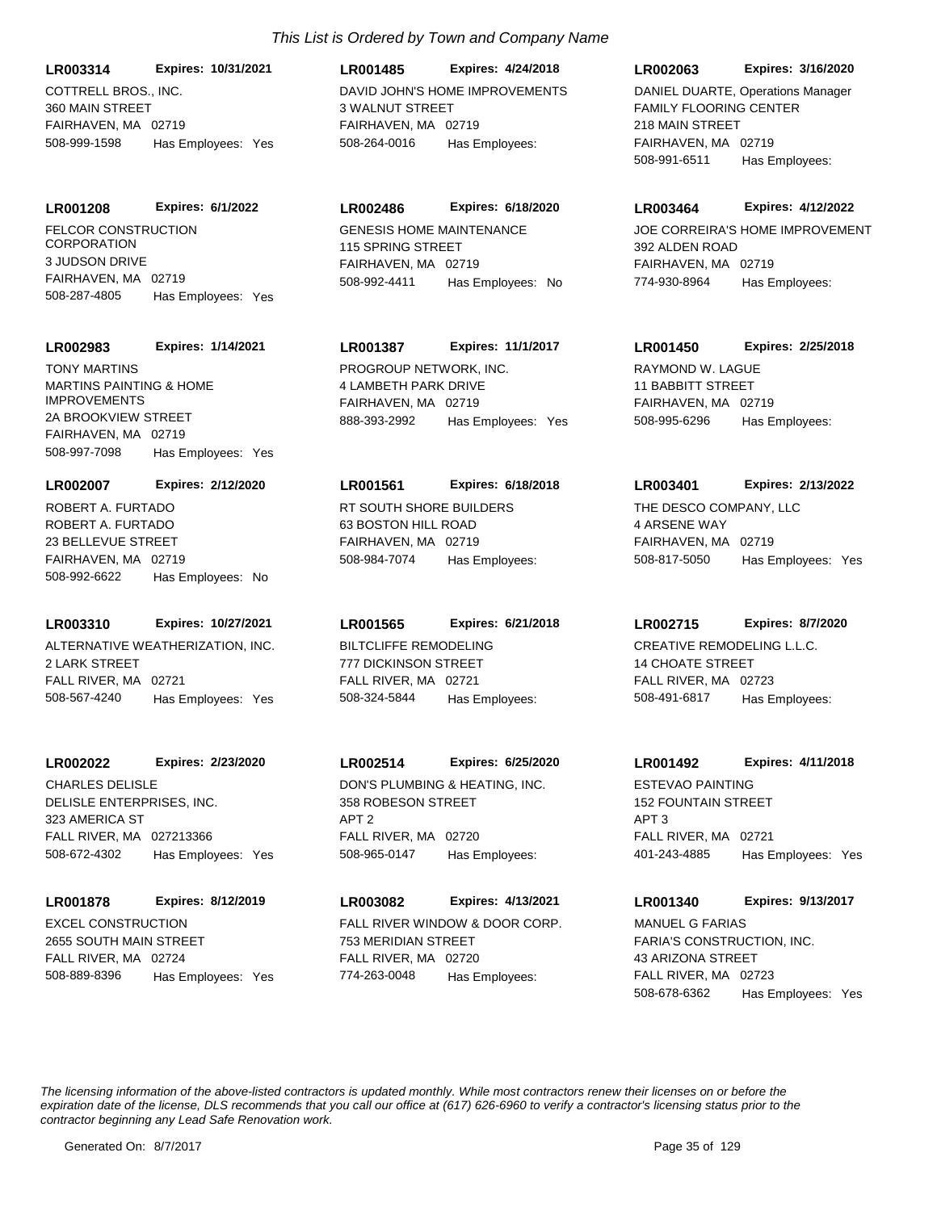*This List is Ordered by Town and Company Name*

**LR003314** **Expires: 10/31/2021**
COTTRELL BROS., INC.
360 MAIN STREET
FAIRHAVEN, MA 02719
508-999-1598 Has Employees: Yes

**LR001485** **Expires: 4/24/2018**
DAVID JOHN'S HOME IMPROVEMENTS
3 WALNUT STREET
FAIRHAVEN, MA 02719
508-264-0016 Has Employees:

**LR002063** **Expires: 3/16/2020**
DANIEL DUARTE, Operations Manager
FAMILY FLOORING CENTER
218 MAIN STREET
FAIRHAVEN, MA 02719
508-991-6511 Has Employees:

**LR001208** **Expires: 6/1/2022**
FELCOR CONSTRUCTION CORPORATION
3 JUDSON DRIVE
FAIRHAVEN, MA 02719
508-287-4805 Has Employees: Yes

**LR002486** **Expires: 6/18/2020**
GENESIS HOME MAINTENANCE
115 SPRING STREET
FAIRHAVEN, MA 02719
508-992-4411 Has Employees: No

**LR003464** **Expires: 4/12/2022**
JOE CORREIRA'S HOME IMPROVEMENT
392 ALDEN ROAD
FAIRHAVEN, MA 02719
774-930-8964 Has Employees:

**LR002983** **Expires: 1/14/2021**
TONY MARTINS
MARTINS PAINTING & HOME IMPROVEMENTS
2A BROOKVIEW STREET
FAIRHAVEN, MA 02719
508-997-7098 Has Employees: Yes

**LR001387** **Expires: 11/1/2017**
PROGROUP NETWORK, INC.
4 LAMBETH PARK DRIVE
FAIRHAVEN, MA 02719
888-393-2992 Has Employees: Yes

**LR001450** **Expires: 2/25/2018**
RAYMOND W. LAGUE
11 BABBITT STREET
FAIRHAVEN, MA 02719
508-995-6296 Has Employees:

**LR002007** **Expires: 2/12/2020**
ROBERT A. FURTADO
ROBERT A. FURTADO
23 BELLEVUE STREET
FAIRHAVEN, MA 02719
508-992-6622 Has Employees: No

**LR001561** **Expires: 6/18/2018**
RT SOUTH SHORE BUILDERS
63 BOSTON HILL ROAD
FAIRHAVEN, MA 02719
508-984-7074 Has Employees:

**LR003401** **Expires: 2/13/2022**
THE DESCO COMPANY, LLC
4 ARSENE WAY
FAIRHAVEN, MA 02719
508-817-5050 Has Employees: Yes

**LR003310** **Expires: 10/27/2021**
ALTERNATIVE WEATHERIZATION, INC.
2 LARK STREET
FALL RIVER, MA 02721
508-567-4240 Has Employees: Yes

**LR001565** **Expires: 6/21/2018**
BILTCLIFFE REMODELING
777 DICKINSON STREET
FALL RIVER, MA 02721
508-324-5844 Has Employees:

**LR002715** **Expires: 8/7/2020**
CREATIVE REMODELING L.L.C.
14 CHOATE STREET
FALL RIVER, MA 02723
508-491-6817 Has Employees:

**LR002022** **Expires: 2/23/2020**
CHARLES DELISLE
DELISLE ENTERPRISES, INC.
323 AMERICA ST
FALL RIVER, MA 027213366
508-672-4302 Has Employees: Yes

**LR002514** **Expires: 6/25/2020**
DON'S PLUMBING & HEATING, INC.
358 ROBESON STREET
APT 2
FALL RIVER, MA 02720
508-965-0147 Has Employees:

**LR001492** **Expires: 4/11/2018**
ESTEVAO PAINTING
152 FOUNTAIN STREET
APT 3
FALL RIVER, MA 02721
401-243-4885 Has Employees: Yes

**LR001878** **Expires: 8/12/2019**
EXCEL CONSTRUCTION
2655 SOUTH MAIN STREET
FALL RIVER, MA 02724
508-889-8396 Has Employees: Yes

**LR003082** **Expires: 4/13/2021**
FALL RIVER WINDOW & DOOR CORP.
753 MERIDIAN STREET
FALL RIVER, MA 02720
774-263-0048 Has Employees:

**LR001340** **Expires: 9/13/2017**
MANUEL G FARIAS
FARIA'S CONSTRUCTION, INC.
43 ARIZONA STREET
FALL RIVER, MA 02723
508-678-6362 Has Employees: Yes

*The licensing information of the above-listed contractors is updated monthly. While most contractors renew their licenses on or before the expiration date of the license, DLS recommends that you call our office at (617) 626-6960 to verify a contractor's licensing status prior to the contractor beginning any Lead Safe Renovation work.*

Generated On: 8/7/2017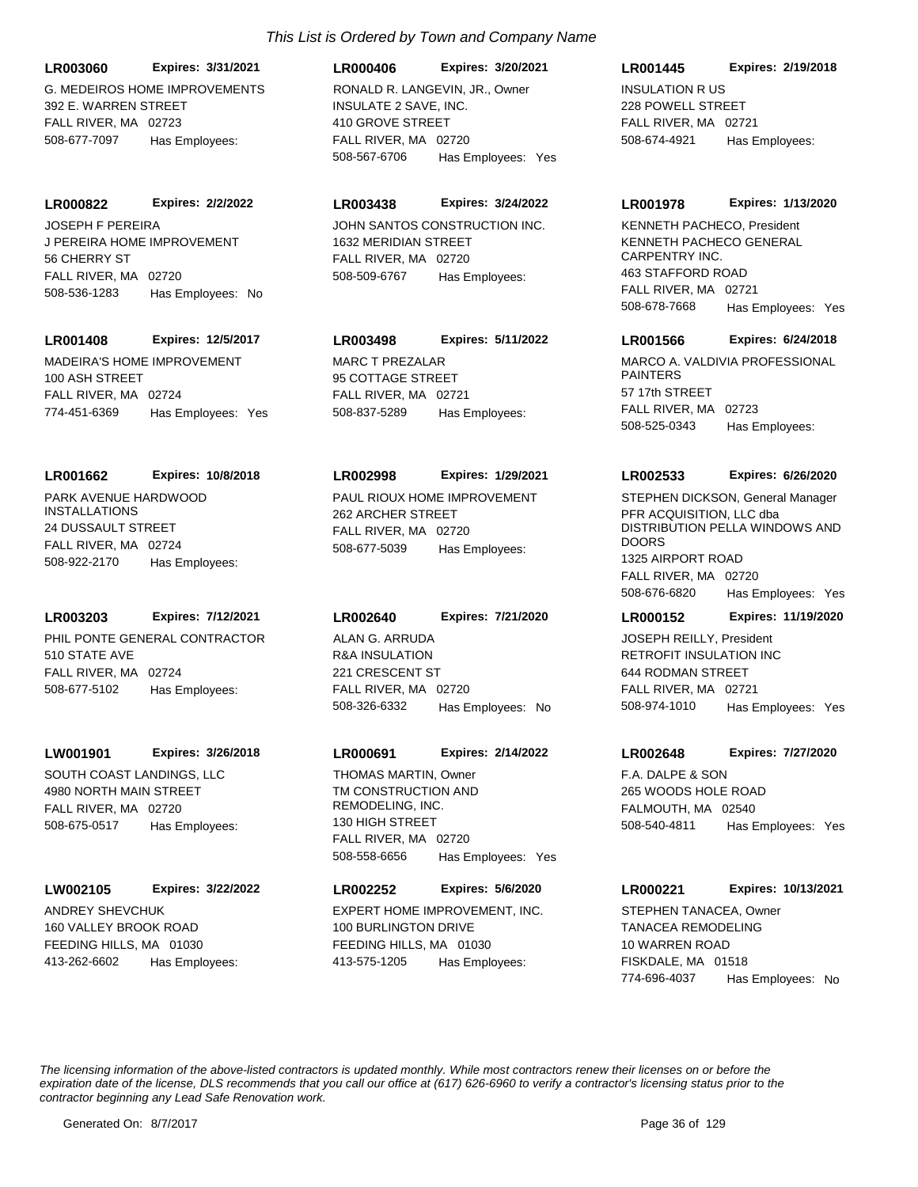*This List is Ordered by Town and Company Name*

**LR003060** **Expires: 3/31/2021**
G. MEDEIROS HOME IMPROVEMENTS
392 E. WARREN STREET
FALL RIVER, MA 02723
508-677-7097 Has Employees:

**LR000406** **Expires: 3/20/2021**
RONALD R. LANGEVIN, JR., Owner
INSULATE 2 SAVE, INC.
410 GROVE STREET
FALL RIVER, MA 02720
508-567-6706 Has Employees: Yes

**LR001445** **Expires: 2/19/2018**
INSULATION R US
228 POWELL STREET
FALL RIVER, MA 02721
508-674-4921 Has Employees:

**LR000822** **Expires: 2/2/2022**
JOSEPH F PEREIRA
J PEREIRA HOME IMPROVEMENT
56 CHERRY ST
FALL RIVER, MA 02720
508-536-1283 Has Employees: No

**LR003438** **Expires: 3/24/2022**
JOHN SANTOS CONSTRUCTION INC.
1632 MERIDIAN STREET
FALL RIVER, MA 02720
508-509-6767 Has Employees:

**LR001978** **Expires: 1/13/2020**
KENNETH PACHECO, President
KENNETH PACHECO GENERAL CARPENTRY INC.
463 STAFFORD ROAD
FALL RIVER, MA 02721
508-678-7668 Has Employees: Yes

**LR001408** **Expires: 12/5/2017**
MADEIRA'S HOME IMPROVEMENT
100 ASH STREET
FALL RIVER, MA 02724
774-451-6369 Has Employees: Yes

**LR003498** **Expires: 5/11/2022**
MARC T PREZALAR
95 COTTAGE STREET
FALL RIVER, MA 02721
508-837-5289 Has Employees:

**LR001566** **Expires: 6/24/2018**
MARCO A. VALDIVIA PROFESSIONAL PAINTERS
57 17th STREET
FALL RIVER, MA 02723
508-525-0343 Has Employees:

**LR001662** **Expires: 10/8/2018**
PARK AVENUE HARDWOOD INSTALLATIONS
24 DUSSAULT STREET
FALL RIVER, MA 02724
508-922-2170 Has Employees:

**LR002998** **Expires: 1/29/2021**
PAUL RIOUX HOME IMPROVEMENT
262 ARCHER STREET
FALL RIVER, MA 02720
508-677-5039 Has Employees:

**LR002533** **Expires: 6/26/2020**
STEPHEN DICKSON, General Manager
PFR ACQUISITION, LLC dba DISTRIBUTION PELLA WINDOWS AND DOORS
1325 AIRPORT ROAD
FALL RIVER, MA 02720
508-676-6820 Has Employees: Yes

**LR003203** **Expires: 7/12/2021**
PHIL PONTE GENERAL CONTRACTOR
510 STATE AVE
FALL RIVER, MA 02724
508-677-5102 Has Employees:

**LR002640** **Expires: 7/21/2020**
ALAN G. ARRUDA
R&A INSULATION
221 CRESCENT ST
FALL RIVER, MA 02720
508-326-6332 Has Employees: No

**LR000152** **Expires: 11/19/2020**
JOSEPH REILLY, President
RETROFIT INSULATION INC
644 RODMAN STREET
FALL RIVER, MA 02721
508-974-1010 Has Employees: Yes

**LW001901** **Expires: 3/26/2018**
SOUTH COAST LANDINGS, LLC
4980 NORTH MAIN STREET
FALL RIVER, MA 02720
508-675-0517 Has Employees:

**LR000691** **Expires: 2/14/2022**
THOMAS MARTIN, Owner
TM CONSTRUCTION AND REMODELING, INC.
130 HIGH STREET
FALL RIVER, MA 02720
508-558-6656 Has Employees: Yes

**LR002648** **Expires: 7/27/2020**
F.A. DALPE & SON
265 WOODS HOLE ROAD
FALMOUTH, MA 02540
508-540-4811 Has Employees: Yes

**LW002105** **Expires: 3/22/2022**
ANDREY SHEVCHUK
160 VALLEY BROOK ROAD
FEEDING HILLS, MA 01030
413-262-6602 Has Employees:

**LR002252** **Expires: 5/6/2020**
EXPERT HOME IMPROVEMENT, INC.
100 BURLINGTON DRIVE
FEEDING HILLS, MA 01030
413-575-1205 Has Employees:

**LR000221** **Expires: 10/13/2021**
STEPHEN TANACEA, Owner
TANACEA REMODELING
10 WARREN ROAD
FISKDALE, MA 01518
774-696-4037 Has Employees: No

*The licensing information of the above-listed contractors is updated monthly. While most contractors renew their licenses on or before the expiration date of the license, DLS recommends that you call our office at (617) 626-6960 to verify a contractor's licensing status prior to the contractor beginning any Lead Safe Renovation work.*

Generated On: 8/7/2017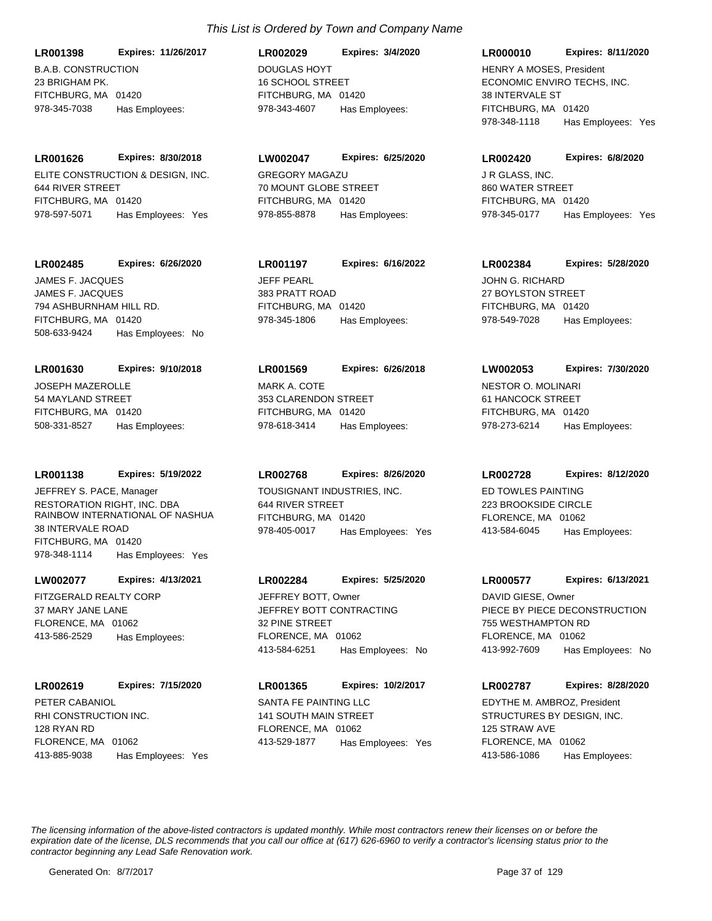*This List is Ordered by Town and Company Name*

**LR001398** **Expires: 11/26/2017**
B.A.B. CONSTRUCTION
23 BRIGHAM PK.
FITCHBURG, MA 01420
978-345-7038 Has Employees:

**LR002029** **Expires: 3/4/2020**
DOUGLAS HOYT
16 SCHOOL STREET
FITCHBURG, MA 01420
978-343-4607 Has Employees:

**LR000010** **Expires: 8/11/2020**
HENRY A MOSES, President
ECONOMIC ENVIRO TECHS, INC.
38 INTERVALE ST
FITCHBURG, MA 01420
978-348-1118 Has Employees: Yes

**LR001626** **Expires: 8/30/2018**
ELITE CONSTRUCTION & DESIGN, INC.
644 RIVER STREET
FITCHBURG, MA 01420
978-597-5071 Has Employees: Yes

**LW002047** **Expires: 6/25/2020**
GREGORY MAGAZU
70 MOUNT GLOBE STREET
FITCHBURG, MA 01420
978-855-8878 Has Employees:

**LR002420** **Expires: 6/8/2020**
J R GLASS, INC.
860 WATER STREET
FITCHBURG, MA 01420
978-345-0177 Has Employees: Yes

**LR002485** **Expires: 6/26/2020**
JAMES F. JACQUES
JAMES F. JACQUES
794 ASHBURNHAM HILL RD.
FITCHBURG, MA 01420
508-633-9424 Has Employees: No

**LR001197** **Expires: 6/16/2022**
JEFF PEARL
383 PRATT ROAD
FITCHBURG, MA 01420
978-345-1806 Has Employees:

**LR002384** **Expires: 5/28/2020**
JOHN G. RICHARD
27 BOYLSTON STREET
FITCHBURG, MA 01420
978-549-7028 Has Employees:

**LR001630** **Expires: 9/10/2018**
JOSEPH MAZEROLLE
54 MAYLAND STREET
FITCHBURG, MA 01420
508-331-8527 Has Employees:

**LR001569** **Expires: 6/26/2018**
MARK A. COTE
353 CLARENDON STREET
FITCHBURG, MA 01420
978-618-3414 Has Employees:

**LW002053** **Expires: 7/30/2020**
NESTOR O. MOLINARI
61 HANCOCK STREET
FITCHBURG, MA 01420
978-273-6214 Has Employees:

**LR001138** **Expires: 5/19/2022**
JEFFREY S. PACE, Manager
RESTORATION RIGHT, INC. DBA RAINBOW INTERNATIONAL OF NASHUA
38 INTERVALE ROAD
FITCHBURG, MA 01420
978-348-1114 Has Employees: Yes

**LR002768** **Expires: 8/26/2020**
TOUSIGNANT INDUSTRIES, INC.
644 RIVER STREET
FITCHBURG, MA 01420
978-405-0017 Has Employees: Yes

**LR002728** **Expires: 8/12/2020**
ED TOWLES PAINTING
223 BROOKSIDE CIRCLE
FLORENCE, MA 01062
413-584-6045 Has Employees:

**LW002077** **Expires: 4/13/2021**
FITZGERALD REALTY CORP
37 MARY JANE LANE
FLORENCE, MA 01062
413-586-2529 Has Employees:

**LR002284** **Expires: 5/25/2020**
JEFFREY BOTT, Owner
JEFFREY BOTT CONTRACTING
32 PINE STREET
FLORENCE, MA 01062
413-584-6251 Has Employees: No

**LR000577** **Expires: 6/13/2021**
DAVID GIESE, Owner
PIECE BY PIECE DECONSTRUCTION
755 WESTHAMPTON RD
FLORENCE, MA 01062
413-992-7609 Has Employees: No

**LR002619** **Expires: 7/15/2020**
PETER CABANIOL
RHI CONSTRUCTION INC.
128 RYAN RD
FLORENCE, MA 01062
413-885-9038 Has Employees: Yes

**LR001365** **Expires: 10/2/2017**
SANTA FE PAINTING LLC
141 SOUTH MAIN STREET
FLORENCE, MA 01062
413-529-1877 Has Employees: Yes

**LR002787** **Expires: 8/28/2020**
EDYTHE M. AMBROZ, President
STRUCTURES BY DESIGN, INC.
125 STRAW AVE
FLORENCE, MA 01062
413-586-1086 Has Employees:

*The licensing information of the above-listed contractors is updated monthly. While most contractors renew their licenses on or before the expiration date of the license, DLS recommends that you call our office at (617) 626-6960 to verify a contractor's licensing status prior to the contractor beginning any Lead Safe Renovation work.*

Generated On: 8/7/2017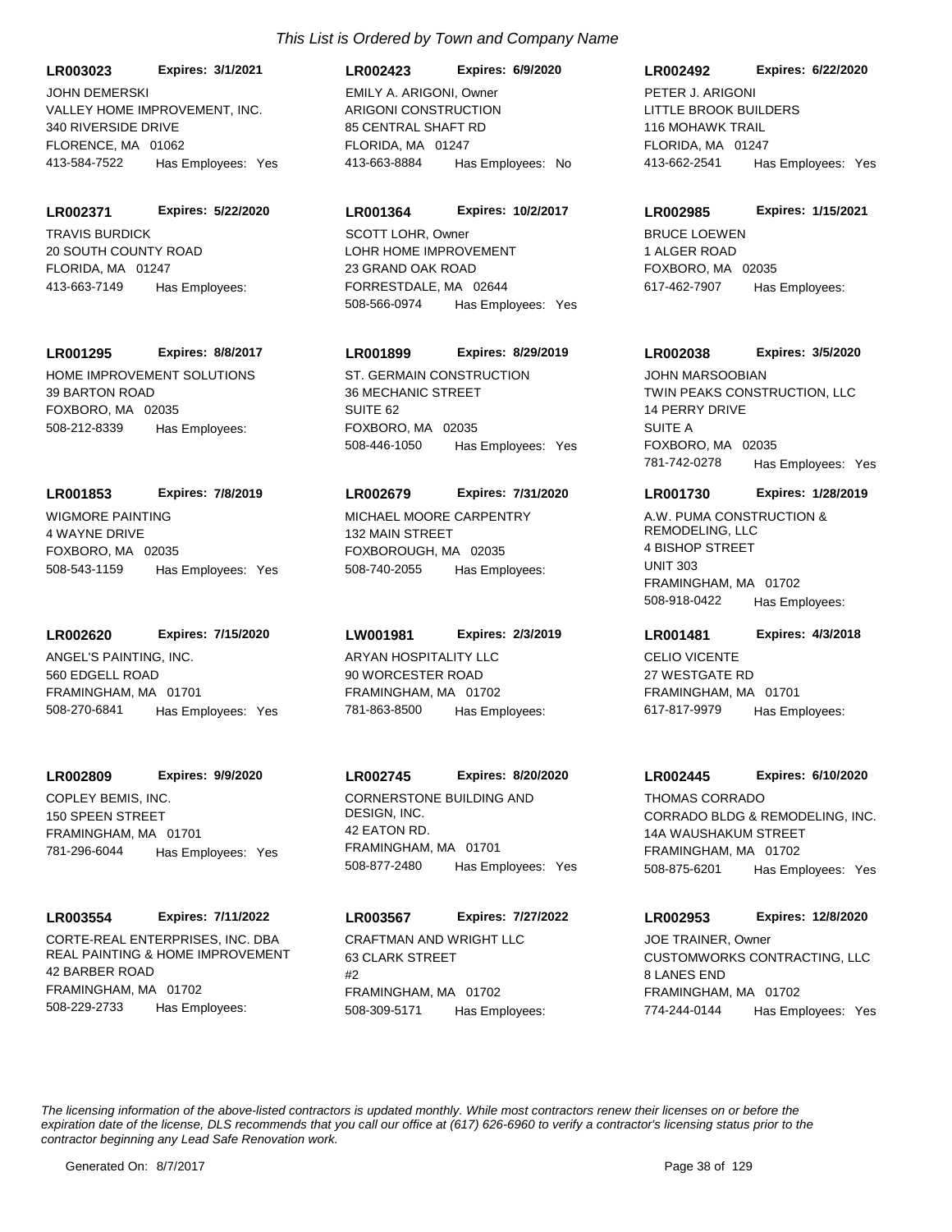*This List is Ordered by Town and Company Name*

**LR003023** **Expires: 3/1/2021**
JOHN DEMERSKI
VALLEY HOME IMPROVEMENT, INC.
340 RIVERSIDE DRIVE
FLORENCE, MA 01062
413-584-7522 Has Employees: Yes

**LR002423** **Expires: 6/9/2020**
EMILY A. ARIGONI, Owner
ARIGONI CONSTRUCTION
85 CENTRAL SHAFT RD
FLORIDA, MA 01247
413-663-8884 Has Employees: No

**LR002492** **Expires: 6/22/2020**
PETER J. ARIGONI
LITTLE BROOK BUILDERS
116 MOHAWK TRAIL
FLORIDA, MA 01247
413-662-2541 Has Employees: Yes

**LR002371** **Expires: 5/22/2020**
TRAVIS BURDICK
20 SOUTH COUNTY ROAD
FLORIDA, MA 01247
413-663-7149 Has Employees:

**LR001364** **Expires: 10/2/2017**
SCOTT LOHR, Owner
LOHR HOME IMPROVEMENT
23 GRAND OAK ROAD
FORRESTDALE, MA 02644
508-566-0974 Has Employees: Yes

**LR002985** **Expires: 1/15/2021**
BRUCE LOEWEN
1 ALGER ROAD
FOXBORO, MA 02035
617-462-7907 Has Employees:

**LR001295** **Expires: 8/8/2017**
HOME IMPROVEMENT SOLUTIONS
39 BARTON ROAD
FOXBORO, MA 02035
508-212-8339 Has Employees:

**LR001899** **Expires: 8/29/2019**
ST. GERMAIN CONSTRUCTION
36 MECHANIC STREET
SUITE 62
FOXBORO, MA 02035
508-446-1050 Has Employees: Yes

**LR002038** **Expires: 3/5/2020**
JOHN MARSOOBIAN
TWIN PEAKS CONSTRUCTION, LLC
14 PERRY DRIVE
SUITE A
FOXBORO, MA 02035
781-742-0278 Has Employees: Yes

**LR001853** **Expires: 7/8/2019**
WIGMORE PAINTING
4 WAYNE DRIVE
FOXBORO, MA 02035
508-543-1159 Has Employees: Yes

**LR002679** **Expires: 7/31/2020**
MICHAEL MOORE CARPENTRY
132 MAIN STREET
FOXBOROUGH, MA 02035
508-740-2055 Has Employees:

**LR001730** **Expires: 1/28/2019**
A.W. PUMA CONSTRUCTION & REMODELING, LLC
4 BISHOP STREET
UNIT 303
FRAMINGHAM, MA 01702
508-918-0422 Has Employees:

**LR002620** **Expires: 7/15/2020**
ANGEL'S PAINTING, INC.
560 EDGELL ROAD
FRAMINGHAM, MA 01701
508-270-6841 Has Employees: Yes

**LW001981** **Expires: 2/3/2019**
ARYAN HOSPITALITY LLC
90 WORCESTER ROAD
FRAMINGHAM, MA 01702
781-863-8500 Has Employees:

**LR001481** **Expires: 4/3/2018**
CELIO VICENTE
27 WESTGATE RD
FRAMINGHAM, MA 01701
617-817-9979 Has Employees:

**LR002809** **Expires: 9/9/2020**
COPLEY BEMIS, INC.
150 SPEEN STREET
FRAMINGHAM, MA 01701
781-296-6044 Has Employees: Yes

**LR002745** **Expires: 8/20/2020**
CORNERSTONE BUILDING AND DESIGN, INC.
42 EATON RD.
FRAMINGHAM, MA 01701
508-877-2480 Has Employees: Yes

**LR002445** **Expires: 6/10/2020**
THOMAS CORRADO
CORRADO BLDG & REMODELING, INC.
14A WAUSHAKUM STREET
FRAMINGHAM, MA 01702
508-875-6201 Has Employees: Yes

**LR003554** **Expires: 7/11/2022**
CORTE-REAL ENTERPRISES, INC. DBA REAL PAINTING & HOME IMPROVEMENT
42 BARBER ROAD
FRAMINGHAM, MA 01702
508-229-2733 Has Employees:

**LR003567** **Expires: 7/27/2022**
CRAFTMAN AND WRIGHT LLC
63 CLARK STREET
#2
FRAMINGHAM, MA 01702
508-309-5171 Has Employees:

**LR002953** **Expires: 12/8/2020**
JOE TRAINER, Owner
CUSTOMWORKS CONTRACTING, LLC
8 LANES END
FRAMINGHAM, MA 01702
774-244-0144 Has Employees: Yes

*The licensing information of the above-listed contractors is updated monthly. While most contractors renew their licenses on or before the expiration date of the license, DLS recommends that you call our office at (617) 626-6960 to verify a contractor's licensing status prior to the contractor beginning any Lead Safe Renovation work.*

Generated On: 8/7/2017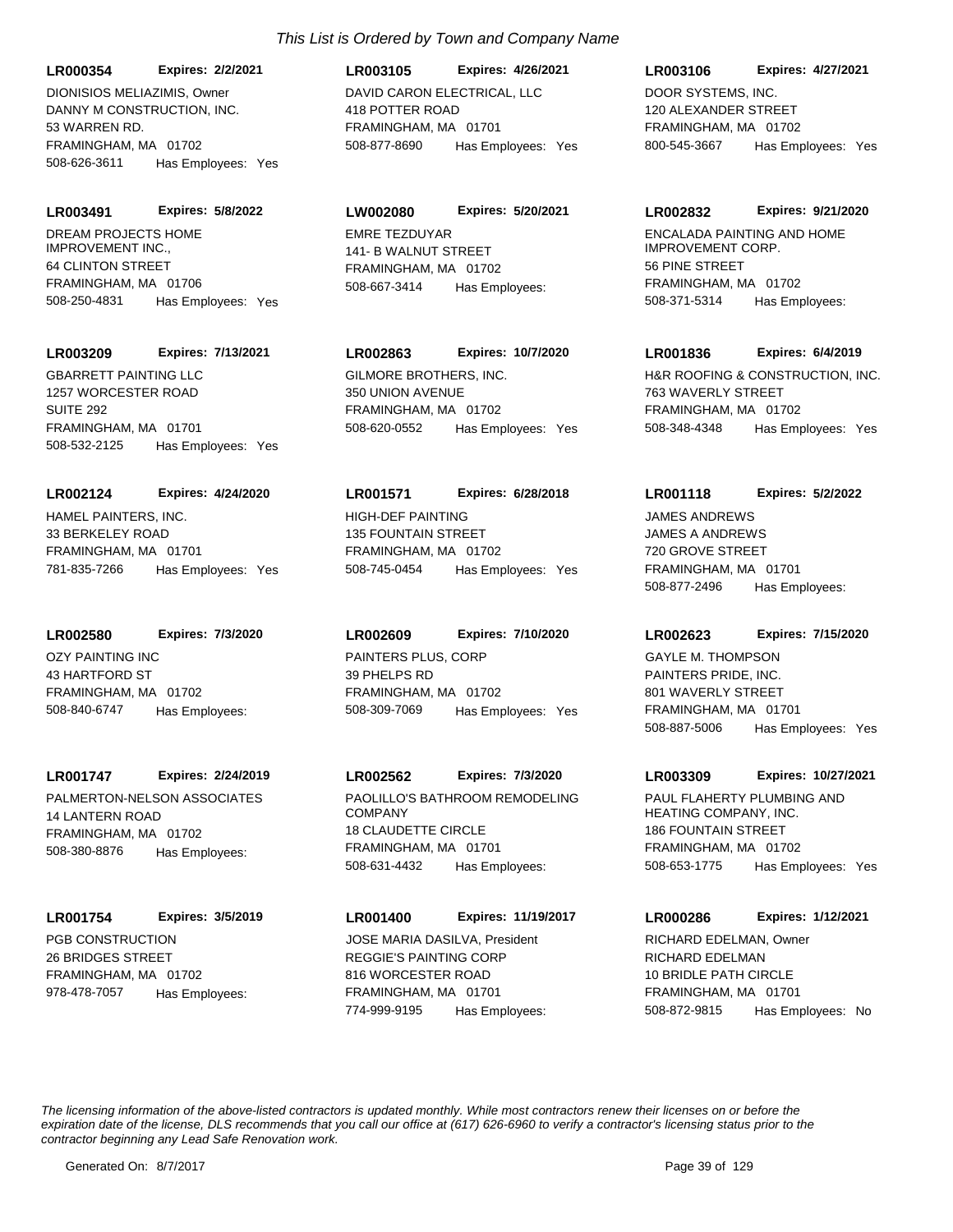*This List is Ordered by Town and Company Name*

**LR000354** **Expires: 2/2/2021**
DIONISIOS MELIAZIMIS, Owner
DANNY M CONSTRUCTION, INC.
53 WARREN RD.
FRAMINGHAM, MA 01702
508-626-3611 Has Employees: Yes

**LR003105** **Expires: 4/26/2021**
DAVID CARON ELECTRICAL, LLC
418 POTTER ROAD
FRAMINGHAM, MA 01701
508-877-8690 Has Employees: Yes

**LR003106** **Expires: 4/27/2021**
DOOR SYSTEMS, INC.
120 ALEXANDER STREET
FRAMINGHAM, MA 01702
800-545-3667 Has Employees: Yes

**LR003491** **Expires: 5/8/2022**
DREAM PROJECTS HOME IMPROVEMENT INC.,
64 CLINTON STREET
FRAMINGHAM, MA 01706
508-250-4831 Has Employees: Yes

**LW002080** **Expires: 5/20/2021**
EMRE TEZDUYAR
141- B WALNUT STREET
FRAMINGHAM, MA 01702
508-667-3414 Has Employees:

**LR002832** **Expires: 9/21/2020**
ENCALADA PAINTING AND HOME IMPROVEMENT CORP.
56 PINE STREET
FRAMINGHAM, MA 01702
508-371-5314 Has Employees:

**LR003209** **Expires: 7/13/2021**
GBARRETT PAINTING LLC
1257 WORCESTER ROAD
SUITE 292
FRAMINGHAM, MA 01701
508-532-2125 Has Employees: Yes

**LR002863** **Expires: 10/7/2020**
GILMORE BROTHERS, INC.
350 UNION AVENUE
FRAMINGHAM, MA 01702
508-620-0552 Has Employees: Yes

**LR001836** **Expires: 6/4/2019**
H&R ROOFING & CONSTRUCTION, INC.
763 WAVERLY STREET
FRAMINGHAM, MA 01702
508-348-4348 Has Employees: Yes

**LR002124** **Expires: 4/24/2020**
HAMEL PAINTERS, INC.
33 BERKELEY ROAD
FRAMINGHAM, MA 01701
781-835-7266 Has Employees: Yes

**LR001571** **Expires: 6/28/2018**
HIGH-DEF PAINTING
135 FOUNTAIN STREET
FRAMINGHAM, MA 01702
508-745-0454 Has Employees: Yes

**LR001118** **Expires: 5/2/2022**
JAMES ANDREWS
JAMES A ANDREWS
720 GROVE STREET
FRAMINGHAM, MA 01701
508-877-2496 Has Employees:

**LR002580** **Expires: 7/3/2020**
OZY PAINTING INC
43 HARTFORD ST
FRAMINGHAM, MA 01702
508-840-6747 Has Employees:

**LR002609** **Expires: 7/10/2020**
PAINTERS PLUS, CORP
39 PHELPS RD
FRAMINGHAM, MA 01702
508-309-7069 Has Employees: Yes

**LR002623** **Expires: 7/15/2020**
GAYLE M. THOMPSON
PAINTERS PRIDE, INC.
801 WAVERLY STREET
FRAMINGHAM, MA 01701
508-887-5006 Has Employees: Yes

**LR001747** **Expires: 2/24/2019**
PALMERTON-NELSON ASSOCIATES
14 LANTERN ROAD
FRAMINGHAM, MA 01702
508-380-8876 Has Employees:

**LR002562** **Expires: 7/3/2020**
PAOLILLO'S BATHROOM REMODELING COMPANY
18 CLAUDETTE CIRCLE
FRAMINGHAM, MA 01701
508-631-4432 Has Employees:

**LR003309** **Expires: 10/27/2021**
PAUL FLAHERTY PLUMBING AND HEATING COMPANY, INC.
186 FOUNTAIN STREET
FRAMINGHAM, MA 01702
508-653-1775 Has Employees: Yes

**LR001754** **Expires: 3/5/2019**
PGB CONSTRUCTION
26 BRIDGES STREET
FRAMINGHAM, MA 01702
978-478-7057 Has Employees:

**LR001400** **Expires: 11/19/2017**
JOSE MARIA DASILVA, President
REGGIE'S PAINTING CORP
816 WORCESTER ROAD
FRAMINGHAM, MA 01701
774-999-9195 Has Employees:

**LR000286** **Expires: 1/12/2021**
RICHARD EDELMAN, Owner
RICHARD EDELMAN
10 BRIDLE PATH CIRCLE
FRAMINGHAM, MA 01701
508-872-9815 Has Employees: No

*The licensing information of the above-listed contractors is updated monthly. While most contractors renew their licenses on or before the expiration date of the license, DLS recommends that you call our office at (617) 626-6960 to verify a contractor's licensing status prior to the contractor beginning any Lead Safe Renovation work.*

Generated On: 8/7/2017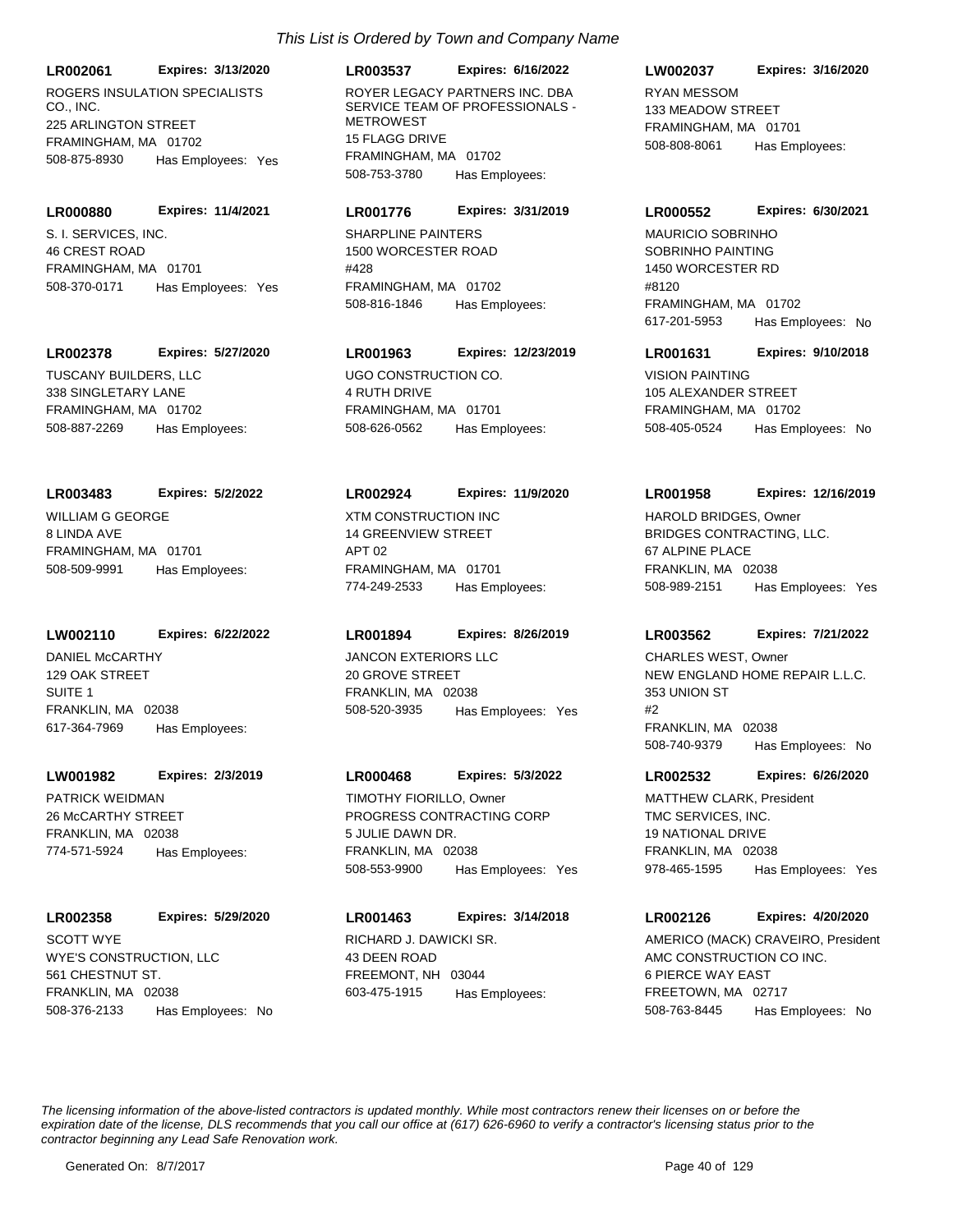*This List is Ordered by Town and Company Name*

**LR002061** **Expires: 3/13/2020**
ROGERS INSULATION SPECIALISTS CO., INC.
225 ARLINGTON STREET
FRAMINGHAM, MA 01702
508-875-8930 Has Employees: Yes

**LR003537** **Expires: 6/16/2022**
ROYER LEGACY PARTNERS INC. DBA SERVICE TEAM OF PROFESSIONALS - METROWEST
15 FLAGG DRIVE
FRAMINGHAM, MA 01702
508-753-3780 Has Employees:

**LW002037** **Expires: 3/16/2020**
RYAN MESSOM
133 MEADOW STREET
FRAMINGHAM, MA 01701
508-808-8061 Has Employees:

**LR000880** **Expires: 11/4/2021**
S. I. SERVICES, INC.
46 CREST ROAD
FRAMINGHAM, MA 01701
508-370-0171 Has Employees: Yes

**LR001776** **Expires: 3/31/2019**
SHARPLINE PAINTERS
1500 WORCESTER ROAD
#428
FRAMINGHAM, MA 01702
508-816-1846 Has Employees:

**LR000552** **Expires: 6/30/2021**
MAURICIO SOBRINHO
SOBRINHO PAINTING
1450 WORCESTER RD
#8120
FRAMINGHAM, MA 01702
617-201-5953 Has Employees: No

**LR002378** **Expires: 5/27/2020**
TUSCANY BUILDERS, LLC
338 SINGLETARY LANE
FRAMINGHAM, MA 01702
508-887-2269 Has Employees:

**LR001963** **Expires: 12/23/2019**
UGO CONSTRUCTION CO.
4 RUTH DRIVE
FRAMINGHAM, MA 01701
508-626-0562 Has Employees:

**LR001631** **Expires: 9/10/2018**
VISION PAINTING
105 ALEXANDER STREET
FRAMINGHAM, MA 01702
508-405-0524 Has Employees: No

**LR003483** **Expires: 5/2/2022**
WILLIAM G GEORGE
8 LINDA AVE
FRAMINGHAM, MA 01701
508-509-9991 Has Employees:

**LR002924** **Expires: 11/9/2020**
XTM CONSTRUCTION INC
14 GREENVIEW STREET
APT 02
FRAMINGHAM, MA 01701
774-249-2533 Has Employees:

**LR001958** **Expires: 12/16/2019**
HAROLD BRIDGES, Owner
BRIDGES CONTRACTING, LLC.
67 ALPINE PLACE
FRANKLIN, MA 02038
508-989-2151 Has Employees: Yes

**LW002110** **Expires: 6/22/2022**
DANIEL McCARTHY
129 OAK STREET
SUITE 1
FRANKLIN, MA 02038
617-364-7969 Has Employees:

**LR001894** **Expires: 8/26/2019**
JANCON EXTERIORS LLC
20 GROVE STREET
FRANKLIN, MA 02038
508-520-3935 Has Employees: Yes

**LR003562** **Expires: 7/21/2022**
CHARLES WEST, Owner
NEW ENGLAND HOME REPAIR L.L.C.
353 UNION ST
#2
FRANKLIN, MA 02038
508-740-9379 Has Employees: No

**LW001982** **Expires: 2/3/2019**
PATRICK WEIDMAN
26 McCARTHY STREET
FRANKLIN, MA 02038
774-571-5924 Has Employees:

**LR000468** **Expires: 5/3/2022**
TIMOTHY FIORILLO, Owner
PROGRESS CONTRACTING CORP
5 JULIE DAWN DR.
FRANKLIN, MA 02038
508-553-9900 Has Employees: Yes

**LR002532** **Expires: 6/26/2020**
MATTHEW CLARK, President
TMC SERVICES, INC.
19 NATIONAL DRIVE
FRANKLIN, MA 02038
978-465-1595 Has Employees: Yes

**LR002358** **Expires: 5/29/2020**
SCOTT WYE
WYE'S CONSTRUCTION, LLC
561 CHESTNUT ST.
FRANKLIN, MA 02038
508-376-2133 Has Employees: No

**LR001463** **Expires: 3/14/2018**
RICHARD J. DAWICKI SR.
43 DEEN ROAD
FREEMONT, NH 03044
603-475-1915 Has Employees:

**LR002126** **Expires: 4/20/2020**
AMERICO (MACK) CRAVEIRO, President
AMC CONSTRUCTION CO INC.
6 PIERCE WAY EAST
FREETOWN, MA 02717
508-763-8445 Has Employees: No

*The licensing information of the above-listed contractors is updated monthly. While most contractors renew their licenses on or before the expiration date of the license, DLS recommends that you call our office at (617) 626-6960 to verify a contractor's licensing status prior to the contractor beginning any Lead Safe Renovation work.*

Generated On: 8/7/2017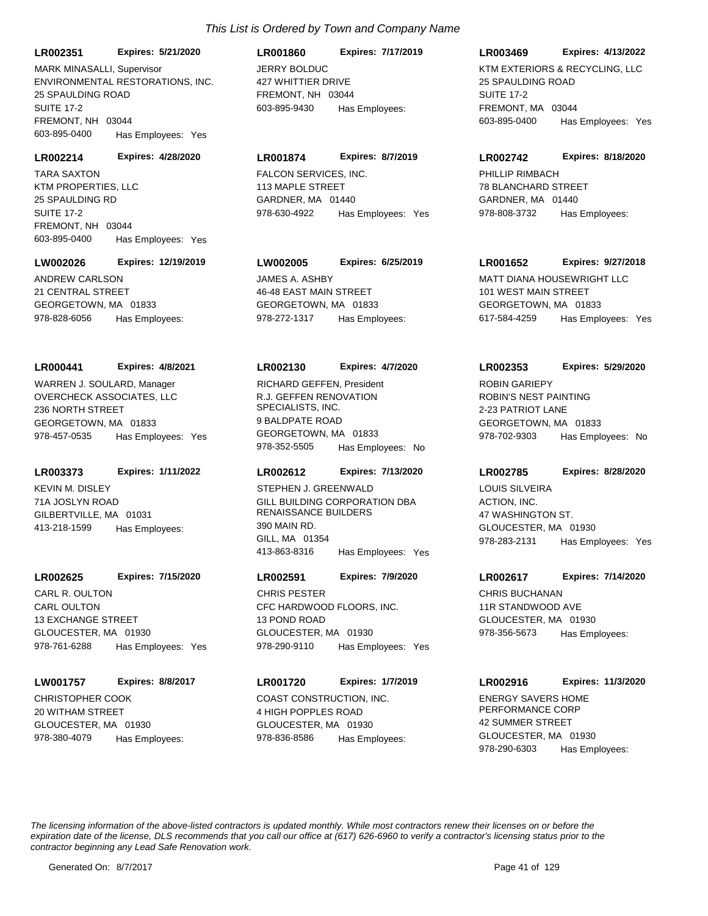*This List is Ordered by Town and Company Name*

**LR002351** **Expires: 5/21/2020**
MARK MINASALLI, Supervisor
ENVIRONMENTAL RESTORATIONS, INC.
25 SPAULDING ROAD
SUITE 17-2
FREMONT, NH 03044
603-895-0400 Has Employees: Yes

**LR001860** **Expires: 7/17/2019**
JERRY BOLDUC
427 WHITTIER DRIVE
FREMONT, NH 03044
603-895-9430 Has Employees:

**LR003469** **Expires: 4/13/2022**
KTM EXTERIORS & RECYCLING, LLC
25 SPAULDING ROAD
SUITE 17-2
FREMONT, MA 03044
603-895-0400 Has Employees: Yes

**LR002214** **Expires: 4/28/2020**
TARA SAXTON
KTM PROPERTIES, LLC
25 SPAULDING RD
SUITE 17-2
FREMONT, NH 03044
603-895-0400 Has Employees: Yes

**LR001874** **Expires: 8/7/2019**
FALCON SERVICES, INC.
113 MAPLE STREET
GARDNER, MA 01440
978-630-4922 Has Employees: Yes

**LR002742** **Expires: 8/18/2020**
PHILLIP RIMBACH
78 BLANCHARD STREET
GARDNER, MA 01440
978-808-3732 Has Employees:

**LW002026** **Expires: 12/19/2019**
ANDREW CARLSON
21 CENTRAL STREET
GEORGETOWN, MA 01833
978-828-6056 Has Employees:

**LW002005** **Expires: 6/25/2019**
JAMES A. ASHBY
46-48 EAST MAIN STREET
GEORGETOWN, MA 01833
978-272-1317 Has Employees:

**LR001652** **Expires: 9/27/2018**
MATT DIANA HOUSEWRIGHT LLC
101 WEST MAIN STREET
GEORGETOWN, MA 01833
617-584-4259 Has Employees: Yes

**LR000441** **Expires: 4/8/2021**
WARREN J. SOULARD, Manager
OVERCHECK ASSOCIATES, LLC
236 NORTH STREET
GEORGETOWN, MA 01833
978-457-0535 Has Employees: Yes

**LR002130** **Expires: 4/7/2020**
RICHARD GEFFEN, President
R.J. GEFFEN RENOVATION SPECIALISTS, INC.
9 BALDPATE ROAD
GEORGETOWN, MA 01833
978-352-5505 Has Employees: No

**LR002353** **Expires: 5/29/2020**
ROBIN GARIEPY
ROBIN'S NEST PAINTING
2-23 PATRIOT LANE
GEORGETOWN, MA 01833
978-702-9303 Has Employees: No

**LR003373** **Expires: 1/11/2022**
KEVIN M. DISLEY
71A JOSLYN ROAD
GILBERTVILLE, MA 01031
413-218-1599 Has Employees:

**LR002612** **Expires: 7/13/2020**
STEPHEN J. GREENWALD
GILL BUILDING CORPORATION DBA RENAISSANCE BUILDERS
390 MAIN RD.
GILL, MA 01354
413-863-8316 Has Employees: Yes

**LR002785** **Expires: 8/28/2020**
LOUIS SILVEIRA
ACTION, INC.
47 WASHINGTON ST.
GLOUCESTER, MA 01930
978-283-2131 Has Employees: Yes

**LR002625** **Expires: 7/15/2020**
CARL R. OULTON
CARL OULTON
13 EXCHANGE STREET
GLOUCESTER, MA 01930
978-761-6288 Has Employees: Yes

**LR002591** **Expires: 7/9/2020**
CHRIS PESTER
CFC HARDWOOD FLOORS, INC.
13 POND ROAD
GLOUCESTER, MA 01930
978-290-9110 Has Employees: Yes

**LR002617** **Expires: 7/14/2020**
CHRIS BUCHANAN
11R STANDWOOD AVE
GLOUCESTER, MA 01930
978-356-5673 Has Employees:

**LW001757** **Expires: 8/8/2017**
CHRISTOPHER COOK
20 WITHAM STREET
GLOUCESTER, MA 01930
978-380-4079 Has Employees:

**LR001720** **Expires: 1/7/2019**
COAST CONSTRUCTION, INC.
4 HIGH POPPLES ROAD
GLOUCESTER, MA 01930
978-836-8586 Has Employees:

**LR002916** **Expires: 11/3/2020**
ENERGY SAVERS HOME PERFORMANCE CORP
42 SUMMER STREET
GLOUCESTER, MA 01930
978-290-6303 Has Employees:

*The licensing information of the above-listed contractors is updated monthly. While most contractors renew their licenses on or before the expiration date of the license, DLS recommends that you call our office at (617) 626-6960 to verify a contractor's licensing status prior to the contractor beginning any Lead Safe Renovation work.*

Generated On: 8/7/2017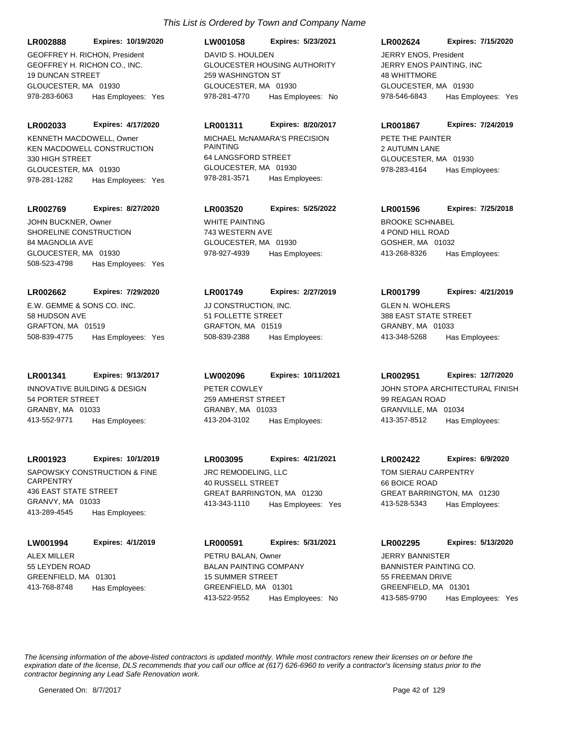*This List is Ordered by Town and Company Name*

**LR002888** **Expires: 10/19/2020**
GEOFFREY H. RICHON, President
GEOFFREY H. RICHON CO., INC.
19 DUNCAN STREET
GLOUCESTER, MA 01930
978-283-6063 Has Employees: Yes

**LW001058** **Expires: 5/23/2021**
DAVID S. HOULDEN
GLOUCESTER HOUSING AUTHORITY
259 WASHINGTON ST
GLOUCESTER, MA 01930
978-281-4770 Has Employees: No

**LR002624** **Expires: 7/15/2020**
JERRY ENOS, President
JERRY ENOS PAINTING, INC
48 WHITTMORE
GLOUCESTER, MA 01930
978-546-6843 Has Employees: Yes

**LR002033** **Expires: 4/17/2020**
KENNETH MACDOWELL, Owner
KEN MACDOWELL CONSTRUCTION
330 HIGH STREET
GLOUCESTER, MA 01930
978-281-1282 Has Employees: Yes

**LR001311** **Expires: 8/20/2017**
MICHAEL McNAMARA'S PRECISION PAINTING
64 LANGSFORD STREET
GLOUCESTER, MA 01930
978-281-3571 Has Employees:

**LR001867** **Expires: 7/24/2019**
PETE THE PAINTER
2 AUTUMN LANE
GLOUCESTER, MA 01930
978-283-4164 Has Employees:

**LR002769** **Expires: 8/27/2020**
JOHN BUCKNER, Owner
SHORELINE CONSTRUCTION
84 MAGNOLIA AVE
GLOUCESTER, MA 01930
508-523-4798 Has Employees: Yes

**LR003520** **Expires: 5/25/2022**
WHITE PAINTING
743 WESTERN AVE
GLOUCESTER, MA 01930
978-927-4939 Has Employees:

**LR001596** **Expires: 7/25/2018**
BROOKE SCHNABEL
4 POND HILL ROAD
GOSHER, MA 01032
413-268-8326 Has Employees:

**LR002662** **Expires: 7/29/2020**
E.W. GEMME & SONS CO. INC.
58 HUDSON AVE
GRAFTON, MA 01519
508-839-4775 Has Employees: Yes

**LR001749** **Expires: 2/27/2019**
JJ CONSTRUCTION, INC.
51 FOLLETTE STREET
GRAFTON, MA 01519
508-839-2388 Has Employees:

**LR001799** **Expires: 4/21/2019**
GLEN N. WOHLERS
388 EAST STATE STREET
GRANBY, MA 01033
413-348-5268 Has Employees:

**LR001341** **Expires: 9/13/2017**
INNOVATIVE BUILDING & DESIGN
54 PORTER STREET
GRANBY, MA 01033
413-552-9771 Has Employees:

**LW002096** **Expires: 10/11/2021**
PETER COWLEY
259 AMHERST STREET
GRANBY, MA 01033
413-204-3102 Has Employees:

**LR002951** **Expires: 12/7/2020**
JOHN STOPA ARCHITECTURAL FINISH
99 REAGAN ROAD
GRANVILLE, MA 01034
413-357-8512 Has Employees:

**LR001923** **Expires: 10/1/2019**
SAPOWSKY CONSTRUCTION & FINE CARPENTRY
436 EAST STATE STREET
GRANVY, MA 01033
413-289-4545 Has Employees:

**LR003095** **Expires: 4/21/2021**
JRC REMODELING, LLC
40 RUSSELL STREET
GREAT BARRINGTON, MA 01230
413-343-1110 Has Employees: Yes

**LR002422** **Expires: 6/9/2020**
TOM SIERAU CARPENTRY
66 BOICE ROAD
GREAT BARRINGTON, MA 01230
413-528-5343 Has Employees:

**LW001994** **Expires: 4/1/2019**
ALEX MILLER
55 LEYDEN ROAD
GREENFIELD, MA 01301
413-768-8748 Has Employees:

**LR000591** **Expires: 5/31/2021**
PETRU BALAN, Owner
BALAN PAINTING COMPANY
15 SUMMER STREET
GREENFIELD, MA 01301
413-522-9552 Has Employees: No

**LR002295** **Expires: 5/13/2020**
JERRY BANNISTER
BANNISTER PAINTING CO.
55 FREEMAN DRIVE
GREENFIELD, MA 01301
413-585-9790 Has Employees: Yes

*The licensing information of the above-listed contractors is updated monthly. While most contractors renew their licenses on or before the expiration date of the license, DLS recommends that you call our office at (617) 626-6960 to verify a contractor's licensing status prior to the contractor beginning any Lead Safe Renovation work.*

Generated On: 8/7/2017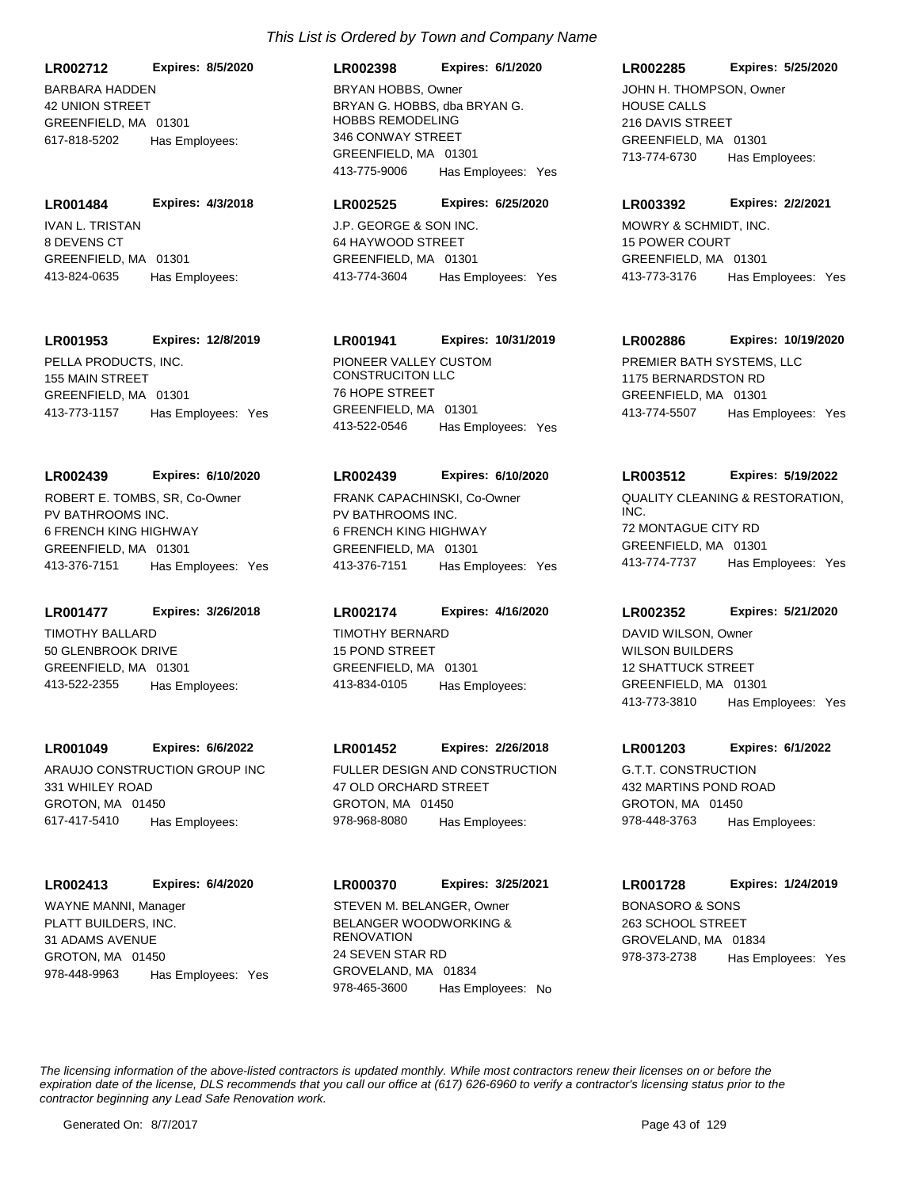*This List is Ordered by Town and Company Name*

**LR002712** **Expires: 8/5/2020**
BARBARA HADDEN
42 UNION STREET
GREENFIELD, MA 01301
617-818-5202 Has Employees:

**LR002398** **Expires: 6/1/2020**
BRYAN HOBBS, Owner
BRYAN G. HOBBS, dba BRYAN G. HOBBS REMODELING
346 CONWAY STREET
GREENFIELD, MA 01301
413-775-9006 Has Employees: Yes

**LR002285** **Expires: 5/25/2020**
JOHN H. THOMPSON, Owner
HOUSE CALLS
216 DAVIS STREET
GREENFIELD, MA 01301
713-774-6730 Has Employees:

**LR001484** **Expires: 4/3/2018**
IVAN L. TRISTAN
8 DEVENS CT
GREENFIELD, MA 01301
413-824-0635 Has Employees:

**LR002525** **Expires: 6/25/2020**
J.P. GEORGE & SON INC.
64 HAYWOOD STREET
GREENFIELD, MA 01301
413-774-3604 Has Employees: Yes

**LR003392** **Expires: 2/2/2021**
MOWRY & SCHMIDT, INC.
15 POWER COURT
GREENFIELD, MA 01301
413-773-3176 Has Employees: Yes

**LR001953** **Expires: 12/8/2019**
PELLA PRODUCTS, INC.
155 MAIN STREET
GREENFIELD, MA 01301
413-773-1157 Has Employees: Yes

**LR001941** **Expires: 10/31/2019**
PIONEER VALLEY CUSTOM CONSTRUCITON LLC
76 HOPE STREET
GREENFIELD, MA 01301
413-522-0546 Has Employees: Yes

**LR002886** **Expires: 10/19/2020**
PREMIER BATH SYSTEMS, LLC
1175 BERNARDSTON RD
GREENFIELD, MA 01301
413-774-5507 Has Employees: Yes

**LR002439** **Expires: 6/10/2020**
ROBERT E. TOMBS, SR, Co-Owner
PV BATHROOMS INC.
6 FRENCH KING HIGHWAY
GREENFIELD, MA 01301
413-376-7151 Has Employees: Yes

**LR002439** **Expires: 6/10/2020**
FRANK CAPACHINSKI, Co-Owner
PV BATHROOMS INC.
6 FRENCH KING HIGHWAY
GREENFIELD, MA 01301
413-376-7151 Has Employees: Yes

**LR003512** **Expires: 5/19/2022**
QUALITY CLEANING & RESTORATION, INC.
72 MONTAGUE CITY RD
GREENFIELD, MA 01301
413-774-7737 Has Employees: Yes

**LR001477** **Expires: 3/26/2018**
TIMOTHY BALLARD
50 GLENBROOK DRIVE
GREENFIELD, MA 01301
413-522-2355 Has Employees:

**LR002174** **Expires: 4/16/2020**
TIMOTHY BERNARD
15 POND STREET
GREENFIELD, MA 01301
413-834-0105 Has Employees:

**LR002352** **Expires: 5/21/2020**
DAVID WILSON, Owner
WILSON BUILDERS
12 SHATTUCK STREET
GREENFIELD, MA 01301
413-773-3810 Has Employees: Yes

**LR001049** **Expires: 6/6/2022**
ARAUJO CONSTRUCTION GROUP INC
331 WHILEY ROAD
GROTON, MA 01450
617-417-5410 Has Employees:

**LR001452** **Expires: 2/26/2018**
FULLER DESIGN AND CONSTRUCTION
47 OLD ORCHARD STREET
GROTON, MA 01450
978-968-8080 Has Employees:

**LR001203** **Expires: 6/1/2022**
G.T.T. CONSTRUCTION
432 MARTINS POND ROAD
GROTON, MA 01450
978-448-3763 Has Employees:

**LR002413** **Expires: 6/4/2020**
WAYNE MANNI, Manager
PLATT BUILDERS, INC.
31 ADAMS AVENUE
GROTON, MA 01450
978-448-9963 Has Employees: Yes

**LR000370** **Expires: 3/25/2021**
STEVEN M. BELANGER, Owner
BELANGER WOODWORKING & RENOVATION
24 SEVEN STAR RD
GROVELAND, MA 01834
978-465-3600 Has Employees: No

**LR001728** **Expires: 1/24/2019**
BONASORO & SONS
263 SCHOOL STREET
GROVELAND, MA 01834
978-373-2738 Has Employees: Yes

*The licensing information of the above-listed contractors is updated monthly. While most contractors renew their licenses on or before the expiration date of the license, DLS recommends that you call our office at (617) 626-6960 to verify a contractor's licensing status prior to the contractor beginning any Lead Safe Renovation work.*

Generated On: 8/7/2017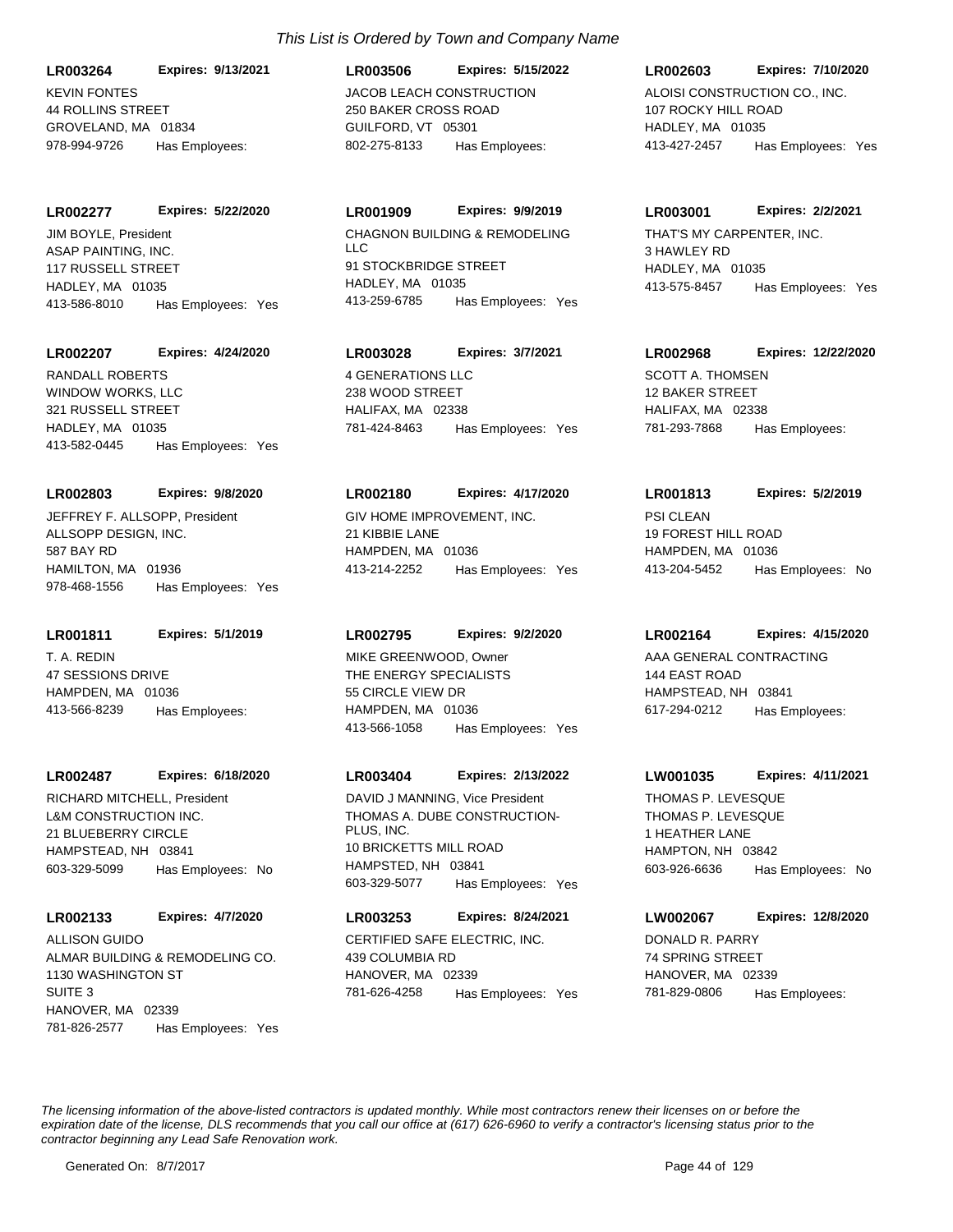*This List is Ordered by Town and Company Name*

**LR003264** **Expires: 9/13/2021**
KEVIN FONTES
44 ROLLINS STREET
GROVELAND, MA 01834
978-994-9726 Has Employees:

**LR002277** **Expires: 5/22/2020**
JIM BOYLE, President
ASAP PAINTING, INC.
117 RUSSELL STREET
HADLEY, MA 01035
413-586-8010 Has Employees: Yes

**LR002207** **Expires: 4/24/2020**
RANDALL ROBERTS
WINDOW WORKS, LLC
321 RUSSELL STREET
HADLEY, MA 01035
413-582-0445 Has Employees: Yes

**LR002803** **Expires: 9/8/2020**
JEFFREY F. ALLSOPP, President
ALLSOPP DESIGN, INC.
587 BAY RD
HAMILTON, MA 01936
978-468-1556 Has Employees: Yes

**LR001811** **Expires: 5/1/2019**
T. A. REDIN
47 SESSIONS DRIVE
HAMPDEN, MA 01036
413-566-8239 Has Employees:

**LR002487** **Expires: 6/18/2020**
RICHARD MITCHELL, President
L&M CONSTRUCTION INC.
21 BLUEBERRY CIRCLE
HAMPSTEAD, NH 03841
603-329-5099 Has Employees: No

**LR002133** **Expires: 4/7/2020**
ALLISON GUIDO
ALMAR BUILDING & REMODELING CO.
1130 WASHINGTON ST
SUITE 3
HANOVER, MA 02339
781-826-2577 Has Employees: Yes

**LR003506** **Expires: 5/15/2022**
JACOB LEACH CONSTRUCTION
250 BAKER CROSS ROAD
GUILFORD, VT 05301
802-275-8133 Has Employees:

**LR001909** **Expires: 9/9/2019**
CHAGNON BUILDING & REMODELING LLC
91 STOCKBRIDGE STREET
HADLEY, MA 01035
413-259-6785 Has Employees: Yes

**LR003028** **Expires: 3/7/2021**
4 GENERATIONS LLC
238 WOOD STREET
HALIFAX, MA 02338
781-424-8463 Has Employees: Yes

**LR002180** **Expires: 4/17/2020**
GIV HOME IMPROVEMENT, INC.
21 KIBBIE LANE
HAMPDEN, MA 01036
413-214-2252 Has Employees: Yes

**LR002795** **Expires: 9/2/2020**
MIKE GREENWOOD, Owner
THE ENERGY SPECIALISTS
55 CIRCLE VIEW DR
HAMPDEN, MA 01036
413-566-1058 Has Employees: Yes

**LR003404** **Expires: 2/13/2022**
DAVID J MANNING, Vice President
THOMAS A. DUBE CONSTRUCTION-PLUS, INC.
10 BRICKETTS MILL ROAD
HAMPSTED, NH 03841
603-329-5077 Has Employees: Yes

**LR003253** **Expires: 8/24/2021**
CERTIFIED SAFE ELECTRIC, INC.
439 COLUMBIA RD
HANOVER, MA 02339
781-626-4258 Has Employees: Yes

**LR002603** **Expires: 7/10/2020**
ALOISI CONSTRUCTION CO., INC.
107 ROCKY HILL ROAD
HADLEY, MA 01035
413-427-2457 Has Employees: Yes

**LR003001** **Expires: 2/2/2021**
THAT'S MY CARPENTER, INC.
3 HAWLEY RD
HADLEY, MA 01035
413-575-8457 Has Employees: Yes

**LR002968** **Expires: 12/22/2020**
SCOTT A. THOMSEN
12 BAKER STREET
HALIFAX, MA 02338
781-293-7868 Has Employees:

**LR001813** **Expires: 5/2/2019**
PSI CLEAN
19 FOREST HILL ROAD
HAMPDEN, MA 01036
413-204-5452 Has Employees: No

**LR002164** **Expires: 4/15/2020**
AAA GENERAL CONTRACTING
144 EAST ROAD
HAMPSTEAD, NH 03841
617-294-0212 Has Employees:

**LW001035** **Expires: 4/11/2021**
THOMAS P. LEVESQUE
THOMAS P. LEVESQUE
1 HEATHER LANE
HAMPTON, NH 03842
603-926-6636 Has Employees: No

**LW002067** **Expires: 12/8/2020**
DONALD R. PARRY
74 SPRING STREET
HANOVER, MA 02339
781-829-0806 Has Employees:

*The licensing information of the above-listed contractors is updated monthly. While most contractors renew their licenses on or before the expiration date of the license, DLS recommends that you call our office at (617) 626-6960 to verify a contractor's licensing status prior to the contractor beginning any Lead Safe Renovation work.*

Generated On: 8/7/2017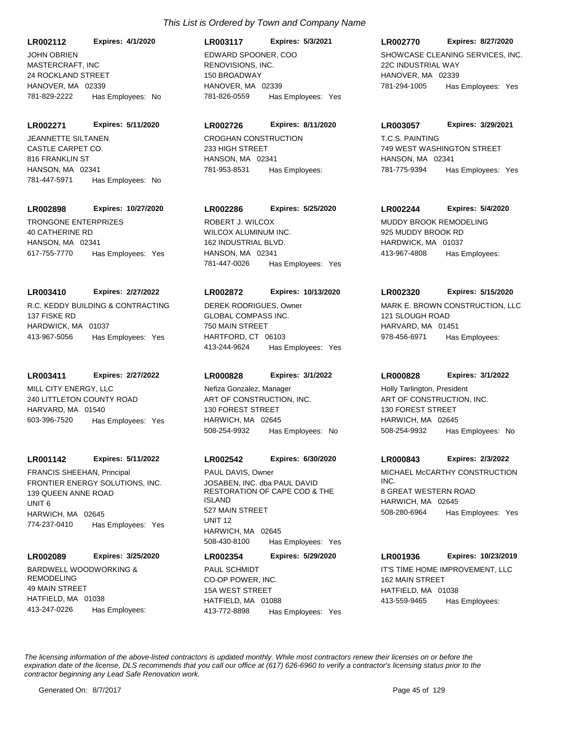*This List is Ordered by Town and Company Name*

**LR002112** **Expires: 4/1/2020**
JOHN OBRIEN
MASTERCRAFT, INC
24 ROCKLAND STREET
HANOVER, MA 02339
781-829-2222 Has Employees: No

**LR003117** **Expires: 5/3/2021**
EDWARD SPOONER, COO
RENOVISIONS, INC.
150 BROADWAY
HANOVER, MA 02339
781-826-0559 Has Employees: Yes

**LR002770** **Expires: 8/27/2020**
SHOWCASE CLEANING SERVICES, INC.
22C INDUSTRIAL WAY
HANOVER, MA 02339
781-294-1005 Has Employees: Yes

**LR002271** **Expires: 5/11/2020**
JEANNETTE SILTANEN
CASTLE CARPET CO.
816 FRANKLIN ST
HANSON, MA 02341
781-447-5971 Has Employees: No

**LR002726** **Expires: 8/11/2020**
CROGHAN CONSTRUCTION
233 HIGH STREET
HANSON, MA 02341
781-953-8531 Has Employees:

**LR003057** **Expires: 3/29/2021**
T.C.S. PAINTING
749 WEST WASHINGTON STREET
HANSON, MA 02341
781-775-9394 Has Employees: Yes

**LR002898** **Expires: 10/27/2020**
TRONGONE ENTERPRIZES
40 CATHERINE RD
HANSON, MA 02341
617-755-7770 Has Employees: Yes

**LR002286** **Expires: 5/25/2020**
ROBERT J. WILCOX
WILCOX ALUMINUM INC.
162 INDUSTRIAL BLVD.
HANSON, MA 02341
781-447-0026 Has Employees: Yes

**LR002244** **Expires: 5/4/2020**
MUDDY BROOK REMODELING
925 MUDDY BROOK RD
HARDWICK, MA 01037
413-967-4808 Has Employees:

**LR003410** **Expires: 2/27/2022**
R.C. KEDDY BUILDING & CONTRACTING
137 FISKE RD
HARDWICK, MA 01037
413-967-5056 Has Employees: Yes

**LR002872** **Expires: 10/13/2020**
DEREK RODRIGUES, Owner
GLOBAL COMPASS INC.
750 MAIN STREET
HARTFORD, CT 06103
413-244-9624 Has Employees: Yes

**LR002320** **Expires: 5/15/2020**
MARK E. BROWN CONSTRUCTION, LLC
121 SLOUGH ROAD
HARVARD, MA 01451
978-456-6971 Has Employees:

**LR003411** **Expires: 2/27/2022**
MILL CITY ENERGY, LLC
240 LITTLETON COUNTY ROAD
HARVARD, MA 01540
603-396-7520 Has Employees: Yes

**LR000828** **Expires: 3/1/2022**
Nefiza Gonzalez, Manager
ART OF CONSTRUCTION, INC.
130 FOREST STREET
HARWICH, MA 02645
508-254-9932 Has Employees: No

**LR000828** **Expires: 3/1/2022**
Holly Tarlington, President
ART OF CONSTRUCTION, INC.
130 FOREST STREET
HARWICH, MA 02645
508-254-9932 Has Employees: No

**LR001142** **Expires: 5/11/2022**
FRANCIS SHEEHAN, Principal
FRONTIER ENERGY SOLUTIONS, INC.
139 QUEEN ANNE ROAD
UNIT 6
HARWICH, MA 02645
774-237-0410 Has Employees: Yes

**LR002542** **Expires: 6/30/2020**
PAUL DAVIS, Owner
JOSABEN, INC. dba PAUL DAVID RESTORATION OF CAPE COD & THE ISLAND
527 MAIN STREET
UNIT 12
HARWICH, MA 02645
508-430-8100 Has Employees: Yes

**LR000843** **Expires: 2/3/2022**
MICHAEL McCARTHY CONSTRUCTION INC.
8 GREAT WESTERN ROAD
HARWICH, MA 02645
508-280-6964 Has Employees: Yes

**LR002089** **Expires: 3/25/2020**
BARDWELL WOODWORKING & REMODELING
49 MAIN STREET
HATFIELD, MA 01038
413-247-0226 Has Employees:

**LR002354** **Expires: 5/29/2020**
PAUL SCHMIDT
CO-OP POWER, INC.
15A WEST STREET
HATFIELD, MA 01088
413-772-8898 Has Employees: Yes

**LR001936** **Expires: 10/23/2019**
IT'S TIME HOME IMPROVEMENT, LLC
162 MAIN STREET
HATFIELD, MA 01038
413-559-9465 Has Employees:

*The licensing information of the above-listed contractors is updated monthly. While most contractors renew their licenses on or before the expiration date of the license, DLS recommends that you call our office at (617) 626-6960 to verify a contractor's licensing status prior to the contractor beginning any Lead Safe Renovation work.*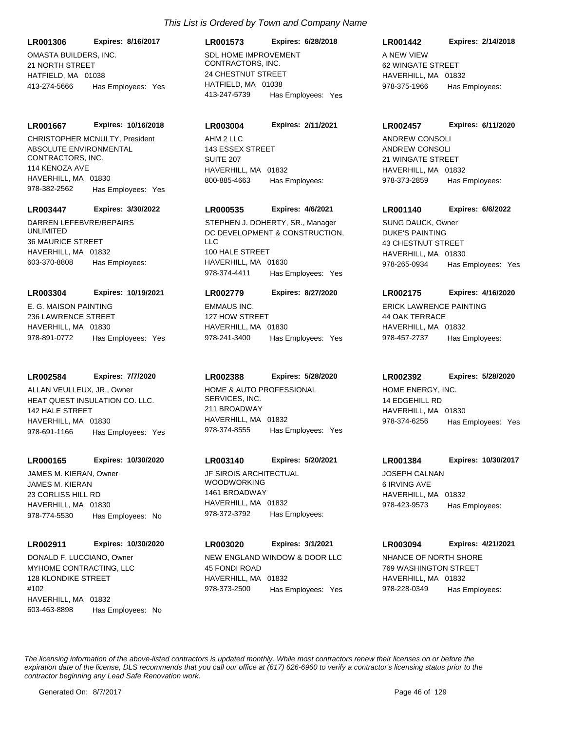*This List is Ordered by Town and Company Name*

**LR001306** **Expires: 8/16/2017**
OMASTA BUILDERS, INC.
21 NORTH STREET
HATFIELD, MA 01038
413-274-5666 Has Employees: Yes

**LR001573** **Expires: 6/28/2018**
SDL HOME IMPROVEMENT CONTRACTORS, INC.
24 CHESTNUT STREET
HATFIELD, MA 01038
413-247-5739 Has Employees: Yes

**LR001442** **Expires: 2/14/2018**
A NEW VIEW
62 WINGATE STREET
HAVERHILL, MA 01832
978-375-1966 Has Employees:

**LR001667** **Expires: 10/16/2018**
CHRISTOPHER MCNULTY, President
ABSOLUTE ENVIRONMENTAL CONTRACTORS, INC.
114 KENOZA AVE
HAVERHILL, MA 01830
978-382-2562 Has Employees: Yes

**LR003004** **Expires: 2/11/2021**
AHM 2 LLC
143 ESSEX STREET
SUITE 207
HAVERHILL, MA 01832
800-885-4663 Has Employees:

**LR002457** **Expires: 6/11/2020**
ANDREW CONSOLI
ANDREW CONSOLI
21 WINGATE STREET
HAVERHILL, MA 01832
978-373-2859 Has Employees:

**LR003447** **Expires: 3/30/2022**
DARREN LEFEBVRE/REPAIRS UNLIMITED
36 MAURICE STREET
HAVERHILL, MA 01832
603-370-8808 Has Employees:

**LR000535** **Expires: 4/6/2021**
STEPHEN J. DOHERTY, SR., Manager
DC DEVELOPMENT & CONSTRUCTION, LLC
100 HALE STREET
HAVERHILL, MA 01630
978-374-4411 Has Employees: Yes

**LR001140** **Expires: 6/6/2022**
SUNG DAUCK, Owner
DUKE'S PAINTING
43 CHESTNUT STREET
HAVERHILL, MA 01830
978-265-0934 Has Employees: Yes

**LR003304** **Expires: 10/19/2021**
E. G. MAISON PAINTING
236 LAWRENCE STREET
HAVERHILL, MA 01830
978-891-0772 Has Employees: Yes

**LR002779** **Expires: 8/27/2020**
EMMAUS INC.
127 HOW STREET
HAVERHILL, MA 01830
978-241-3400 Has Employees: Yes

**LR002175** **Expires: 4/16/2020**
ERICK LAWRENCE PAINTING
44 OAK TERRACE
HAVERHILL, MA 01832
978-457-2737 Has Employees:

**LR002584** **Expires: 7/7/2020**
ALLAN VEULLEUX, JR., Owner
HEAT QUEST INSULATION CO. LLC.
142 HALE STREET
HAVERHILL, MA 01830
978-691-1166 Has Employees: Yes

**LR002388** **Expires: 5/28/2020**
HOME & AUTO PROFESSIONAL SERVICES, INC.
211 BROADWAY
HAVERHILL, MA 01832
978-374-8555 Has Employees: Yes

**LR002392** **Expires: 5/28/2020**
HOME ENERGY, INC.
14 EDGEHILL RD
HAVERHILL, MA 01830
978-374-6256 Has Employees: Yes

**LR000165** **Expires: 10/30/2020**
JAMES M. KIERAN, Owner
JAMES M. KIERAN
23 CORLISS HILL RD
HAVERHILL, MA 01830
978-774-5530 Has Employees: No

**LR003140** **Expires: 5/20/2021**
JF SIROIS ARCHITECTUAL WOODWORKING
1461 BROADWAY
HAVERHILL, MA 01832
978-372-3792 Has Employees:

**LR001384** **Expires: 10/30/2017**
JOSEPH CALNAN
6 IRVING AVE
HAVERHILL, MA 01832
978-423-9573 Has Employees:

**LR002911** **Expires: 10/30/2020**
DONALD F. LUCCIANO, Owner
MYHOME CONTRACTING, LLC
128 KLONDIKE STREET
#102
HAVERHILL, MA 01832
603-463-8898 Has Employees: No

**LR003020** **Expires: 3/1/2021**
NEW ENGLAND WINDOW & DOOR LLC
45 FONDI ROAD
HAVERHILL, MA 01832
978-373-2500 Has Employees: Yes

**LR003094** **Expires: 4/21/2021**
NHANCE OF NORTH SHORE
769 WASHINGTON STREET
HAVERHILL, MA 01832
978-228-0349 Has Employees:

*The licensing information of the above-listed contractors is updated monthly. While most contractors renew their licenses on or before the expiration date of the license, DLS recommends that you call our office at (617) 626-6960 to verify a contractor's licensing status prior to the contractor beginning any Lead Safe Renovation work.*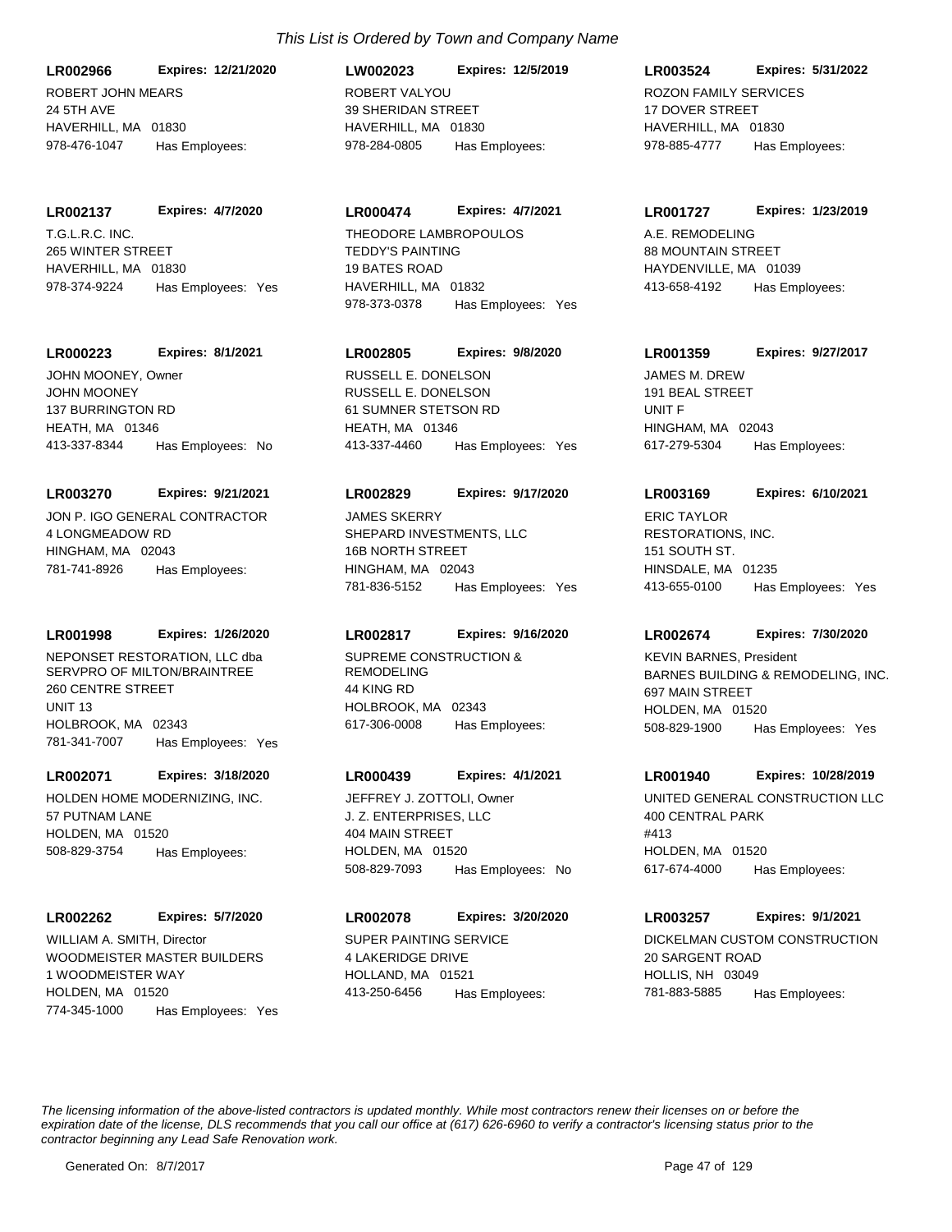*This List is Ordered by Town and Company Name*

**LR002966** **Expires: 12/21/2020**
ROBERT JOHN MEARS
24 5TH AVE
HAVERHILL, MA 01830
978-476-1047 Has Employees:

**LW002023** **Expires: 12/5/2019**
ROBERT VALYOU
39 SHERIDAN STREET
HAVERHILL, MA 01830
978-284-0805 Has Employees:

**LR003524** **Expires: 5/31/2022**
ROZON FAMILY SERVICES
17 DOVER STREET
HAVERHILL, MA 01830
978-885-4777 Has Employees:

**LR002137** **Expires: 4/7/2020**
T.G.L.R.C. INC.
265 WINTER STREET
HAVERHILL, MA 01830
978-374-9224 Has Employees: Yes

**LR000474** **Expires: 4/7/2021**
THEODORE LAMBROPOULOS
TEDDY'S PAINTING
19 BATES ROAD
HAVERHILL, MA 01832
978-373-0378 Has Employees: Yes

**LR001727** **Expires: 1/23/2019**
A.E. REMODELING
88 MOUNTAIN STREET
HAYDENVILLE, MA 01039
413-658-4192 Has Employees:

**LR000223** **Expires: 8/1/2021**
JOHN MOONEY, Owner
JOHN MOONEY
137 BURRINGTON RD
HEATH, MA 01346
413-337-8344 Has Employees: No

**LR002805** **Expires: 9/8/2020**
RUSSELL E. DONELSON
RUSSELL E. DONELSON
61 SUMNER STETSON RD
HEATH, MA 01346
413-337-4460 Has Employees: Yes

**LR001359** **Expires: 9/27/2017**
JAMES M. DREW
191 BEAL STREET
UNIT F
HINGHAM, MA 02043
617-279-5304 Has Employees:

**LR003270** **Expires: 9/21/2021**
JON P. IGO GENERAL CONTRACTOR
4 LONGMEADOW RD
HINGHAM, MA 02043
781-741-8926 Has Employees:

**LR002829** **Expires: 9/17/2020**
JAMES SKERRY
SHEPARD INVESTMENTS, LLC
16B NORTH STREET
HINGHAM, MA 02043
781-836-5152 Has Employees: Yes

**LR003169** **Expires: 6/10/2021**
ERIC TAYLOR
RESTORATIONS, INC.
151 SOUTH ST.
HINSDALE, MA 01235
413-655-0100 Has Employees: Yes

**LR001998** **Expires: 1/26/2020**
NEPONSET RESTORATION, LLC dba SERVPRO OF MILTON/BRAINTREE
260 CENTRE STREET
UNIT 13
HOLBROOK, MA 02343
781-341-7007 Has Employees: Yes

**LR002817** **Expires: 9/16/2020**
SUPREME CONSTRUCTION & REMODELING
44 KING RD
HOLBROOK, MA 02343
617-306-0008 Has Employees:

**LR002674** **Expires: 7/30/2020**
KEVIN BARNES, President
BARNES BUILDING & REMODELING, INC.
697 MAIN STREET
HOLDEN, MA 01520
508-829-1900 Has Employees: Yes

**LR002071** **Expires: 3/18/2020**
HOLDEN HOME MODERNIZING, INC.
57 PUTNAM LANE
HOLDEN, MA 01520
508-829-3754 Has Employees:

**LR000439** **Expires: 4/1/2021**
JEFFREY J. ZOTTOLI, Owner
J. Z. ENTERPRISES, LLC
404 MAIN STREET
HOLDEN, MA 01520
508-829-7093 Has Employees: No

**LR001940** **Expires: 10/28/2019**
UNITED GENERAL CONSTRUCTION LLC
400 CENTRAL PARK
#413
HOLDEN, MA 01520
617-674-4000 Has Employees:

**LR002262** **Expires: 5/7/2020**
WILLIAM A. SMITH, Director
WOODMEISTER MASTER BUILDERS
1 WOODMEISTER WAY
HOLDEN, MA 01520
774-345-1000 Has Employees: Yes

**LR002078** **Expires: 3/20/2020**
SUPER PAINTING SERVICE
4 LAKERIDGE DRIVE
HOLLAND, MA 01521
413-250-6456 Has Employees:

**LR003257** **Expires: 9/1/2021**
DICKELMAN CUSTOM CONSTRUCTION
20 SARGENT ROAD
HOLLIS, NH 03049
781-883-5885 Has Employees:

*The licensing information of the above-listed contractors is updated monthly. While most contractors renew their licenses on or before the expiration date of the license, DLS recommends that you call our office at (617) 626-6960 to verify a contractor's licensing status prior to the contractor beginning any Lead Safe Renovation work.*

Generated On: 8/7/2017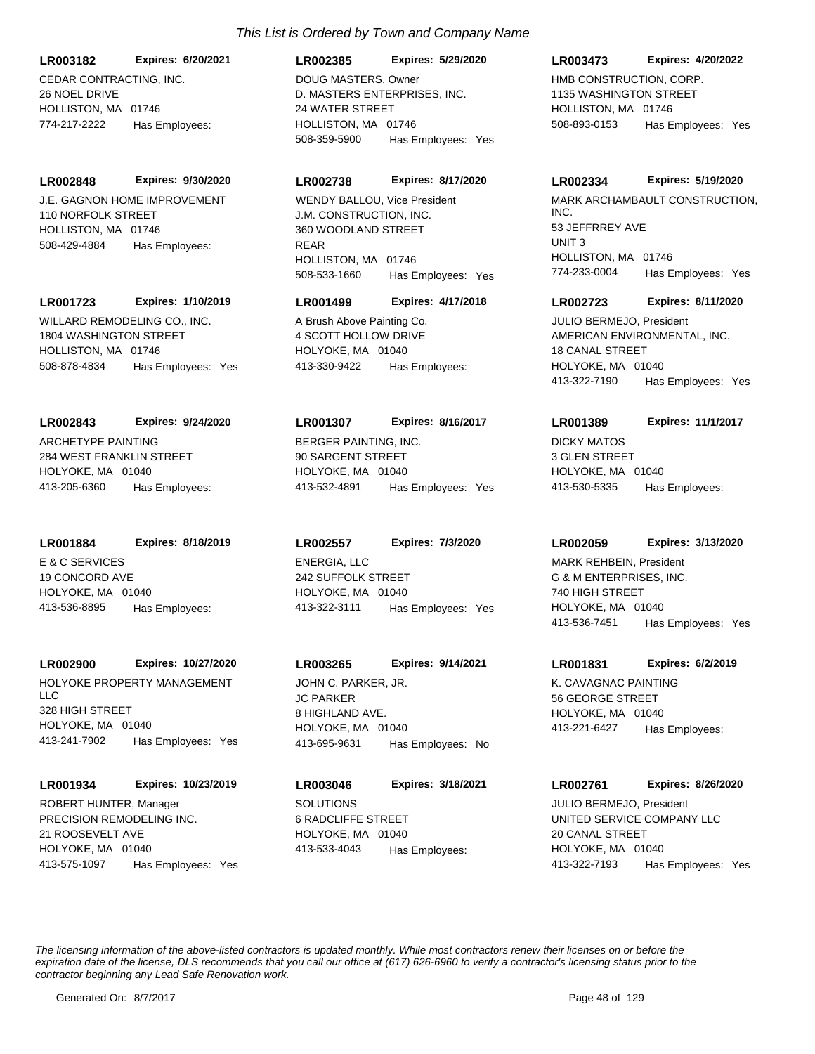*This List is Ordered by Town and Company Name*

**LR003182** **Expires: 6/20/2021**
CEDAR CONTRACTING, INC.
26 NOEL DRIVE
HOLLISTON, MA 01746
774-217-2222 Has Employees:

**LR002385** **Expires: 5/29/2020**
DOUG MASTERS, Owner
D. MASTERS ENTERPRISES, INC.
24 WATER STREET
HOLLISTON, MA 01746
508-359-5900 Has Employees: Yes

**LR003473** **Expires: 4/20/2022**
HMB CONSTRUCTION, CORP.
1135 WASHINGTON STREET
HOLLISTON, MA 01746
508-893-0153 Has Employees: Yes

**LR002848** **Expires: 9/30/2020**
J.E. GAGNON HOME IMPROVEMENT
110 NORFOLK STREET
HOLLISTON, MA 01746
508-429-4884 Has Employees:

**LR002738** **Expires: 8/17/2020**
WENDY BALLOU, Vice President
J.M. CONSTRUCTION, INC.
360 WOODLAND STREET
REAR
HOLLISTON, MA 01746
508-533-1660 Has Employees: Yes

**LR002334** **Expires: 5/19/2020**
MARK ARCHAMBAULT CONSTRUCTION, INC.
53 JEFFRREY AVE
UNIT 3
HOLLISTON, MA 01746
774-233-0004 Has Employees: Yes

**LR001723** **Expires: 1/10/2019**
WILLARD REMODELING CO., INC.
1804 WASHINGTON STREET
HOLLISTON, MA 01746
508-878-4834 Has Employees: Yes

**LR001499** **Expires: 4/17/2018**
A Brush Above Painting Co.
4 SCOTT HOLLOW DRIVE
HOLYOKE, MA 01040
413-330-9422 Has Employees:

**LR002723** **Expires: 8/11/2020**
JULIO BERMEJO, President
AMERICAN ENVIRONMENTAL, INC.
18 CANAL STREET
HOLYOKE, MA 01040
413-322-7190 Has Employees: Yes

**LR002843** **Expires: 9/24/2020**
ARCHETYPE PAINTING
284 WEST FRANKLIN STREET
HOLYOKE, MA 01040
413-205-6360 Has Employees:

**LR001307** **Expires: 8/16/2017**
BERGER PAINTING, INC.
90 SARGENT STREET
HOLYOKE, MA 01040
413-532-4891 Has Employees: Yes

**LR001389** **Expires: 11/1/2017**
DICKY MATOS
3 GLEN STREET
HOLYOKE, MA 01040
413-530-5335 Has Employees:

**LR001884** **Expires: 8/18/2019**
E & C SERVICES
19 CONCORD AVE
HOLYOKE, MA 01040
413-536-8895 Has Employees:

**LR002557** **Expires: 7/3/2020**
ENERGIA, LLC
242 SUFFOLK STREET
HOLYOKE, MA 01040
413-322-3111 Has Employees: Yes

**LR002059** **Expires: 3/13/2020**
MARK REHBEIN, President
G & M ENTERPRISES, INC.
740 HIGH STREET
HOLYOKE, MA 01040
413-536-7451 Has Employees: Yes

**LR002900** **Expires: 10/27/2020**
HOLYOKE PROPERTY MANAGEMENT LLC
328 HIGH STREET
HOLYOKE, MA 01040
413-241-7902 Has Employees: Yes

**LR003265** **Expires: 9/14/2021**
JOHN C. PARKER, JR.
JC PARKER
8 HIGHLAND AVE.
HOLYOKE, MA 01040
413-695-9631 Has Employees: No

**LR001831** **Expires: 6/2/2019**
K. CAVAGNAC PAINTING
56 GEORGE STREET
HOLYOKE, MA 01040
413-221-6427 Has Employees:

**LR001934** **Expires: 10/23/2019**
ROBERT HUNTER, Manager
PRECISION REMODELING INC.
21 ROOSEVELT AVE
HOLYOKE, MA 01040
413-575-1097 Has Employees: Yes

**LR003046** **Expires: 3/18/2021**
SOLUTIONS
6 RADCLIFFE STREET
HOLYOKE, MA 01040
413-533-4043 Has Employees:

**LR002761** **Expires: 8/26/2020**
JULIO BERMEJO, President
UNITED SERVICE COMPANY LLC
20 CANAL STREET
HOLYOKE, MA 01040
413-322-7193 Has Employees: Yes

*The licensing information of the above-listed contractors is updated monthly. While most contractors renew their licenses on or before the expiration date of the license, DLS recommends that you call our office at (617) 626-6960 to verify a contractor's licensing status prior to the contractor beginning any Lead Safe Renovation work.*

Generated On: 8/7/2017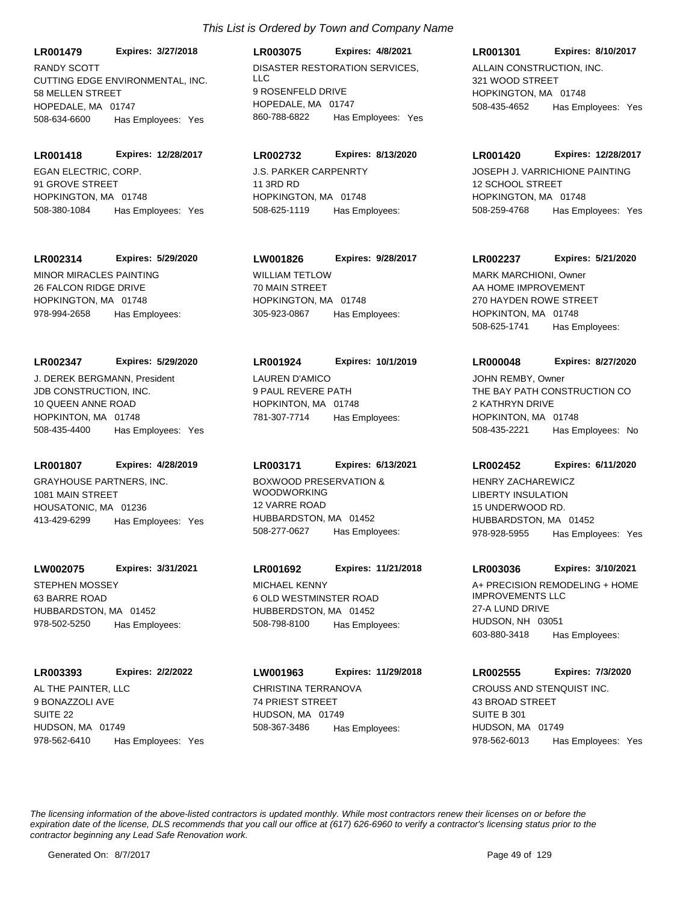*This List is Ordered by Town and Company Name*

**LR001479** **Expires: 3/27/2018**
RANDY SCOTT
CUTTING EDGE ENVIRONMENTAL, INC.
58 MELLEN STREET
HOPEDALE, MA 01747
508-634-6600 Has Employees: Yes

**LR003075** **Expires: 4/8/2021**
DISASTER RESTORATION SERVICES, LLC
9 ROSENFELD DRIVE
HOPEDALE, MA 01747
860-788-6822 Has Employees: Yes

**LR001301** **Expires: 8/10/2017**
ALLAIN CONSTRUCTION, INC.
321 WOOD STREET
HOPKINGTON, MA 01748
508-435-4652 Has Employees: Yes

**LR001418** **Expires: 12/28/2017**
EGAN ELECTRIC, CORP.
91 GROVE STREET
HOPKINGTON, MA 01748
508-380-1084 Has Employees: Yes

**LR002732** **Expires: 8/13/2020**
J.S. PARKER CARPENRTY
11 3RD RD
HOPKINGTON, MA 01748
508-625-1119 Has Employees:

**LR001420** **Expires: 12/28/2017**
JOSEPH J. VARRICHIONE PAINTING
12 SCHOOL STREET
HOPKINGTON, MA 01748
508-259-4768 Has Employees: Yes

**LR002314** **Expires: 5/29/2020**
MINOR MIRACLES PAINTING
26 FALCON RIDGE DRIVE
HOPKINGTON, MA 01748
978-994-2658 Has Employees:

**LW001826** **Expires: 9/28/2017**
WILLIAM TETLOW
70 MAIN STREET
HOPKINGTON, MA 01748
305-923-0867 Has Employees:

**LR002237** **Expires: 5/21/2020**
MARK MARCHIONI, Owner
AA HOME IMPROVEMENT
270 HAYDEN ROWE STREET
HOPKINTON, MA 01748
508-625-1741 Has Employees:

**LR002347** **Expires: 5/29/2020**
J. DEREK BERGMANN, President
JDB CONSTRUCTION, INC.
10 QUEEN ANNE ROAD
HOPKINTON, MA 01748
508-435-4400 Has Employees: Yes

**LR001924** **Expires: 10/1/2019**
LAUREN D'AMICO
9 PAUL REVERE PATH
HOPKINTON, MA 01748
781-307-7714 Has Employees:

**LR000048** **Expires: 8/27/2020**
JOHN REMBY, Owner
THE BAY PATH CONSTRUCTION CO
2 KATHRYN DRIVE
HOPKINTON, MA 01748
508-435-2221 Has Employees: No

**LR001807** **Expires: 4/28/2019**
GRAYHOUSE PARTNERS, INC.
1081 MAIN STREET
HOUSATONIC, MA 01236
413-429-6299 Has Employees: Yes

**LR003171** **Expires: 6/13/2021**
BOXWOOD PRESERVATION & WOODWORKING
12 VARRE ROAD
HUBBARDSTON, MA 01452
508-277-0627 Has Employees:

**LR002452** **Expires: 6/11/2020**
HENRY ZACHAREWICZ
LIBERTY INSULATION
15 UNDERWOOD RD.
HUBBARDSTON, MA 01452
978-928-5955 Has Employees: Yes

**LW002075** **Expires: 3/31/2021**
STEPHEN MOSSEY
63 BARRE ROAD
HUBBARDSTON, MA 01452
978-502-5250 Has Employees:

**LR001692** **Expires: 11/21/2018**
MICHAEL KENNY
6 OLD WESTMINSTER ROAD
HUBBERDSTON, MA 01452
508-798-8100 Has Employees:

**LR003036** **Expires: 3/10/2021**
A+ PRECISION REMODELING + HOME IMPROVEMENTS LLC
27-A LUND DRIVE
HUDSON, NH 03051
603-880-3418 Has Employees:

**LR003393** **Expires: 2/2/2022**
AL THE PAINTER, LLC
9 BONAZZOLI AVE
SUITE 22
HUDSON, MA 01749
978-562-6410 Has Employees: Yes

**LW001963** **Expires: 11/29/2018**
CHRISTINA TERRANOVA
74 PRIEST STREET
HUDSON, MA 01749
508-367-3486 Has Employees:

**LR002555** **Expires: 7/3/2020**
CROUSS AND STENQUIST INC.
43 BROAD STREET
SUITE B 301
HUDSON, MA 01749
978-562-6013 Has Employees: Yes

*The licensing information of the above-listed contractors is updated monthly. While most contractors renew their licenses on or before the expiration date of the license, DLS recommends that you call our office at (617) 626-6960 to verify a contractor's licensing status prior to the contractor beginning any Lead Safe Renovation work.*

Generated On: 8/7/2017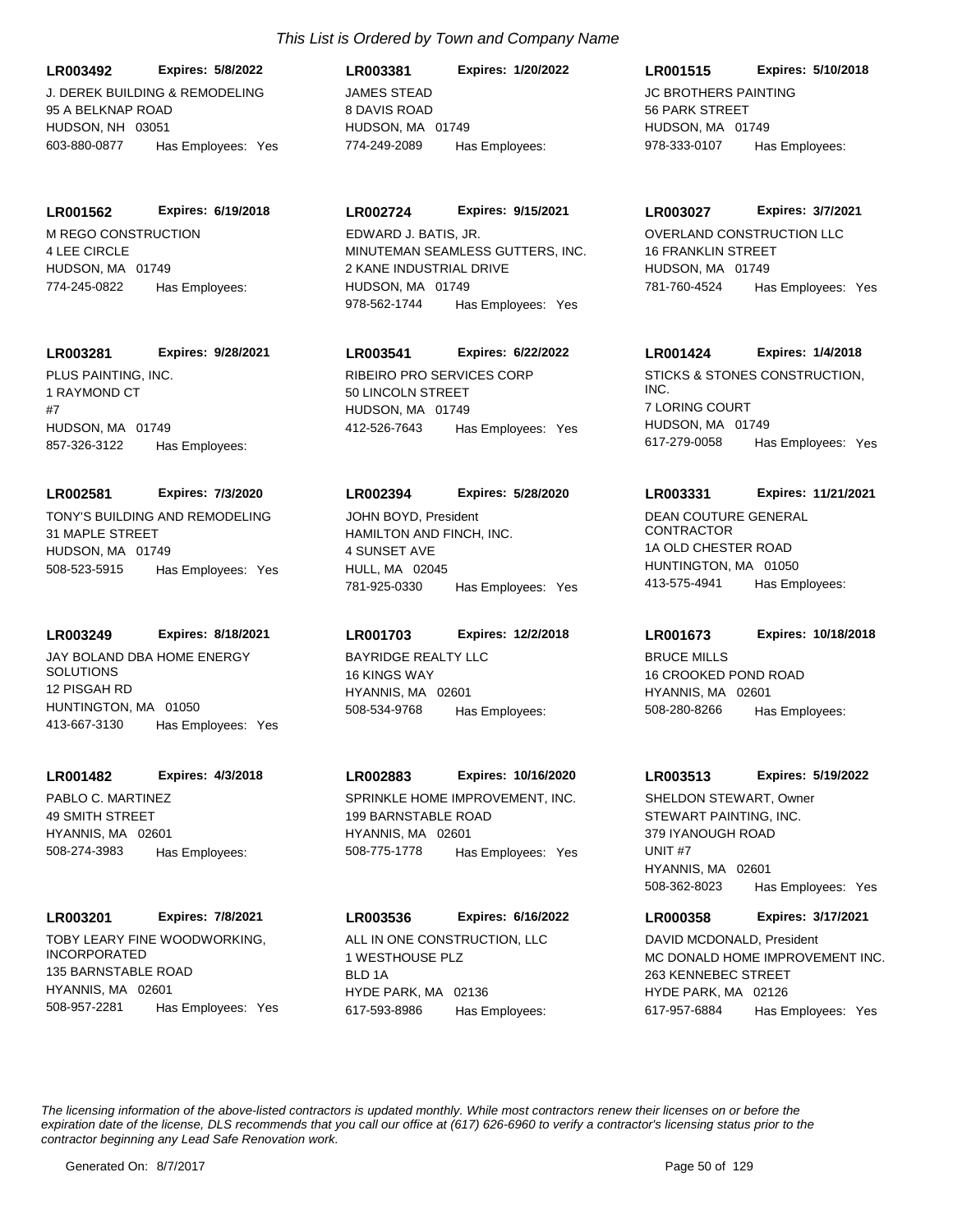*This List is Ordered by Town and Company Name*

**LR003492** **Expires: 5/8/2022**
J. DEREK BUILDING & REMODELING
95 A BELKNAP ROAD
HUDSON, NH 03051
603-880-0877 Has Employees: Yes

**LR003381** **Expires: 1/20/2022**
JAMES STEAD
8 DAVIS ROAD
HUDSON, MA 01749
774-249-2089 Has Employees:

**LR001515** **Expires: 5/10/2018**
JC BROTHERS PAINTING
56 PARK STREET
HUDSON, MA 01749
978-333-0107 Has Employees:

**LR001562** **Expires: 6/19/2018**
M REGO CONSTRUCTION
4 LEE CIRCLE
HUDSON, MA 01749
774-245-0822 Has Employees:

**LR002724** **Expires: 9/15/2021**
EDWARD J. BATIS, JR.
MINUTEMAN SEAMLESS GUTTERS, INC.
2 KANE INDUSTRIAL DRIVE
HUDSON, MA 01749
978-562-1744 Has Employees: Yes

**LR003027** **Expires: 3/7/2021**
OVERLAND CONSTRUCTION LLC
16 FRANKLIN STREET
HUDSON, MA 01749
781-760-4524 Has Employees: Yes

**LR003281** **Expires: 9/28/2021**
PLUS PAINTING, INC.
1 RAYMOND CT
#7
HUDSON, MA 01749
857-326-3122 Has Employees:

**LR003541** **Expires: 6/22/2022**
RIBEIRO PRO SERVICES CORP
50 LINCOLN STREET
HUDSON, MA 01749
412-526-7643 Has Employees: Yes

**LR001424** **Expires: 1/4/2018**
STICKS & STONES CONSTRUCTION, INC.
7 LORING COURT
HUDSON, MA 01749
617-279-0058 Has Employees: Yes

**LR002581** **Expires: 7/3/2020**
TONY'S BUILDING AND REMODELING
31 MAPLE STREET
HUDSON, MA 01749
508-523-5915 Has Employees: Yes

**LR002394** **Expires: 5/28/2020**
JOHN BOYD, President
HAMILTON AND FINCH, INC.
4 SUNSET AVE
HULL, MA 02045
781-925-0330 Has Employees: Yes

**LR003331** **Expires: 11/21/2021**
DEAN COUTURE GENERAL CONTRACTOR
1A OLD CHESTER ROAD
HUNTINGTON, MA 01050
413-575-4941 Has Employees:

**LR003249** **Expires: 8/18/2021**
JAY BOLAND DBA HOME ENERGY SOLUTIONS
12 PISGAH RD
HUNTINGTON, MA 01050
413-667-3130 Has Employees: Yes

**LR001703** **Expires: 12/2/2018**
BAYRIDGE REALTY LLC
16 KINGS WAY
HYANNIS, MA 02601
508-534-9768 Has Employees:

**LR001673** **Expires: 10/18/2018**
BRUCE MILLS
16 CROOKED POND ROAD
HYANNIS, MA 02601
508-280-8266 Has Employees:

**LR001482** **Expires: 4/3/2018**
PABLO C. MARTINEZ
49 SMITH STREET
HYANNIS, MA 02601
508-274-3983 Has Employees:

**LR002883** **Expires: 10/16/2020**
SPRINKLE HOME IMPROVEMENT, INC.
199 BARNSTABLE ROAD
HYANNIS, MA 02601
508-775-1778 Has Employees: Yes

**LR003513** **Expires: 5/19/2022**
SHELDON STEWART, Owner
STEWART PAINTING, INC.
379 IYANOUGH ROAD
UNIT #7
HYANNIS, MA 02601
508-362-8023 Has Employees: Yes

**LR003201** **Expires: 7/8/2021**
TOBY LEARY FINE WOODWORKING, INCORPORATED
135 BARNSTABLE ROAD
HYANNIS, MA 02601
508-957-2281 Has Employees: Yes

**LR003536** **Expires: 6/16/2022**
ALL IN ONE CONSTRUCTION, LLC
1 WESTHOUSE PLZ
BLD 1A
HYDE PARK, MA 02136
617-593-8986 Has Employees:

**LR000358** **Expires: 3/17/2021**
DAVID MCDONALD, President
MC DONALD HOME IMPROVEMENT INC.
263 KENNEBEC STREET
HYDE PARK, MA 02126
617-957-6884 Has Employees: Yes

*The licensing information of the above-listed contractors is updated monthly. While most contractors renew their licenses on or before the expiration date of the license, DLS recommends that you call our office at (617) 626-6960 to verify a contractor's licensing status prior to the contractor beginning any Lead Safe Renovation work.*

Generated On: 8/7/2017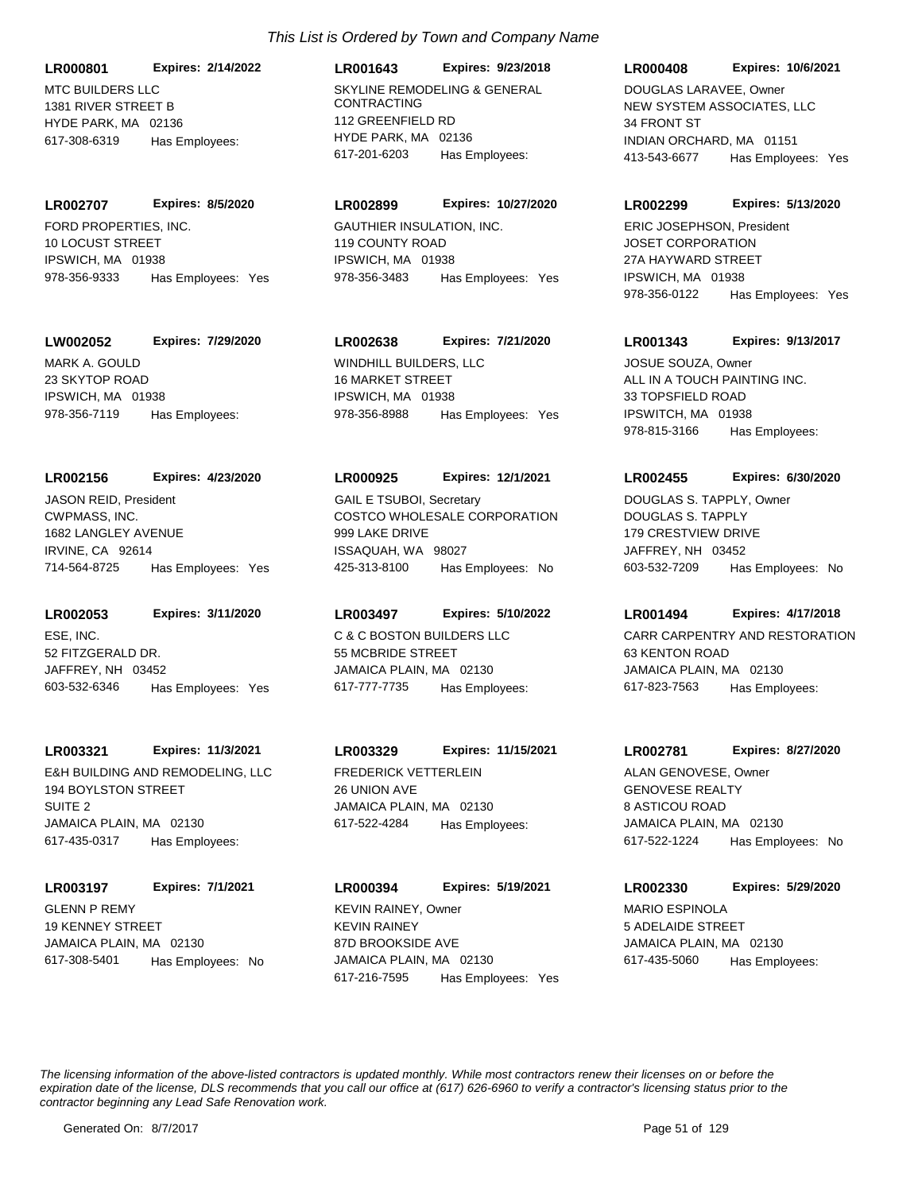*This List is Ordered by Town and Company Name*

**LR000801** **Expires: 2/14/2022**
MTC BUILDERS LLC
1381 RIVER STREET B
HYDE PARK, MA 02136
617-308-6319 Has Employees:

**LR001643** **Expires: 9/23/2018**
SKYLINE REMODELING & GENERAL CONTRACTING
112 GREENFIELD RD
HYDE PARK, MA 02136
617-201-6203 Has Employees:

**LR000408** **Expires: 10/6/2021**
DOUGLAS LARAVEE, Owner
NEW SYSTEM ASSOCIATES, LLC
34 FRONT ST
INDIAN ORCHARD, MA 01151
413-543-6677 Has Employees: Yes

**LR002707** **Expires: 8/5/2020**
FORD PROPERTIES, INC.
10 LOCUST STREET
IPSWICH, MA 01938
978-356-9333 Has Employees: Yes

**LR002899** **Expires: 10/27/2020**
GAUTHIER INSULATION, INC.
119 COUNTY ROAD
IPSWICH, MA 01938
978-356-3483 Has Employees: Yes

**LR002299** **Expires: 5/13/2020**
ERIC JOSEPHSON, President
JOSET CORPORATION
27A HAYWARD STREET
IPSWICH, MA 01938
978-356-0122 Has Employees: Yes

**LW002052** **Expires: 7/29/2020**
MARK A. GOULD
23 SKYTOP ROAD
IPSWICH, MA 01938
978-356-7119 Has Employees:

**LR002638** **Expires: 7/21/2020**
WINDHILL BUILDERS, LLC
16 MARKET STREET
IPSWICH, MA 01938
978-356-8988 Has Employees: Yes

**LR001343** **Expires: 9/13/2017**
JOSUE SOUZA, Owner
ALL IN A TOUCH PAINTING INC.
33 TOPSFIELD ROAD
IPSWITCH, MA 01938
978-815-3166 Has Employees:

**LR002156** **Expires: 4/23/2020**
JASON REID, President
CWPMASS, INC.
1682 LANGLEY AVENUE
IRVINE, CA 92614
714-564-8725 Has Employees: Yes

**LR000925** **Expires: 12/1/2021**
GAIL E TSUBOI, Secretary
COSTCO WHOLESALE CORPORATION
999 LAKE DRIVE
ISSAQUAH, WA 98027
425-313-8100 Has Employees: No

**LR002455** **Expires: 6/30/2020**
DOUGLAS S. TAPPLY, Owner
DOUGLAS S. TAPPLY
179 CRESTVIEW DRIVE
JAFFREY, NH 03452
603-532-7209 Has Employees: No

**LR002053** **Expires: 3/11/2020**
ESE, INC.
52 FITZGERALD DR.
JAFFREY, NH 03452
603-532-6346 Has Employees: Yes

**LR003497** **Expires: 5/10/2022**
C & C BOSTON BUILDERS LLC
55 MCBRIDE STREET
JAMAICA PLAIN, MA 02130
617-777-7735 Has Employees:

**LR001494** **Expires: 4/17/2018**
CARR CARPENTRY AND RESTORATION
63 KENTON ROAD
JAMAICA PLAIN, MA 02130
617-823-7563 Has Employees:

**LR003321** **Expires: 11/3/2021**
E&H BUILDING AND REMODELING, LLC
194 BOYLSTON STREET
SUITE 2
JAMAICA PLAIN, MA 02130
617-435-0317 Has Employees:

**LR003329** **Expires: 11/15/2021**
FREDERICK VETTERLEIN
26 UNION AVE
JAMAICA PLAIN, MA 02130
617-522-4284 Has Employees:

**LR002781** **Expires: 8/27/2020**
ALAN GENOVESE, Owner
GENOVESE REALTY
8 ASTICOU ROAD
JAMAICA PLAIN, MA 02130
617-522-1224 Has Employees: No

**LR003197** **Expires: 7/1/2021**
GLENN P REMY
19 KENNEY STREET
JAMAICA PLAIN, MA 02130
617-308-5401 Has Employees: No

**LR000394** **Expires: 5/19/2021**
KEVIN RAINEY, Owner
KEVIN RAINEY
87D BROOKSIDE AVE
JAMAICA PLAIN, MA 02130
617-216-7595 Has Employees: Yes

**LR002330** **Expires: 5/29/2020**
MARIO ESPINOLA
5 ADELAIDE STREET
JAMAICA PLAIN, MA 02130
617-435-5060 Has Employees:

*The licensing information of the above-listed contractors is updated monthly. While most contractors renew their licenses on or before the expiration date of the license, DLS recommends that you call our office at (617) 626-6960 to verify a contractor's licensing status prior to the contractor beginning any Lead Safe Renovation work.*

Generated On: 8/7/2017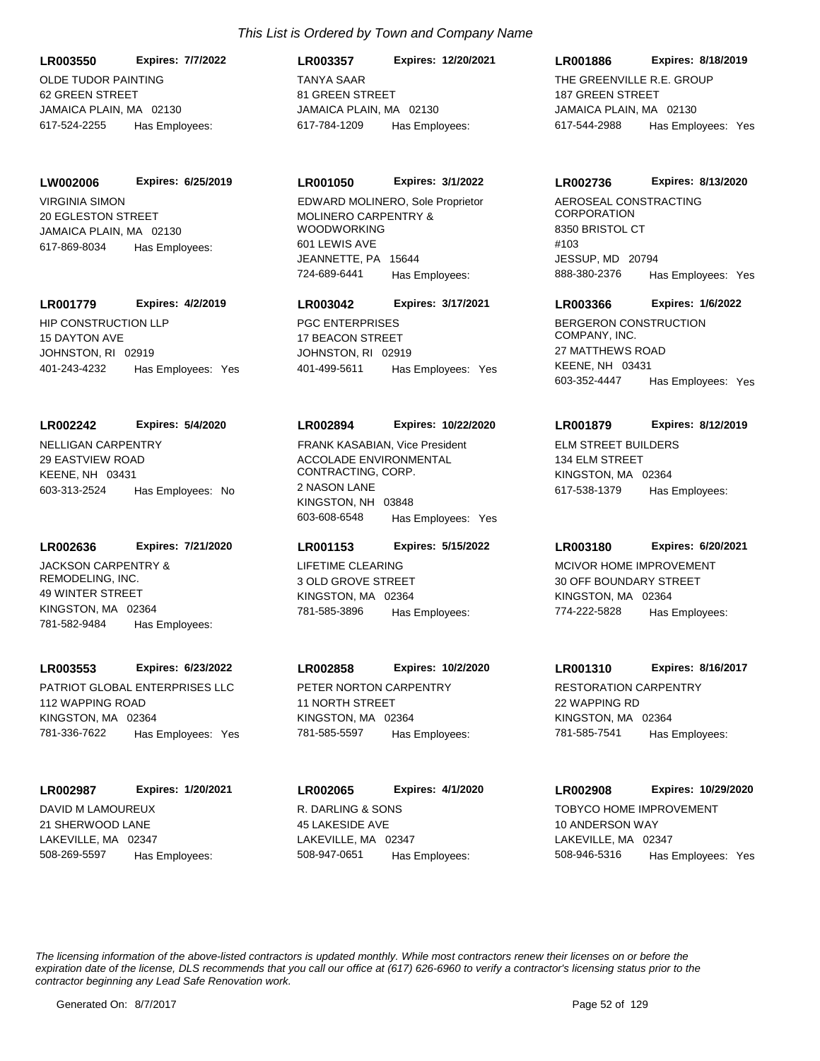*This List is Ordered by Town and Company Name*

**LR003550** **Expires: 7/7/2022**
OLDE TUDOR PAINTING
62 GREEN STREET
JAMAICA PLAIN, MA 02130
617-524-2255 Has Employees:

**LR003357** **Expires: 12/20/2021**
TANYA SAAR
81 GREEN STREET
JAMAICA PLAIN, MA 02130
617-784-1209 Has Employees:

**LR001886** **Expires: 8/18/2019**
THE GREENVILLE R.E. GROUP
187 GREEN STREET
JAMAICA PLAIN, MA 02130
617-544-2988 Has Employees: Yes

**LW002006** **Expires: 6/25/2019**
VIRGINIA SIMON
20 EGLESTON STREET
JAMAICA PLAIN, MA 02130
617-869-8034 Has Employees:

**LR001050** **Expires: 3/1/2022**
EDWARD MOLINERO, Sole Proprietor
MOLINERO CARPENTRY & WOODWORKING
601 LEWIS AVE
JEANNETTE, PA 15644
724-689-6441 Has Employees:

**LR002736** **Expires: 8/13/2020**
AEROSEAL CONSTRACTING CORPORATION
8350 BRISTOL CT
#103
JESSUP, MD 20794
888-380-2376 Has Employees: Yes

**LR001779** **Expires: 4/2/2019**
HIP CONSTRUCTION LLP
15 DAYTON AVE
JOHNSTON, RI 02919
401-243-4232 Has Employees: Yes

**LR003042** **Expires: 3/17/2021**
PGC ENTERPRISES
17 BEACON STREET
JOHNSTON, RI 02919
401-499-5611 Has Employees: Yes

**LR003366** **Expires: 1/6/2022**
BERGERON CONSTRUCTION COMPANY, INC.
27 MATTHEWS ROAD
KEENE, NH 03431
603-352-4447 Has Employees: Yes

**LR002242** **Expires: 5/4/2020**
NELLIGAN CARPENTRY
29 EASTVIEW ROAD
KEENE, NH 03431
603-313-2524 Has Employees: No

**LR002894** **Expires: 10/22/2020**
FRANK KASABIAN, Vice President
ACCOLADE ENVIRONMENTAL CONTRACTING, CORP.
2 NASON LANE
KINGSTON, NH 03848
603-608-6548 Has Employees: Yes

**LR001879** **Expires: 8/12/2019**
ELM STREET BUILDERS
134 ELM STREET
KINGSTON, MA 02364
617-538-1379 Has Employees:

**LR002636** **Expires: 7/21/2020**
JACKSON CARPENTRY & REMODELING, INC.
49 WINTER STREET
KINGSTON, MA 02364
781-582-9484 Has Employees:

**LR001153** **Expires: 5/15/2022**
LIFETIME CLEARING
3 OLD GROVE STREET
KINGSTON, MA 02364
781-585-3896 Has Employees:

**LR003180** **Expires: 6/20/2021**
MCIVOR HOME IMPROVEMENT
30 OFF BOUNDARY STREET
KINGSTON, MA 02364
774-222-5828 Has Employees:

**LR003553** **Expires: 6/23/2022**
PATRIOT GLOBAL ENTERPRISES LLC
112 WAPPING ROAD
KINGSTON, MA 02364
781-336-7622 Has Employees: Yes

**LR002858** **Expires: 10/2/2020**
PETER NORTON CARPENTRY
11 NORTH STREET
KINGSTON, MA 02364
781-585-5597 Has Employees:

**LR001310** **Expires: 8/16/2017**
RESTORATION CARPENTRY
22 WAPPING RD
KINGSTON, MA 02364
781-585-7541 Has Employees:

**LR002987** **Expires: 1/20/2021**
DAVID M LAMOUREUX
21 SHERWOOD LANE
LAKEVILLE, MA 02347
508-269-5597 Has Employees:

**LR002065** **Expires: 4/1/2020**
R. DARLING & SONS
45 LAKESIDE AVE
LAKEVILLE, MA 02347
508-947-0651 Has Employees:

**LR002908** **Expires: 10/29/2020**
TOBYCO HOME IMPROVEMENT
10 ANDERSON WAY
LAKEVILLE, MA 02347
508-946-5316 Has Employees: Yes

*The licensing information of the above-listed contractors is updated monthly. While most contractors renew their licenses on or before the expiration date of the license, DLS recommends that you call our office at (617) 626-6960 to verify a contractor's licensing status prior to the contractor beginning any Lead Safe Renovation work.*

Generated On: 8/7/2017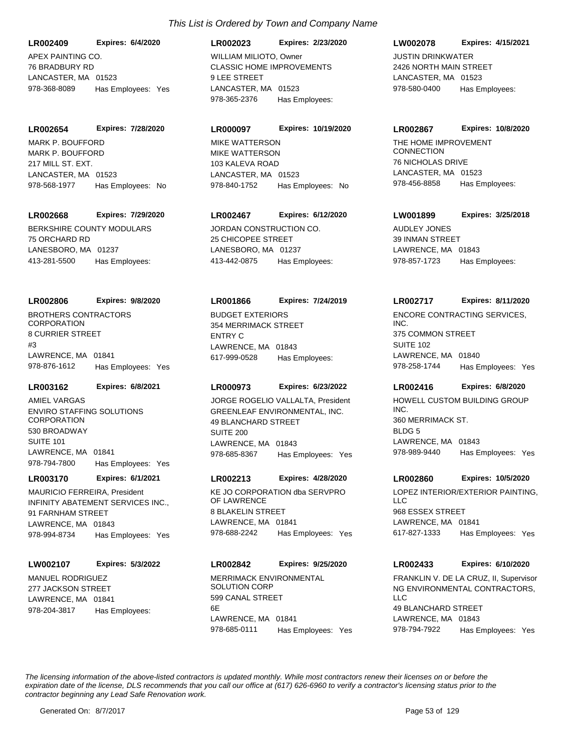*This List is Ordered by Town and Company Name*

**LR002409** **Expires: 6/4/2020**
APEX PAINTING CO.
76 BRADBURY RD
LANCASTER, MA 01523
978-368-8089 Has Employees: Yes

**LR002023** **Expires: 2/23/2020**
WILLIAM MILIOTO, Owner
CLASSIC HOME IMPROVEMENTS
9 LEE STREET
LANCASTER, MA 01523
978-365-2376 Has Employees:

**LW002078** **Expires: 4/15/2021**
JUSTIN DRINKWATER
2426 NORTH MAIN STREET
LANCASTER, MA 01523
978-580-0400 Has Employees:

**LR002654** **Expires: 7/28/2020**
MARK P. BOUFFORD
MARK P. BOUFFORD
217 MILL ST. EXT.
LANCASTER, MA 01523
978-568-1977 Has Employees: No

**LR000097** **Expires: 10/19/2020**
MIKE WATTERSON
MIKE WATTERSON
103 KALEVA ROAD
LANCASTER, MA 01523
978-840-1752 Has Employees: No

**LR002867** **Expires: 10/8/2020**
THE HOME IMPROVEMENT CONNECTION
76 NICHOLAS DRIVE
LANCASTER, MA 01523
978-456-8858 Has Employees:

**LR002668** **Expires: 7/29/2020**
BERKSHIRE COUNTY MODULARS
75 ORCHARD RD
LANESBORO, MA 01237
413-281-5500 Has Employees:

**LR002467** **Expires: 6/12/2020**
JORDAN CONSTRUCTION CO.
25 CHICOPEE STREET
LANESBORO, MA 01237
413-442-0875 Has Employees:

**LW001899** **Expires: 3/25/2018**
AUDLEY JONES
39 INMAN STREET
LAWRENCE, MA 01843
978-857-1723 Has Employees:

**LR002806** **Expires: 9/8/2020**
BROTHERS CONTRACTORS CORPORATION
8 CURRIER STREET
#3
LAWRENCE, MA 01841
978-876-1612 Has Employees: Yes

**LR001866** **Expires: 7/24/2019**
BUDGET EXTERIORS
354 MERRIMACK STREET
ENTRY C
LAWRENCE, MA 01843
617-999-0528 Has Employees:

**LR002717** **Expires: 8/11/2020**
ENCORE CONTRACTING SERVICES, INC.
375 COMMON STREET
SUITE 102
LAWRENCE, MA 01840
978-258-1744 Has Employees: Yes

**LR003162** **Expires: 6/8/2021**
AMIEL VARGAS
ENVIRO STAFFING SOLUTIONS CORPORATION
530 BROADWAY
SUITE 101
LAWRENCE, MA 01841
978-794-7800 Has Employees: Yes

**LR000973** **Expires: 6/23/2022**
JORGE ROGELIO VALLALTA, President
GREENLEAF ENVIRONMENTAL, INC.
49 BLANCHARD STREET
SUITE 200
LAWRENCE, MA 01843
978-685-8367 Has Employees: Yes

**LR002416** **Expires: 6/8/2020**
HOWELL CUSTOM BUILDING GROUP INC.
360 MERRIMACK ST.
BLDG 5
LAWRENCE, MA 01843
978-989-9440 Has Employees: Yes

**LR003170** **Expires: 6/1/2021**
MAURICIO FERREIRA, President
INFINITY ABATEMENT SERVICES INC.,
91 FARNHAM STREET
LAWRENCE, MA 01843
978-994-8734 Has Employees: Yes

**LR002213** **Expires: 4/28/2020**
KE JO CORPORATION dba SERVPRO OF LAWRENCE
8 BLAKELIN STREET
LAWRENCE, MA 01841
978-688-2242 Has Employees: Yes

**LR002860** **Expires: 10/5/2020**
LOPEZ INTERIOR/EXTERIOR PAINTING, LLC
968 ESSEX STREET
LAWRENCE, MA 01841
617-827-1333 Has Employees: Yes

**LW002107** **Expires: 5/3/2022**
MANUEL RODRIGUEZ
277 JACKSON STREET
LAWRENCE, MA 01841
978-204-3817 Has Employees:

**LR002842** **Expires: 9/25/2020**
MERRIMACK ENVIRONMENTAL SOLUTION CORP
599 CANAL STREET
6E
LAWRENCE, MA 01841
978-685-0111 Has Employees: Yes

**LR002433** **Expires: 6/10/2020**
FRANKLIN V. DE LA CRUZ, II, Supervisor
NG ENVIRONMENTAL CONTRACTORS, LLC
49 BLANCHARD STREET
LAWRENCE, MA 01843
978-794-7922 Has Employees: Yes

*The licensing information of the above-listed contractors is updated monthly. While most contractors renew their licenses on or before the expiration date of the license, DLS recommends that you call our office at (617) 626-6960 to verify a contractor's licensing status prior to the contractor beginning any Lead Safe Renovation work.*

Generated On: 8/7/2017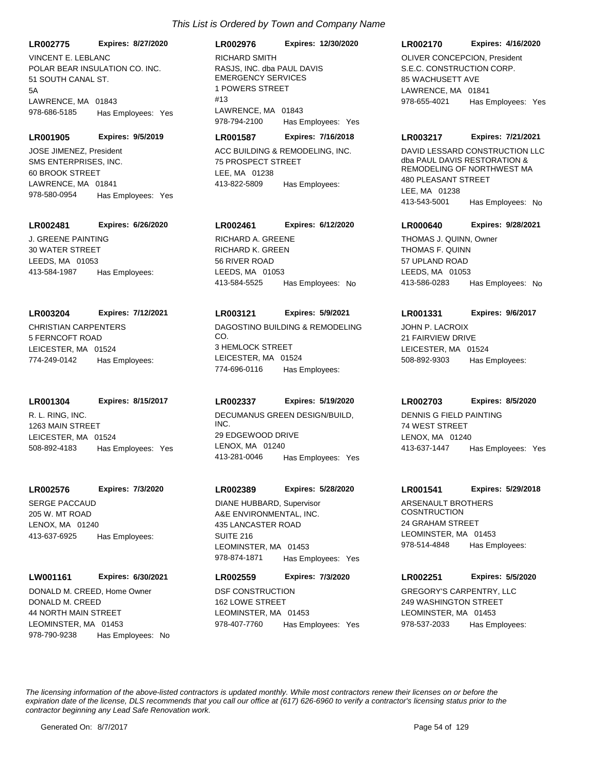*This List is Ordered by Town and Company Name*

**LR002775** **Expires: 8/27/2020**
VINCENT E. LEBLANC
POLAR BEAR INSULATION CO. INC.
51 SOUTH CANAL ST.
5A
LAWRENCE, MA 01843
978-686-5185 Has Employees: Yes

**LR002976** **Expires: 12/30/2020**
RICHARD SMITH
RASJS, INC. dba PAUL DAVIS EMERGENCY SERVICES
1 POWERS STREET
#13
LAWRENCE, MA 01843
978-794-2100 Has Employees: Yes

**LR002170** **Expires: 4/16/2020**
OLIVER CONCEPCION, President
S.E.C. CONSTRUCTION CORP.
85 WACHUSETT AVE
LAWRENCE, MA 01841
978-655-4021 Has Employees: Yes

**LR001905** **Expires: 9/5/2019**
JOSE JIMENEZ, President
SMS ENTERPRISES, INC.
60 BROOK STREET
LAWRENCE, MA 01841
978-580-0954 Has Employees: Yes

**LR001587** **Expires: 7/16/2018**
ACC BUILDING & REMODELING, INC.
75 PROSPECT STREET
LEE, MA 01238
413-822-5809 Has Employees:

**LR003217** **Expires: 7/21/2021**
DAVID LESSARD CONSTRUCTION LLC dba PAUL DAVIS RESTORATION & REMODELING OF NORTHWEST MA
480 PLEASANT STREET
LEE, MA 01238
413-543-5001 Has Employees: No

**LR002481** **Expires: 6/26/2020**
J. GREENE PAINTING
30 WATER STREET
LEEDS, MA 01053
413-584-1987 Has Employees:

**LR002461** **Expires: 6/12/2020**
RICHARD A. GREENE
RICHARD K. GREEN
56 RIVER ROAD
LEEDS, MA 01053
413-584-5525 Has Employees: No

**LR000640** **Expires: 9/28/2021**
THOMAS J. QUINN, Owner
THOMAS F. QUINN
57 UPLAND ROAD
LEEDS, MA 01053
413-586-0283 Has Employees: No

**LR003204** **Expires: 7/12/2021**
CHRISTIAN CARPENTERS
5 FERNCOFT ROAD
LEICESTER, MA 01524
774-249-0142 Has Employees:

**LR003121** **Expires: 5/9/2021**
DAGOSTINO BUILDING & REMODELING CO.
3 HEMLOCK STREET
LEICESTER, MA 01524
774-696-0116 Has Employees:

**LR001331** **Expires: 9/6/2017**
JOHN P. LACROIX
21 FAIRVIEW DRIVE
LEICESTER, MA 01524
508-892-9303 Has Employees:

**LR001304** **Expires: 8/15/2017**
R. L. RING, INC.
1263 MAIN STREET
LEICESTER, MA 01524
508-892-4183 Has Employees: Yes

**LR002337** **Expires: 5/19/2020**
DECUMANUS GREEN DESIGN/BUILD, INC.
29 EDGEWOOD DRIVE
LENOX, MA 01240
413-281-0046 Has Employees: Yes

**LR002703** **Expires: 8/5/2020**
DENNIS G FIELD PAINTING
74 WEST STREET
LENOX, MA 01240
413-637-1447 Has Employees: Yes

**LR002576** **Expires: 7/3/2020**
SERGE PACCAUD
205 W. MT ROAD
LENOX, MA 01240
413-637-6925 Has Employees:

**LR002389** **Expires: 5/28/2020**
DIANE HUBBARD, Supervisor
A&E ENVIRONMENTAL, INC.
435 LANCASTER ROAD
SUITE 216
LEOMINSTER, MA 01453
978-874-1871 Has Employees: Yes

**LR001541** **Expires: 5/29/2018**
ARSENAULT BROTHERS COSNTRUCTION
24 GRAHAM STREET
LEOMINSTER, MA 01453
978-514-4848 Has Employees:

**LW001161** **Expires: 6/30/2021**
DONALD M. CREED, Home Owner
DONALD M. CREED
44 NORTH MAIN STREET
LEOMINSTER, MA 01453
978-790-9238 Has Employees: No

**LR002559** **Expires: 7/3/2020**
DSF CONSTRUCTION
162 LOWE STREET
LEOMINSTER, MA 01453
978-407-7760 Has Employees: Yes

**LR002251** **Expires: 5/5/2020**
GREGORY'S CARPENTRY, LLC
249 WASHINGTON STREET
LEOMINSTER, MA 01453
978-537-2033 Has Employees:

*The licensing information of the above-listed contractors is updated monthly. While most contractors renew their licenses on or before the expiration date of the license, DLS recommends that you call our office at (617) 626-6960 to verify a contractor's licensing status prior to the contractor beginning any Lead Safe Renovation work.*

Generated On: 8/7/2017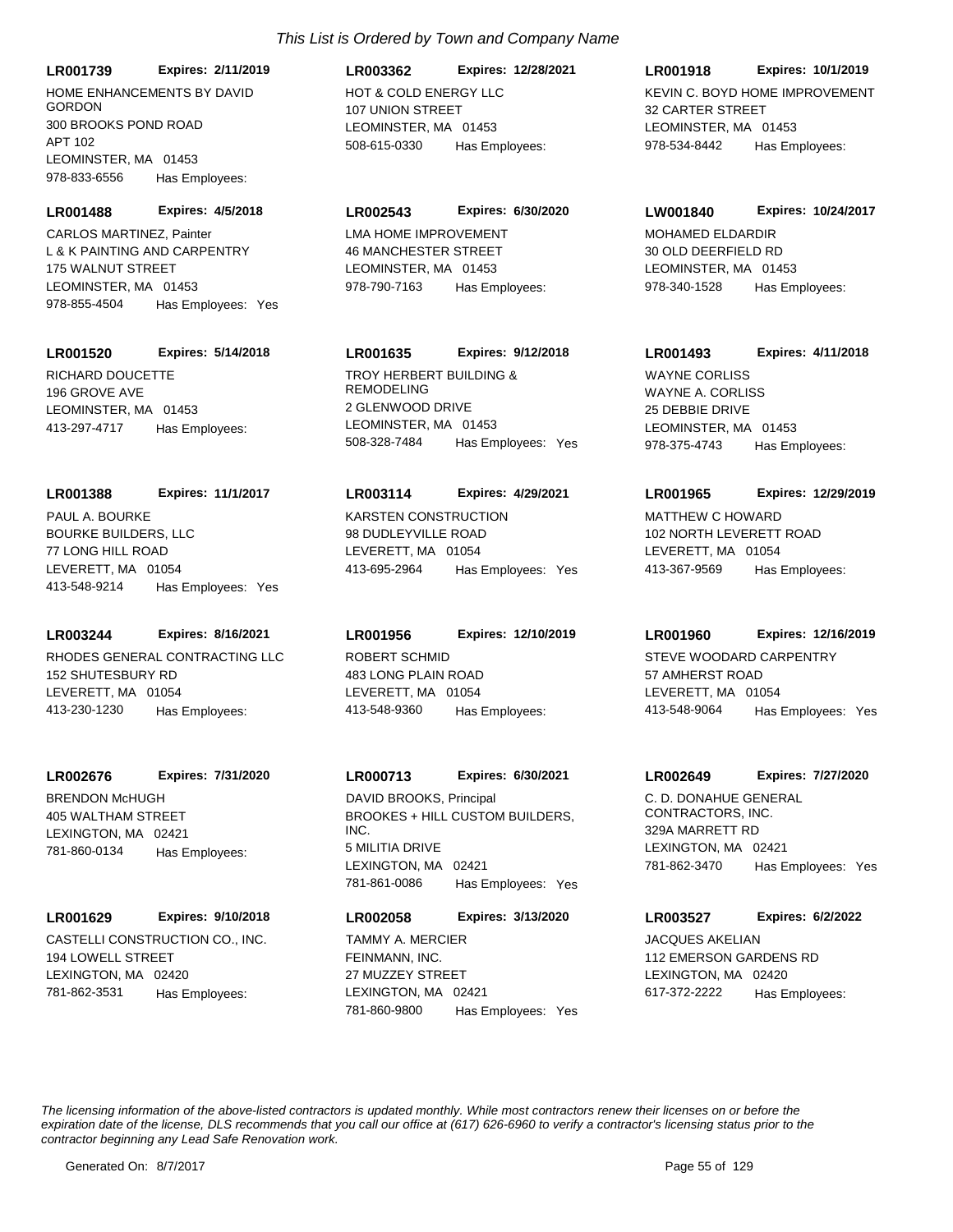*This List is Ordered by Town and Company Name*

**LR001739** **Expires: 2/11/2019**
HOME ENHANCEMENTS BY DAVID GORDON
300 BROOKS POND ROAD
APT 102
LEOMINSTER, MA 01453
978-833-6556 Has Employees:

**LR003362** **Expires: 12/28/2021**
HOT & COLD ENERGY LLC
107 UNION STREET
LEOMINSTER, MA 01453
508-615-0330 Has Employees:

**LR001918** **Expires: 10/1/2019**
KEVIN C. BOYD HOME IMPROVEMENT
32 CARTER STREET
LEOMINSTER, MA 01453
978-534-8442 Has Employees:

**LR001488** **Expires: 4/5/2018**
CARLOS MARTINEZ, Painter
L & K PAINTING AND CARPENTRY
175 WALNUT STREET
LEOMINSTER, MA 01453
978-855-4504 Has Employees: Yes

**LR002543** **Expires: 6/30/2020**
LMA HOME IMPROVEMENT
46 MANCHESTER STREET
LEOMINSTER, MA 01453
978-790-7163 Has Employees:

**LW001840** **Expires: 10/24/2017**
MOHAMED ELDARDIR
30 OLD DEERFIELD RD
LEOMINSTER, MA 01453
978-340-1528 Has Employees:

**LR001520** **Expires: 5/14/2018**
RICHARD DOUCETTE
196 GROVE AVE
LEOMINSTER, MA 01453
413-297-4717 Has Employees:

**LR001635** **Expires: 9/12/2018**
TROY HERBERT BUILDING & REMODELING
2 GLENWOOD DRIVE
LEOMINSTER, MA 01453
508-328-7484 Has Employees: Yes

**LR001493** **Expires: 4/11/2018**
WAYNE CORLISS
WAYNE A. CORLISS
25 DEBBIE DRIVE
LEOMINSTER, MA 01453
978-375-4743 Has Employees:

**LR001388** **Expires: 11/1/2017**
PAUL A. BOURKE
BOURKE BUILDERS, LLC
77 LONG HILL ROAD
LEVERETT, MA 01054
413-548-9214 Has Employees: Yes

**LR003114** **Expires: 4/29/2021**
KARSTEN CONSTRUCTION
98 DUDLEYVILLE ROAD
LEVERETT, MA 01054
413-695-2964 Has Employees: Yes

**LR001965** **Expires: 12/29/2019**
MATTHEW C HOWARD
102 NORTH LEVERETT ROAD
LEVERETT, MA 01054
413-367-9569 Has Employees:

**LR003244** **Expires: 8/16/2021**
RHODES GENERAL CONTRACTING LLC
152 SHUTESBURY RD
LEVERETT, MA 01054
413-230-1230 Has Employees:

**LR001956** **Expires: 12/10/2019**
ROBERT SCHMID
483 LONG PLAIN ROAD
LEVERETT, MA 01054
413-548-9360 Has Employees:

**LR001960** **Expires: 12/16/2019**
STEVE WOODARD CARPENTRY
57 AMHERST ROAD
LEVERETT, MA 01054
413-548-9064 Has Employees: Yes

**LR002676** **Expires: 7/31/2020**
BRENDON McHUGH
405 WALTHAM STREET
LEXINGTON, MA 02421
781-860-0134 Has Employees:

**LR000713** **Expires: 6/30/2021**
DAVID BROOKS, Principal
BROOKES + HILL CUSTOM BUILDERS, INC.
5 MILITIA DRIVE
LEXINGTON, MA 02421
781-861-0086 Has Employees: Yes

**LR002649** **Expires: 7/27/2020**
C. D. DONAHUE GENERAL CONTRACTORS, INC.
329A MARRETT RD
LEXINGTON, MA 02421
781-862-3470 Has Employees: Yes

**LR001629** **Expires: 9/10/2018**
CASTELLI CONSTRUCTION CO., INC.
194 LOWELL STREET
LEXINGTON, MA 02420
781-862-3531 Has Employees:

**LR002058** **Expires: 3/13/2020**
TAMMY A. MERCIER
FEINMANN, INC.
27 MUZZEY STREET
LEXINGTON, MA 02421
781-860-9800 Has Employees: Yes

**LR003527** **Expires: 6/2/2022**
JACQUES AKELIAN
112 EMERSON GARDENS RD
LEXINGTON, MA 02420
617-372-2222 Has Employees:

*The licensing information of the above-listed contractors is updated monthly. While most contractors renew their licenses on or before the expiration date of the license, DLS recommends that you call our office at (617) 626-6960 to verify a contractor's licensing status prior to the contractor beginning any Lead Safe Renovation work.*

Generated On: 8/7/2017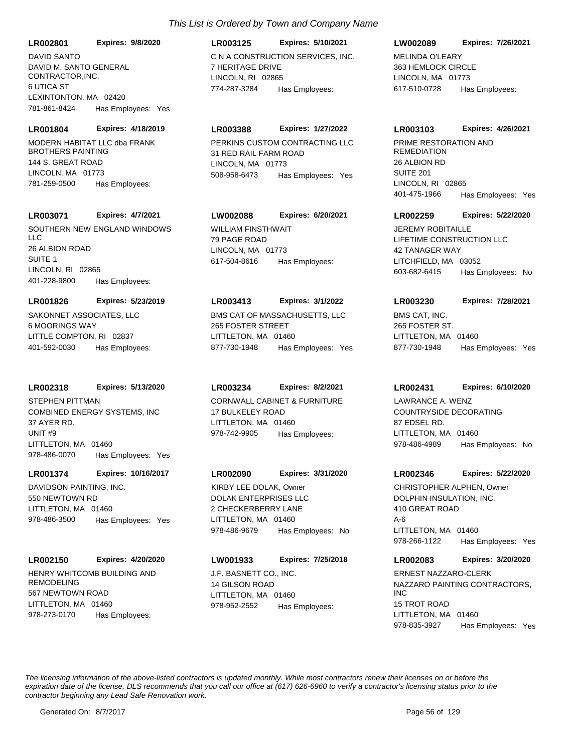*This List is Ordered by Town and Company Name*

**LR002801** **Expires: 9/8/2020**
DAVID SANTO
DAVID M. SANTO GENERAL CONTRACTOR,INC.
6 UTICA ST
LEXINTONTON, MA 02420
781-861-8424 Has Employees: Yes

**LR001804** **Expires: 4/18/2019**
MODERN HABITAT LLC dba FRANK BROTHERS PAINTING
144 S. GREAT ROAD
LINCOLN, MA 01773
781-259-0500 Has Employees:

**LR003071** **Expires: 4/7/2021**
SOUTHERN NEW ENGLAND WINDOWS LLC
26 ALBION ROAD
SUITE 1
LINCOLN, RI 02865
401-228-9800 Has Employees:

**LR001826** **Expires: 5/23/2019**
SAKONNET ASSOCIATES, LLC
6 MOORINGS WAY
LITTLE COMPTON, RI 02837
401-592-0030 Has Employees:

**LR002318** **Expires: 5/13/2020**
STEPHEN PITTMAN
COMBINED ENERGY SYSTEMS, INC
37 AYER RD.
UNIT #9
LITTLETON, MA 01460
978-486-0070 Has Employees: Yes

**LR001374** **Expires: 10/16/2017**
DAVIDSON PAINTING, INC.
550 NEWTOWN RD
LITTLETON, MA 01460
978-486-3500 Has Employees: Yes

**LR002150** **Expires: 4/20/2020**
HENRY WHITCOMB BUILDING AND REMODELING
567 NEWTOWN ROAD
LITTLETON, MA 01460
978-273-0170 Has Employees:

**LR003125** **Expires: 5/10/2021**
C N A CONSTRUCTION SERVICES, INC.
7 HERITAGE DRIVE
LINCOLN, RI 02865
774-287-3284 Has Employees:

**LR003388** **Expires: 1/27/2022**
PERKINS CUSTOM CONTRACTING LLC
31 RED RAIL FARM ROAD
LINCOLN, MA 01773
508-958-6473 Has Employees: Yes

**LW002088** **Expires: 6/20/2021**
WILLIAM FINSTHWAIT
79 PAGE ROAD
LINCOLN, MA 01773
617-504-8616 Has Employees:

**LR003413** **Expires: 3/1/2022**
BMS CAT OF MASSACHUSETTS, LLC
265 FOSTER STREET
LITTLETON, MA 01460
877-730-1948 Has Employees: Yes

**LR003234** **Expires: 8/2/2021**
CORNWALL CABINET & FURNITURE
17 BULKELEY ROAD
LITTLETON, MA 01460
978-742-9905 Has Employees:

**LR002090** **Expires: 3/31/2020**
KIRBY LEE DOLAK, Owner
DOLAK ENTERPRISES LLC
2 CHECKERBERRY LANE
LITTLETON, MA 01460
978-486-9679 Has Employees: No

**LW001933** **Expires: 7/25/2018**
J.F. BASNETT CO., INC.
14 GILSON ROAD
LITTLETON, MA 01460
978-952-2552 Has Employees:

**LW002089** **Expires: 7/26/2021**
MELINDA O'LEARY
363 HEMLOCK CIRCLE
LINCOLN, MA 01773
617-510-0728 Has Employees:

**LR003103** **Expires: 4/26/2021**
PRIME RESTORATION AND REMEDIATION
26 ALBION RD
SUITE 201
LINCOLN, RI 02865
401-475-1966 Has Employees: Yes

**LR002259** **Expires: 5/22/2020**
JEREMY ROBITAILLE
LIFETIME CONSTRUCTION LLC
42 TANAGER WAY
LITCHFIELD, MA 03052
603-682-6415 Has Employees: No

**LR003230** **Expires: 7/28/2021**
BMS CAT, INC.
265 FOSTER ST.
LITTLETON, MA 01460
877-730-1948 Has Employees: Yes

**LR002431** **Expires: 6/10/2020**
LAWRANCE A. WENZ
COUNTRYSIDE DECORATING
87 EDSEL RD.
LITTLETON, MA 01460
978-486-4989 Has Employees: No

**LR002346** **Expires: 5/22/2020**
CHRISTOPHER ALPHEN, Owner
DOLPHIN INSULATION, INC.
410 GREAT ROAD
A-6
LITTLETON, MA 01460
978-266-1122 Has Employees: Yes

**LR002083** **Expires: 3/20/2020**
ERNEST NAZZARO-CLERK
NAZZARO PAINTING CONTRACTORS, INC
15 TROT ROAD
LITTLETON, MA 01460
978-835-3927 Has Employees: Yes

*The licensing information of the above-listed contractors is updated monthly. While most contractors renew their licenses on or before the expiration date of the license, DLS recommends that you call our office at (617) 626-6960 to verify a contractor's licensing status prior to the contractor beginning any Lead Safe Renovation work.*

Generated On: 8/7/2017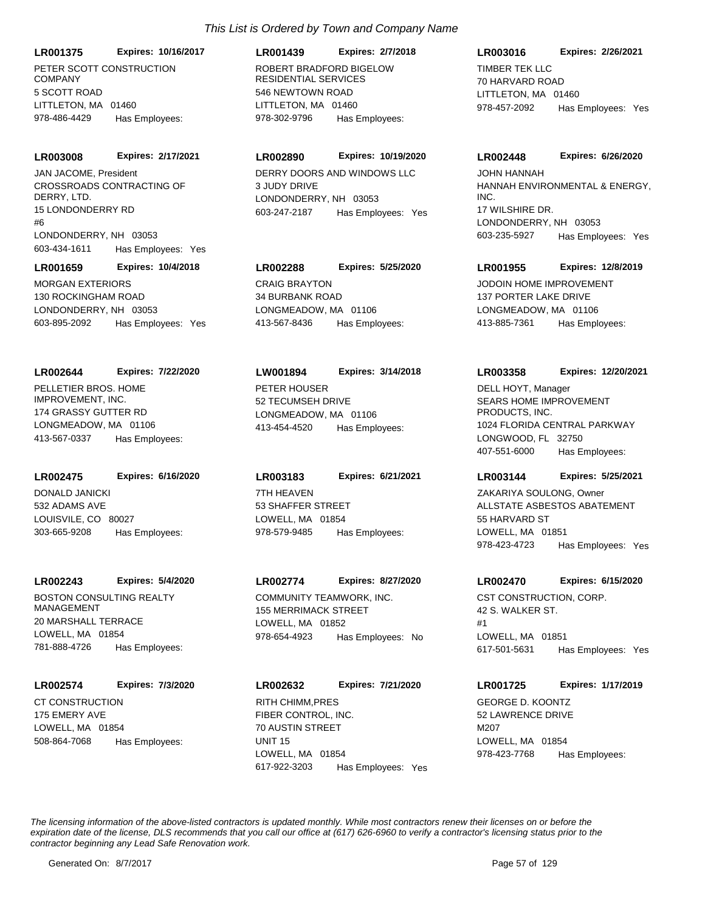*This List is Ordered by Town and Company Name*

**LR001375** **Expires: 10/16/2017**
PETER SCOTT CONSTRUCTION COMPANY
5 SCOTT ROAD
LITTLETON, MA 01460
978-486-4429 Has Employees:

**LR001439** **Expires: 2/7/2018**
ROBERT BRADFORD BIGELOW RESIDENTIAL SERVICES
546 NEWTOWN ROAD
LITTLETON, MA 01460
978-302-9796 Has Employees:

**LR003016** **Expires: 2/26/2021**
TIMBER TEK LLC
70 HARVARD ROAD
LITTLETON, MA 01460
978-457-2092 Has Employees: Yes

**LR003008** **Expires: 2/17/2021**
JAN JACOME, President
CROSSROADS CONTRACTING OF DERRY, LTD.
15 LONDONDERRY RD
#6
LONDONDERRY, NH 03053
603-434-1611 Has Employees: Yes

**LR002890** **Expires: 10/19/2020**
DERRY DOORS AND WINDOWS LLC
3 JUDY DRIVE
LONDONDERRY, NH 03053
603-247-2187 Has Employees: Yes

**LR002448** **Expires: 6/26/2020**
JOHN HANNAH
HANNAH ENVIRONMENTAL & ENERGY, INC.
17 WILSHIRE DR.
LONDONDERRY, NH 03053
603-235-5927 Has Employees: Yes

**LR001659** **Expires: 10/4/2018**
MORGAN EXTERIORS
130 ROCKINGHAM ROAD
LONDONDERRY, NH 03053
603-895-2092 Has Employees: Yes

**LR002288** **Expires: 5/25/2020**
CRAIG BRAYTON
34 BURBANK ROAD
LONGMEADOW, MA 01106
413-567-8436 Has Employees:

**LR001955** **Expires: 12/8/2019**
JODOIN HOME IMPROVEMENT
137 PORTER LAKE DRIVE
LONGMEADOW, MA 01106
413-885-7361 Has Employees:

**LR002644** **Expires: 7/22/2020**
PELLETIER BROS. HOME IMPROVEMENT, INC.
174 GRASSY GUTTER RD
LONGMEADOW, MA 01106
413-567-0337 Has Employees:

**LW001894** **Expires: 3/14/2018**
PETER HOUSER
52 TECUMSEH DRIVE
LONGMEADOW, MA 01106
413-454-4520 Has Employees:

**LR003358** **Expires: 12/20/2021**
DELL HOYT, Manager
SEARS HOME IMPROVEMENT PRODUCTS, INC.
1024 FLORIDA CENTRAL PARKWAY
LONGWOOD, FL 32750
407-551-6000 Has Employees:

**LR002475** **Expires: 6/16/2020**
DONALD JANICKI
532 ADAMS AVE
LOUISVILE, CO 80027
303-665-9208 Has Employees:

**LR003183** **Expires: 6/21/2021**
7TH HEAVEN
53 SHAFFER STREET
LOWELL, MA 01854
978-579-9485 Has Employees:

**LR003144** **Expires: 5/25/2021**
ZAKARIYA SOULONG, Owner
ALLSTATE ASBESTOS ABATEMENT
55 HARVARD ST
LOWELL, MA 01851
978-423-4723 Has Employees: Yes

**LR002243** **Expires: 5/4/2020**
BOSTON CONSULTING REALTY MANAGEMENT
20 MARSHALL TERRACE
LOWELL, MA 01854
781-888-4726 Has Employees:

**LR002774** **Expires: 8/27/2020**
COMMUNITY TEAMWORK, INC.
155 MERRIMACK STREET
LOWELL, MA 01852
978-654-4923 Has Employees: No

**LR002470** **Expires: 6/15/2020**
CST CONSTRUCTION, CORP.
42 S. WALKER ST.
#1
LOWELL, MA 01851
617-501-5631 Has Employees: Yes

**LR002574** **Expires: 7/3/2020**
CT CONSTRUCTION
175 EMERY AVE
LOWELL, MA 01854
508-864-7068 Has Employees:

**LR002632** **Expires: 7/21/2020**
RITH CHIMM,PRES
FIBER CONTROL, INC.
70 AUSTIN STREET
UNIT 15
LOWELL, MA 01854
617-922-3203 Has Employees: Yes

**LR001725** **Expires: 1/17/2019**
GEORGE D. KOONTZ
52 LAWRENCE DRIVE
M207
LOWELL, MA 01854
978-423-7768 Has Employees:

*The licensing information of the above-listed contractors is updated monthly. While most contractors renew their licenses on or before the expiration date of the license, DLS recommends that you call our office at (617) 626-6960 to verify a contractor's licensing status prior to the contractor beginning any Lead Safe Renovation work.*

Generated On: 8/7/2017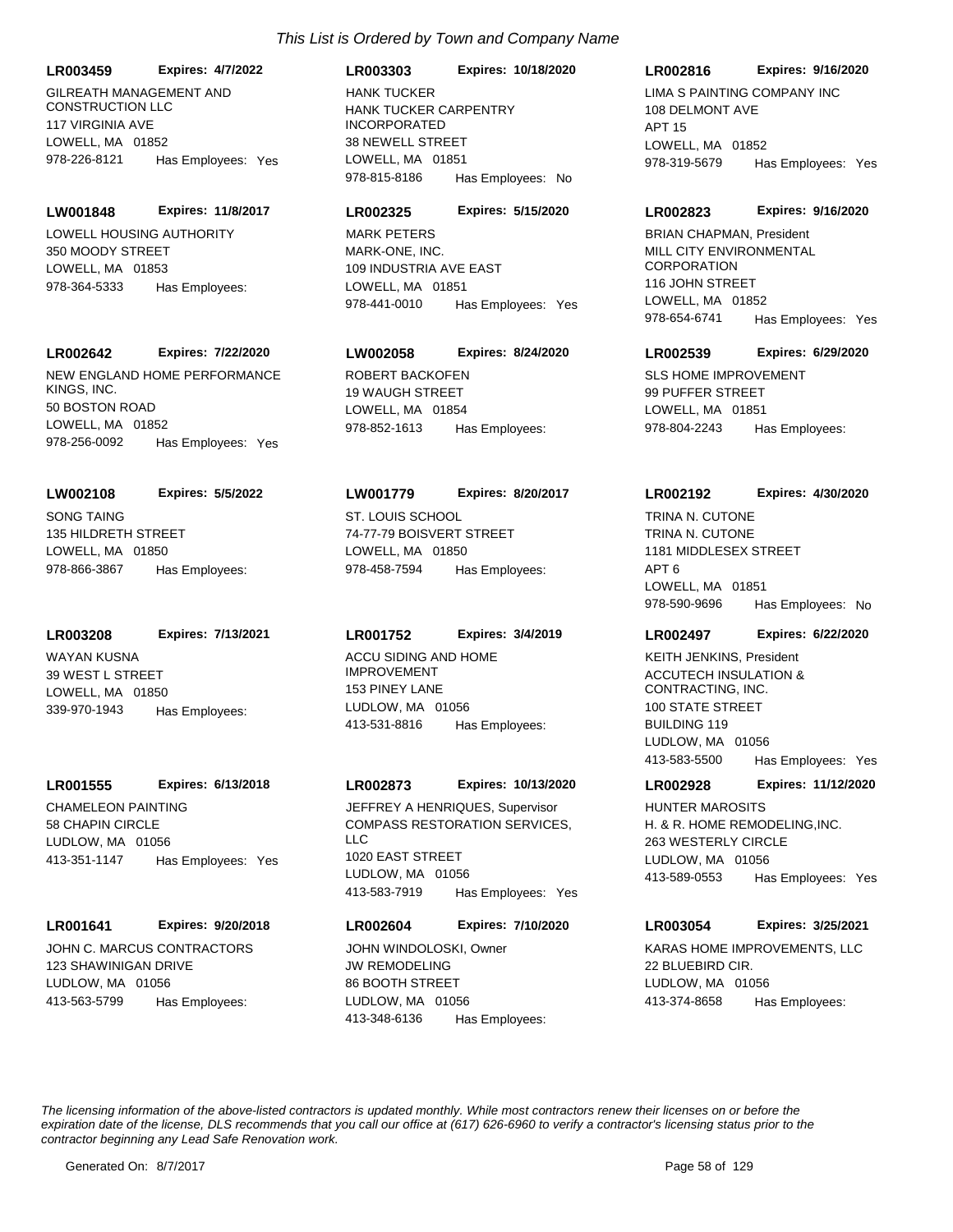*This List is Ordered by Town and Company Name*

**LR003459** **Expires: 4/7/2022**
GILREATH MANAGEMENT AND CONSTRUCTION LLC
117 VIRGINIA AVE
LOWELL, MA 01852
978-226-8121 Has Employees: Yes

**LW001848** **Expires: 11/8/2017**
LOWELL HOUSING AUTHORITY
350 MOODY STREET
LOWELL, MA 01853
978-364-5333 Has Employees:

**LR002642** **Expires: 7/22/2020**
NEW ENGLAND HOME PERFORMANCE KINGS, INC.
50 BOSTON ROAD
LOWELL, MA 01852
978-256-0092 Has Employees: Yes

**LW002108** **Expires: 5/5/2022**
SONG TAING
135 HILDRETH STREET
LOWELL, MA 01850
978-866-3867 Has Employees:

**LR003208** **Expires: 7/13/2021**
WAYAN KUSNA
39 WEST L STREET
LOWELL, MA 01850
339-970-1943 Has Employees:

**LR001555** **Expires: 6/13/2018**
CHAMELEON PAINTING
58 CHAPIN CIRCLE
LUDLOW, MA 01056
413-351-1147 Has Employees: Yes

**LR001641** **Expires: 9/20/2018**
JOHN C. MARCUS CONTRACTORS
123 SHAWINIGAN DRIVE
LUDLOW, MA 01056
413-563-5799 Has Employees:

**LR003303** **Expires: 10/18/2020**
HANK TUCKER
HANK TUCKER CARPENTRY INCORPORATED
38 NEWELL STREET
LOWELL, MA 01851
978-815-8186 Has Employees: No

**LR002325** **Expires: 5/15/2020**
MARK PETERS
MARK-ONE, INC.
109 INDUSTRIA AVE EAST
LOWELL, MA 01851
978-441-0010 Has Employees: Yes

**LW002058** **Expires: 8/24/2020**
ROBERT BACKOFEN
19 WAUGH STREET
LOWELL, MA 01854
978-852-1613 Has Employees:

**LW001779** **Expires: 8/20/2017**
ST. LOUIS SCHOOL
74-77-79 BOISVERT STREET
LOWELL, MA 01850
978-458-7594 Has Employees:

**LR001752** **Expires: 3/4/2019**
ACCU SIDING AND HOME IMPROVEMENT
153 PINEY LANE
LUDLOW, MA 01056
413-531-8816 Has Employees:

**LR002873** **Expires: 10/13/2020**
JEFFREY A HENRIQUES, Supervisor
COMPASS RESTORATION SERVICES, LLC
1020 EAST STREET
LUDLOW, MA 01056
413-583-7919 Has Employees: Yes

**LR002604** **Expires: 7/10/2020**
JOHN WINDOLOSKI, Owner
JW REMODELING
86 BOOTH STREET
LUDLOW, MA 01056
413-348-6136 Has Employees:

**LR002816** **Expires: 9/16/2020**
LIMA S PAINTING COMPANY INC
108 DELMONT AVE
APT 15
LOWELL, MA 01852
978-319-5679 Has Employees: Yes

**LR002823** **Expires: 9/16/2020**
BRIAN CHAPMAN, President
MILL CITY ENVIRONMENTAL CORPORATION
116 JOHN STREET
LOWELL, MA 01852
978-654-6741 Has Employees: Yes

**LR002539** **Expires: 6/29/2020**
SLS HOME IMPROVEMENT
99 PUFFER STREET
LOWELL, MA 01851
978-804-2243 Has Employees:

**LR002192** **Expires: 4/30/2020**
TRINA N. CUTONE
TRINA N. CUTONE
1181 MIDDLESEX STREET
APT 6
LOWELL, MA 01851
978-590-9696 Has Employees: No

**LR002497** **Expires: 6/22/2020**
KEITH JENKINS, President
ACCUTECH INSULATION & CONTRACTING, INC.
100 STATE STREET
BUILDING 119
LUDLOW, MA 01056
413-583-5500 Has Employees: Yes

**LR002928** **Expires: 11/12/2020**
HUNTER MAROSITS
H. & R. HOME REMODELING,INC.
263 WESTERLY CIRCLE
LUDLOW, MA 01056
413-589-0553 Has Employees: Yes

**LR003054** **Expires: 3/25/2021**
KARAS HOME IMPROVEMENTS, LLC
22 BLUEBIRD CIR.
LUDLOW, MA 01056
413-374-8658 Has Employees:

*The licensing information of the above-listed contractors is updated monthly. While most contractors renew their licenses on or before the expiration date of the license, DLS recommends that you call our office at (617) 626-6960 to verify a contractor's licensing status prior to the contractor beginning any Lead Safe Renovation work.*

Generated On: 8/7/2017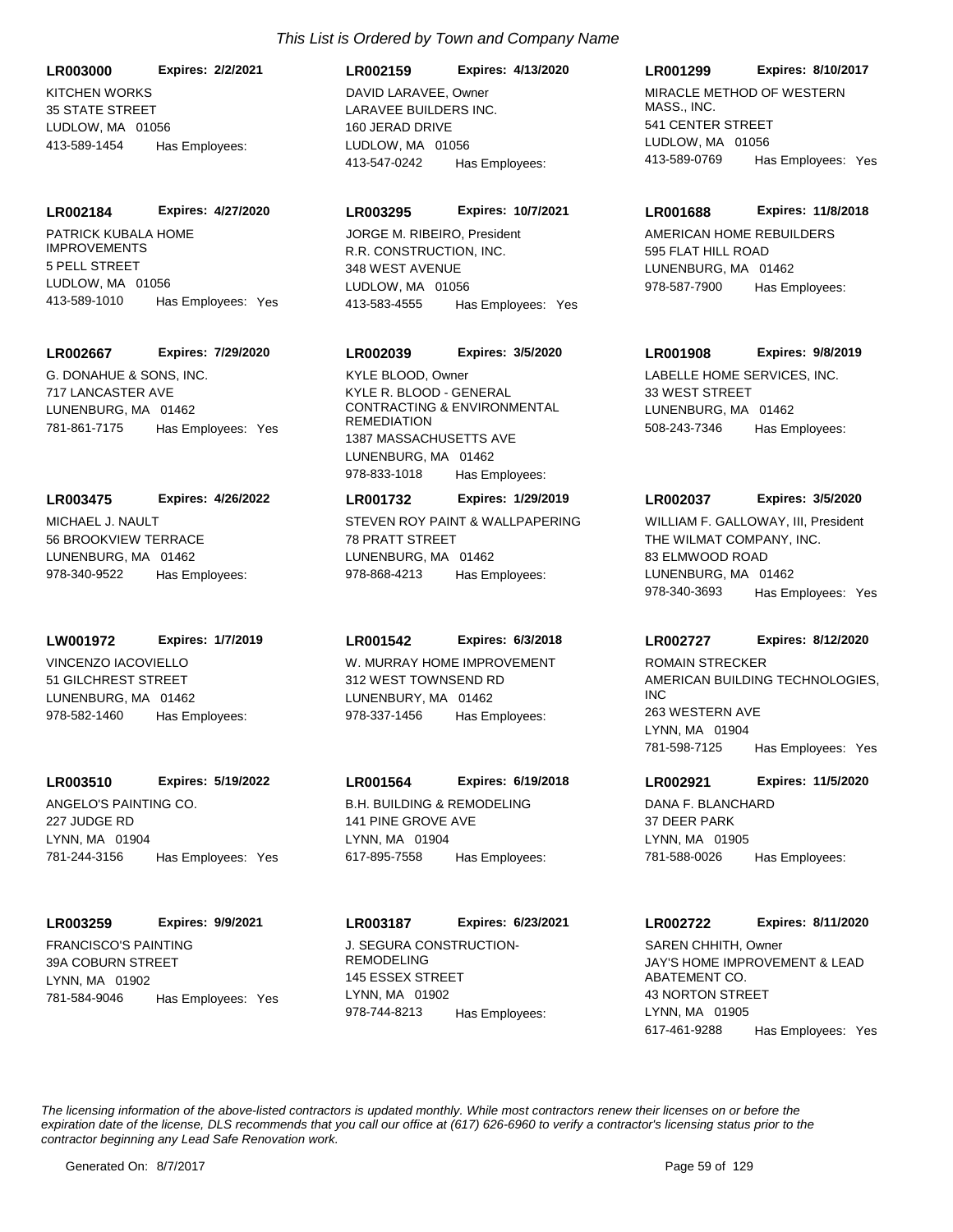*This List is Ordered by Town and Company Name*

**LR003000** **Expires: 2/2/2021**
KITCHEN WORKS
35 STATE STREET
LUDLOW, MA 01056
413-589-1454 Has Employees:

**LR002159** **Expires: 4/13/2020**
DAVID LARAVEE, Owner
LARAVEE BUILDERS INC.
160 JERAD DRIVE
LUDLOW, MA 01056
413-547-0242 Has Employees:

**LR001299** **Expires: 8/10/2017**
MIRACLE METHOD OF WESTERN MASS., INC.
541 CENTER STREET
LUDLOW, MA 01056
413-589-0769 Has Employees: Yes

**LR002184** **Expires: 4/27/2020**
PATRICK KUBALA HOME IMPROVEMENTS
5 PELL STREET
LUDLOW, MA 01056
413-589-1010 Has Employees: Yes

**LR003295** **Expires: 10/7/2021**
JORGE M. RIBEIRO, President
R.R. CONSTRUCTION, INC.
348 WEST AVENUE
LUDLOW, MA 01056
413-583-4555 Has Employees: Yes

**LR001688** **Expires: 11/8/2018**
AMERICAN HOME REBUILDERS
595 FLAT HILL ROAD
LUNENBURG, MA 01462
978-587-7900 Has Employees:

**LR002667** **Expires: 7/29/2020**
G. DONAHUE & SONS, INC.
717 LANCASTER AVE
LUNENBURG, MA 01462
781-861-7175 Has Employees: Yes

**LR002039** **Expires: 3/5/2020**
KYLE BLOOD, Owner
KYLE R. BLOOD - GENERAL CONTRACTING & ENVIRONMENTAL REMEDIATION
1387 MASSACHUSETTS AVE
LUNENBURG, MA 01462
978-833-1018 Has Employees:

**LR001908** **Expires: 9/8/2019**
LABELLE HOME SERVICES, INC.
33 WEST STREET
LUNENBURG, MA 01462
508-243-7346 Has Employees:

**LR003475** **Expires: 4/26/2022**
MICHAEL J. NAULT
56 BROOKVIEW TERRACE
LUNENBURG, MA 01462
978-340-9522 Has Employees:

**LR001732** **Expires: 1/29/2019**
STEVEN ROY PAINT & WALLPAPERING
78 PRATT STREET
LUNENBURG, MA 01462
978-868-4213 Has Employees:

**LR002037** **Expires: 3/5/2020**
WILLIAM F. GALLOWAY, III, President
THE WILMAT COMPANY, INC.
83 ELMWOOD ROAD
LUNENBURG, MA 01462
978-340-3693 Has Employees: Yes

**LW001972** **Expires: 1/7/2019**
VINCENZO IACOVIELLO
51 GILCHREST STREET
LUNENBURG, MA 01462
978-582-1460 Has Employees:

**LR001542** **Expires: 6/3/2018**
W. MURRAY HOME IMPROVEMENT
312 WEST TOWNSEND RD
LUNENBURY, MA 01462
978-337-1456 Has Employees:

**LR002727** **Expires: 8/12/2020**
ROMAIN STRECKER
AMERICAN BUILDING TECHNOLOGIES, INC
263 WESTERN AVE
LYNN, MA 01904
781-598-7125 Has Employees: Yes

**LR003510** **Expires: 5/19/2022**
ANGELO'S PAINTING CO.
227 JUDGE RD
LYNN, MA 01904
781-244-3156 Has Employees: Yes

**LR001564** **Expires: 6/19/2018**
B.H. BUILDING & REMODELING
141 PINE GROVE AVE
LYNN, MA 01904
617-895-7558 Has Employees:

**LR002921** **Expires: 11/5/2020**
DANA F. BLANCHARD
37 DEER PARK
LYNN, MA 01905
781-588-0026 Has Employees:

**LR003259** **Expires: 9/9/2021**
FRANCISCO'S PAINTING
39A COBURN STREET
LYNN, MA 01902
781-584-9046 Has Employees: Yes

**LR003187** **Expires: 6/23/2021**
J. SEGURA CONSTRUCTION-REMODELING
145 ESSEX STREET
LYNN, MA 01902
978-744-8213 Has Employees:

**LR002722** **Expires: 8/11/2020**
SAREN CHHITH, Owner
JAY'S HOME IMPROVEMENT & LEAD ABATEMENT CO.
43 NORTON STREET
LYNN, MA 01905
617-461-9288 Has Employees: Yes

*The licensing information of the above-listed contractors is updated monthly. While most contractors renew their licenses on or before the expiration date of the license, DLS recommends that you call our office at (617) 626-6960 to verify a contractor's licensing status prior to the contractor beginning any Lead Safe Renovation work.*

Generated On: 8/7/2017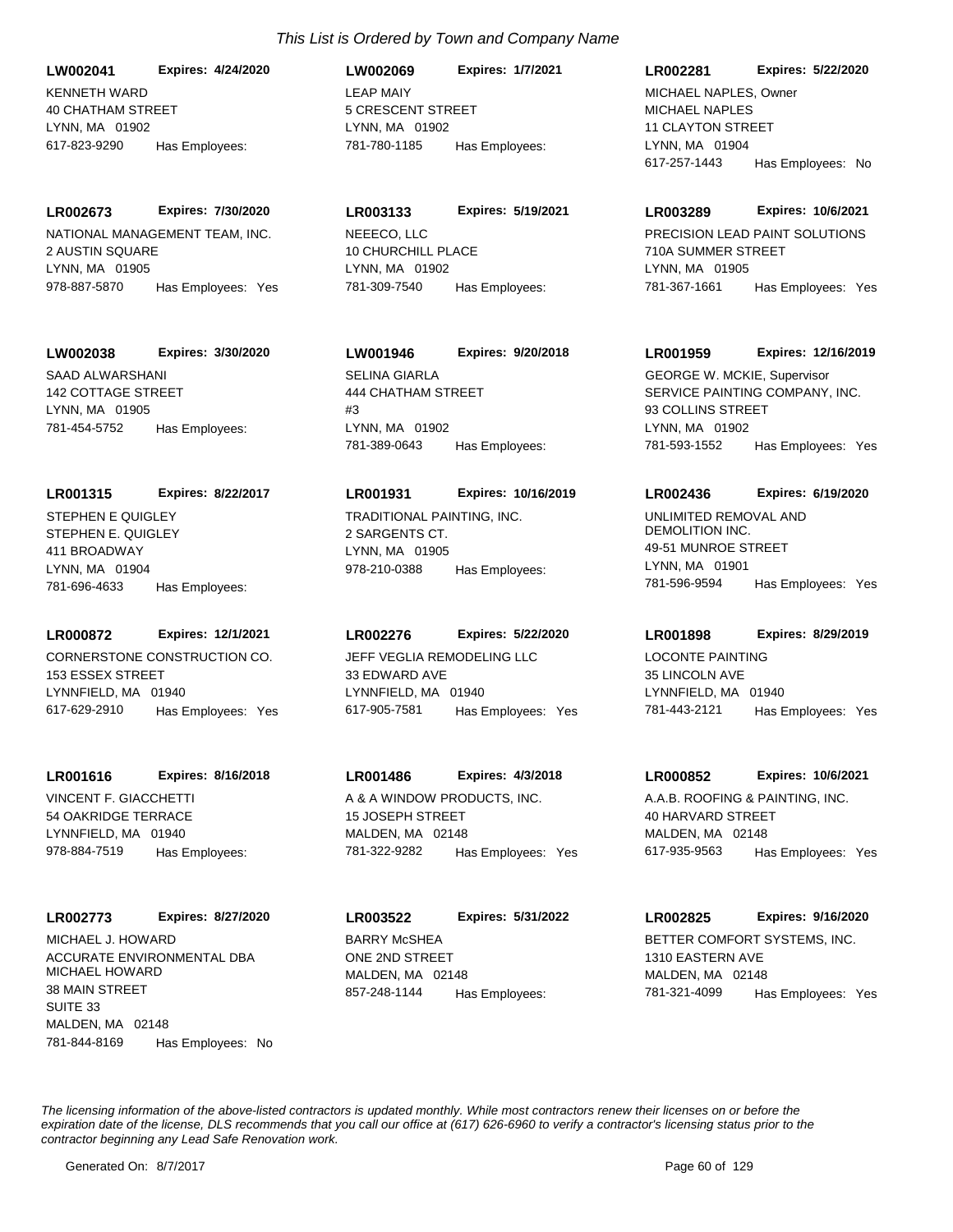*This List is Ordered by Town and Company Name*

**LW002041** **Expires: 4/24/2020**
KENNETH WARD
40 CHATHAM STREET
LYNN, MA 01902
617-823-9290 Has Employees:

**LW002069** **Expires: 1/7/2021**
LEAP MAIY
5 CRESCENT STREET
LYNN, MA 01902
781-780-1185 Has Employees:

**LR002281** **Expires: 5/22/2020**
MICHAEL NAPLES, Owner
MICHAEL NAPLES
11 CLAYTON STREET
LYNN, MA 01904
617-257-1443 Has Employees: No

**LR002673** **Expires: 7/30/2020**
NATIONAL MANAGEMENT TEAM, INC.
2 AUSTIN SQUARE
LYNN, MA 01905
978-887-5870 Has Employees: Yes

**LR003133** **Expires: 5/19/2021**
NEEECO, LLC
10 CHURCHILL PLACE
LYNN, MA 01902
781-309-7540 Has Employees:

**LR003289** **Expires: 10/6/2021**
PRECISION LEAD PAINT SOLUTIONS
710A SUMMER STREET
LYNN, MA 01905
781-367-1661 Has Employees: Yes

**LW002038** **Expires: 3/30/2020**
SAAD ALWARSHANI
142 COTTAGE STREET
LYNN, MA 01905
781-454-5752 Has Employees:

**LW001946** **Expires: 9/20/2018**
SELINA GIARLA
444 CHATHAM STREET
#3
LYNN, MA 01902
781-389-0643 Has Employees:

**LR001959** **Expires: 12/16/2019**
GEORGE W. MCKIE, Supervisor
SERVICE PAINTING COMPANY, INC.
93 COLLINS STREET
LYNN, MA 01902
781-593-1552 Has Employees: Yes

**LR001315** **Expires: 8/22/2017**
STEPHEN E QUIGLEY
STEPHEN E. QUIGLEY
411 BROADWAY
LYNN, MA 01904
781-696-4633 Has Employees:

**LR001931** **Expires: 10/16/2019**
TRADITIONAL PAINTING, INC.
2 SARGENTS CT.
LYNN, MA 01905
978-210-0388 Has Employees:

**LR002436** **Expires: 6/19/2020**
UNLIMITED REMOVAL AND DEMOLITION INC.
49-51 MUNROE STREET
LYNN, MA 01901
781-596-9594 Has Employees: Yes

**LR000872** **Expires: 12/1/2021**
CORNERSTONE CONSTRUCTION CO.
153 ESSEX STREET
LYNNFIELD, MA 01940
617-629-2910 Has Employees: Yes

**LR002276** **Expires: 5/22/2020**
JEFF VEGLIA REMODELING LLC
33 EDWARD AVE
LYNNFIELD, MA 01940
617-905-7581 Has Employees: Yes

**LR001898** **Expires: 8/29/2019**
LOCONTE PAINTING
35 LINCOLN AVE
LYNNFIELD, MA 01940
781-443-2121 Has Employees: Yes

**LR001616** **Expires: 8/16/2018**
VINCENT F. GIACCHETTI
54 OAKRIDGE TERRACE
LYNNFIELD, MA 01940
978-884-7519 Has Employees:

**LR001486** **Expires: 4/3/2018**
A & A WINDOW PRODUCTS, INC.
15 JOSEPH STREET
MALDEN, MA 02148
781-322-9282 Has Employees: Yes

**LR000852** **Expires: 10/6/2021**
A.A.B. ROOFING & PAINTING, INC.
40 HARVARD STREET
MALDEN, MA 02148
617-935-9563 Has Employees: Yes

**LR002773** **Expires: 8/27/2020**
MICHAEL J. HOWARD
ACCURATE ENVIRONMENTAL DBA MICHAEL HOWARD
38 MAIN STREET
SUITE 33
MALDEN, MA 02148
781-844-8169 Has Employees: No

**LR003522** **Expires: 5/31/2022**
BARRY McSHEA
ONE 2ND STREET
MALDEN, MA 02148
857-248-1144 Has Employees:

**LR002825** **Expires: 9/16/2020**
BETTER COMFORT SYSTEMS, INC.
1310 EASTERN AVE
MALDEN, MA 02148
781-321-4099 Has Employees: Yes

*The licensing information of the above-listed contractors is updated monthly. While most contractors renew their licenses on or before the expiration date of the license, DLS recommends that you call our office at (617) 626-6960 to verify a contractor's licensing status prior to the contractor beginning any Lead Safe Renovation work.*

Generated On: 8/7/2017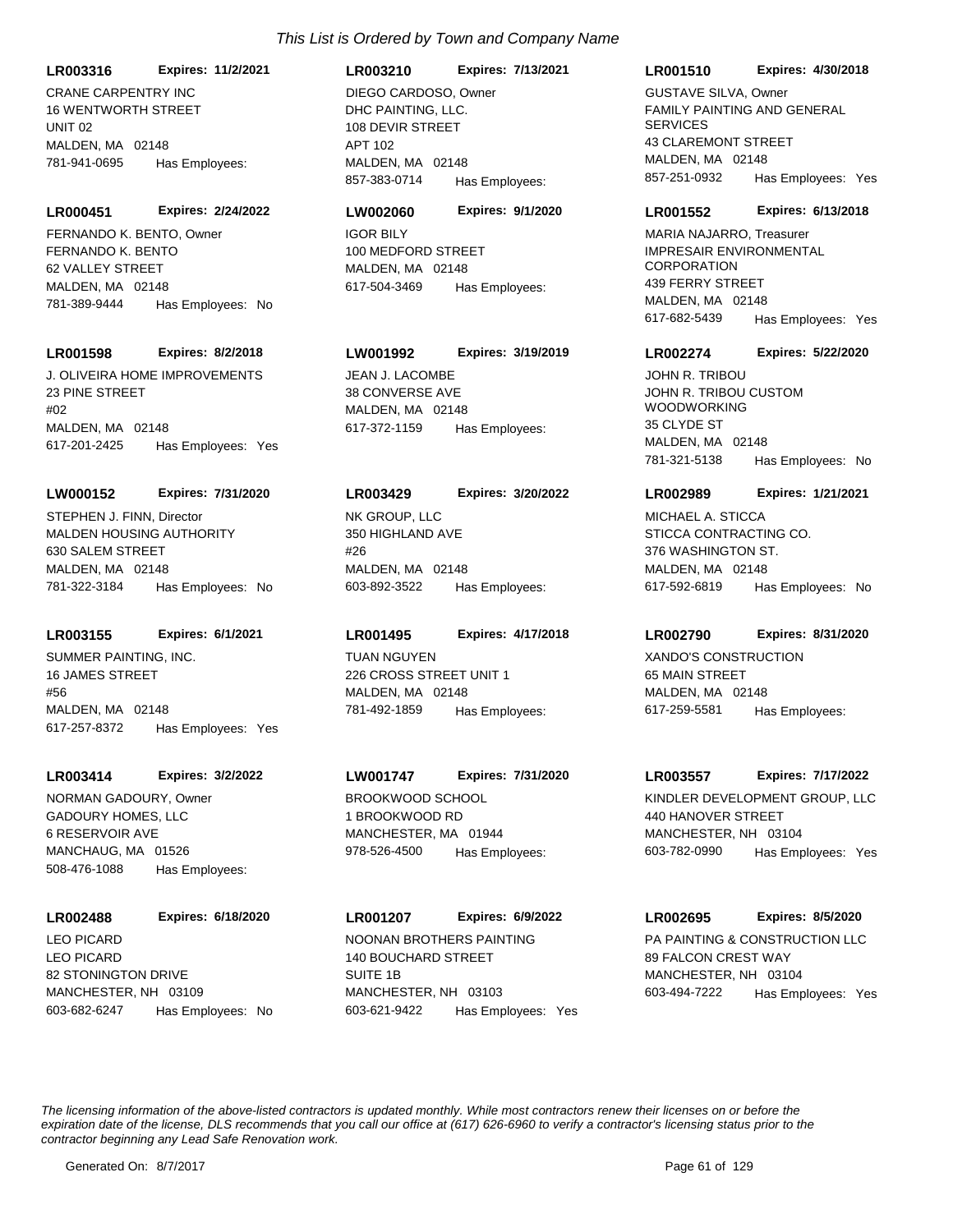*This List is Ordered by Town and Company Name*

**LR003316** **Expires: 11/2/2021**
CRANE CARPENTRY INC
16 WENTWORTH STREET
UNIT 02
MALDEN, MA 02148
781-941-0695 Has Employees:

**LR003210** **Expires: 7/13/2021**
DIEGO CARDOSO, Owner
DHC PAINTING, LLC.
108 DEVIR STREET
APT 102
MALDEN, MA 02148
857-383-0714 Has Employees:

**LR001510** **Expires: 4/30/2018**
GUSTAVE SILVA, Owner
FAMILY PAINTING AND GENERAL SERVICES
43 CLAREMONT STREET
MALDEN, MA 02148
857-251-0932 Has Employees: Yes

**LR000451** **Expires: 2/24/2022**
FERNANDO K. BENTO, Owner
FERNANDO K. BENTO
62 VALLEY STREET
MALDEN, MA 02148
781-389-9444 Has Employees: No

**LW002060** **Expires: 9/1/2020**
IGOR BILY
100 MEDFORD STREET
MALDEN, MA 02148
617-504-3469 Has Employees:

**LR001552** **Expires: 6/13/2018**
MARIA NAJARRO, Treasurer
IMPRESAIR ENVIRONMENTAL CORPORATION
439 FERRY STREET
MALDEN, MA 02148
617-682-5439 Has Employees: Yes

**LR001598** **Expires: 8/2/2018**
J. OLIVEIRA HOME IMPROVEMENTS
23 PINE STREET
#02
MALDEN, MA 02148
617-201-2425 Has Employees: Yes

**LW001992** **Expires: 3/19/2019**
JEAN J. LACOMBE
38 CONVERSE AVE
MALDEN, MA 02148
617-372-1159 Has Employees:

**LR002274** **Expires: 5/22/2020**
JOHN R. TRIBOU
JOHN R. TRIBOU CUSTOM WOODWORKING
35 CLYDE ST
MALDEN, MA 02148
781-321-5138 Has Employees: No

**LW000152** **Expires: 7/31/2020**
STEPHEN J. FINN, Director
MALDEN HOUSING AUTHORITY
630 SALEM STREET
MALDEN, MA 02148
781-322-3184 Has Employees: No

**LR003429** **Expires: 3/20/2022**
NK GROUP, LLC
350 HIGHLAND AVE
#26
MALDEN, MA 02148
603-892-3522 Has Employees:

**LR002989** **Expires: 1/21/2021**
MICHAEL A. STICCA
STICCA CONTRACTING CO.
376 WASHINGTON ST.
MALDEN, MA 02148
617-592-6819 Has Employees: No

**LR003155** **Expires: 6/1/2021**
SUMMER PAINTING, INC.
16 JAMES STREET
#56
MALDEN, MA 02148
617-257-8372 Has Employees: Yes

**LR001495** **Expires: 4/17/2018**
TUAN NGUYEN
226 CROSS STREET UNIT 1
MALDEN, MA 02148
781-492-1859 Has Employees:

**LR002790** **Expires: 8/31/2020**
XANDO'S CONSTRUCTION
65 MAIN STREET
MALDEN, MA 02148
617-259-5581 Has Employees:

**LR003414** **Expires: 3/2/2022**
NORMAN GADOURY, Owner
GADOURY HOMES, LLC
6 RESERVOIR AVE
MANCHAUG, MA 01526
508-476-1088 Has Employees:

**LW001747** **Expires: 7/31/2020**
BROOKWOOD SCHOOL
1 BROOKWOOD RD
MANCHESTER, MA 01944
978-526-4500 Has Employees:

**LR003557** **Expires: 7/17/2022**
KINDLER DEVELOPMENT GROUP, LLC
440 HANOVER STREET
MANCHESTER, NH 03104
603-782-0990 Has Employees: Yes

**LR002488** **Expires: 6/18/2020**
LEO PICARD
LEO PICARD
82 STONINGTON DRIVE
MANCHESTER, NH 03109
603-682-6247 Has Employees: No

**LR001207** **Expires: 6/9/2022**
NOONAN BROTHERS PAINTING
140 BOUCHARD STREET
SUITE 1B
MANCHESTER, NH 03103
603-621-9422 Has Employees: Yes

**LR002695** **Expires: 8/5/2020**
PA PAINTING & CONSTRUCTION LLC
89 FALCON CREST WAY
MANCHESTER, NH 03104
603-494-7222 Has Employees: Yes

*The licensing information of the above-listed contractors is updated monthly. While most contractors renew their licenses on or before the expiration date of the license, DLS recommends that you call our office at (617) 626-6960 to verify a contractor's licensing status prior to the contractor beginning any Lead Safe Renovation work.*

Generated On: 8/7/2017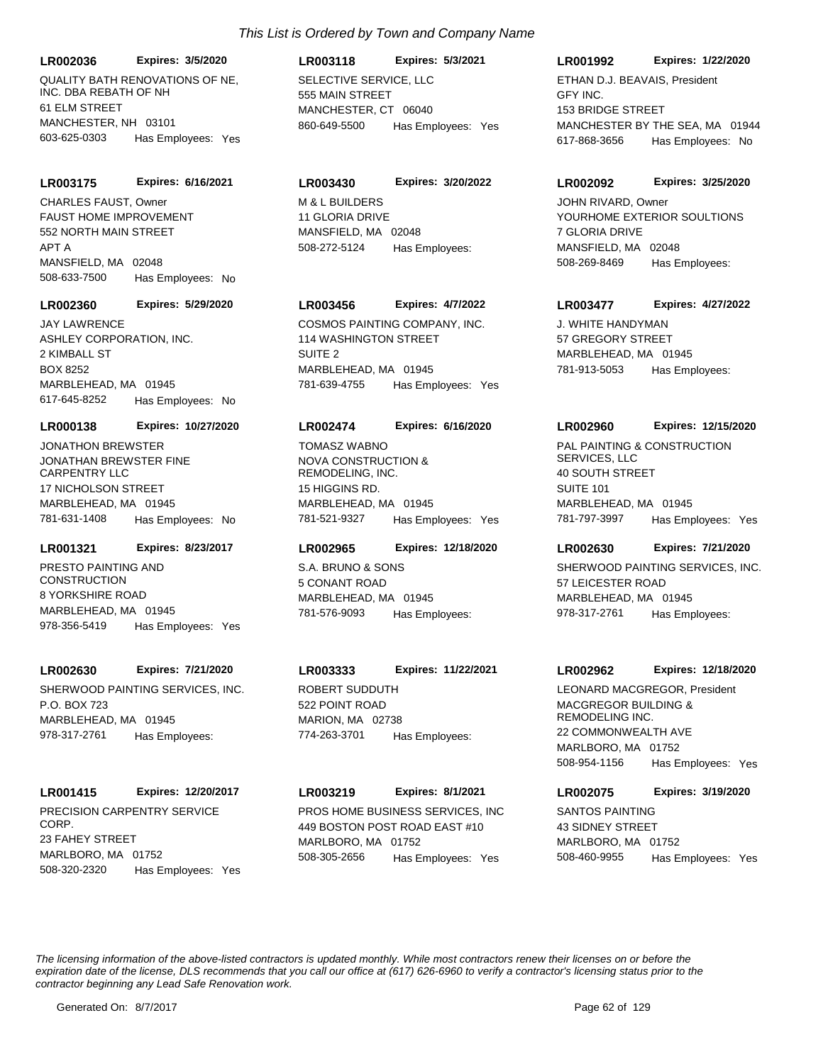*This List is Ordered by Town and Company Name*

**LR002036** **Expires: 3/5/2020**
QUALITY BATH RENOVATIONS OF NE, INC. DBA REBATH OF NH
61 ELM STREET
MANCHESTER, NH 03101
603-625-0303 Has Employees: Yes

**LR003118** **Expires: 5/3/2021**
SELECTIVE SERVICE, LLC
555 MAIN STREET
MANCHESTER, CT 06040
860-649-5500 Has Employees: Yes

**LR001992** **Expires: 1/22/2020**
ETHAN D.J. BEAVAIS, President
GFY INC.
153 BRIDGE STREET
MANCHESTER BY THE SEA, MA 01944
617-868-3656 Has Employees: No

**LR003175** **Expires: 6/16/2021**
CHARLES FAUST, Owner
FAUST HOME IMPROVEMENT
552 NORTH MAIN STREET
APT A
MANSFIELD, MA 02048
508-633-7500 Has Employees: No

**LR003430** **Expires: 3/20/2022**
M & L BUILDERS
11 GLORIA DRIVE
MANSFIELD, MA 02048
508-272-5124 Has Employees:

**LR002092** **Expires: 3/25/2020**
JOHN RIVARD, Owner
YOURHOME EXTERIOR SOULTIONS
7 GLORIA DRIVE
MANSFIELD, MA 02048
508-269-8469 Has Employees:

**LR002360** **Expires: 5/29/2020**
JAY LAWRENCE
ASHLEY CORPORATION, INC.
2 KIMBALL ST
BOX 8252
MARBLEHEAD, MA 01945
617-645-8252 Has Employees: No

**LR003456** **Expires: 4/7/2022**
COSMOS PAINTING COMPANY, INC.
114 WASHINGTON STREET
SUITE 2
MARBLEHEAD, MA 01945
781-639-4755 Has Employees: Yes

**LR003477** **Expires: 4/27/2022**
J. WHITE HANDYMAN
57 GREGORY STREET
MARBLEHEAD, MA 01945
781-913-5053 Has Employees:

**LR000138** **Expires: 10/27/2020**
JONATHON BREWSTER
JONATHAN BREWSTER FINE CARPENTRY LLC
17 NICHOLSON STREET
MARBLEHEAD, MA 01945
781-631-1408 Has Employees: No

**LR002474** **Expires: 6/16/2020**
TOMASZ WABNO
NOVA CONSTRUCTION & REMODELING, INC.
15 HIGGINS RD.
MARBLEHEAD, MA 01945
781-521-9327 Has Employees: Yes

**LR002960** **Expires: 12/15/2020**
PAL PAINTING & CONSTRUCTION SERVICES, LLC
40 SOUTH STREET
SUITE 101
MARBLEHEAD, MA 01945
781-797-3997 Has Employees: Yes

**LR001321** **Expires: 8/23/2017**
PRESTO PAINTING AND CONSTRUCTION
8 YORKSHIRE ROAD
MARBLEHEAD, MA 01945
978-356-5419 Has Employees: Yes

**LR002965** **Expires: 12/18/2020**
S.A. BRUNO & SONS
5 CONANT ROAD
MARBLEHEAD, MA 01945
781-576-9093 Has Employees:

**LR002630** **Expires: 7/21/2020**
SHERWOOD PAINTING SERVICES, INC.
57 LEICESTER ROAD
MARBLEHEAD, MA 01945
978-317-2761 Has Employees:

**LR002630** **Expires: 7/21/2020**
SHERWOOD PAINTING SERVICES, INC.
P.O. BOX 723
MARBLEHEAD, MA 01945
978-317-2761 Has Employees:

**LR003333** **Expires: 11/22/2021**
ROBERT SUDDUTH
522 POINT ROAD
MARION, MA 02738
774-263-3701 Has Employees:

**LR002962** **Expires: 12/18/2020**
LEONARD MACGREGOR, President
MACGREGOR BUILDING & REMODELING INC.
22 COMMONWEALTH AVE
MARLBORO, MA 01752
508-954-1156 Has Employees: Yes

**LR001415** **Expires: 12/20/2017**
PRECISION CARPENTRY SERVICE CORP.
23 FAHEY STREET
MARLBORO, MA 01752
508-320-2320 Has Employees: Yes

**LR003219** **Expires: 8/1/2021**
PROS HOME BUSINESS SERVICES, INC
449 BOSTON POST ROAD EAST #10
MARLBORO, MA 01752
508-305-2656 Has Employees: Yes

**LR002075** **Expires: 3/19/2020**
SANTOS PAINTING
43 SIDNEY STREET
MARLBORO, MA 01752
508-460-9955 Has Employees: Yes

*The licensing information of the above-listed contractors is updated monthly. While most contractors renew their licenses on or before the expiration date of the license, DLS recommends that you call our office at (617) 626-6960 to verify a contractor's licensing status prior to the contractor beginning any Lead Safe Renovation work.*

Generated On: 8/7/2017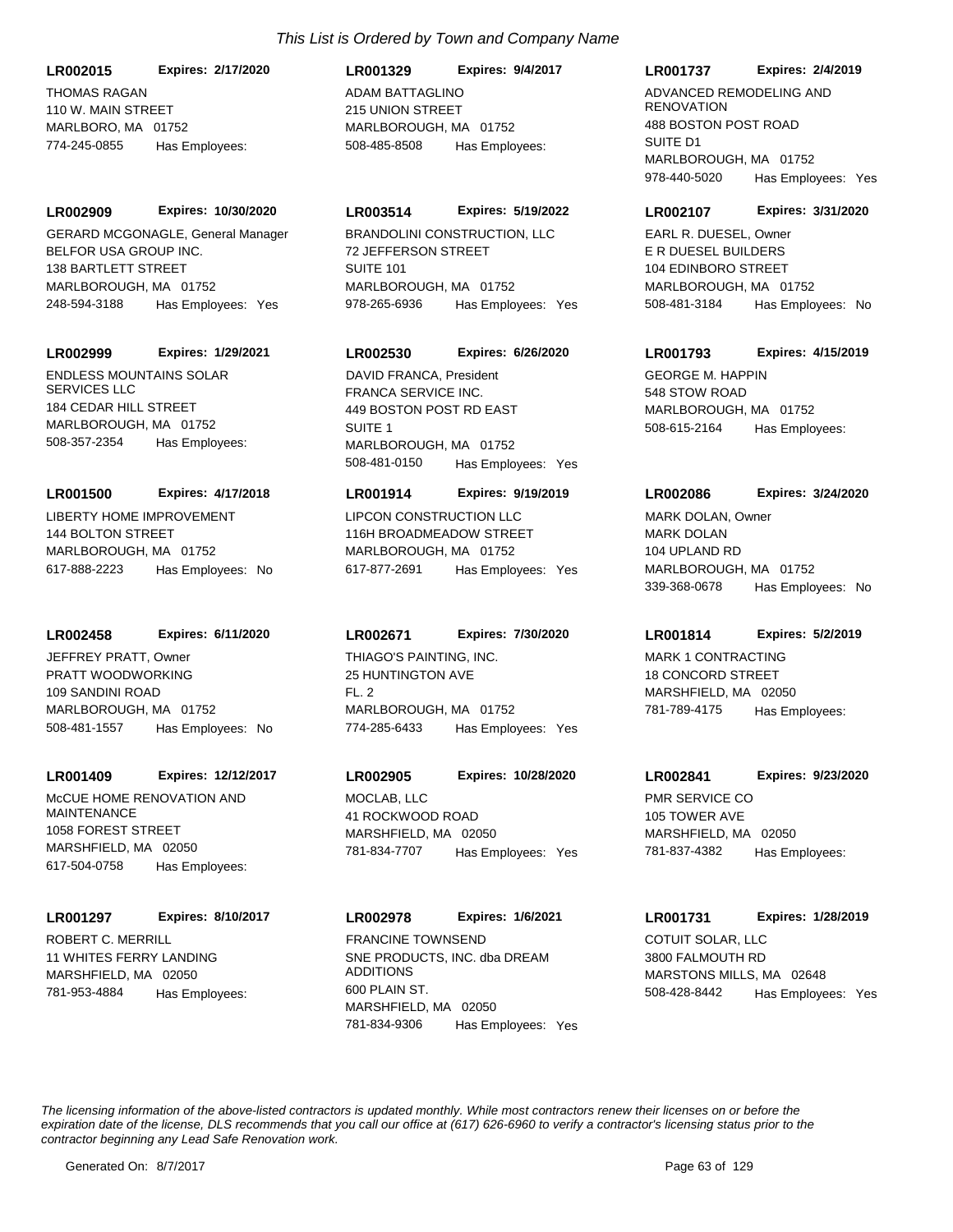*This List is Ordered by Town and Company Name*

**LR002015** **Expires: 2/17/2020**
THOMAS RAGAN
110 W. MAIN STREET
MARLBORO, MA 01752
774-245-0855 Has Employees:

**LR001329** **Expires: 9/4/2017**
ADAM BATTAGLINO
215 UNION STREET
MARLBOROUGH, MA 01752
508-485-8508 Has Employees:

**LR001737** **Expires: 2/4/2019**
ADVANCED REMODELING AND RENOVATION
488 BOSTON POST ROAD
SUITE D1
MARLBOROUGH, MA 01752
978-440-5020 Has Employees: Yes

**LR002909** **Expires: 10/30/2020**
GERARD MCGONAGLE, General Manager
BELFOR USA GROUP INC.
138 BARTLETT STREET
MARLBOROUGH, MA 01752
248-594-3188 Has Employees: Yes

**LR003514** **Expires: 5/19/2022**
BRANDOLINI CONSTRUCTION, LLC
72 JEFFERSON STREET
SUITE 101
MARLBOROUGH, MA 01752
978-265-6936 Has Employees: Yes

**LR002107** **Expires: 3/31/2020**
EARL R. DUESEL, Owner
E R DUESEL BUILDERS
104 EDINBORO STREET
MARLBOROUGH, MA 01752
508-481-3184 Has Employees: No

**LR002999** **Expires: 1/29/2021**
ENDLESS MOUNTAINS SOLAR SERVICES LLC
184 CEDAR HILL STREET
MARLBOROUGH, MA 01752
508-357-2354 Has Employees:

**LR002530** **Expires: 6/26/2020**
DAVID FRANCA, President
FRANCA SERVICE INC.
449 BOSTON POST RD EAST
SUITE 1
MARLBOROUGH, MA 01752
508-481-0150 Has Employees: Yes

**LR001793** **Expires: 4/15/2019**
GEORGE M. HAPPIN
548 STOW ROAD
MARLBOROUGH, MA 01752
508-615-2164 Has Employees:

**LR001500** **Expires: 4/17/2018**
LIBERTY HOME IMPROVEMENT
144 BOLTON STREET
MARLBOROUGH, MA 01752
617-888-2223 Has Employees: No

**LR001914** **Expires: 9/19/2019**
LIPCON CONSTRUCTION LLC
116H BROADMEADOW STREET
MARLBOROUGH, MA 01752
617-877-2691 Has Employees: Yes

**LR002086** **Expires: 3/24/2020**
MARK DOLAN, Owner
MARK DOLAN
104 UPLAND RD
MARLBOROUGH, MA 01752
339-368-0678 Has Employees: No

**LR002458** **Expires: 6/11/2020**
JEFFREY PRATT, Owner
PRATT WOODWORKING
109 SANDINI ROAD
MARLBOROUGH, MA 01752
508-481-1557 Has Employees: No

**LR002671** **Expires: 7/30/2020**
THIAGO'S PAINTING, INC.
25 HUNTINGTON AVE
FL. 2
MARLBOROUGH, MA 01752
774-285-6433 Has Employees: Yes

**LR001814** **Expires: 5/2/2019**
MARK 1 CONTRACTING
18 CONCORD STREET
MARSHFIELD, MA 02050
781-789-4175 Has Employees:

**LR001409** **Expires: 12/12/2017**
McCUE HOME RENOVATION AND MAINTENANCE
1058 FOREST STREET
MARSHFIELD, MA 02050
617-504-0758 Has Employees:

**LR002905** **Expires: 10/28/2020**
MOCLAB, LLC
41 ROCKWOOD ROAD
MARSHFIELD, MA 02050
781-834-7707 Has Employees: Yes

**LR002841** **Expires: 9/23/2020**
PMR SERVICE CO
105 TOWER AVE
MARSHFIELD, MA 02050
781-837-4382 Has Employees:

**LR001297** **Expires: 8/10/2017**
ROBERT C. MERRILL
11 WHITES FERRY LANDING
MARSHFIELD, MA 02050
781-953-4884 Has Employees:

**LR002978** **Expires: 1/6/2021**
FRANCINE TOWNSEND
SNE PRODUCTS, INC. dba DREAM ADDITIONS
600 PLAIN ST.
MARSHFIELD, MA 02050
781-834-9306 Has Employees: Yes

**LR001731** **Expires: 1/28/2019**
COTUIT SOLAR, LLC
3800 FALMOUTH RD
MARSTONS MILLS, MA 02648
508-428-8442 Has Employees: Yes

*The licensing information of the above-listed contractors is updated monthly. While most contractors renew their licenses on or before the expiration date of the license, DLS recommends that you call our office at (617) 626-6960 to verify a contractor's licensing status prior to the contractor beginning any Lead Safe Renovation work.*

Generated On: 8/7/2017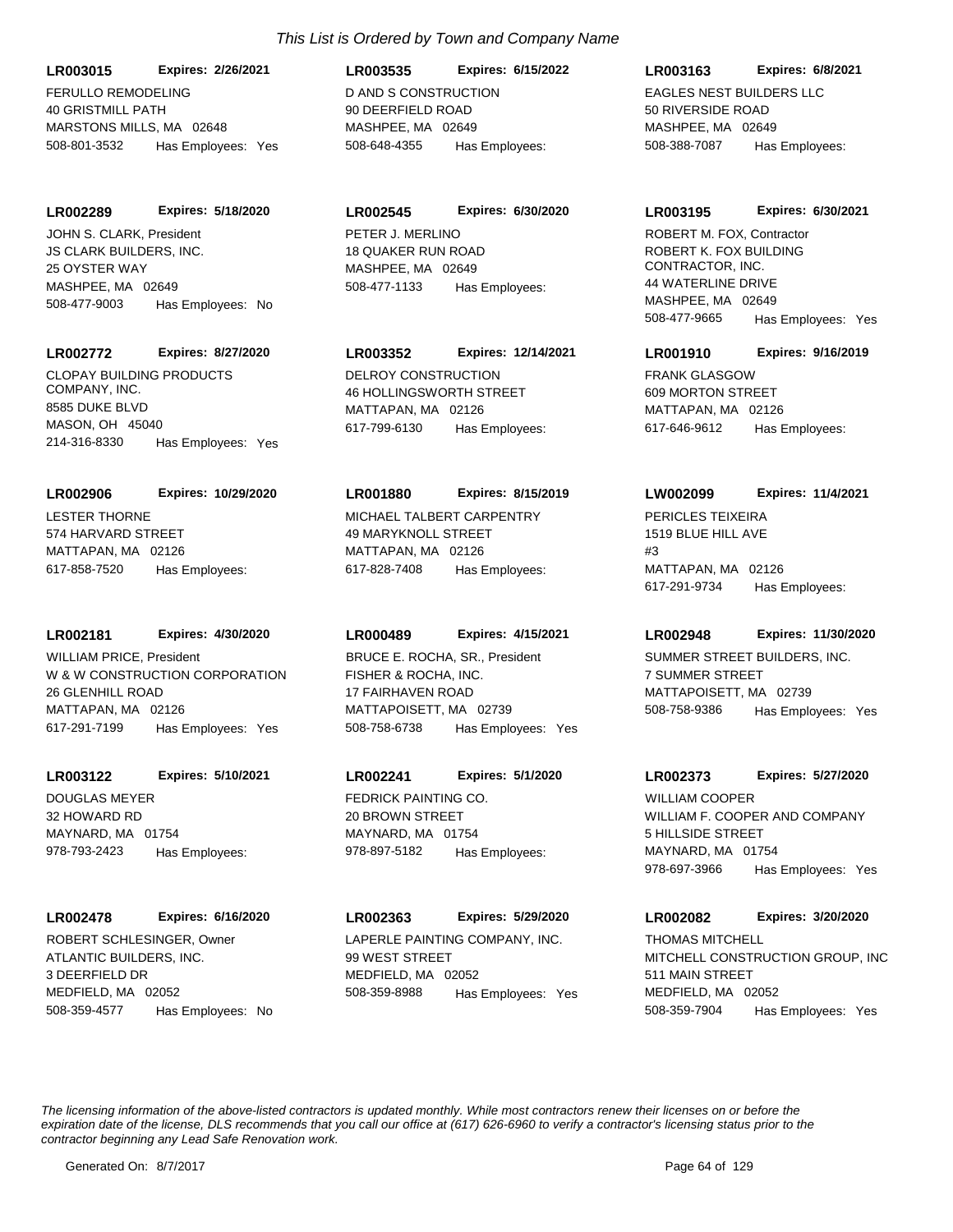*This List is Ordered by Town and Company Name*

**LR003015** **Expires: 2/26/2021**
FERULLO REMODELING
40 GRISTMILL PATH
MARSTONS MILLS, MA 02648
508-801-3532 Has Employees: Yes

**LR003535** **Expires: 6/15/2022**
D AND S CONSTRUCTION
90 DEERFIELD ROAD
MASHPEE, MA 02649
508-648-4355 Has Employees:

**LR003163** **Expires: 6/8/2021**
EAGLES NEST BUILDERS LLC
50 RIVERSIDE ROAD
MASHPEE, MA 02649
508-388-7087 Has Employees:

**LR002289** **Expires: 5/18/2020**
JOHN S. CLARK, President
JS CLARK BUILDERS, INC.
25 OYSTER WAY
MASHPEE, MA 02649
508-477-9003 Has Employees: No

**LR002545** **Expires: 6/30/2020**
PETER J. MERLINO
18 QUAKER RUN ROAD
MASHPEE, MA 02649
508-477-1133 Has Employees:

**LR003195** **Expires: 6/30/2021**
ROBERT M. FOX, Contractor
ROBERT K. FOX BUILDING CONTRACTOR, INC.
44 WATERLINE DRIVE
MASHPEE, MA 02649
508-477-9665 Has Employees: Yes

**LR002772** **Expires: 8/27/2020**
CLOPAY BUILDING PRODUCTS COMPANY, INC.
8585 DUKE BLVD
MASON, OH 45040
214-316-8330 Has Employees: Yes

**LR003352** **Expires: 12/14/2021**
DELROY CONSTRUCTION
46 HOLLINGSWORTH STREET
MATTAPAN, MA 02126
617-799-6130 Has Employees:

**LR001910** **Expires: 9/16/2019**
FRANK GLASGOW
609 MORTON STREET
MATTAPAN, MA 02126
617-646-9612 Has Employees:

**LR002906** **Expires: 10/29/2020**
LESTER THORNE
574 HARVARD STREET
MATTAPAN, MA 02126
617-858-7520 Has Employees:

**LR001880** **Expires: 8/15/2019**
MICHAEL TALBERT CARPENTRY
49 MARYKNOLL STREET
MATTAPAN, MA 02126
617-828-7408 Has Employees:

**LW002099** **Expires: 11/4/2021**
PERICLES TEIXEIRA
1519 BLUE HILL AVE
#3
MATTAPAN, MA 02126
617-291-9734 Has Employees:

**LR002181** **Expires: 4/30/2020**
WILLIAM PRICE, President
W & W CONSTRUCTION CORPORATION
26 GLENHILL ROAD
MATTAPAN, MA 02126
617-291-7199 Has Employees: Yes

**LR000489** **Expires: 4/15/2021**
BRUCE E. ROCHA, SR., President
FISHER & ROCHA, INC.
17 FAIRHAVEN ROAD
MATTAPOISETT, MA 02739
508-758-6738 Has Employees: Yes

**LR002948** **Expires: 11/30/2020**
SUMMER STREET BUILDERS, INC.
7 SUMMER STREET
MATTAPOISETT, MA 02739
508-758-9386 Has Employees: Yes

**LR003122** **Expires: 5/10/2021**
DOUGLAS MEYER
32 HOWARD RD
MAYNARD, MA 01754
978-793-2423 Has Employees:

**LR002241** **Expires: 5/1/2020**
FEDRICK PAINTING CO.
20 BROWN STREET
MAYNARD, MA 01754
978-897-5182 Has Employees:

**LR002373** **Expires: 5/27/2020**
WILLIAM COOPER
WILLIAM F. COOPER AND COMPANY
5 HILLSIDE STREET
MAYNARD, MA 01754
978-697-3966 Has Employees: Yes

**LR002478** **Expires: 6/16/2020**
ROBERT SCHLESINGER, Owner
ATLANTIC BUILDERS, INC.
3 DEERFIELD DR
MEDFIELD, MA 02052
508-359-4577 Has Employees: No

**LR002363** **Expires: 5/29/2020**
LAPERLE PAINTING COMPANY, INC.
99 WEST STREET
MEDFIELD, MA 02052
508-359-8988 Has Employees: Yes

**LR002082** **Expires: 3/20/2020**
THOMAS MITCHELL
MITCHELL CONSTRUCTION GROUP, INC
511 MAIN STREET
MEDFIELD, MA 02052
508-359-7904 Has Employees: Yes

*The licensing information of the above-listed contractors is updated monthly. While most contractors renew their licenses on or before the expiration date of the license, DLS recommends that you call our office at (617) 626-6960 to verify a contractor's licensing status prior to the contractor beginning any Lead Safe Renovation work.*

Generated On: 8/7/2017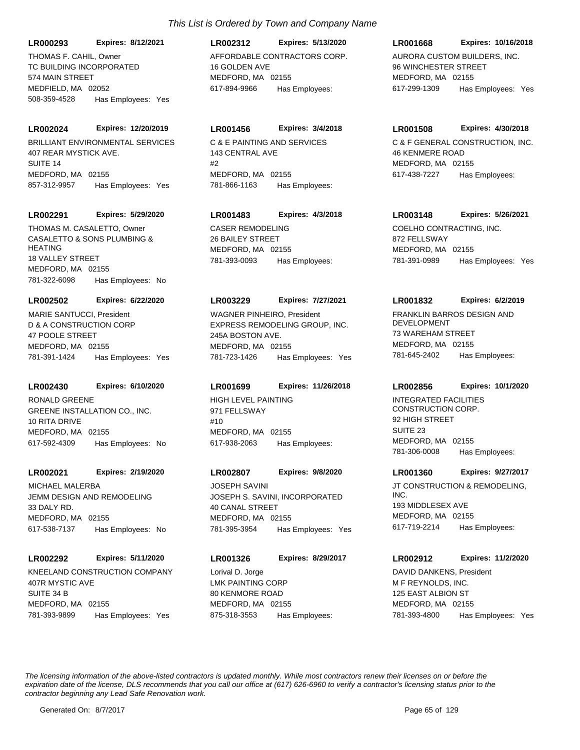*This List is Ordered by Town and Company Name*

**LR000293** **Expires: 8/12/2021**
THOMAS F. CAHIL, Owner
TC BUILDING INCORPORATED
574 MAIN STREET
MEDFIELD, MA 02052
508-359-4528 Has Employees: Yes

**LR002312** **Expires: 5/13/2020**
AFFORDABLE CONTRACTORS CORP.
16 GOLDEN AVE
MEDFORD, MA 02155
617-894-9966 Has Employees:

**LR001668** **Expires: 10/16/2018**
AURORA CUSTOM BUILDERS, INC.
96 WINCHESTER STREET
MEDFORD, MA 02155
617-299-1309 Has Employees: Yes

**LR002024** **Expires: 12/20/2019**
BRILLIANT ENVIRONMENTAL SERVICES
407 REAR MYSTICK AVE.
SUITE 14
MEDFORD, MA 02155
857-312-9957 Has Employees: Yes

**LR001456** **Expires: 3/4/2018**
C & E PAINTING AND SERVICES
143 CENTRAL AVE
#2
MEDFORD, MA 02155
781-866-1163 Has Employees:

**LR001508** **Expires: 4/30/2018**
C & F GENERAL CONSTRUCTION, INC.
46 KENMERE ROAD
MEDFORD, MA 02155
617-438-7227 Has Employees:

**LR002291** **Expires: 5/29/2020**
THOMAS M. CASALETTO, Owner
CASALETTO & SONS PLUMBING & HEATING
18 VALLEY STREET
MEDFORD, MA 02155
781-322-6098 Has Employees: No

**LR001483** **Expires: 4/3/2018**
CASER REMODELING
26 BAILEY STREET
MEDFORD, MA 02155
781-393-0093 Has Employees:

**LR003148** **Expires: 5/26/2021**
COELHO CONTRACTING, INC.
872 FELLSWAY
MEDFORD, MA 02155
781-391-0989 Has Employees: Yes

**LR002502** **Expires: 6/22/2020**
MARIE SANTUCCI, President
D & A CONSTRUCTION CORP
47 POOLE STREET
MEDFORD, MA 02155
781-391-1424 Has Employees: Yes

**LR003229** **Expires: 7/27/2021**
WAGNER PINHEIRO, President
EXPRESS REMODELING GROUP, INC.
245A BOSTON AVE.
MEDFORD, MA 02155
781-723-1426 Has Employees: Yes

**LR001832** **Expires: 6/2/2019**
FRANKLIN BARROS DESIGN AND DEVELOPMENT
73 WAREHAM STREET
MEDFORD, MA 02155
781-645-2402 Has Employees:

**LR002430** **Expires: 6/10/2020**
RONALD GREENE
GREENE INSTALLATION CO., INC.
10 RITA DRIVE
MEDFORD, MA 02155
617-592-4309 Has Employees: No

**LR001699** **Expires: 11/26/2018**
HIGH LEVEL PAINTING
971 FELLSWAY
#10
MEDFORD, MA 02155
617-938-2063 Has Employees:

**LR002856** **Expires: 10/1/2020**
INTEGRATED FACILITIES CONSTRUCTiON CORP.
92 HIGH STREET
SUITE 23
MEDFORD, MA 02155
781-306-0008 Has Employees:

**LR002021** **Expires: 2/19/2020**
MICHAEL MALERBA
JEMM DESIGN AND REMODELING
33 DALY RD.
MEDFORD, MA 02155
617-538-7137 Has Employees: No

**LR002807** **Expires: 9/8/2020**
JOSEPH SAVINI
JOSEPH S. SAVINI, INCORPORATED
40 CANAL STREET
MEDFORD, MA 02155
781-395-3954 Has Employees: Yes

**LR001360** **Expires: 9/27/2017**
JT CONSTRUCTION & REMODELING, INC.
193 MIDDLESEX AVE
MEDFORD, MA 02155
617-719-2214 Has Employees:

**LR002292** **Expires: 5/11/2020**
KNEELAND CONSTRUCTION COMPANY
407R MYSTIC AVE
SUITE 34 B
MEDFORD, MA 02155
781-393-9899 Has Employees: Yes

**LR001326** **Expires: 8/29/2017**
Lorival D. Jorge
LMK PAINTING CORP
80 KENMORE ROAD
MEDFORD, MA 02155
875-318-3553 Has Employees:

**LR002912** **Expires: 11/2/2020**
DAVID DANKENS, President
M F REYNOLDS, INC.
125 EAST ALBION ST
MEDFORD, MA 02155
781-393-4800 Has Employees: Yes

*The licensing information of the above-listed contractors is updated monthly. While most contractors renew their licenses on or before the expiration date of the license, DLS recommends that you call our office at (617) 626-6960 to verify a contractor's licensing status prior to the contractor beginning any Lead Safe Renovation work.*

Generated On: 8/7/2017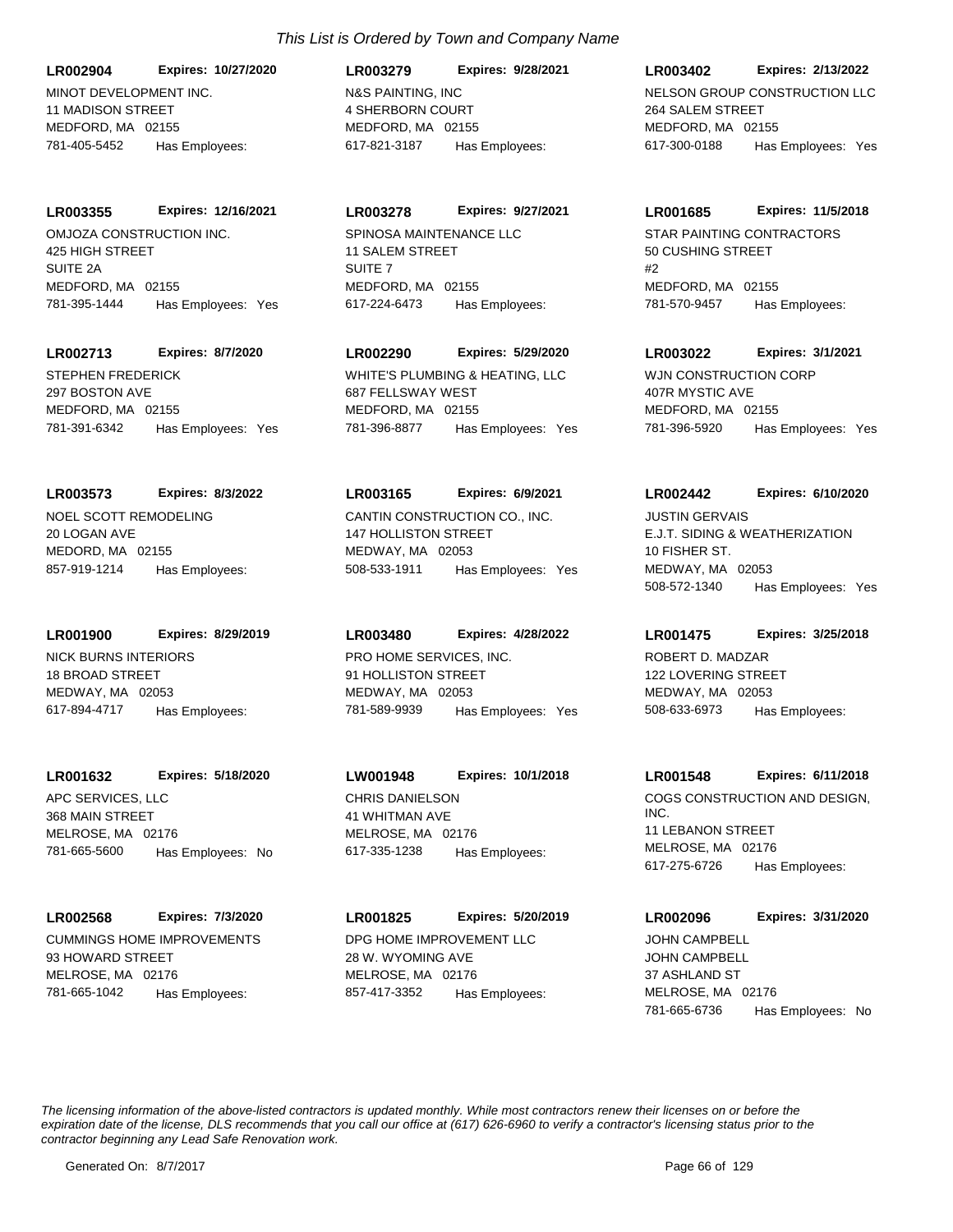*This List is Ordered by Town and Company Name*

**LR002904** **Expires: 10/27/2020**
MINOT DEVELOPMENT INC.
11 MADISON STREET
MEDFORD, MA 02155
781-405-5452 Has Employees:

**LR003279** **Expires: 9/28/2021**
N&S PAINTING, INC
4 SHERBORN COURT
MEDFORD, MA 02155
617-821-3187 Has Employees:

**LR003402** **Expires: 2/13/2022**
NELSON GROUP CONSTRUCTION LLC
264 SALEM STREET
MEDFORD, MA 02155
617-300-0188 Has Employees: Yes

**LR003355** **Expires: 12/16/2021**
OMJOZA CONSTRUCTION INC.
425 HIGH STREET
SUITE 2A
MEDFORD, MA 02155
781-395-1444 Has Employees: Yes

**LR003278** **Expires: 9/27/2021**
SPINOSA MAINTENANCE LLC
11 SALEM STREET
SUITE 7
MEDFORD, MA 02155
617-224-6473 Has Employees:

**LR001685** **Expires: 11/5/2018**
STAR PAINTING CONTRACTORS
50 CUSHING STREET
#2
MEDFORD, MA 02155
781-570-9457 Has Employees:

**LR002713** **Expires: 8/7/2020**
STEPHEN FREDERICK
297 BOSTON AVE
MEDFORD, MA 02155
781-391-6342 Has Employees: Yes

**LR002290** **Expires: 5/29/2020**
WHITE'S PLUMBING & HEATING, LLC
687 FELLSWAY WEST
MEDFORD, MA 02155
781-396-8877 Has Employees: Yes

**LR003022** **Expires: 3/1/2021**
WJN CONSTRUCTION CORP
407R MYSTIC AVE
MEDFORD, MA 02155
781-396-5920 Has Employees: Yes

**LR003573** **Expires: 8/3/2022**
NOEL SCOTT REMODELING
20 LOGAN AVE
MEDORD, MA 02155
857-919-1214 Has Employees:

**LR003165** **Expires: 6/9/2021**
CANTIN CONSTRUCTION CO., INC.
147 HOLLISTON STREET
MEDWAY, MA 02053
508-533-1911 Has Employees: Yes

**LR002442** **Expires: 6/10/2020**
JUSTIN GERVAIS
E.J.T. SIDING & WEATHERIZATION
10 FISHER ST.
MEDWAY, MA 02053
508-572-1340 Has Employees: Yes

**LR001900** **Expires: 8/29/2019**
NICK BURNS INTERIORS
18 BROAD STREET
MEDWAY, MA 02053
617-894-4717 Has Employees:

**LR003480** **Expires: 4/28/2022**
PRO HOME SERVICES, INC.
91 HOLLISTON STREET
MEDWAY, MA 02053
781-589-9939 Has Employees: Yes

**LR001475** **Expires: 3/25/2018**
ROBERT D. MADZAR
122 LOVERING STREET
MEDWAY, MA 02053
508-633-6973 Has Employees:

**LR001632** **Expires: 5/18/2020**
APC SERVICES, LLC
368 MAIN STREET
MELROSE, MA 02176
781-665-5600 Has Employees: No

**LW001948** **Expires: 10/1/2018**
CHRIS DANIELSON
41 WHITMAN AVE
MELROSE, MA 02176
617-335-1238 Has Employees:

**LR001548** **Expires: 6/11/2018**
COGS CONSTRUCTION AND DESIGN, INC.
11 LEBANON STREET
MELROSE, MA 02176
617-275-6726 Has Employees:

**LR002568** **Expires: 7/3/2020**
CUMMINGS HOME IMPROVEMENTS
93 HOWARD STREET
MELROSE, MA 02176
781-665-1042 Has Employees:

**LR001825** **Expires: 5/20/2019**
DPG HOME IMPROVEMENT LLC
28 W. WYOMING AVE
MELROSE, MA 02176
857-417-3352 Has Employees:

**LR002096** **Expires: 3/31/2020**
JOHN CAMPBELL
JOHN CAMPBELL
37 ASHLAND ST
MELROSE, MA 02176
781-665-6736 Has Employees: No

*The licensing information of the above-listed contractors is updated monthly. While most contractors renew their licenses on or before the expiration date of the license, DLS recommends that you call our office at (617) 626-6960 to verify a contractor's licensing status prior to the contractor beginning any Lead Safe Renovation work.*

Generated On: 8/7/2017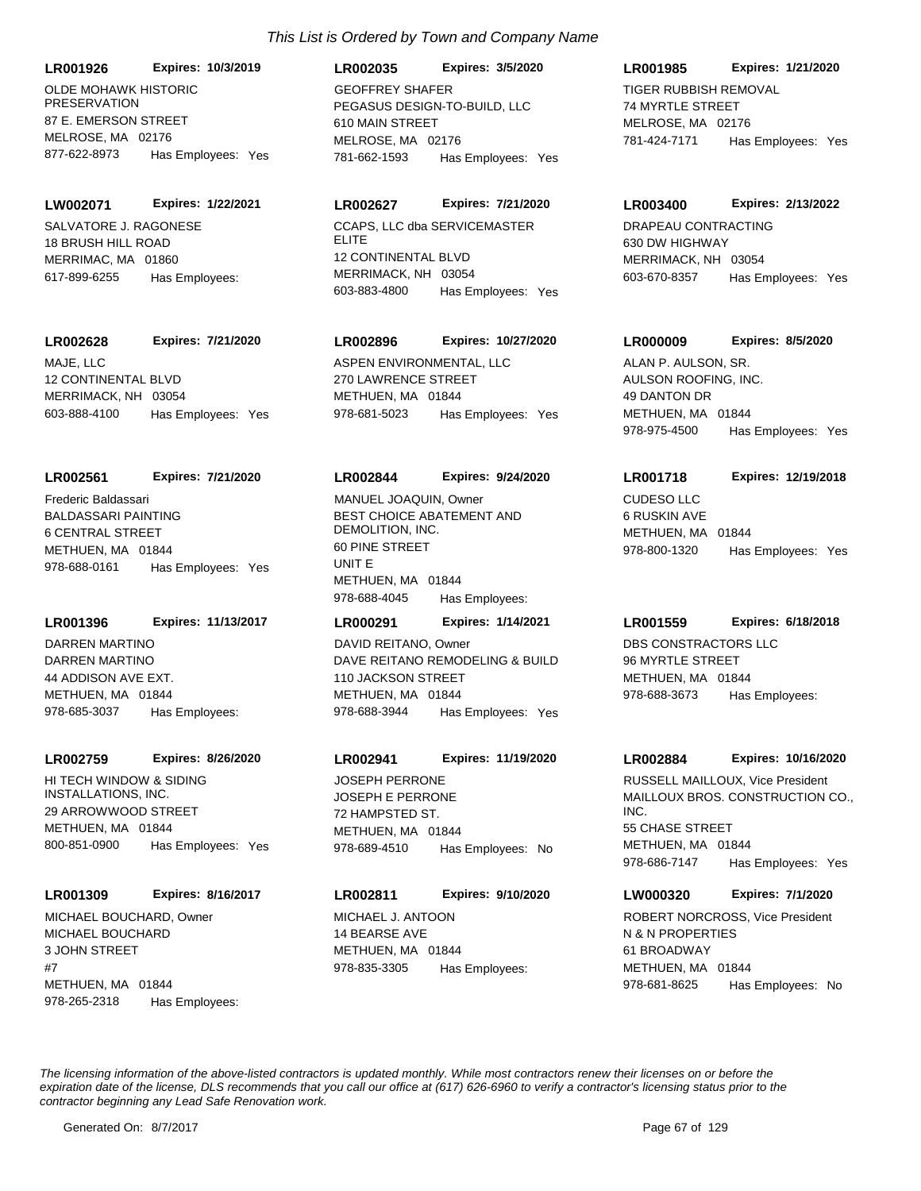*This List is Ordered by Town and Company Name*

**LR001926** **Expires: 10/3/2019**
OLDE MOHAWK HISTORIC PRESERVATION
87 E. EMERSON STREET
MELROSE, MA 02176
877-622-8973 Has Employees: Yes

**LR002035** **Expires: 3/5/2020**
GEOFFREY SHAFER
PEGASUS DESIGN-TO-BUILD, LLC
610 MAIN STREET
MELROSE, MA 02176
781-662-1593 Has Employees: Yes

**LR001985** **Expires: 1/21/2020**
TIGER RUBBISH REMOVAL
74 MYRTLE STREET
MELROSE, MA 02176
781-424-7171 Has Employees: Yes

**LW002071** **Expires: 1/22/2021**
SALVATORE J. RAGONESE
18 BRUSH HILL ROAD
MERRIMAC, MA 01860
617-899-6255 Has Employees:

**LR002627** **Expires: 7/21/2020**
CCAPS, LLC dba SERVICEMASTER ELITE
12 CONTINENTAL BLVD
MERRIMACK, NH 03054
603-883-4800 Has Employees: Yes

**LR003400** **Expires: 2/13/2022**
DRAPEAU CONTRACTING
630 DW HIGHWAY
MERRIMACK, NH 03054
603-670-8357 Has Employees: Yes

**LR002628** **Expires: 7/21/2020**
MAJE, LLC
12 CONTINENTAL BLVD
MERRIMACK, NH 03054
603-888-4100 Has Employees: Yes

**LR002896** **Expires: 10/27/2020**
ASPEN ENVIRONMENTAL, LLC
270 LAWRENCE STREET
METHUEN, MA 01844
978-681-5023 Has Employees: Yes

**LR000009** **Expires: 8/5/2020**
ALAN P. AULSON, SR.
AULSON ROOFING, INC.
49 DANTON DR
METHUEN, MA 01844
978-975-4500 Has Employees: Yes

**LR002561** **Expires: 7/21/2020**
Frederic Baldassari
BALDASSARI PAINTING
6 CENTRAL STREET
METHUEN, MA 01844
978-688-0161 Has Employees: Yes

**LR002844** **Expires: 9/24/2020**
MANUEL JOAQUIN, Owner
BEST CHOICE ABATEMENT AND DEMOLITION, INC.
60 PINE STREET
UNIT E
METHUEN, MA 01844
978-688-4045 Has Employees:

**LR001718** **Expires: 12/19/2018**
CUDESO LLC
6 RUSKIN AVE
METHUEN, MA 01844
978-800-1320 Has Employees: Yes

**LR001396** **Expires: 11/13/2017**
DARREN MARTINO
DARREN MARTINO
44 ADDISON AVE EXT.
METHUEN, MA 01844
978-685-3037 Has Employees:

**LR000291** **Expires: 1/14/2021**
DAVID REITANO, Owner
DAVE REITANO REMODELING & BUILD
110 JACKSON STREET
METHUEN, MA 01844
978-688-3944 Has Employees: Yes

**LR001559** **Expires: 6/18/2018**
DBS CONSTRACTORS LLC
96 MYRTLE STREET
METHUEN, MA 01844
978-688-3673 Has Employees:

**LR002759** **Expires: 8/26/2020**
HI TECH WINDOW & SIDING INSTALLATIONS, INC.
29 ARROWWOOD STREET
METHUEN, MA 01844
800-851-0900 Has Employees: Yes

**LR002941** **Expires: 11/19/2020**
JOSEPH PERRONE
JOSEPH E PERRONE
72 HAMPSTED ST.
METHUEN, MA 01844
978-689-4510 Has Employees: No

**LR002884** **Expires: 10/16/2020**
RUSSELL MAILLOUX, Vice President
MAILLOUX BROS. CONSTRUCTION CO., INC.
55 CHASE STREET
METHUEN, MA 01844
978-686-7147 Has Employees: Yes

**LR001309** **Expires: 8/16/2017**
MICHAEL BOUCHARD, Owner
MICHAEL BOUCHARD
3 JOHN STREET
#7
METHUEN, MA 01844
978-265-2318 Has Employees:

**LR002811** **Expires: 9/10/2020**
MICHAEL J. ANTOON
14 BEARSE AVE
METHUEN, MA 01844
978-835-3305 Has Employees:

**LW000320** **Expires: 7/1/2020**
ROBERT NORCROSS, Vice President
N & N PROPERTIES
61 BROADWAY
METHUEN, MA 01844
978-681-8625 Has Employees: No

*The licensing information of the above-listed contractors is updated monthly. While most contractors renew their licenses on or before the expiration date of the license, DLS recommends that you call our office at (617) 626-6960 to verify a contractor's licensing status prior to the contractor beginning any Lead Safe Renovation work.*

Generated On: 8/7/2017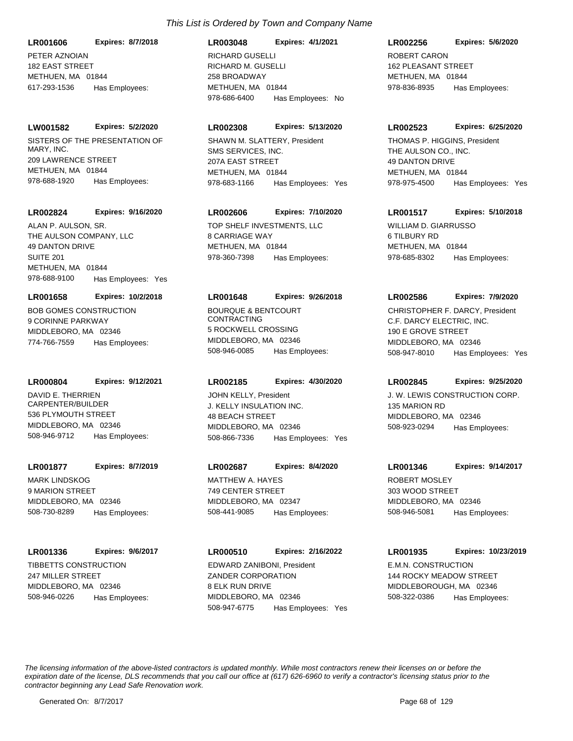*This List is Ordered by Town and Company Name*

**LR001606** **Expires: 8/7/2018**
PETER AZNOIAN
182 EAST STREET
METHUEN, MA 01844
617-293-1536 Has Employees:

**LR003048** **Expires: 4/1/2021**
RICHARD GUSELLI
RICHARD M. GUSELLI
258 BROADWAY
METHUEN, MA 01844
978-686-6400 Has Employees: No

**LR002256** **Expires: 5/6/2020**
ROBERT CARON
162 PLEASANT STREET
METHUEN, MA 01844
978-836-8935 Has Employees:

**LW001582** **Expires: 5/2/2020**
SISTERS OF THE PRESENTATION OF MARY, INC.
209 LAWRENCE STREET
METHUEN, MA 01844
978-688-1920 Has Employees:

**LR002308** **Expires: 5/13/2020**
SHAWN M. SLATTERY, President
SMS SERVICES, INC.
207A EAST STREET
METHUEN, MA 01844
978-683-1166 Has Employees: Yes

**LR002523** **Expires: 6/25/2020**
THOMAS P. HIGGINS, President
THE AULSON CO., INC.
49 DANTON DRIVE
METHUEN, MA 01844
978-975-4500 Has Employees: Yes

**LR002824** **Expires: 9/16/2020**
ALAN P. AULSON, SR.
THE AULSON COMPANY, LLC
49 DANTON DRIVE
SUITE 201
METHUEN, MA 01844
978-688-9100 Has Employees: Yes

**LR002606** **Expires: 7/10/2020**
TOP SHELF INVESTMENTS, LLC
8 CARRIAGE WAY
METHUEN, MA 01844
978-360-7398 Has Employees:

**LR001517** **Expires: 5/10/2018**
WILLIAM D. GIARRUSSO
6 TILBURY RD
METHUEN, MA 01844
978-685-8302 Has Employees:

**LR001658** **Expires: 10/2/2018**
BOB GOMES CONSTRUCTION
9 CORINNE PARKWAY
MIDDLEBORO, MA 02346
774-766-7559 Has Employees:

**LR001648** **Expires: 9/26/2018**
BOURQUE & BENTCOURT CONTRACTING
5 ROCKWELL CROSSING
MIDDLEBORO, MA 02346
508-946-0085 Has Employees:

**LR002586** **Expires: 7/9/2020**
CHRISTOPHER F. DARCY, President
C.F. DARCY ELECTRIC, INC.
190 E GROVE STREET
MIDDLEBORO, MA 02346
508-947-8010 Has Employees: Yes

**LR000804** **Expires: 9/12/2021**
DAVID E. THERRIEN
CARPENTER/BUILDER
536 PLYMOUTH STREET
MIDDLEBORO, MA 02346
508-946-9712 Has Employees:

**LR002185** **Expires: 4/30/2020**
JOHN KELLY, President
J. KELLY INSULATION INC.
48 BEACH STREET
MIDDLEBORO, MA 02346
508-866-7336 Has Employees: Yes

**LR002845** **Expires: 9/25/2020**
J. W. LEWIS CONSTRUCTION CORP.
135 MARION RD
MIDDLEBORO, MA 02346
508-923-0294 Has Employees:

**LR001877** **Expires: 8/7/2019**
MARK LINDSKOG
9 MARION STREET
MIDDLEBORO, MA 02346
508-730-8289 Has Employees:

**LR002687** **Expires: 8/4/2020**
MATTHEW A. HAYES
749 CENTER STREET
MIDDLEBORO, MA 02347
508-441-9085 Has Employees:

**LR001346** **Expires: 9/14/2017**
ROBERT MOSLEY
303 WOOD STREET
MIDDLEBORO, MA 02346
508-946-5081 Has Employees:

**LR001336** **Expires: 9/6/2017**
TIBBETTS CONSTRUCTION
247 MILLER STREET
MIDDLEBORO, MA 02346
508-946-0226 Has Employees:

**LR000510** **Expires: 2/16/2022**
EDWARD ZANIBONI, President
ZANDER CORPORATION
8 ELK RUN DRIVE
MIDDLEBORO, MA 02346
508-947-6775 Has Employees: Yes

**LR001935** **Expires: 10/23/2019**
E.M.N. CONSTRUCTION
144 ROCKY MEADOW STREET
MIDDLEBOROUGH, MA 02346
508-322-0386 Has Employees:

*The licensing information of the above-listed contractors is updated monthly. While most contractors renew their licenses on or before the expiration date of the license, DLS recommends that you call our office at (617) 626-6960 to verify a contractor's licensing status prior to the contractor beginning any Lead Safe Renovation work.*

Generated On: 8/7/2017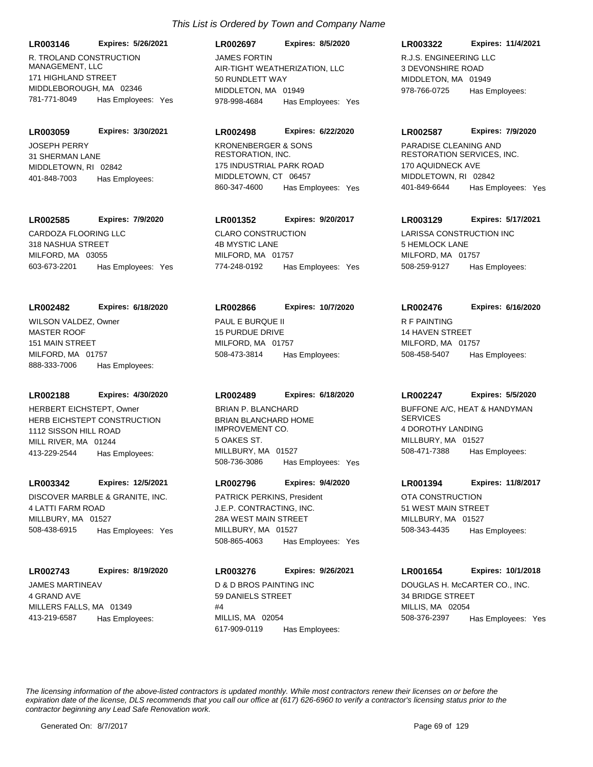*This List is Ordered by Town and Company Name*

**LR003146** **Expires: 5/26/2021**
R. TROLAND CONSTRUCTION MANAGEMENT, LLC
171 HIGHLAND STREET
MIDDLEBOROUGH, MA 02346
781-771-8049 Has Employees: Yes

**LR002697** **Expires: 8/5/2020**
JAMES FORTIN
AIR-TIGHT WEATHERIZATION, LLC
50 RUNDLETT WAY
MIDDLETON, MA 01949
978-998-4684 Has Employees: Yes

**LR003322** **Expires: 11/4/2021**
R.J.S. ENGINEERING LLC
3 DEVONSHIRE ROAD
MIDDLETON, MA 01949
978-766-0725 Has Employees:

**LR003059** **Expires: 3/30/2021**
JOSEPH PERRY
31 SHERMAN LANE
MIDDLETOWN, RI 02842
401-848-7003 Has Employees:

**LR002498** **Expires: 6/22/2020**
KRONENBERGER & SONS RESTORATION, INC.
175 INDUSTRIAL PARK ROAD
MIDDLETOWN, CT 06457
860-347-4600 Has Employees: Yes

**LR002587** **Expires: 7/9/2020**
PARADISE CLEANING AND RESTORATION SERVICES, INC.
170 AQUIDNECK AVE
MIDDLETOWN, RI 02842
401-849-6644 Has Employees: Yes

**LR002585** **Expires: 7/9/2020**
CARDOZA FLOORING LLC
318 NASHUA STREET
MILFORD, MA 03055
603-673-2201 Has Employees: Yes

**LR001352** **Expires: 9/20/2017**
CLARO CONSTRUCTION
4B MYSTIC LANE
MILFORD, MA 01757
774-248-0192 Has Employees: Yes

**LR003129** **Expires: 5/17/2021**
LARISSA CONSTRUCTION INC
5 HEMLOCK LANE
MILFORD, MA 01757
508-259-9127 Has Employees:

**LR002482** **Expires: 6/18/2020**
WILSON VALDEZ, Owner
MASTER ROOF
151 MAIN STREET
MILFORD, MA 01757
888-333-7006 Has Employees:

**LR002866** **Expires: 10/7/2020**
PAUL E BURQUE II
15 PURDUE DRIVE
MILFORD, MA 01757
508-473-3814 Has Employees:

**LR002476** **Expires: 6/16/2020**
R F PAINTING
14 HAVEN STREET
MILFORD, MA 01757
508-458-5407 Has Employees:

**LR002188** **Expires: 4/30/2020**
HERBERT EICHSTEPT, Owner
HERB EICHSTEPT CONSTRUCTION
1112 SISSON HILL ROAD
MILL RIVER, MA 01244
413-229-2544 Has Employees:

**LR002489** **Expires: 6/18/2020**
BRIAN P. BLANCHARD
BRIAN BLANCHARD HOME IMPROVEMENT CO.
5 OAKES ST.
MILLBURY, MA 01527
508-736-3086 Has Employees: Yes

**LR002247** **Expires: 5/5/2020**
BUFFONE A/C, HEAT & HANDYMAN SERVICES
4 DOROTHY LANDING
MILLBURY, MA 01527
508-471-7388 Has Employees:

**LR003342** **Expires: 12/5/2021**
DISCOVER MARBLE & GRANITE, INC.
4 LATTI FARM ROAD
MILLBURY, MA 01527
508-438-6915 Has Employees: Yes

**LR002796** **Expires: 9/4/2020**
PATRICK PERKINS, President
J.E.P. CONTRACTING, INC.
28A WEST MAIN STREET
MILLBURY, MA 01527
508-865-4063 Has Employees: Yes

**LR001394** **Expires: 11/8/2017**
OTA CONSTRUCTION
51 WEST MAIN STREET
MILLBURY, MA 01527
508-343-4435 Has Employees:

**LR002743** **Expires: 8/19/2020**
JAMES MARTINEAV
4 GRAND AVE
MILLERS FALLS, MA 01349
413-219-6587 Has Employees:

**LR003276** **Expires: 9/26/2021**
D & D BROS PAINTING INC
59 DANIELS STREET
#4
MILLIS, MA 02054
617-909-0119 Has Employees:

**LR001654** **Expires: 10/1/2018**
DOUGLAS H. McCARTER CO., INC.
34 BRIDGE STREET
MILLIS, MA 02054
508-376-2397 Has Employees: Yes

*The licensing information of the above-listed contractors is updated monthly. While most contractors renew their licenses on or before the expiration date of the license, DLS recommends that you call our office at (617) 626-6960 to verify a contractor's licensing status prior to the contractor beginning any Lead Safe Renovation work.*

Generated On: 8/7/2017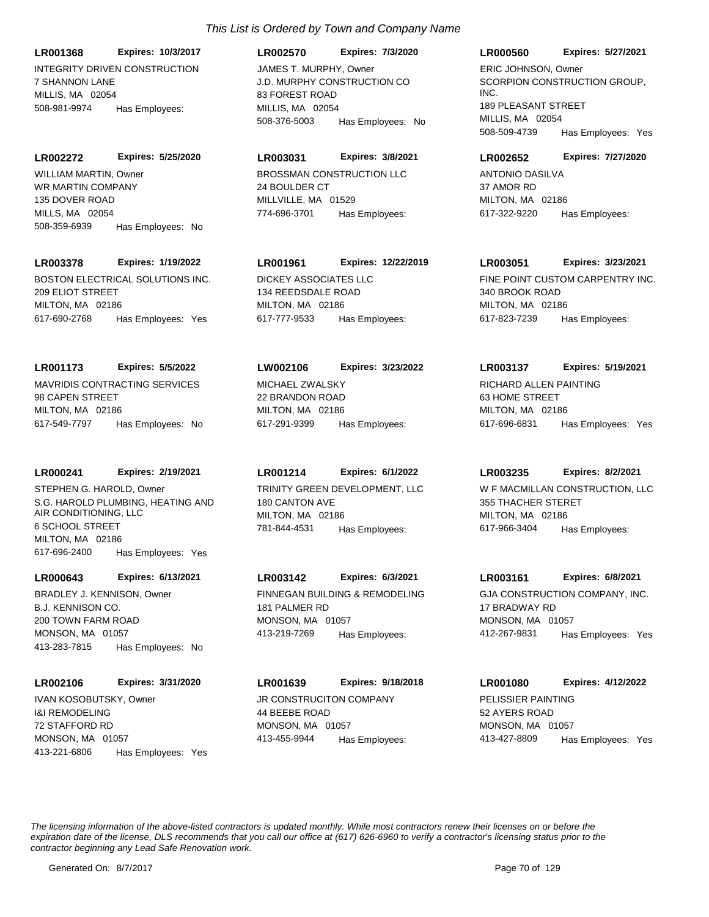*This List is Ordered by Town and Company Name*

**LR001368** **Expires: 10/3/2017**
INTEGRITY DRIVEN CONSTRUCTION
7 SHANNON LANE
MILLIS, MA 02054
508-981-9974 Has Employees:

**LR002570** **Expires: 7/3/2020**
JAMES T. MURPHY, Owner
J.D. MURPHY CONSTRUCTION CO
83 FOREST ROAD
MILLIS, MA 02054
508-376-5003 Has Employees: No

**LR000560** **Expires: 5/27/2021**
ERIC JOHNSON, Owner
SCORPION CONSTRUCTION GROUP, INC.
189 PLEASANT STREET
MILLIS, MA 02054
508-509-4739 Has Employees: Yes

**LR002272** **Expires: 5/25/2020**
WILLIAM MARTIN, Owner
WR MARTIN COMPANY
135 DOVER ROAD
MILLS, MA 02054
508-359-6939 Has Employees: No

**LR003031** **Expires: 3/8/2021**
BROSSMAN CONSTRUCTION LLC
24 BOULDER CT
MILLVILLE, MA 01529
774-696-3701 Has Employees:

**LR002652** **Expires: 7/27/2020**
ANTONIO DASILVA
37 AMOR RD
MILTON, MA 02186
617-322-9220 Has Employees:

**LR003378** **Expires: 1/19/2022**
BOSTON ELECTRICAL SOLUTIONS INC.
209 ELIOT STREET
MILTON, MA 02186
617-690-2768 Has Employees: Yes

**LR001961** **Expires: 12/22/2019**
DICKEY ASSOCIATES LLC
134 REEDSDALE ROAD
MILTON, MA 02186
617-777-9533 Has Employees:

**LR003051** **Expires: 3/23/2021**
FINE POINT CUSTOM CARPENTRY INC.
340 BROOK ROAD
MILTON, MA 02186
617-823-7239 Has Employees:

**LR001173** **Expires: 5/5/2022**
MAVRIDIS CONTRACTING SERVICES
98 CAPEN STREET
MILTON, MA 02186
617-549-7797 Has Employees: No

**LW002106** **Expires: 3/23/2022**
MICHAEL ZWALSKY
22 BRANDON ROAD
MILTON, MA 02186
617-291-9399 Has Employees:

**LR003137** **Expires: 5/19/2021**
RICHARD ALLEN PAINTING
63 HOME STREET
MILTON, MA 02186
617-696-6831 Has Employees: Yes

**LR000241** **Expires: 2/19/2021**
STEPHEN G. HAROLD, Owner
S.G. HAROLD PLUMBING, HEATING AND AIR CONDITIONING, LLC
6 SCHOOL STREET
MILTON, MA 02186
617-696-2400 Has Employees: Yes

**LR001214** **Expires: 6/1/2022**
TRINITY GREEN DEVELOPMENT, LLC
180 CANTON AVE
MILTON, MA 02186
781-844-4531 Has Employees:

**LR003235** **Expires: 8/2/2021**
W F MACMILLAN CONSTRUCTION, LLC
355 THACHER STERET
MILTON, MA 02186
617-966-3404 Has Employees:

**LR000643** **Expires: 6/13/2021**
BRADLEY J. KENNISON, Owner
B.J. KENNISON CO.
200 TOWN FARM ROAD
MONSON, MA 01057
413-283-7815 Has Employees: No

**LR003142** **Expires: 6/3/2021**
FINNEGAN BUILDING & REMODELING
181 PALMER RD
MONSON, MA 01057
413-219-7269 Has Employees:

**LR003161** **Expires: 6/8/2021**
GJA CONSTRUCTION COMPANY, INC.
17 BRADWAY RD
MONSON, MA 01057
412-267-9831 Has Employees: Yes

**LR002106** **Expires: 3/31/2020**
IVAN KOSOBUTSKY, Owner
I&I REMODELING
72 STAFFORD RD
MONSON, MA 01057
413-221-6806 Has Employees: Yes

**LR001639** **Expires: 9/18/2018**
JR CONSTRUCITON COMPANY
44 BEEBE ROAD
MONSON, MA 01057
413-455-9944 Has Employees:

**LR001080** **Expires: 4/12/2022**
PELISSIER PAINTING
52 AYERS ROAD
MONSON, MA 01057
413-427-8809 Has Employees: Yes

*The licensing information of the above-listed contractors is updated monthly. While most contractors renew their licenses on or before the expiration date of the license, DLS recommends that you call our office at (617) 626-6960 to verify a contractor's licensing status prior to the contractor beginning any Lead Safe Renovation work.*

Generated On: 8/7/2017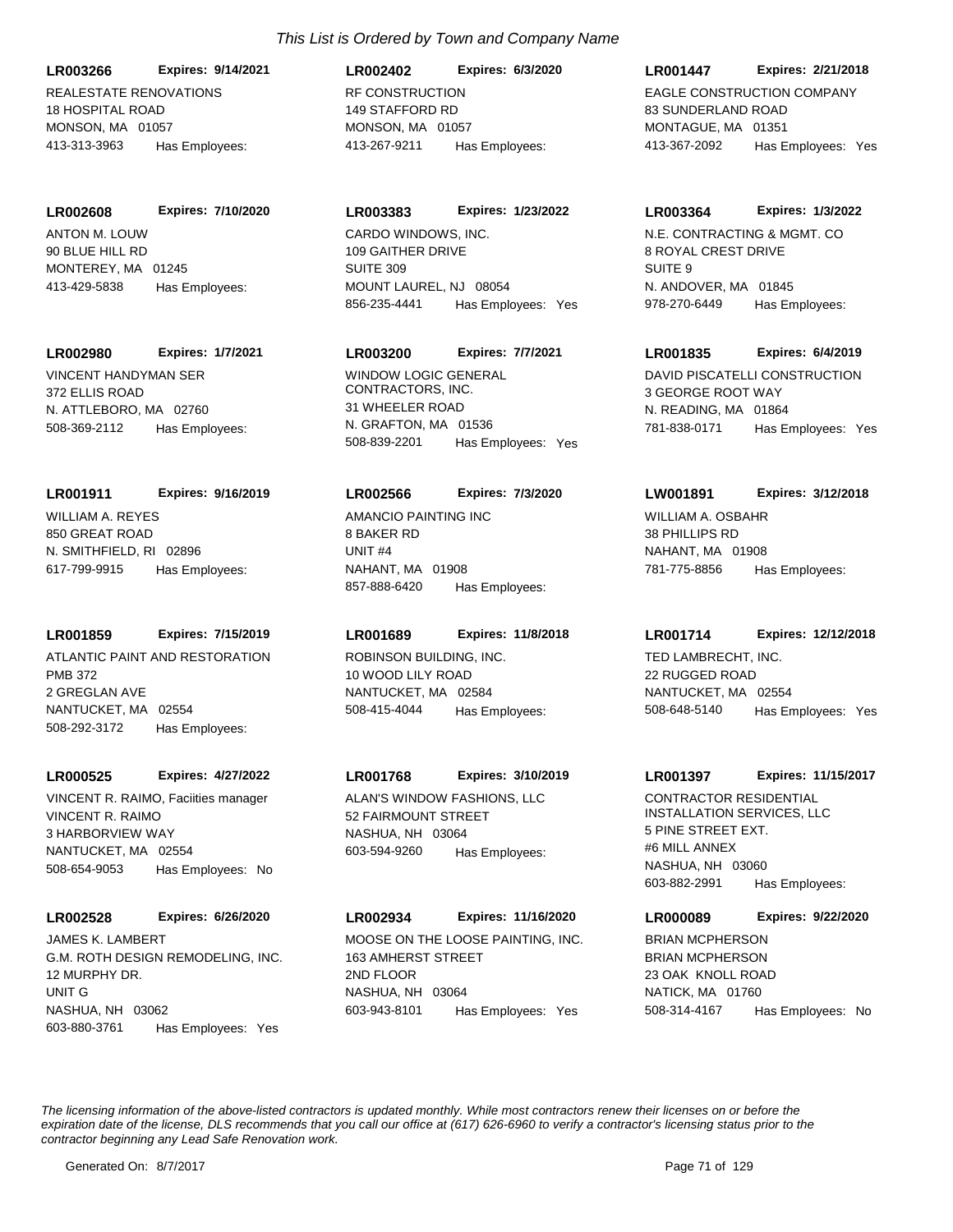*This List is Ordered by Town and Company Name*

**LR003266** **Expires: 9/14/2021**
REALESTATE RENOVATIONS
18 HOSPITAL ROAD
MONSON, MA 01057
413-313-3963 Has Employees:

**LR002402** **Expires: 6/3/2020**
RF CONSTRUCTION
149 STAFFORD RD
MONSON, MA 01057
413-267-9211 Has Employees:

**LR001447** **Expires: 2/21/2018**
EAGLE CONSTRUCTION COMPANY
83 SUNDERLAND ROAD
MONTAGUE, MA 01351
413-367-2092 Has Employees: Yes

**LR002608** **Expires: 7/10/2020**
ANTON M. LOUW
90 BLUE HILL RD
MONTEREY, MA 01245
413-429-5838 Has Employees:

**LR003383** **Expires: 1/23/2022**
CARDO WINDOWS, INC.
109 GAITHER DRIVE
SUITE 309
MOUNT LAUREL, NJ 08054
856-235-4441 Has Employees: Yes

**LR003364** **Expires: 1/3/2022**
N.E. CONTRACTING & MGMT. CO
8 ROYAL CREST DRIVE
SUITE 9
N. ANDOVER, MA 01845
978-270-6449 Has Employees:

**LR002980** **Expires: 1/7/2021**
VINCENT HANDYMAN SER
372 ELLIS ROAD
N. ATTLEBORO, MA 02760
508-369-2112 Has Employees:

**LR003200** **Expires: 7/7/2021**
WINDOW LOGIC GENERAL CONTRACTORS, INC.
31 WHEELER ROAD
N. GRAFTON, MA 01536
508-839-2201 Has Employees: Yes

**LR001835** **Expires: 6/4/2019**
DAVID PISCATELLI CONSTRUCTION
3 GEORGE ROOT WAY
N. READING, MA 01864
781-838-0171 Has Employees: Yes

**LR001911** **Expires: 9/16/2019**
WILLIAM A. REYES
850 GREAT ROAD
N. SMITHFIELD, RI 02896
617-799-9915 Has Employees:

**LR002566** **Expires: 7/3/2020**
AMANCIO PAINTING INC
8 BAKER RD
UNIT #4
NAHANT, MA 01908
857-888-6420 Has Employees:

**LW001891** **Expires: 3/12/2018**
WILLIAM A. OSBAHR
38 PHILLIPS RD
NAHANT, MA 01908
781-775-8856 Has Employees:

**LR001859** **Expires: 7/15/2019**
ATLANTIC PAINT AND RESTORATION
PMB 372
2 GREGLAN AVE
NANTUCKET, MA 02554
508-292-3172 Has Employees:

**LR001689** **Expires: 11/8/2018**
ROBINSON BUILDING, INC.
10 WOOD LILY ROAD
NANTUCKET, MA 02584
508-415-4044 Has Employees:

**LR001714** **Expires: 12/12/2018**
TED LAMBRECHT, INC.
22 RUGGED ROAD
NANTUCKET, MA 02554
508-648-5140 Has Employees: Yes

**LR000525** **Expires: 4/27/2022**
VINCENT R. RAIMO, Faciities manager
VINCENT R. RAIMO
3 HARBORVIEW WAY
NANTUCKET, MA 02554
508-654-9053 Has Employees: No

**LR001768** **Expires: 3/10/2019**
ALAN'S WINDOW FASHIONS, LLC
52 FAIRMOUNT STREET
NASHUA, NH 03064
603-594-9260 Has Employees:

**LR001397** **Expires: 11/15/2017**
CONTRACTOR RESIDENTIAL INSTALLATION SERVICES, LLC
5 PINE STREET EXT.
#6 MILL ANNEX
NASHUA, NH 03060
603-882-2991 Has Employees:

**LR002528** **Expires: 6/26/2020**
JAMES K. LAMBERT
G.M. ROTH DESIGN REMODELING, INC.
12 MURPHY DR.
UNIT G
NASHUA, NH 03062
603-880-3761 Has Employees: Yes

**LR002934** **Expires: 11/16/2020**
MOOSE ON THE LOOSE PAINTING, INC.
163 AMHERST STREET
2ND FLOOR
NASHUA, NH 03064
603-943-8101 Has Employees: Yes

**LR000089** **Expires: 9/22/2020**
BRIAN MCPHERSON
BRIAN MCPHERSON
23 OAK KNOLL ROAD
NATICK, MA 01760
508-314-4167 Has Employees: No

*The licensing information of the above-listed contractors is updated monthly. While most contractors renew their licenses on or before the expiration date of the license, DLS recommends that you call our office at (617) 626-6960 to verify a contractor's licensing status prior to the contractor beginning any Lead Safe Renovation work.*

Generated On: 8/7/2017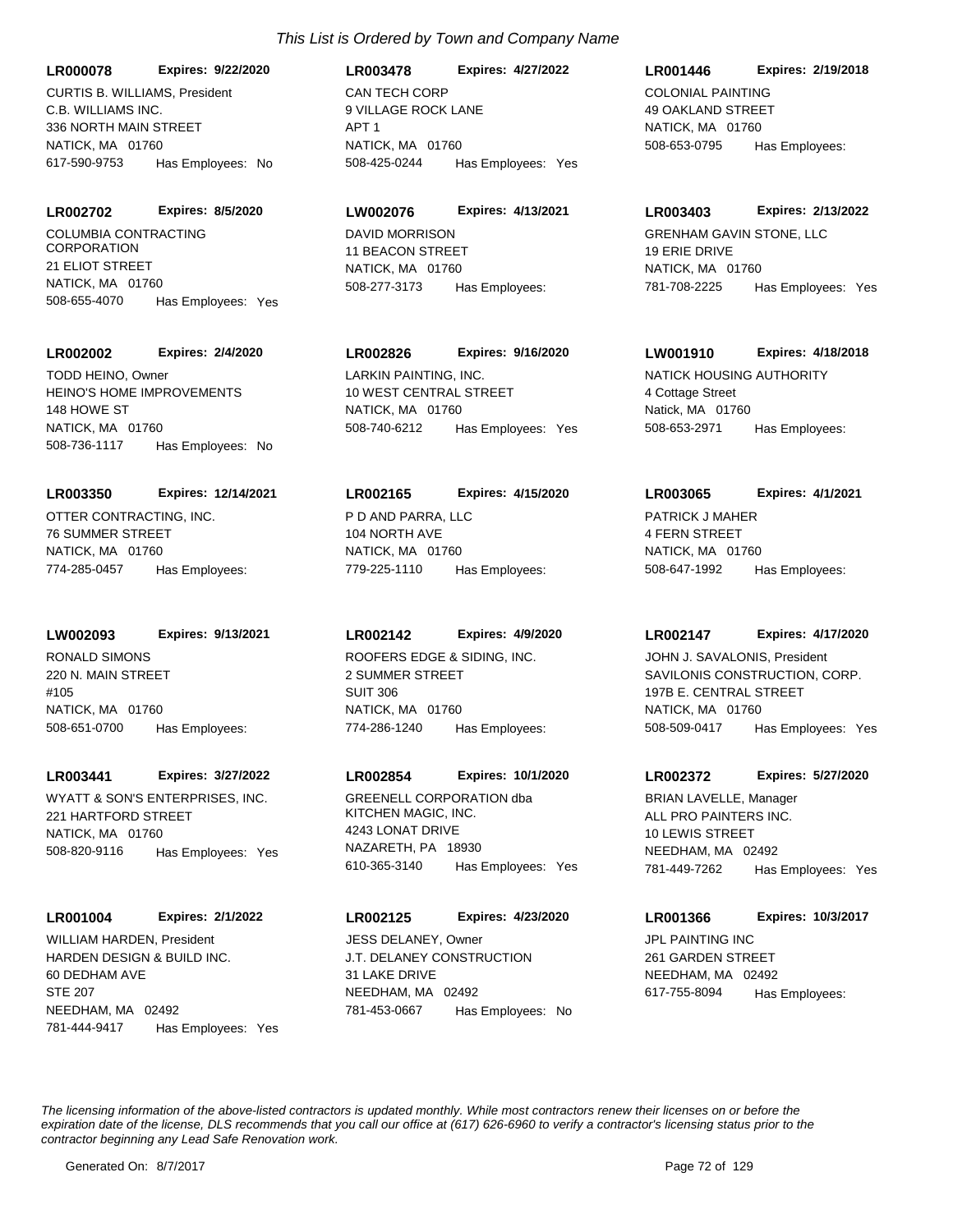*This List is Ordered by Town and Company Name*

**LR000078** **Expires: 9/22/2020**
CURTIS B. WILLIAMS, President
C.B. WILLIAMS INC.
336 NORTH MAIN STREET
NATICK, MA 01760
617-590-9753 Has Employees: No

**LR003478** **Expires: 4/27/2022**
CAN TECH CORP
9 VILLAGE ROCK LANE
APT 1
NATICK, MA 01760
508-425-0244 Has Employees: Yes

**LR001446** **Expires: 2/19/2018**
COLONIAL PAINTING
49 OAKLAND STREET
NATICK, MA 01760
508-653-0795 Has Employees:

**LR002702** **Expires: 8/5/2020**
COLUMBIA CONTRACTING CORPORATION
21 ELIOT STREET
NATICK, MA 01760
508-655-4070 Has Employees: Yes

**LW002076** **Expires: 4/13/2021**
DAVID MORRISON
11 BEACON STREET
NATICK, MA 01760
508-277-3173 Has Employees:

**LR003403** **Expires: 2/13/2022**
GRENHAM GAVIN STONE, LLC
19 ERIE DRIVE
NATICK, MA 01760
781-708-2225 Has Employees: Yes

**LR002002** **Expires: 2/4/2020**
TODD HEINO, Owner
HEINO'S HOME IMPROVEMENTS
148 HOWE ST
NATICK, MA 01760
508-736-1117 Has Employees: No

**LR002826** **Expires: 9/16/2020**
LARKIN PAINTING, INC.
10 WEST CENTRAL STREET
NATICK, MA 01760
508-740-6212 Has Employees: Yes

**LW001910** **Expires: 4/18/2018**
NATICK HOUSING AUTHORITY
4 Cottage Street
Natick, MA 01760
508-653-2971 Has Employees:

**LR003350** **Expires: 12/14/2021**
OTTER CONTRACTING, INC.
76 SUMMER STREET
NATICK, MA 01760
774-285-0457 Has Employees:

**LR002165** **Expires: 4/15/2020**
P D AND PARRA, LLC
104 NORTH AVE
NATICK, MA 01760
779-225-1110 Has Employees:

**LR003065** **Expires: 4/1/2021**
PATRICK J MAHER
4 FERN STREET
NATICK, MA 01760
508-647-1992 Has Employees:

**LW002093** **Expires: 9/13/2021**
RONALD SIMONS
220 N. MAIN STREET
#105
NATICK, MA 01760
508-651-0700 Has Employees:

**LR002142** **Expires: 4/9/2020**
ROOFERS EDGE & SIDING, INC.
2 SUMMER STREET
SUIT 306
NATICK, MA 01760
774-286-1240 Has Employees:

**LR002147** **Expires: 4/17/2020**
JOHN J. SAVALONIS, President
SAVILONIS CONSTRUCTION, CORP.
197B E. CENTRAL STREET
NATICK, MA 01760
508-509-0417 Has Employees: Yes

**LR003441** **Expires: 3/27/2022**
WYATT & SON'S ENTERPRISES, INC.
221 HARTFORD STREET
NATICK, MA 01760
508-820-9116 Has Employees: Yes

**LR002854** **Expires: 10/1/2020**
GREENELL CORPORATION dba KITCHEN MAGIC, INC.
4243 LONAT DRIVE
NAZARETH, PA 18930
610-365-3140 Has Employees: Yes

**LR002372** **Expires: 5/27/2020**
BRIAN LAVELLE, Manager
ALL PRO PAINTERS INC.
10 LEWIS STREET
NEEDHAM, MA 02492
781-449-7262 Has Employees: Yes

**LR001004** **Expires: 2/1/2022**
WILLIAM HARDEN, President
HARDEN DESIGN & BUILD INC.
60 DEDHAM AVE
STE 207
NEEDHAM, MA 02492
781-444-9417 Has Employees: Yes

**LR002125** **Expires: 4/23/2020**
JESS DELANEY, Owner
J.T. DELANEY CONSTRUCTION
31 LAKE DRIVE
NEEDHAM, MA 02492
781-453-0667 Has Employees: No

**LR001366** **Expires: 10/3/2017**
JPL PAINTING INC
261 GARDEN STREET
NEEDHAM, MA 02492
617-755-8094 Has Employees:

*The licensing information of the above-listed contractors is updated monthly. While most contractors renew their licenses on or before the expiration date of the license, DLS recommends that you call our office at (617) 626-6960 to verify a contractor's licensing status prior to the contractor beginning any Lead Safe Renovation work.*

Generated On: 8/7/2017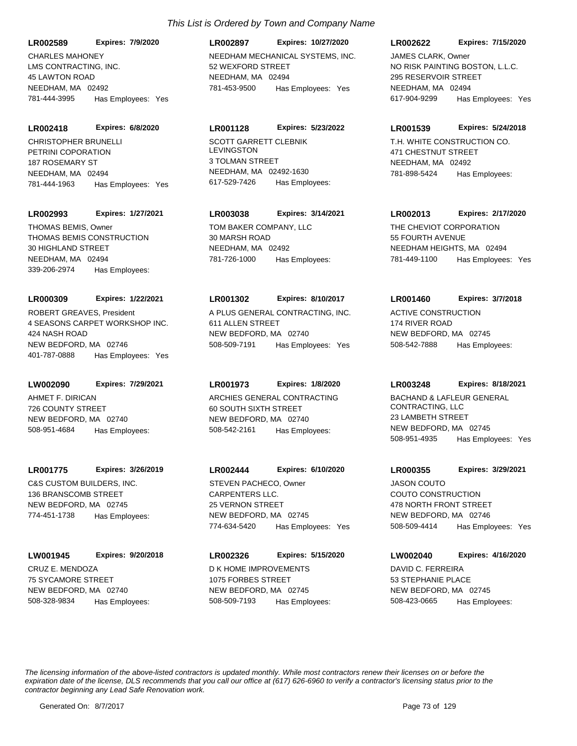*This List is Ordered by Town and Company Name*

**LR002589** **Expires: 7/9/2020**
CHARLES MAHONEY
LMS CONTRACTING, INC.
45 LAWTON ROAD
NEEDHAM, MA 02492
781-444-3995 Has Employees: Yes

**LR002897** **Expires: 10/27/2020**
NEEDHAM MECHANICAL SYSTEMS, INC.
52 WEXFORD STREET
NEEDHAM, MA 02494
781-453-9500 Has Employees: Yes

**LR002622** **Expires: 7/15/2020**
JAMES CLARK, Owner
NO RISK PAINTING BOSTON, L.L.C.
295 RESERVOIR STREET
NEEDHAM, MA 02494
617-904-9299 Has Employees: Yes

**LR002418** **Expires: 6/8/2020**
CHRISTOPHER BRUNELLI
PETRINI COPORATION
187 ROSEMARY ST
NEEDHAM, MA 02494
781-444-1963 Has Employees: Yes

**LR001128** **Expires: 5/23/2022**
SCOTT GARRETT CLEBNIK LEVINGSTON
3 TOLMAN STREET
NEEDHAM, MA 02492-1630
617-529-7426 Has Employees:

**LR001539** **Expires: 5/24/2018**
T.H. WHITE CONSTRUCTION CO.
471 CHESTNUT STREET
NEEDHAM, MA 02492
781-898-5424 Has Employees:

**LR002993** **Expires: 1/27/2021**
THOMAS BEMIS, Owner
THOMAS BEMIS CONSTRUCTION
30 HIGHLAND STREET
NEEDHAM, MA 02494
339-206-2974 Has Employees:

**LR003038** **Expires: 3/14/2021**
TOM BAKER COMPANY, LLC
30 MARSH ROAD
NEEDHAM, MA 02492
781-726-1000 Has Employees:

**LR002013** **Expires: 2/17/2020**
THE CHEVIOT CORPORATION
55 FOURTH AVENUE
NEEDHAM HEIGHTS, MA 02494
781-449-1100 Has Employees: Yes

**LR000309** **Expires: 1/22/2021**
ROBERT GREAVES, President
4 SEASONS CARPET WORKSHOP INC.
424 NASH ROAD
NEW BEDFORD, MA 02746
401-787-0888 Has Employees: Yes

**LR001302** **Expires: 8/10/2017**
A PLUS GENERAL CONTRACTING, INC.
611 ALLEN STREET
NEW BEDFORD, MA 02740
508-509-7191 Has Employees: Yes

**LR001460** **Expires: 3/7/2018**
ACTIVE CONSTRUCTION
174 RIVER ROAD
NEW BEDFORD, MA 02745
508-542-7888 Has Employees:

**LW002090** **Expires: 7/29/2021**
AHMET F. DIRICAN
726 COUNTY STREET
NEW BEDFORD, MA 02740
508-951-4684 Has Employees:

**LR001973** **Expires: 1/8/2020**
ARCHIES GENERAL CONTRACTING
60 SOUTH SIXTH STREET
NEW BEDFORD, MA 02740
508-542-2161 Has Employees:

**LR003248** **Expires: 8/18/2021**
BACHAND & LAFLEUR GENERAL CONTRACTING, LLC
23 LAMBETH STREET
NEW BEDFORD, MA 02745
508-951-4935 Has Employees: Yes

**LR001775** **Expires: 3/26/2019**
C&S CUSTOM BUILDERS, INC.
136 BRANSCOMB STREET
NEW BEDFORD, MA 02745
774-451-1738 Has Employees:

**LR002444** **Expires: 6/10/2020**
STEVEN PACHECO, Owner
CARPENTERS LLC.
25 VERNON STREET
NEW BEDFORD, MA 02745
774-634-5420 Has Employees: Yes

**LR000355** **Expires: 3/29/2021**
JASON COUTO
COUTO CONSTRUCTION
478 NORTH FRONT STREET
NEW BEDFORD, MA 02746
508-509-4414 Has Employees: Yes

**LW001945** **Expires: 9/20/2018**
CRUZ E. MENDOZA
75 SYCAMORE STREET
NEW BEDFORD, MA 02740
508-328-9834 Has Employees:

**LR002326** **Expires: 5/15/2020**
D K HOME IMPROVEMENTS
1075 FORBES STREET
NEW BEDFORD, MA 02745
508-509-7193 Has Employees:

**LW002040** **Expires: 4/16/2020**
DAVID C. FERREIRA
53 STEPHANIE PLACE
NEW BEDFORD, MA 02745
508-423-0665 Has Employees:

*The licensing information of the above-listed contractors is updated monthly. While most contractors renew their licenses on or before the expiration date of the license, DLS recommends that you call our office at (617) 626-6960 to verify a contractor's licensing status prior to the contractor beginning any Lead Safe Renovation work.*

Generated On: 8/7/2017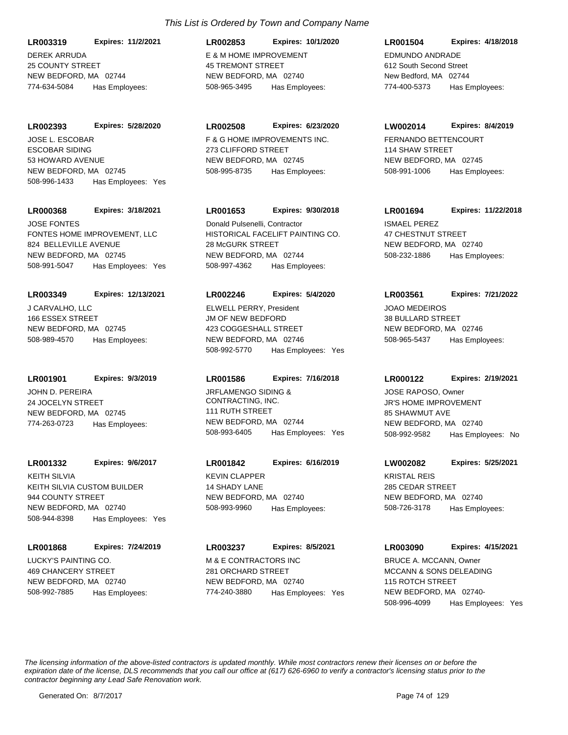*This List is Ordered by Town and Company Name*

**LR003319** **Expires: 11/2/2021**
DEREK ARRUDA
25 COUNTY STREET
NEW BEDFORD, MA 02744
774-634-5084 Has Employees:

**LR002853** **Expires: 10/1/2020**
E & M HOME IMPROVEMENT
45 TREMONT STREET
NEW BEDFORD, MA 02740
508-965-3495 Has Employees:

**LR001504** **Expires: 4/18/2018**
EDMUNDO ANDRADE
612 South Second Street
New Bedford, MA 02744
774-400-5373 Has Employees:

**LR002393** **Expires: 5/28/2020**
JOSE L. ESCOBAR
ESCOBAR SIDING
53 HOWARD AVENUE
NEW BEDFORD, MA 02745
508-996-1433 Has Employees: Yes

**LR002508** **Expires: 6/23/2020**
F & G HOME IMPROVEMENTS INC.
273 CLIFFORD STREET
NEW BEDFORD, MA 02745
508-995-8735 Has Employees:

**LW002014** **Expires: 8/4/2019**
FERNANDO BETTENCOURT
114 SHAW STREET
NEW BEDFORD, MA 02745
508-991-1006 Has Employees:

**LR000368** **Expires: 3/18/2021**
JOSE FONTES
FONTES HOME IMPROVEMENT, LLC
824 BELLEVILLE AVENUE
NEW BEDFORD, MA 02745
508-991-5047 Has Employees: Yes

**LR001653** **Expires: 9/30/2018**
Donald Pulsenelli, Contractor
HISTORICAL FACELIFT PAINTING CO.
28 McGURK STREET
NEW BEDFORD, MA 02744
508-997-4362 Has Employees:

**LR001694** **Expires: 11/22/2018**
ISMAEL PEREZ
47 CHESTNUT STREET
NEW BEDFORD, MA 02740
508-232-1886 Has Employees:

**LR003349** **Expires: 12/13/2021**
J CARVALHO, LLC
166 ESSEX STREET
NEW BEDFORD, MA 02745
508-989-4570 Has Employees:

**LR002246** **Expires: 5/4/2020**
ELWELL PERRY, President
JM OF NEW BEDFORD
423 COGGESHALL STREET
NEW BEDFORD, MA 02746
508-992-5770 Has Employees: Yes

**LR003561** **Expires: 7/21/2022**
JOAO MEDEIROS
38 BULLARD STREET
NEW BEDFORD, MA 02746
508-965-5437 Has Employees:

**LR001901** **Expires: 9/3/2019**
JOHN D. PEREIRA
24 JOCELYN STREET
NEW BEDFORD, MA 02745
774-263-0723 Has Employees:

**LR001586** **Expires: 7/16/2018**
JRFLAMENGO SIDING & CONTRACTING, INC.
111 RUTH STREET
NEW BEDFORD, MA 02744
508-993-6405 Has Employees: Yes

**LR000122** **Expires: 2/19/2021**
JOSE RAPOSO, Owner
JR'S HOME IMPROVEMENT
85 SHAWMUT AVE
NEW BEDFORD, MA 02740
508-992-9582 Has Employees: No

**LR001332** **Expires: 9/6/2017**
KEITH SILVIA
KEITH SILVIA CUSTOM BUILDER
944 COUNTY STREET
NEW BEDFORD, MA 02740
508-944-8398 Has Employees: Yes

**LR001842** **Expires: 6/16/2019**
KEVIN CLAPPER
14 SHADY LANE
NEW BEDFORD, MA 02740
508-993-9960 Has Employees:

**LW002082** **Expires: 5/25/2021**
KRISTAL REIS
285 CEDAR STREET
NEW BEDFORD, MA 02740
508-726-3178 Has Employees:

**LR001868** **Expires: 7/24/2019**
LUCKY'S PAINTING CO.
469 CHANCERY STREET
NEW BEDFORD, MA 02740
508-992-7885 Has Employees:

**LR003237** **Expires: 8/5/2021**
M & E CONTRACTORS INC
281 ORCHARD STREET
NEW BEDFORD, MA 02740
774-240-3880 Has Employees: Yes

**LR003090** **Expires: 4/15/2021**
BRUCE A. MCCANN, Owner
MCCANN & SONS DELEADING
115 ROTCH STREET
NEW BEDFORD, MA 02740-
508-996-4099 Has Employees: Yes

*The licensing information of the above-listed contractors is updated monthly. While most contractors renew their licenses on or before the expiration date of the license, DLS recommends that you call our office at (617) 626-6960 to verify a contractor's licensing status prior to the contractor beginning any Lead Safe Renovation work.*

Generated On: 8/7/2017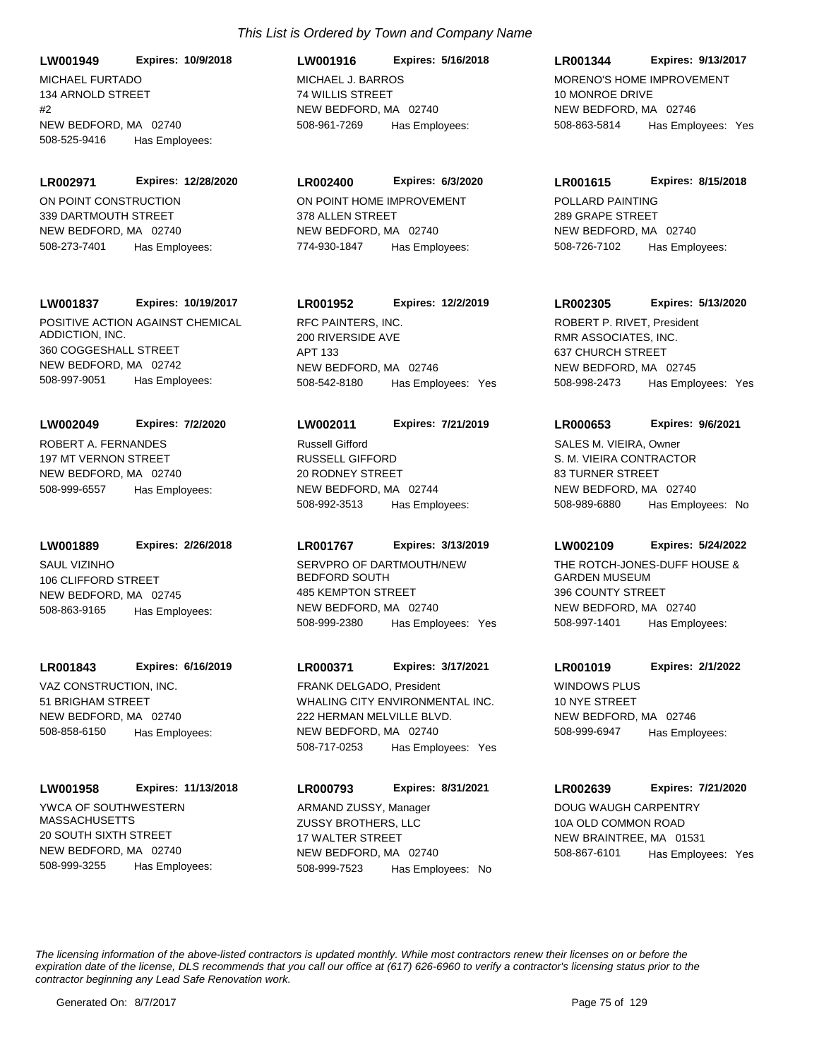*This List is Ordered by Town and Company Name*

**LW001949** **Expires: 10/9/2018**
MICHAEL FURTADO
134 ARNOLD STREET
#2
NEW BEDFORD, MA 02740
508-525-9416 Has Employees:

**LW001916** **Expires: 5/16/2018**
MICHAEL J. BARROS
74 WILLIS STREET
NEW BEDFORD, MA 02740
508-961-7269 Has Employees:

**LR001344** **Expires: 9/13/2017**
MORENO'S HOME IMPROVEMENT
10 MONROE DRIVE
NEW BEDFORD, MA 02746
508-863-5814 Has Employees: Yes

**LR002971** **Expires: 12/28/2020**
ON POINT CONSTRUCTION
339 DARTMOUTH STREET
NEW BEDFORD, MA 02740
508-273-7401 Has Employees:

**LR002400** **Expires: 6/3/2020**
ON POINT HOME IMPROVEMENT
378 ALLEN STREET
NEW BEDFORD, MA 02740
774-930-1847 Has Employees:

**LR001615** **Expires: 8/15/2018**
POLLARD PAINTING
289 GRAPE STREET
NEW BEDFORD, MA 02740
508-726-7102 Has Employees:

**LW001837** **Expires: 10/19/2017**
POSITIVE ACTION AGAINST CHEMICAL ADDICTION, INC.
360 COGGESHALL STREET
NEW BEDFORD, MA 02742
508-997-9051 Has Employees:

**LR001952** **Expires: 12/2/2019**
RFC PAINTERS, INC.
200 RIVERSIDE AVE
APT 133
NEW BEDFORD, MA 02746
508-542-8180 Has Employees: Yes

**LR002305** **Expires: 5/13/2020**
ROBERT P. RIVET, President
RMR ASSOCIATES, INC.
637 CHURCH STREET
NEW BEDFORD, MA 02745
508-998-2473 Has Employees: Yes

**LW002049** **Expires: 7/2/2020**
ROBERT A. FERNANDES
197 MT VERNON STREET
NEW BEDFORD, MA 02740
508-999-6557 Has Employees:

**LW002011** **Expires: 7/21/2019**
Russell Gifford
RUSSELL GIFFORD
20 RODNEY STREET
NEW BEDFORD, MA 02744
508-992-3513 Has Employees:

**LR000653** **Expires: 9/6/2021**
SALES M. VIEIRA, Owner
S. M. VIEIRA CONTRACTOR
83 TURNER STREET
NEW BEDFORD, MA 02740
508-989-6880 Has Employees: No

**LW001889** **Expires: 2/26/2018**
SAUL VIZINHO
106 CLIFFORD STREET
NEW BEDFORD, MA 02745
508-863-9165 Has Employees:

**LR001767** **Expires: 3/13/2019**
SERVPRO OF DARTMOUTH/NEW BEDFORD SOUTH
485 KEMPTON STREET
NEW BEDFORD, MA 02740
508-999-2380 Has Employees: Yes

**LW002109** **Expires: 5/24/2022**
THE ROTCH-JONES-DUFF HOUSE & GARDEN MUSEUM
396 COUNTY STREET
NEW BEDFORD, MA 02740
508-997-1401 Has Employees:

**LR001843** **Expires: 6/16/2019**
VAZ CONSTRUCTION, INC.
51 BRIGHAM STREET
NEW BEDFORD, MA 02740
508-858-6150 Has Employees:

**LR000371** **Expires: 3/17/2021**
FRANK DELGADO, President
WHALING CITY ENVIRONMENTAL INC.
222 HERMAN MELVILLE BLVD.
NEW BEDFORD, MA 02740
508-717-0253 Has Employees: Yes

**LR001019** **Expires: 2/1/2022**
WINDOWS PLUS
10 NYE STREET
NEW BEDFORD, MA 02746
508-999-6947 Has Employees:

**LW001958** **Expires: 11/13/2018**
YWCA OF SOUTHWESTERN MASSACHUSETTS
20 SOUTH SIXTH STREET
NEW BEDFORD, MA 02740
508-999-3255 Has Employees:

**LR000793** **Expires: 8/31/2021**
ARMAND ZUSSY, Manager
ZUSSY BROTHERS, LLC
17 WALTER STREET
NEW BEDFORD, MA 02740
508-999-7523 Has Employees: No

**LR002639** **Expires: 7/21/2020**
DOUG WAUGH CARPENTRY
10A OLD COMMON ROAD
NEW BRAINTREE, MA 01531
508-867-6101 Has Employees: Yes

*The licensing information of the above-listed contractors is updated monthly. While most contractors renew their licenses on or before the expiration date of the license, DLS recommends that you call our office at (617) 626-6960 to verify a contractor's licensing status prior to the contractor beginning any Lead Safe Renovation work.*

Generated On: 8/7/2017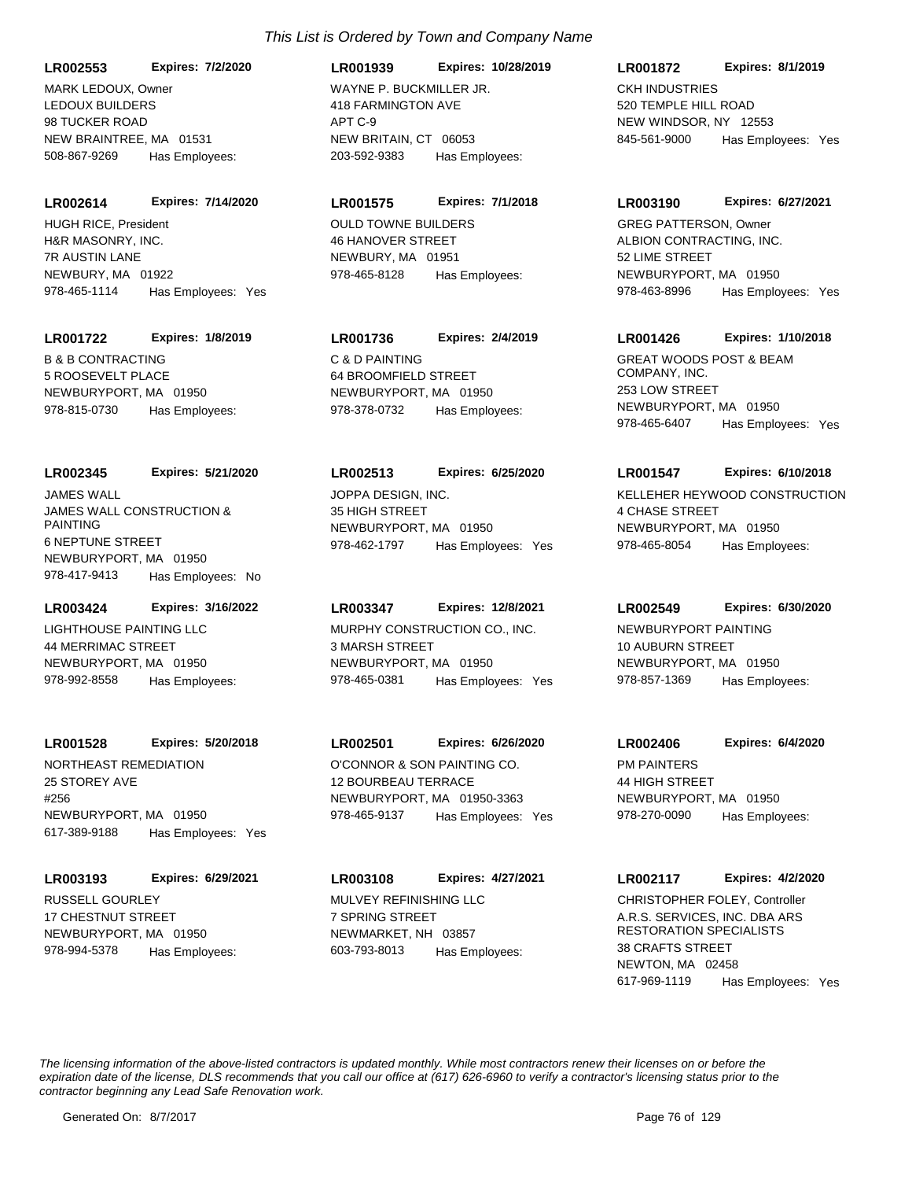*This List is Ordered by Town and Company Name*

**LR002553** **Expires: 7/2/2020**
MARK LEDOUX, Owner
LEDOUX BUILDERS
98 TUCKER ROAD
NEW BRAINTREE, MA 01531
508-867-9269 Has Employees:

**LR002614** **Expires: 7/14/2020**
HUGH RICE, President
H&R MASONRY, INC.
7R AUSTIN LANE
NEWBURY, MA 01922
978-465-1114 Has Employees: Yes

**LR001722** **Expires: 1/8/2019**
B & B CONTRACTING
5 ROOSEVELT PLACE
NEWBURYPORT, MA 01950
978-815-0730 Has Employees:

**LR002345** **Expires: 5/21/2020**
JAMES WALL
JAMES WALL CONSTRUCTION & PAINTING
6 NEPTUNE STREET
NEWBURYPORT, MA 01950
978-417-9413 Has Employees: No

**LR003424** **Expires: 3/16/2022**
LIGHTHOUSE PAINTING LLC
44 MERRIMAC STREET
NEWBURYPORT, MA 01950
978-992-8558 Has Employees:

**LR001528** **Expires: 5/20/2018**
NORTHEAST REMEDIATION
25 STOREY AVE
#256
NEWBURYPORT, MA 01950
617-389-9188 Has Employees: Yes

**LR003193** **Expires: 6/29/2021**
RUSSELL GOURLEY
17 CHESTNUT STREET
NEWBURYPORT, MA 01950
978-994-5378 Has Employees:

**LR001939** **Expires: 10/28/2019**
WAYNE P. BUCKMILLER JR.
418 FARMINGTON AVE
APT C-9
NEW BRITAIN, CT 06053
203-592-9383 Has Employees:

**LR001575** **Expires: 7/1/2018**
OULD TOWNE BUILDERS
46 HANOVER STREET
NEWBURY, MA 01951
978-465-8128 Has Employees:

**LR001736** **Expires: 2/4/2019**
C & D PAINTING
64 BROOMFIELD STREET
NEWBURYPORT, MA 01950
978-378-0732 Has Employees:

**LR002513** **Expires: 6/25/2020**
JOPPA DESIGN, INC.
35 HIGH STREET
NEWBURYPORT, MA 01950
978-462-1797 Has Employees: Yes

**LR003347** **Expires: 12/8/2021**
MURPHY CONSTRUCTION CO., INC.
3 MARSH STREET
NEWBURYPORT, MA 01950
978-465-0381 Has Employees: Yes

**LR002501** **Expires: 6/26/2020**
O'CONNOR & SON PAINTING CO.
12 BOURBEAU TERRACE
NEWBURYPORT, MA 01950-3363
978-465-9137 Has Employees: Yes

**LR003108** **Expires: 4/27/2021**
MULVEY REFINISHING LLC
7 SPRING STREET
NEWMARKET, NH 03857
603-793-8013 Has Employees:

**LR001872** **Expires: 8/1/2019**
CKH INDUSTRIES
520 TEMPLE HILL ROAD
NEW WINDSOR, NY 12553
845-561-9000 Has Employees: Yes

**LR003190** **Expires: 6/27/2021**
GREG PATTERSON, Owner
ALBION CONTRACTING, INC.
52 LIME STREET
NEWBURYPORT, MA 01950
978-463-8996 Has Employees: Yes

**LR001426** **Expires: 1/10/2018**
GREAT WOODS POST & BEAM COMPANY, INC.
253 LOW STREET
NEWBURYPORT, MA 01950
978-465-6407 Has Employees: Yes

**LR001547** **Expires: 6/10/2018**
KELLEHER HEYWOOD CONSTRUCTION
4 CHASE STREET
NEWBURYPORT, MA 01950
978-465-8054 Has Employees:

**LR002549** **Expires: 6/30/2020**
NEWBURYPORT PAINTING
10 AUBURN STREET
NEWBURYPORT, MA 01950
978-857-1369 Has Employees:

**LR002406** **Expires: 6/4/2020**
PM PAINTERS
44 HIGH STREET
NEWBURYPORT, MA 01950
978-270-0090 Has Employees:

**LR002117** **Expires: 4/2/2020**
CHRISTOPHER FOLEY, Controller
A.R.S. SERVICES, INC. DBA ARS RESTORATION SPECIALISTS
38 CRAFTS STREET
NEWTON, MA 02458
617-969-1119 Has Employees: Yes

*The licensing information of the above-listed contractors is updated monthly. While most contractors renew their licenses on or before the expiration date of the license, DLS recommends that you call our office at (617) 626-6960 to verify a contractor's licensing status prior to the contractor beginning any Lead Safe Renovation work.*

Generated On: 8/7/2017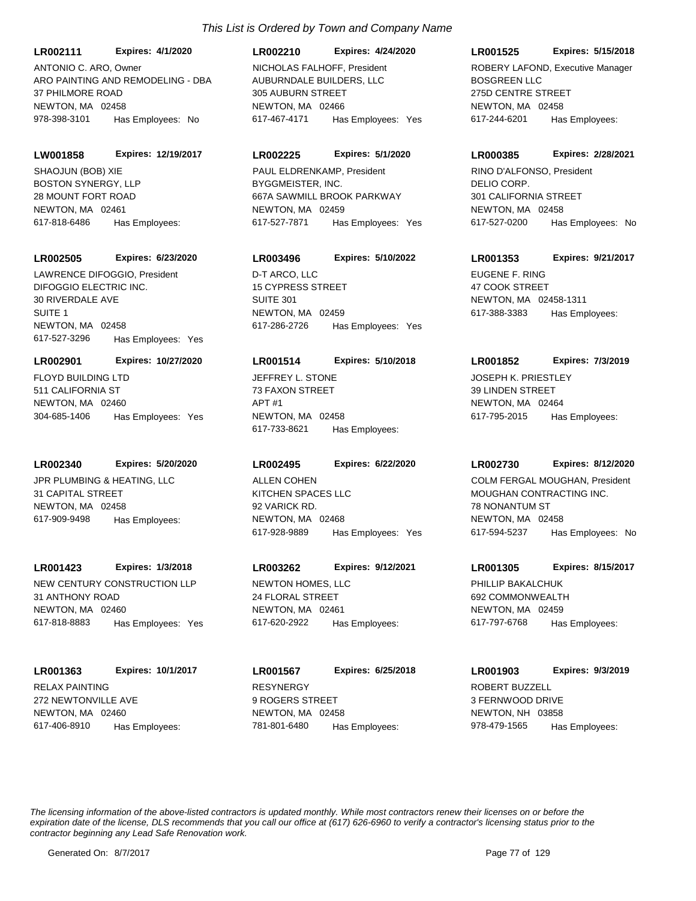*This List is Ordered by Town and Company Name*

**LR002111** **Expires: 4/1/2020**
ANTONIO C. ARO, Owner
ARO PAINTING AND REMODELING - DBA
37 PHILMORE ROAD
NEWTON, MA 02458
978-398-3101 Has Employees: No

**LR002210** **Expires: 4/24/2020**
NICHOLAS FALHOFF, President
AUBURNDALE BUILDERS, LLC
305 AUBURN STREET
NEWTON, MA 02466
617-467-4171 Has Employees: Yes

**LR001525** **Expires: 5/15/2018**
ROBERY LAFOND, Executive Manager
BOSGREEN LLC
275D CENTRE STREET
NEWTON, MA 02458
617-244-6201 Has Employees:

**LW001858** **Expires: 12/19/2017**
SHAOJUN (BOB) XIE
BOSTON SYNERGY, LLP
28 MOUNT FORT ROAD
NEWTON, MA 02461
617-818-6486 Has Employees:

**LR002225** **Expires: 5/1/2020**
PAUL ELDRENKAMP, President
BYGGMEISTER, INC.
667A SAWMILL BROOK PARKWAY
NEWTON, MA 02459
617-527-7871 Has Employees: Yes

**LR000385** **Expires: 2/28/2021**
RINO D'ALFONSO, President
DELIO CORP.
301 CALIFORNIA STREET
NEWTON, MA 02458
617-527-0200 Has Employees: No

**LR002505** **Expires: 6/23/2020**
LAWRENCE DIFOGGIO, President
DIFOGGIO ELECTRIC INC.
30 RIVERDALE AVE
SUITE 1
NEWTON, MA 02458
617-527-3296 Has Employees: Yes

**LR003496** **Expires: 5/10/2022**
D-T ARCO, LLC
15 CYPRESS STREET
SUITE 301
NEWTON, MA 02459
617-286-2726 Has Employees: Yes

**LR001353** **Expires: 9/21/2017**
EUGENE F. RING
47 COOK STREET
NEWTON, MA 02458-1311
617-388-3383 Has Employees:

**LR002901** **Expires: 10/27/2020**
FLOYD BUILDING LTD
511 CALIFORNIA ST
NEWTON, MA 02460
304-685-1406 Has Employees: Yes

**LR001514** **Expires: 5/10/2018**
JEFFREY L. STONE
73 FAXON STREET
APT #1
NEWTON, MA 02458
617-733-8621 Has Employees:

**LR001852** **Expires: 7/3/2019**
JOSEPH K. PRIESTLEY
39 LINDEN STREET
NEWTON, MA 02464
617-795-2015 Has Employees:

**LR002340** **Expires: 5/20/2020**
JPR PLUMBING & HEATING, LLC
31 CAPITAL STREET
NEWTON, MA 02458
617-909-9498 Has Employees:

**LR002495** **Expires: 6/22/2020**
ALLEN COHEN
KITCHEN SPACES LLC
92 VARICK RD.
NEWTON, MA 02468
617-928-9889 Has Employees: Yes

**LR002730** **Expires: 8/12/2020**
COLM FERGAL MOUGHAN, President
MOUGHAN CONTRACTING INC.
78 NONANTUM ST
NEWTON, MA 02458
617-594-5237 Has Employees: No

**LR001423** **Expires: 1/3/2018**
NEW CENTURY CONSTRUCTION LLP
31 ANTHONY ROAD
NEWTON, MA 02460
617-818-8883 Has Employees: Yes

**LR003262** **Expires: 9/12/2021**
NEWTON HOMES, LLC
24 FLORAL STREET
NEWTON, MA 02461
617-620-2922 Has Employees:

**LR001305** **Expires: 8/15/2017**
PHILLIP BAKALCHUK
692 COMMONWEALTH
NEWTON, MA 02459
617-797-6768 Has Employees:

**LR001363** **Expires: 10/1/2017**
RELAX PAINTING
272 NEWTONVILLE AVE
NEWTON, MA 02460
617-406-8910 Has Employees:

**LR001567** **Expires: 6/25/2018**
RESYNERGY
9 ROGERS STREET
NEWTON, MA 02458
781-801-6480 Has Employees:

**LR001903** **Expires: 9/3/2019**
ROBERT BUZZELL
3 FERNWOOD DRIVE
NEWTON, NH 03858
978-479-1565 Has Employees:

*The licensing information of the above-listed contractors is updated monthly. While most contractors renew their licenses on or before the expiration date of the license, DLS recommends that you call our office at (617) 626-6960 to verify a contractor's licensing status prior to the contractor beginning any Lead Safe Renovation work.*

Generated On: 8/7/2017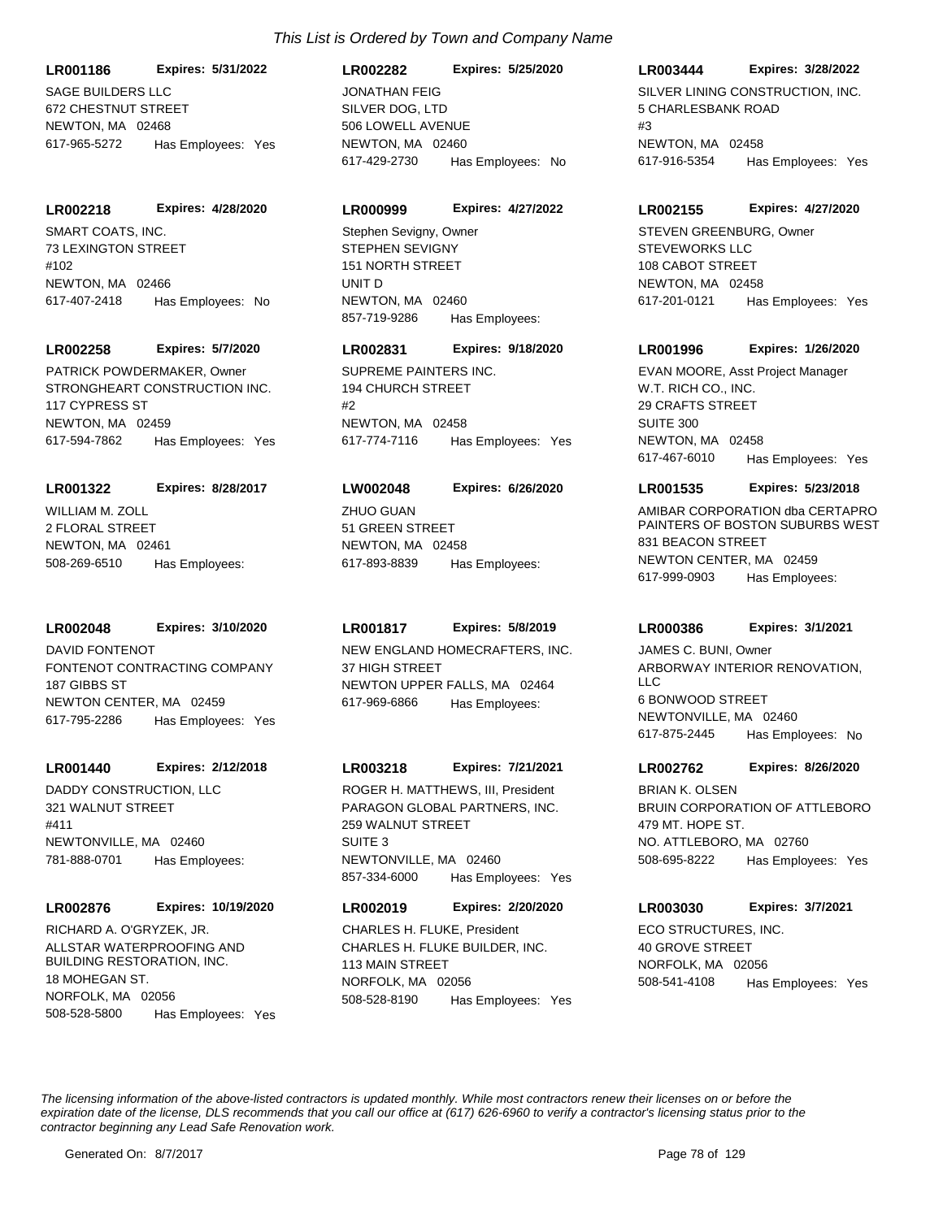*This List is Ordered by Town and Company Name*

**LR001186** **Expires: 5/31/2022**
SAGE BUILDERS LLC
672 CHESTNUT STREET
NEWTON, MA 02468
617-965-5272 Has Employees: Yes

**LR002282** **Expires: 5/25/2020**
JONATHAN FEIG
SILVER DOG, LTD
506 LOWELL AVENUE
NEWTON, MA 02460
617-429-2730 Has Employees: No

**LR003444** **Expires: 3/28/2022**
SILVER LINING CONSTRUCTION, INC.
5 CHARLESBANK ROAD
#3
NEWTON, MA 02458
617-916-5354 Has Employees: Yes

**LR002218** **Expires: 4/28/2020**
SMART COATS, INC.
73 LEXINGTON STREET
#102
NEWTON, MA 02466
617-407-2418 Has Employees: No

**LR000999** **Expires: 4/27/2022**
Stephen Sevigny, Owner
STEPHEN SEVIGNY
151 NORTH STREET
UNIT D
NEWTON, MA 02460
857-719-9286 Has Employees:

**LR002155** **Expires: 4/27/2020**
STEVEN GREENBURG, Owner
STEVEWORKS LLC
108 CABOT STREET
NEWTON, MA 02458
617-201-0121 Has Employees: Yes

**LR002258** **Expires: 5/7/2020**
PATRICK POWDERMAKER, Owner
STRONGHEART CONSTRUCTION INC.
117 CYPRESS ST
NEWTON, MA 02459
617-594-7862 Has Employees: Yes

**LR002831** **Expires: 9/18/2020**
SUPREME PAINTERS INC.
194 CHURCH STREET
#2
NEWTON, MA 02458
617-774-7116 Has Employees: Yes

**LR001996** **Expires: 1/26/2020**
EVAN MOORE, Asst Project Manager
W.T. RICH CO., INC.
29 CRAFTS STREET
SUITE 300
NEWTON, MA 02458
617-467-6010 Has Employees: Yes

**LR001322** **Expires: 8/28/2017**
WILLIAM M. ZOLL
2 FLORAL STREET
NEWTON, MA 02461
508-269-6510 Has Employees:

**LW002048** **Expires: 6/26/2020**
ZHUO GUAN
51 GREEN STREET
NEWTON, MA 02458
617-893-8839 Has Employees:

**LR001535** **Expires: 5/23/2018**
AMIBAR CORPORATION dba CERTAPRO PAINTERS OF BOSTON SUBURBS WEST
831 BEACON STREET
NEWTON CENTER, MA 02459
617-999-0903 Has Employees:

**LR002048** **Expires: 3/10/2020**
DAVID FONTENOT
FONTENOT CONTRACTING COMPANY
187 GIBBS ST
NEWTON CENTER, MA 02459
617-795-2286 Has Employees: Yes

**LR001817** **Expires: 5/8/2019**
NEW ENGLAND HOMECRAFTERS, INC.
37 HIGH STREET
NEWTON UPPER FALLS, MA 02464
617-969-6866 Has Employees:

**LR000386** **Expires: 3/1/2021**
JAMES C. BUNI, Owner
ARBORWAY INTERIOR RENOVATION, LLC
6 BONWOOD STREET
NEWTONVILLE, MA 02460
617-875-2445 Has Employees: No

**LR001440** **Expires: 2/12/2018**
DADDY CONSTRUCTION, LLC
321 WALNUT STREET
#411
NEWTONVILLE, MA 02460
781-888-0701 Has Employees:

**LR003218** **Expires: 7/21/2021**
ROGER H. MATTHEWS, III, President
PARAGON GLOBAL PARTNERS, INC.
259 WALNUT STREET
SUITE 3
NEWTONVILLE, MA 02460
857-334-6000 Has Employees: Yes

**LR002762** **Expires: 8/26/2020**
BRIAN K. OLSEN
BRUIN CORPORATION OF ATTLEBORO
479 MT. HOPE ST.
NO. ATTLEBORO, MA 02760
508-695-8222 Has Employees: Yes

**LR002876** **Expires: 10/19/2020**
RICHARD A. O'GRYZEK, JR.
ALLSTAR WATERPROOFING AND BUILDING RESTORATION, INC.
18 MOHEGAN ST.
NORFOLK, MA 02056
508-528-5800 Has Employees: Yes

**LR002019** **Expires: 2/20/2020**
CHARLES H. FLUKE, President
CHARLES H. FLUKE BUILDER, INC.
113 MAIN STREET
NORFOLK, MA 02056
508-528-8190 Has Employees: Yes

**LR003030** **Expires: 3/7/2021**
ECO STRUCTURES, INC.
40 GROVE STREET
NORFOLK, MA 02056
508-541-4108 Has Employees: Yes

*The licensing information of the above-listed contractors is updated monthly. While most contractors renew their licenses on or before the expiration date of the license, DLS recommends that you call our office at (617) 626-6960 to verify a contractor's licensing status prior to the contractor beginning any Lead Safe Renovation work.*

Generated On: 8/7/2017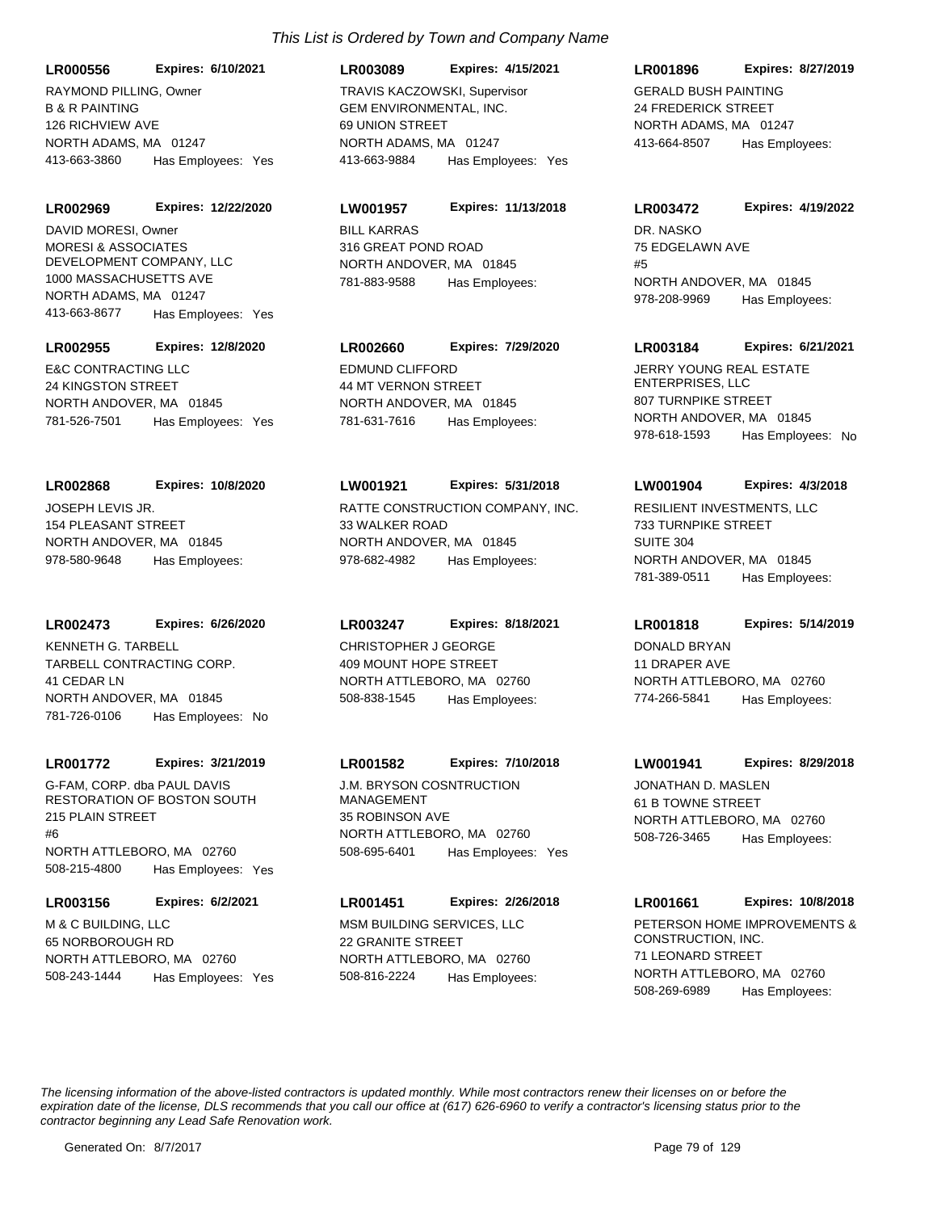*This List is Ordered by Town and Company Name*

**LR000556** **Expires: 6/10/2021**
RAYMOND PILLING, Owner
B & R PAINTING
126 RICHVIEW AVE
NORTH ADAMS, MA 01247
413-663-3860 Has Employees: Yes

**LR003089** **Expires: 4/15/2021**
TRAVIS KACZOWSKI, Supervisor
GEM ENVIRONMENTAL, INC.
69 UNION STREET
NORTH ADAMS, MA 01247
413-663-9884 Has Employees: Yes

**LR001896** **Expires: 8/27/2019**
GERALD BUSH PAINTING
24 FREDERICK STREET
NORTH ADAMS, MA 01247
413-664-8507 Has Employees:

**LR002969** **Expires: 12/22/2020**
DAVID MORESI, Owner
MORESI & ASSOCIATES DEVELOPMENT COMPANY, LLC
1000 MASSACHUSETTS AVE
NORTH ADAMS, MA 01247
413-663-8677 Has Employees: Yes

**LW001957** **Expires: 11/13/2018**
BILL KARRAS
316 GREAT POND ROAD
NORTH ANDOVER, MA 01845
781-883-9588 Has Employees:

**LR003472** **Expires: 4/19/2022**
DR. NASKO
75 EDGELAWN AVE
#5
NORTH ANDOVER, MA 01845
978-208-9969 Has Employees:

**LR002955** **Expires: 12/8/2020**
E&C CONTRACTING LLC
24 KINGSTON STREET
NORTH ANDOVER, MA 01845
781-526-7501 Has Employees: Yes

**LR002660** **Expires: 7/29/2020**
EDMUND CLIFFORD
44 MT VERNON STREET
NORTH ANDOVER, MA 01845
781-631-7616 Has Employees:

**LR003184** **Expires: 6/21/2021**
JERRY YOUNG REAL ESTATE ENTERPRISES, LLC
807 TURNPIKE STREET
NORTH ANDOVER, MA 01845
978-618-1593 Has Employees: No

**LR002868** **Expires: 10/8/2020**
JOSEPH LEVIS JR.
154 PLEASANT STREET
NORTH ANDOVER, MA 01845
978-580-9648 Has Employees:

**LW001921** **Expires: 5/31/2018**
RATTE CONSTRUCTION COMPANY, INC.
33 WALKER ROAD
NORTH ANDOVER, MA 01845
978-682-4982 Has Employees:

**LW001904** **Expires: 4/3/2018**
RESILIENT INVESTMENTS, LLC
733 TURNPIKE STREET
SUITE 304
NORTH ANDOVER, MA 01845
781-389-0511 Has Employees:

**LR002473** **Expires: 6/26/2020**
KENNETH G. TARBELL
TARBELL CONTRACTING CORP.
41 CEDAR LN
NORTH ANDOVER, MA 01845
781-726-0106 Has Employees: No

**LR003247** **Expires: 8/18/2021**
CHRISTOPHER J GEORGE
409 MOUNT HOPE STREET
NORTH ATTLEBORO, MA 02760
508-838-1545 Has Employees:

**LR001818** **Expires: 5/14/2019**
DONALD BRYAN
11 DRAPER AVE
NORTH ATTLEBORO, MA 02760
774-266-5841 Has Employees:

**LR001772** **Expires: 3/21/2019**
G-FAM, CORP. dba PAUL DAVIS RESTORATION OF BOSTON SOUTH
215 PLAIN STREET
#6
NORTH ATTLEBORO, MA 02760
508-215-4800 Has Employees: Yes

**LR001582** **Expires: 7/10/2018**
J.M. BRYSON COSNTRUCTION MANAGEMENT
35 ROBINSON AVE
NORTH ATTLEBORO, MA 02760
508-695-6401 Has Employees: Yes

**LW001941** **Expires: 8/29/2018**
JONATHAN D. MASLEN
61 B TOWNE STREET
NORTH ATTLEBORO, MA 02760
508-726-3465 Has Employees:

**LR003156** **Expires: 6/2/2021**
M & C BUILDING, LLC
65 NORBOROUGH RD
NORTH ATTLEBORO, MA 02760
508-243-1444 Has Employees: Yes

**LR001451** **Expires: 2/26/2018**
MSM BUILDING SERVICES, LLC
22 GRANITE STREET
NORTH ATTLEBORO, MA 02760
508-816-2224 Has Employees:

**LR001661** **Expires: 10/8/2018**
PETERSON HOME IMPROVEMENTS & CONSTRUCTION, INC.
71 LEONARD STREET
NORTH ATTLEBORO, MA 02760
508-269-6989 Has Employees:

*The licensing information of the above-listed contractors is updated monthly. While most contractors renew their licenses on or before the expiration date of the license, DLS recommends that you call our office at (617) 626-6960 to verify a contractor's licensing status prior to the contractor beginning any Lead Safe Renovation work.*

Generated On: 8/7/2017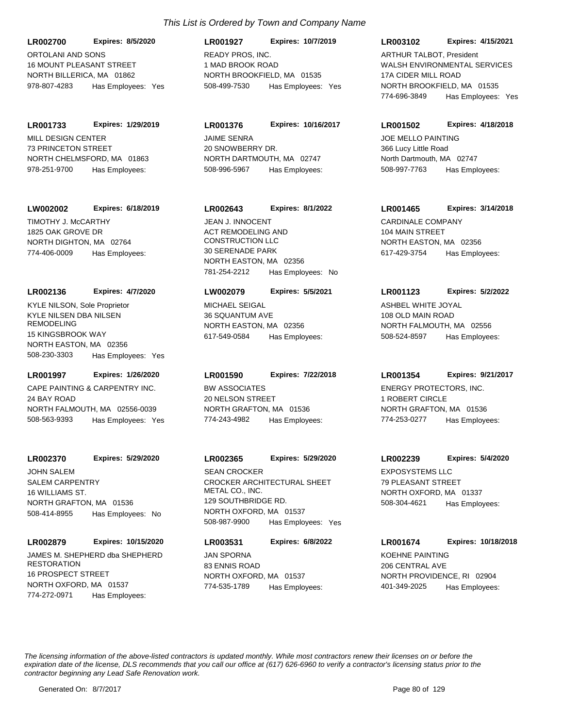*This List is Ordered by Town and Company Name*

**LR002700** **Expires: 8/5/2020**
ORTOLANI AND SONS
16 MOUNT PLEASANT STREET
NORTH BILLERICA, MA 01862
978-807-4283 Has Employees: Yes

**LR001927** **Expires: 10/7/2019**
READY PROS, INC.
1 MAD BROOK ROAD
NORTH BROOKFIELD, MA 01535
508-499-7530 Has Employees: Yes

**LR003102** **Expires: 4/15/2021**
ARTHUR TALBOT, President
WALSH ENVIRONMENTAL SERVICES
17A CIDER MILL ROAD
NORTH BROOKFIELD, MA 01535
774-696-3849 Has Employees: Yes

**LR001733** **Expires: 1/29/2019**
MILL DESIGN CENTER
73 PRINCETON STREET
NORTH CHELMSFORD, MA 01863
978-251-9700 Has Employees:

**LR001376** **Expires: 10/16/2017**
JAIME SENRA
20 SNOWBERRY DR.
NORTH DARTMOUTH, MA 02747
508-996-5967 Has Employees:

**LR001502** **Expires: 4/18/2018**
JOE MELLO PAINTING
366 Lucy Little Road
North Dartmouth, MA 02747
508-997-7763 Has Employees:

**LW002002** **Expires: 6/18/2019**
TIMOTHY J. McCARTHY
1825 OAK GROVE DR
NORTH DIGHTON, MA 02764
774-406-0009 Has Employees:

**LR002643** **Expires: 8/1/2022**
JEAN J. INNOCENT
ACT REMODELING AND CONSTRUCTION LLC
30 SERENADE PARK
NORTH EASTON, MA 02356
781-254-2212 Has Employees: No

**LR001465** **Expires: 3/14/2018**
CARDINALE COMPANY
104 MAIN STREET
NORTH EASTON, MA 02356
617-429-3754 Has Employees:

**LR002136** **Expires: 4/7/2020**
KYLE NILSON, Sole Proprietor
KYLE NILSEN DBA NILSEN REMODELING
15 KINGSBROOK WAY
NORTH EASTON, MA 02356
508-230-3303 Has Employees: Yes

**LW002079** **Expires: 5/5/2021**
MICHAEL SEIGAL
36 SQUANTUM AVE
NORTH EASTON, MA 02356
617-549-0584 Has Employees:

**LR001123** **Expires: 5/2/2022**
ASHBEL WHITE JOYAL
108 OLD MAIN ROAD
NORTH FALMOUTH, MA 02556
508-524-8597 Has Employees:

**LR001997** **Expires: 1/26/2020**
CAPE PAINTING & CARPENTRY INC.
24 BAY ROAD
NORTH FALMOUTH, MA 02556-0039
508-563-9393 Has Employees: Yes

**LR001590** **Expires: 7/22/2018**
BW ASSOCIATES
20 NELSON STREET
NORTH GRAFTON, MA 01536
774-243-4982 Has Employees:

**LR001354** **Expires: 9/21/2017**
ENERGY PROTECTORS, INC.
1 ROBERT CIRCLE
NORTH GRAFTON, MA 01536
774-253-0277 Has Employees:

**LR002370** **Expires: 5/29/2020**
JOHN SALEM
SALEM CARPENTRY
16 WILLIAMS ST.
NORTH GRAFTON, MA 01536
508-414-8955 Has Employees: No

**LR002365** **Expires: 5/29/2020**
SEAN CROCKER
CROCKER ARCHITECTURAL SHEET METAL CO., INC.
129 SOUTHBRIDGE RD.
NORTH OXFORD, MA 01537
508-987-9900 Has Employees: Yes

**LR002239** **Expires: 5/4/2020**
EXPOSYSTEMS LLC
79 PLEASANT STREET
NORTH OXFORD, MA 01337
508-304-4621 Has Employees:

**LR002879** **Expires: 10/15/2020**
JAMES M. SHEPHERD dba SHEPHERD RESTORATION
16 PROSPECT STREET
NORTH OXFORD, MA 01537
774-272-0971 Has Employees:

**LR003531** **Expires: 6/8/2022**
JAN SPORNA
83 ENNIS ROAD
NORTH OXFORD, MA 01537
774-535-1789 Has Employees:

**LR001674** **Expires: 10/18/2018**
KOEHNE PAINTING
206 CENTRAL AVE
NORTH PROVIDENCE, RI 02904
401-349-2025 Has Employees:

*The licensing information of the above-listed contractors is updated monthly. While most contractors renew their licenses on or before the expiration date of the license, DLS recommends that you call our office at (617) 626-6960 to verify a contractor's licensing status prior to the contractor beginning any Lead Safe Renovation work.*

Generated On: 8/7/2017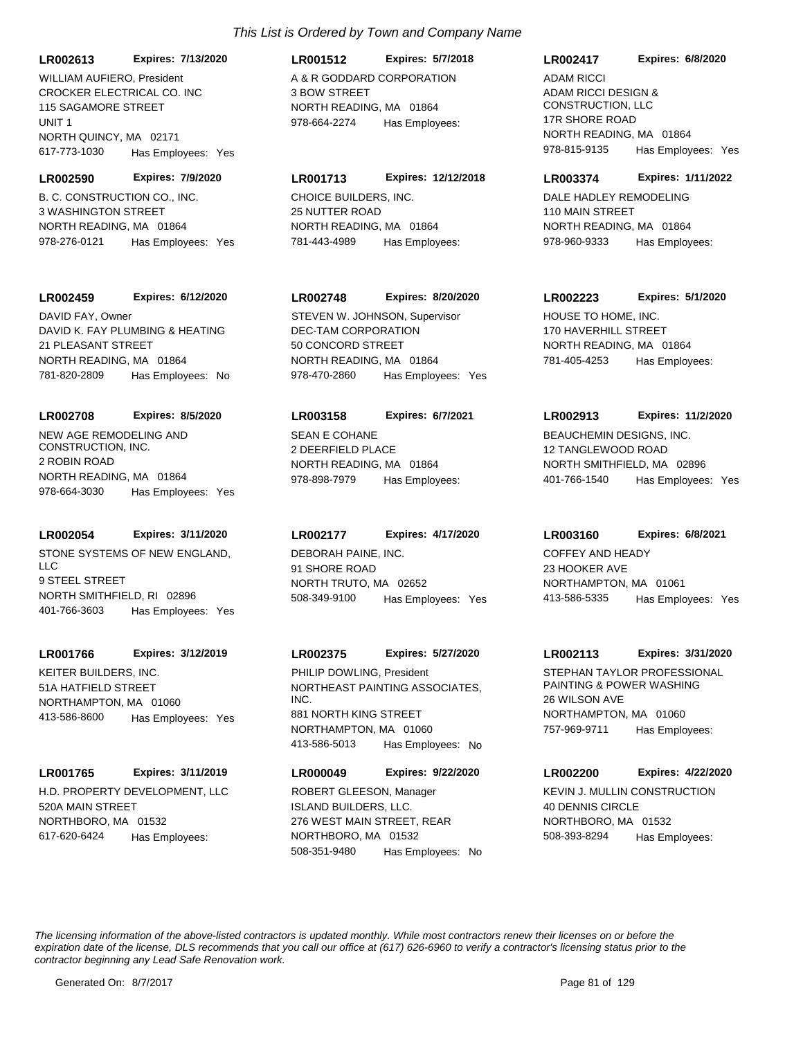*This List is Ordered by Town and Company Name*

**LR002613** **Expires: 7/13/2020**
WILLIAM AUFIERO, President
CROCKER ELECTRICAL CO. INC
115 SAGAMORE STREET
UNIT 1
NORTH QUINCY, MA 02171
617-773-1030 Has Employees: Yes

**LR001512** **Expires: 5/7/2018**
A & R GODDARD CORPORATION
3 BOW STREET
NORTH READING, MA 01864
978-664-2274 Has Employees:

**LR002417** **Expires: 6/8/2020**
ADAM RICCI
ADAM RICCI DESIGN & CONSTRUCTION, LLC
17R SHORE ROAD
NORTH READING, MA 01864
978-815-9135 Has Employees: Yes

**LR002590** **Expires: 7/9/2020**
B. C. CONSTRUCTION CO., INC.
3 WASHINGTON STREET
NORTH READING, MA 01864
978-276-0121 Has Employees: Yes

**LR001713** **Expires: 12/12/2018**
CHOICE BUILDERS, INC.
25 NUTTER ROAD
NORTH READING, MA 01864
781-443-4989 Has Employees:

**LR003374** **Expires: 1/11/2022**
DALE HADLEY REMODELING
110 MAIN STREET
NORTH READING, MA 01864
978-960-9333 Has Employees:

**LR002459** **Expires: 6/12/2020**
DAVID FAY, Owner
DAVID K. FAY PLUMBING & HEATING
21 PLEASANT STREET
NORTH READING, MA 01864
781-820-2809 Has Employees: No

**LR002748** **Expires: 8/20/2020**
STEVEN W. JOHNSON, Supervisor
DEC-TAM CORPORATION
50 CONCORD STREET
NORTH READING, MA 01864
978-470-2860 Has Employees: Yes

**LR002223** **Expires: 5/1/2020**
HOUSE TO HOME, INC.
170 HAVERHILL STREET
NORTH READING, MA 01864
781-405-4253 Has Employees:

**LR002708** **Expires: 8/5/2020**
NEW AGE REMODELING AND CONSTRUCTION, INC.
2 ROBIN ROAD
NORTH READING, MA 01864
978-664-3030 Has Employees: Yes

**LR003158** **Expires: 6/7/2021**
SEAN E COHANE
2 DEERFIELD PLACE
NORTH READING, MA 01864
978-898-7979 Has Employees:

**LR002913** **Expires: 11/2/2020**
BEAUCHEMIN DESIGNS, INC.
12 TANGLEWOOD ROAD
NORTH SMITHFIELD, MA 02896
401-766-1540 Has Employees: Yes

**LR002054** **Expires: 3/11/2020**
STONE SYSTEMS OF NEW ENGLAND, LLC
9 STEEL STREET
NORTH SMITHFIELD, RI 02896
401-766-3603 Has Employees: Yes

**LR002177** **Expires: 4/17/2020**
DEBORAH PAINE, INC.
91 SHORE ROAD
NORTH TRUTO, MA 02652
508-349-9100 Has Employees: Yes

**LR003160** **Expires: 6/8/2021**
COFFEY AND HEADY
23 HOOKER AVE
NORTHAMPTON, MA 01061
413-586-5335 Has Employees: Yes

**LR001766** **Expires: 3/12/2019**
KEITER BUILDERS, INC.
51A HATFIELD STREET
NORTHAMPTON, MA 01060
413-586-8600 Has Employees: Yes

**LR002375** **Expires: 5/27/2020**
PHILIP DOWLING, President
NORTHEAST PAINTING ASSOCIATES, INC.
881 NORTH KING STREET
NORTHAMPTON, MA 01060
413-586-5013 Has Employees: No

**LR002113** **Expires: 3/31/2020**
STEPHAN TAYLOR PROFESSIONAL PAINTING & POWER WASHING
26 WILSON AVE
NORTHAMPTON, MA 01060
757-969-9711 Has Employees:

**LR001765** **Expires: 3/11/2019**
H.D. PROPERTY DEVELOPMENT, LLC
520A MAIN STREET
NORTHBORO, MA 01532
617-620-6424 Has Employees:

**LR000049** **Expires: 9/22/2020**
ROBERT GLEESON, Manager
ISLAND BUILDERS, LLC.
276 WEST MAIN STREET, REAR
NORTHBORO, MA 01532
508-351-9480 Has Employees: No

**LR002200** **Expires: 4/22/2020**
KEVIN J. MULLIN CONSTRUCTION
40 DENNIS CIRCLE
NORTHBORO, MA 01532
508-393-8294 Has Employees:

*The licensing information of the above-listed contractors is updated monthly. While most contractors renew their licenses on or before the expiration date of the license, DLS recommends that you call our office at (617) 626-6960 to verify a contractor's licensing status prior to the contractor beginning any Lead Safe Renovation work.*

Generated On: 8/7/2017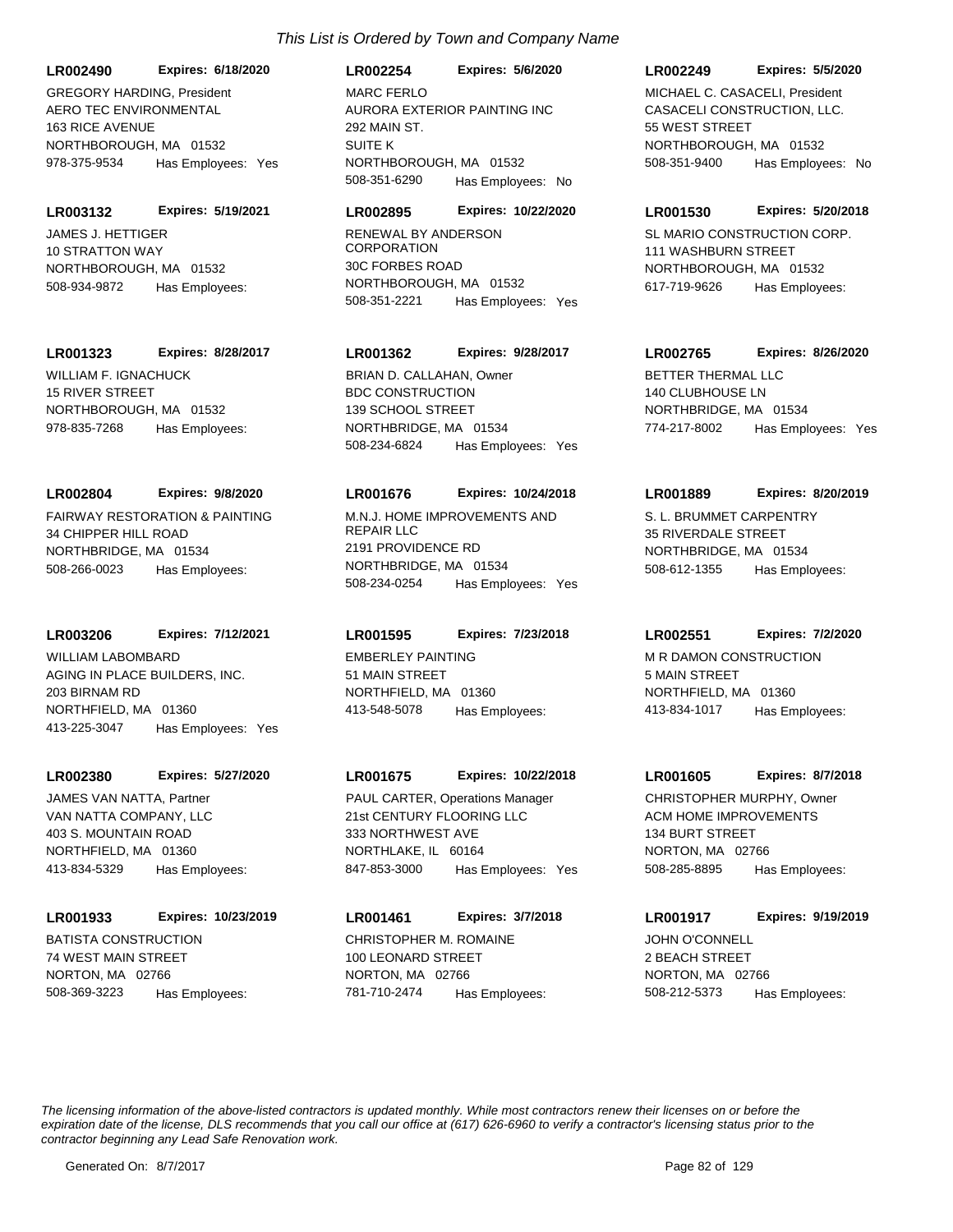*This List is Ordered by Town and Company Name*

**LR002490** **Expires: 6/18/2020**
GREGORY HARDING, President
AERO TEC ENVIRONMENTAL
163 RICE AVENUE
NORTHBOROUGH, MA 01532
978-375-9534 Has Employees: Yes

**LR002254** **Expires: 5/6/2020**
MARC FERLO
AURORA EXTERIOR PAINTING INC
292 MAIN ST.
SUITE K
NORTHBOROUGH, MA 01532
508-351-6290 Has Employees: No

**LR002249** **Expires: 5/5/2020**
MICHAEL C. CASACELI, President
CASACELI CONSTRUCTION, LLC.
55 WEST STREET
NORTHBOROUGH, MA 01532
508-351-9400 Has Employees: No

**LR003132** **Expires: 5/19/2021**
JAMES J. HETTIGER
10 STRATTON WAY
NORTHBOROUGH, MA 01532
508-934-9872 Has Employees:

**LR002895** **Expires: 10/22/2020**
RENEWAL BY ANDERSON CORPORATION
30C FORBES ROAD
NORTHBOROUGH, MA 01532
508-351-2221 Has Employees: Yes

**LR001530** **Expires: 5/20/2018**
SL MARIO CONSTRUCTION CORP.
111 WASHBURN STREET
NORTHBOROUGH, MA 01532
617-719-9626 Has Employees:

**LR001323** **Expires: 8/28/2017**
WILLIAM F. IGNACHUCK
15 RIVER STREET
NORTHBOROUGH, MA 01532
978-835-7268 Has Employees:

**LR001362** **Expires: 9/28/2017**
BRIAN D. CALLAHAN, Owner
BDC CONSTRUCTION
139 SCHOOL STREET
NORTHBRIDGE, MA 01534
508-234-6824 Has Employees: Yes

**LR002765** **Expires: 8/26/2020**
BETTER THERMAL LLC
140 CLUBHOUSE LN
NORTHBRIDGE, MA 01534
774-217-8002 Has Employees: Yes

**LR002804** **Expires: 9/8/2020**
FAIRWAY RESTORATION & PAINTING
34 CHIPPER HILL ROAD
NORTHBRIDGE, MA 01534
508-266-0023 Has Employees:

**LR001676** **Expires: 10/24/2018**
M.N.J. HOME IMPROVEMENTS AND REPAIR LLC
2191 PROVIDENCE RD
NORTHBRIDGE, MA 01534
508-234-0254 Has Employees: Yes

**LR001889** **Expires: 8/20/2019**
S. L. BRUMMET CARPENTRY
35 RIVERDALE STREET
NORTHBRIDGE, MA 01534
508-612-1355 Has Employees:

**LR003206** **Expires: 7/12/2021**
WILLIAM LABOMBARD
AGING IN PLACE BUILDERS, INC.
203 BIRNAM RD
NORTHFIELD, MA 01360
413-225-3047 Has Employees: Yes

**LR001595** **Expires: 7/23/2018**
EMBERLEY PAINTING
51 MAIN STREET
NORTHFIELD, MA 01360
413-548-5078 Has Employees:

**LR002551** **Expires: 7/2/2020**
M R DAMON CONSTRUCTION
5 MAIN STREET
NORTHFIELD, MA 01360
413-834-1017 Has Employees:

**LR002380** **Expires: 5/27/2020**
JAMES VAN NATTA, Partner
VAN NATTA COMPANY, LLC
403 S. MOUNTAIN ROAD
NORTHFIELD, MA 01360
413-834-5329 Has Employees:

**LR001675** **Expires: 10/22/2018**
PAUL CARTER, Operations Manager
21st CENTURY FLOORING LLC
333 NORTHWEST AVE
NORTHLAKE, IL 60164
847-853-3000 Has Employees: Yes

**LR001605** **Expires: 8/7/2018**
CHRISTOPHER MURPHY, Owner
ACM HOME IMPROVEMENTS
134 BURT STREET
NORTON, MA 02766
508-285-8895 Has Employees:

**LR001933** **Expires: 10/23/2019**
BATISTA CONSTRUCTION
74 WEST MAIN STREET
NORTON, MA 02766
508-369-3223 Has Employees:

**LR001461** **Expires: 3/7/2018**
CHRISTOPHER M. ROMAINE
100 LEONARD STREET
NORTON, MA 02766
781-710-2474 Has Employees:

**LR001917** **Expires: 9/19/2019**
JOHN O'CONNELL
2 BEACH STREET
NORTON, MA 02766
508-212-5373 Has Employees:

*The licensing information of the above-listed contractors is updated monthly. While most contractors renew their licenses on or before the expiration date of the license, DLS recommends that you call our office at (617) 626-6960 to verify a contractor's licensing status prior to the contractor beginning any Lead Safe Renovation work.*

Generated On: 8/7/2017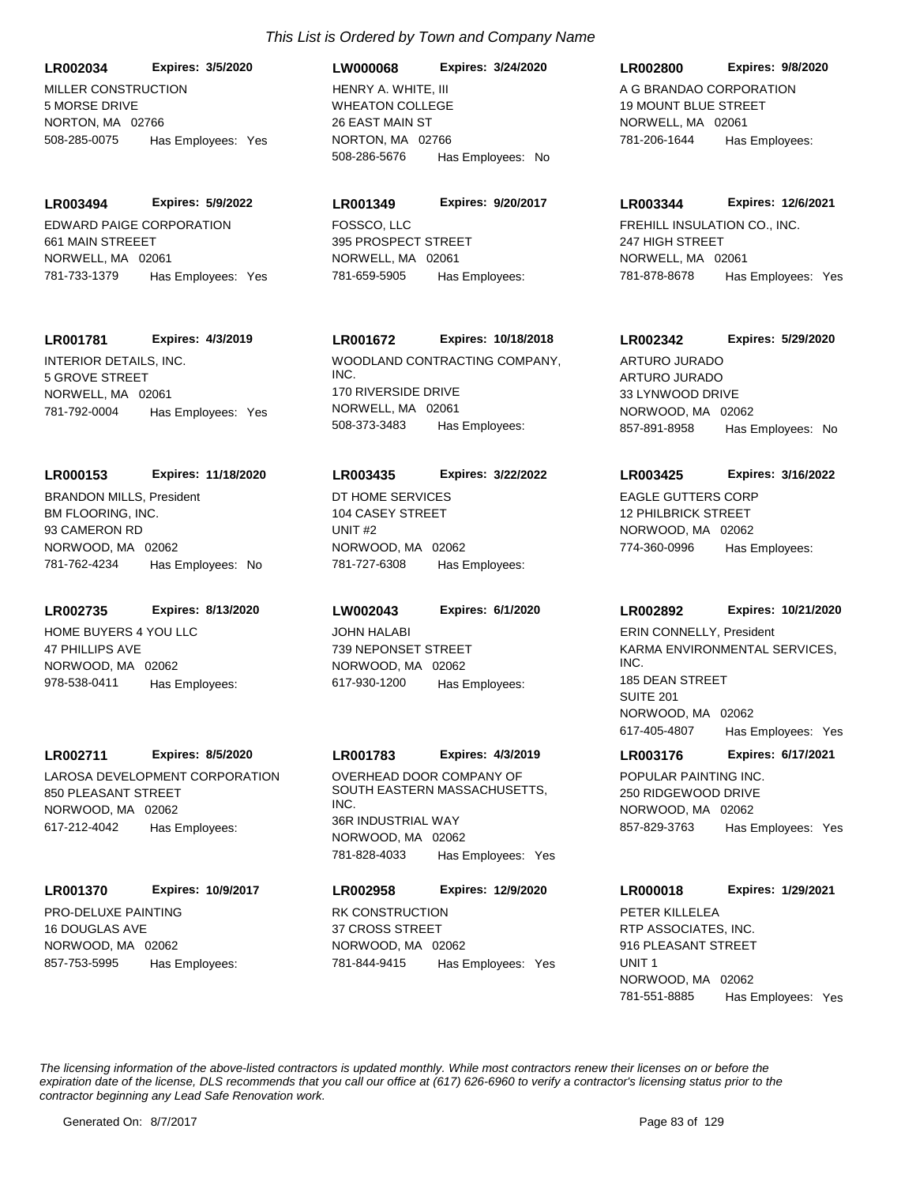*This List is Ordered by Town and Company Name*

**LR002034** **Expires: 3/5/2020**
MILLER CONSTRUCTION
5 MORSE DRIVE
NORTON, MA 02766
508-285-0075 Has Employees: Yes

**LW000068** **Expires: 3/24/2020**
HENRY A. WHITE, III
WHEATON COLLEGE
26 EAST MAIN ST
NORTON, MA 02766
508-286-5676 Has Employees: No

**LR002800** **Expires: 9/8/2020**
A G BRANDAO CORPORATION
19 MOUNT BLUE STREET
NORWELL, MA 02061
781-206-1644 Has Employees:

**LR003494** **Expires: 5/9/2022**
EDWARD PAIGE CORPORATION
661 MAIN STREEET
NORWELL, MA 02061
781-733-1379 Has Employees: Yes

**LR001349** **Expires: 9/20/2017**
FOSSCO, LLC
395 PROSPECT STREET
NORWELL, MA 02061
781-659-5905 Has Employees:

**LR003344** **Expires: 12/6/2021**
FREHILL INSULATION CO., INC.
247 HIGH STREET
NORWELL, MA 02061
781-878-8678 Has Employees: Yes

**LR001781** **Expires: 4/3/2019**
INTERIOR DETAILS, INC.
5 GROVE STREET
NORWELL, MA 02061
781-792-0004 Has Employees: Yes

**LR001672** **Expires: 10/18/2018**
WOODLAND CONTRACTING COMPANY, INC.
170 RIVERSIDE DRIVE
NORWELL, MA 02061
508-373-3483 Has Employees:

**LR002342** **Expires: 5/29/2020**
ARTURO JURADO
ARTURO JURADO
33 LYNWOOD DRIVE
NORWOOD, MA 02062
857-891-8958 Has Employees: No

**LR000153** **Expires: 11/18/2020**
BRANDON MILLS, President
BM FLOORING, INC.
93 CAMERON RD
NORWOOD, MA 02062
781-762-4234 Has Employees: No

**LR003435** **Expires: 3/22/2022**
DT HOME SERVICES
104 CASEY STREET
UNIT #2
NORWOOD, MA 02062
781-727-6308 Has Employees:

**LR003425** **Expires: 3/16/2022**
EAGLE GUTTERS CORP
12 PHILBRICK STREET
NORWOOD, MA 02062
774-360-0996 Has Employees:

**LR002735** **Expires: 8/13/2020**
HOME BUYERS 4 YOU LLC
47 PHILLIPS AVE
NORWOOD, MA 02062
978-538-0411 Has Employees:

**LW002043** **Expires: 6/1/2020**
JOHN HALABI
739 NEPONSET STREET
NORWOOD, MA 02062
617-930-1200 Has Employees:

**LR002892** **Expires: 10/21/2020**
ERIN CONNELLY, President
KARMA ENVIRONMENTAL SERVICES, INC.
185 DEAN STREET
SUITE 201
NORWOOD, MA 02062
617-405-4807 Has Employees: Yes

**LR002711** **Expires: 8/5/2020**
LAROSA DEVELOPMENT CORPORATION
850 PLEASANT STREET
NORWOOD, MA 02062
617-212-4042 Has Employees:

**LR001783** **Expires: 4/3/2019**
OVERHEAD DOOR COMPANY OF SOUTH EASTERN MASSACHUSETTS, INC.
36R INDUSTRIAL WAY
NORWOOD, MA 02062
781-828-4033 Has Employees: Yes

**LR003176** **Expires: 6/17/2021**
POPULAR PAINTING INC.
250 RIDGEWOOD DRIVE
NORWOOD, MA 02062
857-829-3763 Has Employees: Yes

**LR001370** **Expires: 10/9/2017**
PRO-DELUXE PAINTING
16 DOUGLAS AVE
NORWOOD, MA 02062
857-753-5995 Has Employees:

**LR002958** **Expires: 12/9/2020**
RK CONSTRUCTION
37 CROSS STREET
NORWOOD, MA 02062
781-844-9415 Has Employees: Yes

**LR000018** **Expires: 1/29/2021**
PETER KILLELEA
RTP ASSOCIATES, INC.
916 PLEASANT STREET
UNIT 1
NORWOOD, MA 02062
781-551-8885 Has Employees: Yes

*The licensing information of the above-listed contractors is updated monthly. While most contractors renew their licenses on or before the expiration date of the license, DLS recommends that you call our office at (617) 626-6960 to verify a contractor's licensing status prior to the contractor beginning any Lead Safe Renovation work.*

Generated On: 8/7/2017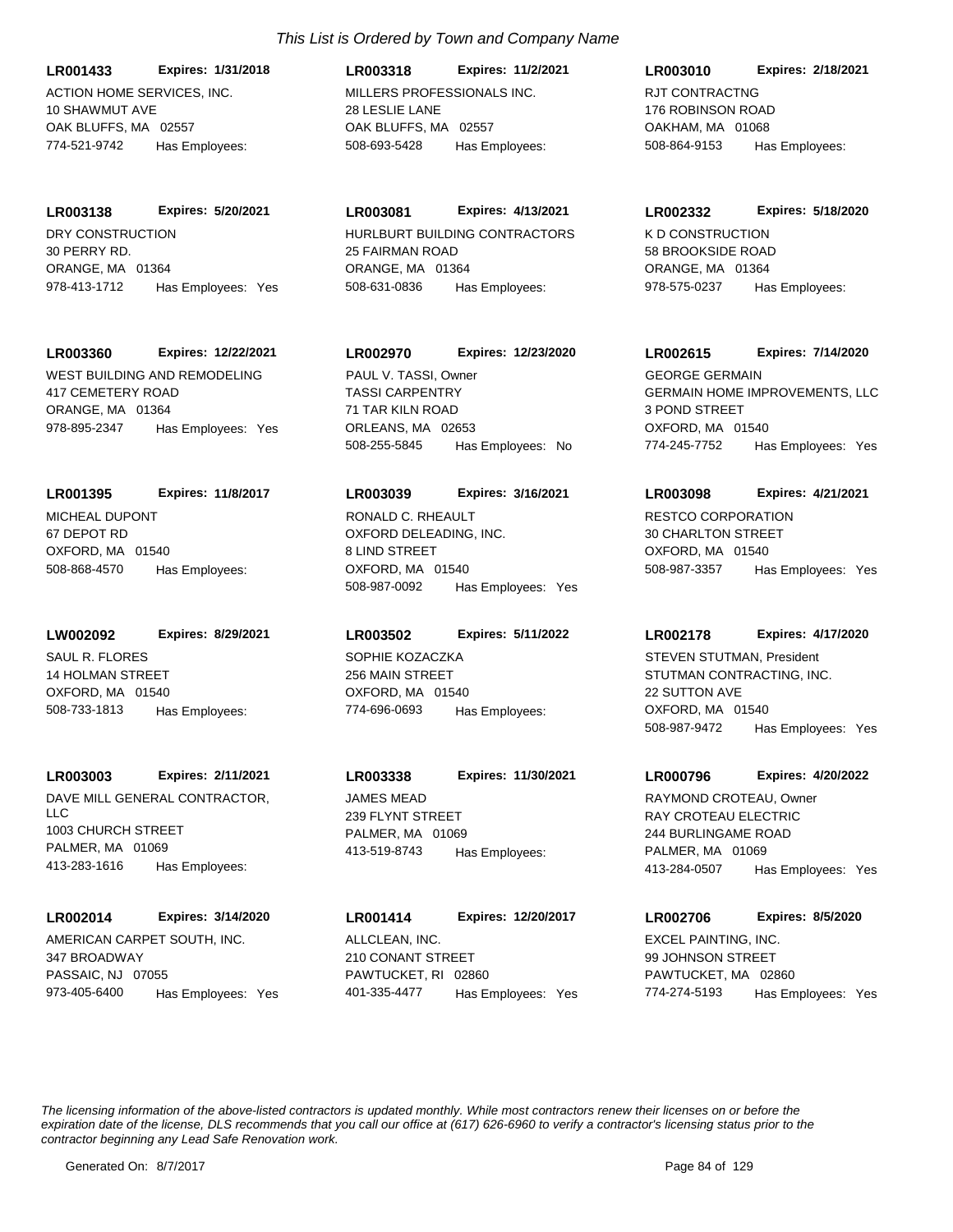*This List is Ordered by Town and Company Name*

**LR001433** **Expires: 1/31/2018**
ACTION HOME SERVICES, INC.
10 SHAWMUT AVE
OAK BLUFFS, MA 02557
774-521-9742 Has Employees:

**LR003318** **Expires: 11/2/2021**
MILLERS PROFESSIONALS INC.
28 LESLIE LANE
OAK BLUFFS, MA 02557
508-693-5428 Has Employees:

**LR003010** **Expires: 2/18/2021**
RJT CONTRACTNG
176 ROBINSON ROAD
OAKHAM, MA 01068
508-864-9153 Has Employees:

**LR003138** **Expires: 5/20/2021**
DRY CONSTRUCTION
30 PERRY RD.
ORANGE, MA 01364
978-413-1712 Has Employees: Yes

**LR003081** **Expires: 4/13/2021**
HURLBURT BUILDING CONTRACTORS
25 FAIRMAN ROAD
ORANGE, MA 01364
508-631-0836 Has Employees:

**LR002332** **Expires: 5/18/2020**
K D CONSTRUCTION
58 BROOKSIDE ROAD
ORANGE, MA 01364
978-575-0237 Has Employees:

**LR003360** **Expires: 12/22/2021**
WEST BUILDING AND REMODELING
417 CEMETERY ROAD
ORANGE, MA 01364
978-895-2347 Has Employees: Yes

**LR002970** **Expires: 12/23/2020**
PAUL V. TASSI, Owner
TASSI CARPENTRY
71 TAR KILN ROAD
ORLEANS, MA 02653
508-255-5845 Has Employees: No

**LR002615** **Expires: 7/14/2020**
GEORGE GERMAIN
GERMAIN HOME IMPROVEMENTS, LLC
3 POND STREET
OXFORD, MA 01540
774-245-7752 Has Employees: Yes

**LR001395** **Expires: 11/8/2017**
MICHEAL DUPONT
67 DEPOT RD
OXFORD, MA 01540
508-868-4570 Has Employees:

**LR003039** **Expires: 3/16/2021**
RONALD C. RHEAULT
OXFORD DELEADING, INC.
8 LIND STREET
OXFORD, MA 01540
508-987-0092 Has Employees: Yes

**LR003098** **Expires: 4/21/2021**
RESTCO CORPORATION
30 CHARLTON STREET
OXFORD, MA 01540
508-987-3357 Has Employees: Yes

**LW002092** **Expires: 8/29/2021**
SAUL R. FLORES
14 HOLMAN STREET
OXFORD, MA 01540
508-733-1813 Has Employees:

**LR003502** **Expires: 5/11/2022**
SOPHIE KOZACZKA
256 MAIN STREET
OXFORD, MA 01540
774-696-0693 Has Employees:

**LR002178** **Expires: 4/17/2020**
STEVEN STUTMAN, President
STUTMAN CONTRACTING, INC.
22 SUTTON AVE
OXFORD, MA 01540
508-987-9472 Has Employees: Yes

**LR003003** **Expires: 2/11/2021**
DAVE MILL GENERAL CONTRACTOR, LLC
1003 CHURCH STREET
PALMER, MA 01069
413-283-1616 Has Employees:

**LR003338** **Expires: 11/30/2021**
JAMES MEAD
239 FLYNT STREET
PALMER, MA 01069
413-519-8743 Has Employees:

**LR000796** **Expires: 4/20/2022**
RAYMOND CROTEAU, Owner
RAY CROTEAU ELECTRIC
244 BURLINGAME ROAD
PALMER, MA 01069
413-284-0507 Has Employees: Yes

**LR002014** **Expires: 3/14/2020**
AMERICAN CARPET SOUTH, INC.
347 BROADWAY
PASSAIC, NJ 07055
973-405-6400 Has Employees: Yes

**LR001414** **Expires: 12/20/2017**
ALLCLEAN, INC.
210 CONANT STREET
PAWTUCKET, RI 02860
401-335-4477 Has Employees: Yes

**LR002706** **Expires: 8/5/2020**
EXCEL PAINTING, INC.
99 JOHNSON STREET
PAWTUCKET, MA 02860
774-274-5193 Has Employees: Yes

*The licensing information of the above-listed contractors is updated monthly. While most contractors renew their licenses on or before the expiration date of the license, DLS recommends that you call our office at (617) 626-6960 to verify a contractor's licensing status prior to the contractor beginning any Lead Safe Renovation work.*

Generated On: 8/7/2017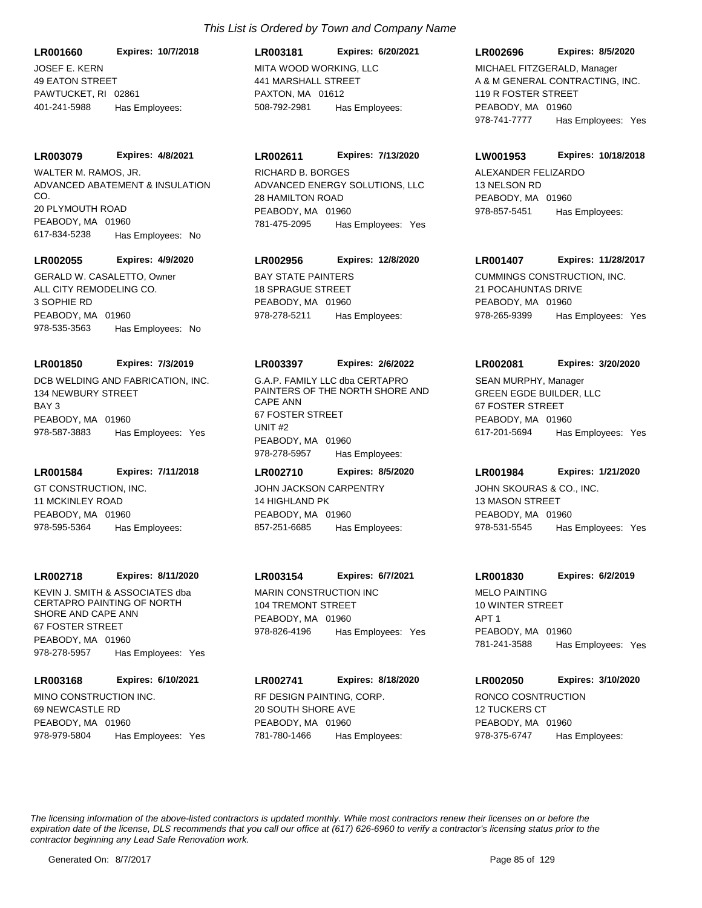*This List is Ordered by Town and Company Name*

**LR001660** **Expires: 10/7/2018**
JOSEF E. KERN
49 EATON STREET
PAWTUCKET, RI 02861
401-241-5988 Has Employees:

**LR003181** **Expires: 6/20/2021**
MITA WOOD WORKING, LLC
441 MARSHALL STREET
PAXTON, MA 01612
508-792-2981 Has Employees:

**LR002696** **Expires: 8/5/2020**
MICHAEL FITZGERALD, Manager
A & M GENERAL CONTRACTING, INC.
119 R FOSTER STREET
PEABODY, MA 01960
978-741-7777 Has Employees: Yes

**LR003079** **Expires: 4/8/2021**
WALTER M. RAMOS, JR.
ADVANCED ABATEMENT & INSULATION CO.
20 PLYMOUTH ROAD
PEABODY, MA 01960
617-834-5238 Has Employees: No

**LR002611** **Expires: 7/13/2020**
RICHARD B. BORGES
ADVANCED ENERGY SOLUTIONS, LLC
28 HAMILTON ROAD
PEABODY, MA 01960
781-475-2095 Has Employees: Yes

**LW001953** **Expires: 10/18/2018**
ALEXANDER FELIZARDO
13 NELSON RD
PEABODY, MA 01960
978-857-5451 Has Employees:

**LR002055** **Expires: 4/9/2020**
GERALD W. CASALETTO, Owner
ALL CITY REMODELING CO.
3 SOPHIE RD
PEABODY, MA 01960
978-535-3563 Has Employees: No

**LR002956** **Expires: 12/8/2020**
BAY STATE PAINTERS
18 SPRAGUE STREET
PEABODY, MA 01960
978-278-5211 Has Employees:

**LR001407** **Expires: 11/28/2017**
CUMMINGS CONSTRUCTION, INC.
21 POCAHUNTAS DRIVE
PEABODY, MA 01960
978-265-9399 Has Employees: Yes

**LR001850** **Expires: 7/3/2019**
DCB WELDING AND FABRICATION, INC.
134 NEWBURY STREET
BAY 3
PEABODY, MA 01960
978-587-3883 Has Employees: Yes

**LR003397** **Expires: 2/6/2022**
G.A.P. FAMILY LLC dba CERTAPRO PAINTERS OF THE NORTH SHORE AND CAPE ANN
67 FOSTER STREET
UNIT #2
PEABODY, MA 01960
978-278-5957 Has Employees:

**LR002081** **Expires: 3/20/2020**
SEAN MURPHY, Manager
GREEN EGDE BUILDER, LLC
67 FOSTER STREET
PEABODY, MA 01960
617-201-5694 Has Employees: Yes

**LR001584** **Expires: 7/11/2018**
GT CONSTRUCTION, INC.
11 MCKINLEY ROAD
PEABODY, MA 01960
978-595-5364 Has Employees:

**LR002710** **Expires: 8/5/2020**
JOHN JACKSON CARPENTRY
14 HIGHLAND PK
PEABODY, MA 01960
857-251-6685 Has Employees:

**LR001984** **Expires: 1/21/2020**
JOHN SKOURAS & CO., INC.
13 MASON STREET
PEABODY, MA 01960
978-531-5545 Has Employees: Yes

**LR002718** **Expires: 8/11/2020**
KEVIN J. SMITH & ASSOCIATES dba CERTAPRO PAINTING OF NORTH SHORE AND CAPE ANN
67 FOSTER STREET
PEABODY, MA 01960
978-278-5957 Has Employees: Yes

**LR003154** **Expires: 6/7/2021**
MARIN CONSTRUCTION INC
104 TREMONT STREET
PEABODY, MA 01960
978-826-4196 Has Employees: Yes

**LR001830** **Expires: 6/2/2019**
MELO PAINTING
10 WINTER STREET
APT 1
PEABODY, MA 01960
781-241-3588 Has Employees: Yes

**LR003168** **Expires: 6/10/2021**
MINO CONSTRUCTION INC.
69 NEWCASTLE RD
PEABODY, MA 01960
978-979-5804 Has Employees: Yes

**LR002741** **Expires: 8/18/2020**
RF DESIGN PAINTING, CORP.
20 SOUTH SHORE AVE
PEABODY, MA 01960
781-780-1466 Has Employees:

**LR002050** **Expires: 3/10/2020**
RONCO COSNTRUCTION
12 TUCKERS CT
PEABODY, MA 01960
978-375-6747 Has Employees:

*The licensing information of the above-listed contractors is updated monthly. While most contractors renew their licenses on or before the expiration date of the license, DLS recommends that you call our office at (617) 626-6960 to verify a contractor's licensing status prior to the contractor beginning any Lead Safe Renovation work.*

Generated On: 8/7/2017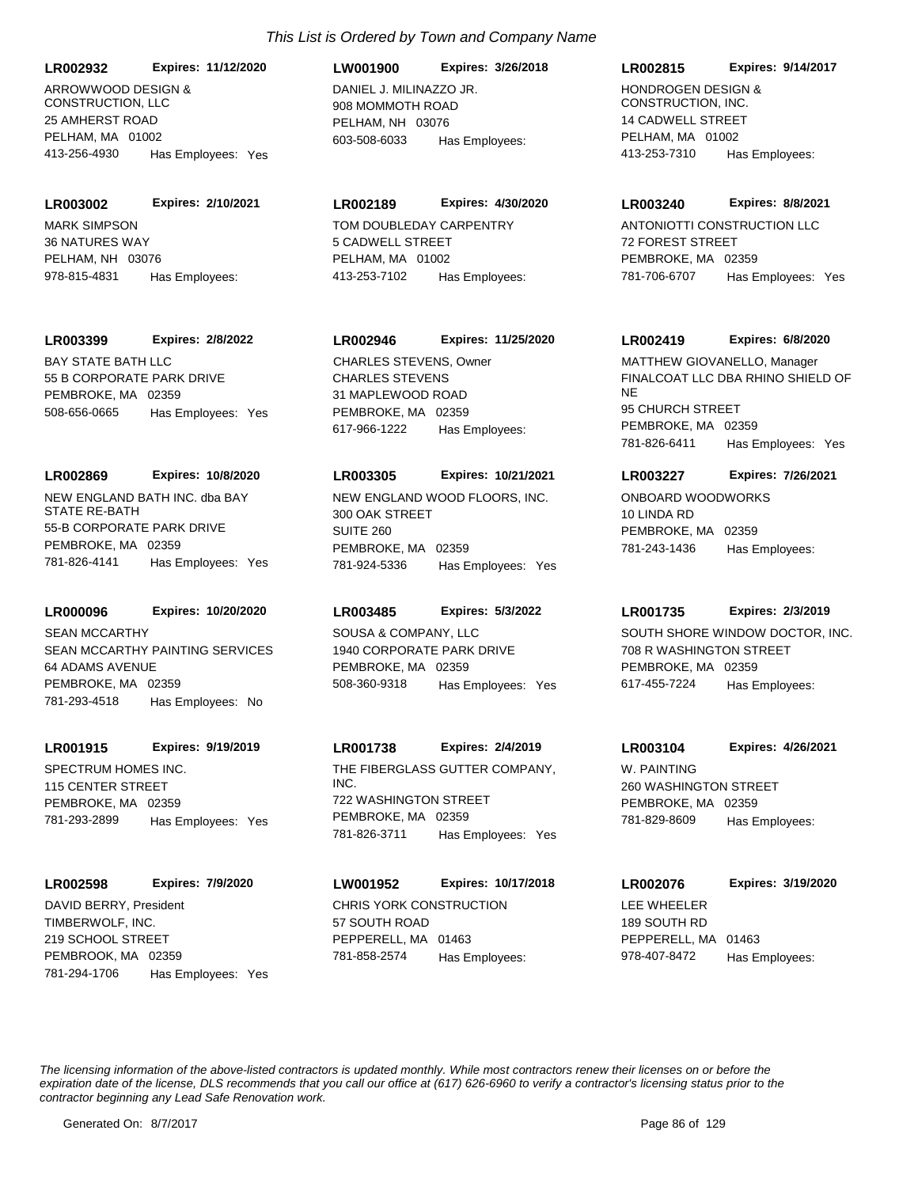*This List is Ordered by Town and Company Name*

**LR002932** **Expires: 11/12/2020**
ARROWWOOD DESIGN & CONSTRUCTION, LLC
25 AMHERST ROAD
PELHAM, MA 01002
413-256-4930 Has Employees: Yes

**LW001900** **Expires: 3/26/2018**
DANIEL J. MILINAZZO JR.
908 MOMMOTH ROAD
PELHAM, NH 03076
603-508-6033 Has Employees:

**LR002815** **Expires: 9/14/2017**
HONDROGEN DESIGN & CONSTRUCTION, INC.
14 CADWELL STREET
PELHAM, MA 01002
413-253-7310 Has Employees:

**LR003002** **Expires: 2/10/2021**
MARK SIMPSON
36 NATURES WAY
PELHAM, NH 03076
978-815-4831 Has Employees:

**LR002189** **Expires: 4/30/2020**
TOM DOUBLEDAY CARPENTRY
5 CADWELL STREET
PELHAM, MA 01002
413-253-7102 Has Employees:

**LR003240** **Expires: 8/8/2021**
ANTONIOTTI CONSTRUCTION LLC
72 FOREST STREET
PEMBROKE, MA 02359
781-706-6707 Has Employees: Yes

**LR003399** **Expires: 2/8/2022**
BAY STATE BATH LLC
55 B CORPORATE PARK DRIVE
PEMBROKE, MA 02359
508-656-0665 Has Employees: Yes

**LR002946** **Expires: 11/25/2020**
CHARLES STEVENS, Owner
CHARLES STEVENS
31 MAPLEWOOD ROAD
PEMBROKE, MA 02359
617-966-1222 Has Employees:

**LR002419** **Expires: 6/8/2020**
MATTHEW GIOVANELLO, Manager
FINALCOAT LLC DBA RHINO SHIELD OF NE
95 CHURCH STREET
PEMBROKE, MA 02359
781-826-6411 Has Employees: Yes

**LR002869** **Expires: 10/8/2020**
NEW ENGLAND BATH INC. dba BAY STATE RE-BATH
55-B CORPORATE PARK DRIVE
PEMBROKE, MA 02359
781-826-4141 Has Employees: Yes

**LR003305** **Expires: 10/21/2021**
NEW ENGLAND WOOD FLOORS, INC.
300 OAK STREET
SUITE 260
PEMBROKE, MA 02359
781-924-5336 Has Employees: Yes

**LR003227** **Expires: 7/26/2021**
ONBOARD WOODWORKS
10 LINDA RD
PEMBROKE, MA 02359
781-243-1436 Has Employees:

**LR000096** **Expires: 10/20/2020**
SEAN MCCARTHY
SEAN MCCARTHY PAINTING SERVICES
64 ADAMS AVENUE
PEMBROKE, MA 02359
781-293-4518 Has Employees: No

**LR003485** **Expires: 5/3/2022**
SOUSA & COMPANY, LLC
1940 CORPORATE PARK DRIVE
PEMBROKE, MA 02359
508-360-9318 Has Employees: Yes

**LR001735** **Expires: 2/3/2019**
SOUTH SHORE WINDOW DOCTOR, INC.
708 R WASHINGTON STREET
PEMBROKE, MA 02359
617-455-7224 Has Employees:

**LR001915** **Expires: 9/19/2019**
SPECTRUM HOMES INC.
115 CENTER STREET
PEMBROKE, MA 02359
781-293-2899 Has Employees: Yes

**LR001738** **Expires: 2/4/2019**
THE FIBERGLASS GUTTER COMPANY, INC.
722 WASHINGTON STREET
PEMBROKE, MA 02359
781-826-3711 Has Employees: Yes

**LR003104** **Expires: 4/26/2021**
W. PAINTING
260 WASHINGTON STREET
PEMBROKE, MA 02359
781-829-8609 Has Employees:

**LR002598** **Expires: 7/9/2020**
DAVID BERRY, President
TIMBERWOLF, INC.
219 SCHOOL STREET
PEMBROOK, MA 02359
781-294-1706 Has Employees: Yes

**LW001952** **Expires: 10/17/2018**
CHRIS YORK CONSTRUCTION
57 SOUTH ROAD
PEPPERELL, MA 01463
781-858-2574 Has Employees:

**LR002076** **Expires: 3/19/2020**
LEE WHEELER
189 SOUTH RD
PEPPERELL, MA 01463
978-407-8472 Has Employees:

*The licensing information of the above-listed contractors is updated monthly. While most contractors renew their licenses on or before the expiration date of the license, DLS recommends that you call our office at (617) 626-6960 to verify a contractor's licensing status prior to the contractor beginning any Lead Safe Renovation work.*

Generated On: 8/7/2017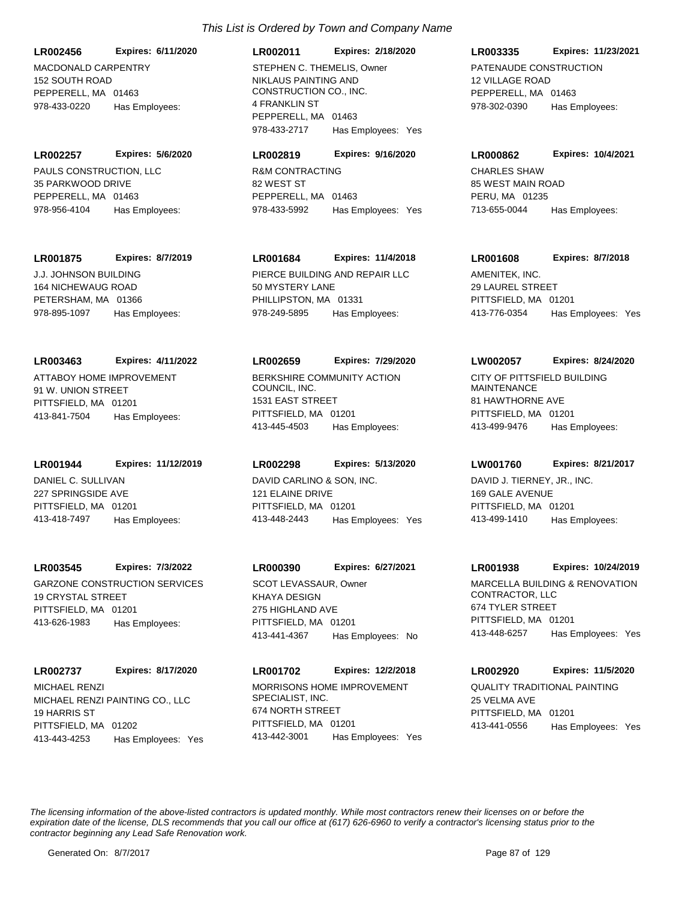*This List is Ordered by Town and Company Name*

**LR002456** **Expires: 6/11/2020**
MACDONALD CARPENTRY
152 SOUTH ROAD
PEPPERELL, MA 01463
978-433-0220 Has Employees:

**LR002011** **Expires: 2/18/2020**
STEPHEN C. THEMELIS, Owner
NIKLAUS PAINTING AND CONSTRUCTION CO., INC.
4 FRANKLIN ST
PEPPERELL, MA 01463
978-433-2717 Has Employees: Yes

**LR003335** **Expires: 11/23/2021**
PATENAUDE CONSTRUCTION
12 VILLAGE ROAD
PEPPERELL, MA 01463
978-302-0390 Has Employees:

**LR002257** **Expires: 5/6/2020**
PAULS CONSTRUCTION, LLC
35 PARKWOOD DRIVE
PEPPERELL, MA 01463
978-956-4104 Has Employees:

**LR002819** **Expires: 9/16/2020**
R&M CONTRACTING
82 WEST ST
PEPPERELL, MA 01463
978-433-5992 Has Employees: Yes

**LR000862** **Expires: 10/4/2021**
CHARLES SHAW
85 WEST MAIN ROAD
PERU, MA 01235
713-655-0044 Has Employees:

**LR001875** **Expires: 8/7/2019**
J.J. JOHNSON BUILDING
164 NICHEWAUG ROAD
PETERSHAM, MA 01366
978-895-1097 Has Employees:

**LR001684** **Expires: 11/4/2018**
PIERCE BUILDING AND REPAIR LLC
50 MYSTERY LANE
PHILLIPSTON, MA 01331
978-249-5895 Has Employees:

**LR001608** **Expires: 8/7/2018**
AMENITEK, INC.
29 LAUREL STREET
PITTSFIELD, MA 01201
413-776-0354 Has Employees: Yes

**LR003463** **Expires: 4/11/2022**
ATTABOY HOME IMPROVEMENT
91 W. UNION STREET
PITTSFIELD, MA 01201
413-841-7504 Has Employees:

**LR002659** **Expires: 7/29/2020**
BERKSHIRE COMMUNITY ACTION COUNCIL, INC.
1531 EAST STREET
PITTSFIELD, MA 01201
413-445-4503 Has Employees:

**LW002057** **Expires: 8/24/2020**
CITY OF PITTSFIELD BUILDING MAINTENANCE
81 HAWTHORNE AVE
PITTSFIELD, MA 01201
413-499-9476 Has Employees:

**LR001944** **Expires: 11/12/2019**
DANIEL C. SULLIVAN
227 SPRINGSIDE AVE
PITTSFIELD, MA 01201
413-418-7497 Has Employees:

**LR002298** **Expires: 5/13/2020**
DAVID CARLINO & SON, INC.
121 ELAINE DRIVE
PITTSFIELD, MA 01201
413-448-2443 Has Employees: Yes

**LW001760** **Expires: 8/21/2017**
DAVID J. TIERNEY, JR., INC.
169 GALE AVENUE
PITTSFIELD, MA 01201
413-499-1410 Has Employees:

**LR003545** **Expires: 7/3/2022**
GARZONE CONSTRUCTION SERVICES
19 CRYSTAL STREET
PITTSFIELD, MA 01201
413-626-1983 Has Employees:

**LR000390** **Expires: 6/27/2021**
SCOT LEVASSAUR, Owner
KHAYA DESIGN
275 HIGHLAND AVE
PITTSFIELD, MA 01201
413-441-4367 Has Employees: No

**LR001938** **Expires: 10/24/2019**
MARCELLA BUILDING & RENOVATION CONTRACTOR, LLC
674 TYLER STREET
PITTSFIELD, MA 01201
413-448-6257 Has Employees: Yes

**LR002737** **Expires: 8/17/2020**
MICHAEL RENZI
MICHAEL RENZI PAINTING CO., LLC
19 HARRIS ST
PITTSFIELD, MA 01202
413-443-4253 Has Employees: Yes

**LR001702** **Expires: 12/2/2018**
MORRISONS HOME IMPROVEMENT SPECIALIST, INC.
674 NORTH STREET
PITTSFIELD, MA 01201
413-442-3001 Has Employees: Yes

**LR002920** **Expires: 11/5/2020**
QUALITY TRADITIONAL PAINTING
25 VELMA AVE
PITTSFIELD, MA 01201
413-441-0556 Has Employees: Yes

*The licensing information of the above-listed contractors is updated monthly. While most contractors renew their licenses on or before the expiration date of the license, DLS recommends that you call our office at (617) 626-6960 to verify a contractor's licensing status prior to the contractor beginning any Lead Safe Renovation work.*

Generated On: 8/7/2017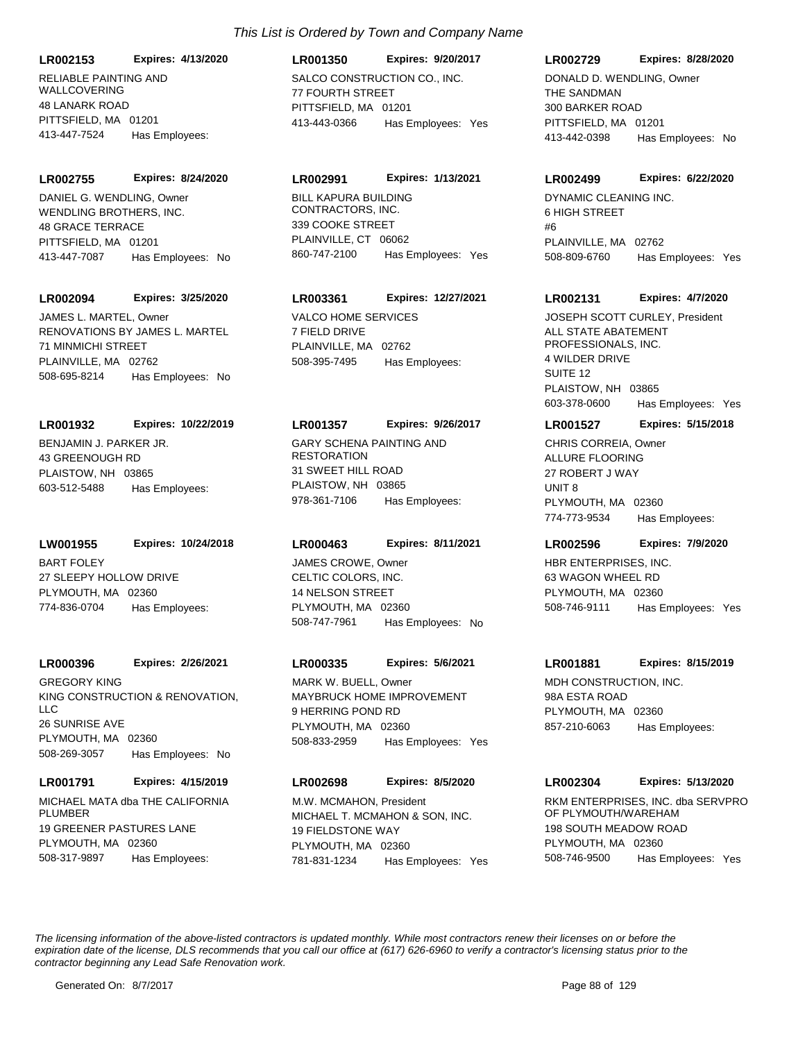*This List is Ordered by Town and Company Name*

**LR002153** **Expires: 4/13/2020**
RELIABLE PAINTING AND WALLCOVERING
48 LANARK ROAD
PITTSFIELD, MA 01201
413-447-7524 Has Employees:

**LR001350** **Expires: 9/20/2017**
SALCO CONSTRUCTION CO., INC.
77 FOURTH STREET
PITTSFIELD, MA 01201
413-443-0366 Has Employees: Yes

**LR002729** **Expires: 8/28/2020**
DONALD D. WENDLING, Owner
THE SANDMAN
300 BARKER ROAD
PITTSFIELD, MA 01201
413-442-0398 Has Employees: No

**LR002755** **Expires: 8/24/2020**
DANIEL G. WENDLING, Owner
WENDLING BROTHERS, INC.
48 GRACE TERRACE
PITTSFIELD, MA 01201
413-447-7087 Has Employees: No

**LR002991** **Expires: 1/13/2021**
BILL KAPURA BUILDING CONTRACTORS, INC.
339 COOKE STREET
PLAINVILLE, CT 06062
860-747-2100 Has Employees: Yes

**LR002499** **Expires: 6/22/2020**
DYNAMIC CLEANING INC.
6 HIGH STREET
#6
PLAINVILLE, MA 02762
508-809-6760 Has Employees: Yes

**LR002094** **Expires: 3/25/2020**
JAMES L. MARTEL, Owner
RENOVATIONS BY JAMES L. MARTEL
71 MINMICHI STREET
PLAINVILLE, MA 02762
508-695-8214 Has Employees: No

**LR003361** **Expires: 12/27/2021**
VALCO HOME SERVICES
7 FIELD DRIVE
PLAINVILLE, MA 02762
508-395-7495 Has Employees:

**LR002131** **Expires: 4/7/2020**
JOSEPH SCOTT CURLEY, President
ALL STATE ABATEMENT PROFESSIONALS, INC.
4 WILDER DRIVE
SUITE 12
PLAISTOW, NH 03865
603-378-0600 Has Employees: Yes

**LR001932** **Expires: 10/22/2019**
BENJAMIN J. PARKER JR.
43 GREENOUGH RD
PLAISTOW, NH 03865
603-512-5488 Has Employees:

**LR001357** **Expires: 9/26/2017**
GARY SCHENA PAINTING AND RESTORATION
31 SWEET HILL ROAD
PLAISTOW, NH 03865
978-361-7106 Has Employees:

**LR001527** **Expires: 5/15/2018**
CHRIS CORREIA, Owner
ALLURE FLOORING
27 ROBERT J WAY
UNIT 8
PLYMOUTH, MA 02360
774-773-9534 Has Employees:

**LW001955** **Expires: 10/24/2018**
BART FOLEY
27 SLEEPY HOLLOW DRIVE
PLYMOUTH, MA 02360
774-836-0704 Has Employees:

**LR000463** **Expires: 8/11/2021**
JAMES CROWE, Owner
CELTIC COLORS, INC.
14 NELSON STREET
PLYMOUTH, MA 02360
508-747-7961 Has Employees: No

**LR002596** **Expires: 7/9/2020**
HBR ENTERPRISES, INC.
63 WAGON WHEEL RD
PLYMOUTH, MA 02360
508-746-9111 Has Employees: Yes

**LR000396** **Expires: 2/26/2021**
GREGORY KING
KING CONSTRUCTION & RENOVATION, LLC
26 SUNRISE AVE
PLYMOUTH, MA 02360
508-269-3057 Has Employees: No

**LR000335** **Expires: 5/6/2021**
MARK W. BUELL, Owner
MAYBRUCK HOME IMPROVEMENT
9 HERRING POND RD
PLYMOUTH, MA 02360
508-833-2959 Has Employees: Yes

**LR001881** **Expires: 8/15/2019**
MDH CONSTRUCTION, INC.
98A ESTA ROAD
PLYMOUTH, MA 02360
857-210-6063 Has Employees:

**LR001791** **Expires: 4/15/2019**
MICHAEL MATA dba THE CALIFORNIA PLUMBER
19 GREENER PASTURES LANE
PLYMOUTH, MA 02360
508-317-9897 Has Employees:

**LR002698** **Expires: 8/5/2020**
M.W. MCMAHON, President
MICHAEL T. MCMAHON & SON, INC.
19 FIELDSTONE WAY
PLYMOUTH, MA 02360
781-831-1234 Has Employees: Yes

**LR002304** **Expires: 5/13/2020**
RKM ENTERPRISES, INC. dba SERVPRO OF PLYMOUTH/WAREHAM
198 SOUTH MEADOW ROAD
PLYMOUTH, MA 02360
508-746-9500 Has Employees: Yes

*The licensing information of the above-listed contractors is updated monthly. While most contractors renew their licenses on or before the expiration date of the license, DLS recommends that you call our office at (617) 626-6960 to verify a contractor's licensing status prior to the contractor beginning any Lead Safe Renovation work.*

Generated On: 8/7/2017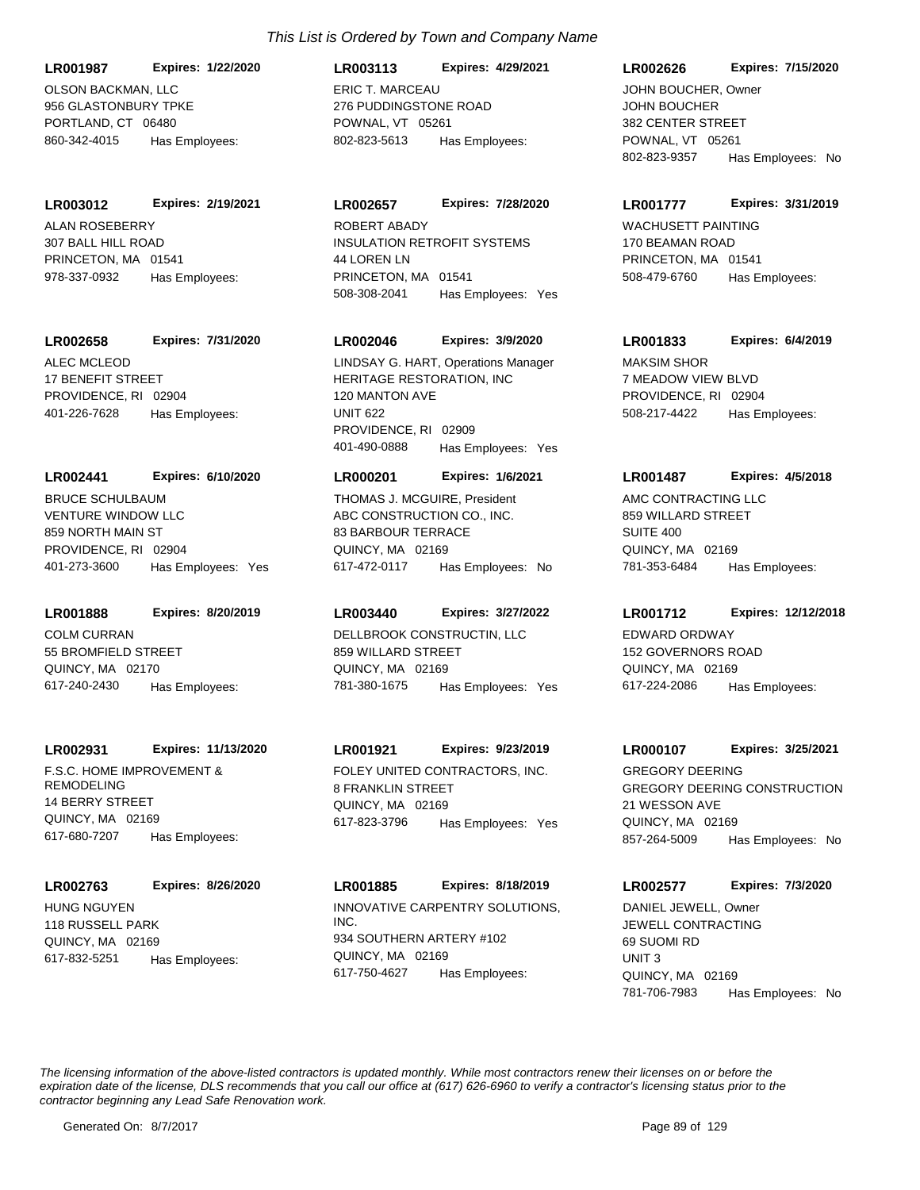*This List is Ordered by Town and Company Name*

**LR001987** **Expires: 1/22/2020**
OLSON BACKMAN, LLC
956 GLASTONBURY TPKE
PORTLAND, CT 06480
860-342-4015 Has Employees:

**LR003113** **Expires: 4/29/2021**
ERIC T. MARCEAU
276 PUDDINGSTONE ROAD
POWNAL, VT 05261
802-823-5613 Has Employees:

**LR002626** **Expires: 7/15/2020**
JOHN BOUCHER, Owner
JOHN BOUCHER
382 CENTER STREET
POWNAL, VT 05261
802-823-9357 Has Employees: No

**LR003012** **Expires: 2/19/2021**
ALAN ROSEBERRY
307 BALL HILL ROAD
PRINCETON, MA 01541
978-337-0932 Has Employees:

**LR002657** **Expires: 7/28/2020**
ROBERT ABADY
INSULATION RETROFIT SYSTEMS
44 LOREN LN
PRINCETON, MA 01541
508-308-2041 Has Employees: Yes

**LR001777** **Expires: 3/31/2019**
WACHUSETT PAINTING
170 BEAMAN ROAD
PRINCETON, MA 01541
508-479-6760 Has Employees:

**LR002658** **Expires: 7/31/2020**
ALEC MCLEOD
17 BENEFIT STREET
PROVIDENCE, RI 02904
401-226-7628 Has Employees:

**LR002046** **Expires: 3/9/2020**
LINDSAY G. HART, Operations Manager
HERITAGE RESTORATION, INC
120 MANTON AVE
UNIT 622
PROVIDENCE, RI 02909
401-490-0888 Has Employees: Yes

**LR001833** **Expires: 6/4/2019**
MAKSIM SHOR
7 MEADOW VIEW BLVD
PROVIDENCE, RI 02904
508-217-4422 Has Employees:

**LR002441** **Expires: 6/10/2020**
BRUCE SCHULBAUM
VENTURE WINDOW LLC
859 NORTH MAIN ST
PROVIDENCE, RI 02904
401-273-3600 Has Employees: Yes

**LR000201** **Expires: 1/6/2021**
THOMAS J. MCGUIRE, President
ABC CONSTRUCTION CO., INC.
83 BARBOUR TERRACE
QUINCY, MA 02169
617-472-0117 Has Employees: No

**LR001487** **Expires: 4/5/2018**
AMC CONTRACTING LLC
859 WILLARD STREET
SUITE 400
QUINCY, MA 02169
781-353-6484 Has Employees:

**LR001888** **Expires: 8/20/2019**
COLM CURRAN
55 BROMFIELD STREET
QUINCY, MA 02170
617-240-2430 Has Employees:

**LR003440** **Expires: 3/27/2022**
DELLBROOK CONSTRUCTIN, LLC
859 WILLARD STREET
QUINCY, MA 02169
781-380-1675 Has Employees: Yes

**LR001712** **Expires: 12/12/2018**
EDWARD ORDWAY
152 GOVERNORS ROAD
QUINCY, MA 02169
617-224-2086 Has Employees:

**LR002931** **Expires: 11/13/2020**
F.S.C. HOME IMPROVEMENT & REMODELING
14 BERRY STREET
QUINCY, MA 02169
617-680-7207 Has Employees:

**LR001921** **Expires: 9/23/2019**
FOLEY UNITED CONTRACTORS, INC.
8 FRANKLIN STREET
QUINCY, MA 02169
617-823-3796 Has Employees: Yes

**LR000107** **Expires: 3/25/2021**
GREGORY DEERING
GREGORY DEERING CONSTRUCTION
21 WESSON AVE
QUINCY, MA 02169
857-264-5009 Has Employees: No

**LR002763** **Expires: 8/26/2020**
HUNG NGUYEN
118 RUSSELL PARK
QUINCY, MA 02169
617-832-5251 Has Employees:

**LR001885** **Expires: 8/18/2019**
INNOVATIVE CARPENTRY SOLUTIONS, INC.
934 SOUTHERN ARTERY #102
QUINCY, MA 02169
617-750-4627 Has Employees:

**LR002577** **Expires: 7/3/2020**
DANIEL JEWELL, Owner
JEWELL CONTRACTING
69 SUOMI RD
UNIT 3
QUINCY, MA 02169
781-706-7983 Has Employees: No

*The licensing information of the above-listed contractors is updated monthly. While most contractors renew their licenses on or before the expiration date of the license, DLS recommends that you call our office at (617) 626-6960 to verify a contractor's licensing status prior to the contractor beginning any Lead Safe Renovation work.*

Generated On: 8/7/2017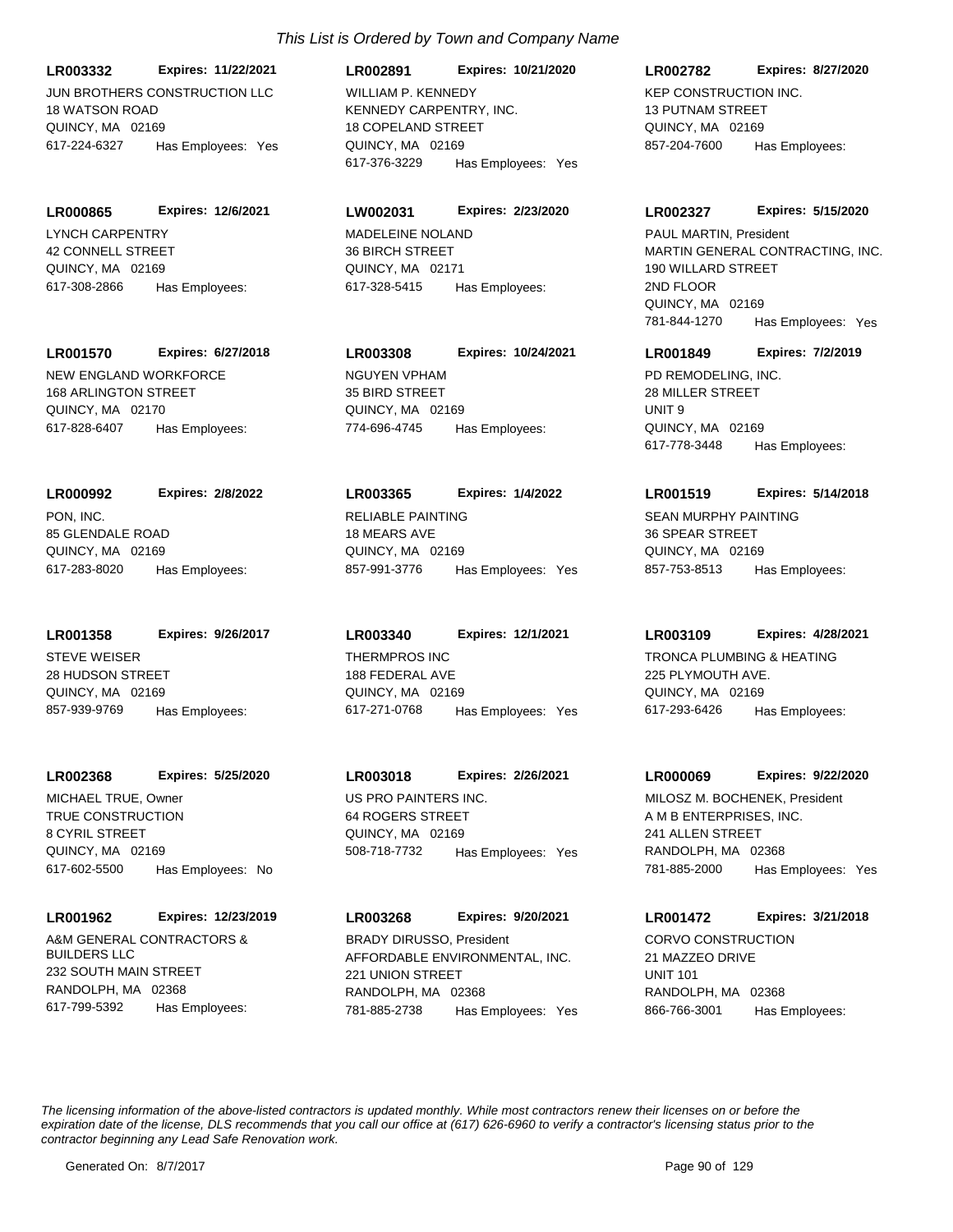*This List is Ordered by Town and Company Name*

**LR003332** **Expires: 11/22/2021**
JUN BROTHERS CONSTRUCTION LLC
18 WATSON ROAD
QUINCY, MA 02169
617-224-6327 Has Employees: Yes

**LR002891** **Expires: 10/21/2020**
WILLIAM P. KENNEDY
KENNEDY CARPENTRY, INC.
18 COPELAND STREET
QUINCY, MA 02169
617-376-3229 Has Employees: Yes

**LR002782** **Expires: 8/27/2020**
KEP CONSTRUCTION INC.
13 PUTNAM STREET
QUINCY, MA 02169
857-204-7600 Has Employees:

**LR000865** **Expires: 12/6/2021**
LYNCH CARPENTRY
42 CONNELL STREET
QUINCY, MA 02169
617-308-2866 Has Employees:

**LW002031** **Expires: 2/23/2020**
MADELEINE NOLAND
36 BIRCH STREET
QUINCY, MA 02171
617-328-5415 Has Employees:

**LR002327** **Expires: 5/15/2020**
PAUL MARTIN, President
MARTIN GENERAL CONTRACTING, INC.
190 WILLARD STREET
2ND FLOOR
QUINCY, MA 02169
781-844-1270 Has Employees: Yes

**LR001570** **Expires: 6/27/2018**
NEW ENGLAND WORKFORCE
168 ARLINGTON STREET
QUINCY, MA 02170
617-828-6407 Has Employees:

**LR003308** **Expires: 10/24/2021**
NGUYEN VPHAM
35 BIRD STREET
QUINCY, MA 02169
774-696-4745 Has Employees:

**LR001849** **Expires: 7/2/2019**
PD REMODELING, INC.
28 MILLER STREET
UNIT 9
QUINCY, MA 02169
617-778-3448 Has Employees:

**LR000992** **Expires: 2/8/2022**
PON, INC.
85 GLENDALE ROAD
QUINCY, MA 02169
617-283-8020 Has Employees:

**LR003365** **Expires: 1/4/2022**
RELIABLE PAINTING
18 MEARS AVE
QUINCY, MA 02169
857-991-3776 Has Employees: Yes

**LR001519** **Expires: 5/14/2018**
SEAN MURPHY PAINTING
36 SPEAR STREET
QUINCY, MA 02169
857-753-8513 Has Employees:

**LR001358** **Expires: 9/26/2017**
STEVE WEISER
28 HUDSON STREET
QUINCY, MA 02169
857-939-9769 Has Employees:

**LR003340** **Expires: 12/1/2021**
THERMPROS INC
188 FEDERAL AVE
QUINCY, MA 02169
617-271-0768 Has Employees: Yes

**LR003109** **Expires: 4/28/2021**
TRONCA PLUMBING & HEATING
225 PLYMOUTH AVE.
QUINCY, MA 02169
617-293-6426 Has Employees:

**LR002368** **Expires: 5/25/2020**
MICHAEL TRUE, Owner
TRUE CONSTRUCTION
8 CYRIL STREET
QUINCY, MA 02169
617-602-5500 Has Employees: No

**LR003018** **Expires: 2/26/2021**
US PRO PAINTERS INC.
64 ROGERS STREET
QUINCY, MA 02169
508-718-7732 Has Employees: Yes

**LR000069** **Expires: 9/22/2020**
MILOSZ M. BOCHENEK, President
A M B ENTERPRISES, INC.
241 ALLEN STREET
RANDOLPH, MA 02368
781-885-2000 Has Employees: Yes

**LR001962** **Expires: 12/23/2019**
A&M GENERAL CONTRACTORS & BUILDERS LLC
232 SOUTH MAIN STREET
RANDOLPH, MA 02368
617-799-5392 Has Employees:

**LR003268** **Expires: 9/20/2021**
BRADY DIRUSSO, President
AFFORDABLE ENVIRONMENTAL, INC.
221 UNION STREET
RANDOLPH, MA 02368
781-885-2738 Has Employees: Yes

**LR001472** **Expires: 3/21/2018**
CORVO CONSTRUCTION
21 MAZZEO DRIVE
UNIT 101
RANDOLPH, MA 02368
866-766-3001 Has Employees:

*The licensing information of the above-listed contractors is updated monthly. While most contractors renew their licenses on or before the expiration date of the license, DLS recommends that you call our office at (617) 626-6960 to verify a contractor's licensing status prior to the contractor beginning any Lead Safe Renovation work.*

Generated On: 8/7/2017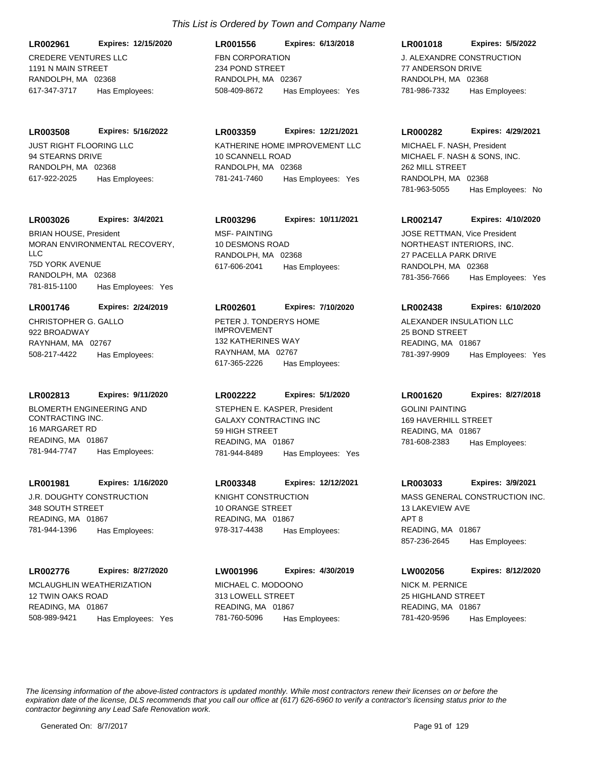*This List is Ordered by Town and Company Name*

**LR002961** **Expires: 12/15/2020**
CREDERE VENTURES LLC
1191 N MAIN STREET
RANDOLPH, MA 02368
617-347-3717 Has Employees:

**LR001556** **Expires: 6/13/2018**
FBN CORPORATION
234 POND STREET
RANDOLPH, MA 02367
508-409-8672 Has Employees: Yes

**LR001018** **Expires: 5/5/2022**
J. ALEXANDRE CONSTRUCTION
77 ANDERSON DRIVE
RANDOLPH, MA 02368
781-986-7332 Has Employees:

**LR003508** **Expires: 5/16/2022**
JUST RIGHT FLOORING LLC
94 STEARNS DRIVE
RANDOLPH, MA 02368
617-922-2025 Has Employees:

**LR003359** **Expires: 12/21/2021**
KATHERINE HOME IMPROVEMENT LLC
10 SCANNELL ROAD
RANDOLPH, MA 02368
781-241-7460 Has Employees: Yes

**LR000282** **Expires: 4/29/2021**
MICHAEL F. NASH, President
MICHAEL F. NASH & SONS, INC.
262 MILL STREET
RANDOLPH, MA 02368
781-963-5055 Has Employees: No

**LR003026** **Expires: 3/4/2021**
BRIAN HOUSE, President
MORAN ENVIRONMENTAL RECOVERY, LLC
75D YORK AVENUE
RANDOLPH, MA 02368
781-815-1100 Has Employees: Yes

**LR003296** **Expires: 10/11/2021**
MSF- PAINTING
10 DESMONS ROAD
RANDOLPH, MA 02368
617-606-2041 Has Employees:

**LR002147** **Expires: 4/10/2020**
JOSE RETTMAN, Vice President
NORTHEAST INTERIORS, INC.
27 PACELLA PARK DRIVE
RANDOLPH, MA 02368
781-356-7666 Has Employees: Yes

**LR001746** **Expires: 2/24/2019**
CHRISTOPHER G. GALLO
922 BROADWAY
RAYNHAM, MA 02767
508-217-4422 Has Employees:

**LR002601** **Expires: 7/10/2020**
PETER J. TONDERYS HOME IMPROVEMENT
132 KATHERINES WAY
RAYNHAM, MA 02767
617-365-2226 Has Employees:

**LR002438** **Expires: 6/10/2020**
ALEXANDER INSULATION LLC
25 BOND STREET
READING, MA 01867
781-397-9909 Has Employees: Yes

**LR002813** **Expires: 9/11/2020**
BLOMERTH ENGINEERING AND CONTRACTING INC.
16 MARGARET RD
READING, MA 01867
781-944-7747 Has Employees:

**LR002222** **Expires: 5/1/2020**
STEPHEN E. KASPER, President
GALAXY CONTRACTING INC
59 HIGH STREET
READING, MA 01867
781-944-8489 Has Employees: Yes

**LR001620** **Expires: 8/27/2018**
GOLINI PAINTING
169 HAVERHILL STREET
READING, MA 01867
781-608-2383 Has Employees:

**LR001981** **Expires: 1/16/2020**
J.R. DOUGHTY CONSTRUCTION
348 SOUTH STREET
READING, MA 01867
781-944-1396 Has Employees:

**LR003348** **Expires: 12/12/2021**
KNIGHT CONSTRUCTION
10 ORANGE STREET
READING, MA 01867
978-317-4438 Has Employees:

**LR003033** **Expires: 3/9/2021**
MASS GENERAL CONSTRUCTION INC.
13 LAKEVIEW AVE
APT 8
READING, MA 01867
857-236-2645 Has Employees:

**LR002776** **Expires: 8/27/2020**
MCLAUGHLIN WEATHERIZATION
12 TWIN OAKS ROAD
READING, MA 01867
508-989-9421 Has Employees: Yes

**LW001996** **Expires: 4/30/2019**
MICHAEL C. MODOONO
313 LOWELL STREET
READING, MA 01867
781-760-5096 Has Employees:

**LW002056** **Expires: 8/12/2020**
NICK M. PERNICE
25 HIGHLAND STREET
READING, MA 01867
781-420-9596 Has Employees:

*The licensing information of the above-listed contractors is updated monthly. While most contractors renew their licenses on or before the expiration date of the license, DLS recommends that you call our office at (617) 626-6960 to verify a contractor's licensing status prior to the contractor beginning any Lead Safe Renovation work.*

Generated On: 8/7/2017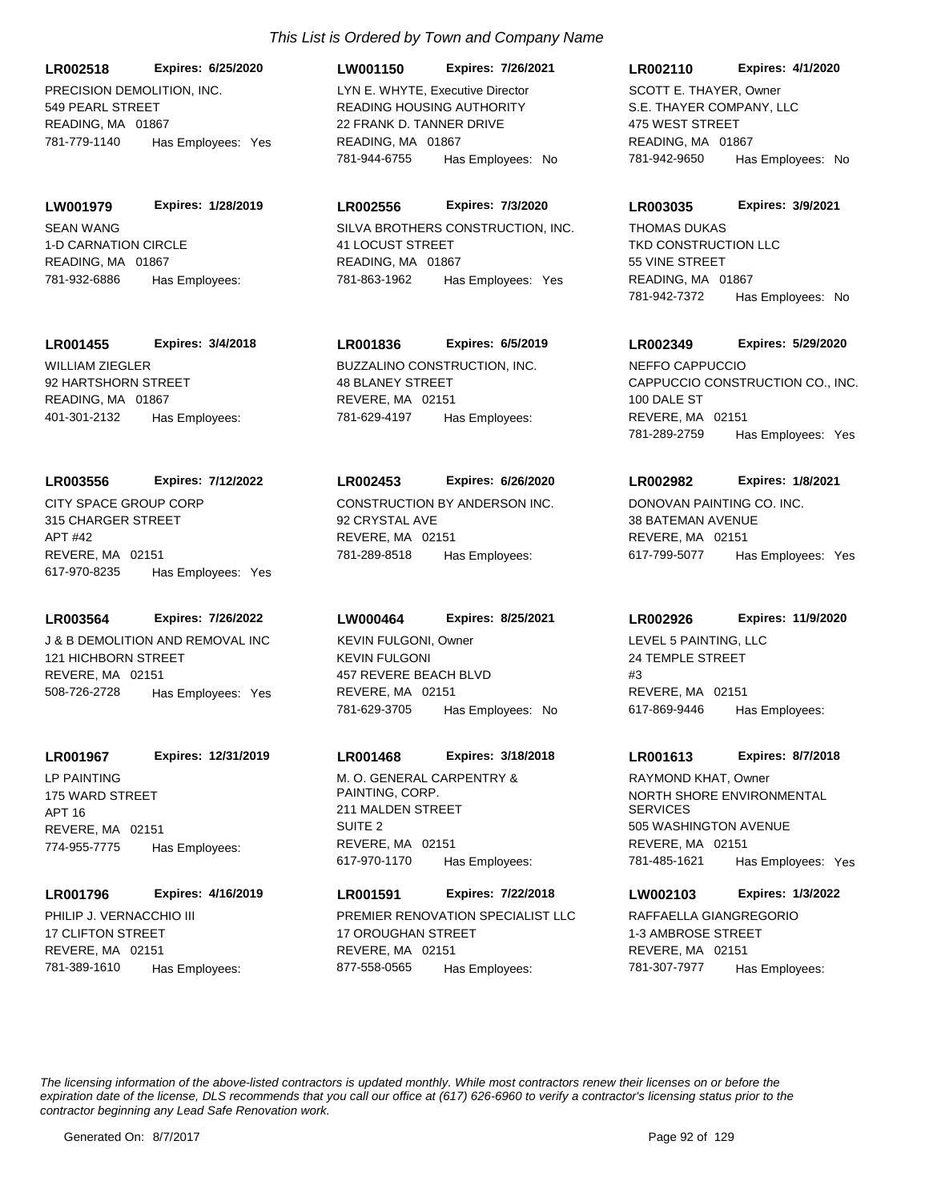*This List is Ordered by Town and Company Name*

**LR002518** **Expires: 6/25/2020**
PRECISION DEMOLITION, INC.
549 PEARL STREET
READING, MA 01867
781-779-1140 Has Employees: Yes

**LW001150** **Expires: 7/26/2021**
LYN E. WHYTE, Executive Director
READING HOUSING AUTHORITY
22 FRANK D. TANNER DRIVE
READING, MA 01867
781-944-6755 Has Employees: No

**LR002110** **Expires: 4/1/2020**
SCOTT E. THAYER, Owner
S.E. THAYER COMPANY, LLC
475 WEST STREET
READING, MA 01867
781-942-9650 Has Employees: No

**LW001979** **Expires: 1/28/2019**
SEAN WANG
1-D CARNATION CIRCLE
READING, MA 01867
781-932-6886 Has Employees:

**LR002556** **Expires: 7/3/2020**
SILVA BROTHERS CONSTRUCTION, INC.
41 LOCUST STREET
READING, MA 01867
781-863-1962 Has Employees: Yes

**LR003035** **Expires: 3/9/2021**
THOMAS DUKAS
TKD CONSTRUCTION LLC
55 VINE STREET
READING, MA 01867
781-942-7372 Has Employees: No

**LR001455** **Expires: 3/4/2018**
WILLIAM ZIEGLER
92 HARTSHORN STREET
READING, MA 01867
401-301-2132 Has Employees:

**LR001836** **Expires: 6/5/2019**
BUZZALINO CONSTRUCTION, INC.
48 BLANEY STREET
REVERE, MA 02151
781-629-4197 Has Employees:

**LR002349** **Expires: 5/29/2020**
NEFFO CAPPUCCIO
CAPPUCCIO CONSTRUCTION CO., INC.
100 DALE ST
REVERE, MA 02151
781-289-2759 Has Employees: Yes

**LR003556** **Expires: 7/12/2022**
CITY SPACE GROUP CORP
315 CHARGER STREET
APT #42
REVERE, MA 02151
617-970-8235 Has Employees: Yes

**LR002453** **Expires: 6/26/2020**
CONSTRUCTION BY ANDERSON INC.
92 CRYSTAL AVE
REVERE, MA 02151
781-289-8518 Has Employees:

**LR002982** **Expires: 1/8/2021**
DONOVAN PAINTING CO. INC.
38 BATEMAN AVENUE
REVERE, MA 02151
617-799-5077 Has Employees: Yes

**LR003564** **Expires: 7/26/2022**
J & B DEMOLITION AND REMOVAL INC
121 HICHBORN STREET
REVERE, MA 02151
508-726-2728 Has Employees: Yes

**LW000464** **Expires: 8/25/2021**
KEVIN FULGONI, Owner
KEVIN FULGONI
457 REVERE BEACH BLVD
REVERE, MA 02151
781-629-3705 Has Employees: No

**LR002926** **Expires: 11/9/2020**
LEVEL 5 PAINTING, LLC
24 TEMPLE STREET
#3
REVERE, MA 02151
617-869-9446 Has Employees:

**LR001967** **Expires: 12/31/2019**
LP PAINTING
175 WARD STREET
APT 16
REVERE, MA 02151
774-955-7775 Has Employees:

**LR001468** **Expires: 3/18/2018**
M. O. GENERAL CARPENTRY & PAINTING, CORP.
211 MALDEN STREET
SUITE 2
REVERE, MA 02151
617-970-1170 Has Employees:

**LR001613** **Expires: 8/7/2018**
RAYMOND KHAT, Owner
NORTH SHORE ENVIRONMENTAL SERVICES
505 WASHINGTON AVENUE
REVERE, MA 02151
781-485-1621 Has Employees: Yes

**LR001796** **Expires: 4/16/2019**
PHILIP J. VERNACCHIO III
17 CLIFTON STREET
REVERE, MA 02151
781-389-1610 Has Employees:

**LR001591** **Expires: 7/22/2018**
PREMIER RENOVATION SPECIALIST LLC
17 OROUGHAN STREET
REVERE, MA 02151
877-558-0565 Has Employees:

**LW002103** **Expires: 1/3/2022**
RAFFAELLA GIANGREGORIO
1-3 AMBROSE STREET
REVERE, MA 02151
781-307-7977 Has Employees:

*The licensing information of the above-listed contractors is updated monthly. While most contractors renew their licenses on or before the expiration date of the license, DLS recommends that you call our office at (617) 626-6960 to verify a contractor's licensing status prior to the contractor beginning any Lead Safe Renovation work.*

Generated On: 8/7/2017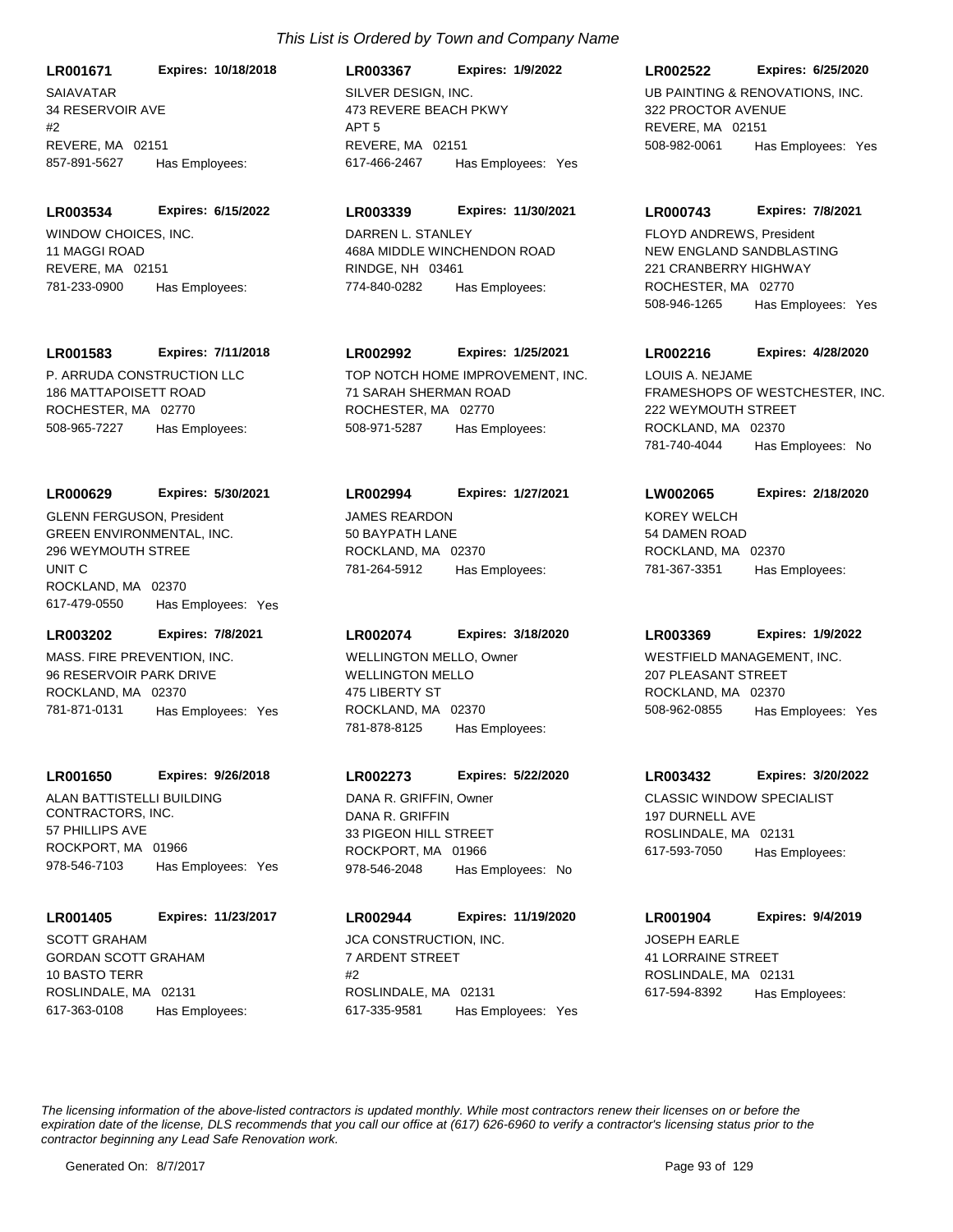*This List is Ordered by Town and Company Name*

**LR001671** **Expires: 10/18/2018**
SAIAVATAR
34 RESERVOIR AVE
#2
REVERE, MA 02151
857-891-5627 Has Employees:

**LR003534** **Expires: 6/15/2022**
WINDOW CHOICES, INC.
11 MAGGI ROAD
REVERE, MA 02151
781-233-0900 Has Employees:

**LR001583** **Expires: 7/11/2018**
P. ARRUDA CONSTRUCTION LLC
186 MATTAPOISETT ROAD
ROCHESTER, MA 02770
508-965-7227 Has Employees:

**LR000629** **Expires: 5/30/2021**
GLENN FERGUSON, President
GREEN ENVIRONMENTAL, INC.
296 WEYMOUTH STREE
UNIT C
ROCKLAND, MA 02370
617-479-0550 Has Employees: Yes

**LR003202** **Expires: 7/8/2021**
MASS. FIRE PREVENTION, INC.
96 RESERVOIR PARK DRIVE
ROCKLAND, MA 02370
781-871-0131 Has Employees: Yes

**LR001650** **Expires: 9/26/2018**
ALAN BATTISTELLI BUILDING CONTRACTORS, INC.
57 PHILLIPS AVE
ROCKPORT, MA 01966
978-546-7103 Has Employees: Yes

**LR001405** **Expires: 11/23/2017**
SCOTT GRAHAM
GORDAN SCOTT GRAHAM
10 BASTO TERR
ROSLINDALE, MA 02131
617-363-0108 Has Employees:

**LR003367** **Expires: 1/9/2022**
SILVER DESIGN, INC.
473 REVERE BEACH PKWY
APT 5
REVERE, MA 02151
617-466-2467 Has Employees: Yes

**LR003339** **Expires: 11/30/2021**
DARREN L. STANLEY
468A MIDDLE WINCHENDON ROAD
RINDGE, NH 03461
774-840-0282 Has Employees:

**LR002992** **Expires: 1/25/2021**
TOP NOTCH HOME IMPROVEMENT, INC.
71 SARAH SHERMAN ROAD
ROCHESTER, MA 02770
508-971-5287 Has Employees:

**LR002994** **Expires: 1/27/2021**
JAMES REARDON
50 BAYPATH LANE
ROCKLAND, MA 02370
781-264-5912 Has Employees:

**LR002074** **Expires: 3/18/2020**
WELLINGTON MELLO, Owner
WELLINGTON MELLO
475 LIBERTY ST
ROCKLAND, MA 02370
781-878-8125 Has Employees:

**LR002273** **Expires: 5/22/2020**
DANA R. GRIFFIN, Owner
DANA R. GRIFFIN
33 PIGEON HILL STREET
ROCKPORT, MA 01966
978-546-2048 Has Employees: No

**LR002944** **Expires: 11/19/2020**
JCA CONSTRUCTION, INC.
7 ARDENT STREET
#2
ROSLINDALE, MA 02131
617-335-9581 Has Employees: Yes

**LR002522** **Expires: 6/25/2020**
UB PAINTING & RENOVATIONS, INC.
322 PROCTOR AVENUE
REVERE, MA 02151
508-982-0061 Has Employees: Yes

**LR000743** **Expires: 7/8/2021**
FLOYD ANDREWS, President
NEW ENGLAND SANDBLASTING
221 CRANBERRY HIGHWAY
ROCHESTER, MA 02770
508-946-1265 Has Employees: Yes

**LR002216** **Expires: 4/28/2020**
LOUIS A. NEJAME
FRAMESHOPS OF WESTCHESTER, INC.
222 WEYMOUTH STREET
ROCKLAND, MA 02370
781-740-4044 Has Employees: No

**LW002065** **Expires: 2/18/2020**
KOREY WELCH
54 DAMEN ROAD
ROCKLAND, MA 02370
781-367-3351 Has Employees:

**LR003369** **Expires: 1/9/2022**
WESTFIELD MANAGEMENT, INC.
207 PLEASANT STREET
ROCKLAND, MA 02370
508-962-0855 Has Employees: Yes

**LR003432** **Expires: 3/20/2022**
CLASSIC WINDOW SPECIALIST
197 DURNELL AVE
ROSLINDALE, MA 02131
617-593-7050 Has Employees:

**LR001904** **Expires: 9/4/2019**
JOSEPH EARLE
41 LORRAINE STREET
ROSLINDALE, MA 02131
617-594-8392 Has Employees:

*The licensing information of the above-listed contractors is updated monthly. While most contractors renew their licenses on or before the expiration date of the license, DLS recommends that you call our office at (617) 626-6960 to verify a contractor's licensing status prior to the contractor beginning any Lead Safe Renovation work.*

Generated On: 8/7/2017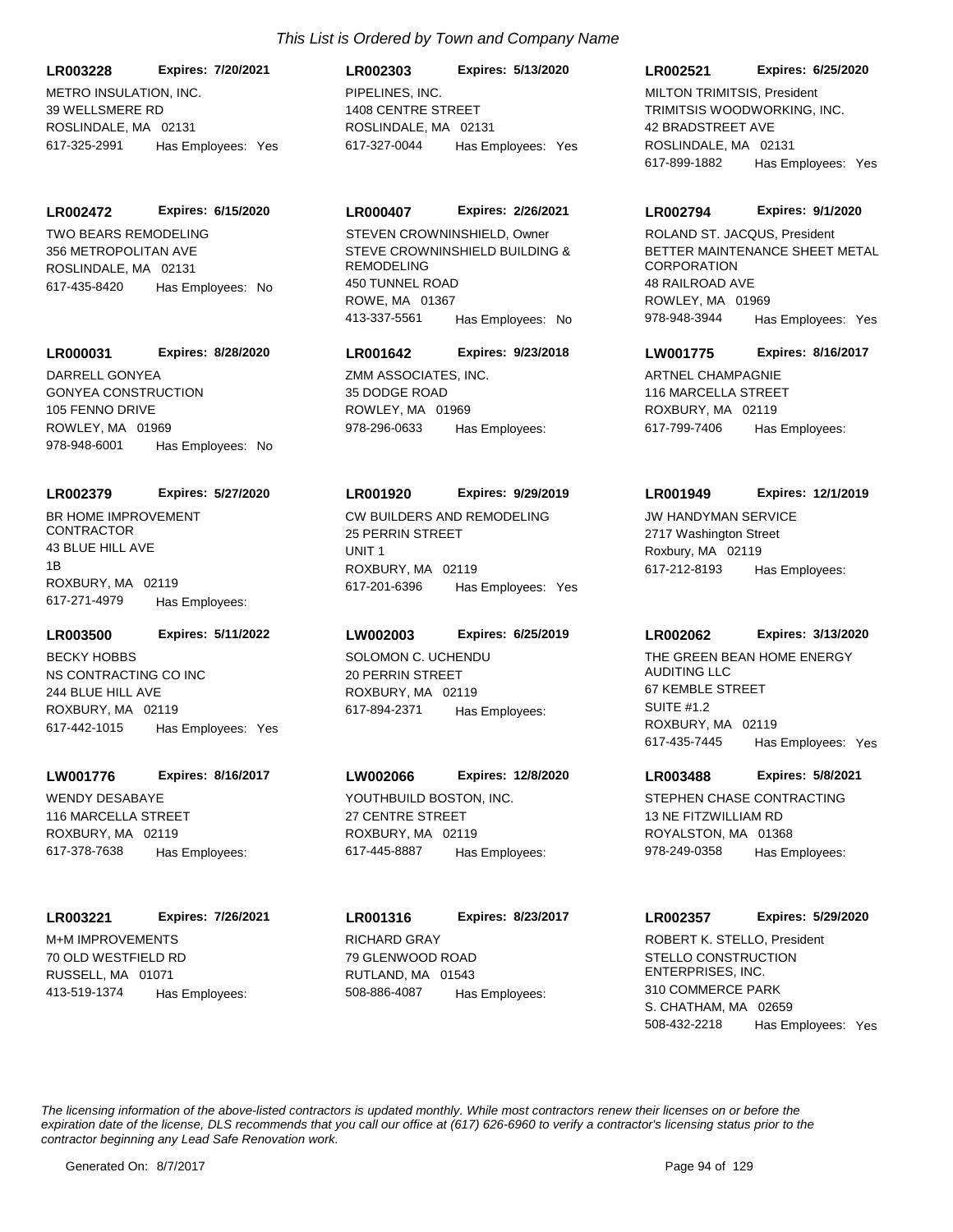*This List is Ordered by Town and Company Name*

**LR003228** **Expires: 7/20/2021**
METRO INSULATION, INC.
39 WELLSMERE RD
ROSLINDALE, MA 02131
617-325-2991 Has Employees: Yes

**LR002303** **Expires: 5/13/2020**
PIPELINES, INC.
1408 CENTRE STREET
ROSLINDALE, MA 02131
617-327-0044 Has Employees: Yes

**LR002521** **Expires: 6/25/2020**
MILTON TRIMITSIS, President
TRIMITSIS WOODWORKING, INC.
42 BRADSTREET AVE
ROSLINDALE, MA 02131
617-899-1882 Has Employees: Yes

**LR002472** **Expires: 6/15/2020**
TWO BEARS REMODELING
356 METROPOLITAN AVE
ROSLINDALE, MA 02131
617-435-8420 Has Employees: No

**LR000407** **Expires: 2/26/2021**
STEVEN CROWNINSHIELD, Owner
STEVE CROWNINSHIELD BUILDING & REMODELING
450 TUNNEL ROAD
ROWE, MA 01367
413-337-5561 Has Employees: No

**LR002794** **Expires: 9/1/2020**
ROLAND ST. JACQUS, President
BETTER MAINTENANCE SHEET METAL CORPORATION
48 RAILROAD AVE
ROWLEY, MA 01969
978-948-3944 Has Employees: Yes

**LR000031** **Expires: 8/28/2020**
DARRELL GONYEA
GONYEA CONSTRUCTION
105 FENNO DRIVE
ROWLEY, MA 01969
978-948-6001 Has Employees: No

**LR001642** **Expires: 9/23/2018**
ZMM ASSOCIATES, INC.
35 DODGE ROAD
ROWLEY, MA 01969
978-296-0633 Has Employees:

**LW001775** **Expires: 8/16/2017**
ARTNEL CHAMPAGNIE
116 MARCELLA STREET
ROXBURY, MA 02119
617-799-7406 Has Employees:

**LR002379** **Expires: 5/27/2020**
BR HOME IMPROVEMENT CONTRACTOR
43 BLUE HILL AVE
1B
ROXBURY, MA 02119
617-271-4979 Has Employees:

**LR001920** **Expires: 9/29/2019**
CW BUILDERS AND REMODELING
25 PERRIN STREET
UNIT 1
ROXBURY, MA 02119
617-201-6396 Has Employees: Yes

**LR001949** **Expires: 12/1/2019**
JW HANDYMAN SERVICE
2717 Washington Street
Roxbury, MA 02119
617-212-8193 Has Employees:

**LR003500** **Expires: 5/11/2022**
BECKY HOBBS
NS CONTRACTING CO INC
244 BLUE HILL AVE
ROXBURY, MA 02119
617-442-1015 Has Employees: Yes

**LW002003** **Expires: 6/25/2019**
SOLOMON C. UCHENDU
20 PERRIN STREET
ROXBURY, MA 02119
617-894-2371 Has Employees:

**LR002062** **Expires: 3/13/2020**
THE GREEN BEAN HOME ENERGY AUDITING LLC
67 KEMBLE STREET
SUITE #1.2
ROXBURY, MA 02119
617-435-7445 Has Employees: Yes

**LW001776** **Expires: 8/16/2017**
WENDY DESABAYE
116 MARCELLA STREET
ROXBURY, MA 02119
617-378-7638 Has Employees:

**LW002066** **Expires: 12/8/2020**
YOUTHBUILD BOSTON, INC.
27 CENTRE STREET
ROXBURY, MA 02119
617-445-8887 Has Employees:

**LR003488** **Expires: 5/8/2021**
STEPHEN CHASE CONTRACTING
13 NE FITZWILLIAM RD
ROYALSTON, MA 01368
978-249-0358 Has Employees:

**LR003221** **Expires: 7/26/2021**
M+M IMPROVEMENTS
70 OLD WESTFIELD RD
RUSSELL, MA 01071
413-519-1374 Has Employees:

**LR001316** **Expires: 8/23/2017**
RICHARD GRAY
79 GLENWOOD ROAD
RUTLAND, MA 01543
508-886-4087 Has Employees:

**LR002357** **Expires: 5/29/2020**
ROBERT K. STELLO, President
STELLO CONSTRUCTION ENTERPRISES, INC.
310 COMMERCE PARK
S. CHATHAM, MA 02659
508-432-2218 Has Employees: Yes

*The licensing information of the above-listed contractors is updated monthly. While most contractors renew their licenses on or before the expiration date of the license, DLS recommends that you call our office at (617) 626-6960 to verify a contractor's licensing status prior to the contractor beginning any Lead Safe Renovation work.*

Generated On: 8/7/2017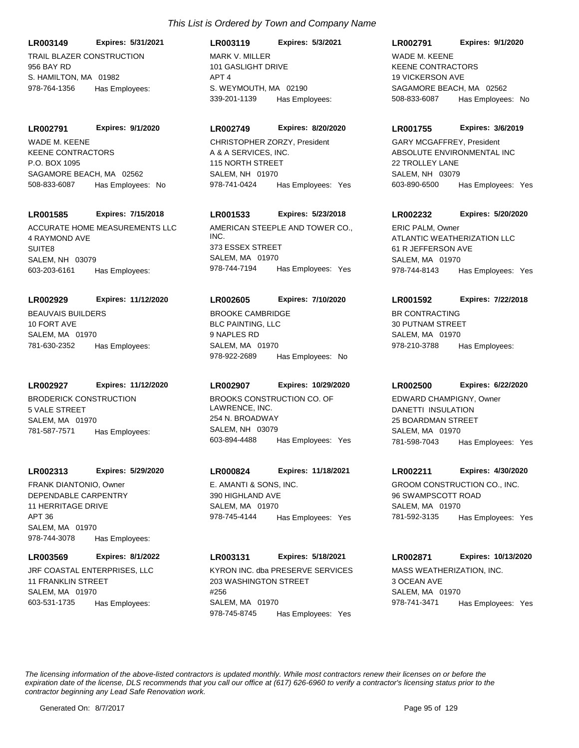*This List is Ordered by Town and Company Name*

**LR003149** **Expires: 5/31/2021**
TRAIL BLAZER CONSTRUCTION
956 BAY RD
S. HAMILTON, MA 01982
978-764-1356 Has Employees:

**LR003119** **Expires: 5/3/2021**
MARK V. MILLER
101 GASLIGHT DRIVE
APT 4
S. WEYMOUTH, MA 02190
339-201-1139 Has Employees:

**LR002791** **Expires: 9/1/2020**
WADE M. KEENE
KEENE CONTRACTORS
19 VICKERSON AVE
SAGAMORE BEACH, MA 02562
508-833-6087 Has Employees: No

**LR002791** **Expires: 9/1/2020**
WADE M. KEENE
KEENE CONTRACTORS
P.O. BOX 1095
SAGAMORE BEACH, MA 02562
508-833-6087 Has Employees: No

**LR002749** **Expires: 8/20/2020**
CHRISTOPHER ZORZY, President
A & A SERVICES, INC.
115 NORTH STREET
SALEM, NH 01970
978-741-0424 Has Employees: Yes

**LR001755** **Expires: 3/6/2019**
GARY MCGAFFREY, President
ABSOLUTE ENVIRONMENTAL INC
22 TROLLEY LANE
SALEM, NH 03079
603-890-6500 Has Employees: Yes

**LR001585** **Expires: 7/15/2018**
ACCURATE HOME MEASUREMENTS LLC
4 RAYMOND AVE
SUITE8
SALEM, NH 03079
603-203-6161 Has Employees:

**LR001533** **Expires: 5/23/2018**
AMERICAN STEEPLE AND TOWER CO., INC.
373 ESSEX STREET
SALEM, MA 01970
978-744-7194 Has Employees: Yes

**LR002232** **Expires: 5/20/2020**
ERIC PALM, Owner
ATLANTIC WEATHERIZATION LLC
61 R JEFFERSON AVE
SALEM, MA 01970
978-744-8143 Has Employees: Yes

**LR002929** **Expires: 11/12/2020**
BEAUVAIS BUILDERS
10 FORT AVE
SALEM, MA 01970
781-630-2352 Has Employees:

**LR002605** **Expires: 7/10/2020**
BROOKE CAMBRIDGE
BLC PAINTING, LLC
9 NAPLES RD
SALEM, MA 01970
978-922-2689 Has Employees: No

**LR001592** **Expires: 7/22/2018**
BR CONTRACTING
30 PUTNAM STREET
SALEM, MA 01970
978-210-3788 Has Employees:

**LR002927** **Expires: 11/12/2020**
BRODERICK CONSTRUCTION
5 VALE STREET
SALEM, MA 01970
781-587-7571 Has Employees:

**LR002907** **Expires: 10/29/2020**
BROOKS CONSTRUCTION CO. OF LAWRENCE, INC.
254 N. BROADWAY
SALEM, NH 03079
603-894-4488 Has Employees: Yes

**LR002500** **Expires: 6/22/2020**
EDWARD CHAMPIGNY, Owner
DANETTI INSULATION
25 BOARDMAN STREET
SALEM, MA 01970
781-598-7043 Has Employees: Yes

**LR002313** **Expires: 5/29/2020**
FRANK DIANTONIO, Owner
DEPENDABLE CARPENTRY
11 HERRITAGE DRIVE
APT 36
SALEM, MA 01970
978-744-3078 Has Employees:

**LR000824** **Expires: 11/18/2021**
E. AMANTI & SONS, INC.
390 HIGHLAND AVE
SALEM, MA 01970
978-745-4144 Has Employees: Yes

**LR002211** **Expires: 4/30/2020**
GROOM CONSTRUCTION CO., INC.
96 SWAMPSCOTT ROAD
SALEM, MA 01970
781-592-3135 Has Employees: Yes

**LR003569** **Expires: 8/1/2022**
JRF COASTAL ENTERPRISES, LLC
11 FRANKLIN STREET
SALEM, MA 01970
603-531-1735 Has Employees:

**LR003131** **Expires: 5/18/2021**
KYRON INC. dba PRESERVE SERVICES
203 WASHINGTON STREET
#256
SALEM, MA 01970
978-745-8745 Has Employees: Yes

**LR002871** **Expires: 10/13/2020**
MASS WEATHERIZATION, INC.
3 OCEAN AVE
SALEM, MA 01970
978-741-3471 Has Employees: Yes

*The licensing information of the above-listed contractors is updated monthly. While most contractors renew their licenses on or before the expiration date of the license, DLS recommends that you call our office at (617) 626-6960 to verify a contractor's licensing status prior to the contractor beginning any Lead Safe Renovation work.*

Generated On: 8/7/2017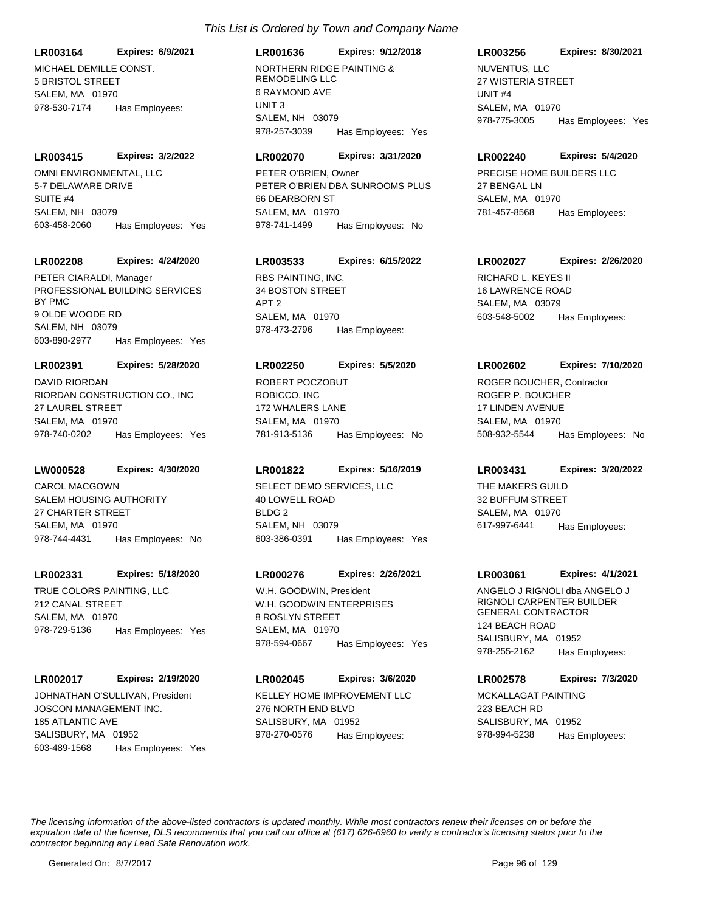*This List is Ordered by Town and Company Name*

**LR003164** **Expires: 6/9/2021**
MICHAEL DEMILLE CONST.
5 BRISTOL STREET
SALEM, MA 01970
978-530-7174 Has Employees:

**LR001636** **Expires: 9/12/2018**
NORTHERN RIDGE PAINTING & REMODELING LLC
6 RAYMOND AVE
UNIT 3
SALEM, NH 03079
978-257-3039 Has Employees: Yes

**LR003256** **Expires: 8/30/2021**
NUVENTUS, LLC
27 WISTERIA STREET
UNIT #4
SALEM, MA 01970
978-775-3005 Has Employees: Yes

**LR003415** **Expires: 3/2/2022**
OMNI ENVIRONMENTAL, LLC
5-7 DELAWARE DRIVE
SUITE #4
SALEM, NH 03079
603-458-2060 Has Employees: Yes

**LR002070** **Expires: 3/31/2020**
PETER O'BRIEN, Owner
PETER O'BRIEN DBA SUNROOMS PLUS
66 DEARBORN ST
SALEM, MA 01970
978-741-1499 Has Employees: No

**LR002240** **Expires: 5/4/2020**
PRECISE HOME BUILDERS LLC
27 BENGAL LN
SALEM, MA 01970
781-457-8568 Has Employees:

**LR002208** **Expires: 4/24/2020**
PETER CIARALDI, Manager
PROFESSIONAL BUILDING SERVICES BY PMC
9 OLDE WOODE RD
SALEM, NH 03079
603-898-2977 Has Employees: Yes

**LR003533** **Expires: 6/15/2022**
RBS PAINTING, INC.
34 BOSTON STREET
APT 2
SALEM, MA 01970
978-473-2796 Has Employees:

**LR002027** **Expires: 2/26/2020**
RICHARD L. KEYES II
16 LAWRENCE ROAD
SALEM, MA 03079
603-548-5002 Has Employees:

**LR002391** **Expires: 5/28/2020**
DAVID RIORDAN
RIORDAN CONSTRUCTION CO., INC
27 LAUREL STREET
SALEM, MA 01970
978-740-0202 Has Employees: Yes

**LR002250** **Expires: 5/5/2020**
ROBERT POCZOBUT
ROBICCO, INC
172 WHALERS LANE
SALEM, MA 01970
781-913-5136 Has Employees: No

**LR002602** **Expires: 7/10/2020**
ROGER BOUCHER, Contractor
ROGER P. BOUCHER
17 LINDEN AVENUE
SALEM, MA 01970
508-932-5544 Has Employees: No

**LW000528** **Expires: 4/30/2020**
CAROL MACGOWN
SALEM HOUSING AUTHORITY
27 CHARTER STREET
SALEM, MA 01970
978-744-4431 Has Employees: No

**LR001822** **Expires: 5/16/2019**
SELECT DEMO SERVICES, LLC
40 LOWELL ROAD
BLDG 2
SALEM, NH 03079
603-386-0391 Has Employees: Yes

**LR003431** **Expires: 3/20/2022**
THE MAKERS GUILD
32 BUFFUM STREET
SALEM, MA 01970
617-997-6441 Has Employees:

**LR002331** **Expires: 5/18/2020**
TRUE COLORS PAINTING, LLC
212 CANAL STREET
SALEM, MA 01970
978-729-5136 Has Employees: Yes

**LR000276** **Expires: 2/26/2021**
W.H. GOODWIN, President
W.H. GOODWIN ENTERPRISES
8 ROSLYN STREET
SALEM, MA 01970
978-594-0667 Has Employees: Yes

**LR003061** **Expires: 4/1/2021**
ANGELO J RIGNOLI dba ANGELO J RIGNOLI CARPENTER BUILDER GENERAL CONTRACTOR
124 BEACH ROAD
SALISBURY, MA 01952
978-255-2162 Has Employees:

**LR002017** **Expires: 2/19/2020**
JOHNATHAN O'SULLIVAN, President
JOSCON MANAGEMENT INC.
185 ATLANTIC AVE
SALISBURY, MA 01952
603-489-1568 Has Employees: Yes

**LR002045** **Expires: 3/6/2020**
KELLEY HOME IMPROVEMENT LLC
276 NORTH END BLVD
SALISBURY, MA 01952
978-270-0576 Has Employees:

**LR002578** **Expires: 7/3/2020**
MCKALLAGAT PAINTING
223 BEACH RD
SALISBURY, MA 01952
978-994-5238 Has Employees:

*The licensing information of the above-listed contractors is updated monthly. While most contractors renew their licenses on or before the expiration date of the license, DLS recommends that you call our office at (617) 626-6960 to verify a contractor's licensing status prior to the contractor beginning any Lead Safe Renovation work.*

Generated On: 8/7/2017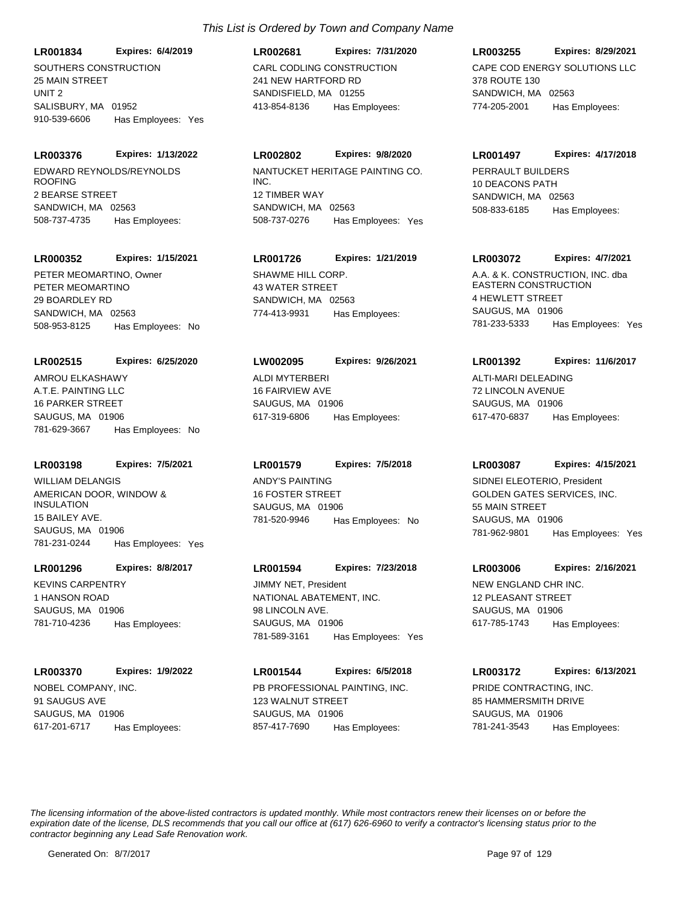*This List is Ordered by Town and Company Name*

**LR001834** **Expires: 6/4/2019**
SOUTHERS CONSTRUCTION
25 MAIN STREET
UNIT 2
SALISBURY, MA 01952
910-539-6606 Has Employees: Yes

**LR002681** **Expires: 7/31/2020**
CARL CODLING CONSTRUCTION
241 NEW HARTFORD RD
SANDISFIELD, MA 01255
413-854-8136 Has Employees:

**LR003255** **Expires: 8/29/2021**
CAPE COD ENERGY SOLUTIONS LLC
378 ROUTE 130
SANDWICH, MA 02563
774-205-2001 Has Employees:

**LR003376** **Expires: 1/13/2022**
EDWARD REYNOLDS/REYNOLDS ROOFING
2 BEARSE STREET
SANDWICH, MA 02563
508-737-4735 Has Employees:

**LR002802** **Expires: 9/8/2020**
NANTUCKET HERITAGE PAINTING CO. INC.
12 TIMBER WAY
SANDWICH, MA 02563
508-737-0276 Has Employees: Yes

**LR001497** **Expires: 4/17/2018**
PERRAULT BUILDERS
10 DEACONS PATH
SANDWICH, MA 02563
508-833-6185 Has Employees:

**LR000352** **Expires: 1/15/2021**
PETER MEOMARTINO, Owner
PETER MEOMARTINO
29 BOARDLEY RD
SANDWICH, MA 02563
508-953-8125 Has Employees: No

**LR001726** **Expires: 1/21/2019**
SHAWME HILL CORP.
43 WATER STREET
SANDWICH, MA 02563
774-413-9931 Has Employees:

**LR003072** **Expires: 4/7/2021**
A.A. & K. CONSTRUCTION, INC. dba EASTERN CONSTRUCTION
4 HEWLETT STREET
SAUGUS, MA 01906
781-233-5333 Has Employees: Yes

**LR002515** **Expires: 6/25/2020**
AMROU ELKASHAWY
A.T.E. PAINTING LLC
16 PARKER STREET
SAUGUS, MA 01906
781-629-3667 Has Employees: No

**LW002095** **Expires: 9/26/2021**
ALDI MYTERBERI
16 FAIRVIEW AVE
SAUGUS, MA 01906
617-319-6806 Has Employees:

**LR001392** **Expires: 11/6/2017**
ALTI-MARI DELEADING
72 LINCOLN AVENUE
SAUGUS, MA 01906
617-470-6837 Has Employees:

**LR003198** **Expires: 7/5/2021**
WILLIAM DELANGIS
AMERICAN DOOR, WINDOW & INSULATION
15 BAILEY AVE.
SAUGUS, MA 01906
781-231-0244 Has Employees: Yes

**LR001579** **Expires: 7/5/2018**
ANDY'S PAINTING
16 FOSTER STREET
SAUGUS, MA 01906
781-520-9946 Has Employees: No

**LR003087** **Expires: 4/15/2021**
SIDNEI ELEOTERIO, President
GOLDEN GATES SERVICES, INC.
55 MAIN STREET
SAUGUS, MA 01906
781-962-9801 Has Employees: Yes

**LR001296** **Expires: 8/8/2017**
KEVINS CARPENTRY
1 HANSON ROAD
SAUGUS, MA 01906
781-710-4236 Has Employees:

**LR001594** **Expires: 7/23/2018**
JIMMY NET, President
NATIONAL ABATEMENT, INC.
98 LINCOLN AVE.
SAUGUS, MA 01906
781-589-3161 Has Employees: Yes

**LR003006** **Expires: 2/16/2021**
NEW ENGLAND CHR INC.
12 PLEASANT STREET
SAUGUS, MA 01906
617-785-1743 Has Employees:

**LR003370** **Expires: 1/9/2022**
NOBEL COMPANY, INC.
91 SAUGUS AVE
SAUGUS, MA 01906
617-201-6717 Has Employees:

**LR001544** **Expires: 6/5/2018**
PB PROFESSIONAL PAINTING, INC.
123 WALNUT STREET
SAUGUS, MA 01906
857-417-7690 Has Employees:

**LR003172** **Expires: 6/13/2021**
PRIDE CONTRACTING, INC.
85 HAMMERSMITH DRIVE
SAUGUS, MA 01906
781-241-3543 Has Employees:

*The licensing information of the above-listed contractors is updated monthly. While most contractors renew their licenses on or before the expiration date of the license, DLS recommends that you call our office at (617) 626-6960 to verify a contractor's licensing status prior to the contractor beginning any Lead Safe Renovation work.*

Generated On: 8/7/2017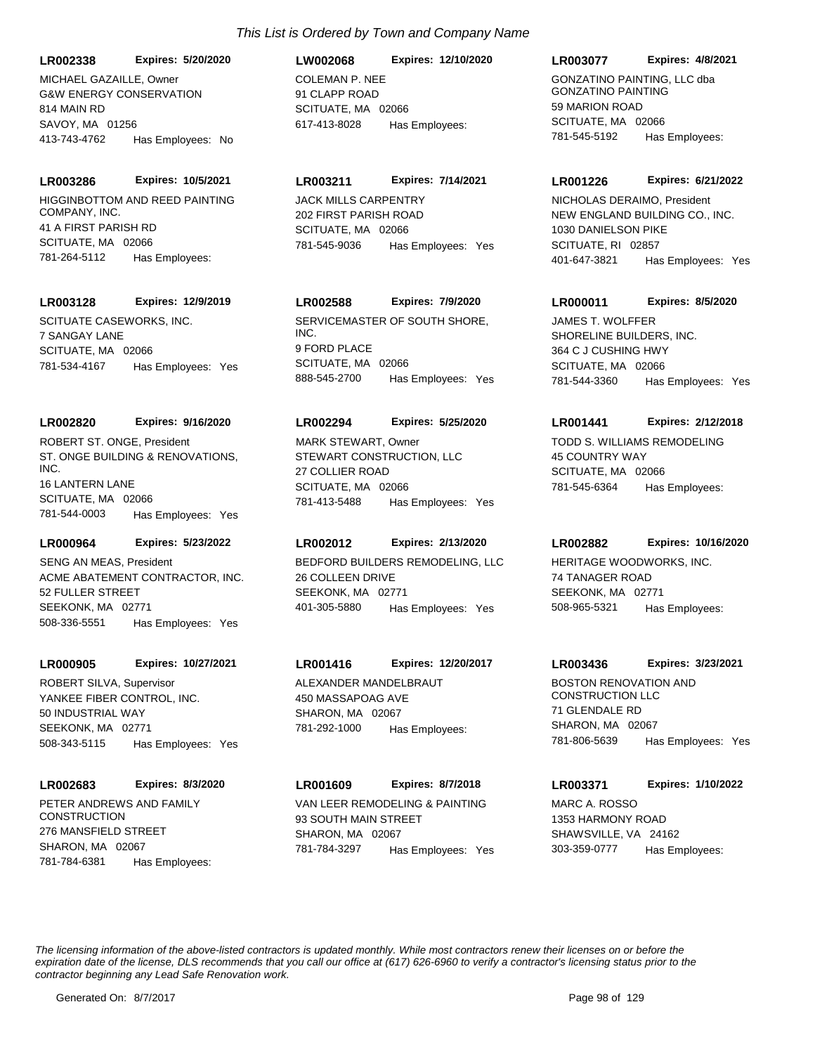*This List is Ordered by Town and Company Name*

**LR002338** **Expires: 5/20/2020**
MICHAEL GAZAILLE, Owner
G&W ENERGY CONSERVATION
814 MAIN RD
SAVOY, MA 01256
413-743-4762 Has Employees: No

**LR003286** **Expires: 10/5/2021**
HIGGINBOTTOM AND REED PAINTING COMPANY, INC.
41 A FIRST PARISH RD
SCITUATE, MA 02066
781-264-5112 Has Employees:

**LR003128** **Expires: 12/9/2019**
SCITUATE CASEWORKS, INC.
7 SANGAY LANE
SCITUATE, MA 02066
781-534-4167 Has Employees: Yes

**LR002820** **Expires: 9/16/2020**
ROBERT ST. ONGE, President
ST. ONGE BUILDING & RENOVATIONS, INC.
16 LANTERN LANE
SCITUATE, MA 02066
781-544-0003 Has Employees: Yes

**LR000964** **Expires: 5/23/2022**
SENG AN MEAS, President
ACME ABATEMENT CONTRACTOR, INC.
52 FULLER STREET
SEEKONK, MA 02771
508-336-5551 Has Employees: Yes

**LR000905** **Expires: 10/27/2021**
ROBERT SILVA, Supervisor
YANKEE FIBER CONTROL, INC.
50 INDUSTRIAL WAY
SEEKONK, MA 02771
508-343-5115 Has Employees: Yes

**LR002683** **Expires: 8/3/2020**
PETER ANDREWS AND FAMILY CONSTRUCTION
276 MANSFIELD STREET
SHARON, MA 02067
781-784-6381 Has Employees:

**LW002068** **Expires: 12/10/2020**
COLEMAN P. NEE
91 CLAPP ROAD
SCITUATE, MA 02066
617-413-8028 Has Employees:

**LR003211** **Expires: 7/14/2021**
JACK MILLS CARPENTRY
202 FIRST PARISH ROAD
SCITUATE, MA 02066
781-545-9036 Has Employees: Yes

**LR002588** **Expires: 7/9/2020**
SERVICEMASTER OF SOUTH SHORE, INC.
9 FORD PLACE
SCITUATE, MA 02066
888-545-2700 Has Employees: Yes

**LR002294** **Expires: 5/25/2020**
MARK STEWART, Owner
STEWART CONSTRUCTION, LLC
27 COLLIER ROAD
SCITUATE, MA 02066
781-413-5488 Has Employees: Yes

**LR002012** **Expires: 2/13/2020**
BEDFORD BUILDERS REMODELING, LLC
26 COLLEEN DRIVE
SEEKONK, MA 02771
401-305-5880 Has Employees: Yes

**LR001416** **Expires: 12/20/2017**
ALEXANDER MANDELBRAUT
450 MASSAPOAG AVE
SHARON, MA 02067
781-292-1000 Has Employees:

**LR001609** **Expires: 8/7/2018**
VAN LEER REMODELING & PAINTING
93 SOUTH MAIN STREET
SHARON, MA 02067
781-784-3297 Has Employees: Yes

**LR003077** **Expires: 4/8/2021**
GONZATINO PAINTING, LLC dba GONZATINO PAINTING
59 MARION ROAD
SCITUATE, MA 02066
781-545-5192 Has Employees:

**LR001226** **Expires: 6/21/2022**
NICHOLAS DERAIMO, President
NEW ENGLAND BUILDING CO., INC.
1030 DANIELSON PIKE
SCITUATE, RI 02857
401-647-3821 Has Employees: Yes

**LR000011** **Expires: 8/5/2020**
JAMES T. WOLFFER
SHORELINE BUILDERS, INC.
364 C J CUSHING HWY
SCITUATE, MA 02066
781-544-3360 Has Employees: Yes

**LR001441** **Expires: 2/12/2018**
TODD S. WILLIAMS REMODELING
45 COUNTRY WAY
SCITUATE, MA 02066
781-545-6364 Has Employees:

**LR002882** **Expires: 10/16/2020**
HERITAGE WOODWORKS, INC.
74 TANAGER ROAD
SEEKONK, MA 02771
508-965-5321 Has Employees:

**LR003436** **Expires: 3/23/2021**
BOSTON RENOVATION AND CONSTRUCTION LLC
71 GLENDALE RD
SHARON, MA 02067
781-806-5639 Has Employees: Yes

**LR003371** **Expires: 1/10/2022**
MARC A. ROSSO
1353 HARMONY ROAD
SHAWSVILLE, VA 24162
303-359-0777 Has Employees:

*The licensing information of the above-listed contractors is updated monthly. While most contractors renew their licenses on or before the expiration date of the license, DLS recommends that you call our office at (617) 626-6960 to verify a contractor's licensing status prior to the contractor beginning any Lead Safe Renovation work.*

Generated On: 8/7/2017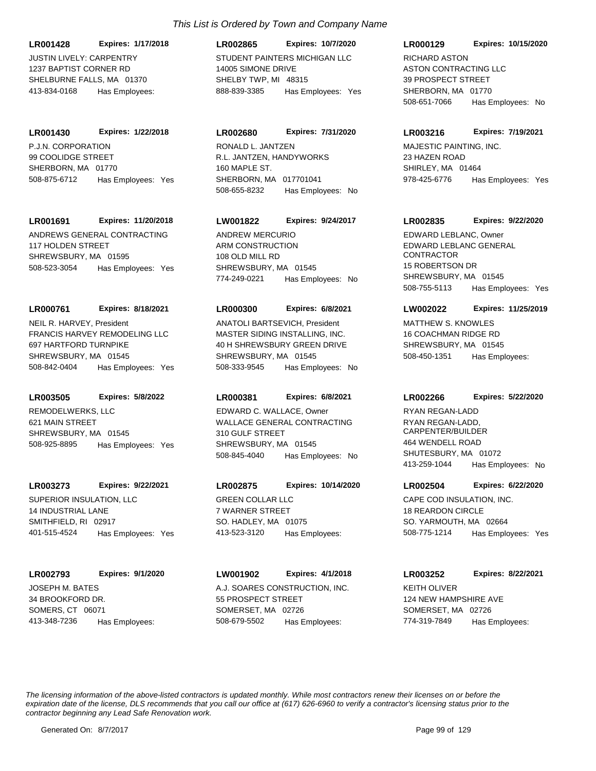*This List is Ordered by Town and Company Name*

**LR001428** **Expires: 1/17/2018**
JUSTIN LIVELY: CARPENTRY
1237 BAPTIST CORNER RD
SHELBURNE FALLS, MA 01370
413-834-0168 Has Employees:

**LR002865** **Expires: 10/7/2020**
STUDENT PAINTERS MICHIGAN LLC
14005 SIMONE DRIVE
SHELBY TWP, MI 48315
888-839-3385 Has Employees: Yes

**LR000129** **Expires: 10/15/2020**
RICHARD ASTON
ASTON CONTRACTING LLC
39 PROSPECT STREET
SHERBORN, MA 01770
508-651-7066 Has Employees: No

**LR001430** **Expires: 1/22/2018**
P.J.N. CORPORATION
99 COOLIDGE STREET
SHERBORN, MA 01770
508-875-6712 Has Employees: Yes

**LR002680** **Expires: 7/31/2020**
RONALD L. JANTZEN
R.L. JANTZEN, HANDYWORKS
160 MAPLE ST.
SHERBORN, MA 017701041
508-655-8232 Has Employees: No

**LR003216** **Expires: 7/19/2021**
MAJESTIC PAINTING, INC.
23 HAZEN ROAD
SHIRLEY, MA 01464
978-425-6776 Has Employees: Yes

**LR001691** **Expires: 11/20/2018**
ANDREWS GENERAL CONTRACTING
117 HOLDEN STREET
SHREWSBURY, MA 01595
508-523-3054 Has Employees: Yes

**LW001822** **Expires: 9/24/2017**
ANDREW MERCURIO
ARM CONSTRUCTION
108 OLD MILL RD
SHREWSBURY, MA 01545
774-249-0221 Has Employees: No

**LR002835** **Expires: 9/22/2020**
EDWARD LEBLANC, Owner
EDWARD LEBLANC GENERAL CONTRACTOR
15 ROBERTSON DR
SHREWSBURY, MA 01545
508-755-5113 Has Employees: Yes

**LR000761** **Expires: 8/18/2021**
NEIL R. HARVEY, President
FRANCIS HARVEY REMODELING LLC
697 HARTFORD TURNPIKE
SHREWSBURY, MA 01545
508-842-0404 Has Employees: Yes

**LR000300** **Expires: 6/8/2021**
ANATOLI BARTSEVICH, President
MASTER SIDING INSTALLING, INC.
40 H SHREWSBURY GREEN DRIVE
SHREWSBURY, MA 01545
508-333-9545 Has Employees: No

**LW002022** **Expires: 11/25/2019**
MATTHEW S. KNOWLES
16 COACHMAN RIDGE RD
SHREWSBURY, MA 01545
508-450-1351 Has Employees:

**LR003505** **Expires: 5/8/2022**
REMODELWERKS, LLC
621 MAIN STREET
SHREWSBURY, MA 01545
508-925-8895 Has Employees: Yes

**LR000381** **Expires: 6/8/2021**
EDWARD C. WALLACE, Owner
WALLACE GENERAL CONTRACTING
310 GULF STREET
SHREWSBURY, MA 01545
508-845-4040 Has Employees: No

**LR002266** **Expires: 5/22/2020**
RYAN REGAN-LADD
RYAN REGAN-LADD, CARPENTER/BUILDER
464 WENDELL ROAD
SHUTESBURY, MA 01072
413-259-1044 Has Employees: No

**LR003273** **Expires: 9/22/2021**
SUPERIOR INSULATION, LLC
14 INDUSTRIAL LANE
SMITHFIELD, RI 02917
401-515-4524 Has Employees: Yes

**LR002875** **Expires: 10/14/2020**
GREEN COLLAR LLC
7 WARNER STREET
SO. HADLEY, MA 01075
413-523-3120 Has Employees:

**LR002504** **Expires: 6/22/2020**
CAPE COD INSULATION, INC.
18 REARDON CIRCLE
SO. YARMOUTH, MA 02664
508-775-1214 Has Employees: Yes

**LR002793** **Expires: 9/1/2020**
JOSEPH M. BATES
34 BROOKFORD DR.
SOMERS, CT 06071
413-348-7236 Has Employees:

**LW001902** **Expires: 4/1/2018**
A.J. SOARES CONSTRUCTION, INC.
55 PROSPECT STREET
SOMERSET, MA 02726
508-679-5502 Has Employees:

**LR003252** **Expires: 8/22/2021**
KEITH OLIVER
124 NEW HAMPSHIRE AVE
SOMERSET, MA 02726
774-319-7849 Has Employees:

*The licensing information of the above-listed contractors is updated monthly. While most contractors renew their licenses on or before the expiration date of the license, DLS recommends that you call our office at (617) 626-6960 to verify a contractor's licensing status prior to the contractor beginning any Lead Safe Renovation work.*

Generated On: 8/7/2017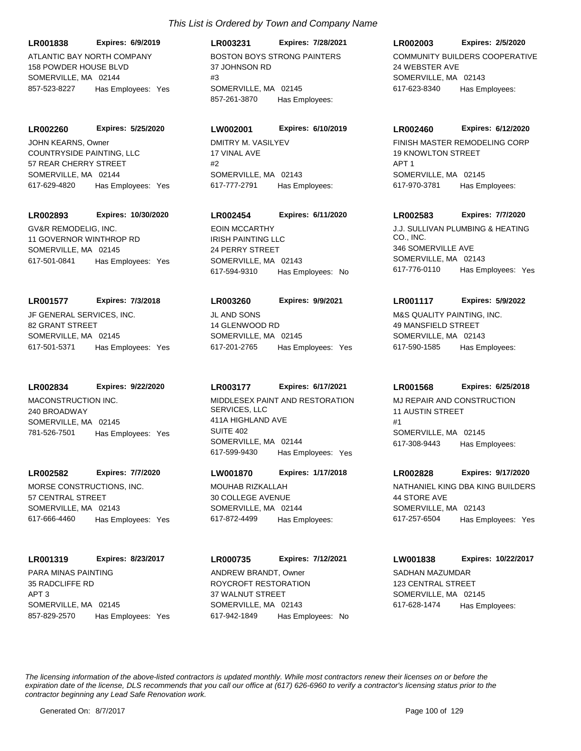*This List is Ordered by Town and Company Name*

**LR001838** **Expires: 6/9/2019**
ATLANTIC BAY NORTH COMPANY
158 POWDER HOUSE BLVD
SOMERVILLE, MA 02144
857-523-8227 Has Employees: Yes

**LR003231** **Expires: 7/28/2021**
BOSTON BOYS STRONG PAINTERS
37 JOHNSON RD
#3
SOMERVILLE, MA 02145
857-261-3870 Has Employees:

**LR002003** **Expires: 2/5/2020**
COMMUNITY BUILDERS COOPERATIVE
24 WEBSTER AVE
SOMERVILLE, MA 02143
617-623-8340 Has Employees:

**LR002260** **Expires: 5/25/2020**
JOHN KEARNS, Owner
COUNTRYSIDE PAINTING, LLC
57 REAR CHERRY STREET
SOMERVILLE, MA 02144
617-629-4820 Has Employees: Yes

**LW002001** **Expires: 6/10/2019**
DMITRY M. VASILYEV
17 VINAL AVE
#2
SOMERVILLE, MA 02143
617-777-2791 Has Employees:

**LR002460** **Expires: 6/12/2020**
FINISH MASTER REMODELING CORP
19 KNOWLTON STREET
APT 1
SOMERVILLE, MA 02145
617-970-3781 Has Employees:

**LR002893** **Expires: 10/30/2020**
GV&R REMODELIG, INC.
11 GOVERNOR WINTHROP RD
SOMERVILLE, MA 02145
617-501-0841 Has Employees: Yes

**LR002454** **Expires: 6/11/2020**
EOIN MCCARTHY
IRISH PAINTING LLC
24 PERRY STREET
SOMERVILLE, MA 02143
617-594-9310 Has Employees: No

**LR002583** **Expires: 7/7/2020**
J.J. SULLIVAN PLUMBING & HEATING CO., INC.
346 SOMERVILLE AVE
SOMERVILLE, MA 02143
617-776-0110 Has Employees: Yes

**LR001577** **Expires: 7/3/2018**
JF GENERAL SERVICES, INC.
82 GRANT STREET
SOMERVILLE, MA 02145
617-501-5371 Has Employees: Yes

**LR003260** **Expires: 9/9/2021**
JL AND SONS
14 GLENWOOD RD
SOMERVILLE, MA 02145
617-201-2765 Has Employees: Yes

**LR001117** **Expires: 5/9/2022**
M&S QUALITY PAINTING, INC.
49 MANSFIELD STREET
SOMERVILLE, MA 02143
617-590-1585 Has Employees:

**LR002834** **Expires: 9/22/2020**
MACONSTRUCTION INC.
240 BROADWAY
SOMERVILLE, MA 02145
781-526-7501 Has Employees: Yes

**LR003177** **Expires: 6/17/2021**
MIDDLESEX PAINT AND RESTORATION SERVICES, LLC
411A HIGHLAND AVE
SUITE 402
SOMERVILLE, MA 02144
617-599-9430 Has Employees: Yes

**LR001568** **Expires: 6/25/2018**
MJ REPAIR AND CONSTRUCTION
11 AUSTIN STREET
#1
SOMERVILLE, MA 02145
617-308-9443 Has Employees:

**LR002582** **Expires: 7/7/2020**
MORSE CONSTRUCTIONS, INC.
57 CENTRAL STREET
SOMERVILLE, MA 02143
617-666-4460 Has Employees: Yes

**LW001870** **Expires: 1/17/2018**
MOUHAB RIZKALLAH
30 COLLEGE AVENUE
SOMERVILLE, MA 02144
617-872-4499 Has Employees:

**LR002828** **Expires: 9/17/2020**
NATHANIEL KING DBA KING BUILDERS
44 STORE AVE
SOMERVILLE, MA 02143
617-257-6504 Has Employees: Yes

**LR001319** **Expires: 8/23/2017**
PARA MINAS PAINTING
35 RADCLIFFE RD
APT 3
SOMERVILLE, MA 02145
857-829-2570 Has Employees: Yes

**LR000735** **Expires: 7/12/2021**
ANDREW BRANDT, Owner
ROYCROFT RESTORATION
37 WALNUT STREET
SOMERVILLE, MA 02143
617-942-1849 Has Employees: No

**LW001838** **Expires: 10/22/2017**
SADHAN MAZUMDAR
123 CENTRAL STREET
SOMERVILLE, MA 02145
617-628-1474 Has Employees:

*The licensing information of the above-listed contractors is updated monthly. While most contractors renew their licenses on or before the expiration date of the license, DLS recommends that you call our office at (617) 626-6960 to verify a contractor's licensing status prior to the contractor beginning any Lead Safe Renovation work.*

Generated On: 8/7/2017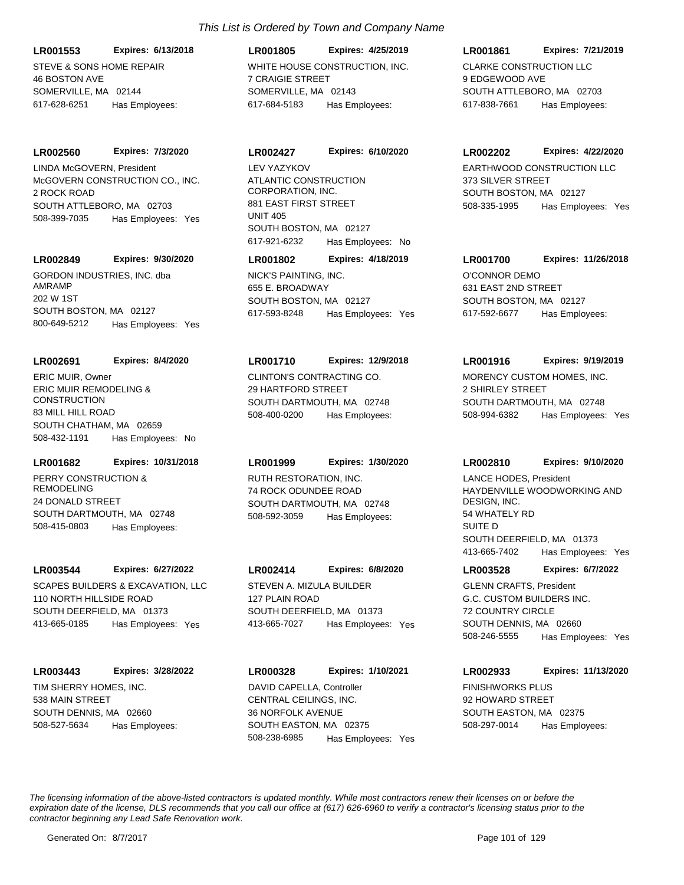*This List is Ordered by Town and Company Name*

**LR001553** **Expires: 6/13/2018**
STEVE & SONS HOME REPAIR
46 BOSTON AVE
SOMERVILLE, MA 02144
617-628-6251 Has Employees:

**LR001805** **Expires: 4/25/2019**
WHITE HOUSE CONSTRUCTION, INC.
7 CRAIGIE STREET
SOMERVILLE, MA 02143
617-684-5183 Has Employees:

**LR001861** **Expires: 7/21/2019**
CLARKE CONSTRUCTION LLC
9 EDGEWOOD AVE
SOUTH ATTLEBORO, MA 02703
617-838-7661 Has Employees:

**LR002560** **Expires: 7/3/2020**
LINDA McGOVERN, President
McGOVERN CONSTRUCTION CO., INC.
2 ROCK ROAD
SOUTH ATTLEBORO, MA 02703
508-399-7035 Has Employees: Yes

**LR002427** **Expires: 6/10/2020**
LEV YAZYKOV
ATLANTIC CONSTRUCTION CORPORATION, INC.
881 EAST FIRST STREET
UNIT 405
SOUTH BOSTON, MA 02127
617-921-6232 Has Employees: No

**LR002202** **Expires: 4/22/2020**
EARTHWOOD CONSTRUCTION LLC
373 SILVER STREET
SOUTH BOSTON, MA 02127
508-335-1995 Has Employees: Yes

**LR002849** **Expires: 9/30/2020**
GORDON INDUSTRIES, INC. dba AMRAMP
202 W 1ST
SOUTH BOSTON, MA 02127
800-649-5212 Has Employees: Yes

**LR001802** **Expires: 4/18/2019**
NICK'S PAINTING, INC.
655 E. BROADWAY
SOUTH BOSTON, MA 02127
617-593-8248 Has Employees: Yes

**LR001700** **Expires: 11/26/2018**
O'CONNOR DEMO
631 EAST 2ND STREET
SOUTH BOSTON, MA 02127
617-592-6677 Has Employees:

**LR002691** **Expires: 8/4/2020**
ERIC MUIR, Owner
ERIC MUIR REMODELING & CONSTRUCTION
83 MILL HILL ROAD
SOUTH CHATHAM, MA 02659
508-432-1191 Has Employees: No

**LR001710** **Expires: 12/9/2018**
CLINTON'S CONTRACTING CO.
29 HARTFORD STREET
SOUTH DARTMOUTH, MA 02748
508-400-0200 Has Employees:

**LR001916** **Expires: 9/19/2019**
MORENCY CUSTOM HOMES, INC.
2 SHIRLEY STREET
SOUTH DARTMOUTH, MA 02748
508-994-6382 Has Employees: Yes

**LR001682** **Expires: 10/31/2018**
PERRY CONSTRUCTION & REMODELING
24 DONALD STREET
SOUTH DARTMOUTH, MA 02748
508-415-0803 Has Employees:

**LR001999** **Expires: 1/30/2020**
RUTH RESTORATION, INC.
74 ROCK ODUNDEE ROAD
SOUTH DARTMOUTH, MA 02748
508-592-3059 Has Employees:

**LR002810** **Expires: 9/10/2020**
LANCE HODES, President
HAYDENVILLE WOODWORKING AND DESIGN, INC.
54 WHATELY RD
SUITE D
SOUTH DEERFIELD, MA 01373
413-665-7402 Has Employees: Yes

**LR003544** **Expires: 6/27/2022**
SCAPES BUILDERS & EXCAVATION, LLC
110 NORTH HILLSIDE ROAD
SOUTH DEERFIELD, MA 01373
413-665-0185 Has Employees: Yes

**LR002414** **Expires: 6/8/2020**
STEVEN A. MIZULA BUILDER
127 PLAIN ROAD
SOUTH DEERFIELD, MA 01373
413-665-7027 Has Employees: Yes

**LR003528** **Expires: 6/7/2022**
GLENN CRAFTS, President
G.C. CUSTOM BUILDERS INC.
72 COUNTRY CIRCLE
SOUTH DENNIS, MA 02660
508-246-5555 Has Employees: Yes

**LR003443** **Expires: 3/28/2022**
TIM SHERRY HOMES, INC.
538 MAIN STREET
SOUTH DENNIS, MA 02660
508-527-5634 Has Employees:

**LR000328** **Expires: 1/10/2021**
DAVID CAPELLA, Controller
CENTRAL CEILINGS, INC.
36 NORFOLK AVENUE
SOUTH EASTON, MA 02375
508-238-6985 Has Employees: Yes

**LR002933** **Expires: 11/13/2020**
FINISHWORKS PLUS
92 HOWARD STREET
SOUTH EASTON, MA 02375
508-297-0014 Has Employees:

*The licensing information of the above-listed contractors is updated monthly. While most contractors renew their licenses on or before the expiration date of the license, DLS recommends that you call our office at (617) 626-6960 to verify a contractor's licensing status prior to the contractor beginning any Lead Safe Renovation work.*

Generated On: 8/7/2017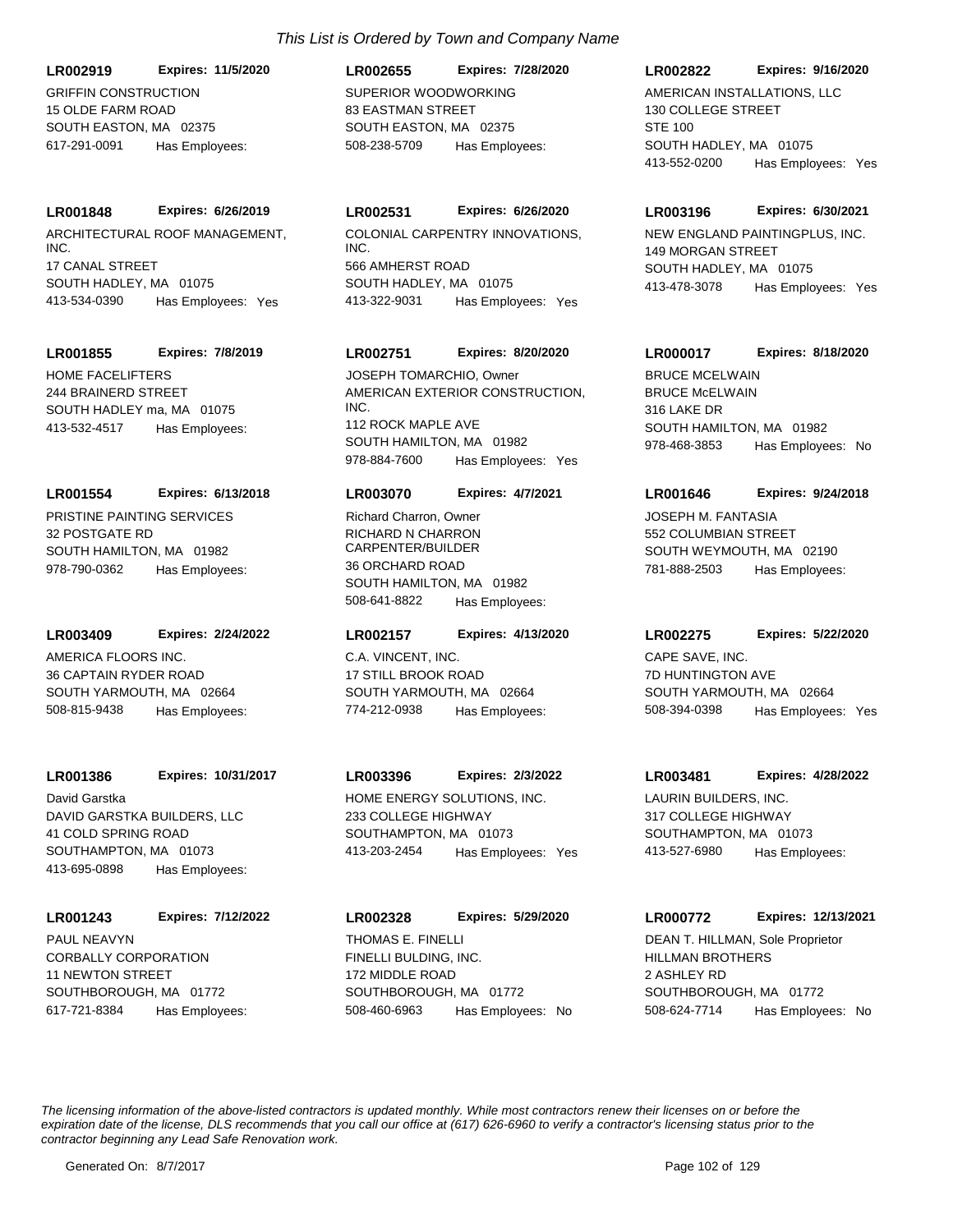*This List is Ordered by Town and Company Name*

**LR002919** **Expires: 11/5/2020**
GRIFFIN CONSTRUCTION
15 OLDE FARM ROAD
SOUTH EASTON, MA 02375
617-291-0091 Has Employees:

**LR002655** **Expires: 7/28/2020**
SUPERIOR WOODWORKING
83 EASTMAN STREET
SOUTH EASTON, MA 02375
508-238-5709 Has Employees:

**LR002822** **Expires: 9/16/2020**
AMERICAN INSTALLATIONS, LLC
130 COLLEGE STREET
STE 100
SOUTH HADLEY, MA 01075
413-552-0200 Has Employees: Yes

**LR001848** **Expires: 6/26/2019**
ARCHITECTURAL ROOF MANAGEMENT, INC.
17 CANAL STREET
SOUTH HADLEY, MA 01075
413-534-0390 Has Employees: Yes

**LR002531** **Expires: 6/26/2020**
COLONIAL CARPENTRY INNOVATIONS, INC.
566 AMHERST ROAD
SOUTH HADLEY, MA 01075
413-322-9031 Has Employees: Yes

**LR003196** **Expires: 6/30/2021**
NEW ENGLAND PAINTINGPLUS, INC.
149 MORGAN STREET
SOUTH HADLEY, MA 01075
413-478-3078 Has Employees: Yes

**LR001855** **Expires: 7/8/2019**
HOME FACELIFTERS
244 BRAINERD STREET
SOUTH HADLEY ma, MA 01075
413-532-4517 Has Employees:

**LR002751** **Expires: 8/20/2020**
JOSEPH TOMARCHIO, Owner
AMERICAN EXTERIOR CONSTRUCTION, INC.
112 ROCK MAPLE AVE
SOUTH HAMILTON, MA 01982
978-884-7600 Has Employees: Yes

**LR000017** **Expires: 8/18/2020**
BRUCE MCELWAIN
BRUCE McELWAIN
316 LAKE DR
SOUTH HAMILTON, MA 01982
978-468-3853 Has Employees: No

**LR001554** **Expires: 6/13/2018**
PRISTINE PAINTING SERVICES
32 POSTGATE RD
SOUTH HAMILTON, MA 01982
978-790-0362 Has Employees:

**LR003070** **Expires: 4/7/2021**
Richard Charron, Owner
RICHARD N CHARRON CARPENTER/BUILDER
36 ORCHARD ROAD
SOUTH HAMILTON, MA 01982
508-641-8822 Has Employees:

**LR001646** **Expires: 9/24/2018**
JOSEPH M. FANTASIA
552 COLUMBIAN STREET
SOUTH WEYMOUTH, MA 02190
781-888-2503 Has Employees:

**LR003409** **Expires: 2/24/2022**
AMERICA FLOORS INC.
36 CAPTAIN RYDER ROAD
SOUTH YARMOUTH, MA 02664
508-815-9438 Has Employees:

**LR002157** **Expires: 4/13/2020**
C.A. VINCENT, INC.
17 STILL BROOK ROAD
SOUTH YARMOUTH, MA 02664
774-212-0938 Has Employees:

**LR002275** **Expires: 5/22/2020**
CAPE SAVE, INC.
7D HUNTINGTON AVE
SOUTH YARMOUTH, MA 02664
508-394-0398 Has Employees: Yes

**LR001386** **Expires: 10/31/2017**
David Garstka
DAVID GARSTKA BUILDERS, LLC
41 COLD SPRING ROAD
SOUTHAMPTON, MA 01073
413-695-0898 Has Employees:

**LR003396** **Expires: 2/3/2022**
HOME ENERGY SOLUTIONS, INC.
233 COLLEGE HIGHWAY
SOUTHAMPTON, MA 01073
413-203-2454 Has Employees: Yes

**LR003481** **Expires: 4/28/2022**
LAURIN BUILDERS, INC.
317 COLLEGE HIGHWAY
SOUTHAMPTON, MA 01073
413-527-6980 Has Employees:

**LR001243** **Expires: 7/12/2022**
PAUL NEAVYN
CORBALLY CORPORATION
11 NEWTON STREET
SOUTHBOROUGH, MA 01772
617-721-8384 Has Employees:

**LR002328** **Expires: 5/29/2020**
THOMAS E. FINELLI
FINELLI BULDING, INC.
172 MIDDLE ROAD
SOUTHBOROUGH, MA 01772
508-460-6963 Has Employees: No

**LR000772** **Expires: 12/13/2021**
DEAN T. HILLMAN, Sole Proprietor
HILLMAN BROTHERS
2 ASHLEY RD
SOUTHBOROUGH, MA 01772
508-624-7714 Has Employees: No

*The licensing information of the above-listed contractors is updated monthly. While most contractors renew their licenses on or before the expiration date of the license, DLS recommends that you call our office at (617) 626-6960 to verify a contractor's licensing status prior to the contractor beginning any Lead Safe Renovation work.*

Generated On: 8/7/2017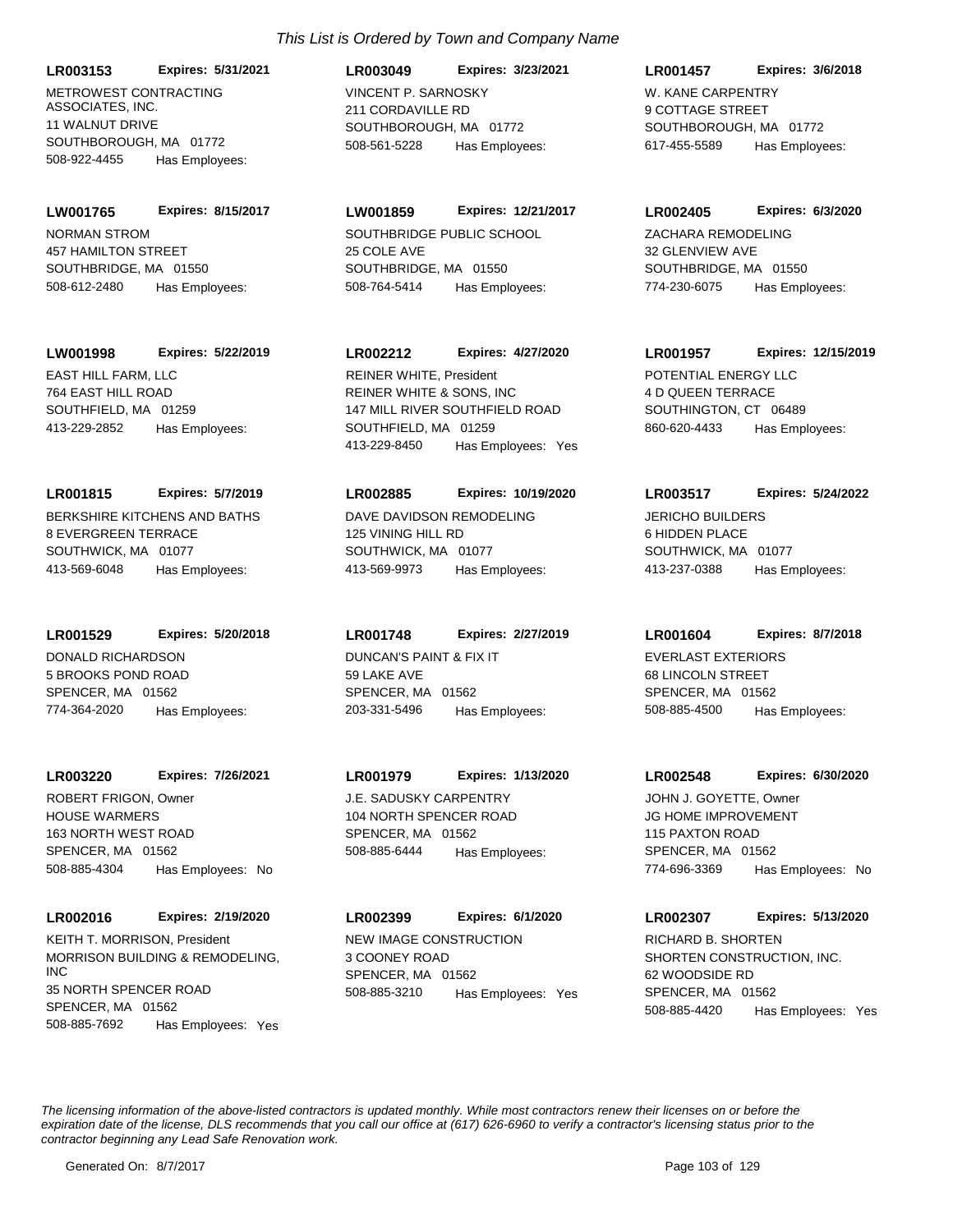*This List is Ordered by Town and Company Name*

**LR003153** **Expires: 5/31/2021**
METROWEST CONTRACTING ASSOCIATES, INC.
11 WALNUT DRIVE
SOUTHBOROUGH, MA 01772
508-922-4455 Has Employees:

**LR003049** **Expires: 3/23/2021**
VINCENT P. SARNOSKY
211 CORDAVILLE RD
SOUTHBOROUGH, MA 01772
508-561-5228 Has Employees:

**LR001457** **Expires: 3/6/2018**
W. KANE CARPENTRY
9 COTTAGE STREET
SOUTHBOROUGH, MA 01772
617-455-5589 Has Employees:

**LW001765** **Expires: 8/15/2017**
NORMAN STROM
457 HAMILTON STREET
SOUTHBRIDGE, MA 01550
508-612-2480 Has Employees:

**LW001859** **Expires: 12/21/2017**
SOUTHBRIDGE PUBLIC SCHOOL
25 COLE AVE
SOUTHBRIDGE, MA 01550
508-764-5414 Has Employees:

**LR002405** **Expires: 6/3/2020**
ZACHARA REMODELING
32 GLENVIEW AVE
SOUTHBRIDGE, MA 01550
774-230-6075 Has Employees:

**LW001998** **Expires: 5/22/2019**
EAST HILL FARM, LLC
764 EAST HILL ROAD
SOUTHFIELD, MA 01259
413-229-2852 Has Employees:

**LR002212** **Expires: 4/27/2020**
REINER WHITE, President
REINER WHITE & SONS, INC
147 MILL RIVER SOUTHFIELD ROAD
SOUTHFIELD, MA 01259
413-229-8450 Has Employees: Yes

**LR001957** **Expires: 12/15/2019**
POTENTIAL ENERGY LLC
4 D QUEEN TERRACE
SOUTHINGTON, CT 06489
860-620-4433 Has Employees:

**LR001815** **Expires: 5/7/2019**
BERKSHIRE KITCHENS AND BATHS
8 EVERGREEN TERRACE
SOUTHWICK, MA 01077
413-569-6048 Has Employees:

**LR002885** **Expires: 10/19/2020**
DAVE DAVIDSON REMODELING
125 VINING HILL RD
SOUTHWICK, MA 01077
413-569-9973 Has Employees:

**LR003517** **Expires: 5/24/2022**
JERICHO BUILDERS
6 HIDDEN PLACE
SOUTHWICK, MA 01077
413-237-0388 Has Employees:

**LR001529** **Expires: 5/20/2018**
DONALD RICHARDSON
5 BROOKS POND ROAD
SPENCER, MA 01562
774-364-2020 Has Employees:

**LR001748** **Expires: 2/27/2019**
DUNCAN'S PAINT & FIX IT
59 LAKE AVE
SPENCER, MA 01562
203-331-5496 Has Employees:

**LR001604** **Expires: 8/7/2018**
EVERLAST EXTERIORS
68 LINCOLN STREET
SPENCER, MA 01562
508-885-4500 Has Employees:

**LR003220** **Expires: 7/26/2021**
ROBERT FRIGON, Owner
HOUSE WARMERS
163 NORTH WEST ROAD
SPENCER, MA 01562
508-885-4304 Has Employees: No

**LR001979** **Expires: 1/13/2020**
J.E. SADUSKY CARPENTRY
104 NORTH SPENCER ROAD
SPENCER, MA 01562
508-885-6444 Has Employees:

**LR002548** **Expires: 6/30/2020**
JOHN J. GOYETTE, Owner
JG HOME IMPROVEMENT
115 PAXTON ROAD
SPENCER, MA 01562
774-696-3369 Has Employees: No

**LR002016** **Expires: 2/19/2020**
KEITH T. MORRISON, President
MORRISON BUILDING & REMODELING, INC
35 NORTH SPENCER ROAD
SPENCER, MA 01562
508-885-7692 Has Employees: Yes

**LR002399** **Expires: 6/1/2020**
NEW IMAGE CONSTRUCTION
3 COONEY ROAD
SPENCER, MA 01562
508-885-3210 Has Employees: Yes

**LR002307** **Expires: 5/13/2020**
RICHARD B. SHORTEN
SHORTEN CONSTRUCTION, INC.
62 WOODSIDE RD
SPENCER, MA 01562
508-885-4420 Has Employees: Yes

*The licensing information of the above-listed contractors is updated monthly. While most contractors renew their licenses on or before the expiration date of the license, DLS recommends that you call our office at (617) 626-6960 to verify a contractor's licensing status prior to the contractor beginning any Lead Safe Renovation work.*

Generated On: 8/7/2017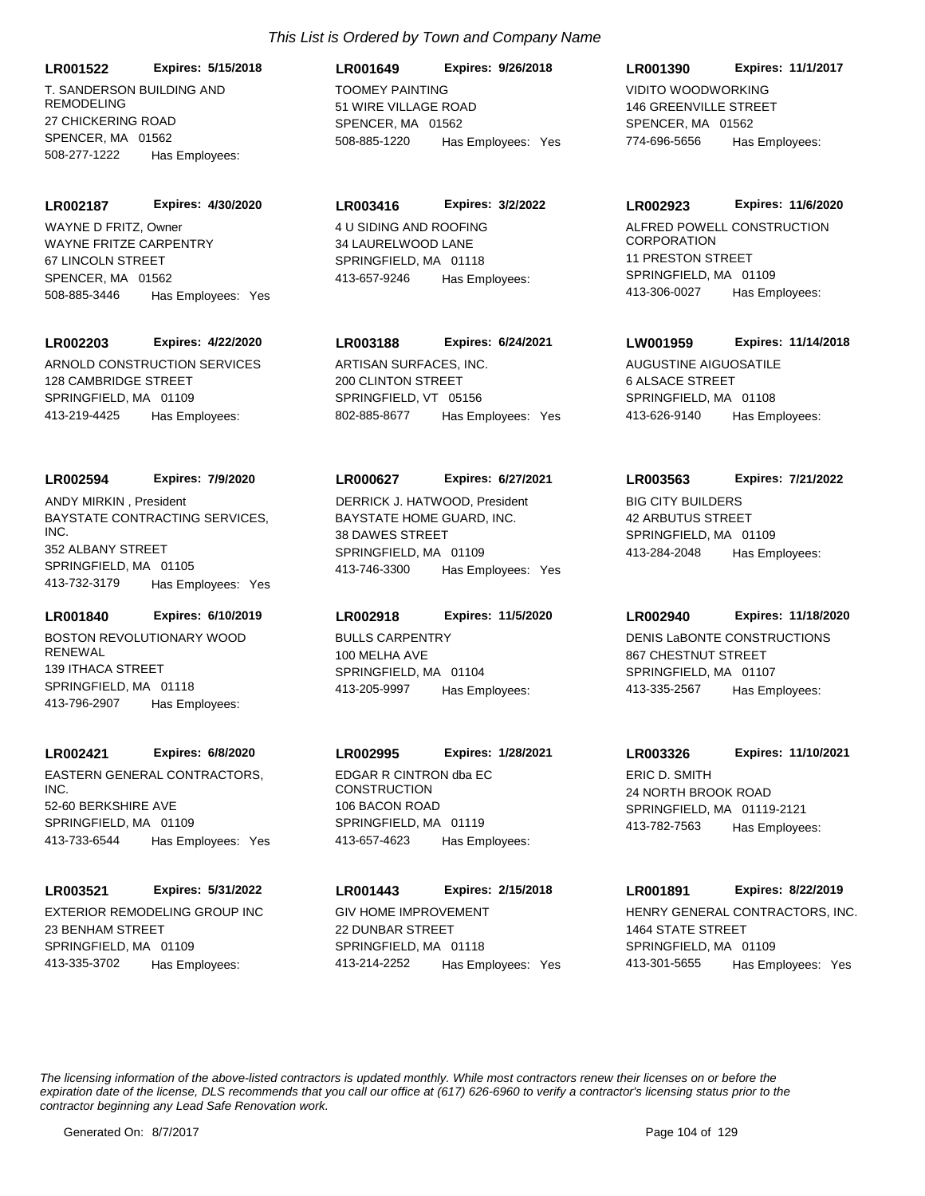*This List is Ordered by Town and Company Name*

**LR001522** **Expires: 5/15/2018**
T. SANDERSON BUILDING AND REMODELING
27 CHICKERING ROAD
SPENCER, MA 01562
508-277-1222 Has Employees:

**LR001649** **Expires: 9/26/2018**
TOOMEY PAINTING
51 WIRE VILLAGE ROAD
SPENCER, MA 01562
508-885-1220 Has Employees: Yes

**LR001390** **Expires: 11/1/2017**
VIDITO WOODWORKING
146 GREENVILLE STREET
SPENCER, MA 01562
774-696-5656 Has Employees:

**LR002187** **Expires: 4/30/2020**
WAYNE D FRITZ, Owner
WAYNE FRITZE CARPENTRY
67 LINCOLN STREET
SPENCER, MA 01562
508-885-3446 Has Employees: Yes

**LR003416** **Expires: 3/2/2022**
4 U SIDING AND ROOFING
34 LAURELWOOD LANE
SPRINGFIELD, MA 01118
413-657-9246 Has Employees:

**LR002923** **Expires: 11/6/2020**
ALFRED POWELL CONSTRUCTION CORPORATION
11 PRESTON STREET
SPRINGFIELD, MA 01109
413-306-0027 Has Employees:

**LR002203** **Expires: 4/22/2020**
ARNOLD CONSTRUCTION SERVICES
128 CAMBRIDGE STREET
SPRINGFIELD, MA 01109
413-219-4425 Has Employees:

**LR003188** **Expires: 6/24/2021**
ARTISAN SURFACES, INC.
200 CLINTON STREET
SPRINGFIELD, VT 05156
802-885-8677 Has Employees: Yes

**LW001959** **Expires: 11/14/2018**
AUGUSTINE AIGUOSATILE
6 ALSACE STREET
SPRINGFIELD, MA 01108
413-626-9140 Has Employees:

**LR002594** **Expires: 7/9/2020**
ANDY MIRKIN , President
BAYSTATE CONTRACTING SERVICES, INC.
352 ALBANY STREET
SPRINGFIELD, MA 01105
413-732-3179 Has Employees: Yes

**LR000627** **Expires: 6/27/2021**
DERRICK J. HATWOOD, President
BAYSTATE HOME GUARD, INC.
38 DAWES STREET
SPRINGFIELD, MA 01109
413-746-3300 Has Employees: Yes

**LR003563** **Expires: 7/21/2022**
BIG CITY BUILDERS
42 ARBUTUS STREET
SPRINGFIELD, MA 01109
413-284-2048 Has Employees:

**LR001840** **Expires: 6/10/2019**
BOSTON REVOLUTIONARY WOOD RENEWAL
139 ITHACA STREET
SPRINGFIELD, MA 01118
413-796-2907 Has Employees:

**LR002918** **Expires: 11/5/2020**
BULLS CARPENTRY
100 MELHA AVE
SPRINGFIELD, MA 01104
413-205-9997 Has Employees:

**LR002940** **Expires: 11/18/2020**
DENIS LaBONTE CONSTRUCTIONS
867 CHESTNUT STREET
SPRINGFIELD, MA 01107
413-335-2567 Has Employees:

**LR002421** **Expires: 6/8/2020**
EASTERN GENERAL CONTRACTORS, INC.
52-60 BERKSHIRE AVE
SPRINGFIELD, MA 01109
413-733-6544 Has Employees: Yes

**LR002995** **Expires: 1/28/2021**
EDGAR R CINTRON dba EC CONSTRUCTION
106 BACON ROAD
SPRINGFIELD, MA 01119
413-657-4623 Has Employees:

**LR003326** **Expires: 11/10/2021**
ERIC D. SMITH
24 NORTH BROOK ROAD
SPRINGFIELD, MA 01119-2121
413-782-7563 Has Employees:

**LR003521** **Expires: 5/31/2022**
EXTERIOR REMODELING GROUP INC
23 BENHAM STREET
SPRINGFIELD, MA 01109
413-335-3702 Has Employees:

**LR001443** **Expires: 2/15/2018**
GIV HOME IMPROVEMENT
22 DUNBAR STREET
SPRINGFIELD, MA 01118
413-214-2252 Has Employees: Yes

**LR001891** **Expires: 8/22/2019**
HENRY GENERAL CONTRACTORS, INC.
1464 STATE STREET
SPRINGFIELD, MA 01109
413-301-5655 Has Employees: Yes

*The licensing information of the above-listed contractors is updated monthly. While most contractors renew their licenses on or before the expiration date of the license, DLS recommends that you call our office at (617) 626-6960 to verify a contractor's licensing status prior to the contractor beginning any Lead Safe Renovation work.*

Generated On: 8/7/2017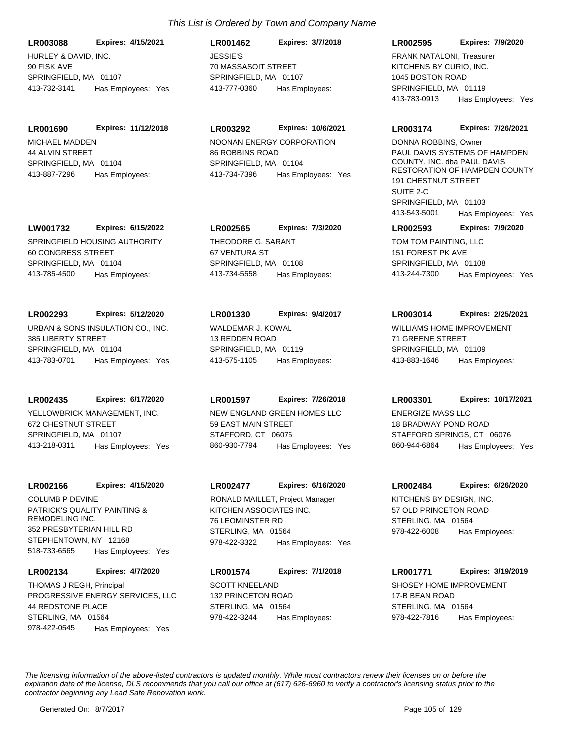*This List is Ordered by Town and Company Name*

**LR003088** **Expires: 4/15/2021**
HURLEY & DAVID, INC.
90 FISK AVE
SPRINGFIELD, MA 01107
413-732-3141 Has Employees: Yes

**LR001462** **Expires: 3/7/2018**
JESSIE'S
70 MASSASOIT STREET
SPRINGFIELD, MA 01107
413-777-0360 Has Employees:

**LR002595** **Expires: 7/9/2020**
FRANK NATALONI, Treasurer
KITCHENS BY CURIO, INC.
1045 BOSTON ROAD
SPRINGFIELD, MA 01119
413-783-0913 Has Employees: Yes

**LR001690** **Expires: 11/12/2018**
MICHAEL MADDEN
44 ALVIN STREET
SPRINGFIELD, MA 01104
413-887-7296 Has Employees:

**LR003292** **Expires: 10/6/2021**
NOONAN ENERGY CORPORATION
86 ROBBINS ROAD
SPRINGFIELD, MA 01104
413-734-7396 Has Employees: Yes

**LR003174** **Expires: 7/26/2021**
DONNA ROBBINS, Owner
PAUL DAVIS SYSTEMS OF HAMPDEN COUNTY, INC. dba PAUL DAVIS RESTORATION OF HAMPDEN COUNTY
191 CHESTNUT STREET
SUITE 2-C
SPRINGFIELD, MA 01103
413-543-5001 Has Employees: Yes

**LW001732** **Expires: 6/15/2022**
SPRINGFIELD HOUSING AUTHORITY
60 CONGRESS STREET
SPRINGFIELD, MA 01104
413-785-4500 Has Employees:

**LR002565** **Expires: 7/3/2020**
THEODORE G. SARANT
67 VENTURA ST
SPRINGFIELD, MA 01108
413-734-5558 Has Employees:

**LR002593** **Expires: 7/9/2020**
TOM TOM PAINTING, LLC
151 FOREST PK AVE
SPRINGFIELD, MA 01108
413-244-7300 Has Employees: Yes

**LR002293** **Expires: 5/12/2020**
URBAN & SONS INSULATION CO., INC.
385 LIBERTY STREET
SPRINGFIELD, MA 01104
413-783-0701 Has Employees: Yes

**LR001330** **Expires: 9/4/2017**
WALDEMAR J. KOWAL
13 REDDEN ROAD
SPRINGFIELD, MA 01119
413-575-1105 Has Employees:

**LR003014** **Expires: 2/25/2021**
WILLIAMS HOME IMPROVEMENT
71 GREENE STREET
SPRINGFIELD, MA 01109
413-883-1646 Has Employees:

**LR002435** **Expires: 6/17/2020**
YELLOWBRICK MANAGEMENT, INC.
672 CHESTNUT STREET
SPRINGFIELD, MA 01107
413-218-0311 Has Employees: Yes

**LR001597** **Expires: 7/26/2018**
NEW ENGLAND GREEN HOMES LLC
59 EAST MAIN STREET
STAFFORD, CT 06076
860-930-7794 Has Employees: Yes

**LR003301** **Expires: 10/17/2021**
ENERGIZE MASS LLC
18 BRADWAY POND ROAD
STAFFORD SPRINGS, CT 06076
860-944-6864 Has Employees: Yes

**LR002166** **Expires: 4/15/2020**
COLUMB P DEVINE
PATRICK'S QUALITY PAINTING & REMODELING INC.
352 PRESBYTERIAN HILL RD
STEPHENTOWN, NY 12168
518-733-6565 Has Employees: Yes

**LR002477** **Expires: 6/16/2020**
RONALD MAILLET, Project Manager
KITCHEN ASSOCIATES INC.
76 LEOMINSTER RD
STERLING, MA 01564
978-422-3322 Has Employees: Yes

**LR002484** **Expires: 6/26/2020**
KITCHENS BY DESIGN, INC.
57 OLD PRINCETON ROAD
STERLING, MA 01564
978-422-6008 Has Employees:

**LR002134** **Expires: 4/7/2020**
THOMAS J REGH, Principal
PROGRESSIVE ENERGY SERVICES, LLC
44 REDSTONE PLACE
STERLING, MA 01564
978-422-0545 Has Employees: Yes

**LR001574** **Expires: 7/1/2018**
SCOTT KNEELAND
132 PRINCETON ROAD
STERLING, MA 01564
978-422-3244 Has Employees:

**LR001771** **Expires: 3/19/2019**
SHOSEY HOME IMPROVEMENT
17-B BEAN ROAD
STERLING, MA 01564
978-422-7816 Has Employees:

*The licensing information of the above-listed contractors is updated monthly. While most contractors renew their licenses on or before the expiration date of the license, DLS recommends that you call our office at (617) 626-6960 to verify a contractor's licensing status prior to the contractor beginning any Lead Safe Renovation work.*

Generated On: 8/7/2017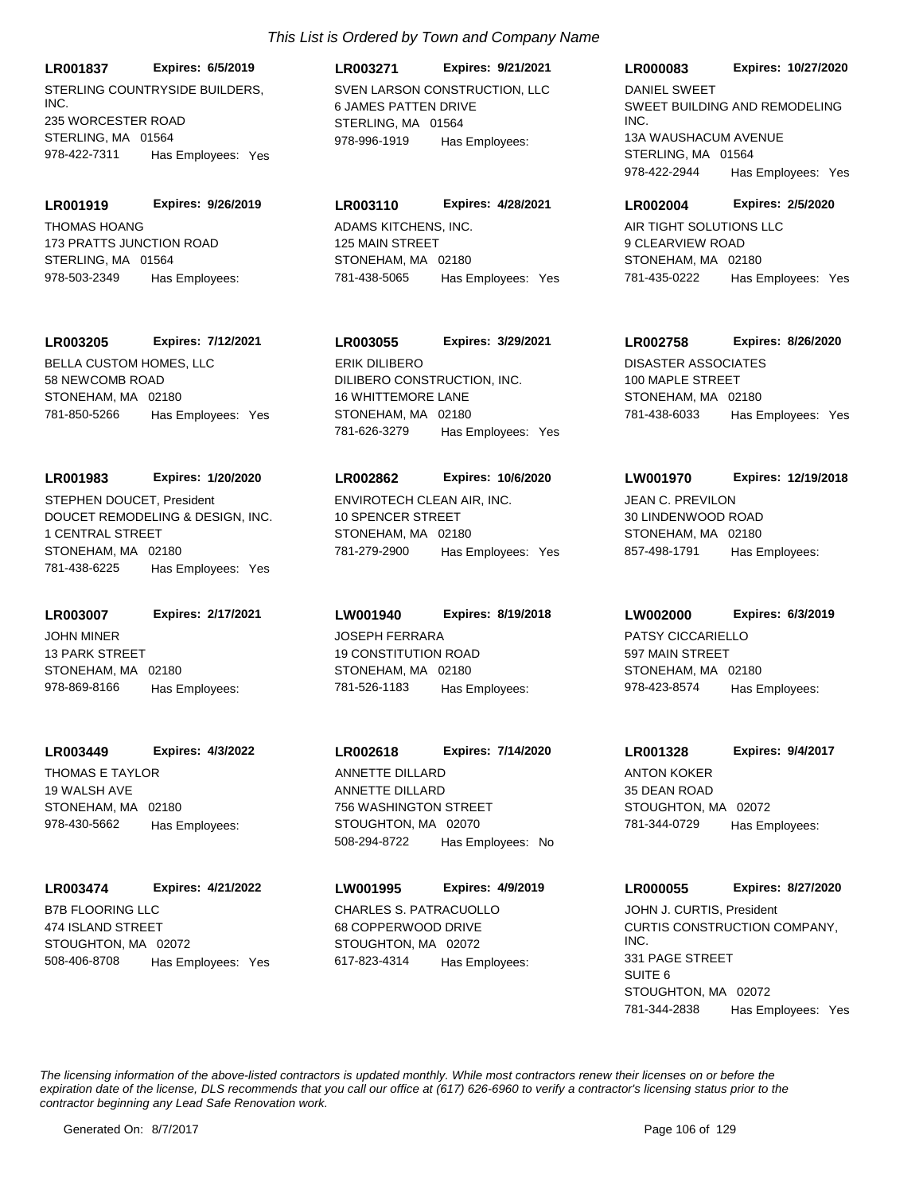*This List is Ordered by Town and Company Name*

**LR001837** **Expires: 6/5/2019**
STERLING COUNTRYSIDE BUILDERS, INC.
235 WORCESTER ROAD
STERLING, MA 01564
978-422-7311 Has Employees: Yes

**LR003271** **Expires: 9/21/2021**
SVEN LARSON CONSTRUCTION, LLC
6 JAMES PATTEN DRIVE
STERLING, MA 01564
978-996-1919 Has Employees:

**LR000083** **Expires: 10/27/2020**
DANIEL SWEET
SWEET BUILDING AND REMODELING INC.
13A WAUSHACUM AVENUE
STERLING, MA 01564
978-422-2944 Has Employees: Yes

**LR001919** **Expires: 9/26/2019**
THOMAS HOANG
173 PRATTS JUNCTION ROAD
STERLING, MA 01564
978-503-2349 Has Employees:

**LR003110** **Expires: 4/28/2021**
ADAMS KITCHENS, INC.
125 MAIN STREET
STONEHAM, MA 02180
781-438-5065 Has Employees: Yes

**LR002004** **Expires: 2/5/2020**
AIR TIGHT SOLUTIONS LLC
9 CLEARVIEW ROAD
STONEHAM, MA 02180
781-435-0222 Has Employees: Yes

**LR003205** **Expires: 7/12/2021**
BELLA CUSTOM HOMES, LLC
58 NEWCOMB ROAD
STONEHAM, MA 02180
781-850-5266 Has Employees: Yes

**LR003055** **Expires: 3/29/2021**
ERIK DILIBERO
DILIBERO CONSTRUCTION, INC.
16 WHITTEMORE LANE
STONEHAM, MA 02180
781-626-3279 Has Employees: Yes

**LR002758** **Expires: 8/26/2020**
DISASTER ASSOCIATES
100 MAPLE STREET
STONEHAM, MA 02180
781-438-6033 Has Employees: Yes

**LR001983** **Expires: 1/20/2020**
STEPHEN DOUCET, President
DOUCET REMODELING & DESIGN, INC.
1 CENTRAL STREET
STONEHAM, MA 02180
781-438-6225 Has Employees: Yes

**LR002862** **Expires: 10/6/2020**
ENVIROTECH CLEAN AIR, INC.
10 SPENCER STREET
STONEHAM, MA 02180
781-279-2900 Has Employees: Yes

**LW001970** **Expires: 12/19/2018**
JEAN C. PREVILON
30 LINDENWOOD ROAD
STONEHAM, MA 02180
857-498-1791 Has Employees:

**LR003007** **Expires: 2/17/2021**
JOHN MINER
13 PARK STREET
STONEHAM, MA 02180
978-869-8166 Has Employees:

**LW001940** **Expires: 8/19/2018**
JOSEPH FERRARA
19 CONSTITUTION ROAD
STONEHAM, MA 02180
781-526-1183 Has Employees:

**LW002000** **Expires: 6/3/2019**
PATSY CICCARIELLO
597 MAIN STREET
STONEHAM, MA 02180
978-423-8574 Has Employees:

**LR003449** **Expires: 4/3/2022**
THOMAS E TAYLOR
19 WALSH AVE
STONEHAM, MA 02180
978-430-5662 Has Employees:

**LR002618** **Expires: 7/14/2020**
ANNETTE DILLARD
ANNETTE DILLARD
756 WASHINGTON STREET
STOUGHTON, MA 02070
508-294-8722 Has Employees: No

**LR001328** **Expires: 9/4/2017**
ANTON KOKER
35 DEAN ROAD
STOUGHTON, MA 02072
781-344-0729 Has Employees:

**LR003474** **Expires: 4/21/2022**
B7B FLOORING LLC
474 ISLAND STREET
STOUGHTON, MA 02072
508-406-8708 Has Employees: Yes

**LW001995** **Expires: 4/9/2019**
CHARLES S. PATRACUOLLO
68 COPPERWOOD DRIVE
STOUGHTON, MA 02072
617-823-4314 Has Employees:

**LR000055** **Expires: 8/27/2020**
JOHN J. CURTIS, President
CURTIS CONSTRUCTION COMPANY, INC.
331 PAGE STREET
SUITE 6
STOUGHTON, MA 02072
781-344-2838 Has Employees: Yes

*The licensing information of the above-listed contractors is updated monthly. While most contractors renew their licenses on or before the expiration date of the license, DLS recommends that you call our office at (617) 626-6960 to verify a contractor's licensing status prior to the contractor beginning any Lead Safe Renovation work.*

Generated On: 8/7/2017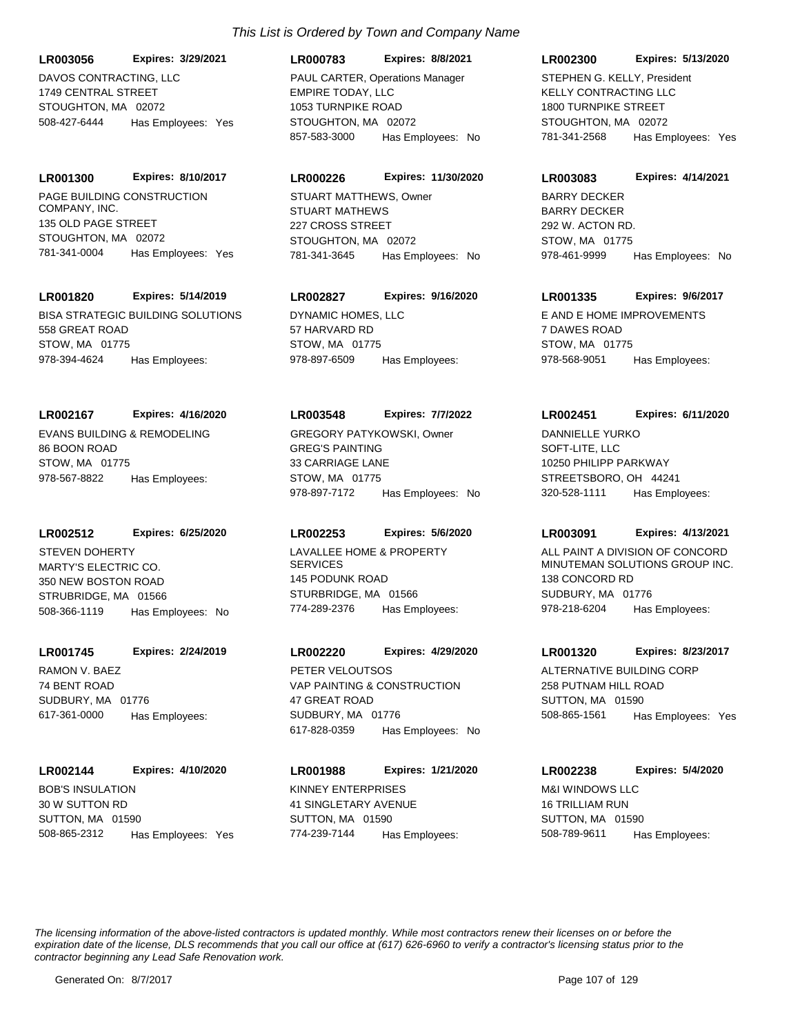*This List is Ordered by Town and Company Name*

**LR003056** **Expires: 3/29/2021**
DAVOS CONTRACTING, LLC
1749 CENTRAL STREET
STOUGHTON, MA 02072
508-427-6444 Has Employees: Yes

**LR000783** **Expires: 8/8/2021**
PAUL CARTER, Operations Manager
EMPIRE TODAY, LLC
1053 TURNPIKE ROAD
STOUGHTON, MA 02072
857-583-3000 Has Employees: No

**LR002300** **Expires: 5/13/2020**
STEPHEN G. KELLY, President
KELLY CONTRACTING LLC
1800 TURNPIKE STREET
STOUGHTON, MA 02072
781-341-2568 Has Employees: Yes

**LR001300** **Expires: 8/10/2017**
PAGE BUILDING CONSTRUCTION COMPANY, INC.
135 OLD PAGE STREET
STOUGHTON, MA 02072
781-341-0004 Has Employees: Yes

**LR000226** **Expires: 11/30/2020**
STUART MATTHEWS, Owner
STUART MATHEWS
227 CROSS STREET
STOUGHTON, MA 02072
781-341-3645 Has Employees: No

**LR003083** **Expires: 4/14/2021**
BARRY DECKER
BARRY DECKER
292 W. ACTON RD.
STOW, MA 01775
978-461-9999 Has Employees: No

**LR001820** **Expires: 5/14/2019**
BISA STRATEGIC BUILDING SOLUTIONS
558 GREAT ROAD
STOW, MA 01775
978-394-4624 Has Employees:

**LR002827** **Expires: 9/16/2020**
DYNAMIC HOMES, LLC
57 HARVARD RD
STOW, MA 01775
978-897-6509 Has Employees:

**LR001335** **Expires: 9/6/2017**
E AND E HOME IMPROVEMENTS
7 DAWES ROAD
STOW, MA 01775
978-568-9051 Has Employees:

**LR002167** **Expires: 4/16/2020**
EVANS BUILDING & REMODELING
86 BOON ROAD
STOW, MA 01775
978-567-8822 Has Employees:

**LR003548** **Expires: 7/7/2022**
GREGORY PATYKOWSKI, Owner
GREG'S PAINTING
33 CARRIAGE LANE
STOW, MA 01775
978-897-7172 Has Employees: No

**LR002451** **Expires: 6/11/2020**
DANNIELLE YURKO
SOFT-LITE, LLC
10250 PHILIPP PARKWAY
STREETSBORO, OH 44241
320-528-1111 Has Employees:

**LR002512** **Expires: 6/25/2020**
STEVEN DOHERTY
MARTY'S ELECTRIC CO.
350 NEW BOSTON ROAD
STRUBRIDGE, MA 01566
508-366-1119 Has Employees: No

**LR002253** **Expires: 5/6/2020**
LAVALLEE HOME & PROPERTY SERVICES
145 PODUNK ROAD
STURBRIDGE, MA 01566
774-289-2376 Has Employees:

**LR003091** **Expires: 4/13/2021**
ALL PAINT A DIVISION OF CONCORD MINUTEMAN SOLUTIONS GROUP INC.
138 CONCORD RD
SUDBURY, MA 01776
978-218-6204 Has Employees:

**LR001745** **Expires: 2/24/2019**
RAMON V. BAEZ
74 BENT ROAD
SUDBURY, MA 01776
617-361-0000 Has Employees:

**LR002220** **Expires: 4/29/2020**
PETER VELOUTSOS
VAP PAINTING & CONSTRUCTION
47 GREAT ROAD
SUDBURY, MA 01776
617-828-0359 Has Employees: No

**LR001320** **Expires: 8/23/2017**
ALTERNATIVE BUILDING CORP
258 PUTNAM HILL ROAD
SUTTON, MA 01590
508-865-1561 Has Employees: Yes

**LR002144** **Expires: 4/10/2020**
BOB'S INSULATION
30 W SUTTON RD
SUTTON, MA 01590
508-865-2312 Has Employees: Yes

**LR001988** **Expires: 1/21/2020**
KINNEY ENTERPRISES
41 SINGLETARY AVENUE
SUTTON, MA 01590
774-239-7144 Has Employees:

**LR002238** **Expires: 5/4/2020**
M&I WINDOWS LLC
16 TRILLIAM RUN
SUTTON, MA 01590
508-789-9611 Has Employees:

*The licensing information of the above-listed contractors is updated monthly. While most contractors renew their licenses on or before the expiration date of the license, DLS recommends that you call our office at (617) 626-6960 to verify a contractor's licensing status prior to the contractor beginning any Lead Safe Renovation work.*

Generated On: 8/7/2017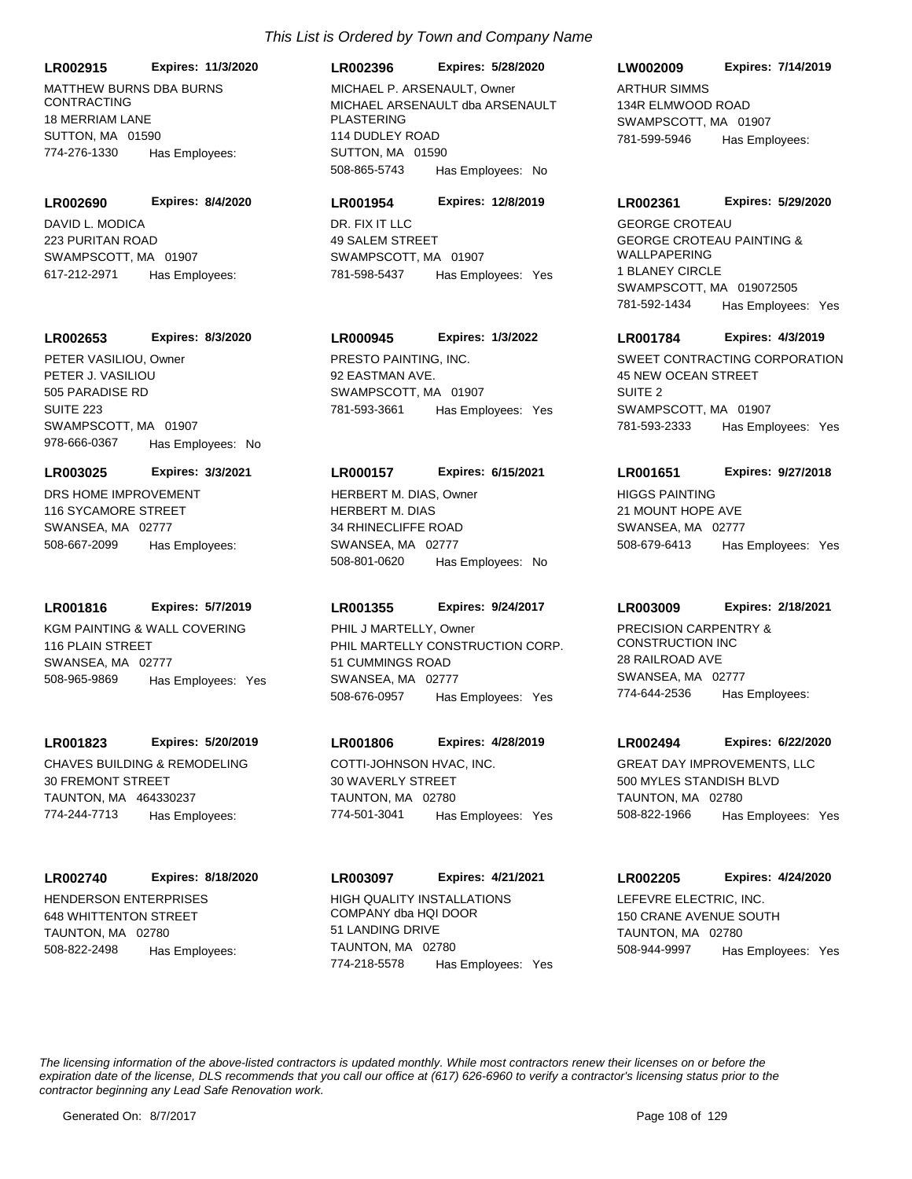*This List is Ordered by Town and Company Name*

**LR002915** **Expires: 11/3/2020**
MATTHEW BURNS DBA BURNS CONTRACTING
18 MERRIAM LANE
SUTTON, MA 01590
774-276-1330 Has Employees:

**LR002396** **Expires: 5/28/2020**
MICHAEL P. ARSENAULT, Owner
MICHAEL ARSENAULT dba ARSENAULT PLASTERING
114 DUDLEY ROAD
SUTTON, MA 01590
508-865-5743 Has Employees: No

**LW002009** **Expires: 7/14/2019**
ARTHUR SIMMS
134R ELMWOOD ROAD
SWAMPSCOTT, MA 01907
781-599-5946 Has Employees:

**LR002690** **Expires: 8/4/2020**
DAVID L. MODICA
223 PURITAN ROAD
SWAMPSCOTT, MA 01907
617-212-2971 Has Employees:

**LR001954** **Expires: 12/8/2019**
DR. FIX IT LLC
49 SALEM STREET
SWAMPSCOTT, MA 01907
781-598-5437 Has Employees: Yes

**LR002361** **Expires: 5/29/2020**
GEORGE CROTEAU
GEORGE CROTEAU PAINTING & WALLPAPERING
1 BLANEY CIRCLE
SWAMPSCOTT, MA 019072505
781-592-1434 Has Employees: Yes

**LR002653** **Expires: 8/3/2020**
PETER VASILIOU, Owner
PETER J. VASILIOU
505 PARADISE RD
SUITE 223
SWAMPSCOTT, MA 01907
978-666-0367 Has Employees: No

**LR000945** **Expires: 1/3/2022**
PRESTO PAINTING, INC.
92 EASTMAN AVE.
SWAMPSCOTT, MA 01907
781-593-3661 Has Employees: Yes

**LR001784** **Expires: 4/3/2019**
SWEET CONTRACTING CORPORATION
45 NEW OCEAN STREET
SUITE 2
SWAMPSCOTT, MA 01907
781-593-2333 Has Employees: Yes

**LR003025** **Expires: 3/3/2021**
DRS HOME IMPROVEMENT
116 SYCAMORE STREET
SWANSEA, MA 02777
508-667-2099 Has Employees:

**LR000157** **Expires: 6/15/2021**
HERBERT M. DIAS, Owner
HERBERT M. DIAS
34 RHINECLIFFE ROAD
SWANSEA, MA 02777
508-801-0620 Has Employees: No

**LR001651** **Expires: 9/27/2018**
HIGGS PAINTING
21 MOUNT HOPE AVE
SWANSEA, MA 02777
508-679-6413 Has Employees: Yes

**LR001816** **Expires: 5/7/2019**
KGM PAINTING & WALL COVERING
116 PLAIN STREET
SWANSEA, MA 02777
508-965-9869 Has Employees: Yes

**LR001355** **Expires: 9/24/2017**
PHIL J MARTELLY, Owner
PHIL MARTELLY CONSTRUCTION CORP.
51 CUMMINGS ROAD
SWANSEA, MA 02777
508-676-0957 Has Employees: Yes

**LR003009** **Expires: 2/18/2021**
PRECISION CARPENTRY & CONSTRUCTION INC
28 RAILROAD AVE
SWANSEA, MA 02777
774-644-2536 Has Employees:

**LR001823** **Expires: 5/20/2019**
CHAVES BUILDING & REMODELING
30 FREMONT STREET
TAUNTON, MA 464330237
774-244-7713 Has Employees:

**LR001806** **Expires: 4/28/2019**
COTTI-JOHNSON HVAC, INC.
30 WAVERLY STREET
TAUNTON, MA 02780
774-501-3041 Has Employees: Yes

**LR002494** **Expires: 6/22/2020**
GREAT DAY IMPROVEMENTS, LLC
500 MYLES STANDISH BLVD
TAUNTON, MA 02780
508-822-1966 Has Employees: Yes

**LR002740** **Expires: 8/18/2020**
HENDERSON ENTERPRISES
648 WHITTENTON STREET
TAUNTON, MA 02780
508-822-2498 Has Employees:

**LR003097** **Expires: 4/21/2021**
HIGH QUALITY INSTALLATIONS COMPANY dba HQI DOOR
51 LANDING DRIVE
TAUNTON, MA 02780
774-218-5578 Has Employees: Yes

**LR002205** **Expires: 4/24/2020**
LEFEVRE ELECTRIC, INC.
150 CRANE AVENUE SOUTH
TAUNTON, MA 02780
508-944-9997 Has Employees: Yes

*The licensing information of the above-listed contractors is updated monthly. While most contractors renew their licenses on or before the expiration date of the license, DLS recommends that you call our office at (617) 626-6960 to verify a contractor's licensing status prior to the contractor beginning any Lead Safe Renovation work.*

Generated On: 8/7/2017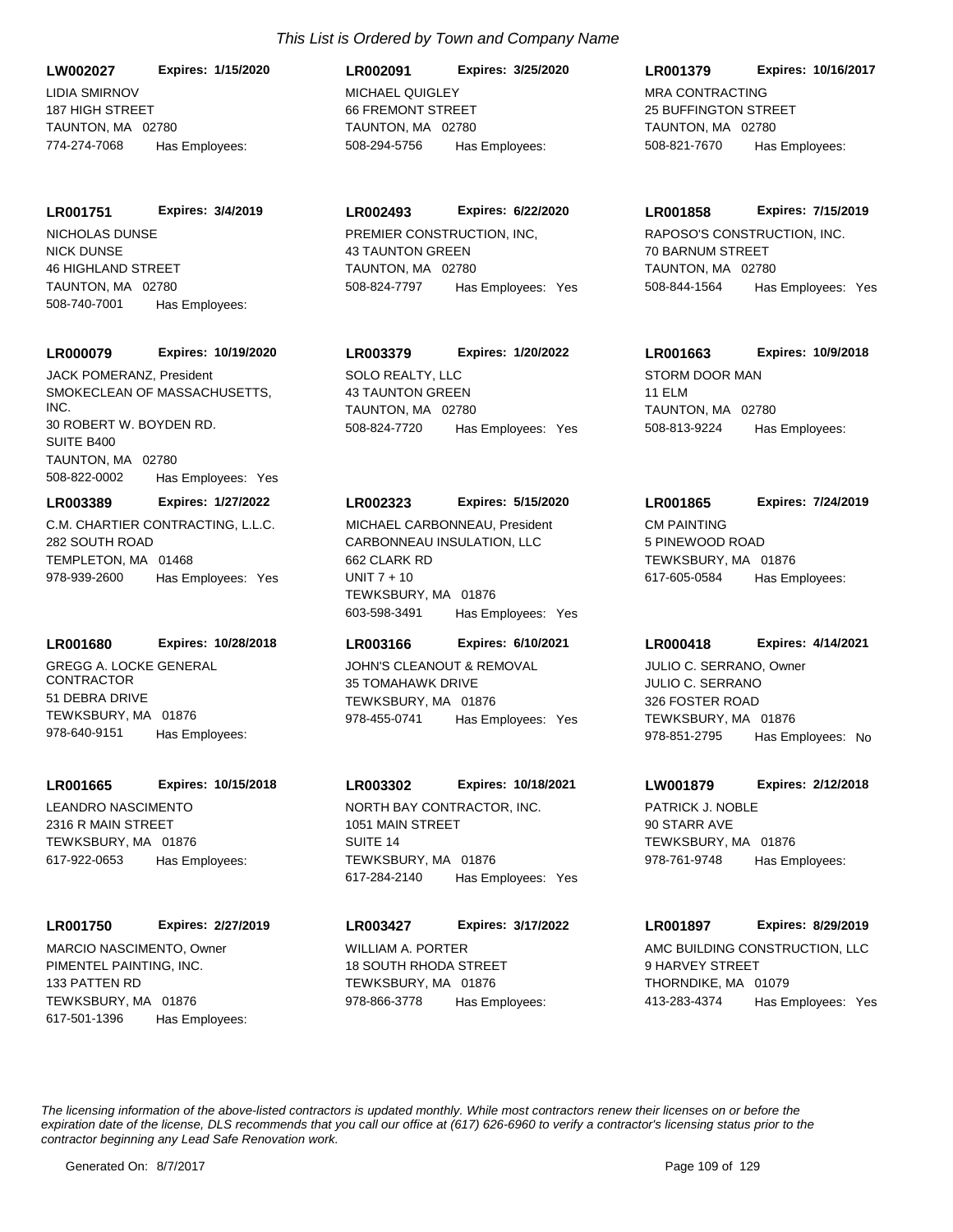*This List is Ordered by Town and Company Name*

**LW002027** **Expires: 1/15/2020**
LIDIA SMIRNOV
187 HIGH STREET
TAUNTON, MA 02780
774-274-7068 Has Employees:

**LR002091** **Expires: 3/25/2020**
MICHAEL QUIGLEY
66 FREMONT STREET
TAUNTON, MA 02780
508-294-5756 Has Employees:

**LR001379** **Expires: 10/16/2017**
MRA CONTRACTING
25 BUFFINGTON STREET
TAUNTON, MA 02780
508-821-7670 Has Employees:

**LR001751** **Expires: 3/4/2019**
NICHOLAS DUNSE
NICK DUNSE
46 HIGHLAND STREET
TAUNTON, MA 02780
508-740-7001 Has Employees:

**LR002493** **Expires: 6/22/2020**
PREMIER CONSTRUCTION, INC,
43 TAUNTON GREEN
TAUNTON, MA 02780
508-824-7797 Has Employees: Yes

**LR001858** **Expires: 7/15/2019**
RAPOSO'S CONSTRUCTION, INC.
70 BARNUM STREET
TAUNTON, MA 02780
508-844-1564 Has Employees: Yes

**LR000079** **Expires: 10/19/2020**
JACK POMERANZ, President
SMOKECLEAN OF MASSACHUSETTS, INC.
30 ROBERT W. BOYDEN RD.
SUITE B400
TAUNTON, MA 02780
508-822-0002 Has Employees: Yes

**LR003379** **Expires: 1/20/2022**
SOLO REALTY, LLC
43 TAUNTON GREEN
TAUNTON, MA 02780
508-824-7720 Has Employees: Yes

**LR001663** **Expires: 10/9/2018**
STORM DOOR MAN
11 ELM
TAUNTON, MA 02780
508-813-9224 Has Employees:

**LR003389** **Expires: 1/27/2022**
C.M. CHARTIER CONTRACTING, L.L.C.
282 SOUTH ROAD
TEMPLETON, MA 01468
978-939-2600 Has Employees: Yes

**LR002323** **Expires: 5/15/2020**
MICHAEL CARBONNEAU, President
CARBONNEAU INSULATION, LLC
662 CLARK RD
UNIT 7 + 10
TEWKSBURY, MA 01876
603-598-3491 Has Employees: Yes

**LR001865** **Expires: 7/24/2019**
CM PAINTING
5 PINEWOOD ROAD
TEWKSBURY, MA 01876
617-605-0584 Has Employees:

**LR001680** **Expires: 10/28/2018**
GREGG A. LOCKE GENERAL CONTRACTOR
51 DEBRA DRIVE
TEWKSBURY, MA 01876
978-640-9151 Has Employees:

**LR003166** **Expires: 6/10/2021**
JOHN'S CLEANOUT & REMOVAL
35 TOMAHAWK DRIVE
TEWKSBURY, MA 01876
978-455-0741 Has Employees: Yes

**LR000418** **Expires: 4/14/2021**
JULIO C. SERRANO, Owner
JULIO C. SERRANO
326 FOSTER ROAD
TEWKSBURY, MA 01876
978-851-2795 Has Employees: No

**LR001665** **Expires: 10/15/2018**
LEANDRO NASCIMENTO
2316 R MAIN STREET
TEWKSBURY, MA 01876
617-922-0653 Has Employees:

**LR003302** **Expires: 10/18/2021**
NORTH BAY CONTRACTOR, INC.
1051 MAIN STREET
SUITE 14
TEWKSBURY, MA 01876
617-284-2140 Has Employees: Yes

**LW001879** **Expires: 2/12/2018**
PATRICK J. NOBLE
90 STARR AVE
TEWKSBURY, MA 01876
978-761-9748 Has Employees:

**LR001750** **Expires: 2/27/2019**
MARCIO NASCIMENTO, Owner
PIMENTEL PAINTING, INC.
133 PATTEN RD
TEWKSBURY, MA 01876
617-501-1396 Has Employees:

**LR003427** **Expires: 3/17/2022**
WILLIAM A. PORTER
18 SOUTH RHODA STREET
TEWKSBURY, MA 01876
978-866-3778 Has Employees:

**LR001897** **Expires: 8/29/2019**
AMC BUILDING CONSTRUCTION, LLC
9 HARVEY STREET
THORNDIKE, MA 01079
413-283-4374 Has Employees: Yes

*The licensing information of the above-listed contractors is updated monthly. While most contractors renew their licenses on or before the expiration date of the license, DLS recommends that you call our office at (617) 626-6960 to verify a contractor's licensing status prior to the contractor beginning any Lead Safe Renovation work.*

Generated On: 8/7/2017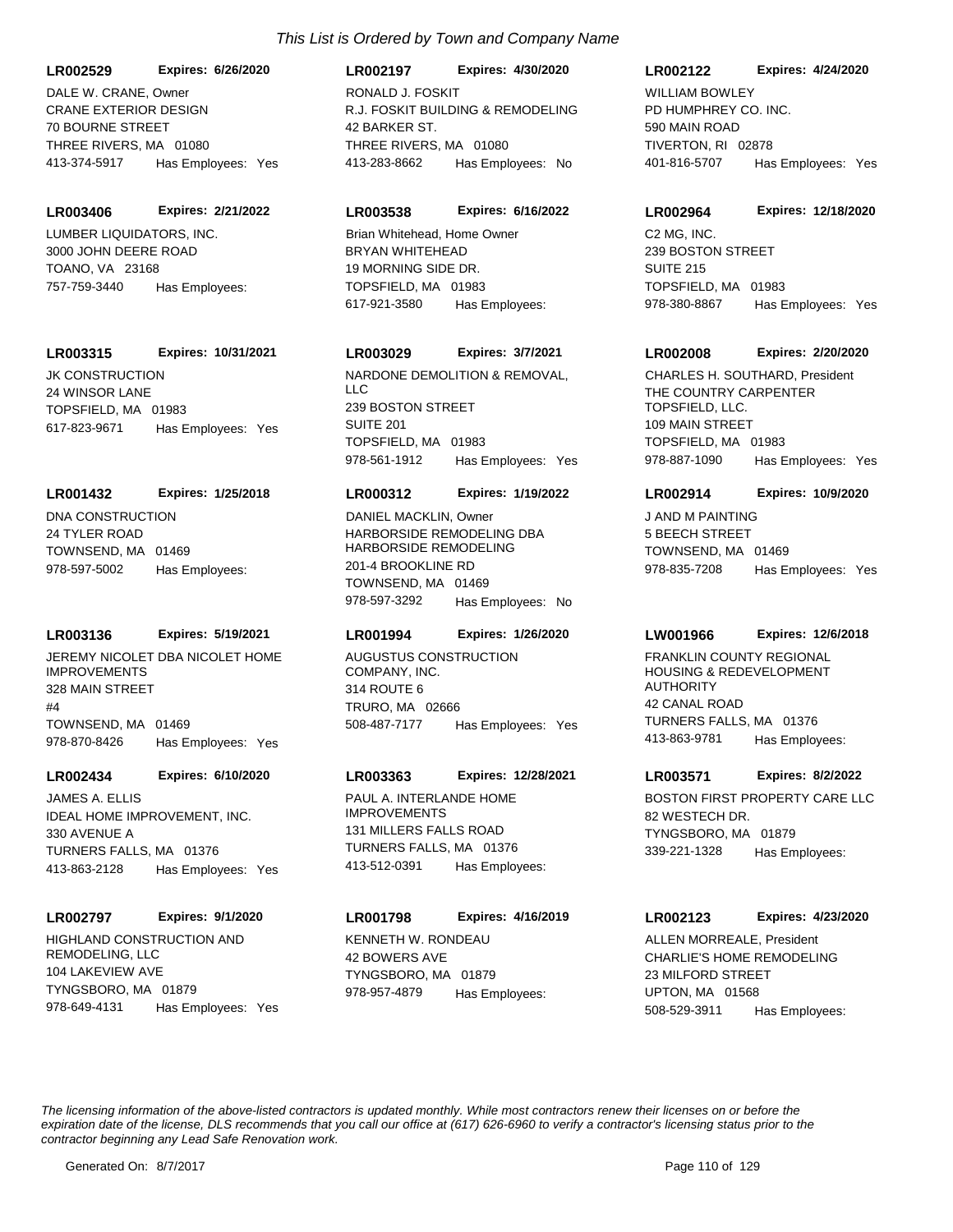*This List is Ordered by Town and Company Name*

**LR002529** **Expires: 6/26/2020**
DALE W. CRANE, Owner
CRANE EXTERIOR DESIGN
70 BOURNE STREET
THREE RIVERS, MA 01080
413-374-5917 Has Employees: Yes

**LR002197** **Expires: 4/30/2020**
RONALD J. FOSKIT
R.J. FOSKIT BUILDING & REMODELING
42 BARKER ST.
THREE RIVERS, MA 01080
413-283-8662 Has Employees: No

**LR002122** **Expires: 4/24/2020**
WILLIAM BOWLEY
PD HUMPHREY CO. INC.
590 MAIN ROAD
TIVERTON, RI 02878
401-816-5707 Has Employees: Yes

**LR003406** **Expires: 2/21/2022**
LUMBER LIQUIDATORS, INC.
3000 JOHN DEERE ROAD
TOANO, VA 23168
757-759-3440 Has Employees:

**LR003538** **Expires: 6/16/2022**
Brian Whitehead, Home Owner
BRYAN WHITEHEAD
19 MORNING SIDE DR.
TOPSFIELD, MA 01983
617-921-3580 Has Employees:

**LR002964** **Expires: 12/18/2020**
C2 MG, INC.
239 BOSTON STREET
SUITE 215
TOPSFIELD, MA 01983
978-380-8867 Has Employees: Yes

**LR003315** **Expires: 10/31/2021**
JK CONSTRUCTION
24 WINSOR LANE
TOPSFIELD, MA 01983
617-823-9671 Has Employees: Yes

**LR003029** **Expires: 3/7/2021**
NARDONE DEMOLITION & REMOVAL, LLC
239 BOSTON STREET
SUITE 201
TOPSFIELD, MA 01983
978-561-1912 Has Employees: Yes

**LR002008** **Expires: 2/20/2020**
CHARLES H. SOUTHARD, President
THE COUNTRY CARPENTER TOPSFIELD, LLC.
109 MAIN STREET
TOPSFIELD, MA 01983
978-887-1090 Has Employees: Yes

**LR001432** **Expires: 1/25/2018**
DNA CONSTRUCTION
24 TYLER ROAD
TOWNSEND, MA 01469
978-597-5002 Has Employees:

**LR000312** **Expires: 1/19/2022**
DANIEL MACKLIN, Owner
HARBORSIDE REMODELING DBA HARBORSIDE REMODELING
201-4 BROOKLINE RD
TOWNSEND, MA 01469
978-597-3292 Has Employees: No

**LR002914** **Expires: 10/9/2020**
J AND M PAINTING
5 BEECH STREET
TOWNSEND, MA 01469
978-835-7208 Has Employees: Yes

**LR003136** **Expires: 5/19/2021**
JEREMY NICOLET DBA NICOLET HOME IMPROVEMENTS
328 MAIN STREET
#4
TOWNSEND, MA 01469
978-870-8426 Has Employees: Yes

**LR001994** **Expires: 1/26/2020**
AUGUSTUS CONSTRUCTION COMPANY, INC.
314 ROUTE 6
TRURO, MA 02666
508-487-7177 Has Employees: Yes

**LW001966** **Expires: 12/6/2018**
FRANKLIN COUNTY REGIONAL HOUSING & REDEVELOPMENT AUTHORITY
42 CANAL ROAD
TURNERS FALLS, MA 01376
413-863-9781 Has Employees:

**LR002434** **Expires: 6/10/2020**
JAMES A. ELLIS
IDEAL HOME IMPROVEMENT, INC.
330 AVENUE A
TURNERS FALLS, MA 01376
413-863-2128 Has Employees: Yes

**LR003363** **Expires: 12/28/2021**
PAUL A. INTERLANDE HOME IMPROVEMENTS
131 MILLERS FALLS ROAD
TURNERS FALLS, MA 01376
413-512-0391 Has Employees:

**LR003571** **Expires: 8/2/2022**
BOSTON FIRST PROPERTY CARE LLC
82 WESTECH DR.
TYNGSBORO, MA 01879
339-221-1328 Has Employees:

**LR002797** **Expires: 9/1/2020**
HIGHLAND CONSTRUCTION AND REMODELING, LLC
104 LAKEVIEW AVE
TYNGSBORO, MA 01879
978-649-4131 Has Employees: Yes

**LR001798** **Expires: 4/16/2019**
KENNETH W. RONDEAU
42 BOWERS AVE
TYNGSBORO, MA 01879
978-957-4879 Has Employees:

**LR002123** **Expires: 4/23/2020**
ALLEN MORREALE, President
CHARLIE'S HOME REMODELING
23 MILFORD STREET
UPTON, MA 01568
508-529-3911 Has Employees:

*The licensing information of the above-listed contractors is updated monthly. While most contractors renew their licenses on or before the expiration date of the license, DLS recommends that you call our office at (617) 626-6960 to verify a contractor's licensing status prior to the contractor beginning any Lead Safe Renovation work.*

Generated On: 8/7/2017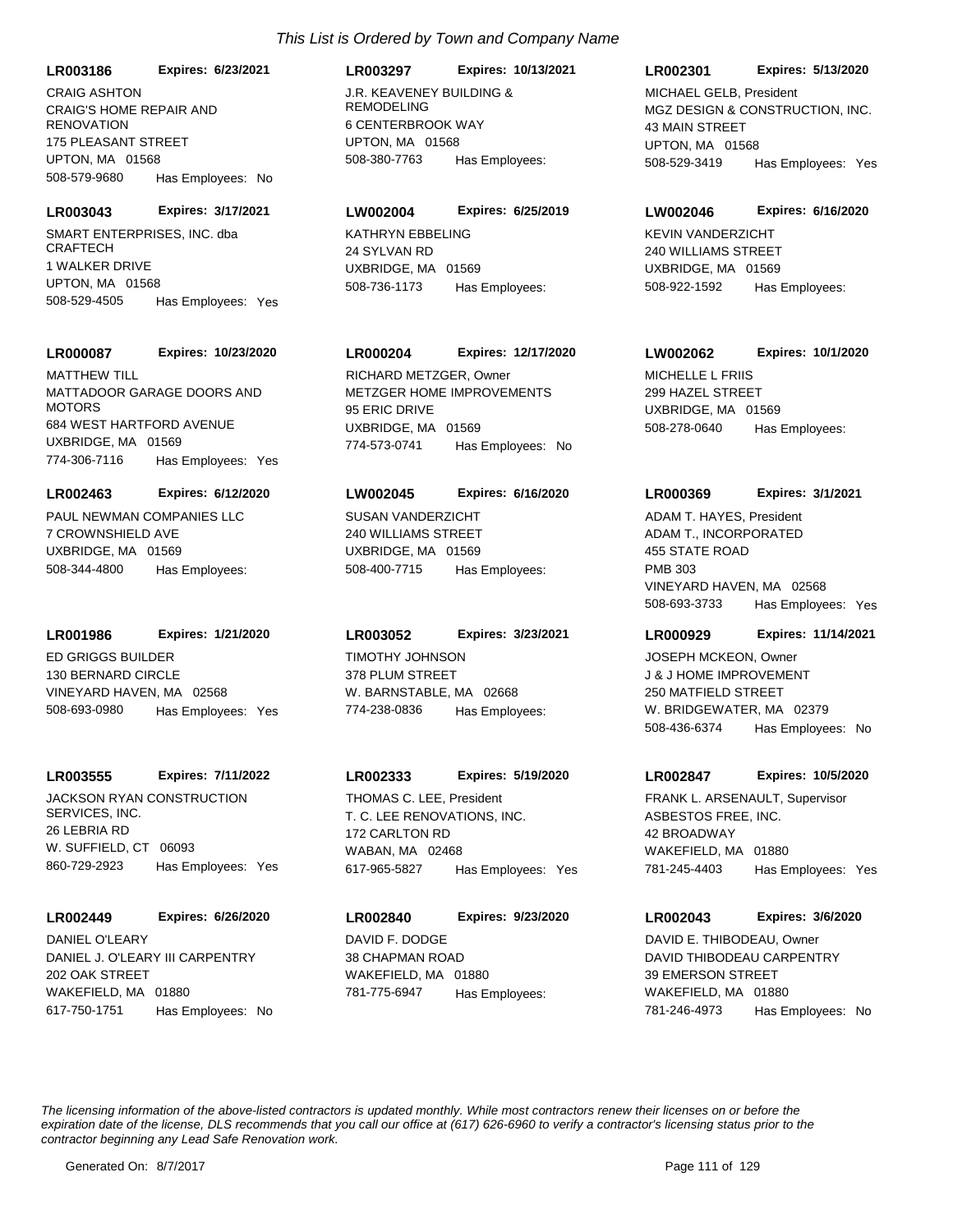*This List is Ordered by Town and Company Name*

**LR003186** **Expires: 6/23/2021**
CRAIG ASHTON
CRAIG'S HOME REPAIR AND RENOVATION
175 PLEASANT STREET
UPTON, MA 01568
508-579-9680 Has Employees: No

**LR003297** **Expires: 10/13/2021**
J.R. KEAVENEY BUILDING & REMODELING
6 CENTERBROOK WAY
UPTON, MA 01568
508-380-7763 Has Employees:

**LR002301** **Expires: 5/13/2020**
MICHAEL GELB, President
MGZ DESIGN & CONSTRUCTION, INC.
43 MAIN STREET
UPTON, MA 01568
508-529-3419 Has Employees: Yes

**LR003043** **Expires: 3/17/2021**
SMART ENTERPRISES, INC. dba CRAFTECH
1 WALKER DRIVE
UPTON, MA 01568
508-529-4505 Has Employees: Yes

**LW002004** **Expires: 6/25/2019**
KATHRYN EBBELING
24 SYLVAN RD
UXBRIDGE, MA 01569
508-736-1173 Has Employees:

**LW002046** **Expires: 6/16/2020**
KEVIN VANDERZICHT
240 WILLIAMS STREET
UXBRIDGE, MA 01569
508-922-1592 Has Employees:

**LR000087** **Expires: 10/23/2020**
MATTHEW TILL
MATTADOOR GARAGE DOORS AND MOTORS
684 WEST HARTFORD AVENUE
UXBRIDGE, MA 01569
774-306-7116 Has Employees: Yes

**LR000204** **Expires: 12/17/2020**
RICHARD METZGER, Owner
METZGER HOME IMPROVEMENTS
95 ERIC DRIVE
UXBRIDGE, MA 01569
774-573-0741 Has Employees: No

**LW002062** **Expires: 10/1/2020**
MICHELLE L FRIIS
299 HAZEL STREET
UXBRIDGE, MA 01569
508-278-0640 Has Employees:

**LR002463** **Expires: 6/12/2020**
PAUL NEWMAN COMPANIES LLC
7 CROWNSHIELD AVE
UXBRIDGE, MA 01569
508-344-4800 Has Employees:

**LW002045** **Expires: 6/16/2020**
SUSAN VANDERZICHT
240 WILLIAMS STREET
UXBRIDGE, MA 01569
508-400-7715 Has Employees:

**LR000369** **Expires: 3/1/2021**
ADAM T. HAYES, President
ADAM T., INCORPORATED
455 STATE ROAD
PMB 303
VINEYARD HAVEN, MA 02568
508-693-3733 Has Employees: Yes

**LR001986** **Expires: 1/21/2020**
ED GRIGGS BUILDER
130 BERNARD CIRCLE
VINEYARD HAVEN, MA 02568
508-693-0980 Has Employees: Yes

**LR003052** **Expires: 3/23/2021**
TIMOTHY JOHNSON
378 PLUM STREET
W. BARNSTABLE, MA 02668
774-238-0836 Has Employees:

**LR000929** **Expires: 11/14/2021**
JOSEPH MCKEON, Owner
J & J HOME IMPROVEMENT
250 MATFIELD STREET
W. BRIDGEWATER, MA 02379
508-436-6374 Has Employees: No

**LR003555** **Expires: 7/11/2022**
JACKSON RYAN CONSTRUCTION SERVICES, INC.
26 LEBRIA RD
W. SUFFIELD, CT 06093
860-729-2923 Has Employees: Yes

**LR002333** **Expires: 5/19/2020**
THOMAS C. LEE, President
T. C. LEE RENOVATIONS, INC.
172 CARLTON RD
WABAN, MA 02468
617-965-5827 Has Employees: Yes

**LR002847** **Expires: 10/5/2020**
FRANK L. ARSENAULT, Supervisor
ASBESTOS FREE, INC.
42 BROADWAY
WAKEFIELD, MA 01880
781-245-4403 Has Employees: Yes

**LR002449** **Expires: 6/26/2020**
DANIEL O'LEARY
DANIEL J. O'LEARY III CARPENTRY
202 OAK STREET
WAKEFIELD, MA 01880
617-750-1751 Has Employees: No

**LR002840** **Expires: 9/23/2020**
DAVID F. DODGE
38 CHAPMAN ROAD
WAKEFIELD, MA 01880
781-775-6947 Has Employees:

**LR002043** **Expires: 3/6/2020**
DAVID E. THIBODEAU, Owner
DAVID THIBODEAU CARPENTRY
39 EMERSON STREET
WAKEFIELD, MA 01880
781-246-4973 Has Employees: No

*The licensing information of the above-listed contractors is updated monthly. While most contractors renew their licenses on or before the expiration date of the license, DLS recommends that you call our office at (617) 626-6960 to verify a contractor's licensing status prior to the contractor beginning any Lead Safe Renovation work.*

Generated On: 8/7/2017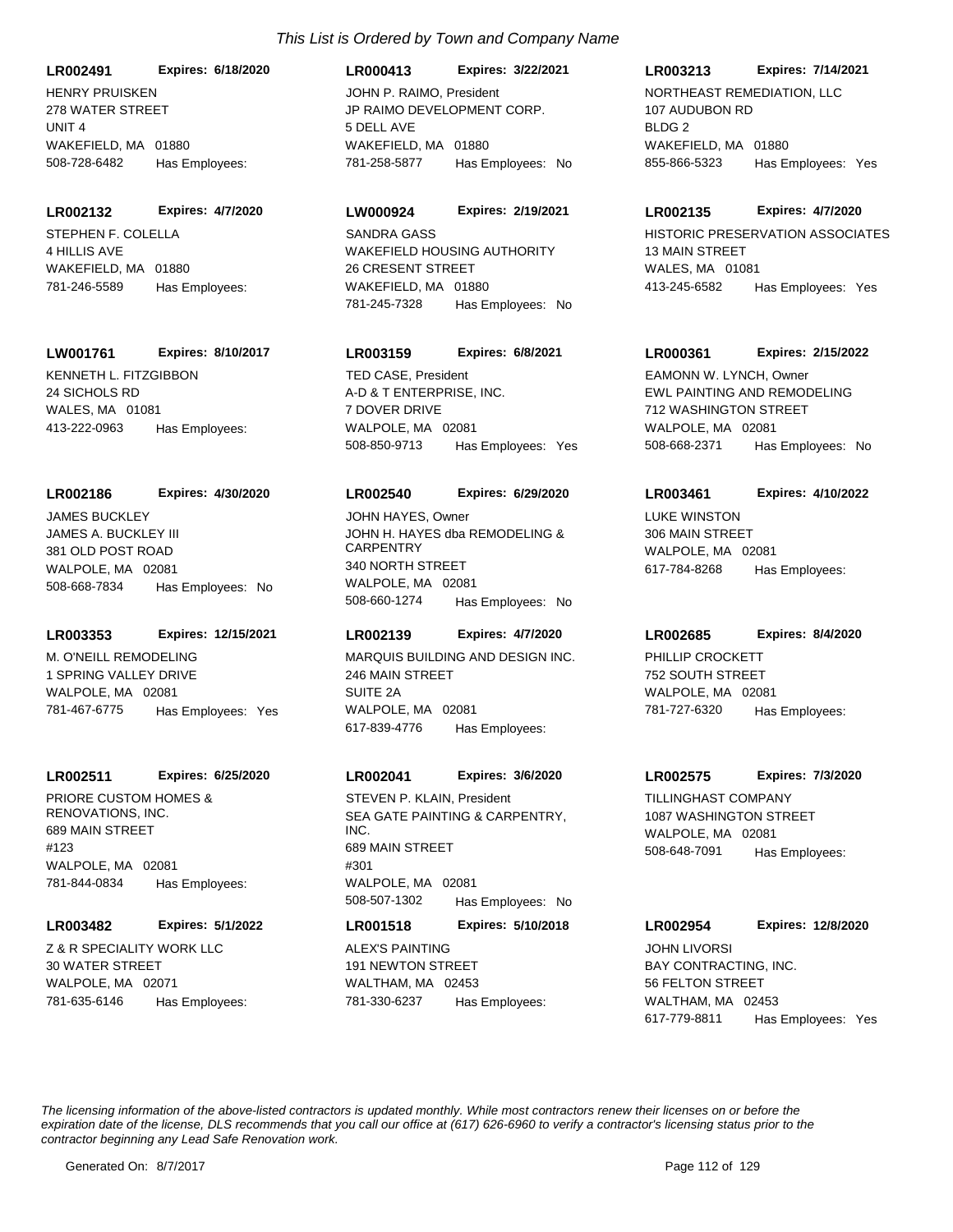*This List is Ordered by Town and Company Name*

**LR002491** **Expires: 6/18/2020**
HENRY PRUISKEN
278 WATER STREET
UNIT 4
WAKEFIELD, MA 01880
508-728-6482 Has Employees:

**LR000413** **Expires: 3/22/2021**
JOHN P. RAIMO, President
JP RAIMO DEVELOPMENT CORP.
5 DELL AVE
WAKEFIELD, MA 01880
781-258-5877 Has Employees: No

**LR003213** **Expires: 7/14/2021**
NORTHEAST REMEDIATION, LLC
107 AUDUBON RD
BLDG 2
WAKEFIELD, MA 01880
855-866-5323 Has Employees: Yes

**LR002132** **Expires: 4/7/2020**
STEPHEN F. COLELLA
4 HILLIS AVE
WAKEFIELD, MA 01880
781-246-5589 Has Employees:

**LW000924** **Expires: 2/19/2021**
SANDRA GASS
WAKEFIELD HOUSING AUTHORITY
26 CRESENT STREET
WAKEFIELD, MA 01880
781-245-7328 Has Employees: No

**LR002135** **Expires: 4/7/2020**
HISTORIC PRESERVATION ASSOCIATES
13 MAIN STREET
WALES, MA 01081
413-245-6582 Has Employees: Yes

**LW001761** **Expires: 8/10/2017**
KENNETH L. FITZGIBBON
24 SICHOLS RD
WALES, MA 01081
413-222-0963 Has Employees:

**LR003159** **Expires: 6/8/2021**
TED CASE, President
A-D & T ENTERPRISE, INC.
7 DOVER DRIVE
WALPOLE, MA 02081
508-850-9713 Has Employees: Yes

**LR000361** **Expires: 2/15/2022**
EAMONN W. LYNCH, Owner
EWL PAINTING AND REMODELING
712 WASHINGTON STREET
WALPOLE, MA 02081
508-668-2371 Has Employees: No

**LR002186** **Expires: 4/30/2020**
JAMES BUCKLEY
JAMES A. BUCKLEY III
381 OLD POST ROAD
WALPOLE, MA 02081
508-668-7834 Has Employees: No

**LR002540** **Expires: 6/29/2020**
JOHN HAYES, Owner
JOHN H. HAYES dba REMODELING & CARPENTRY
340 NORTH STREET
WALPOLE, MA 02081
508-660-1274 Has Employees: No

**LR003461** **Expires: 4/10/2022**
LUKE WINSTON
306 MAIN STREET
WALPOLE, MA 02081
617-784-8268 Has Employees:

**LR003353** **Expires: 12/15/2021**
M. O'NEILL REMODELING
1 SPRING VALLEY DRIVE
WALPOLE, MA 02081
781-467-6775 Has Employees: Yes

**LR002139** **Expires: 4/7/2020**
MARQUIS BUILDING AND DESIGN INC.
246 MAIN STREET
SUITE 2A
WALPOLE, MA 02081
617-839-4776 Has Employees:

**LR002685** **Expires: 8/4/2020**
PHILLIP CROCKETT
752 SOUTH STREET
WALPOLE, MA 02081
781-727-6320 Has Employees:

**LR002511** **Expires: 6/25/2020**
PRIORE CUSTOM HOMES & RENOVATIONS, INC.
689 MAIN STREET
#123
WALPOLE, MA 02081
781-844-0834 Has Employees:

**LR002041** **Expires: 3/6/2020**
STEVEN P. KLAIN, President
SEA GATE PAINTING & CARPENTRY, INC.
689 MAIN STREET
#301
WALPOLE, MA 02081
508-507-1302 Has Employees: No

**LR002575** **Expires: 7/3/2020**
TILLINGHAST COMPANY
1087 WASHINGTON STREET
WALPOLE, MA 02081
508-648-7091 Has Employees:

**LR003482** **Expires: 5/1/2022**
Z & R SPECIALITY WORK LLC
30 WATER STREET
WALPOLE, MA 02071
781-635-6146 Has Employees:

**LR001518** **Expires: 5/10/2018**
ALEX'S PAINTING
191 NEWTON STREET
WALTHAM, MA 02453
781-330-6237 Has Employees:

**LR002954** **Expires: 12/8/2020**
JOHN LIVORSI
BAY CONTRACTING, INC.
56 FELTON STREET
WALTHAM, MA 02453
617-779-8811 Has Employees: Yes

*The licensing information of the above-listed contractors is updated monthly. While most contractors renew their licenses on or before the expiration date of the license, DLS recommends that you call our office at (617) 626-6960 to verify a contractor's licensing status prior to the contractor beginning any Lead Safe Renovation work.*

Generated On: 8/7/2017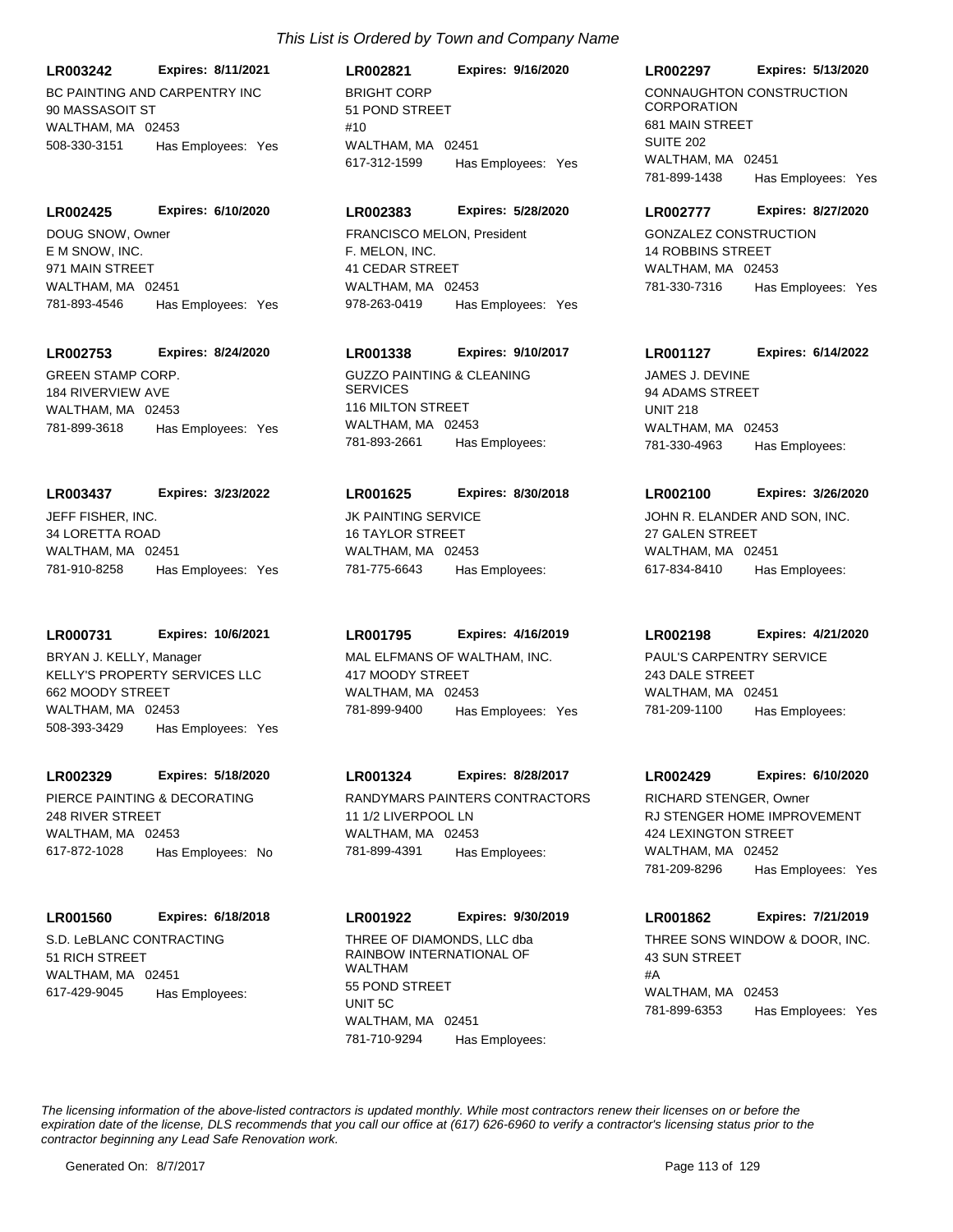*This List is Ordered by Town and Company Name*

**LR003242** **Expires: 8/11/2021**
BC PAINTING AND CARPENTRY INC
90 MASSASOIT ST
WALTHAM, MA 02453
508-330-3151 Has Employees: Yes

**LR002821** **Expires: 9/16/2020**
BRIGHT CORP
51 POND STREET
#10
WALTHAM, MA 02451
617-312-1599 Has Employees: Yes

**LR002297** **Expires: 5/13/2020**
CONNAUGHTON CONSTRUCTION CORPORATION
681 MAIN STREET
SUITE 202
WALTHAM, MA 02451
781-899-1438 Has Employees: Yes

**LR002425** **Expires: 6/10/2020**
DOUG SNOW, Owner
E M SNOW, INC.
971 MAIN STREET
WALTHAM, MA 02451
781-893-4546 Has Employees: Yes

**LR002383** **Expires: 5/28/2020**
FRANCISCO MELON, President
F. MELON, INC.
41 CEDAR STREET
WALTHAM, MA 02453
978-263-0419 Has Employees: Yes

**LR002777** **Expires: 8/27/2020**
GONZALEZ CONSTRUCTION
14 ROBBINS STREET
WALTHAM, MA 02453
781-330-7316 Has Employees: Yes

**LR002753** **Expires: 8/24/2020**
GREEN STAMP CORP.
184 RIVERVIEW AVE
WALTHAM, MA 02453
781-899-3618 Has Employees: Yes

**LR001338** **Expires: 9/10/2017**
GUZZO PAINTING & CLEANING SERVICES
116 MILTON STREET
WALTHAM, MA 02453
781-893-2661 Has Employees:

**LR001127** **Expires: 6/14/2022**
JAMES J. DEVINE
94 ADAMS STREET
UNIT 218
WALTHAM, MA 02453
781-330-4963 Has Employees:

**LR003437** **Expires: 3/23/2022**
JEFF FISHER, INC.
34 LORETTA ROAD
WALTHAM, MA 02451
781-910-8258 Has Employees: Yes

**LR001625** **Expires: 8/30/2018**
JK PAINTING SERVICE
16 TAYLOR STREET
WALTHAM, MA 02453
781-775-6643 Has Employees:

**LR002100** **Expires: 3/26/2020**
JOHN R. ELANDER AND SON, INC.
27 GALEN STREET
WALTHAM, MA 02451
617-834-8410 Has Employees:

**LR000731** **Expires: 10/6/2021**
BRYAN J. KELLY, Manager
KELLY'S PROPERTY SERVICES LLC
662 MOODY STREET
WALTHAM, MA 02453
508-393-3429 Has Employees: Yes

**LR001795** **Expires: 4/16/2019**
MAL ELFMANS OF WALTHAM, INC.
417 MOODY STREET
WALTHAM, MA 02453
781-899-9400 Has Employees: Yes

**LR002198** **Expires: 4/21/2020**
PAUL'S CARPENTRY SERVICE
243 DALE STREET
WALTHAM, MA 02451
781-209-1100 Has Employees:

**LR002329** **Expires: 5/18/2020**
PIERCE PAINTING & DECORATING
248 RIVER STREET
WALTHAM, MA 02453
617-872-1028 Has Employees: No

**LR001324** **Expires: 8/28/2017**
RANDYMARS PAINTERS CONTRACTORS
11 1/2 LIVERPOOL LN
WALTHAM, MA 02453
781-899-4391 Has Employees:

**LR002429** **Expires: 6/10/2020**
RICHARD STENGER, Owner
RJ STENGER HOME IMPROVEMENT
424 LEXINGTON STREET
WALTHAM, MA 02452
781-209-8296 Has Employees: Yes

**LR001560** **Expires: 6/18/2018**
S.D. LeBLANC CONTRACTING
51 RICH STREET
WALTHAM, MA 02451
617-429-9045 Has Employees:

**LR001922** **Expires: 9/30/2019**
THREE OF DIAMONDS, LLC dba RAINBOW INTERNATIONAL OF WALTHAM
55 POND STREET
UNIT 5C
WALTHAM, MA 02451
781-710-9294 Has Employees:

**LR001862** **Expires: 7/21/2019**
THREE SONS WINDOW & DOOR, INC.
43 SUN STREET
#A
WALTHAM, MA 02453
781-899-6353 Has Employees: Yes

*The licensing information of the above-listed contractors is updated monthly. While most contractors renew their licenses on or before the expiration date of the license, DLS recommends that you call our office at (617) 626-6960 to verify a contractor's licensing status prior to the contractor beginning any Lead Safe Renovation work.*

Generated On: 8/7/2017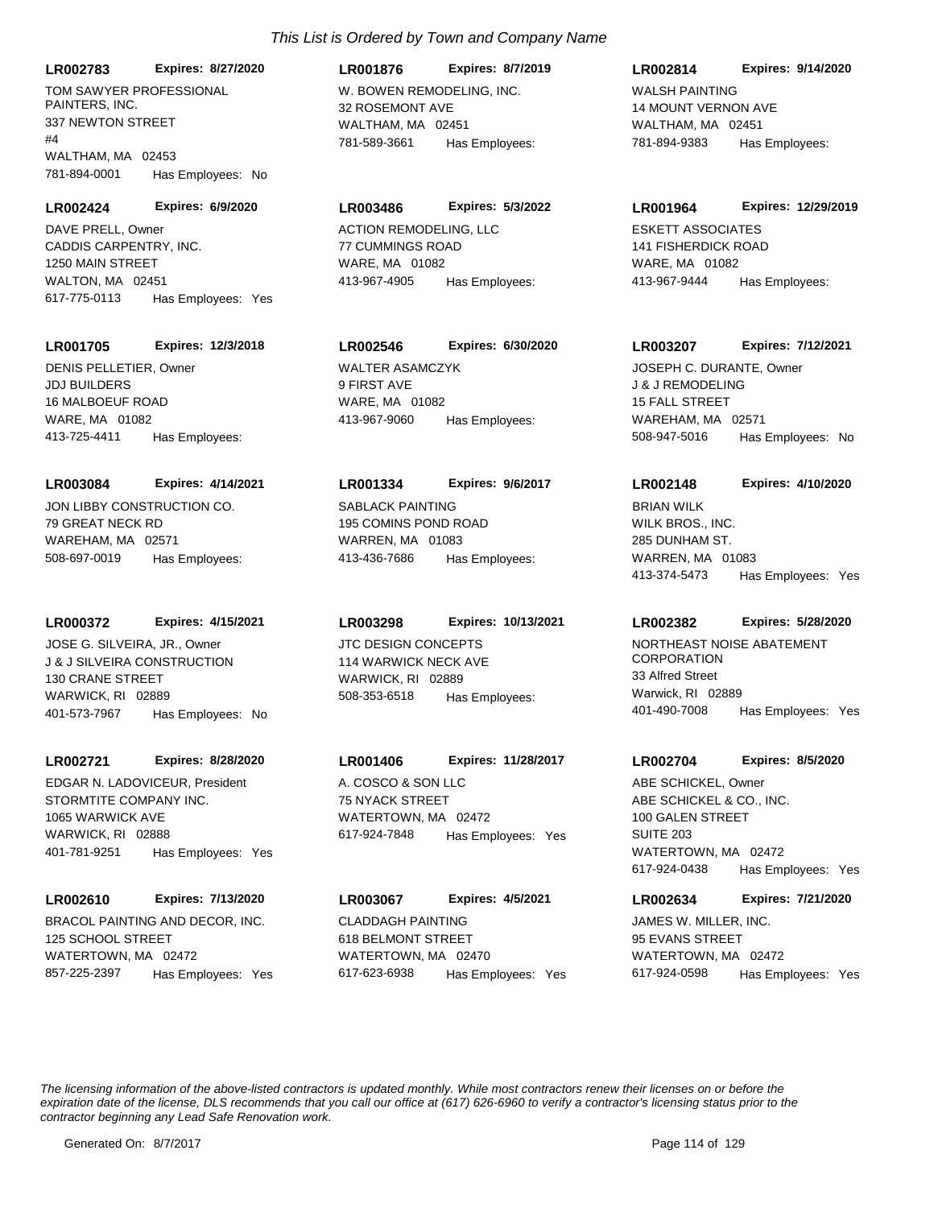*This List is Ordered by Town and Company Name*

**LR002783** **Expires: 8/27/2020**
TOM SAWYER PROFESSIONAL PAINTERS, INC.
337 NEWTON STREET
#4
WALTHAM, MA 02453
781-894-0001 Has Employees: No

**LR001876** **Expires: 8/7/2019**
W. BOWEN REMODELING, INC.
32 ROSEMONT AVE
WALTHAM, MA 02451
781-589-3661 Has Employees:

**LR002814** **Expires: 9/14/2020**
WALSH PAINTING
14 MOUNT VERNON AVE
WALTHAM, MA 02451
781-894-9383 Has Employees:

**LR002424** **Expires: 6/9/2020**
DAVE PRELL, Owner
CADDIS CARPENTRY, INC.
1250 MAIN STREET
WALTON, MA 02451
617-775-0113 Has Employees: Yes

**LR003486** **Expires: 5/3/2022**
ACTION REMODELING, LLC
77 CUMMINGS ROAD
WARE, MA 01082
413-967-4905 Has Employees:

**LR001964** **Expires: 12/29/2019**
ESKETT ASSOCIATES
141 FISHERDICK ROAD
WARE, MA 01082
413-967-9444 Has Employees:

**LR001705** **Expires: 12/3/2018**
DENIS PELLETIER, Owner
JDJ BUILDERS
16 MALBOEUF ROAD
WARE, MA 01082
413-725-4411 Has Employees:

**LR002546** **Expires: 6/30/2020**
WALTER ASAMCZYK
9 FIRST AVE
WARE, MA 01082
413-967-9060 Has Employees:

**LR003207** **Expires: 7/12/2021**
JOSEPH C. DURANTE, Owner
J & J REMODELING
15 FALL STREET
WAREHAM, MA 02571
508-947-5016 Has Employees: No

**LR003084** **Expires: 4/14/2021**
JON LIBBY CONSTRUCTION CO.
79 GREAT NECK RD
WAREHAM, MA 02571
508-697-0019 Has Employees:

**LR001334** **Expires: 9/6/2017**
SABLACK PAINTING
195 COMINS POND ROAD
WARREN, MA 01083
413-436-7686 Has Employees:

**LR002148** **Expires: 4/10/2020**
BRIAN WILK
WILK BROS., INC.
285 DUNHAM ST.
WARREN, MA 01083
413-374-5473 Has Employees: Yes

**LR000372** **Expires: 4/15/2021**
JOSE G. SILVEIRA, JR., Owner
J & J SILVEIRA CONSTRUCTION
130 CRANE STREET
WARWICK, RI 02889
401-573-7967 Has Employees: No

**LR003298** **Expires: 10/13/2021**
JTC DESIGN CONCEPTS
114 WARWICK NECK AVE
WARWICK, RI 02889
508-353-6518 Has Employees:

**LR002382** **Expires: 5/28/2020**
NORTHEAST NOISE ABATEMENT CORPORATION
33 Alfred Street
Warwick, RI 02889
401-490-7008 Has Employees: Yes

**LR002721** **Expires: 8/28/2020**
EDGAR N. LADOVICEUR, President
STORMTITE COMPANY INC.
1065 WARWICK AVE
WARWICK, RI 02888
401-781-9251 Has Employees: Yes

**LR001406** **Expires: 11/28/2017**
A. COSCO & SON LLC
75 NYACK STREET
WATERTOWN, MA 02472
617-924-7848 Has Employees: Yes

**LR002704** **Expires: 8/5/2020**
ABE SCHICKEL, Owner
ABE SCHICKEL & CO., INC.
100 GALEN STREET
SUITE 203
WATERTOWN, MA 02472
617-924-0438 Has Employees: Yes

**LR002610** **Expires: 7/13/2020**
BRACOL PAINTING AND DECOR, INC.
125 SCHOOL STREET
WATERTOWN, MA 02472
857-225-2397 Has Employees: Yes

**LR003067** **Expires: 4/5/2021**
CLADDAGH PAINTING
618 BELMONT STREET
WATERTOWN, MA 02470
617-623-6938 Has Employees: Yes

**LR002634** **Expires: 7/21/2020**
JAMES W. MILLER, INC.
95 EVANS STREET
WATERTOWN, MA 02472
617-924-0598 Has Employees: Yes

*The licensing information of the above-listed contractors is updated monthly. While most contractors renew their licenses on or before the expiration date of the license, DLS recommends that you call our office at (617) 626-6960 to verify a contractor's licensing status prior to the contractor beginning any Lead Safe Renovation work.*

Generated On: 8/7/2017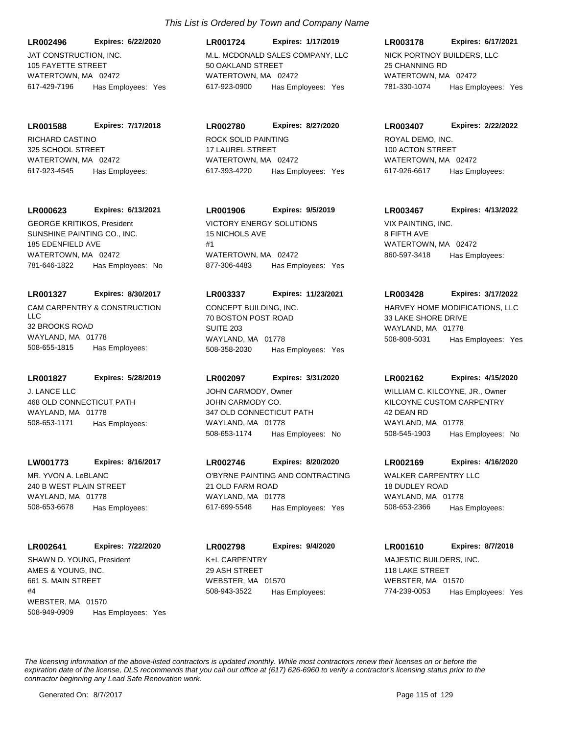*This List is Ordered by Town and Company Name*

**LR002496** **Expires: 6/22/2020**
JAT CONSTRUCTION, INC.
105 FAYETTE STREET
WATERTOWN, MA 02472
617-429-7196 Has Employees: Yes

**LR001724** **Expires: 1/17/2019**
M.L. MCDONALD SALES COMPANY, LLC
50 OAKLAND STREET
WATERTOWN, MA 02472
617-923-0900 Has Employees: Yes

**LR003178** **Expires: 6/17/2021**
NICK PORTNOY BUILDERS, LLC
25 CHANNING RD
WATERTOWN, MA 02472
781-330-1074 Has Employees: Yes

**LR001588** **Expires: 7/17/2018**
RICHARD CASTINO
325 SCHOOL STREET
WATERTOWN, MA 02472
617-923-4545 Has Employees:

**LR002780** **Expires: 8/27/2020**
ROCK SOLID PAINTING
17 LAUREL STREET
WATERTOWN, MA 02472
617-393-4220 Has Employees: Yes

**LR003407** **Expires: 2/22/2022**
ROYAL DEMO, INC.
100 ACTON STREET
WATERTOWN, MA 02472
617-926-6617 Has Employees:

**LR000623** **Expires: 6/13/2021**
GEORGE KRITIKOS, President
SUNSHINE PAINTING CO., INC.
185 EDENFIELD AVE
WATERTOWN, MA 02472
781-646-1822 Has Employees: No

**LR001906** **Expires: 9/5/2019**
VICTORY ENERGY SOLUTIONS
15 NICHOLS AVE
#1
WATERTOWN, MA 02472
877-306-4483 Has Employees: Yes

**LR003467** **Expires: 4/13/2022**
VIX PAINTING, INC.
8 FIFTH AVE
WATERTOWN, MA 02472
860-597-3418 Has Employees:

**LR001327** **Expires: 8/30/2017**
CAM CARPENTRY & CONSTRUCTION LLC
32 BROOKS ROAD
WAYLAND, MA 01778
508-655-1815 Has Employees:

**LR003337** **Expires: 11/23/2021**
CONCEPT BUILDING, INC.
70 BOSTON POST ROAD
SUITE 203
WAYLAND, MA 01778
508-358-2030 Has Employees: Yes

**LR003428** **Expires: 3/17/2022**
HARVEY HOME MODIFICATIONS, LLC
33 LAKE SHORE DRIVE
WAYLAND, MA 01778
508-808-5031 Has Employees: Yes

**LR001827** **Expires: 5/28/2019**
J. LANCE LLC
468 OLD CONNECTICUT PATH
WAYLAND, MA 01778
508-653-1171 Has Employees:

**LR002097** **Expires: 3/31/2020**
JOHN CARMODY, Owner
JOHN CARMODY CO.
347 OLD CONNECTICUT PATH
WAYLAND, MA 01778
508-653-1174 Has Employees: No

**LR002162** **Expires: 4/15/2020**
WILLIAM C. KILCOYNE, JR., Owner
KILCOYNE CUSTOM CARPENTRY
42 DEAN RD
WAYLAND, MA 01778
508-545-1903 Has Employees: No

**LW001773** **Expires: 8/16/2017**
MR. YVON A. LeBLANC
240 B WEST PLAIN STREET
WAYLAND, MA 01778
508-653-6678 Has Employees:

**LR002746** **Expires: 8/20/2020**
O'BYRNE PAINTING AND CONTRACTING
21 OLD FARM ROAD
WAYLAND, MA 01778
617-699-5548 Has Employees: Yes

**LR002169** **Expires: 4/16/2020**
WALKER CARPENTRY LLC
18 DUDLEY ROAD
WAYLAND, MA 01778
508-653-2366 Has Employees:

**LR002641** **Expires: 7/22/2020**
SHAWN D. YOUNG, President
AMES & YOUNG, INC.
661 S. MAIN STREET
#4
WEBSTER, MA 01570
508-949-0909 Has Employees: Yes

**LR002798** **Expires: 9/4/2020**
K+L CARPENTRY
29 ASH STREET
WEBSTER, MA 01570
508-943-3522 Has Employees:

**LR001610** **Expires: 8/7/2018**
MAJESTIC BUILDERS, INC.
118 LAKE STREET
WEBSTER, MA 01570
774-239-0053 Has Employees: Yes

*The licensing information of the above-listed contractors is updated monthly. While most contractors renew their licenses on or before the expiration date of the license, DLS recommends that you call our office at (617) 626-6960 to verify a contractor's licensing status prior to the contractor beginning any Lead Safe Renovation work.*

Generated On: 8/7/2017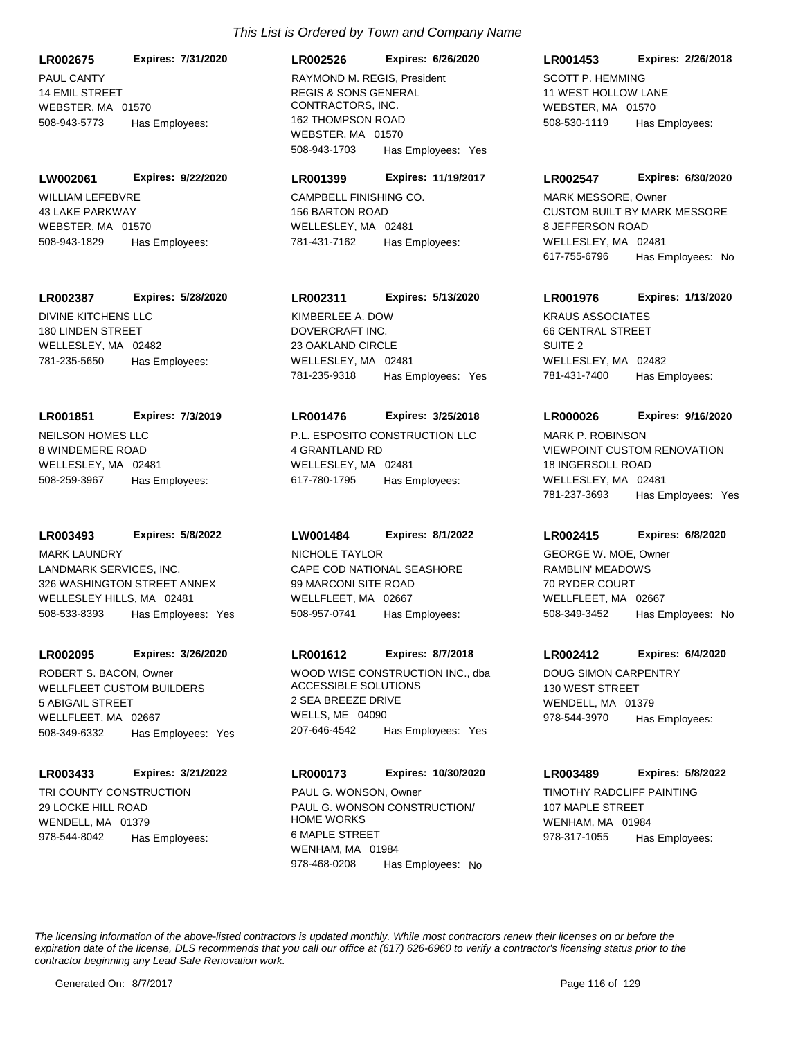*This List is Ordered by Town and Company Name*

**LR002675** **Expires: 7/31/2020**
PAUL CANTY
14 EMIL STREET
WEBSTER, MA 01570
508-943-5773 Has Employees:

**LR002526** **Expires: 6/26/2020**
RAYMOND M. REGIS, President
REGIS & SONS GENERAL CONTRACTORS, INC.
162 THOMPSON ROAD
WEBSTER, MA 01570
508-943-1703 Has Employees: Yes

**LR001453** **Expires: 2/26/2018**
SCOTT P. HEMMING
11 WEST HOLLOW LANE
WEBSTER, MA 01570
508-530-1119 Has Employees:

**LW002061** **Expires: 9/22/2020**
WILLIAM LEFEBVRE
43 LAKE PARKWAY
WEBSTER, MA 01570
508-943-1829 Has Employees:

**LR001399** **Expires: 11/19/2017**
CAMPBELL FINISHING CO.
156 BARTON ROAD
WELLESLEY, MA 02481
781-431-7162 Has Employees:

**LR002547** **Expires: 6/30/2020**
MARK MESSORE, Owner
CUSTOM BUILT BY MARK MESSORE
8 JEFFERSON ROAD
WELLESLEY, MA 02481
617-755-6796 Has Employees: No

**LR002387** **Expires: 5/28/2020**
DIVINE KITCHENS LLC
180 LINDEN STREET
WELLESLEY, MA 02482
781-235-5650 Has Employees:

**LR002311** **Expires: 5/13/2020**
KIMBERLEE A. DOW
DOVERCRAFT INC.
23 OAKLAND CIRCLE
WELLESLEY, MA 02481
781-235-9318 Has Employees: Yes

**LR001976** **Expires: 1/13/2020**
KRAUS ASSOCIATES
66 CENTRAL STREET
SUITE 2
WELLESLEY, MA 02482
781-431-7400 Has Employees:

**LR001851** **Expires: 7/3/2019**
NEILSON HOMES LLC
8 WINDEMERE ROAD
WELLESLEY, MA 02481
508-259-3967 Has Employees:

**LR001476** **Expires: 3/25/2018**
P.L. ESPOSITO CONSTRUCTION LLC
4 GRANTLAND RD
WELLESLEY, MA 02481
617-780-1795 Has Employees:

**LR000026** **Expires: 9/16/2020**
MARK P. ROBINSON
VIEWPOINT CUSTOM RENOVATION
18 INGERSOLL ROAD
WELLESLEY, MA 02481
781-237-3693 Has Employees: Yes

**LR003493** **Expires: 5/8/2022**
MARK LAUNDRY
LANDMARK SERVICES, INC.
326 WASHINGTON STREET ANNEX
WELLESLEY HILLS, MA 02481
508-533-8393 Has Employees: Yes

**LW001484** **Expires: 8/1/2022**
NICHOLE TAYLOR
CAPE COD NATIONAL SEASHORE
99 MARCONI SITE ROAD
WELLFLEET, MA 02667
508-957-0741 Has Employees:

**LR002415** **Expires: 6/8/2020**
GEORGE W. MOE, Owner
RAMBLIN' MEADOWS
70 RYDER COURT
WELLFLEET, MA 02667
508-349-3452 Has Employees: No

**LR002095** **Expires: 3/26/2020**
ROBERT S. BACON, Owner
WELLFLEET CUSTOM BUILDERS
5 ABIGAIL STREET
WELLFLEET, MA 02667
508-349-6332 Has Employees: Yes

**LR001612** **Expires: 8/7/2018**
WOOD WISE CONSTRUCTION INC., dba ACCESSIBLE SOLUTIONS
2 SEA BREEZE DRIVE
WELLS, ME 04090
207-646-4542 Has Employees: Yes

**LR002412** **Expires: 6/4/2020**
DOUG SIMON CARPENTRY
130 WEST STREET
WENDELL, MA 01379
978-544-3970 Has Employees:

**LR003433** **Expires: 3/21/2022**
TRI COUNTY CONSTRUCTION
29 LOCKE HILL ROAD
WENDELL, MA 01379
978-544-8042 Has Employees:

**LR000173** **Expires: 10/30/2020**
PAUL G. WONSON, Owner
PAUL G. WONSON CONSTRUCTION/ HOME WORKS
6 MAPLE STREET
WENHAM, MA 01984
978-468-0208 Has Employees: No

**LR003489** **Expires: 5/8/2022**
TIMOTHY RADCLIFF PAINTING
107 MAPLE STREET
WENHAM, MA 01984
978-317-1055 Has Employees:

*The licensing information of the above-listed contractors is updated monthly. While most contractors renew their licenses on or before the expiration date of the license, DLS recommends that you call our office at (617) 626-6960 to verify a contractor's licensing status prior to the contractor beginning any Lead Safe Renovation work.*

Generated On: 8/7/2017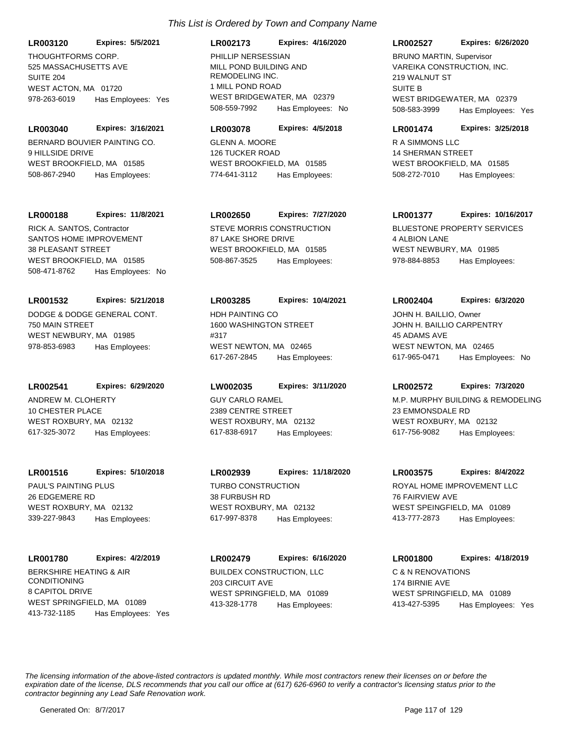*This List is Ordered by Town and Company Name*

**LR003120** **Expires: 5/5/2021**
THOUGHTFORMS CORP.
525 MASSACHUSETTS AVE
SUITE 204
WEST ACTON, MA 01720
978-263-6019 Has Employees: Yes

**LR002173** **Expires: 4/16/2020**
PHILLIP NERSESSIAN
MILL POND BUILDING AND REMODELING INC.
1 MILL POND ROAD
WEST BRIDGEWATER, MA 02379
508-559-7992 Has Employees: No

**LR002527** **Expires: 6/26/2020**
BRUNO MARTIN, Supervisor
VAREIKA CONSTRUCTION, INC.
219 WALNUT ST
SUITE B
WEST BRIDGEWATER, MA 02379
508-583-3999 Has Employees: Yes

**LR003040** **Expires: 3/16/2021**
BERNARD BOUVIER PAINTING CO.
9 HILLSIDE DRIVE
WEST BROOKFIELD, MA 01585
508-867-2940 Has Employees:

**LR003078** **Expires: 4/5/2018**
GLENN A. MOORE
126 TUCKER ROAD
WEST BROOKFIELD, MA 01585
774-641-3112 Has Employees:

**LR001474** **Expires: 3/25/2018**
R A SIMMONS LLC
14 SHERMAN STREET
WEST BROOKFIELD, MA 01585
508-272-7010 Has Employees:

**LR000188** **Expires: 11/8/2021**
RICK A. SANTOS, Contractor
SANTOS HOME IMPROVEMENT
38 PLEASANT STREET
WEST BROOKFIELD, MA 01585
508-471-8762 Has Employees: No

**LR002650** **Expires: 7/27/2020**
STEVE MORRIS CONSTRUCTION
87 LAKE SHORE DRIVE
WEST BROOKFIELD, MA 01585
508-867-3525 Has Employees:

**LR001377** **Expires: 10/16/2017**
BLUESTONE PROPERTY SERVICES
4 ALBION LANE
WEST NEWBURY, MA 01985
978-884-8853 Has Employees:

**LR001532** **Expires: 5/21/2018**
DODGE & DODGE GENERAL CONT.
750 MAIN STREET
WEST NEWBURY, MA 01985
978-853-6983 Has Employees:

**LR003285** **Expires: 10/4/2021**
HDH PAINTING CO
1600 WASHINGTON STREET
#317
WEST NEWTON, MA 02465
617-267-2845 Has Employees:

**LR002404** **Expires: 6/3/2020**
JOHN H. BAILLIO, Owner
JOHN H. BAILLIO CARPENTRY
45 ADAMS AVE
WEST NEWTON, MA 02465
617-965-0471 Has Employees: No

**LR002541** **Expires: 6/29/2020**
ANDREW M. CLOHERTY
10 CHESTER PLACE
WEST ROXBURY, MA 02132
617-325-3072 Has Employees:

**LW002035** **Expires: 3/11/2020**
GUY CARLO RAMEL
2389 CENTRE STREET
WEST ROXBURY, MA 02132
617-838-6917 Has Employees:

**LR002572** **Expires: 7/3/2020**
M.P. MURPHY BUILDING & REMODELING
23 EMMONSDALE RD
WEST ROXBURY, MA 02132
617-756-9082 Has Employees:

**LR001516** **Expires: 5/10/2018**
PAUL'S PAINTING PLUS
26 EDGEMERE RD
WEST ROXBURY, MA 02132
339-227-9843 Has Employees:

**LR002939** **Expires: 11/18/2020**
TURBO CONSTRUCTION
38 FURBUSH RD
WEST ROXBURY, MA 02132
617-997-8378 Has Employees:

**LR003575** **Expires: 8/4/2022**
ROYAL HOME IMPROVEMENT LLC
76 FAIRVIEW AVE
WEST SPEINGFIELD, MA 01089
413-777-2873 Has Employees:

**LR001780** **Expires: 4/2/2019**
BERKSHIRE HEATING & AIR CONDITIONING
8 CAPITOL DRIVE
WEST SPRINGFIELD, MA 01089
413-732-1185 Has Employees: Yes

**LR002479** **Expires: 6/16/2020**
BUILDEX CONSTRUCTION, LLC
203 CIRCUIT AVE
WEST SPRINGFIELD, MA 01089
413-328-1778 Has Employees:

**LR001800** **Expires: 4/18/2019**
C & N RENOVATIONS
174 BIRNIE AVE
WEST SPRINGFIELD, MA 01089
413-427-5395 Has Employees: Yes

*The licensing information of the above-listed contractors is updated monthly. While most contractors renew their licenses on or before the expiration date of the license, DLS recommends that you call our office at (617) 626-6960 to verify a contractor's licensing status prior to the contractor beginning any Lead Safe Renovation work.*

Generated On: 8/7/2017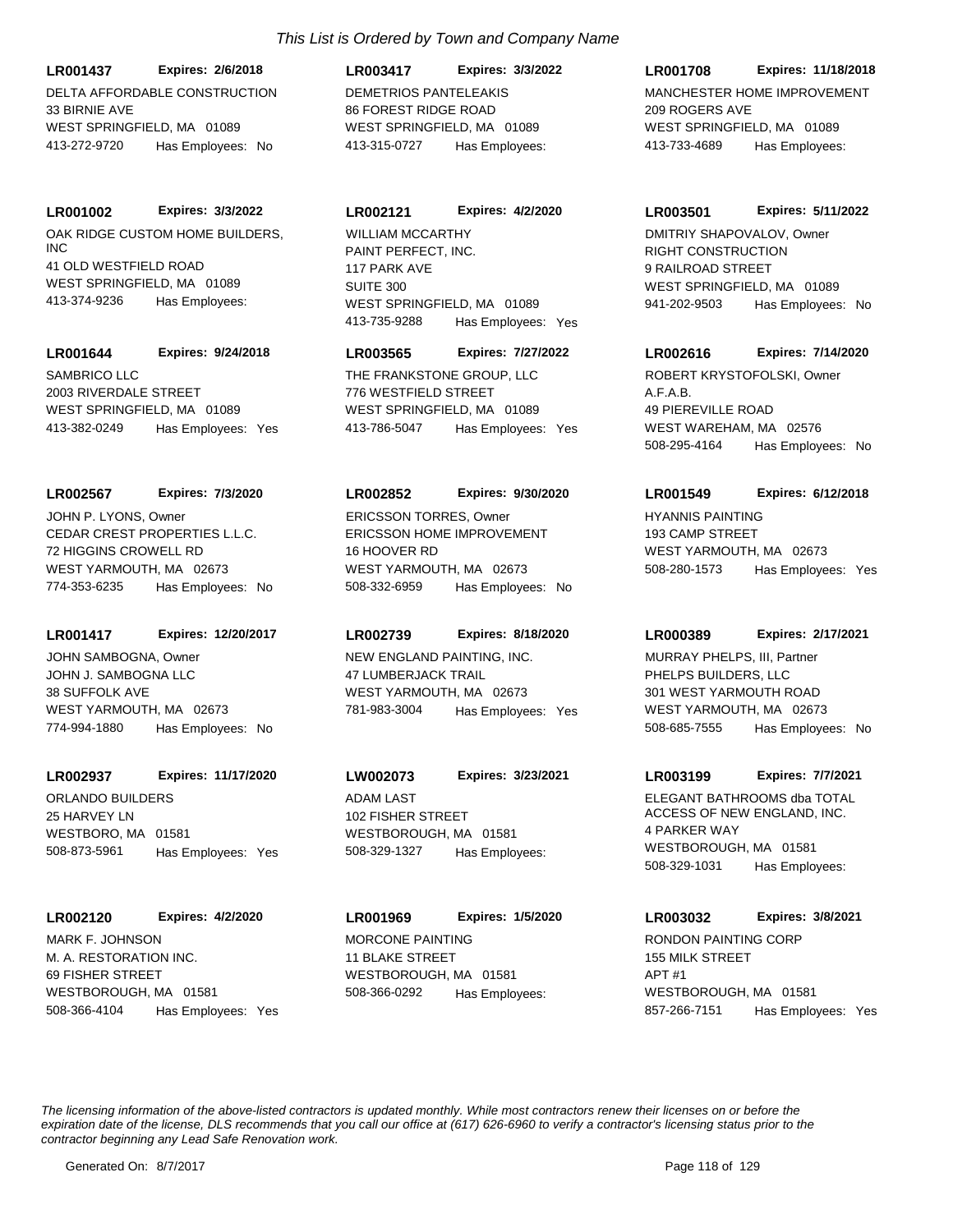*This List is Ordered by Town and Company Name*

**LR001437** **Expires: 2/6/2018**
DELTA AFFORDABLE CONSTRUCTION
33 BIRNIE AVE
WEST SPRINGFIELD, MA 01089
413-272-9720 Has Employees: No

**LR003417** **Expires: 3/3/2022**
DEMETRIOS PANTELEAKIS
86 FOREST RIDGE ROAD
WEST SPRINGFIELD, MA 01089
413-315-0727 Has Employees:

**LR001708** **Expires: 11/18/2018**
MANCHESTER HOME IMPROVEMENT
209 ROGERS AVE
WEST SPRINGFIELD, MA 01089
413-733-4689 Has Employees:

**LR001002** **Expires: 3/3/2022**
OAK RIDGE CUSTOM HOME BUILDERS, INC
41 OLD WESTFIELD ROAD
WEST SPRINGFIELD, MA 01089
413-374-9236 Has Employees:

**LR002121** **Expires: 4/2/2020**
WILLIAM MCCARTHY
PAINT PERFECT, INC.
117 PARK AVE
SUITE 300
WEST SPRINGFIELD, MA 01089
413-735-9288 Has Employees: Yes

**LR003501** **Expires: 5/11/2022**
DMITRIY SHAPOVALOV, Owner
RIGHT CONSTRUCTION
9 RAILROAD STREET
WEST SPRINGFIELD, MA 01089
941-202-9503 Has Employees: No

**LR001644** **Expires: 9/24/2018**
SAMBRICO LLC
2003 RIVERDALE STREET
WEST SPRINGFIELD, MA 01089
413-382-0249 Has Employees: Yes

**LR003565** **Expires: 7/27/2022**
THE FRANKSTONE GROUP, LLC
776 WESTFIELD STREET
WEST SPRINGFIELD, MA 01089
413-786-5047 Has Employees: Yes

**LR002616** **Expires: 7/14/2020**
ROBERT KRYSTOFOLSKI, Owner
A.F.A.B.
49 PIEREVILLE ROAD
WEST WAREHAM, MA 02576
508-295-4164 Has Employees: No

**LR002567** **Expires: 7/3/2020**
JOHN P. LYONS, Owner
CEDAR CREST PROPERTIES L.L.C.
72 HIGGINS CROWELL RD
WEST YARMOUTH, MA 02673
774-353-6235 Has Employees: No

**LR002852** **Expires: 9/30/2020**
ERICSSON TORRES, Owner
ERICSSON HOME IMPROVEMENT
16 HOOVER RD
WEST YARMOUTH, MA 02673
508-332-6959 Has Employees: No

**LR001549** **Expires: 6/12/2018**
HYANNIS PAINTING
193 CAMP STREET
WEST YARMOUTH, MA 02673
508-280-1573 Has Employees: Yes

**LR001417** **Expires: 12/20/2017**
JOHN SAMBOGNA, Owner
JOHN J. SAMBOGNA LLC
38 SUFFOLK AVE
WEST YARMOUTH, MA 02673
774-994-1880 Has Employees: No

**LR002739** **Expires: 8/18/2020**
NEW ENGLAND PAINTING, INC.
47 LUMBERJACK TRAIL
WEST YARMOUTH, MA 02673
781-983-3004 Has Employees: Yes

**LR000389** **Expires: 2/17/2021**
MURRAY PHELPS, III, Partner
PHELPS BUILDERS, LLC
301 WEST YARMOUTH ROAD
WEST YARMOUTH, MA 02673
508-685-7555 Has Employees: No

**LR002937** **Expires: 11/17/2020**
ORLANDO BUILDERS
25 HARVEY LN
WESTBORO, MA 01581
508-873-5961 Has Employees: Yes

**LW002073** **Expires: 3/23/2021**
ADAM LAST
102 FISHER STREET
WESTBOROUGH, MA 01581
508-329-1327 Has Employees:

**LR003199** **Expires: 7/7/2021**
ELEGANT BATHROOMS dba TOTAL ACCESS OF NEW ENGLAND, INC.
4 PARKER WAY
WESTBOROUGH, MA 01581
508-329-1031 Has Employees:

**LR002120** **Expires: 4/2/2020**
MARK F. JOHNSON
M. A. RESTORATION INC.
69 FISHER STREET
WESTBOROUGH, MA 01581
508-366-4104 Has Employees: Yes

**LR001969** **Expires: 1/5/2020**
MORCONE PAINTING
11 BLAKE STREET
WESTBOROUGH, MA 01581
508-366-0292 Has Employees:

**LR003032** **Expires: 3/8/2021**
RONDON PAINTING CORP
155 MILK STREET
APT #1
WESTBOROUGH, MA 01581
857-266-7151 Has Employees: Yes

*The licensing information of the above-listed contractors is updated monthly. While most contractors renew their licenses on or before the expiration date of the license, DLS recommends that you call our office at (617) 626-6960 to verify a contractor's licensing status prior to the contractor beginning any Lead Safe Renovation work.*

Generated On: 8/7/2017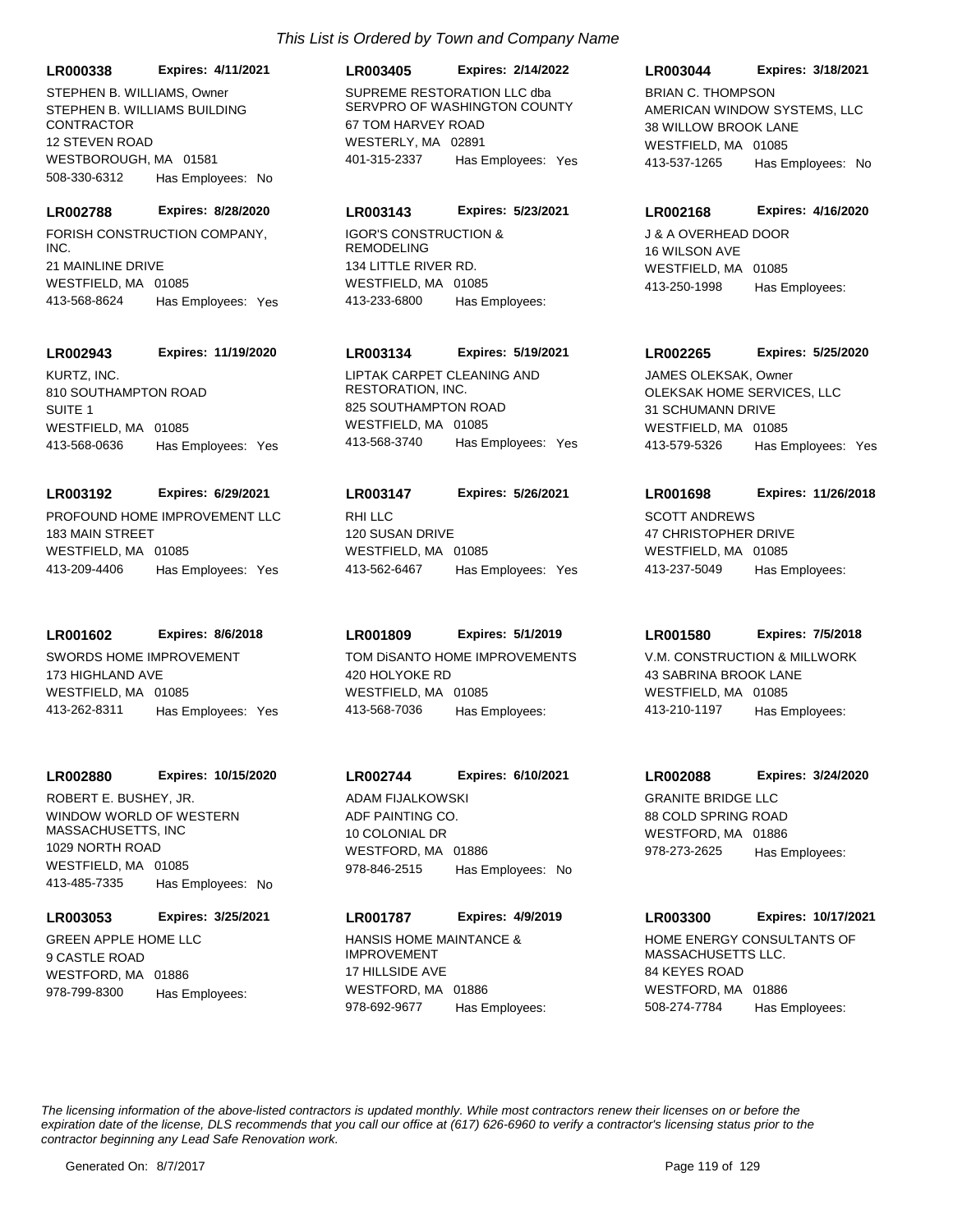*This List is Ordered by Town and Company Name*

**LR000338** **Expires: 4/11/2021**
STEPHEN B. WILLIAMS, Owner
STEPHEN B. WILLIAMS BUILDING CONTRACTOR
12 STEVEN ROAD
WESTBOROUGH, MA 01581
508-330-6312 Has Employees: No

**LR003405** **Expires: 2/14/2022**
SUPREME RESTORATION LLC dba SERVPRO OF WASHINGTON COUNTY
67 TOM HARVEY ROAD
WESTERLY, MA 02891
401-315-2337 Has Employees: Yes

**LR003044** **Expires: 3/18/2021**
BRIAN C. THOMPSON
AMERICAN WINDOW SYSTEMS, LLC
38 WILLOW BROOK LANE
WESTFIELD, MA 01085
413-537-1265 Has Employees: No

**LR002788** **Expires: 8/28/2020**
FORISH CONSTRUCTION COMPANY, INC.
21 MAINLINE DRIVE
WESTFIELD, MA 01085
413-568-8624 Has Employees: Yes

**LR003143** **Expires: 5/23/2021**
IGOR'S CONSTRUCTION & REMODELING
134 LITTLE RIVER RD.
WESTFIELD, MA 01085
413-233-6800 Has Employees:

**LR002168** **Expires: 4/16/2020**
J & A OVERHEAD DOOR
16 WILSON AVE
WESTFIELD, MA 01085
413-250-1998 Has Employees:

**LR002943** **Expires: 11/19/2020**
KURTZ, INC.
810 SOUTHAMPTON ROAD
SUITE 1
WESTFIELD, MA 01085
413-568-0636 Has Employees: Yes

**LR003134** **Expires: 5/19/2021**
LIPTAK CARPET CLEANING AND RESTORATION, INC.
825 SOUTHAMPTON ROAD
WESTFIELD, MA 01085
413-568-3740 Has Employees: Yes

**LR002265** **Expires: 5/25/2020**
JAMES OLEKSAK, Owner
OLEKSAK HOME SERVICES, LLC
31 SCHUMANN DRIVE
WESTFIELD, MA 01085
413-579-5326 Has Employees: Yes

**LR003192** **Expires: 6/29/2021**
PROFOUND HOME IMPROVEMENT LLC
183 MAIN STREET
WESTFIELD, MA 01085
413-209-4406 Has Employees: Yes

**LR003147** **Expires: 5/26/2021**
RHI LLC
120 SUSAN DRIVE
WESTFIELD, MA 01085
413-562-6467 Has Employees: Yes

**LR001698** **Expires: 11/26/2018**
SCOTT ANDREWS
47 CHRISTOPHER DRIVE
WESTFIELD, MA 01085
413-237-5049 Has Employees:

**LR001602** **Expires: 8/6/2018**
SWORDS HOME IMPROVEMENT
173 HIGHLAND AVE
WESTFIELD, MA 01085
413-262-8311 Has Employees: Yes

**LR001809** **Expires: 5/1/2019**
TOM DiSANTO HOME IMPROVEMENTS
420 HOLYOKE RD
WESTFIELD, MA 01085
413-568-7036 Has Employees:

**LR001580** **Expires: 7/5/2018**
V.M. CONSTRUCTION & MILLWORK
43 SABRINA BROOK LANE
WESTFIELD, MA 01085
413-210-1197 Has Employees:

**LR002880** **Expires: 10/15/2020**
ROBERT E. BUSHEY, JR.
WINDOW WORLD OF WESTERN MASSACHUSETTS, INC
1029 NORTH ROAD
WESTFIELD, MA 01085
413-485-7335 Has Employees: No

**LR002744** **Expires: 6/10/2021**
ADAM FIJALKOWSKI
ADF PAINTING CO.
10 COLONIAL DR
WESTFORD, MA 01886
978-846-2515 Has Employees: No

**LR002088** **Expires: 3/24/2020**
GRANITE BRIDGE LLC
88 COLD SPRING ROAD
WESTFORD, MA 01886
978-273-2625 Has Employees:

**LR003053** **Expires: 3/25/2021**
GREEN APPLE HOME LLC
9 CASTLE ROAD
WESTFORD, MA 01886
978-799-8300 Has Employees:

**LR001787** **Expires: 4/9/2019**
HANSIS HOME MAINTANCE & IMPROVEMENT
17 HILLSIDE AVE
WESTFORD, MA 01886
978-692-9677 Has Employees:

**LR003300** **Expires: 10/17/2021**
HOME ENERGY CONSULTANTS OF MASSACHUSETTS LLC.
84 KEYES ROAD
WESTFORD, MA 01886
508-274-7784 Has Employees:

*The licensing information of the above-listed contractors is updated monthly. While most contractors renew their licenses on or before the expiration date of the license, DLS recommends that you call our office at (617) 626-6960 to verify a contractor's licensing status prior to the contractor beginning any Lead Safe Renovation work.*

Generated On: 8/7/2017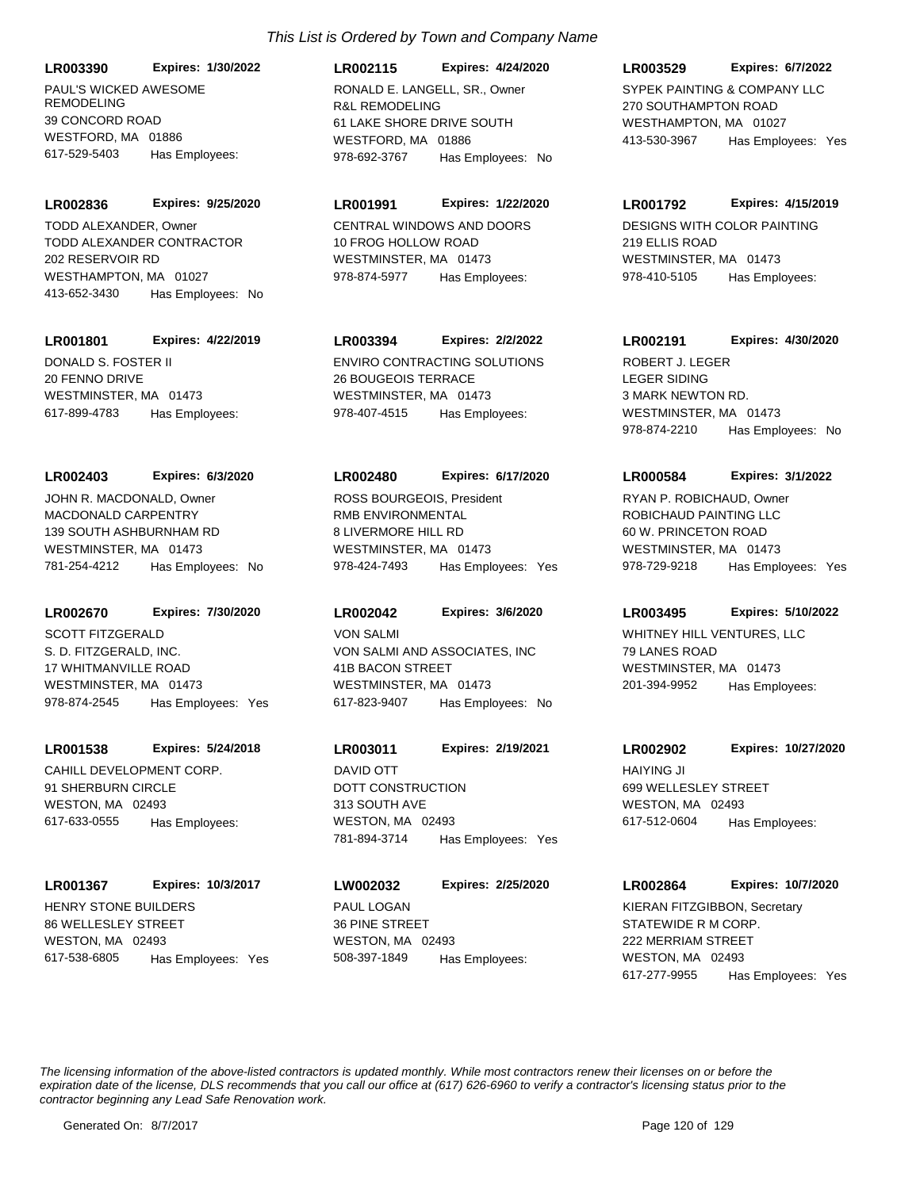*This List is Ordered by Town and Company Name*

**LR003390** **Expires: 1/30/2022**
PAUL'S WICKED AWESOME REMODELING
39 CONCORD ROAD
WESTFORD, MA 01886
617-529-5403 Has Employees:

**LR002115** **Expires: 4/24/2020**
RONALD E. LANGELL, SR., Owner
R&L REMODELING
61 LAKE SHORE DRIVE SOUTH
WESTFORD, MA 01886
978-692-3767 Has Employees: No

**LR003529** **Expires: 6/7/2022**
SYPEK PAINTING & COMPANY LLC
270 SOUTHAMPTON ROAD
WESTHAMPTON, MA 01027
413-530-3967 Has Employees: Yes

**LR002836** **Expires: 9/25/2020**
TODD ALEXANDER, Owner
TODD ALEXANDER CONTRACTOR
202 RESERVOIR RD
WESTHAMPTON, MA 01027
413-652-3430 Has Employees: No

**LR001991** **Expires: 1/22/2020**
CENTRAL WINDOWS AND DOORS
10 FROG HOLLOW ROAD
WESTMINSTER, MA 01473
978-874-5977 Has Employees:

**LR001792** **Expires: 4/15/2019**
DESIGNS WITH COLOR PAINTING
219 ELLIS ROAD
WESTMINSTER, MA 01473
978-410-5105 Has Employees:

**LR001801** **Expires: 4/22/2019**
DONALD S. FOSTER II
20 FENNO DRIVE
WESTMINSTER, MA 01473
617-899-4783 Has Employees:

**LR003394** **Expires: 2/2/2022**
ENVIRO CONTRACTING SOLUTIONS
26 BOUGEOIS TERRACE
WESTMINSTER, MA 01473
978-407-4515 Has Employees:

**LR002191** **Expires: 4/30/2020**
ROBERT J. LEGER
LEGER SIDING
3 MARK NEWTON RD.
WESTMINSTER, MA 01473
978-874-2210 Has Employees: No

**LR002403** **Expires: 6/3/2020**
JOHN R. MACDONALD, Owner
MACDONALD CARPENTRY
139 SOUTH ASHBURNHAM RD
WESTMINSTER, MA 01473
781-254-4212 Has Employees: No

**LR002480** **Expires: 6/17/2020**
ROSS BOURGEOIS, President
RMB ENVIRONMENTAL
8 LIVERMORE HILL RD
WESTMINSTER, MA 01473
978-424-7493 Has Employees: Yes

**LR000584** **Expires: 3/1/2022**
RYAN P. ROBICHAUD, Owner
ROBICHAUD PAINTING LLC
60 W. PRINCETON ROAD
WESTMINSTER, MA 01473
978-729-9218 Has Employees: Yes

**LR002670** **Expires: 7/30/2020**
SCOTT FITZGERALD
S. D. FITZGERALD, INC.
17 WHITMANVILLE ROAD
WESTMINSTER, MA 01473
978-874-2545 Has Employees: Yes

**LR002042** **Expires: 3/6/2020**
VON SALMI
VON SALMI AND ASSOCIATES, INC
41B BACON STREET
WESTMINSTER, MA 01473
617-823-9407 Has Employees: No

**LR003495** **Expires: 5/10/2022**
WHITNEY HILL VENTURES, LLC
79 LANES ROAD
WESTMINSTER, MA 01473
201-394-9952 Has Employees:

**LR001538** **Expires: 5/24/2018**
CAHILL DEVELOPMENT CORP.
91 SHERBURN CIRCLE
WESTON, MA 02493
617-633-0555 Has Employees:

**LR003011** **Expires: 2/19/2021**
DAVID OTT
DOTT CONSTRUCTION
313 SOUTH AVE
WESTON, MA 02493
781-894-3714 Has Employees: Yes

**LR002902** **Expires: 10/27/2020**
HAIYING JI
699 WELLESLEY STREET
WESTON, MA 02493
617-512-0604 Has Employees:

**LR001367** **Expires: 10/3/2017**
HENRY STONE BUILDERS
86 WELLESLEY STREET
WESTON, MA 02493
617-538-6805 Has Employees: Yes

**LW002032** **Expires: 2/25/2020**
PAUL LOGAN
36 PINE STREET
WESTON, MA 02493
508-397-1849 Has Employees:

**LR002864** **Expires: 10/7/2020**
KIERAN FITZGIBBON, Secretary
STATEWIDE R M CORP.
222 MERRIAM STREET
WESTON, MA 02493
617-277-9955 Has Employees: Yes

*The licensing information of the above-listed contractors is updated monthly. While most contractors renew their licenses on or before the expiration date of the license, DLS recommends that you call our office at (617) 626-6960 to verify a contractor's licensing status prior to the contractor beginning any Lead Safe Renovation work.*

Generated On: 8/7/2017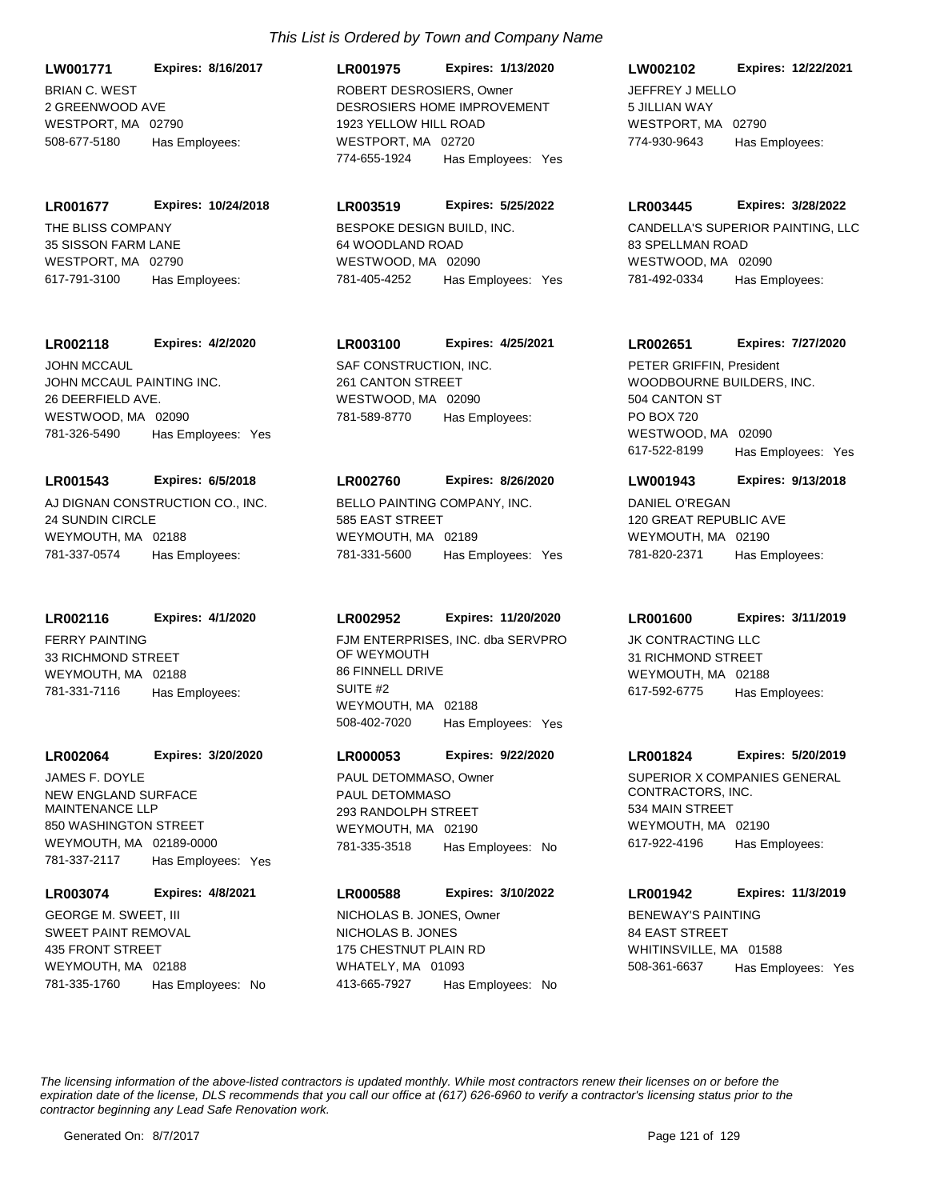*This List is Ordered by Town and Company Name*

**LW001771** **Expires: 8/16/2017**
BRIAN C. WEST
2 GREENWOOD AVE
WESTPORT, MA 02790
508-677-5180 Has Employees:

**LR001975** **Expires: 1/13/2020**
ROBERT DESROSIERS, Owner
DESROSIERS HOME IMPROVEMENT
1923 YELLOW HILL ROAD
WESTPORT, MA 02720
774-655-1924 Has Employees: Yes

**LW002102** **Expires: 12/22/2021**
JEFFREY J MELLO
5 JILLIAN WAY
WESTPORT, MA 02790
774-930-9643 Has Employees:

**LR001677** **Expires: 10/24/2018**
THE BLISS COMPANY
35 SISSON FARM LANE
WESTPORT, MA 02790
617-791-3100 Has Employees:

**LR003519** **Expires: 5/25/2022**
BESPOKE DESIGN BUILD, INC.
64 WOODLAND ROAD
WESTWOOD, MA 02090
781-405-4252 Has Employees: Yes

**LR003445** **Expires: 3/28/2022**
CANDELLA'S SUPERIOR PAINTING, LLC
83 SPELLMAN ROAD
WESTWOOD, MA 02090
781-492-0334 Has Employees:

**LR002118** **Expires: 4/2/2020**
JOHN MCCAUL
JOHN MCCAUL PAINTING INC.
26 DEERFIELD AVE.
WESTWOOD, MA 02090
781-326-5490 Has Employees: Yes

**LR003100** **Expires: 4/25/2021**
SAF CONSTRUCTION, INC.
261 CANTON STREET
WESTWOOD, MA 02090
781-589-8770 Has Employees:

**LR002651** **Expires: 7/27/2020**
PETER GRIFFIN, President
WOODBOURNE BUILDERS, INC.
504 CANTON ST
PO BOX 720
WESTWOOD, MA 02090
617-522-8199 Has Employees: Yes

**LR001543** **Expires: 6/5/2018**
AJ DIGNAN CONSTRUCTION CO., INC.
24 SUNDIN CIRCLE
WEYMOUTH, MA 02188
781-337-0574 Has Employees:

**LR002760** **Expires: 8/26/2020**
BELLO PAINTING COMPANY, INC.
585 EAST STREET
WEYMOUTH, MA 02189
781-331-5600 Has Employees: Yes

**LW001943** **Expires: 9/13/2018**
DANIEL O'REGAN
120 GREAT REPUBLIC AVE
WEYMOUTH, MA 02190
781-820-2371 Has Employees:

**LR002116** **Expires: 4/1/2020**
FERRY PAINTING
33 RICHMOND STREET
WEYMOUTH, MA 02188
781-331-7116 Has Employees:

**LR002952** **Expires: 11/20/2020**
FJM ENTERPRISES, INC. dba SERVPRO OF WEYMOUTH
86 FINNELL DRIVE
SUITE #2
WEYMOUTH, MA 02188
508-402-7020 Has Employees: Yes

**LR001600** **Expires: 3/11/2019**
JK CONTRACTING LLC
31 RICHMOND STREET
WEYMOUTH, MA 02188
617-592-6775 Has Employees:

**LR002064** **Expires: 3/20/2020**
JAMES F. DOYLE
NEW ENGLAND SURFACE MAINTENANCE LLP
850 WASHINGTON STREET
WEYMOUTH, MA 02189-0000
781-337-2117 Has Employees: Yes

**LR000053** **Expires: 9/22/2020**
PAUL DETOMMASO, Owner
PAUL DETOMMASO
293 RANDOLPH STREET
WEYMOUTH, MA 02190
781-335-3518 Has Employees: No

**LR001824** **Expires: 5/20/2019**
SUPERIOR X COMPANIES GENERAL CONTRACTORS, INC.
534 MAIN STREET
WEYMOUTH, MA 02190
617-922-4196 Has Employees:

**LR003074** **Expires: 4/8/2021**
GEORGE M. SWEET, III
SWEET PAINT REMOVAL
435 FRONT STREET
WEYMOUTH, MA 02188
781-335-1760 Has Employees: No

**LR000588** **Expires: 3/10/2022**
NICHOLAS B. JONES, Owner
NICHOLAS B. JONES
175 CHESTNUT PLAIN RD
WHATELY, MA 01093
413-665-7927 Has Employees: No

**LR001942** **Expires: 11/3/2019**
BENEWAY'S PAINTING
84 EAST STREET
WHITINSVILLE, MA 01588
508-361-6637 Has Employees: Yes

*The licensing information of the above-listed contractors is updated monthly. While most contractors renew their licenses on or before the expiration date of the license, DLS recommends that you call our office at (617) 626-6960 to verify a contractor's licensing status prior to the contractor beginning any Lead Safe Renovation work.*

Generated On: 8/7/2017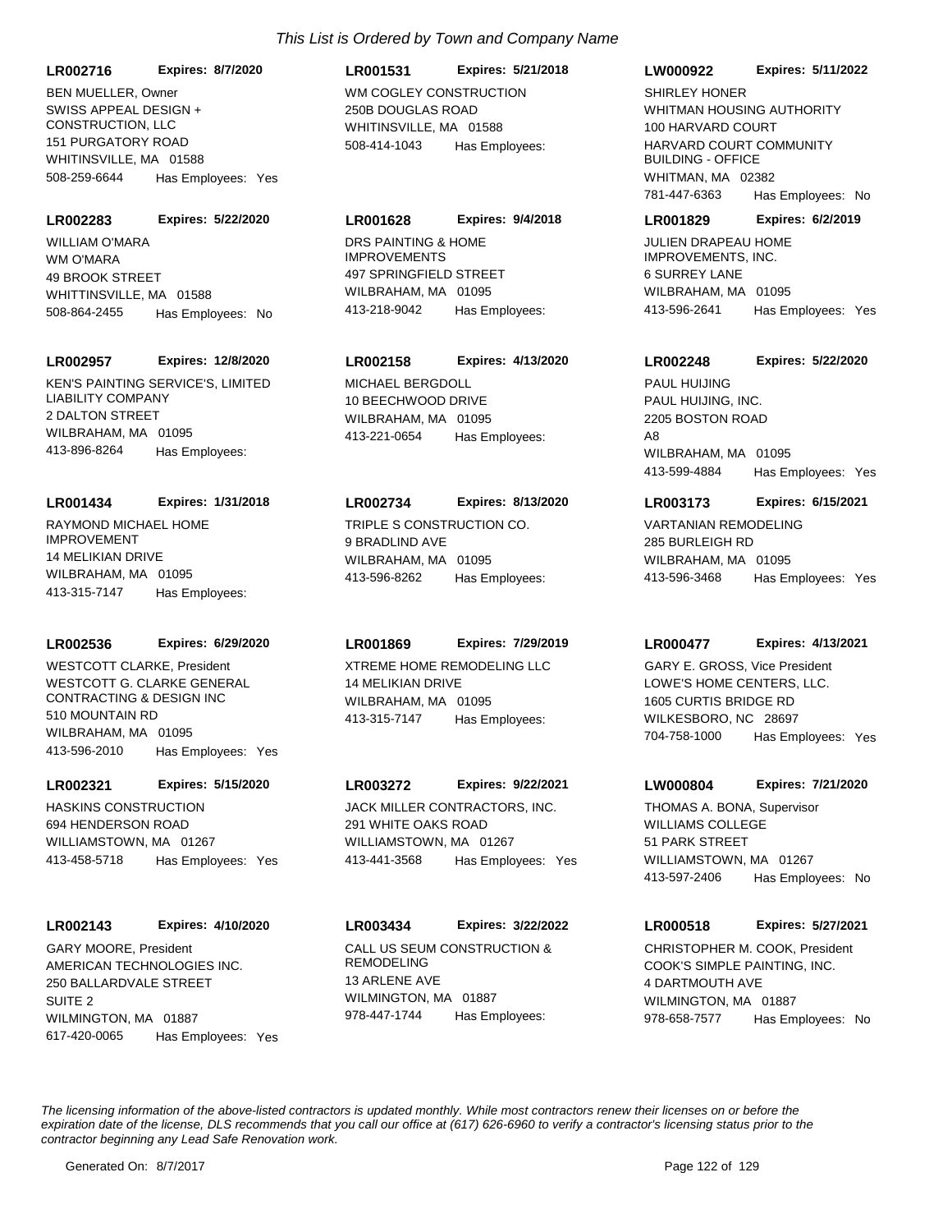*This List is Ordered by Town and Company Name*

**LR002716** **Expires: 8/7/2020**
BEN MUELLER, Owner
SWISS APPEAL DESIGN + CONSTRUCTION, LLC
151 PURGATORY ROAD
WHITINSVILLE, MA 01588
508-259-6644 Has Employees: Yes

**LR001531** **Expires: 5/21/2018**
WM COGLEY CONSTRUCTION
250B DOUGLAS ROAD
WHITINSVILLE, MA 01588
508-414-1043 Has Employees:

**LW000922** **Expires: 5/11/2022**
SHIRLEY HONER
WHITMAN HOUSING AUTHORITY
100 HARVARD COURT
HARVARD COURT COMMUNITY BUILDING - OFFICE
WHITMAN, MA 02382
781-447-6363 Has Employees: No

**LR002283** **Expires: 5/22/2020**
WILLIAM O'MARA
WM O'MARA
49 BROOK STREET
WHITTINSVILLE, MA 01588
508-864-2455 Has Employees: No

**LR001628** **Expires: 9/4/2018**
DRS PAINTING & HOME IMPROVEMENTS
497 SPRINGFIELD STREET
WILBRAHAM, MA 01095
413-218-9042 Has Employees:

**LR001829** **Expires: 6/2/2019**
JULIEN DRAPEAU HOME IMPROVEMENTS, INC.
6 SURREY LANE
WILBRAHAM, MA 01095
413-596-2641 Has Employees: Yes

**LR002957** **Expires: 12/8/2020**
KEN'S PAINTING SERVICE'S, LIMITED LIABILITY COMPANY
2 DALTON STREET
WILBRAHAM, MA 01095
413-896-8264 Has Employees:

**LR002158** **Expires: 4/13/2020**
MICHAEL BERGDOLL
10 BEECHWOOD DRIVE
WILBRAHAM, MA 01095
413-221-0654 Has Employees:

**LR002248** **Expires: 5/22/2020**
PAUL HUIJING
PAUL HUIJING, INC.
2205 BOSTON ROAD
A8
WILBRAHAM, MA 01095
413-599-4884 Has Employees: Yes

**LR001434** **Expires: 1/31/2018**
RAYMOND MICHAEL HOME IMPROVEMENT
14 MELIKIAN DRIVE
WILBRAHAM, MA 01095
413-315-7147 Has Employees:

**LR002734** **Expires: 8/13/2020**
TRIPLE S CONSTRUCTION CO.
9 BRADLIND AVE
WILBRAHAM, MA 01095
413-596-8262 Has Employees:

**LR003173** **Expires: 6/15/2021**
VARTANIAN REMODELING
285 BURLEIGH RD
WILBRAHAM, MA 01095
413-596-3468 Has Employees: Yes

**LR002536** **Expires: 6/29/2020**
WESTCOTT CLARKE, President
WESTCOTT G. CLARKE GENERAL CONTRACTING & DESIGN INC
510 MOUNTAIN RD
WILBRAHAM, MA 01095
413-596-2010 Has Employees: Yes

**LR001869** **Expires: 7/29/2019**
XTREME HOME REMODELING LLC
14 MELIKIAN DRIVE
WILBRAHAM, MA 01095
413-315-7147 Has Employees:

**LR000477** **Expires: 4/13/2021**
GARY E. GROSS, Vice President
LOWE'S HOME CENTERS, LLC.
1605 CURTIS BRIDGE RD
WILKESBORO, NC 28697
704-758-1000 Has Employees: Yes

**LR002321** **Expires: 5/15/2020**
HASKINS CONSTRUCTION
694 HENDERSON ROAD
WILLIAMSTOWN, MA 01267
413-458-5718 Has Employees: Yes

**LR003272** **Expires: 9/22/2021**
JACK MILLER CONTRACTORS, INC.
291 WHITE OAKS ROAD
WILLIAMSTOWN, MA 01267
413-441-3568 Has Employees: Yes

**LW000804** **Expires: 7/21/2020**
THOMAS A. BONA, Supervisor
WILLIAMS COLLEGE
51 PARK STREET
WILLIAMSTOWN, MA 01267
413-597-2406 Has Employees: No

**LR002143** **Expires: 4/10/2020**
GARY MOORE, President
AMERICAN TECHNOLOGIES INC.
250 BALLARDVALE STREET
SUITE 2
WILMINGTON, MA 01887
617-420-0065 Has Employees: Yes

**LR003434** **Expires: 3/22/2022**
CALL US SEUM CONSTRUCTION & REMODELING
13 ARLENE AVE
WILMINGTON, MA 01887
978-447-1744 Has Employees:

**LR000518** **Expires: 5/27/2021**
CHRISTOPHER M. COOK, President
COOK'S SIMPLE PAINTING, INC.
4 DARTMOUTH AVE
WILMINGTON, MA 01887
978-658-7577 Has Employees: No

*The licensing information of the above-listed contractors is updated monthly. While most contractors renew their licenses on or before the expiration date of the license, DLS recommends that you call our office at (617) 626-6960 to verify a contractor's licensing status prior to the contractor beginning any Lead Safe Renovation work.*

Generated On: 8/7/2017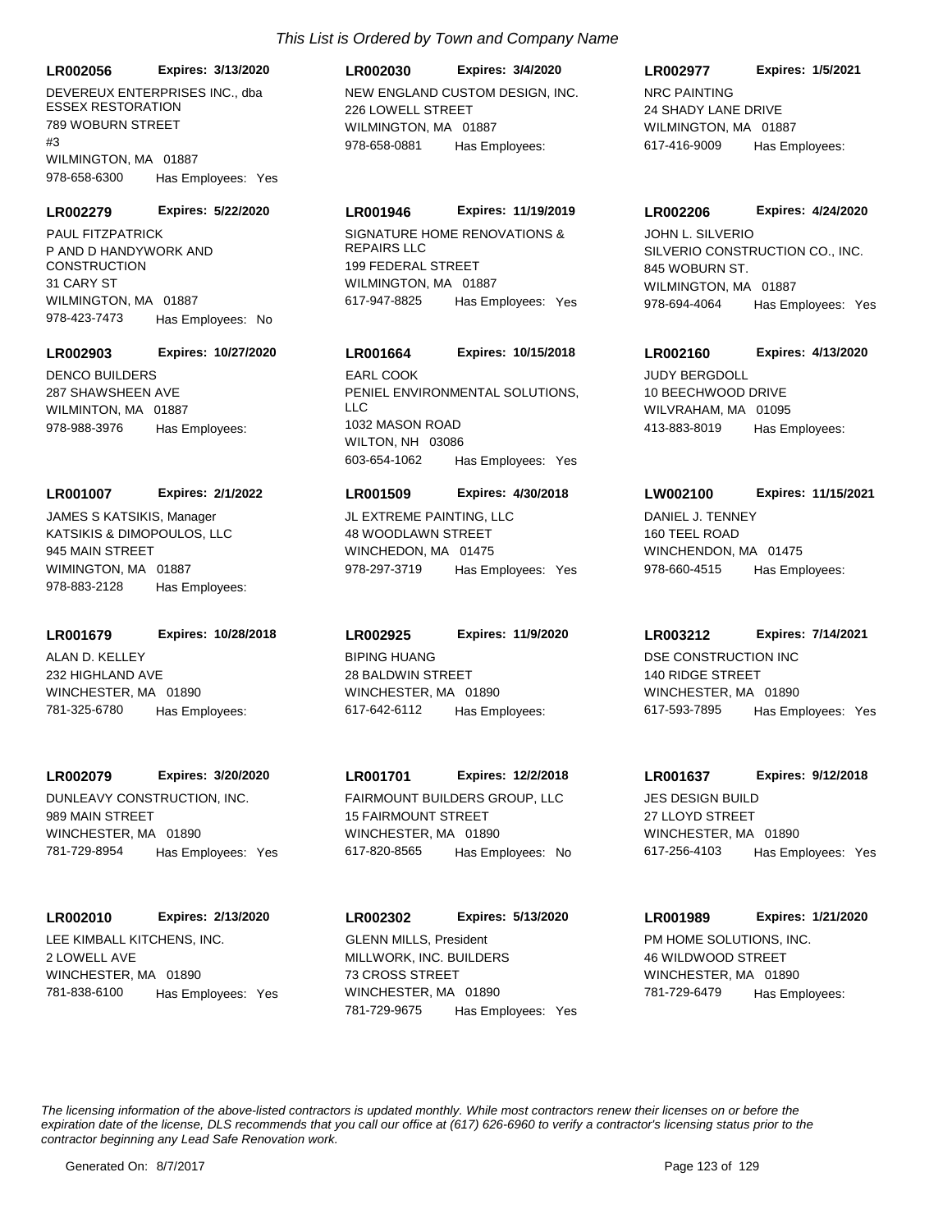*This List is Ordered by Town and Company Name*

**LR002056** **Expires: 3/13/2020**
DEVEREUX ENTERPRISES INC., dba ESSEX RESTORATION
789 WOBURN STREET
#3
WILMINGTON, MA 01887
978-658-6300 Has Employees: Yes

**LR002030** **Expires: 3/4/2020**
NEW ENGLAND CUSTOM DESIGN, INC.
226 LOWELL STREET
WILMINGTON, MA 01887
978-658-0881 Has Employees:

**LR002977** **Expires: 1/5/2021**
NRC PAINTING
24 SHADY LANE DRIVE
WILMINGTON, MA 01887
617-416-9009 Has Employees:

**LR002279** **Expires: 5/22/2020**
PAUL FITZPATRICK
P AND D HANDYWORK AND CONSTRUCTION
31 CARY ST
WILMINGTON, MA 01887
978-423-7473 Has Employees: No

**LR001946** **Expires: 11/19/2019**
SIGNATURE HOME RENOVATIONS & REPAIRS LLC
199 FEDERAL STREET
WILMINGTON, MA 01887
617-947-8825 Has Employees: Yes

**LR002206** **Expires: 4/24/2020**
JOHN L. SILVERIO
SILVERIO CONSTRUCTION CO., INC.
845 WOBURN ST.
WILMINGTON, MA 01887
978-694-4064 Has Employees: Yes

**LR002903** **Expires: 10/27/2020**
DENCO BUILDERS
287 SHAWSHEEN AVE
WILMINTON, MA 01887
978-988-3976 Has Employees:

**LR001664** **Expires: 10/15/2018**
EARL COOK
PENIEL ENVIRONMENTAL SOLUTIONS, LLC
1032 MASON ROAD
WILTON, NH 03086
603-654-1062 Has Employees: Yes

**LR002160** **Expires: 4/13/2020**
JUDY BERGDOLL
10 BEECHWOOD DRIVE
WILVRAHAM, MA 01095
413-883-8019 Has Employees:

**LR001007** **Expires: 2/1/2022**
JAMES S KATSIKIS, Manager
KATSIKIS & DIMOPOULOS, LLC
945 MAIN STREET
WIMINGTON, MA 01887
978-883-2128 Has Employees:

**LR001509** **Expires: 4/30/2018**
JL EXTREME PAINTING, LLC
48 WOODLAWN STREET
WINCHEDON, MA 01475
978-297-3719 Has Employees: Yes

**LW002100** **Expires: 11/15/2021**
DANIEL J. TENNEY
160 TEEL ROAD
WINCHENDON, MA 01475
978-660-4515 Has Employees:

**LR001679** **Expires: 10/28/2018**
ALAN D. KELLEY
232 HIGHLAND AVE
WINCHESTER, MA 01890
781-325-6780 Has Employees:

**LR002925** **Expires: 11/9/2020**
BIPING HUANG
28 BALDWIN STREET
WINCHESTER, MA 01890
617-642-6112 Has Employees:

**LR003212** **Expires: 7/14/2021**
DSE CONSTRUCTION INC
140 RIDGE STREET
WINCHESTER, MA 01890
617-593-7895 Has Employees: Yes

**LR002079** **Expires: 3/20/2020**
DUNLEAVY CONSTRUCTION, INC.
989 MAIN STREET
WINCHESTER, MA 01890
781-729-8954 Has Employees: Yes

**LR001701** **Expires: 12/2/2018**
FAIRMOUNT BUILDERS GROUP, LLC
15 FAIRMOUNT STREET
WINCHESTER, MA 01890
617-820-8565 Has Employees: No

**LR001637** **Expires: 9/12/2018**
JES DESIGN BUILD
27 LLOYD STREET
WINCHESTER, MA 01890
617-256-4103 Has Employees: Yes

**LR002010** **Expires: 2/13/2020**
LEE KIMBALL KITCHENS, INC.
2 LOWELL AVE
WINCHESTER, MA 01890
781-838-6100 Has Employees: Yes

**LR002302** **Expires: 5/13/2020**
GLENN MILLS, President
MILLWORK, INC. BUILDERS
73 CROSS STREET
WINCHESTER, MA 01890
781-729-9675 Has Employees: Yes

**LR001989** **Expires: 1/21/2020**
PM HOME SOLUTIONS, INC.
46 WILDWOOD STREET
WINCHESTER, MA 01890
781-729-6479 Has Employees:

*The licensing information of the above-listed contractors is updated monthly. While most contractors renew their licenses on or before the expiration date of the license, DLS recommends that you call our office at (617) 626-6960 to verify a contractor's licensing status prior to the contractor beginning any Lead Safe Renovation work.*

Generated On: 8/7/2017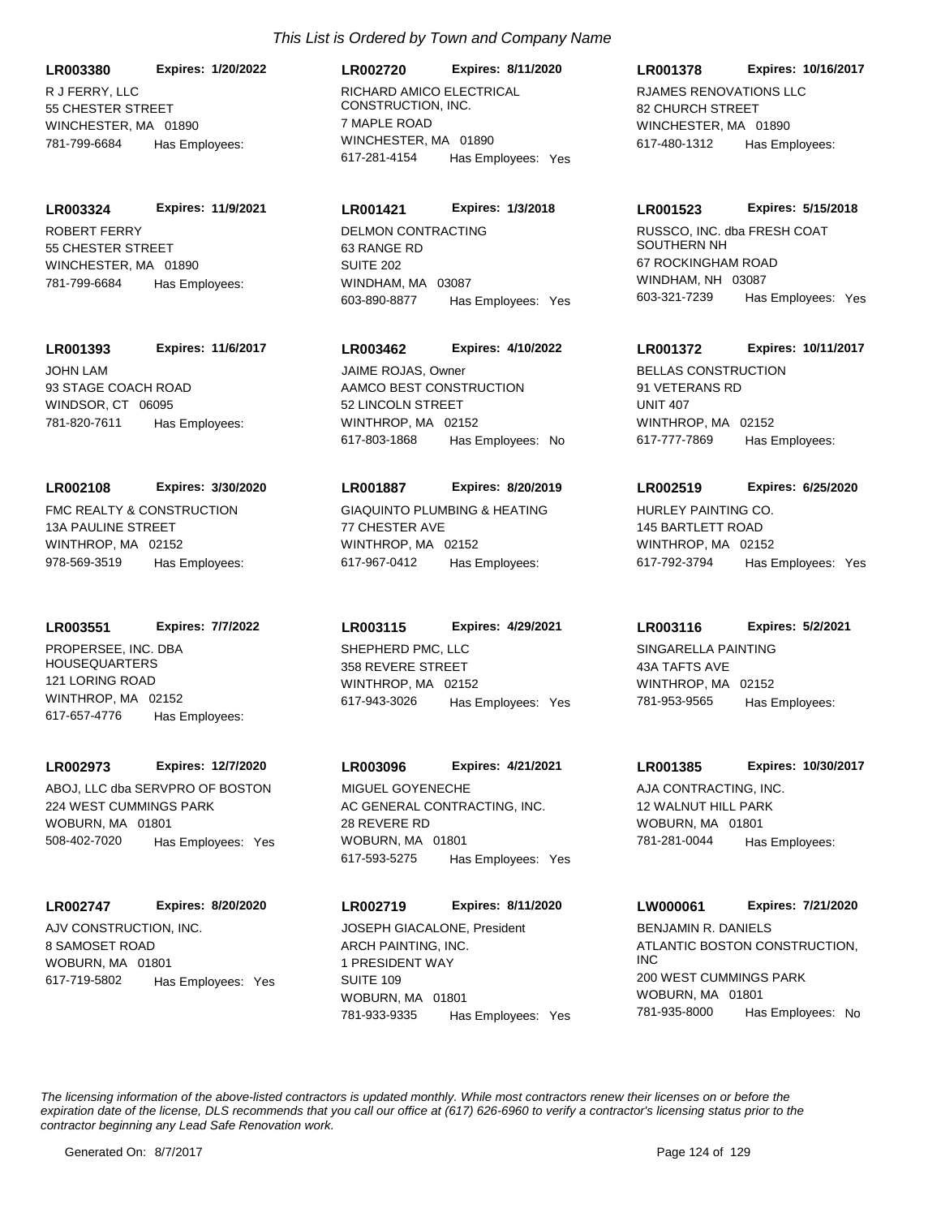*This List is Ordered by Town and Company Name*

**LR003380** **Expires: 1/20/2022**
R J FERRY, LLC
55 CHESTER STREET
WINCHESTER, MA 01890
781-799-6684 Has Employees:

**LR002720** **Expires: 8/11/2020**
RICHARD AMICO ELECTRICAL CONSTRUCTION, INC.
7 MAPLE ROAD
WINCHESTER, MA 01890
617-281-4154 Has Employees: Yes

**LR001378** **Expires: 10/16/2017**
RJAMES RENOVATIONS LLC
82 CHURCH STREET
WINCHESTER, MA 01890
617-480-1312 Has Employees:

**LR003324** **Expires: 11/9/2021**
ROBERT FERRY
55 CHESTER STREET
WINCHESTER, MA 01890
781-799-6684 Has Employees:

**LR001421** **Expires: 1/3/2018**
DELMON CONTRACTING
63 RANGE RD
SUITE 202
WINDHAM, MA 03087
603-890-8877 Has Employees: Yes

**LR001523** **Expires: 5/15/2018**
RUSSCO, INC. dba FRESH COAT SOUTHERN NH
67 ROCKINGHAM ROAD
WINDHAM, NH 03087
603-321-7239 Has Employees: Yes

**LR001393** **Expires: 11/6/2017**
JOHN LAM
93 STAGE COACH ROAD
WINDSOR, CT 06095
781-820-7611 Has Employees:

**LR003462** **Expires: 4/10/2022**
JAIME ROJAS, Owner
AAMCO BEST CONSTRUCTION
52 LINCOLN STREET
WINTHROP, MA 02152
617-803-1868 Has Employees: No

**LR001372** **Expires: 10/11/2017**
BELLAS CONSTRUCTION
91 VETERANS RD
UNIT 407
WINTHROP, MA 02152
617-777-7869 Has Employees:

**LR002108** **Expires: 3/30/2020**
FMC REALTY & CONSTRUCTION
13A PAULINE STREET
WINTHROP, MA 02152
978-569-3519 Has Employees:

**LR001887** **Expires: 8/20/2019**
GIAQUINTO PLUMBING & HEATING
77 CHESTER AVE
WINTHROP, MA 02152
617-967-0412 Has Employees:

**LR002519** **Expires: 6/25/2020**
HURLEY PAINTING CO.
145 BARTLETT ROAD
WINTHROP, MA 02152
617-792-3794 Has Employees: Yes

**LR003551** **Expires: 7/7/2022**
PROPERSEE, INC. DBA HOUSEQUARTERS
121 LORING ROAD
WINTHROP, MA 02152
617-657-4776 Has Employees:

**LR003115** **Expires: 4/29/2021**
SHEPHERD PMC, LLC
358 REVERE STREET
WINTHROP, MA 02152
617-943-3026 Has Employees: Yes

**LR003116** **Expires: 5/2/2021**
SINGARELLA PAINTING
43A TAFTS AVE
WINTHROP, MA 02152
781-953-9565 Has Employees:

**LR002973** **Expires: 12/7/2020**
ABOJ, LLC dba SERVPRO OF BOSTON
224 WEST CUMMINGS PARK
WOBURN, MA 01801
508-402-7020 Has Employees: Yes

**LR003096** **Expires: 4/21/2021**
MIGUEL GOYENECHE
AC GENERAL CONTRACTING, INC.
28 REVERE RD
WOBURN, MA 01801
617-593-5275 Has Employees: Yes

**LR001385** **Expires: 10/30/2017**
AJA CONTRACTING, INC.
12 WALNUT HILL PARK
WOBURN, MA 01801
781-281-0044 Has Employees:

**LR002747** **Expires: 8/20/2020**
AJV CONSTRUCTION, INC.
8 SAMOSET ROAD
WOBURN, MA 01801
617-719-5802 Has Employees: Yes

**LR002719** **Expires: 8/11/2020**
JOSEPH GIACALONE, President
ARCH PAINTING, INC.
1 PRESIDENT WAY
SUITE 109
WOBURN, MA 01801
781-933-9335 Has Employees: Yes

**LW000061** **Expires: 7/21/2020**
BENJAMIN R. DANIELS
ATLANTIC BOSTON CONSTRUCTION, INC
200 WEST CUMMINGS PARK
WOBURN, MA 01801
781-935-8000 Has Employees: No

*The licensing information of the above-listed contractors is updated monthly. While most contractors renew their licenses on or before the expiration date of the license, DLS recommends that you call our office at (617) 626-6960 to verify a contractor's licensing status prior to the contractor beginning any Lead Safe Renovation work.*

Generated On: 8/7/2017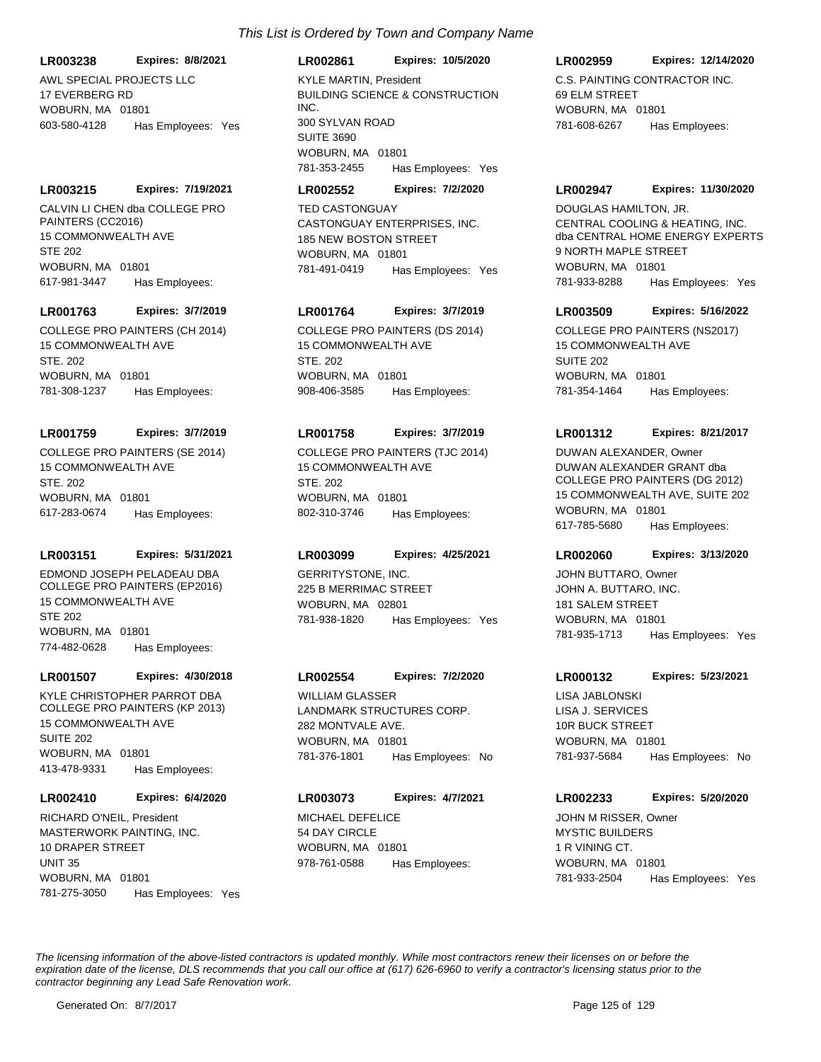*This List is Ordered by Town and Company Name*

**LR003238** **Expires: 8/8/2021**
AWL SPECIAL PROJECTS LLC
17 EVERBERG RD
WOBURN, MA 01801
603-580-4128 Has Employees: Yes

**LR002861** **Expires: 10/5/2020**
KYLE MARTIN, President
BUILDING SCIENCE & CONSTRUCTION INC.
300 SYLVAN ROAD
SUITE 3690
WOBURN, MA 01801
781-353-2455 Has Employees: Yes

**LR002959** **Expires: 12/14/2020**
C.S. PAINTING CONTRACTOR INC.
69 ELM STREET
WOBURN, MA 01801
781-608-6267 Has Employees:

**LR003215** **Expires: 7/19/2021**
CALVIN LI CHEN dba COLLEGE PRO PAINTERS (CC2016)
15 COMMONWEALTH AVE
STE 202
WOBURN, MA 01801
617-981-3447 Has Employees:

**LR002552** **Expires: 7/2/2020**
TED CASTONGUAY
CASTONGUAY ENTERPRISES, INC.
185 NEW BOSTON STREET
WOBURN, MA 01801
781-491-0419 Has Employees: Yes

**LR002947** **Expires: 11/30/2020**
DOUGLAS HAMILTON, JR.
CENTRAL COOLING & HEATING, INC. dba CENTRAL HOME ENERGY EXPERTS
9 NORTH MAPLE STREET
WOBURN, MA 01801
781-933-8288 Has Employees: Yes

**LR001763** **Expires: 3/7/2019**
COLLEGE PRO PAINTERS (CH 2014)
15 COMMONWEALTH AVE
STE. 202
WOBURN, MA 01801
781-308-1237 Has Employees:

**LR001764** **Expires: 3/7/2019**
COLLEGE PRO PAINTERS (DS 2014)
15 COMMONWEALTH AVE
STE. 202
WOBURN, MA 01801
908-406-3585 Has Employees:

**LR003509** **Expires: 5/16/2022**
COLLEGE PRO PAINTERS (NS2017)
15 COMMONWEALTH AVE
SUITE 202
WOBURN, MA 01801
781-354-1464 Has Employees:

**LR001759** **Expires: 3/7/2019**
COLLEGE PRO PAINTERS (SE 2014)
15 COMMONWEALTH AVE
STE. 202
WOBURN, MA 01801
617-283-0674 Has Employees:

**LR001758** **Expires: 3/7/2019**
COLLEGE PRO PAINTERS (TJC 2014)
15 COMMONWEALTH AVE
STE. 202
WOBURN, MA 01801
802-310-3746 Has Employees:

**LR001312** **Expires: 8/21/2017**
DUWAN ALEXANDER, Owner
DUWAN ALEXANDER GRANT dba COLLEGE PRO PAINTERS (DG 2012)
15 COMMONWEALTH AVE, SUITE 202
WOBURN, MA 01801
617-785-5680 Has Employees:

**LR003151** **Expires: 5/31/2021**
EDMOND JOSEPH PELADEAU DBA COLLEGE PRO PAINTERS (EP2016)
15 COMMONWEALTH AVE
STE 202
WOBURN, MA 01801
774-482-0628 Has Employees:

**LR003099** **Expires: 4/25/2021**
GERRITYSTONE, INC.
225 B MERRIMAC STREET
WOBURN, MA 02801
781-938-1820 Has Employees: Yes

**LR002060** **Expires: 3/13/2020**
JOHN BUTTARO, Owner
JOHN A. BUTTARO, INC.
181 SALEM STREET
WOBURN, MA 01801
781-935-1713 Has Employees: Yes

**LR001507** **Expires: 4/30/2018**
KYLE CHRISTOPHER PARROT DBA COLLEGE PRO PAINTERS (KP 2013)
15 COMMONWEALTH AVE
SUITE 202
WOBURN, MA 01801
413-478-9331 Has Employees:

**LR002554** **Expires: 7/2/2020**
WILLIAM GLASSER
LANDMARK STRUCTURES CORP.
282 MONTVALE AVE.
WOBURN, MA 01801
781-376-1801 Has Employees: No

**LR000132** **Expires: 5/23/2021**
LISA JABLONSKI
LISA J. SERVICES
10R BUCK STREET
WOBURN, MA 01801
781-937-5684 Has Employees: No

**LR002410** **Expires: 6/4/2020**
RICHARD O'NEIL, President
MASTERWORK PAINTING, INC.
10 DRAPER STREET
UNIT 35
WOBURN, MA 01801
781-275-3050 Has Employees: Yes

**LR003073** **Expires: 4/7/2021**
MICHAEL DEFELICE
54 DAY CIRCLE
WOBURN, MA 01801
978-761-0588 Has Employees:

**LR002233** **Expires: 5/20/2020**
JOHN M RISSER, Owner
MYSTIC BUILDERS
1 R VINING CT.
WOBURN, MA 01801
781-933-2504 Has Employees: Yes

*The licensing information of the above-listed contractors is updated monthly. While most contractors renew their licenses on or before the expiration date of the license, DLS recommends that you call our office at (617) 626-6960 to verify a contractor's licensing status prior to the contractor beginning any Lead Safe Renovation work.*

Generated On: 8/7/2017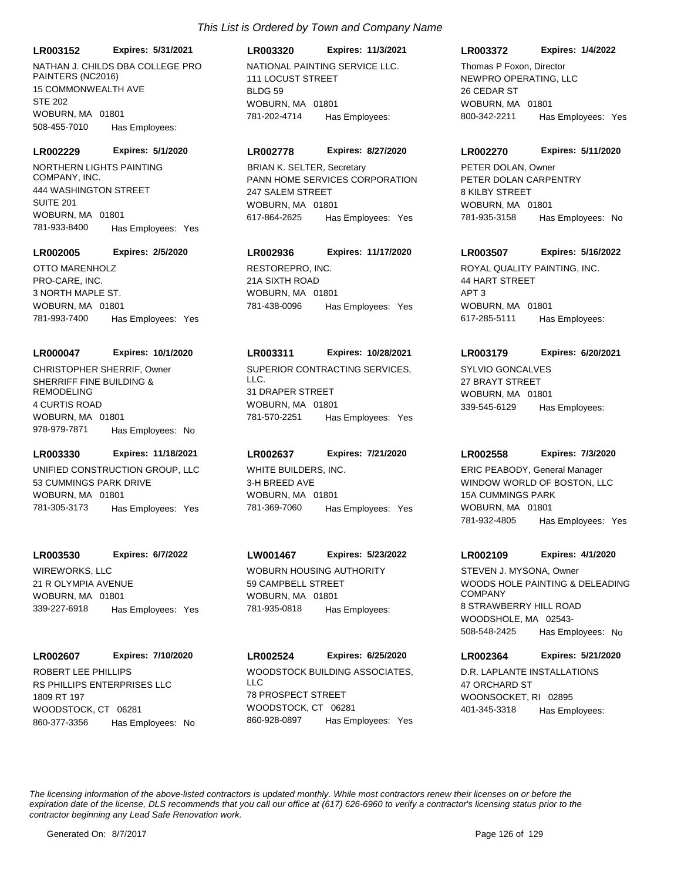*This List is Ordered by Town and Company Name*

**LR003152** **Expires: 5/31/2021**
NATHAN J. CHILDS DBA COLLEGE PRO PAINTERS (NC2016)
15 COMMONWEALTH AVE
STE 202
WOBURN, MA 01801
508-455-7010 Has Employees:

**LR003320** **Expires: 11/3/2021**
NATIONAL PAINTING SERVICE LLC.
111 LOCUST STREET
BLDG 59
WOBURN, MA 01801
781-202-4714 Has Employees:

**LR003372** **Expires: 1/4/2022**
Thomas P Foxon, Director
NEWPRO OPERATING, LLC
26 CEDAR ST
WOBURN, MA 01801
800-342-2211 Has Employees: Yes

**LR002229** **Expires: 5/1/2020**
NORTHERN LIGHTS PAINTING COMPANY, INC.
444 WASHINGTON STREET
SUITE 201
WOBURN, MA 01801
781-933-8400 Has Employees: Yes

**LR002778** **Expires: 8/27/2020**
BRIAN K. SELTER, Secretary
PANN HOME SERVICES CORPORATION
247 SALEM STREET
WOBURN, MA 01801
617-864-2625 Has Employees: Yes

**LR002270** **Expires: 5/11/2020**
PETER DOLAN, Owner
PETER DOLAN CARPENTRY
8 KILBY STREET
WOBURN, MA 01801
781-935-3158 Has Employees: No

**LR002005** **Expires: 2/5/2020**
OTTO MARENHOLZ
PRO-CARE, INC.
3 NORTH MAPLE ST.
WOBURN, MA 01801
781-993-7400 Has Employees: Yes

**LR002936** **Expires: 11/17/2020**
RESTOREPRO, INC.
21A SIXTH ROAD
WOBURN, MA 01801
781-438-0096 Has Employees: Yes

**LR003507** **Expires: 5/16/2022**
ROYAL QUALITY PAINTING, INC.
44 HART STREET
APT 3
WOBURN, MA 01801
617-285-5111 Has Employees:

**LR000047** **Expires: 10/1/2020**
CHRISTOPHER SHERRIF, Owner
SHERRIFF FINE BUILDING & REMODELING
4 CURTIS ROAD
WOBURN, MA 01801
978-979-7871 Has Employees: No

**LR003311** **Expires: 10/28/2021**
SUPERIOR CONTRACTING SERVICES, LLC.
31 DRAPER STREET
WOBURN, MA 01801
781-570-2251 Has Employees: Yes

**LR003179** **Expires: 6/20/2021**
SYLVIO GONCALVES
27 BRAYT STREET
WOBURN, MA 01801
339-545-6129 Has Employees:

**LR003330** **Expires: 11/18/2021**
UNIFIED CONSTRUCTION GROUP, LLC
53 CUMMINGS PARK DRIVE
WOBURN, MA 01801
781-305-3173 Has Employees: Yes

**LR002637** **Expires: 7/21/2020**
WHITE BUILDERS, INC.
3-H BREED AVE
WOBURN, MA 01801
781-369-7060 Has Employees: Yes

**LR002558** **Expires: 7/3/2020**
ERIC PEABODY, General Manager
WINDOW WORLD OF BOSTON, LLC
15A CUMMINGS PARK
WOBURN, MA 01801
781-932-4805 Has Employees: Yes

**LR003530** **Expires: 6/7/2022**
WIREWORKS, LLC
21 R OLYMPIA AVENUE
WOBURN, MA 01801
339-227-6918 Has Employees: Yes

**LW001467** **Expires: 5/23/2022**
WOBURN HOUSING AUTHORITY
59 CAMPBELL STREET
WOBURN, MA 01801
781-935-0818 Has Employees:

**LR002109** **Expires: 4/1/2020**
STEVEN J. MYSONA, Owner
WOODS HOLE PAINTING & DELEADING COMPANY
8 STRAWBERRY HILL ROAD
WOODSHOLE, MA 02543-
508-548-2425 Has Employees: No

**LR002607** **Expires: 7/10/2020**
ROBERT LEE PHILLIPS
RS PHILLIPS ENTERPRISES LLC
1809 RT 197
WOODSTOCK, CT 06281
860-377-3356 Has Employees: No

**LR002524** **Expires: 6/25/2020**
WOODSTOCK BUILDING ASSOCIATES, LLC
78 PROSPECT STREET
WOODSTOCK, CT 06281
860-928-0897 Has Employees: Yes

**LR002364** **Expires: 5/21/2020**
D.R. LAPLANTE INSTALLATIONS
47 ORCHARD ST
WOONSOCKET, RI 02895
401-345-3318 Has Employees:

*The licensing information of the above-listed contractors is updated monthly. While most contractors renew their licenses on or before the expiration date of the license, DLS recommends that you call our office at (617) 626-6960 to verify a contractor's licensing status prior to the contractor beginning any Lead Safe Renovation work.*

Generated On: 8/7/2017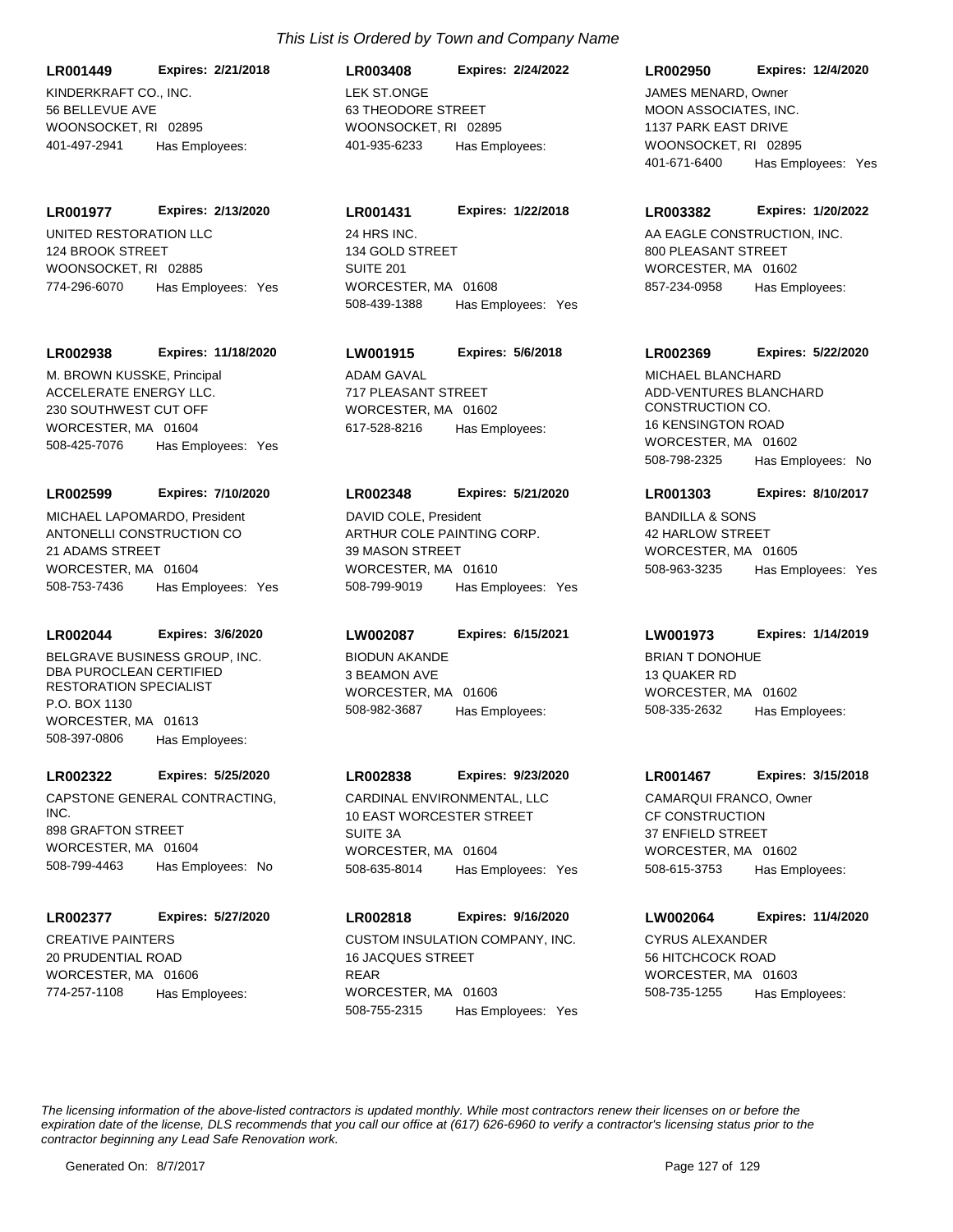*This List is Ordered by Town and Company Name*

**LR001449** **Expires: 2/21/2018**
KINDERKRAFT CO., INC.
56 BELLEVUE AVE
WOONSOCKET, RI 02895
401-497-2941 Has Employees:

**LR003408** **Expires: 2/24/2022**
LEK ST.ONGE
63 THEODORE STREET
WOONSOCKET, RI 02895
401-935-6233 Has Employees:

**LR002950** **Expires: 12/4/2020**
JAMES MENARD, Owner
MOON ASSOCIATES, INC.
1137 PARK EAST DRIVE
WOONSOCKET, RI 02895
401-671-6400 Has Employees: Yes

**LR001977** **Expires: 2/13/2020**
UNITED RESTORATION LLC
124 BROOK STREET
WOONSOCKET, RI 02885
774-296-6070 Has Employees: Yes

**LR001431** **Expires: 1/22/2018**
24 HRS INC.
134 GOLD STREET
SUITE 201
WORCESTER, MA 01608
508-439-1388 Has Employees: Yes

**LR003382** **Expires: 1/20/2022**
AA EAGLE CONSTRUCTION, INC.
800 PLEASANT STREET
WORCESTER, MA 01602
857-234-0958 Has Employees:

**LR002938** **Expires: 11/18/2020**
M. BROWN KUSSKE, Principal
ACCELERATE ENERGY LLC.
230 SOUTHWEST CUT OFF
WORCESTER, MA 01604
508-425-7076 Has Employees: Yes

**LW001915** **Expires: 5/6/2018**
ADAM GAVAL
717 PLEASANT STREET
WORCESTER, MA 01602
617-528-8216 Has Employees:

**LR002369** **Expires: 5/22/2020**
MICHAEL BLANCHARD
ADD-VENTURES BLANCHARD CONSTRUCTION CO.
16 KENSINGTON ROAD
WORCESTER, MA 01602
508-798-2325 Has Employees: No

**LR002599** **Expires: 7/10/2020**
MICHAEL LAPOMARDO, President
ANTONELLI CONSTRUCTION CO
21 ADAMS STREET
WORCESTER, MA 01604
508-753-7436 Has Employees: Yes

**LR002348** **Expires: 5/21/2020**
DAVID COLE, President
ARTHUR COLE PAINTING CORP.
39 MASON STREET
WORCESTER, MA 01610
508-799-9019 Has Employees: Yes

**LR001303** **Expires: 8/10/2017**
BANDILLA & SONS
42 HARLOW STREET
WORCESTER, MA 01605
508-963-3235 Has Employees: Yes

**LR002044** **Expires: 3/6/2020**
BELGRAVE BUSINESS GROUP, INC. DBA PUROCLEAN CERTIFIED RESTORATION SPECIALIST
P.O. BOX 1130
WORCESTER, MA 01613
508-397-0806 Has Employees:

**LW002087** **Expires: 6/15/2021**
BIODUN AKANDE
3 BEAMON AVE
WORCESTER, MA 01606
508-982-3687 Has Employees:

**LW001973** **Expires: 1/14/2019**
BRIAN T DONOHUE
13 QUAKER RD
WORCESTER, MA 01602
508-335-2632 Has Employees:

**LR002322** **Expires: 5/25/2020**
CAPSTONE GENERAL CONTRACTING, INC.
898 GRAFTON STREET
WORCESTER, MA 01604
508-799-4463 Has Employees: No

**LR002838** **Expires: 9/23/2020**
CARDINAL ENVIRONMENTAL, LLC
10 EAST WORCESTER STREET
SUITE 3A
WORCESTER, MA 01604
508-635-8014 Has Employees: Yes

**LR001467** **Expires: 3/15/2018**
CAMARQUI FRANCO, Owner
CF CONSTRUCTION
37 ENFIELD STREET
WORCESTER, MA 01602
508-615-3753 Has Employees:

**LR002377** **Expires: 5/27/2020**
CREATIVE PAINTERS
20 PRUDENTIAL ROAD
WORCESTER, MA 01606
774-257-1108 Has Employees:

**LR002818** **Expires: 9/16/2020**
CUSTOM INSULATION COMPANY, INC.
16 JACQUES STREET
REAR
WORCESTER, MA 01603
508-755-2315 Has Employees: Yes

**LW002064** **Expires: 11/4/2020**
CYRUS ALEXANDER
56 HITCHCOCK ROAD
WORCESTER, MA 01603
508-735-1255 Has Employees:

*The licensing information of the above-listed contractors is updated monthly. While most contractors renew their licenses on or before the expiration date of the license, DLS recommends that you call our office at (617) 626-6960 to verify a contractor's licensing status prior to the contractor beginning any Lead Safe Renovation work.*

Generated On: 8/7/2017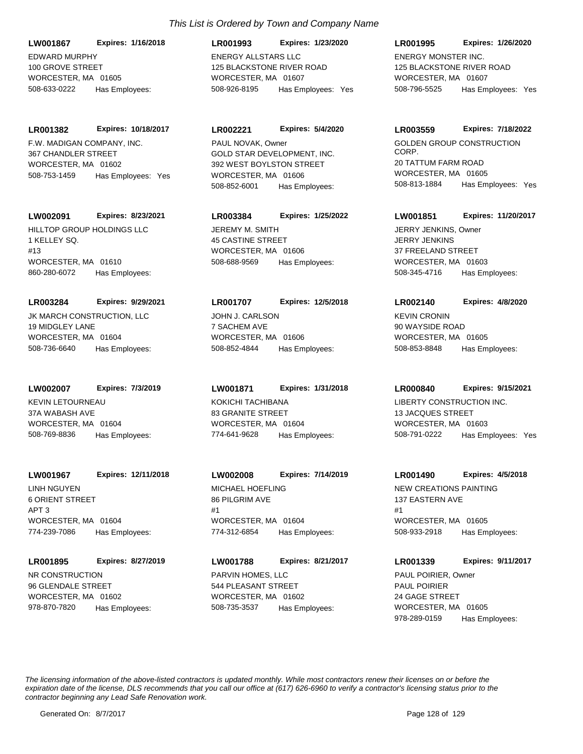*This List is Ordered by Town and Company Name*

**LW001867** **Expires: 1/16/2018**
EDWARD MURPHY
100 GROVE STREET
WORCESTER, MA 01605
508-633-0222 Has Employees:

**LR001993** **Expires: 1/23/2020**
ENERGY ALLSTARS LLC
125 BLACKSTONE RIVER ROAD
WORCESTER, MA 01607
508-926-8195 Has Employees: Yes

**LR001995** **Expires: 1/26/2020**
ENERGY MONSTER INC.
125 BLACKSTONE RIVER ROAD
WORCESTER, MA 01607
508-796-5525 Has Employees: Yes

**LR001382** **Expires: 10/18/2017**
F.W. MADIGAN COMPANY, INC.
367 CHANDLER STREET
WORCESTER, MA 01602
508-753-1459 Has Employees: Yes

**LR002221** **Expires: 5/4/2020**
PAUL NOVAK, Owner
GOLD STAR DEVELOPMENT, INC.
392 WEST BOYLSTON STREET
WORCESTER, MA 01606
508-852-6001 Has Employees:

**LR003559** **Expires: 7/18/2022**
GOLDEN GROUP CONSTRUCTION CORP.
20 TATTUM FARM ROAD
WORCESTER, MA 01605
508-813-1884 Has Employees: Yes

**LW002091** **Expires: 8/23/2021**
HILLTOP GROUP HOLDINGS LLC
1 KELLEY SQ.
#13
WORCESTER, MA 01610
860-280-6072 Has Employees:

**LR003384** **Expires: 1/25/2022**
JEREMY M. SMITH
45 CASTINE STREET
WORCESTER, MA 01606
508-688-9569 Has Employees:

**LW001851** **Expires: 11/20/2017**
JERRY JENKINS, Owner
JERRY JENKINS
37 FREELAND STREET
WORCESTER, MA 01603
508-345-4716 Has Employees:

**LR003284** **Expires: 9/29/2021**
JK MARCH CONSTRUCTION, LLC
19 MIDGLEY LANE
WORCESTER, MA 01604
508-736-6640 Has Employees:

**LR001707** **Expires: 12/5/2018**
JOHN J. CARLSON
7 SACHEM AVE
WORCESTER, MA 01606
508-852-4844 Has Employees:

**LR002140** **Expires: 4/8/2020**
KEVIN CRONIN
90 WAYSIDE ROAD
WORCESTER, MA 01605
508-853-8848 Has Employees:

**LW002007** **Expires: 7/3/2019**
KEVIN LETOURNEAU
37A WABASH AVE
WORCESTER, MA 01604
508-769-8836 Has Employees:

**LW001871** **Expires: 1/31/2018**
KOKICHI TACHIBANA
83 GRANITE STREET
WORCESTER, MA 01604
774-641-9628 Has Employees:

**LR000840** **Expires: 9/15/2021**
LIBERTY CONSTRUCTION INC.
13 JACQUES STREET
WORCESTER, MA 01603
508-791-0222 Has Employees: Yes

**LW001967** **Expires: 12/11/2018**
LINH NGUYEN
6 ORIENT STREET
APT 3
WORCESTER, MA 01604
774-239-7086 Has Employees:

**LW002008** **Expires: 7/14/2019**
MICHAEL HOEFLING
86 PILGRIM AVE
#1
WORCESTER, MA 01604
774-312-6854 Has Employees:

**LR001490** **Expires: 4/5/2018**
NEW CREATIONS PAINTING
137 EASTERN AVE
#1
WORCESTER, MA 01605
508-933-2918 Has Employees:

**LR001895** **Expires: 8/27/2019**
NR CONSTRUCTION
96 GLENDALE STREET
WORCESTER, MA 01602
978-870-7820 Has Employees:

**LW001788** **Expires: 8/21/2017**
PARVIN HOMES, LLC
544 PLEASANT STREET
WORCESTER, MA 01602
508-735-3537 Has Employees:

**LR001339** **Expires: 9/11/2017**
PAUL POIRIER, Owner
PAUL POIRIER
24 GAGE STREET
WORCESTER, MA 01605
978-289-0159 Has Employees:

*The licensing information of the above-listed contractors is updated monthly. While most contractors renew their licenses on or before the expiration date of the license, DLS recommends that you call our office at (617) 626-6960 to verify a contractor's licensing status prior to the contractor beginning any Lead Safe Renovation work.*

Generated On: 8/7/2017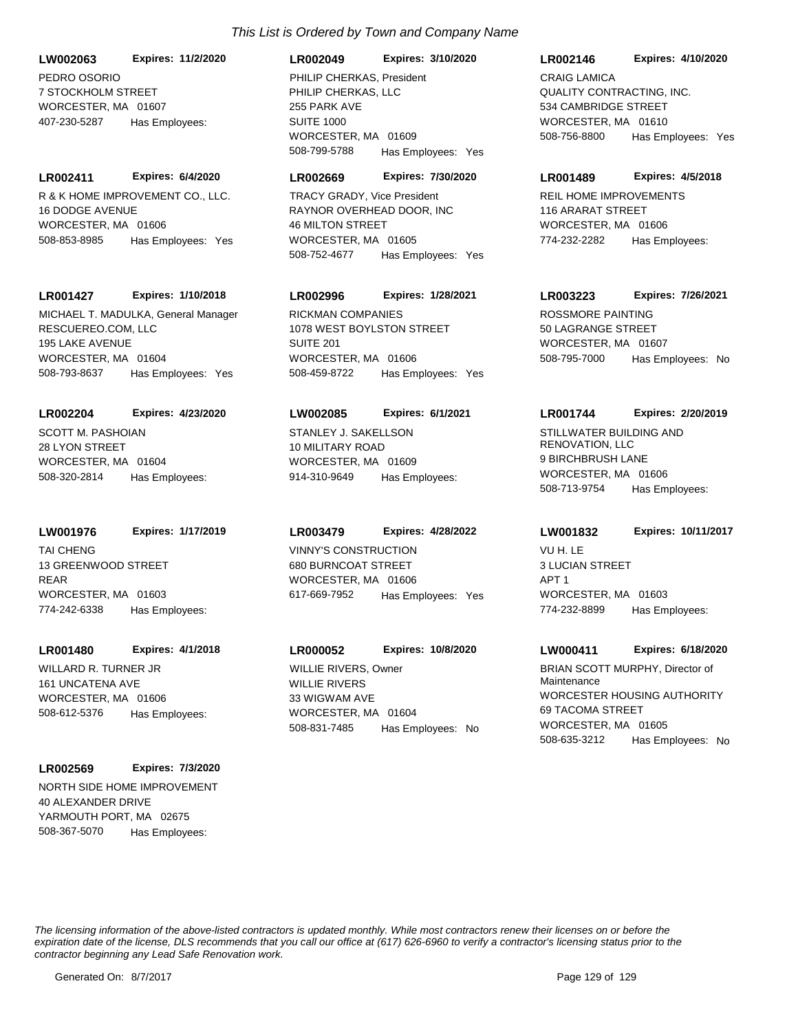*This List is Ordered by Town and Company Name*

**LW002063** **Expires: 11/2/2020**
PEDRO OSORIO
7 STOCKHOLM STREET
WORCESTER, MA 01607
407-230-5287 Has Employees:

**LR002049** **Expires: 3/10/2020**
PHILIP CHERKAS, President
PHILIP CHERKAS, LLC
255 PARK AVE
SUITE 1000
WORCESTER, MA 01609
508-799-5788 Has Employees: Yes

**LR002146** **Expires: 4/10/2020**
CRAIG LAMICA
QUALITY CONTRACTING, INC.
534 CAMBRIDGE STREET
WORCESTER, MA 01610
508-756-8800 Has Employees: Yes

**LR002411** **Expires: 6/4/2020**
R & K HOME IMPROVEMENT CO., LLC.
16 DODGE AVENUE
WORCESTER, MA 01606
508-853-8985 Has Employees: Yes

**LR002669** **Expires: 7/30/2020**
TRACY GRADY, Vice President
RAYNOR OVERHEAD DOOR, INC
46 MILTON STREET
WORCESTER, MA 01605
508-752-4677 Has Employees: Yes

**LR001489** **Expires: 4/5/2018**
REIL HOME IMPROVEMENTS
116 ARARAT STREET
WORCESTER, MA 01606
774-232-2282 Has Employees:

**LR001427** **Expires: 1/10/2018**
MICHAEL T. MADULKA, General Manager
RESCUEREO.COM, LLC
195 LAKE AVENUE
WORCESTER, MA 01604
508-793-8637 Has Employees: Yes

**LR002996** **Expires: 1/28/2021**
RICKMAN COMPANIES
1078 WEST BOYLSTON STREET
SUITE 201
WORCESTER, MA 01606
508-459-8722 Has Employees: Yes

**LR003223** **Expires: 7/26/2021**
ROSSMORE PAINTING
50 LAGRANGE STREET
WORCESTER, MA 01607
508-795-7000 Has Employees: No

**LR002204** **Expires: 4/23/2020**
SCOTT M. PASHOIAN
28 LYON STREET
WORCESTER, MA 01604
508-320-2814 Has Employees:

**LW002085** **Expires: 6/1/2021**
STANLEY J. SAKELLSON
10 MILITARY ROAD
WORCESTER, MA 01609
914-310-9649 Has Employees:

**LR001744** **Expires: 2/20/2019**
STILLWATER BUILDING AND RENOVATION, LLC
9 BIRCHBRUSH LANE
WORCESTER, MA 01606
508-713-9754 Has Employees:

**LW001976** **Expires: 1/17/2019**
TAI CHENG
13 GREENWOOD STREET
REAR
WORCESTER, MA 01603
774-242-6338 Has Employees:

**LR003479** **Expires: 4/28/2022**
VINNY'S CONSTRUCTION
680 BURNCOAT STREET
WORCESTER, MA 01606
617-669-7952 Has Employees: Yes

**LW001832** **Expires: 10/11/2017**
VU H. LE
3 LUCIAN STREET
APT 1
WORCESTER, MA 01603
774-232-8899 Has Employees:

**LR001480** **Expires: 4/1/2018**
WILLARD R. TURNER JR
161 UNCATENA AVE
WORCESTER, MA 01606
508-612-5376 Has Employees:

**LR000052** **Expires: 10/8/2020**
WILLIE RIVERS, Owner
WILLIE RIVERS
33 WIGWAM AVE
WORCESTER, MA 01604
508-831-7485 Has Employees: No

**LW000411** **Expires: 6/18/2020**
BRIAN SCOTT MURPHY, Director of Maintenance
WORCESTER HOUSING AUTHORITY
69 TACOMA STREET
WORCESTER, MA 01605
508-635-3212 Has Employees: No

**LR002569** **Expires: 7/3/2020**
NORTH SIDE HOME IMPROVEMENT
40 ALEXANDER DRIVE
YARMOUTH PORT, MA 02675
508-367-5070 Has Employees:

*The licensing information of the above-listed contractors is updated monthly. While most contractors renew their licenses on or before the expiration date of the license, DLS recommends that you call our office at (617) 626-6960 to verify a contractor's licensing status prior to the contractor beginning any Lead Safe Renovation work.*

Generated On: 8/7/2017